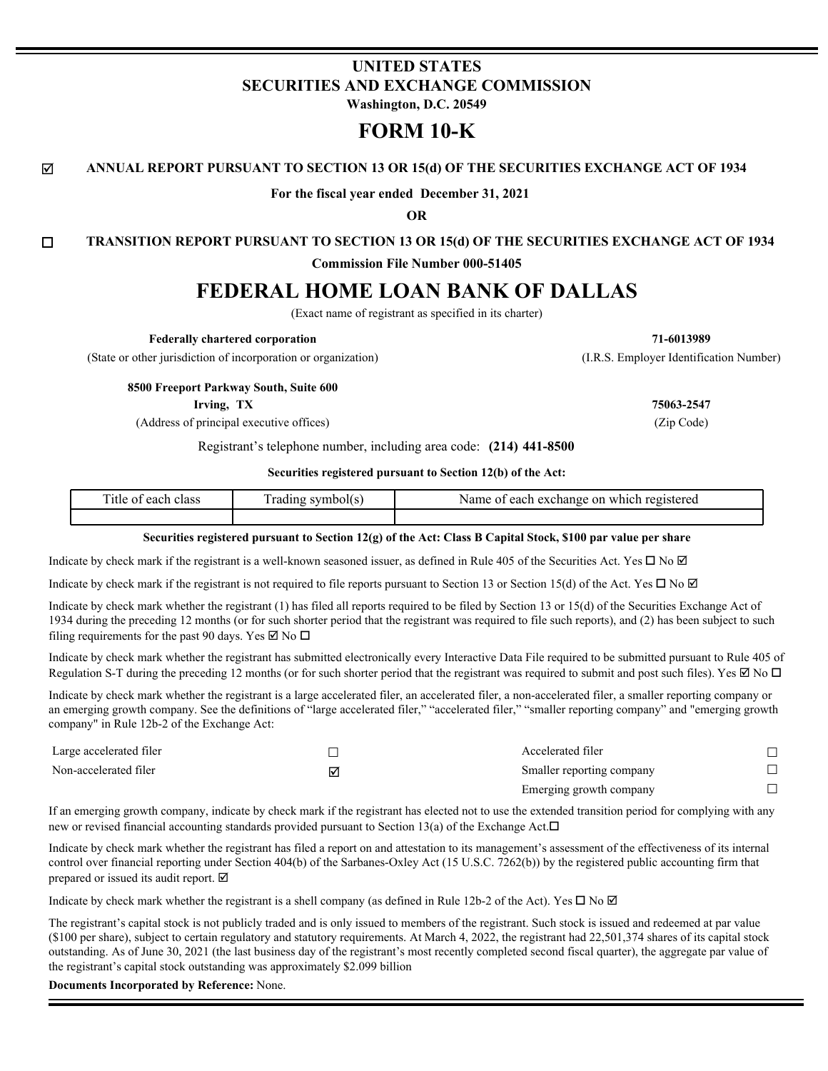# UNITED STATES
# SECURITIES AND EXCHANGE COMMISSION
**Washington, D.C. 20549**

# FORM 10-K

☑ **ANNUAL REPORT PURSUANT TO SECTION 13 OR 15(d) OF THE SECURITIES EXCHANGE ACT OF 1934**

**For the fiscal year ended December 31, 2021**

**OR**

☐ **TRANSITION REPORT PURSUANT TO SECTION 13 OR 15(d) OF THE SECURITIES EXCHANGE ACT OF 1934**

**Commission File Number 000-51405**

# FEDERAL HOME LOAN BANK OF DALLAS

(Exact name of registrant as specified in its charter)

| | |
|---|---|
| **Federally chartered corporation** | **71-6013989** |
| (State or other jurisdiction of incorporation or organization) | (I.R.S. Employer Identification Number) |
| **8500 Freeport Parkway South, Suite 600** | |
| **Irving, TX** | **75063-2547** |
| (Address of principal executive offices) | (Zip Code) |

Registrant's telephone number, including area code: **(214) 441-8500**

**Securities registered pursuant to Section 12(b) of the Act:**

| Title of each class | Trading symbol(s) | Name of each exchange on which registered |
|---|---|---|
| | | |

**Securities registered pursuant to Section 12(g) of the Act: Class B Capital Stock, $100 par value per share**

Indicate by check mark if the registrant is a well-known seasoned issuer, as defined in Rule 405 of the Securities Act. Yes ☐ No ☑

Indicate by check mark if the registrant is not required to file reports pursuant to Section 13 or Section 15(d) of the Act. Yes ☐ No ☑

Indicate by check mark whether the registrant (1) has filed all reports required to be filed by Section 13 or 15(d) of the Securities Exchange Act of 1934 during the preceding 12 months (or for such shorter period that the registrant was required to file such reports), and (2) has been subject to such filing requirements for the past 90 days. Yes ☑ No ☐

Indicate by check mark whether the registrant has submitted electronically every Interactive Data File required to be submitted pursuant to Rule 405 of Regulation S-T during the preceding 12 months (or for such shorter period that the registrant was required to submit and post such files). Yes ☑ No ☐

Indicate by check mark whether the registrant is a large accelerated filer, an accelerated filer, a non-accelerated filer, a smaller reporting company or an emerging growth company. See the definitions of "large accelerated filer," "accelerated filer," "smaller reporting company" and "emerging growth company" in Rule 12b-2 of the Exchange Act:

| | | | |
|---|---|---|---|
| Large accelerated filer | ☐ | Accelerated filer | ☐ |
| Non-accelerated filer | ☑ | Smaller reporting company | ☐ |
| | | Emerging growth company | ☐ |

If an emerging growth company, indicate by check mark if the registrant has elected not to use the extended transition period for complying with any new or revised financial accounting standards provided pursuant to Section 13(a) of the Exchange Act.☐

Indicate by check mark whether the registrant has filed a report on and attestation to its management's assessment of the effectiveness of its internal control over financial reporting under Section 404(b) of the Sarbanes-Oxley Act (15 U.S.C. 7262(b)) by the registered public accounting firm that prepared or issued its audit report. ☑

Indicate by check mark whether the registrant is a shell company (as defined in Rule 12b-2 of the Act). Yes ☐ No ☑

The registrant's capital stock is not publicly traded and is only issued to members of the registrant. Such stock is issued and redeemed at par value ($100 per share), subject to certain regulatory and statutory requirements. At March 4, 2022, the registrant had 22,501,374 shares of its capital stock outstanding. As of June 30, 2021 (the last business day of the registrant's most recently completed second fiscal quarter), the aggregate par value of the registrant's capital stock outstanding was approximately $2.099 billion

**Documents Incorporated by Reference:** None.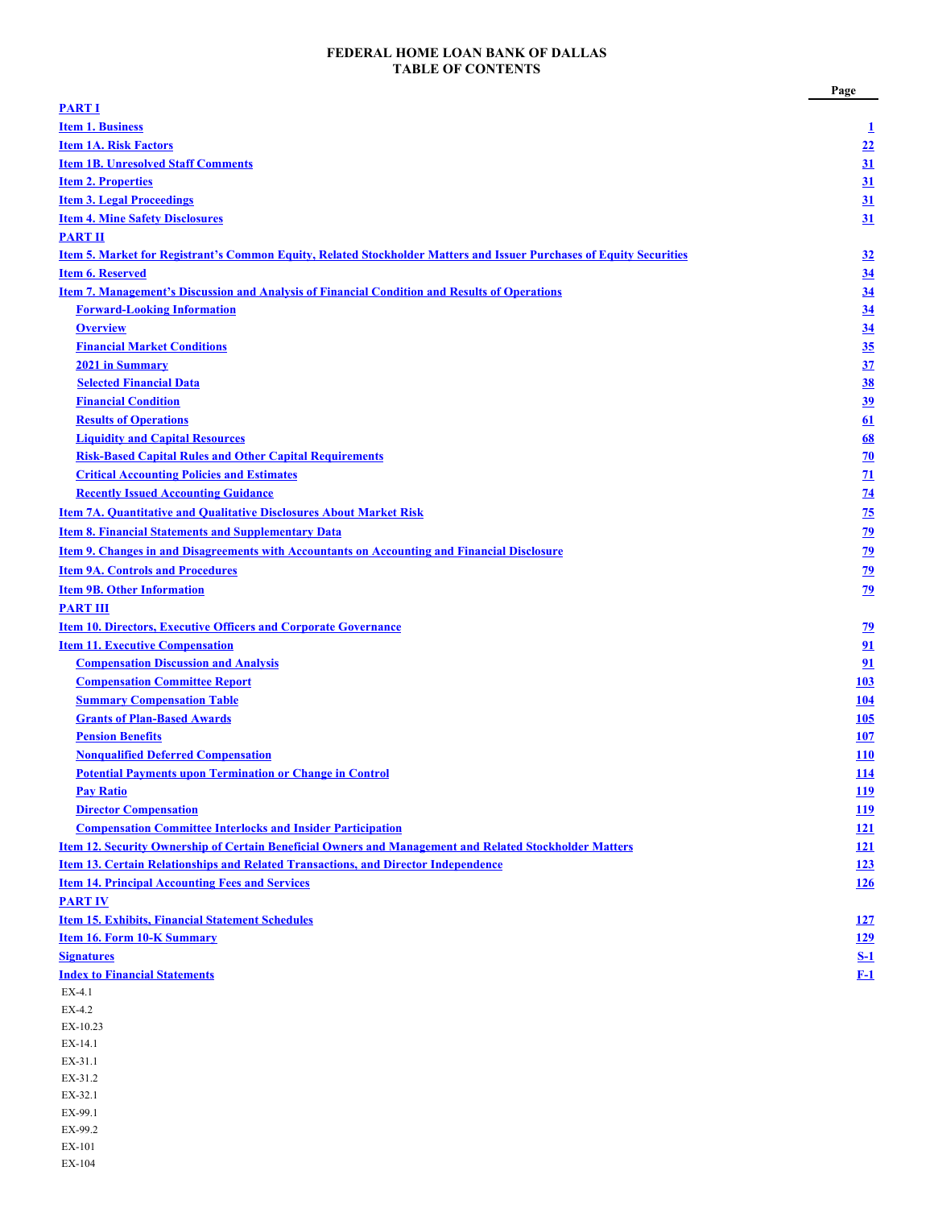# FEDERAL HOME LOAN BANK OF DALLAS
# TABLE OF CONTENTS

| | Page |
|---|---|
| **PART I** | |
| **Item 1. Business** | 1 |
| **Item 1A. Risk Factors** | 22 |
| **Item 1B. Unresolved Staff Comments** | 31 |
| **Item 2. Properties** | 31 |
| **Item 3. Legal Proceedings** | 31 |
| **Item 4. Mine Safety Disclosures** | 31 |
| **PART II** | |
| **Item 5. Market for Registrant's Common Equity, Related Stockholder Matters and Issuer Purchases of Equity Securities** | 32 |
| **Item 6. Reserved** | 34 |
| **Item 7. Management's Discussion and Analysis of Financial Condition and Results of Operations** | 34 |
| **Forward-Looking Information** | 34 |
| **Overview** | 34 |
| **Financial Market Conditions** | 35 |
| **2021 in Summary** | 37 |
| **Selected Financial Data** | 38 |
| **Financial Condition** | 39 |
| **Results of Operations** | 61 |
| **Liquidity and Capital Resources** | 68 |
| **Risk-Based Capital Rules and Other Capital Requirements** | 70 |
| **Critical Accounting Policies and Estimates** | 71 |
| **Recently Issued Accounting Guidance** | 74 |
| **Item 7A. Quantitative and Qualitative Disclosures About Market Risk** | 75 |
| **Item 8. Financial Statements and Supplementary Data** | 79 |
| **Item 9. Changes in and Disagreements with Accountants on Accounting and Financial Disclosure** | 79 |
| **Item 9A. Controls and Procedures** | 79 |
| **Item 9B. Other Information** | 79 |
| **PART III** | |
| **Item 10. Directors, Executive Officers and Corporate Governance** | 79 |
| **Item 11. Executive Compensation** | 91 |
| **Compensation Discussion and Analysis** | 91 |
| **Compensation Committee Report** | 103 |
| **Summary Compensation Table** | 104 |
| **Grants of Plan-Based Awards** | 105 |
| **Pension Benefits** | 107 |
| **Nonqualified Deferred Compensation** | 110 |
| **Potential Payments upon Termination or Change in Control** | 114 |
| **Pay Ratio** | 119 |
| **Director Compensation** | 119 |
| **Compensation Committee Interlocks and Insider Participation** | 121 |
| **Item 12. Security Ownership of Certain Beneficial Owners and Management and Related Stockholder Matters** | 121 |
| **Item 13. Certain Relationships and Related Transactions, and Director Independence** | 123 |
| **Item 14. Principal Accounting Fees and Services** | 126 |
| **PART IV** | |
| **Item 15. Exhibits, Financial Statement Schedules** | 127 |
| **Item 16. Form 10-K Summary** | 129 |
| **Signatures** | S-1 |
| **Index to Financial Statements** | F-1 |

EX-4.1
EX-4.2
EX-10.23
EX-14.1
EX-31.1
EX-31.2
EX-32.1
EX-99.1
EX-99.2
EX-101
EX-104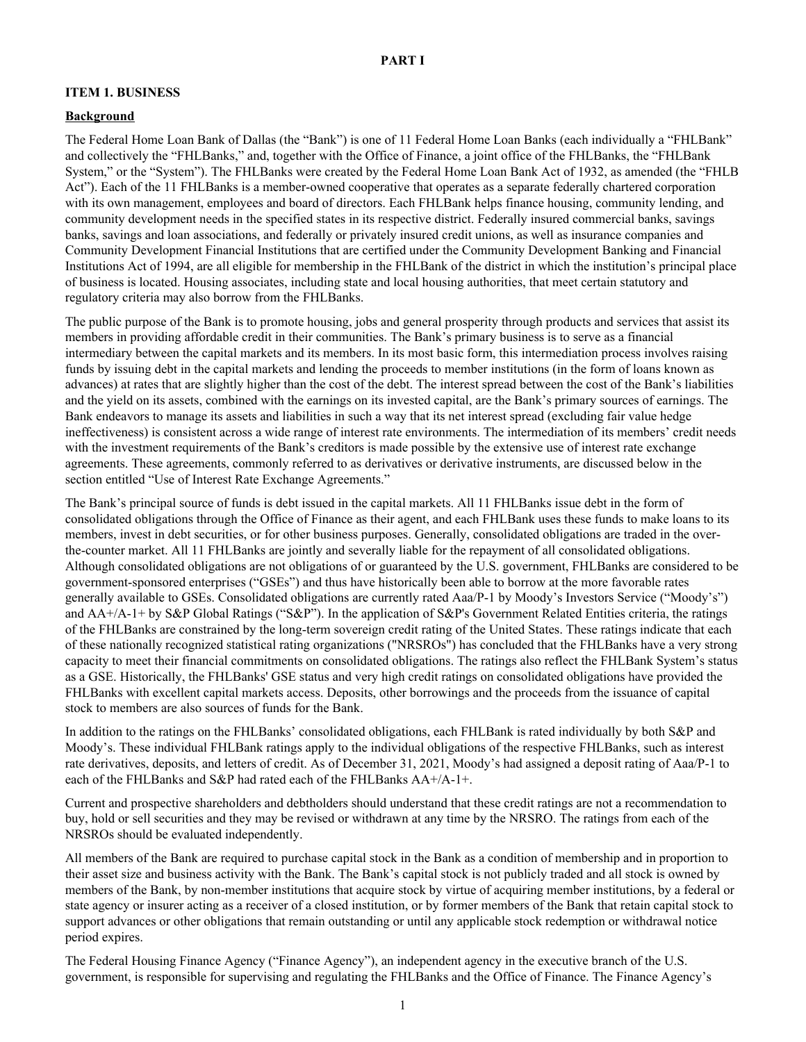# PART I

## ITEM 1. BUSINESS

### Background

The Federal Home Loan Bank of Dallas (the "Bank") is one of 11 Federal Home Loan Banks (each individually a "FHLBank" and collectively the "FHLBanks," and, together with the Office of Finance, a joint office of the FHLBanks, the "FHLBank System," or the "System"). The FHLBanks were created by the Federal Home Loan Bank Act of 1932, as amended (the "FHLB Act"). Each of the 11 FHLBanks is a member-owned cooperative that operates as a separate federally chartered corporation with its own management, employees and board of directors. Each FHLBank helps finance housing, community lending, and community development needs in the specified states in its respective district. Federally insured commercial banks, savings banks, savings and loan associations, and federally or privately insured credit unions, as well as insurance companies and Community Development Financial Institutions that are certified under the Community Development Banking and Financial Institutions Act of 1994, are all eligible for membership in the FHLBank of the district in which the institution's principal place of business is located. Housing associates, including state and local housing authorities, that meet certain statutory and regulatory criteria may also borrow from the FHLBanks.

The public purpose of the Bank is to promote housing, jobs and general prosperity through products and services that assist its members in providing affordable credit in their communities. The Bank's primary business is to serve as a financial intermediary between the capital markets and its members. In its most basic form, this intermediation process involves raising funds by issuing debt in the capital markets and lending the proceeds to member institutions (in the form of loans known as advances) at rates that are slightly higher than the cost of the debt. The interest spread between the cost of the Bank's liabilities and the yield on its assets, combined with the earnings on its invested capital, are the Bank's primary sources of earnings. The Bank endeavors to manage its assets and liabilities in such a way that its net interest spread (excluding fair value hedge ineffectiveness) is consistent across a wide range of interest rate environments. The intermediation of its members' credit needs with the investment requirements of the Bank's creditors is made possible by the extensive use of interest rate exchange agreements. These agreements, commonly referred to as derivatives or derivative instruments, are discussed below in the section entitled "Use of Interest Rate Exchange Agreements."

The Bank's principal source of funds is debt issued in the capital markets. All 11 FHLBanks issue debt in the form of consolidated obligations through the Office of Finance as their agent, and each FHLBank uses these funds to make loans to its members, invest in debt securities, or for other business purposes. Generally, consolidated obligations are traded in the over-the-counter market. All 11 FHLBanks are jointly and severally liable for the repayment of all consolidated obligations. Although consolidated obligations are not obligations of or guaranteed by the U.S. government, FHLBanks are considered to be government-sponsored enterprises ("GSEs") and thus have historically been able to borrow at the more favorable rates generally available to GSEs. Consolidated obligations are currently rated Aaa/P-1 by Moody's Investors Service ("Moody's") and AA+/A-1+ by S&P Global Ratings ("S&P"). In the application of S&P's Government Related Entities criteria, the ratings of the FHLBanks are constrained by the long-term sovereign credit rating of the United States. These ratings indicate that each of these nationally recognized statistical rating organizations ("NRSROs") has concluded that the FHLBanks have a very strong capacity to meet their financial commitments on consolidated obligations. The ratings also reflect the FHLBank System's status as a GSE. Historically, the FHLBanks' GSE status and very high credit ratings on consolidated obligations have provided the FHLBanks with excellent capital markets access. Deposits, other borrowings and the proceeds from the issuance of capital stock to members are also sources of funds for the Bank.

In addition to the ratings on the FHLBanks' consolidated obligations, each FHLBank is rated individually by both S&P and Moody's. These individual FHLBank ratings apply to the individual obligations of the respective FHLBanks, such as interest rate derivatives, deposits, and letters of credit. As of December 31, 2021, Moody's had assigned a deposit rating of Aaa/P-1 to each of the FHLBanks and S&P had rated each of the FHLBanks AA+/A-1+.

Current and prospective shareholders and debtholders should understand that these credit ratings are not a recommendation to buy, hold or sell securities and they may be revised or withdrawn at any time by the NRSRO. The ratings from each of the NRSROs should be evaluated independently.

All members of the Bank are required to purchase capital stock in the Bank as a condition of membership and in proportion to their asset size and business activity with the Bank. The Bank's capital stock is not publicly traded and all stock is owned by members of the Bank, by non-member institutions that acquire stock by virtue of acquiring member institutions, by a federal or state agency or insurer acting as a receiver of a closed institution, or by former members of the Bank that retain capital stock to support advances or other obligations that remain outstanding or until any applicable stock redemption or withdrawal notice period expires.

The Federal Housing Finance Agency ("Finance Agency"), an independent agency in the executive branch of the U.S. government, is responsible for supervising and regulating the FHLBanks and the Office of Finance. The Finance Agency's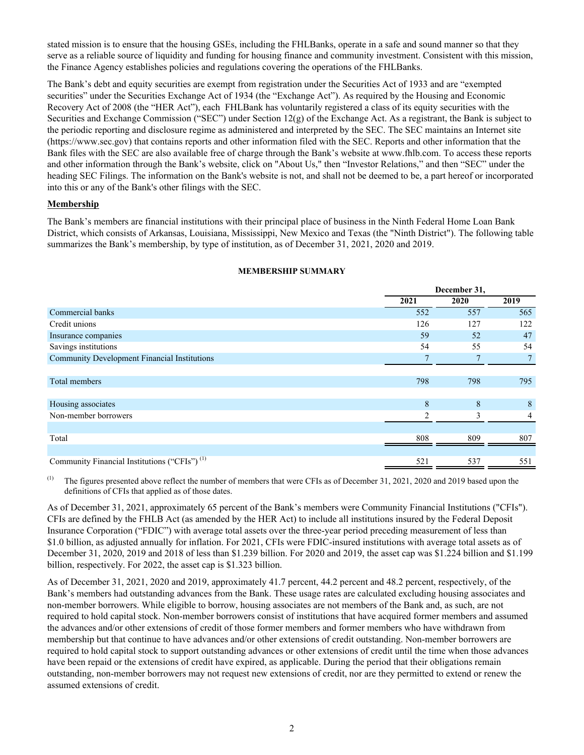stated mission is to ensure that the housing GSEs, including the FHLBanks, operate in a safe and sound manner so that they serve as a reliable source of liquidity and funding for housing finance and community investment. Consistent with this mission, the Finance Agency establishes policies and regulations covering the operations of the FHLBanks.

The Bank's debt and equity securities are exempt from registration under the Securities Act of 1933 and are "exempted securities" under the Securities Exchange Act of 1934 (the "Exchange Act"). As required by the Housing and Economic Recovery Act of 2008 (the "HER Act"), each FHLBank has voluntarily registered a class of its equity securities with the Securities and Exchange Commission ("SEC") under Section 12(g) of the Exchange Act. As a registrant, the Bank is subject to the periodic reporting and disclosure regime as administered and interpreted by the SEC. The SEC maintains an Internet site (https://www.sec.gov) that contains reports and other information filed with the SEC. Reports and other information that the Bank files with the SEC are also available free of charge through the Bank's website at www.fhlb.com. To access these reports and other information through the Bank's website, click on "About Us," then "Investor Relations," and then "SEC" under the heading SEC Filings. The information on the Bank's website is not, and shall not be deemed to be, a part hereof or incorporated into this or any of the Bank's other filings with the SEC.

**Membership**

The Bank's members are financial institutions with their principal place of business in the Ninth Federal Home Loan Bank District, which consists of Arkansas, Louisiana, Mississippi, New Mexico and Texas (the "Ninth District"). The following table summarizes the Bank's membership, by type of institution, as of December 31, 2021, 2020 and 2019.

**MEMBERSHIP SUMMARY**

| | December 31, | | |
|---|---|---|---|
| | 2021 | 2020 | 2019 |
| Commercial banks | 552 | 557 | 565 |
| Credit unions | 126 | 127 | 122 |
| Insurance companies | 59 | 52 | 47 |
| Savings institutions | 54 | 55 | 54 |
| Community Development Financial Institutions | 7 | 7 | 7 |
| Total members | 798 | 798 | 795 |
| Housing associates | 8 | 8 | 8 |
| Non-member borrowers | 2 | 3 | 4 |
| Total | 808 | 809 | 807 |
| Community Financial Institutions ("CFIs") (1) | 521 | 537 | 551 |

(1) The figures presented above reflect the number of members that were CFIs as of December 31, 2021, 2020 and 2019 based upon the definitions of CFIs that applied as of those dates.

As of December 31, 2021, approximately 65 percent of the Bank's members were Community Financial Institutions ("CFIs"). CFIs are defined by the FHLB Act (as amended by the HER Act) to include all institutions insured by the Federal Deposit Insurance Corporation ("FDIC") with average total assets over the three-year period preceding measurement of less than $1.0 billion, as adjusted annually for inflation. For 2021, CFIs were FDIC-insured institutions with average total assets as of December 31, 2020, 2019 and 2018 of less than $1.239 billion. For 2020 and 2019, the asset cap was $1.224 billion and $1.199 billion, respectively. For 2022, the asset cap is $1.323 billion.

As of December 31, 2021, 2020 and 2019, approximately 41.7 percent, 44.2 percent and 48.2 percent, respectively, of the Bank's members had outstanding advances from the Bank. These usage rates are calculated excluding housing associates and non-member borrowers. While eligible to borrow, housing associates are not members of the Bank and, as such, are not required to hold capital stock. Non-member borrowers consist of institutions that have acquired former members and assumed the advances and/or other extensions of credit of those former members and former members who have withdrawn from membership but that continue to have advances and/or other extensions of credit outstanding. Non-member borrowers are required to hold capital stock to support outstanding advances or other extensions of credit until the time when those advances have been repaid or the extensions of credit have expired, as applicable. During the period that their obligations remain outstanding, non-member borrowers may not request new extensions of credit, nor are they permitted to extend or renew the assumed extensions of credit.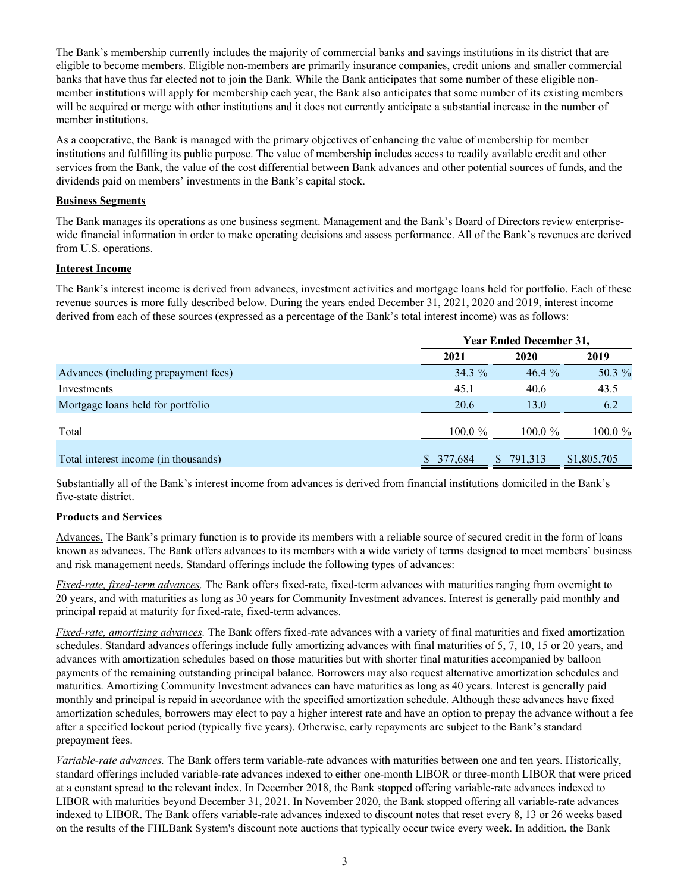The Bank's membership currently includes the majority of commercial banks and savings institutions in its district that are eligible to become members. Eligible non-members are primarily insurance companies, credit unions and smaller commercial banks that have thus far elected not to join the Bank. While the Bank anticipates that some number of these eligible non-member institutions will apply for membership each year, the Bank also anticipates that some number of its existing members will be acquired or merge with other institutions and it does not currently anticipate a substantial increase in the number of member institutions.

As a cooperative, the Bank is managed with the primary objectives of enhancing the value of membership for member institutions and fulfilling its public purpose. The value of membership includes access to readily available credit and other services from the Bank, the value of the cost differential between Bank advances and other potential sources of funds, and the dividends paid on members' investments in the Bank's capital stock.

**Business Segments**

The Bank manages its operations as one business segment. Management and the Bank's Board of Directors review enterprise-wide financial information in order to make operating decisions and assess performance. All of the Bank's revenues are derived from U.S. operations.

**Interest Income**

The Bank's interest income is derived from advances, investment activities and mortgage loans held for portfolio. Each of these revenue sources is more fully described below. During the years ended December 31, 2021, 2020 and 2019, interest income derived from each of these sources (expressed as a percentage of the Bank's total interest income) was as follows:

| | Year Ended December 31, | | |
|---|---|---|---|
| | 2021 | 2020 | 2019 |
| Advances (including prepayment fees) | 34.3 % | 46.4 % | 50.3 % |
| Investments | 45.1 | 40.6 | 43.5 |
| Mortgage loans held for portfolio | 20.6 | 13.0 | 6.2 |
| Total | 100.0 % | 100.0 % | 100.0 % |
| Total interest income (in thousands) | $ 377,684 | $ 791,313 | $1,805,705 |

Substantially all of the Bank's interest income from advances is derived from financial institutions domiciled in the Bank's five-state district.

**Products and Services**

Advances. The Bank's primary function is to provide its members with a reliable source of secured credit in the form of loans known as advances. The Bank offers advances to its members with a wide variety of terms designed to meet members' business and risk management needs. Standard offerings include the following types of advances:

*Fixed-rate, fixed-term advances.* The Bank offers fixed-rate, fixed-term advances with maturities ranging from overnight to 20 years, and with maturities as long as 30 years for Community Investment advances. Interest is generally paid monthly and principal repaid at maturity for fixed-rate, fixed-term advances.

*Fixed-rate, amortizing advances.* The Bank offers fixed-rate advances with a variety of final maturities and fixed amortization schedules. Standard advances offerings include fully amortizing advances with final maturities of 5, 7, 10, 15 or 20 years, and advances with amortization schedules based on those maturities but with shorter final maturities accompanied by balloon payments of the remaining outstanding principal balance. Borrowers may also request alternative amortization schedules and maturities. Amortizing Community Investment advances can have maturities as long as 40 years. Interest is generally paid monthly and principal is repaid in accordance with the specified amortization schedule. Although these advances have fixed amortization schedules, borrowers may elect to pay a higher interest rate and have an option to prepay the advance without a fee after a specified lockout period (typically five years). Otherwise, early repayments are subject to the Bank's standard prepayment fees.

*Variable-rate advances.* The Bank offers term variable-rate advances with maturities between one and ten years. Historically, standard offerings included variable-rate advances indexed to either one-month LIBOR or three-month LIBOR that were priced at a constant spread to the relevant index. In December 2018, the Bank stopped offering variable-rate advances indexed to LIBOR with maturities beyond December 31, 2021. In November 2020, the Bank stopped offering all variable-rate advances indexed to LIBOR. The Bank offers variable-rate advances indexed to discount notes that reset every 8, 13 or 26 weeks based on the results of the FHLBank System's discount note auctions that typically occur twice every week. In addition, the Bank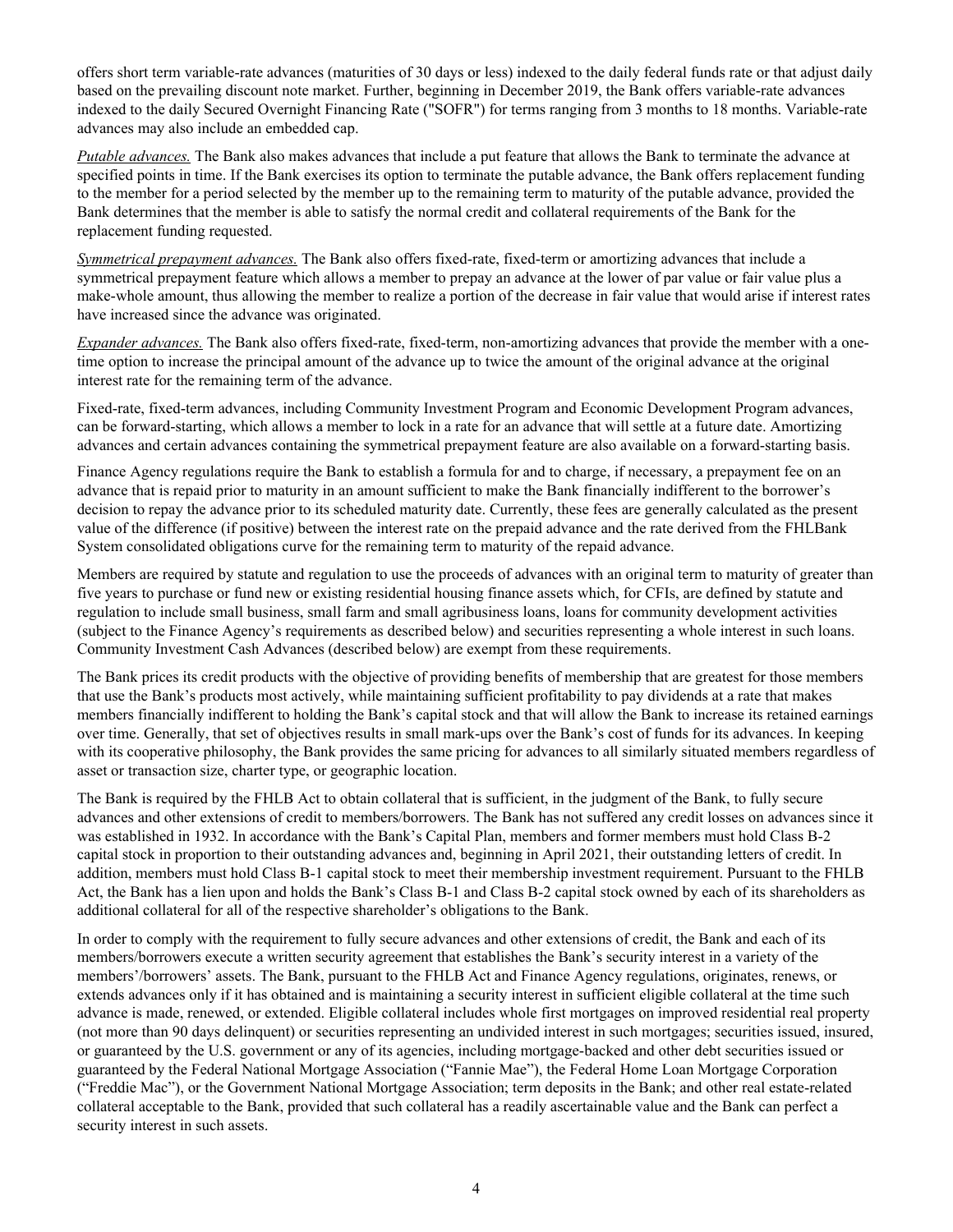offers short term variable-rate advances (maturities of 30 days or less) indexed to the daily federal funds rate or that adjust daily based on the prevailing discount note market. Further, beginning in December 2019, the Bank offers variable-rate advances indexed to the daily Secured Overnight Financing Rate ("SOFR") for terms ranging from 3 months to 18 months. Variable-rate advances may also include an embedded cap.

*Putable advances.* The Bank also makes advances that include a put feature that allows the Bank to terminate the advance at specified points in time. If the Bank exercises its option to terminate the putable advance, the Bank offers replacement funding to the member for a period selected by the member up to the remaining term to maturity of the putable advance, provided the Bank determines that the member is able to satisfy the normal credit and collateral requirements of the Bank for the replacement funding requested.

*Symmetrical prepayment advances.* The Bank also offers fixed-rate, fixed-term or amortizing advances that include a symmetrical prepayment feature which allows a member to prepay an advance at the lower of par value or fair value plus a make-whole amount, thus allowing the member to realize a portion of the decrease in fair value that would arise if interest rates have increased since the advance was originated.

*Expander advances.* The Bank also offers fixed-rate, fixed-term, non-amortizing advances that provide the member with a one-time option to increase the principal amount of the advance up to twice the amount of the original advance at the original interest rate for the remaining term of the advance.

Fixed-rate, fixed-term advances, including Community Investment Program and Economic Development Program advances, can be forward-starting, which allows a member to lock in a rate for an advance that will settle at a future date. Amortizing advances and certain advances containing the symmetrical prepayment feature are also available on a forward-starting basis.

Finance Agency regulations require the Bank to establish a formula for and to charge, if necessary, a prepayment fee on an advance that is repaid prior to maturity in an amount sufficient to make the Bank financially indifferent to the borrower's decision to repay the advance prior to its scheduled maturity date. Currently, these fees are generally calculated as the present value of the difference (if positive) between the interest rate on the prepaid advance and the rate derived from the FHLBank System consolidated obligations curve for the remaining term to maturity of the repaid advance.

Members are required by statute and regulation to use the proceeds of advances with an original term to maturity of greater than five years to purchase or fund new or existing residential housing finance assets which, for CFIs, are defined by statute and regulation to include small business, small farm and small agribusiness loans, loans for community development activities (subject to the Finance Agency's requirements as described below) and securities representing a whole interest in such loans. Community Investment Cash Advances (described below) are exempt from these requirements.

The Bank prices its credit products with the objective of providing benefits of membership that are greatest for those members that use the Bank's products most actively, while maintaining sufficient profitability to pay dividends at a rate that makes members financially indifferent to holding the Bank's capital stock and that will allow the Bank to increase its retained earnings over time. Generally, that set of objectives results in small mark-ups over the Bank's cost of funds for its advances. In keeping with its cooperative philosophy, the Bank provides the same pricing for advances to all similarly situated members regardless of asset or transaction size, charter type, or geographic location.

The Bank is required by the FHLB Act to obtain collateral that is sufficient, in the judgment of the Bank, to fully secure advances and other extensions of credit to members/borrowers. The Bank has not suffered any credit losses on advances since it was established in 1932. In accordance with the Bank's Capital Plan, members and former members must hold Class B-2 capital stock in proportion to their outstanding advances and, beginning in April 2021, their outstanding letters of credit. In addition, members must hold Class B-1 capital stock to meet their membership investment requirement. Pursuant to the FHLB Act, the Bank has a lien upon and holds the Bank's Class B-1 and Class B-2 capital stock owned by each of its shareholders as additional collateral for all of the respective shareholder's obligations to the Bank.

In order to comply with the requirement to fully secure advances and other extensions of credit, the Bank and each of its members/borrowers execute a written security agreement that establishes the Bank's security interest in a variety of the members'/borrowers' assets. The Bank, pursuant to the FHLB Act and Finance Agency regulations, originates, renews, or extends advances only if it has obtained and is maintaining a security interest in sufficient eligible collateral at the time such advance is made, renewed, or extended. Eligible collateral includes whole first mortgages on improved residential real property (not more than 90 days delinquent) or securities representing an undivided interest in such mortgages; securities issued, insured, or guaranteed by the U.S. government or any of its agencies, including mortgage-backed and other debt securities issued or guaranteed by the Federal National Mortgage Association ("Fannie Mae"), the Federal Home Loan Mortgage Corporation ("Freddie Mac"), or the Government National Mortgage Association; term deposits in the Bank; and other real estate-related collateral acceptable to the Bank, provided that such collateral has a readily ascertainable value and the Bank can perfect a security interest in such assets.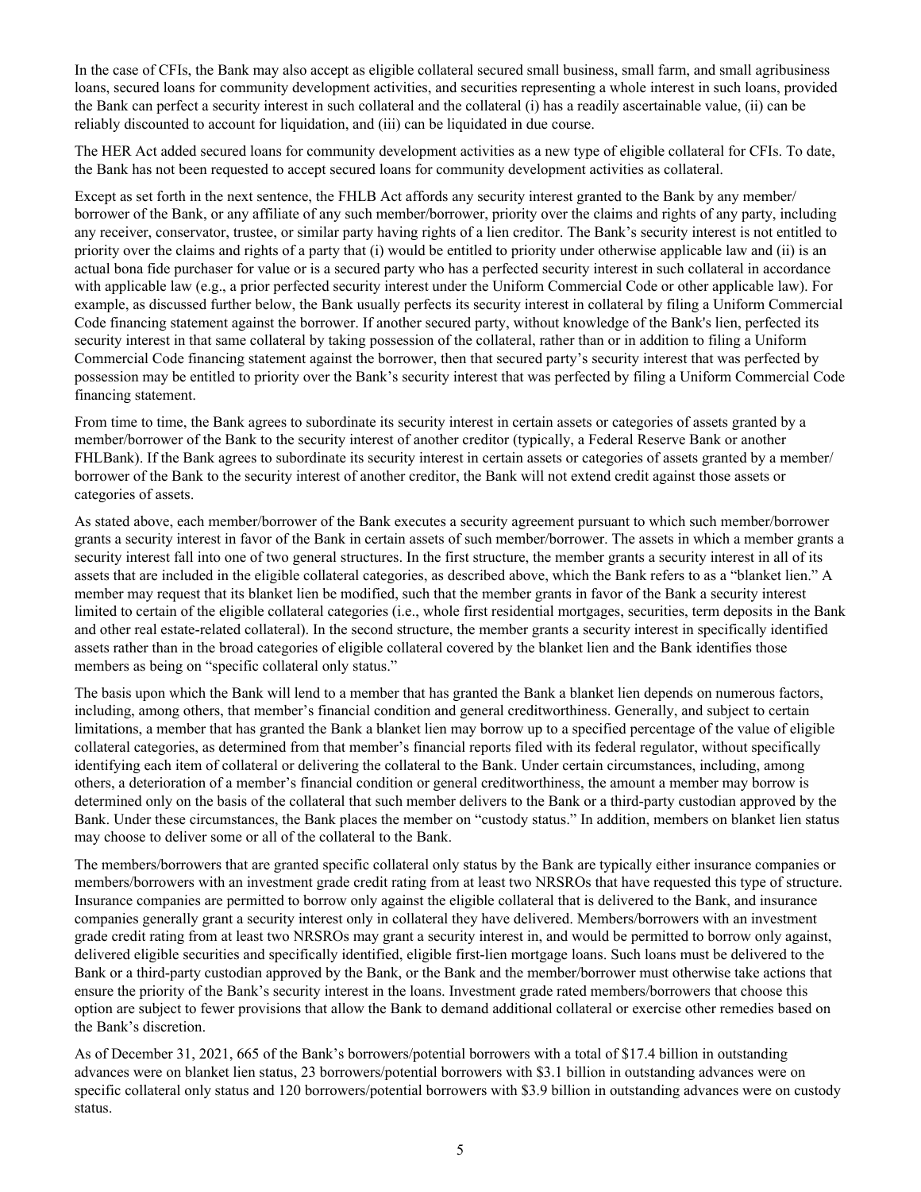In the case of CFIs, the Bank may also accept as eligible collateral secured small business, small farm, and small agribusiness loans, secured loans for community development activities, and securities representing a whole interest in such loans, provided the Bank can perfect a security interest in such collateral and the collateral (i) has a readily ascertainable value, (ii) can be reliably discounted to account for liquidation, and (iii) can be liquidated in due course.

The HER Act added secured loans for community development activities as a new type of eligible collateral for CFIs. To date, the Bank has not been requested to accept secured loans for community development activities as collateral.

Except as set forth in the next sentence, the FHLB Act affords any security interest granted to the Bank by any member/borrower of the Bank, or any affiliate of any such member/borrower, priority over the claims and rights of any party, including any receiver, conservator, trustee, or similar party having rights of a lien creditor. The Bank's security interest is not entitled to priority over the claims and rights of a party that (i) would be entitled to priority under otherwise applicable law and (ii) is an actual bona fide purchaser for value or is a secured party who has a perfected security interest in such collateral in accordance with applicable law (e.g., a prior perfected security interest under the Uniform Commercial Code or other applicable law). For example, as discussed further below, the Bank usually perfects its security interest in collateral by filing a Uniform Commercial Code financing statement against the borrower. If another secured party, without knowledge of the Bank's lien, perfected its security interest in that same collateral by taking possession of the collateral, rather than or in addition to filing a Uniform Commercial Code financing statement against the borrower, then that secured party's security interest that was perfected by possession may be entitled to priority over the Bank's security interest that was perfected by filing a Uniform Commercial Code financing statement.

From time to time, the Bank agrees to subordinate its security interest in certain assets or categories of assets granted by a member/borrower of the Bank to the security interest of another creditor (typically, a Federal Reserve Bank or another FHLBank). If the Bank agrees to subordinate its security interest in certain assets or categories of assets granted by a member/borrower of the Bank to the security interest of another creditor, the Bank will not extend credit against those assets or categories of assets.

As stated above, each member/borrower of the Bank executes a security agreement pursuant to which such member/borrower grants a security interest in favor of the Bank in certain assets of such member/borrower. The assets in which a member grants a security interest fall into one of two general structures. In the first structure, the member grants a security interest in all of its assets that are included in the eligible collateral categories, as described above, which the Bank refers to as a "blanket lien." A member may request that its blanket lien be modified, such that the member grants in favor of the Bank a security interest limited to certain of the eligible collateral categories (i.e., whole first residential mortgages, securities, term deposits in the Bank and other real estate-related collateral). In the second structure, the member grants a security interest in specifically identified assets rather than in the broad categories of eligible collateral covered by the blanket lien and the Bank identifies those members as being on "specific collateral only status."

The basis upon which the Bank will lend to a member that has granted the Bank a blanket lien depends on numerous factors, including, among others, that member's financial condition and general creditworthiness. Generally, and subject to certain limitations, a member that has granted the Bank a blanket lien may borrow up to a specified percentage of the value of eligible collateral categories, as determined from that member's financial reports filed with its federal regulator, without specifically identifying each item of collateral or delivering the collateral to the Bank. Under certain circumstances, including, among others, a deterioration of a member's financial condition or general creditworthiness, the amount a member may borrow is determined only on the basis of the collateral that such member delivers to the Bank or a third-party custodian approved by the Bank. Under these circumstances, the Bank places the member on "custody status." In addition, members on blanket lien status may choose to deliver some or all of the collateral to the Bank.

The members/borrowers that are granted specific collateral only status by the Bank are typically either insurance companies or members/borrowers with an investment grade credit rating from at least two NRSROs that have requested this type of structure. Insurance companies are permitted to borrow only against the eligible collateral that is delivered to the Bank, and insurance companies generally grant a security interest only in collateral they have delivered. Members/borrowers with an investment grade credit rating from at least two NRSROs may grant a security interest in, and would be permitted to borrow only against, delivered eligible securities and specifically identified, eligible first-lien mortgage loans. Such loans must be delivered to the Bank or a third-party custodian approved by the Bank, or the Bank and the member/borrower must otherwise take actions that ensure the priority of the Bank's security interest in the loans. Investment grade rated members/borrowers that choose this option are subject to fewer provisions that allow the Bank to demand additional collateral or exercise other remedies based on the Bank's discretion.

As of December 31, 2021, 665 of the Bank's borrowers/potential borrowers with a total of $17.4 billion in outstanding advances were on blanket lien status, 23 borrowers/potential borrowers with $3.1 billion in outstanding advances were on specific collateral only status and 120 borrowers/potential borrowers with $3.9 billion in outstanding advances were on custody status.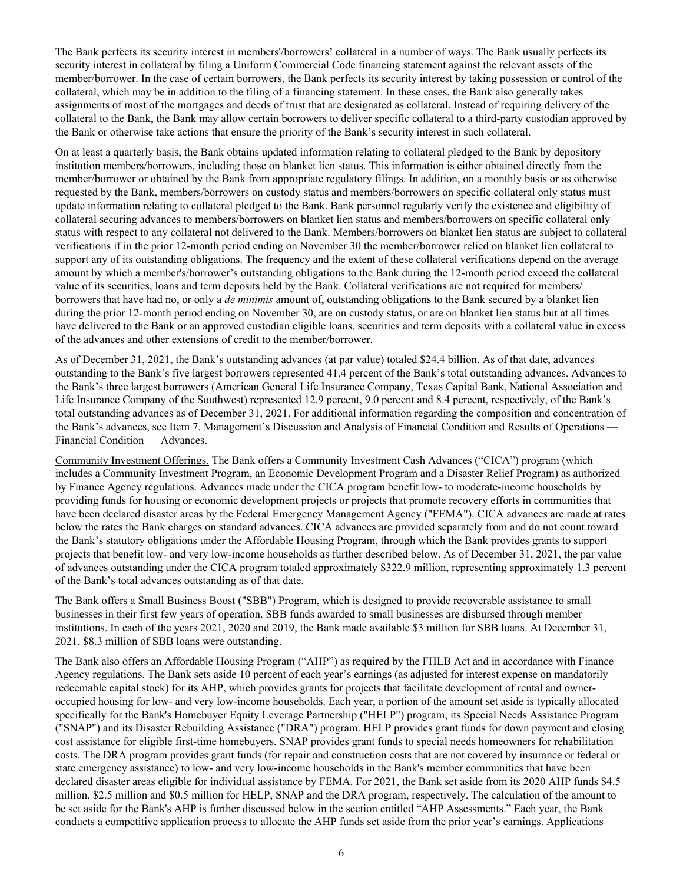The Bank perfects its security interest in members'/borrowers' collateral in a number of ways. The Bank usually perfects its security interest in collateral by filing a Uniform Commercial Code financing statement against the relevant assets of the member/borrower. In the case of certain borrowers, the Bank perfects its security interest by taking possession or control of the collateral, which may be in addition to the filing of a financing statement. In these cases, the Bank also generally takes assignments of most of the mortgages and deeds of trust that are designated as collateral. Instead of requiring delivery of the collateral to the Bank, the Bank may allow certain borrowers to deliver specific collateral to a third-party custodian approved by the Bank or otherwise take actions that ensure the priority of the Bank's security interest in such collateral.

On at least a quarterly basis, the Bank obtains updated information relating to collateral pledged to the Bank by depository institution members/borrowers, including those on blanket lien status. This information is either obtained directly from the member/borrower or obtained by the Bank from appropriate regulatory filings. In addition, on a monthly basis or as otherwise requested by the Bank, members/borrowers on custody status and members/borrowers on specific collateral only status must update information relating to collateral pledged to the Bank. Bank personnel regularly verify the existence and eligibility of collateral securing advances to members/borrowers on blanket lien status and members/borrowers on specific collateral only status with respect to any collateral not delivered to the Bank. Members/borrowers on blanket lien status are subject to collateral verifications if in the prior 12-month period ending on November 30 the member/borrower relied on blanket lien collateral to support any of its outstanding obligations. The frequency and the extent of these collateral verifications depend on the average amount by which a member's/borrower's outstanding obligations to the Bank during the 12-month period exceed the collateral value of its securities, loans and term deposits held by the Bank. Collateral verifications are not required for members/borrowers that have had no, or only a *de minimis* amount of, outstanding obligations to the Bank secured by a blanket lien during the prior 12-month period ending on November 30, are on custody status, or are on blanket lien status but at all times have delivered to the Bank or an approved custodian eligible loans, securities and term deposits with a collateral value in excess of the advances and other extensions of credit to the member/borrower.

As of December 31, 2021, the Bank's outstanding advances (at par value) totaled $24.4 billion. As of that date, advances outstanding to the Bank's five largest borrowers represented 41.4 percent of the Bank's total outstanding advances. Advances to the Bank's three largest borrowers (American General Life Insurance Company, Texas Capital Bank, National Association and Life Insurance Company of the Southwest) represented 12.9 percent, 9.0 percent and 8.4 percent, respectively, of the Bank's total outstanding advances as of December 31, 2021. For additional information regarding the composition and concentration of the Bank's advances, see Item 7. Management's Discussion and Analysis of Financial Condition and Results of Operations — Financial Condition — Advances.

Community Investment Offerings. The Bank offers a Community Investment Cash Advances ("CICA") program (which includes a Community Investment Program, an Economic Development Program and a Disaster Relief Program) as authorized by Finance Agency regulations. Advances made under the CICA program benefit low- to moderate-income households by providing funds for housing or economic development projects or projects that promote recovery efforts in communities that have been declared disaster areas by the Federal Emergency Management Agency ("FEMA"). CICA advances are made at rates below the rates the Bank charges on standard advances. CICA advances are provided separately from and do not count toward the Bank's statutory obligations under the Affordable Housing Program, through which the Bank provides grants to support projects that benefit low- and very low-income households as further described below. As of December 31, 2021, the par value of advances outstanding under the CICA program totaled approximately $322.9 million, representing approximately 1.3 percent of the Bank's total advances outstanding as of that date.

The Bank offers a Small Business Boost ("SBB") Program, which is designed to provide recoverable assistance to small businesses in their first few years of operation. SBB funds awarded to small businesses are disbursed through member institutions. In each of the years 2021, 2020 and 2019, the Bank made available $3 million for SBB loans. At December 31, 2021, $8.3 million of SBB loans were outstanding.

The Bank also offers an Affordable Housing Program ("AHP") as required by the FHLB Act and in accordance with Finance Agency regulations. The Bank sets aside 10 percent of each year's earnings (as adjusted for interest expense on mandatorily redeemable capital stock) for its AHP, which provides grants for projects that facilitate development of rental and owner-occupied housing for low- and very low-income households. Each year, a portion of the amount set aside is typically allocated specifically for the Bank's Homebuyer Equity Leverage Partnership ("HELP") program, its Special Needs Assistance Program ("SNAP") and its Disaster Rebuilding Assistance ("DRA") program. HELP provides grant funds for down payment and closing cost assistance for eligible first-time homebuyers. SNAP provides grant funds to special needs homeowners for rehabilitation costs. The DRA program provides grant funds (for repair and construction costs that are not covered by insurance or federal or state emergency assistance) to low- and very low-income households in the Bank's member communities that have been declared disaster areas eligible for individual assistance by FEMA. For 2021, the Bank set aside from its 2020 AHP funds $4.5 million, $2.5 million and $0.5 million for HELP, SNAP and the DRA program, respectively. The calculation of the amount to be set aside for the Bank's AHP is further discussed below in the section entitled "AHP Assessments." Each year, the Bank conducts a competitive application process to allocate the AHP funds set aside from the prior year's earnings. Applications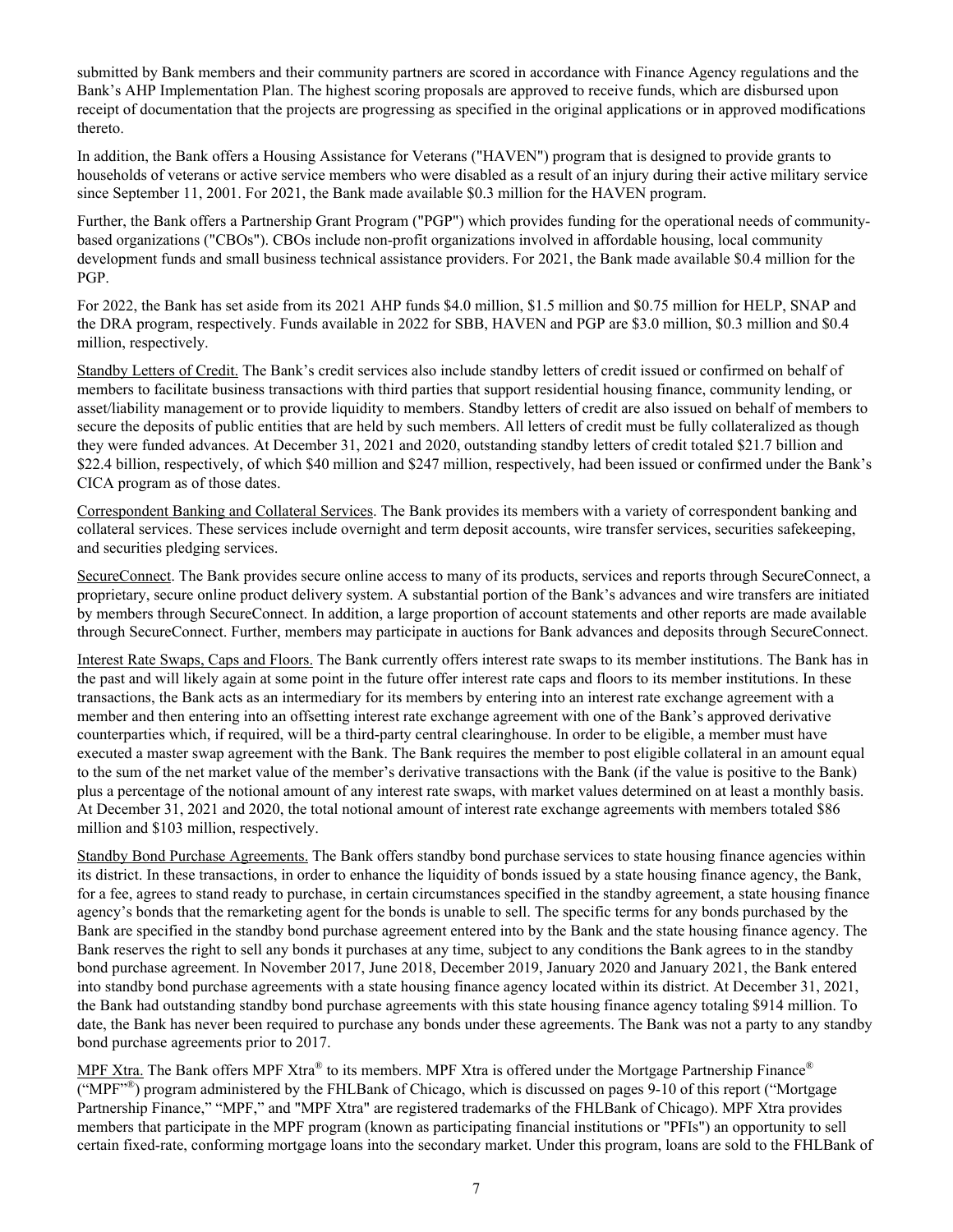submitted by Bank members and their community partners are scored in accordance with Finance Agency regulations and the Bank's AHP Implementation Plan. The highest scoring proposals are approved to receive funds, which are disbursed upon receipt of documentation that the projects are progressing as specified in the original applications or in approved modifications thereto.

In addition, the Bank offers a Housing Assistance for Veterans ("HAVEN") program that is designed to provide grants to households of veterans or active service members who were disabled as a result of an injury during their active military service since September 11, 2001. For 2021, the Bank made available \$0.3 million for the HAVEN program.

Further, the Bank offers a Partnership Grant Program ("PGP") which provides funding for the operational needs of community-based organizations ("CBOs"). CBOs include non-profit organizations involved in affordable housing, local community development funds and small business technical assistance providers. For 2021, the Bank made available \$0.4 million for the PGP.

For 2022, the Bank has set aside from its 2021 AHP funds \$4.0 million, \$1.5 million and \$0.75 million for HELP, SNAP and the DRA program, respectively. Funds available in 2022 for SBB, HAVEN and PGP are \$3.0 million, \$0.3 million and \$0.4 million, respectively.

Standby Letters of Credit. The Bank's credit services also include standby letters of credit issued or confirmed on behalf of members to facilitate business transactions with third parties that support residential housing finance, community lending, or asset/liability management or to provide liquidity to members. Standby letters of credit are also issued on behalf of members to secure the deposits of public entities that are held by such members. All letters of credit must be fully collateralized as though they were funded advances. At December 31, 2021 and 2020, outstanding standby letters of credit totaled \$21.7 billion and \$22.4 billion, respectively, of which \$40 million and \$247 million, respectively, had been issued or confirmed under the Bank's CICA program as of those dates.

Correspondent Banking and Collateral Services. The Bank provides its members with a variety of correspondent banking and collateral services. These services include overnight and term deposit accounts, wire transfer services, securities safekeeping, and securities pledging services.

SecureConnect. The Bank provides secure online access to many of its products, services and reports through SecureConnect, a proprietary, secure online product delivery system. A substantial portion of the Bank's advances and wire transfers are initiated by members through SecureConnect. In addition, a large proportion of account statements and other reports are made available through SecureConnect. Further, members may participate in auctions for Bank advances and deposits through SecureConnect.

Interest Rate Swaps, Caps and Floors. The Bank currently offers interest rate swaps to its member institutions. The Bank has in the past and will likely again at some point in the future offer interest rate caps and floors to its member institutions. In these transactions, the Bank acts as an intermediary for its members by entering into an interest rate exchange agreement with a member and then entering into an offsetting interest rate exchange agreement with one of the Bank's approved derivative counterparties which, if required, will be a third-party central clearinghouse. In order to be eligible, a member must have executed a master swap agreement with the Bank. The Bank requires the member to post eligible collateral in an amount equal to the sum of the net market value of the member's derivative transactions with the Bank (if the value is positive to the Bank) plus a percentage of the notional amount of any interest rate swaps, with market values determined on at least a monthly basis. At December 31, 2021 and 2020, the total notional amount of interest rate exchange agreements with members totaled \$86 million and \$103 million, respectively.

Standby Bond Purchase Agreements. The Bank offers standby bond purchase services to state housing finance agencies within its district. In these transactions, in order to enhance the liquidity of bonds issued by a state housing finance agency, the Bank, for a fee, agrees to stand ready to purchase, in certain circumstances specified in the standby agreement, a state housing finance agency's bonds that the remarketing agent for the bonds is unable to sell. The specific terms for any bonds purchased by the Bank are specified in the standby bond purchase agreement entered into by the Bank and the state housing finance agency. The Bank reserves the right to sell any bonds it purchases at any time, subject to any conditions the Bank agrees to in the standby bond purchase agreement. In November 2017, June 2018, December 2019, January 2020 and January 2021, the Bank entered into standby bond purchase agreements with a state housing finance agency located within its district. At December 31, 2021, the Bank had outstanding standby bond purchase agreements with this state housing finance agency totaling \$914 million. To date, the Bank has never been required to purchase any bonds under these agreements. The Bank was not a party to any standby bond purchase agreements prior to 2017.

MPF Xtra. The Bank offers MPF Xtra® to its members. MPF Xtra is offered under the Mortgage Partnership Finance® ("MPF"®) program administered by the FHLBank of Chicago, which is discussed on pages 9-10 of this report ("Mortgage Partnership Finance," "MPF," and "MPF Xtra" are registered trademarks of the FHLBank of Chicago). MPF Xtra provides members that participate in the MPF program (known as participating financial institutions or "PFIs") an opportunity to sell certain fixed-rate, conforming mortgage loans into the secondary market. Under this program, loans are sold to the FHLBank of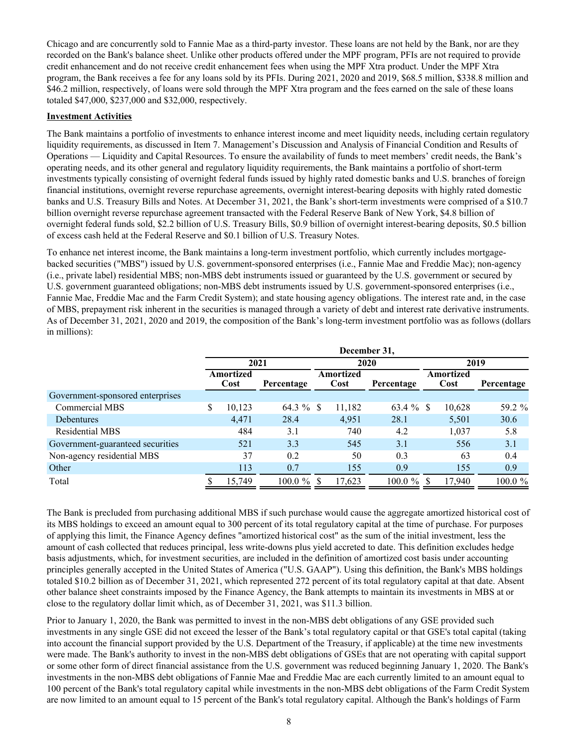Chicago and are concurrently sold to Fannie Mae as a third-party investor. These loans are not held by the Bank, nor are they recorded on the Bank's balance sheet. Unlike other products offered under the MPF program, PFIs are not required to provide credit enhancement and do not receive credit enhancement fees when using the MPF Xtra product. Under the MPF Xtra program, the Bank receives a fee for any loans sold by its PFIs. During 2021, 2020 and 2019, $68.5 million, $338.8 million and $46.2 million, respectively, of loans were sold through the MPF Xtra program and the fees earned on the sale of these loans totaled $47,000, $237,000 and $32,000, respectively.

**Investment Activities**

The Bank maintains a portfolio of investments to enhance interest income and meet liquidity needs, including certain regulatory liquidity requirements, as discussed in Item 7. Management's Discussion and Analysis of Financial Condition and Results of Operations — Liquidity and Capital Resources. To ensure the availability of funds to meet members' credit needs, the Bank's operating needs, and its other general and regulatory liquidity requirements, the Bank maintains a portfolio of short-term investments typically consisting of overnight federal funds issued by highly rated domestic banks and U.S. branches of foreign financial institutions, overnight reverse repurchase agreements, overnight interest-bearing deposits with highly rated domestic banks and U.S. Treasury Bills and Notes. At December 31, 2021, the Bank's short-term investments were comprised of a $10.7 billion overnight reverse repurchase agreement transacted with the Federal Reserve Bank of New York, $4.8 billion of overnight federal funds sold, $2.2 billion of U.S. Treasury Bills, $0.9 billion of overnight interest-bearing deposits, $0.5 billion of excess cash held at the Federal Reserve and $0.1 billion of U.S. Treasury Notes.

To enhance net interest income, the Bank maintains a long-term investment portfolio, which currently includes mortgage-backed securities ("MBS") issued by U.S. government-sponsored enterprises (i.e., Fannie Mae and Freddie Mac); non-agency (i.e., private label) residential MBS; non-MBS debt instruments issued or guaranteed by the U.S. government or secured by U.S. government guaranteed obligations; non-MBS debt instruments issued by U.S. government-sponsored enterprises (i.e., Fannie Mae, Freddie Mac and the Farm Credit System); and state housing agency obligations. The interest rate and, in the case of MBS, prepayment risk inherent in the securities is managed through a variety of debt and interest rate derivative instruments. As of December 31, 2021, 2020 and 2019, the composition of the Bank's long-term investment portfolio was as follows (dollars in millions):

| | December 31, | | | | | |
|---|---|---|---|---|---|---|
| | 2021 | | 2020 | | 2019 | |
| | Amortized Cost | Percentage | Amortized Cost | Percentage | Amortized Cost | Percentage |
| Government-sponsored enterprises | | | | | | |
| Commercial MBS | $ 10,123 | 64.3 % | $ 11,182 | 63.4 % | $ 10,628 | 59.2 % |
| Debentures | 4,471 | 28.4 | 4,951 | 28.1 | 5,501 | 30.6 |
| Residential MBS | 484 | 3.1 | 740 | 4.2 | 1,037 | 5.8 |
| Government-guaranteed securities | 521 | 3.3 | 545 | 3.1 | 556 | 3.1 |
| Non-agency residential MBS | 37 | 0.2 | 50 | 0.3 | 63 | 0.4 |
| Other | 113 | 0.7 | 155 | 0.9 | 155 | 0.9 |
| Total | $ 15,749 | 100.0 % | $ 17,623 | 100.0 % | $ 17,940 | 100.0 % |

The Bank is precluded from purchasing additional MBS if such purchase would cause the aggregate amortized historical cost of its MBS holdings to exceed an amount equal to 300 percent of its total regulatory capital at the time of purchase. For purposes of applying this limit, the Finance Agency defines "amortized historical cost" as the sum of the initial investment, less the amount of cash collected that reduces principal, less write-downs plus yield accreted to date. This definition excludes hedge basis adjustments, which, for investment securities, are included in the definition of amortized cost basis under accounting principles generally accepted in the United States of America ("U.S. GAAP"). Using this definition, the Bank's MBS holdings totaled $10.2 billion as of December 31, 2021, which represented 272 percent of its total regulatory capital at that date. Absent other balance sheet constraints imposed by the Finance Agency, the Bank attempts to maintain its investments in MBS at or close to the regulatory dollar limit which, as of December 31, 2021, was $11.3 billion.

Prior to January 1, 2020, the Bank was permitted to invest in the non-MBS debt obligations of any GSE provided such investments in any single GSE did not exceed the lesser of the Bank's total regulatory capital or that GSE's total capital (taking into account the financial support provided by the U.S. Department of the Treasury, if applicable) at the time new investments were made. The Bank's authority to invest in the non-MBS debt obligations of GSEs that are not operating with capital support or some other form of direct financial assistance from the U.S. government was reduced beginning January 1, 2020. The Bank's investments in the non-MBS debt obligations of Fannie Mae and Freddie Mac are each currently limited to an amount equal to 100 percent of the Bank's total regulatory capital while investments in the non-MBS debt obligations of the Farm Credit System are now limited to an amount equal to 15 percent of the Bank's total regulatory capital. Although the Bank's holdings of Farm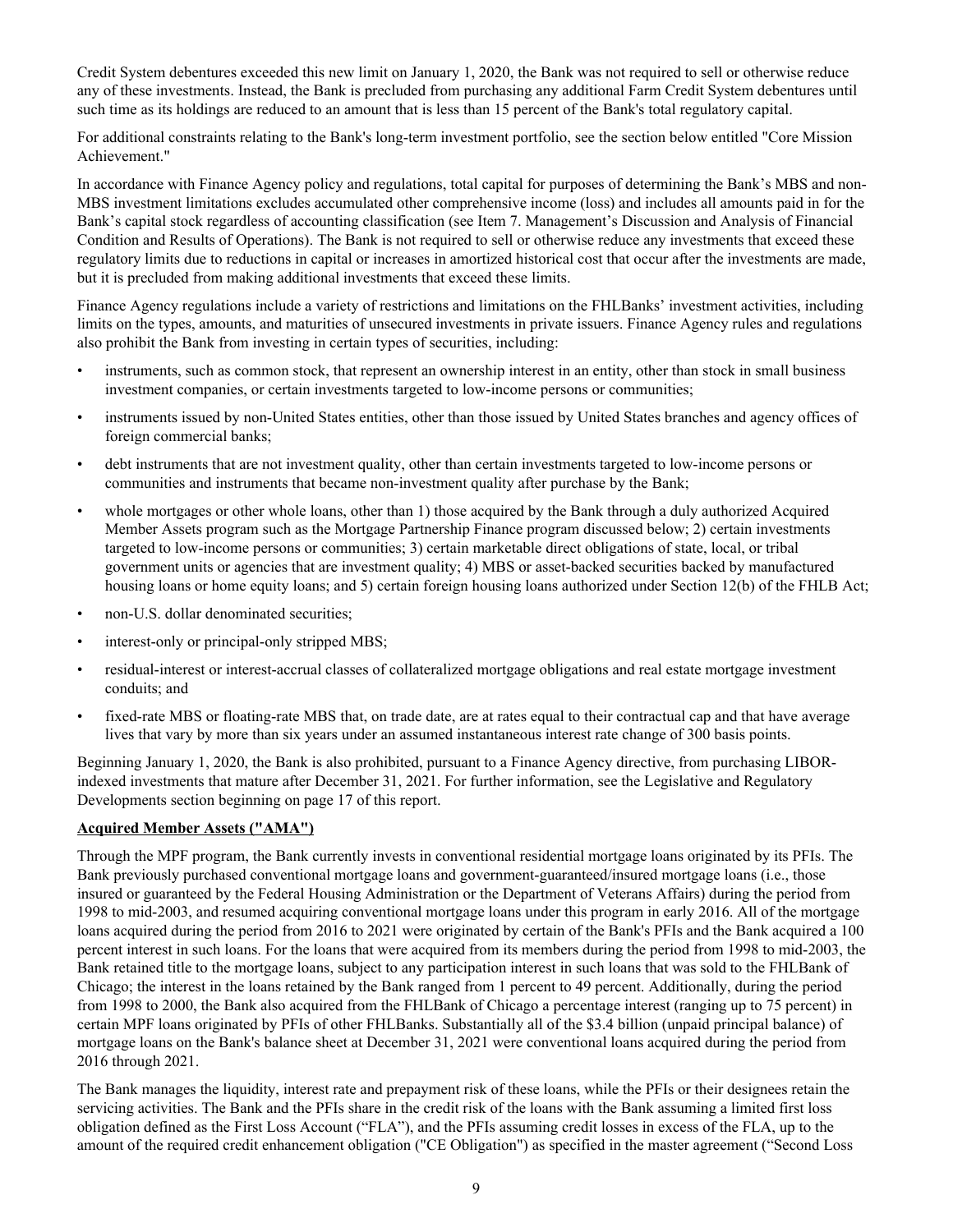Credit System debentures exceeded this new limit on January 1, 2020, the Bank was not required to sell or otherwise reduce any of these investments. Instead, the Bank is precluded from purchasing any additional Farm Credit System debentures until such time as its holdings are reduced to an amount that is less than 15 percent of the Bank's total regulatory capital.

For additional constraints relating to the Bank's long-term investment portfolio, see the section below entitled "Core Mission Achievement."

In accordance with Finance Agency policy and regulations, total capital for purposes of determining the Bank's MBS and non-MBS investment limitations excludes accumulated other comprehensive income (loss) and includes all amounts paid in for the Bank's capital stock regardless of accounting classification (see Item 7. Management's Discussion and Analysis of Financial Condition and Results of Operations). The Bank is not required to sell or otherwise reduce any investments that exceed these regulatory limits due to reductions in capital or increases in amortized historical cost that occur after the investments are made, but it is precluded from making additional investments that exceed these limits.

Finance Agency regulations include a variety of restrictions and limitations on the FHLBanks' investment activities, including limits on the types, amounts, and maturities of unsecured investments in private issuers. Finance Agency rules and regulations also prohibit the Bank from investing in certain types of securities, including:

- instruments, such as common stock, that represent an ownership interest in an entity, other than stock in small business investment companies, or certain investments targeted to low-income persons or communities;
- instruments issued by non-United States entities, other than those issued by United States branches and agency offices of foreign commercial banks;
- debt instruments that are not investment quality, other than certain investments targeted to low-income persons or communities and instruments that became non-investment quality after purchase by the Bank;
- whole mortgages or other whole loans, other than 1) those acquired by the Bank through a duly authorized Acquired Member Assets program such as the Mortgage Partnership Finance program discussed below; 2) certain investments targeted to low-income persons or communities; 3) certain marketable direct obligations of state, local, or tribal government units or agencies that are investment quality; 4) MBS or asset-backed securities backed by manufactured housing loans or home equity loans; and 5) certain foreign housing loans authorized under Section 12(b) of the FHLB Act;
- non-U.S. dollar denominated securities;
- interest-only or principal-only stripped MBS;
- residual-interest or interest-accrual classes of collateralized mortgage obligations and real estate mortgage investment conduits; and
- fixed-rate MBS or floating-rate MBS that, on trade date, are at rates equal to their contractual cap and that have average lives that vary by more than six years under an assumed instantaneous interest rate change of 300 basis points.

Beginning January 1, 2020, the Bank is also prohibited, pursuant to a Finance Agency directive, from purchasing LIBOR-indexed investments that mature after December 31, 2021. For further information, see the Legislative and Regulatory Developments section beginning on page 17 of this report.

**Acquired Member Assets ("AMA")**

Through the MPF program, the Bank currently invests in conventional residential mortgage loans originated by its PFIs. The Bank previously purchased conventional mortgage loans and government-guaranteed/insured mortgage loans (i.e., those insured or guaranteed by the Federal Housing Administration or the Department of Veterans Affairs) during the period from 1998 to mid-2003, and resumed acquiring conventional mortgage loans under this program in early 2016. All of the mortgage loans acquired during the period from 2016 to 2021 were originated by certain of the Bank's PFIs and the Bank acquired a 100 percent interest in such loans. For the loans that were acquired from its members during the period from 1998 to mid-2003, the Bank retained title to the mortgage loans, subject to any participation interest in such loans that was sold to the FHLBank of Chicago; the interest in the loans retained by the Bank ranged from 1 percent to 49 percent. Additionally, during the period from 1998 to 2000, the Bank also acquired from the FHLBank of Chicago a percentage interest (ranging up to 75 percent) in certain MPF loans originated by PFIs of other FHLBanks. Substantially all of the $3.4 billion (unpaid principal balance) of mortgage loans on the Bank's balance sheet at December 31, 2021 were conventional loans acquired during the period from 2016 through 2021.

The Bank manages the liquidity, interest rate and prepayment risk of these loans, while the PFIs or their designees retain the servicing activities. The Bank and the PFIs share in the credit risk of the loans with the Bank assuming a limited first loss obligation defined as the First Loss Account ("FLA"), and the PFIs assuming credit losses in excess of the FLA, up to the amount of the required credit enhancement obligation ("CE Obligation") as specified in the master agreement ("Second Loss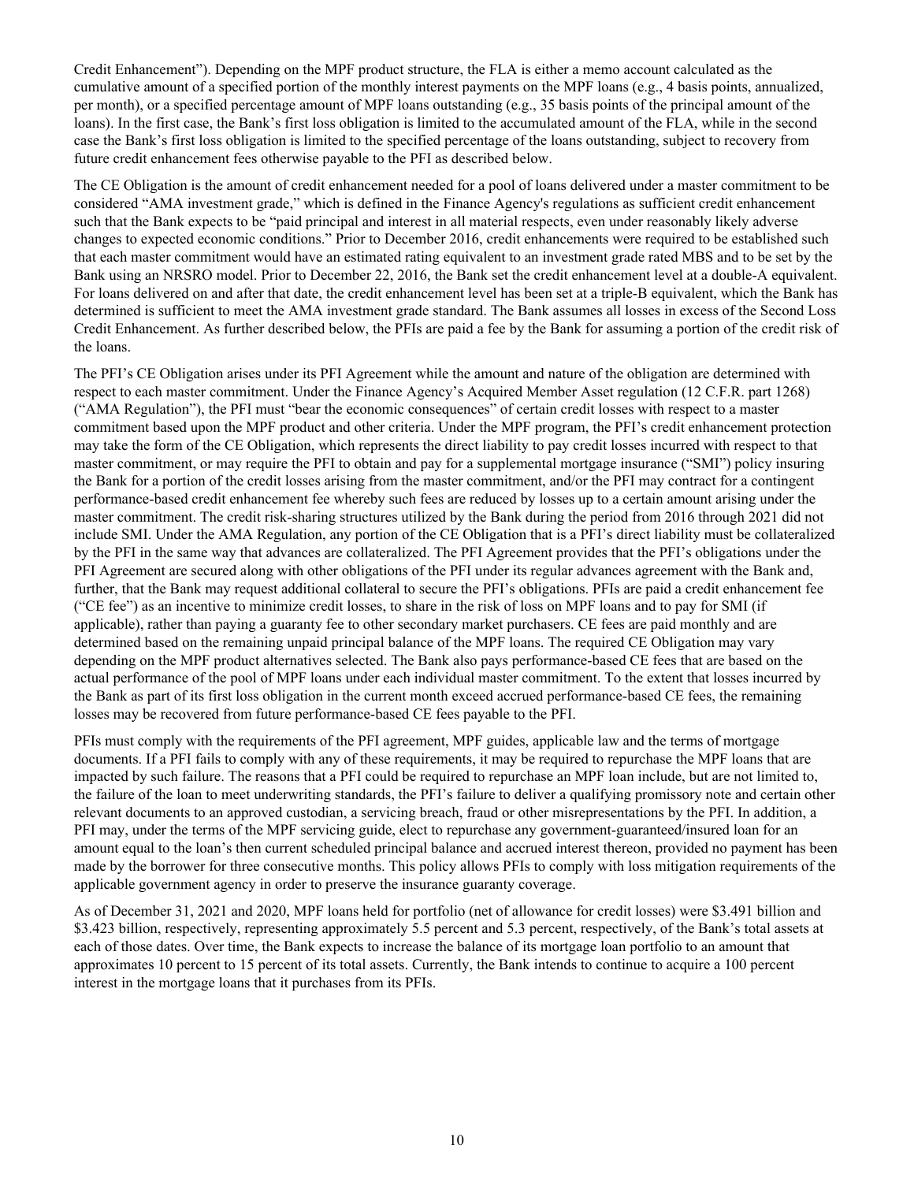Credit Enhancement"). Depending on the MPF product structure, the FLA is either a memo account calculated as the cumulative amount of a specified portion of the monthly interest payments on the MPF loans (e.g., 4 basis points, annualized, per month), or a specified percentage amount of MPF loans outstanding (e.g., 35 basis points of the principal amount of the loans). In the first case, the Bank's first loss obligation is limited to the accumulated amount of the FLA, while in the second case the Bank's first loss obligation is limited to the specified percentage of the loans outstanding, subject to recovery from future credit enhancement fees otherwise payable to the PFI as described below.

The CE Obligation is the amount of credit enhancement needed for a pool of loans delivered under a master commitment to be considered "AMA investment grade," which is defined in the Finance Agency's regulations as sufficient credit enhancement such that the Bank expects to be "paid principal and interest in all material respects, even under reasonably likely adverse changes to expected economic conditions." Prior to December 2016, credit enhancements were required to be established such that each master commitment would have an estimated rating equivalent to an investment grade rated MBS and to be set by the Bank using an NRSRO model. Prior to December 22, 2016, the Bank set the credit enhancement level at a double-A equivalent. For loans delivered on and after that date, the credit enhancement level has been set at a triple-B equivalent, which the Bank has determined is sufficient to meet the AMA investment grade standard. The Bank assumes all losses in excess of the Second Loss Credit Enhancement. As further described below, the PFIs are paid a fee by the Bank for assuming a portion of the credit risk of the loans.

The PFI's CE Obligation arises under its PFI Agreement while the amount and nature of the obligation are determined with respect to each master commitment. Under the Finance Agency's Acquired Member Asset regulation (12 C.F.R. part 1268) ("AMA Regulation"), the PFI must "bear the economic consequences" of certain credit losses with respect to a master commitment based upon the MPF product and other criteria. Under the MPF program, the PFI's credit enhancement protection may take the form of the CE Obligation, which represents the direct liability to pay credit losses incurred with respect to that master commitment, or may require the PFI to obtain and pay for a supplemental mortgage insurance ("SMI") policy insuring the Bank for a portion of the credit losses arising from the master commitment, and/or the PFI may contract for a contingent performance-based credit enhancement fee whereby such fees are reduced by losses up to a certain amount arising under the master commitment. The credit risk-sharing structures utilized by the Bank during the period from 2016 through 2021 did not include SMI. Under the AMA Regulation, any portion of the CE Obligation that is a PFI's direct liability must be collateralized by the PFI in the same way that advances are collateralized. The PFI Agreement provides that the PFI's obligations under the PFI Agreement are secured along with other obligations of the PFI under its regular advances agreement with the Bank and, further, that the Bank may request additional collateral to secure the PFI's obligations. PFIs are paid a credit enhancement fee ("CE fee") as an incentive to minimize credit losses, to share in the risk of loss on MPF loans and to pay for SMI (if applicable), rather than paying a guaranty fee to other secondary market purchasers. CE fees are paid monthly and are determined based on the remaining unpaid principal balance of the MPF loans. The required CE Obligation may vary depending on the MPF product alternatives selected. The Bank also pays performance-based CE fees that are based on the actual performance of the pool of MPF loans under each individual master commitment. To the extent that losses incurred by the Bank as part of its first loss obligation in the current month exceed accrued performance-based CE fees, the remaining losses may be recovered from future performance-based CE fees payable to the PFI.

PFIs must comply with the requirements of the PFI agreement, MPF guides, applicable law and the terms of mortgage documents. If a PFI fails to comply with any of these requirements, it may be required to repurchase the MPF loans that are impacted by such failure. The reasons that a PFI could be required to repurchase an MPF loan include, but are not limited to, the failure of the loan to meet underwriting standards, the PFI's failure to deliver a qualifying promissory note and certain other relevant documents to an approved custodian, a servicing breach, fraud or other misrepresentations by the PFI. In addition, a PFI may, under the terms of the MPF servicing guide, elect to repurchase any government-guaranteed/insured loan for an amount equal to the loan's then current scheduled principal balance and accrued interest thereon, provided no payment has been made by the borrower for three consecutive months. This policy allows PFIs to comply with loss mitigation requirements of the applicable government agency in order to preserve the insurance guaranty coverage.

As of December 31, 2021 and 2020, MPF loans held for portfolio (net of allowance for credit losses) were \$3.491 billion and \$3.423 billion, respectively, representing approximately 5.5 percent and 5.3 percent, respectively, of the Bank's total assets at each of those dates. Over time, the Bank expects to increase the balance of its mortgage loan portfolio to an amount that approximates 10 percent to 15 percent of its total assets. Currently, the Bank intends to continue to acquire a 100 percent interest in the mortgage loans that it purchases from its PFIs.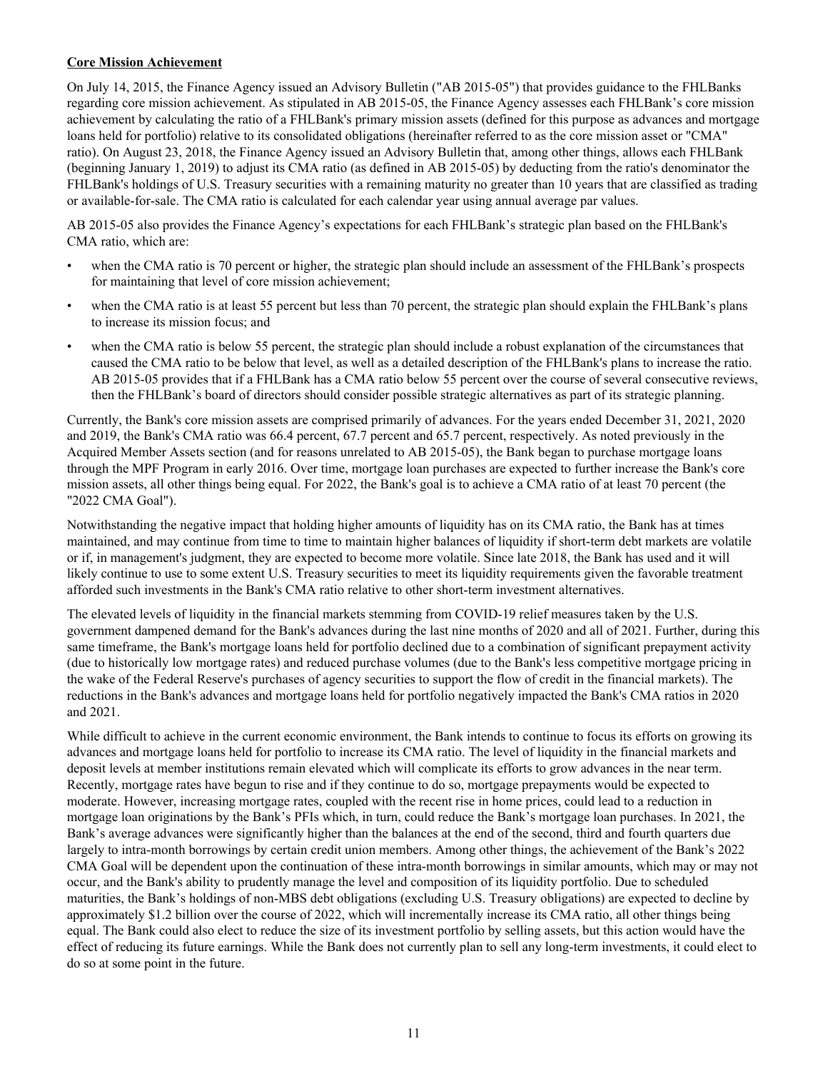**Core Mission Achievement**

On July 14, 2015, the Finance Agency issued an Advisory Bulletin ("AB 2015-05") that provides guidance to the FHLBanks regarding core mission achievement. As stipulated in AB 2015-05, the Finance Agency assesses each FHLBank's core mission achievement by calculating the ratio of a FHLBank's primary mission assets (defined for this purpose as advances and mortgage loans held for portfolio) relative to its consolidated obligations (hereinafter referred to as the core mission asset or "CMA" ratio). On August 23, 2018, the Finance Agency issued an Advisory Bulletin that, among other things, allows each FHLBank (beginning January 1, 2019) to adjust its CMA ratio (as defined in AB 2015-05) by deducting from the ratio's denominator the FHLBank's holdings of U.S. Treasury securities with a remaining maturity no greater than 10 years that are classified as trading or available-for-sale. The CMA ratio is calculated for each calendar year using annual average par values.

AB 2015-05 also provides the Finance Agency's expectations for each FHLBank's strategic plan based on the FHLBank's CMA ratio, which are:

- when the CMA ratio is 70 percent or higher, the strategic plan should include an assessment of the FHLBank's prospects for maintaining that level of core mission achievement;
- when the CMA ratio is at least 55 percent but less than 70 percent, the strategic plan should explain the FHLBank's plans to increase its mission focus; and
- when the CMA ratio is below 55 percent, the strategic plan should include a robust explanation of the circumstances that caused the CMA ratio to be below that level, as well as a detailed description of the FHLBank's plans to increase the ratio. AB 2015-05 provides that if a FHLBank has a CMA ratio below 55 percent over the course of several consecutive reviews, then the FHLBank's board of directors should consider possible strategic alternatives as part of its strategic planning.

Currently, the Bank's core mission assets are comprised primarily of advances. For the years ended December 31, 2021, 2020 and 2019, the Bank's CMA ratio was 66.4 percent, 67.7 percent and 65.7 percent, respectively. As noted previously in the Acquired Member Assets section (and for reasons unrelated to AB 2015-05), the Bank began to purchase mortgage loans through the MPF Program in early 2016. Over time, mortgage loan purchases are expected to further increase the Bank's core mission assets, all other things being equal. For 2022, the Bank's goal is to achieve a CMA ratio of at least 70 percent (the "2022 CMA Goal").

Notwithstanding the negative impact that holding higher amounts of liquidity has on its CMA ratio, the Bank has at times maintained, and may continue from time to time to maintain higher balances of liquidity if short-term debt markets are volatile or if, in management's judgment, they are expected to become more volatile. Since late 2018, the Bank has used and it will likely continue to use to some extent U.S. Treasury securities to meet its liquidity requirements given the favorable treatment afforded such investments in the Bank's CMA ratio relative to other short-term investment alternatives.

The elevated levels of liquidity in the financial markets stemming from COVID-19 relief measures taken by the U.S. government dampened demand for the Bank's advances during the last nine months of 2020 and all of 2021. Further, during this same timeframe, the Bank's mortgage loans held for portfolio declined due to a combination of significant prepayment activity (due to historically low mortgage rates) and reduced purchase volumes (due to the Bank's less competitive mortgage pricing in the wake of the Federal Reserve's purchases of agency securities to support the flow of credit in the financial markets). The reductions in the Bank's advances and mortgage loans held for portfolio negatively impacted the Bank's CMA ratios in 2020 and 2021.

While difficult to achieve in the current economic environment, the Bank intends to continue to focus its efforts on growing its advances and mortgage loans held for portfolio to increase its CMA ratio. The level of liquidity in the financial markets and deposit levels at member institutions remain elevated which will complicate its efforts to grow advances in the near term. Recently, mortgage rates have begun to rise and if they continue to do so, mortgage prepayments would be expected to moderate. However, increasing mortgage rates, coupled with the recent rise in home prices, could lead to a reduction in mortgage loan originations by the Bank's PFIs which, in turn, could reduce the Bank's mortgage loan purchases. In 2021, the Bank's average advances were significantly higher than the balances at the end of the second, third and fourth quarters due largely to intra-month borrowings by certain credit union members. Among other things, the achievement of the Bank's 2022 CMA Goal will be dependent upon the continuation of these intra-month borrowings in similar amounts, which may or may not occur, and the Bank's ability to prudently manage the level and composition of its liquidity portfolio. Due to scheduled maturities, the Bank's holdings of non-MBS debt obligations (excluding U.S. Treasury obligations) are expected to decline by approximately $1.2 billion over the course of 2022, which will incrementally increase its CMA ratio, all other things being equal. The Bank could also elect to reduce the size of its investment portfolio by selling assets, but this action would have the effect of reducing its future earnings. While the Bank does not currently plan to sell any long-term investments, it could elect to do so at some point in the future.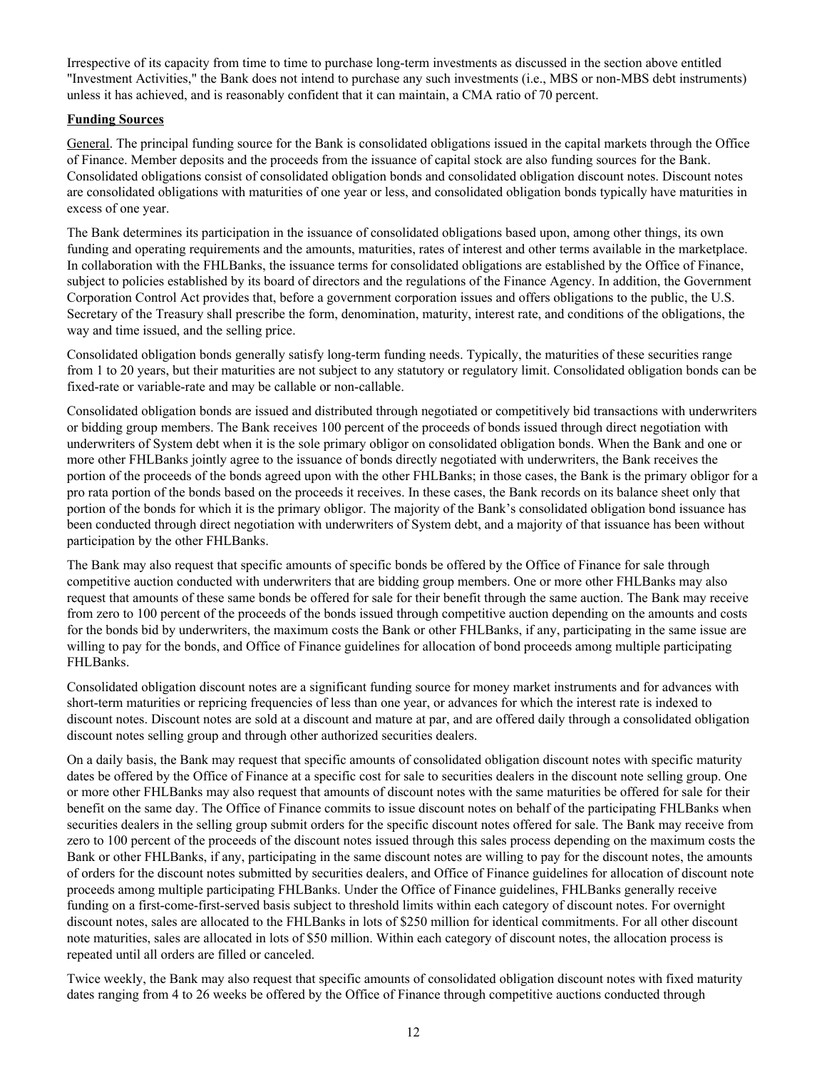Irrespective of its capacity from time to time to purchase long-term investments as discussed in the section above entitled "Investment Activities," the Bank does not intend to purchase any such investments (i.e., MBS or non-MBS debt instruments) unless it has achieved, and is reasonably confident that it can maintain, a CMA ratio of 70 percent.

**Funding Sources**

General. The principal funding source for the Bank is consolidated obligations issued in the capital markets through the Office of Finance. Member deposits and the proceeds from the issuance of capital stock are also funding sources for the Bank. Consolidated obligations consist of consolidated obligation bonds and consolidated obligation discount notes. Discount notes are consolidated obligations with maturities of one year or less, and consolidated obligation bonds typically have maturities in excess of one year.

The Bank determines its participation in the issuance of consolidated obligations based upon, among other things, its own funding and operating requirements and the amounts, maturities, rates of interest and other terms available in the marketplace. In collaboration with the FHLBanks, the issuance terms for consolidated obligations are established by the Office of Finance, subject to policies established by its board of directors and the regulations of the Finance Agency. In addition, the Government Corporation Control Act provides that, before a government corporation issues and offers obligations to the public, the U.S. Secretary of the Treasury shall prescribe the form, denomination, maturity, interest rate, and conditions of the obligations, the way and time issued, and the selling price.

Consolidated obligation bonds generally satisfy long-term funding needs. Typically, the maturities of these securities range from 1 to 20 years, but their maturities are not subject to any statutory or regulatory limit. Consolidated obligation bonds can be fixed-rate or variable-rate and may be callable or non-callable.

Consolidated obligation bonds are issued and distributed through negotiated or competitively bid transactions with underwriters or bidding group members. The Bank receives 100 percent of the proceeds of bonds issued through direct negotiation with underwriters of System debt when it is the sole primary obligor on consolidated obligation bonds. When the Bank and one or more other FHLBanks jointly agree to the issuance of bonds directly negotiated with underwriters, the Bank receives the portion of the proceeds of the bonds agreed upon with the other FHLBanks; in those cases, the Bank is the primary obligor for a pro rata portion of the bonds based on the proceeds it receives. In these cases, the Bank records on its balance sheet only that portion of the bonds for which it is the primary obligor. The majority of the Bank's consolidated obligation bond issuance has been conducted through direct negotiation with underwriters of System debt, and a majority of that issuance has been without participation by the other FHLBanks.

The Bank may also request that specific amounts of specific bonds be offered by the Office of Finance for sale through competitive auction conducted with underwriters that are bidding group members. One or more other FHLBanks may also request that amounts of these same bonds be offered for sale for their benefit through the same auction. The Bank may receive from zero to 100 percent of the proceeds of the bonds issued through competitive auction depending on the amounts and costs for the bonds bid by underwriters, the maximum costs the Bank or other FHLBanks, if any, participating in the same issue are willing to pay for the bonds, and Office of Finance guidelines for allocation of bond proceeds among multiple participating FHLBanks.

Consolidated obligation discount notes are a significant funding source for money market instruments and for advances with short-term maturities or repricing frequencies of less than one year, or advances for which the interest rate is indexed to discount notes. Discount notes are sold at a discount and mature at par, and are offered daily through a consolidated obligation discount notes selling group and through other authorized securities dealers.

On a daily basis, the Bank may request that specific amounts of consolidated obligation discount notes with specific maturity dates be offered by the Office of Finance at a specific cost for sale to securities dealers in the discount note selling group. One or more other FHLBanks may also request that amounts of discount notes with the same maturities be offered for sale for their benefit on the same day. The Office of Finance commits to issue discount notes on behalf of the participating FHLBanks when securities dealers in the selling group submit orders for the specific discount notes offered for sale. The Bank may receive from zero to 100 percent of the proceeds of the discount notes issued through this sales process depending on the maximum costs the Bank or other FHLBanks, if any, participating in the same discount notes are willing to pay for the discount notes, the amounts of orders for the discount notes submitted by securities dealers, and Office of Finance guidelines for allocation of discount note proceeds among multiple participating FHLBanks. Under the Office of Finance guidelines, FHLBanks generally receive funding on a first-come-first-served basis subject to threshold limits within each category of discount notes. For overnight discount notes, sales are allocated to the FHLBanks in lots of $250 million for identical commitments. For all other discount note maturities, sales are allocated in lots of $50 million. Within each category of discount notes, the allocation process is repeated until all orders are filled or canceled.

Twice weekly, the Bank may also request that specific amounts of consolidated obligation discount notes with fixed maturity dates ranging from 4 to 26 weeks be offered by the Office of Finance through competitive auctions conducted through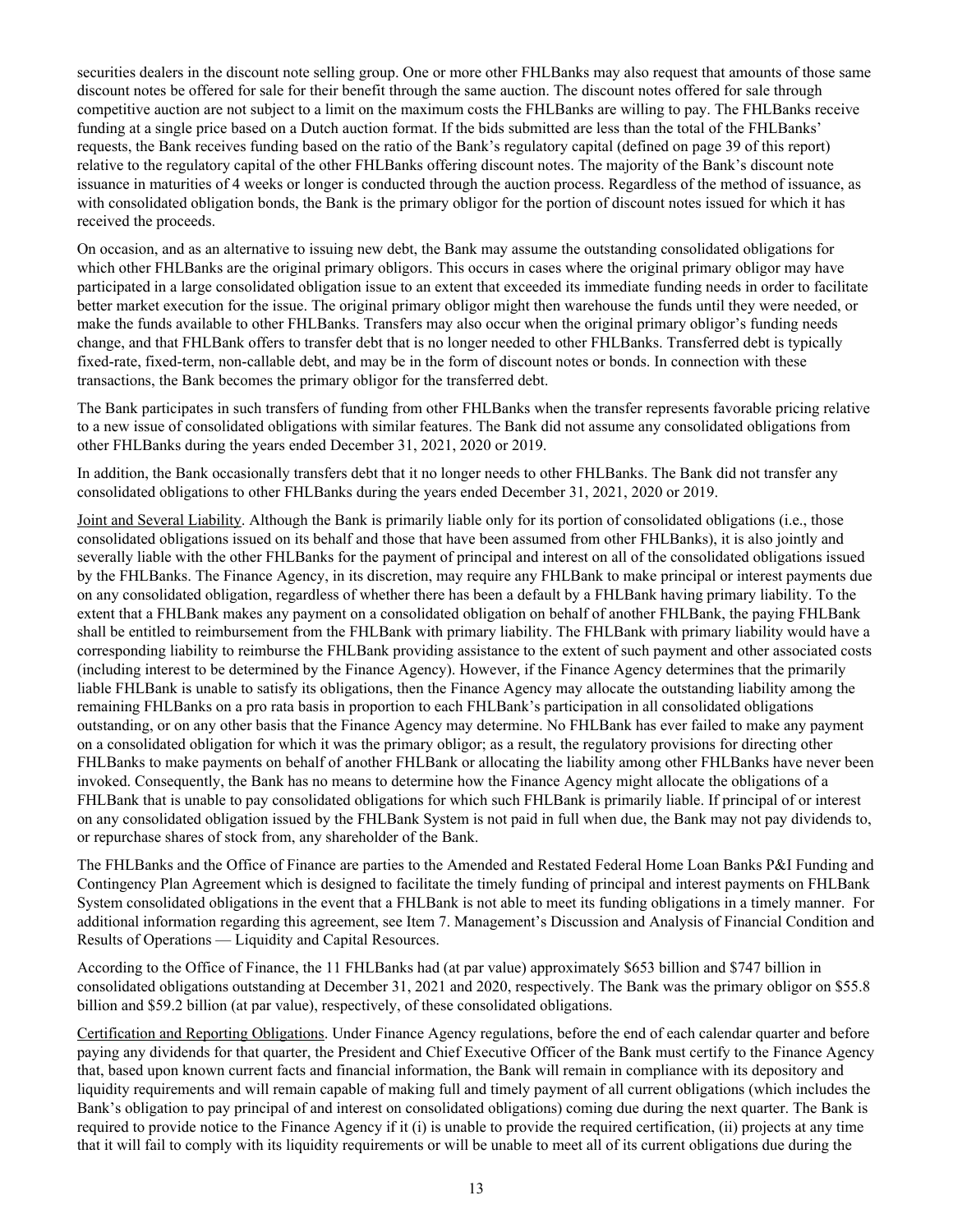securities dealers in the discount note selling group. One or more other FHLBanks may also request that amounts of those same discount notes be offered for sale for their benefit through the same auction. The discount notes offered for sale through competitive auction are not subject to a limit on the maximum costs the FHLBanks are willing to pay. The FHLBanks receive funding at a single price based on a Dutch auction format. If the bids submitted are less than the total of the FHLBanks' requests, the Bank receives funding based on the ratio of the Bank's regulatory capital (defined on page 39 of this report) relative to the regulatory capital of the other FHLBanks offering discount notes. The majority of the Bank's discount note issuance in maturities of 4 weeks or longer is conducted through the auction process. Regardless of the method of issuance, as with consolidated obligation bonds, the Bank is the primary obligor for the portion of discount notes issued for which it has received the proceeds.

On occasion, and as an alternative to issuing new debt, the Bank may assume the outstanding consolidated obligations for which other FHLBanks are the original primary obligors. This occurs in cases where the original primary obligor may have participated in a large consolidated obligation issue to an extent that exceeded its immediate funding needs in order to facilitate better market execution for the issue. The original primary obligor might then warehouse the funds until they were needed, or make the funds available to other FHLBanks. Transfers may also occur when the original primary obligor's funding needs change, and that FHLBank offers to transfer debt that is no longer needed to other FHLBanks. Transferred debt is typically fixed-rate, fixed-term, non-callable debt, and may be in the form of discount notes or bonds. In connection with these transactions, the Bank becomes the primary obligor for the transferred debt.

The Bank participates in such transfers of funding from other FHLBanks when the transfer represents favorable pricing relative to a new issue of consolidated obligations with similar features. The Bank did not assume any consolidated obligations from other FHLBanks during the years ended December 31, 2021, 2020 or 2019.

In addition, the Bank occasionally transfers debt that it no longer needs to other FHLBanks. The Bank did not transfer any consolidated obligations to other FHLBanks during the years ended December 31, 2021, 2020 or 2019.

Joint and Several Liability. Although the Bank is primarily liable only for its portion of consolidated obligations (i.e., those consolidated obligations issued on its behalf and those that have been assumed from other FHLBanks), it is also jointly and severally liable with the other FHLBanks for the payment of principal and interest on all of the consolidated obligations issued by the FHLBanks. The Finance Agency, in its discretion, may require any FHLBank to make principal or interest payments due on any consolidated obligation, regardless of whether there has been a default by a FHLBank having primary liability. To the extent that a FHLBank makes any payment on a consolidated obligation on behalf of another FHLBank, the paying FHLBank shall be entitled to reimbursement from the FHLBank with primary liability. The FHLBank with primary liability would have a corresponding liability to reimburse the FHLBank providing assistance to the extent of such payment and other associated costs (including interest to be determined by the Finance Agency). However, if the Finance Agency determines that the primarily liable FHLBank is unable to satisfy its obligations, then the Finance Agency may allocate the outstanding liability among the remaining FHLBanks on a pro rata basis in proportion to each FHLBank's participation in all consolidated obligations outstanding, or on any other basis that the Finance Agency may determine. No FHLBank has ever failed to make any payment on a consolidated obligation for which it was the primary obligor; as a result, the regulatory provisions for directing other FHLBanks to make payments on behalf of another FHLBank or allocating the liability among other FHLBanks have never been invoked. Consequently, the Bank has no means to determine how the Finance Agency might allocate the obligations of a FHLBank that is unable to pay consolidated obligations for which such FHLBank is primarily liable. If principal of or interest on any consolidated obligation issued by the FHLBank System is not paid in full when due, the Bank may not pay dividends to, or repurchase shares of stock from, any shareholder of the Bank.

The FHLBanks and the Office of Finance are parties to the Amended and Restated Federal Home Loan Banks P&I Funding and Contingency Plan Agreement which is designed to facilitate the timely funding of principal and interest payments on FHLBank System consolidated obligations in the event that a FHLBank is not able to meet its funding obligations in a timely manner. For additional information regarding this agreement, see Item 7. Management's Discussion and Analysis of Financial Condition and Results of Operations — Liquidity and Capital Resources.

According to the Office of Finance, the 11 FHLBanks had (at par value) approximately $653 billion and $747 billion in consolidated obligations outstanding at December 31, 2021 and 2020, respectively. The Bank was the primary obligor on $55.8 billion and $59.2 billion (at par value), respectively, of these consolidated obligations.

Certification and Reporting Obligations. Under Finance Agency regulations, before the end of each calendar quarter and before paying any dividends for that quarter, the President and Chief Executive Officer of the Bank must certify to the Finance Agency that, based upon known current facts and financial information, the Bank will remain in compliance with its depository and liquidity requirements and will remain capable of making full and timely payment of all current obligations (which includes the Bank's obligation to pay principal of and interest on consolidated obligations) coming due during the next quarter. The Bank is required to provide notice to the Finance Agency if it (i) is unable to provide the required certification, (ii) projects at any time that it will fail to comply with its liquidity requirements or will be unable to meet all of its current obligations due during the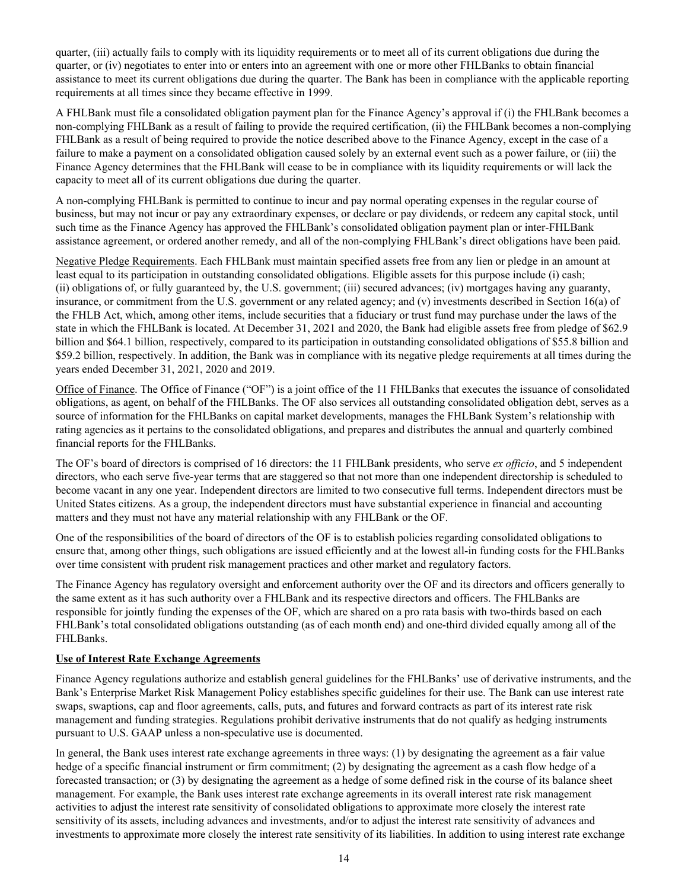quarter, (iii) actually fails to comply with its liquidity requirements or to meet all of its current obligations due during the quarter, or (iv) negotiates to enter into or enters into an agreement with one or more other FHLBanks to obtain financial assistance to meet its current obligations due during the quarter. The Bank has been in compliance with the applicable reporting requirements at all times since they became effective in 1999.

A FHLBank must file a consolidated obligation payment plan for the Finance Agency's approval if (i) the FHLBank becomes a non-complying FHLBank as a result of failing to provide the required certification, (ii) the FHLBank becomes a non-complying FHLBank as a result of being required to provide the notice described above to the Finance Agency, except in the case of a failure to make a payment on a consolidated obligation caused solely by an external event such as a power failure, or (iii) the Finance Agency determines that the FHLBank will cease to be in compliance with its liquidity requirements or will lack the capacity to meet all of its current obligations due during the quarter.

A non-complying FHLBank is permitted to continue to incur and pay normal operating expenses in the regular course of business, but may not incur or pay any extraordinary expenses, or declare or pay dividends, or redeem any capital stock, until such time as the Finance Agency has approved the FHLBank's consolidated obligation payment plan or inter-FHLBank assistance agreement, or ordered another remedy, and all of the non-complying FHLBank's direct obligations have been paid.

Negative Pledge Requirements. Each FHLBank must maintain specified assets free from any lien or pledge in an amount at least equal to its participation in outstanding consolidated obligations. Eligible assets for this purpose include (i) cash; (ii) obligations of, or fully guaranteed by, the U.S. government; (iii) secured advances; (iv) mortgages having any guaranty, insurance, or commitment from the U.S. government or any related agency; and (v) investments described in Section 16(a) of the FHLB Act, which, among other items, include securities that a fiduciary or trust fund may purchase under the laws of the state in which the FHLBank is located. At December 31, 2021 and 2020, the Bank had eligible assets free from pledge of $62.9 billion and $64.1 billion, respectively, compared to its participation in outstanding consolidated obligations of $55.8 billion and $59.2 billion, respectively. In addition, the Bank was in compliance with its negative pledge requirements at all times during the years ended December 31, 2021, 2020 and 2019.

Office of Finance. The Office of Finance ("OF") is a joint office of the 11 FHLBanks that executes the issuance of consolidated obligations, as agent, on behalf of the FHLBanks. The OF also services all outstanding consolidated obligation debt, serves as a source of information for the FHLBanks on capital market developments, manages the FHLBank System's relationship with rating agencies as it pertains to the consolidated obligations, and prepares and distributes the annual and quarterly combined financial reports for the FHLBanks.

The OF's board of directors is comprised of 16 directors: the 11 FHLBank presidents, who serve *ex officio*, and 5 independent directors, who each serve five-year terms that are staggered so that not more than one independent directorship is scheduled to become vacant in any one year. Independent directors are limited to two consecutive full terms. Independent directors must be United States citizens. As a group, the independent directors must have substantial experience in financial and accounting matters and they must not have any material relationship with any FHLBank or the OF.

One of the responsibilities of the board of directors of the OF is to establish policies regarding consolidated obligations to ensure that, among other things, such obligations are issued efficiently and at the lowest all-in funding costs for the FHLBanks over time consistent with prudent risk management practices and other market and regulatory factors.

The Finance Agency has regulatory oversight and enforcement authority over the OF and its directors and officers generally to the same extent as it has such authority over a FHLBank and its respective directors and officers. The FHLBanks are responsible for jointly funding the expenses of the OF, which are shared on a pro rata basis with two-thirds based on each FHLBank's total consolidated obligations outstanding (as of each month end) and one-third divided equally among all of the FHLBanks.

**Use of Interest Rate Exchange Agreements**

Finance Agency regulations authorize and establish general guidelines for the FHLBanks' use of derivative instruments, and the Bank's Enterprise Market Risk Management Policy establishes specific guidelines for their use. The Bank can use interest rate swaps, swaptions, cap and floor agreements, calls, puts, and futures and forward contracts as part of its interest rate risk management and funding strategies. Regulations prohibit derivative instruments that do not qualify as hedging instruments pursuant to U.S. GAAP unless a non-speculative use is documented.

In general, the Bank uses interest rate exchange agreements in three ways: (1) by designating the agreement as a fair value hedge of a specific financial instrument or firm commitment; (2) by designating the agreement as a cash flow hedge of a forecasted transaction; or (3) by designating the agreement as a hedge of some defined risk in the course of its balance sheet management. For example, the Bank uses interest rate exchange agreements in its overall interest rate risk management activities to adjust the interest rate sensitivity of consolidated obligations to approximate more closely the interest rate sensitivity of its assets, including advances and investments, and/or to adjust the interest rate sensitivity of advances and investments to approximate more closely the interest rate sensitivity of its liabilities. In addition to using interest rate exchange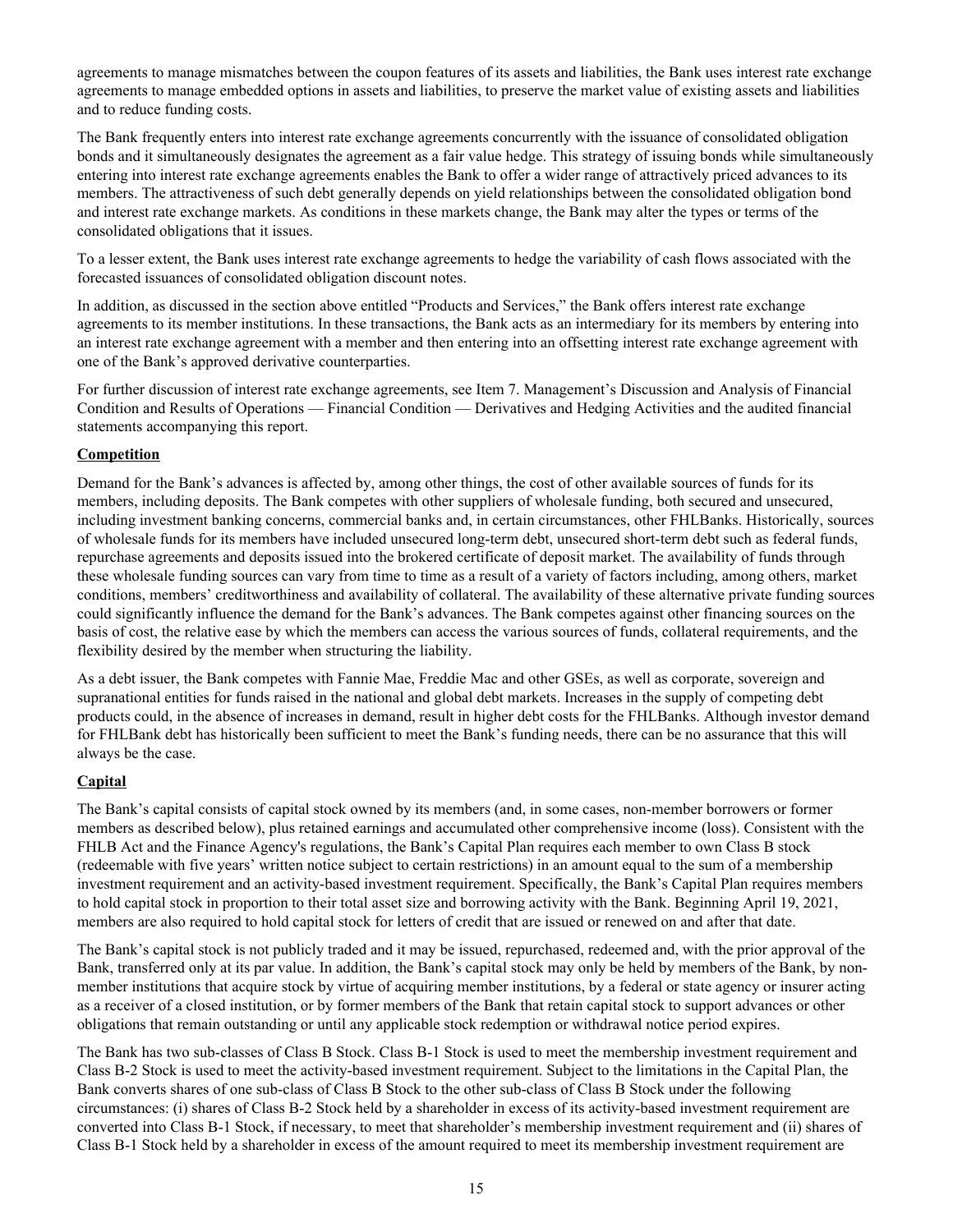agreements to manage mismatches between the coupon features of its assets and liabilities, the Bank uses interest rate exchange agreements to manage embedded options in assets and liabilities, to preserve the market value of existing assets and liabilities and to reduce funding costs.

The Bank frequently enters into interest rate exchange agreements concurrently with the issuance of consolidated obligation bonds and it simultaneously designates the agreement as a fair value hedge. This strategy of issuing bonds while simultaneously entering into interest rate exchange agreements enables the Bank to offer a wider range of attractively priced advances to its members. The attractiveness of such debt generally depends on yield relationships between the consolidated obligation bond and interest rate exchange markets. As conditions in these markets change, the Bank may alter the types or terms of the consolidated obligations that it issues.

To a lesser extent, the Bank uses interest rate exchange agreements to hedge the variability of cash flows associated with the forecasted issuances of consolidated obligation discount notes.

In addition, as discussed in the section above entitled "Products and Services," the Bank offers interest rate exchange agreements to its member institutions. In these transactions, the Bank acts as an intermediary for its members by entering into an interest rate exchange agreement with a member and then entering into an offsetting interest rate exchange agreement with one of the Bank's approved derivative counterparties.

For further discussion of interest rate exchange agreements, see Item 7. Management's Discussion and Analysis of Financial Condition and Results of Operations — Financial Condition — Derivatives and Hedging Activities and the audited financial statements accompanying this report.

## Competition

Demand for the Bank's advances is affected by, among other things, the cost of other available sources of funds for its members, including deposits. The Bank competes with other suppliers of wholesale funding, both secured and unsecured, including investment banking concerns, commercial banks and, in certain circumstances, other FHLBanks. Historically, sources of wholesale funds for its members have included unsecured long-term debt, unsecured short-term debt such as federal funds, repurchase agreements and deposits issued into the brokered certificate of deposit market. The availability of funds through these wholesale funding sources can vary from time to time as a result of a variety of factors including, among others, market conditions, members' creditworthiness and availability of collateral. The availability of these alternative private funding sources could significantly influence the demand for the Bank's advances. The Bank competes against other financing sources on the basis of cost, the relative ease by which the members can access the various sources of funds, collateral requirements, and the flexibility desired by the member when structuring the liability.

As a debt issuer, the Bank competes with Fannie Mae, Freddie Mac and other GSEs, as well as corporate, sovereign and supranational entities for funds raised in the national and global debt markets. Increases in the supply of competing debt products could, in the absence of increases in demand, result in higher debt costs for the FHLBanks. Although investor demand for FHLBank debt has historically been sufficient to meet the Bank's funding needs, there can be no assurance that this will always be the case.

## Capital

The Bank's capital consists of capital stock owned by its members (and, in some cases, non-member borrowers or former members as described below), plus retained earnings and accumulated other comprehensive income (loss). Consistent with the FHLB Act and the Finance Agency's regulations, the Bank's Capital Plan requires each member to own Class B stock (redeemable with five years' written notice subject to certain restrictions) in an amount equal to the sum of a membership investment requirement and an activity-based investment requirement. Specifically, the Bank's Capital Plan requires members to hold capital stock in proportion to their total asset size and borrowing activity with the Bank. Beginning April 19, 2021, members are also required to hold capital stock for letters of credit that are issued or renewed on and after that date.

The Bank's capital stock is not publicly traded and it may be issued, repurchased, redeemed and, with the prior approval of the Bank, transferred only at its par value. In addition, the Bank's capital stock may only be held by members of the Bank, by non-member institutions that acquire stock by virtue of acquiring member institutions, by a federal or state agency or insurer acting as a receiver of a closed institution, or by former members of the Bank that retain capital stock to support advances or other obligations that remain outstanding or until any applicable stock redemption or withdrawal notice period expires.

The Bank has two sub-classes of Class B Stock. Class B-1 Stock is used to meet the membership investment requirement and Class B-2 Stock is used to meet the activity-based investment requirement. Subject to the limitations in the Capital Plan, the Bank converts shares of one sub-class of Class B Stock to the other sub-class of Class B Stock under the following circumstances: (i) shares of Class B-2 Stock held by a shareholder in excess of its activity-based investment requirement are converted into Class B-1 Stock, if necessary, to meet that shareholder's membership investment requirement and (ii) shares of Class B-1 Stock held by a shareholder in excess of the amount required to meet its membership investment requirement are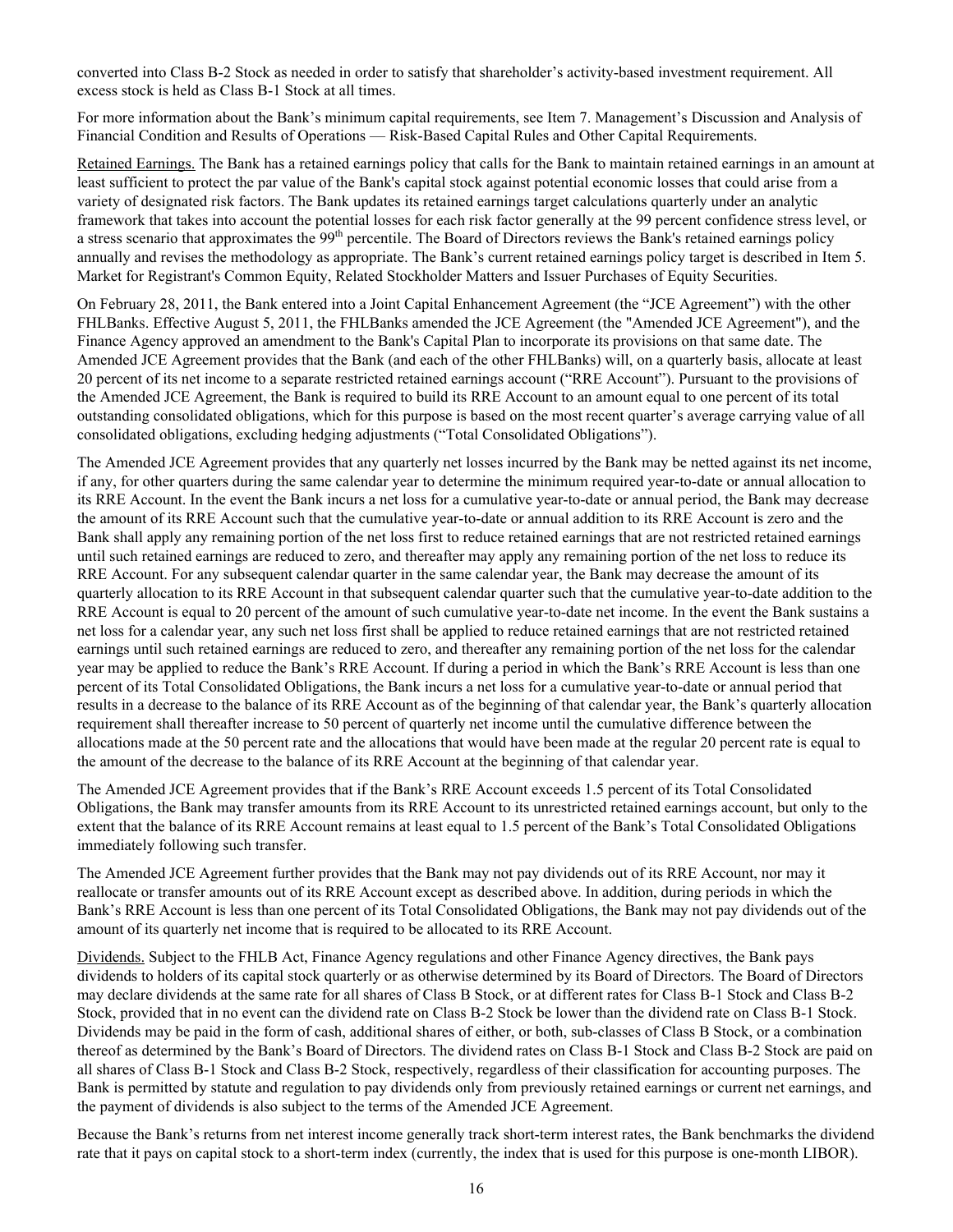converted into Class B-2 Stock as needed in order to satisfy that shareholder's activity-based investment requirement. All excess stock is held as Class B-1 Stock at all times.

For more information about the Bank's minimum capital requirements, see Item 7. Management's Discussion and Analysis of Financial Condition and Results of Operations — Risk-Based Capital Rules and Other Capital Requirements.

Retained Earnings. The Bank has a retained earnings policy that calls for the Bank to maintain retained earnings in an amount at least sufficient to protect the par value of the Bank's capital stock against potential economic losses that could arise from a variety of designated risk factors. The Bank updates its retained earnings target calculations quarterly under an analytic framework that takes into account the potential losses for each risk factor generally at the 99 percent confidence stress level, or a stress scenario that approximates the 99th percentile. The Board of Directors reviews the Bank's retained earnings policy annually and revises the methodology as appropriate. The Bank's current retained earnings policy target is described in Item 5. Market for Registrant's Common Equity, Related Stockholder Matters and Issuer Purchases of Equity Securities.

On February 28, 2011, the Bank entered into a Joint Capital Enhancement Agreement (the "JCE Agreement") with the other FHLBanks. Effective August 5, 2011, the FHLBanks amended the JCE Agreement (the "Amended JCE Agreement"), and the Finance Agency approved an amendment to the Bank's Capital Plan to incorporate its provisions on that same date. The Amended JCE Agreement provides that the Bank (and each of the other FHLBanks) will, on a quarterly basis, allocate at least 20 percent of its net income to a separate restricted retained earnings account ("RRE Account"). Pursuant to the provisions of the Amended JCE Agreement, the Bank is required to build its RRE Account to an amount equal to one percent of its total outstanding consolidated obligations, which for this purpose is based on the most recent quarter's average carrying value of all consolidated obligations, excluding hedging adjustments ("Total Consolidated Obligations").

The Amended JCE Agreement provides that any quarterly net losses incurred by the Bank may be netted against its net income, if any, for other quarters during the same calendar year to determine the minimum required year-to-date or annual allocation to its RRE Account. In the event the Bank incurs a net loss for a cumulative year-to-date or annual period, the Bank may decrease the amount of its RRE Account such that the cumulative year-to-date or annual addition to its RRE Account is zero and the Bank shall apply any remaining portion of the net loss first to reduce retained earnings that are not restricted retained earnings until such retained earnings are reduced to zero, and thereafter may apply any remaining portion of the net loss to reduce its RRE Account. For any subsequent calendar quarter in the same calendar year, the Bank may decrease the amount of its quarterly allocation to its RRE Account in that subsequent calendar quarter such that the cumulative year-to-date addition to the RRE Account is equal to 20 percent of the amount of such cumulative year-to-date net income. In the event the Bank sustains a net loss for a calendar year, any such net loss first shall be applied to reduce retained earnings that are not restricted retained earnings until such retained earnings are reduced to zero, and thereafter any remaining portion of the net loss for the calendar year may be applied to reduce the Bank's RRE Account. If during a period in which the Bank's RRE Account is less than one percent of its Total Consolidated Obligations, the Bank incurs a net loss for a cumulative year-to-date or annual period that results in a decrease to the balance of its RRE Account as of the beginning of that calendar year, the Bank's quarterly allocation requirement shall thereafter increase to 50 percent of quarterly net income until the cumulative difference between the allocations made at the 50 percent rate and the allocations that would have been made at the regular 20 percent rate is equal to the amount of the decrease to the balance of its RRE Account at the beginning of that calendar year.

The Amended JCE Agreement provides that if the Bank's RRE Account exceeds 1.5 percent of its Total Consolidated Obligations, the Bank may transfer amounts from its RRE Account to its unrestricted retained earnings account, but only to the extent that the balance of its RRE Account remains at least equal to 1.5 percent of the Bank's Total Consolidated Obligations immediately following such transfer.

The Amended JCE Agreement further provides that the Bank may not pay dividends out of its RRE Account, nor may it reallocate or transfer amounts out of its RRE Account except as described above. In addition, during periods in which the Bank's RRE Account is less than one percent of its Total Consolidated Obligations, the Bank may not pay dividends out of the amount of its quarterly net income that is required to be allocated to its RRE Account.

Dividends. Subject to the FHLB Act, Finance Agency regulations and other Finance Agency directives, the Bank pays dividends to holders of its capital stock quarterly or as otherwise determined by its Board of Directors. The Board of Directors may declare dividends at the same rate for all shares of Class B Stock, or at different rates for Class B-1 Stock and Class B-2 Stock, provided that in no event can the dividend rate on Class B-2 Stock be lower than the dividend rate on Class B-1 Stock. Dividends may be paid in the form of cash, additional shares of either, or both, sub-classes of Class B Stock, or a combination thereof as determined by the Bank's Board of Directors. The dividend rates on Class B-1 Stock and Class B-2 Stock are paid on all shares of Class B-1 Stock and Class B-2 Stock, respectively, regardless of their classification for accounting purposes. The Bank is permitted by statute and regulation to pay dividends only from previously retained earnings or current net earnings, and the payment of dividends is also subject to the terms of the Amended JCE Agreement.

Because the Bank's returns from net interest income generally track short-term interest rates, the Bank benchmarks the dividend rate that it pays on capital stock to a short-term index (currently, the index that is used for this purpose is one-month LIBOR).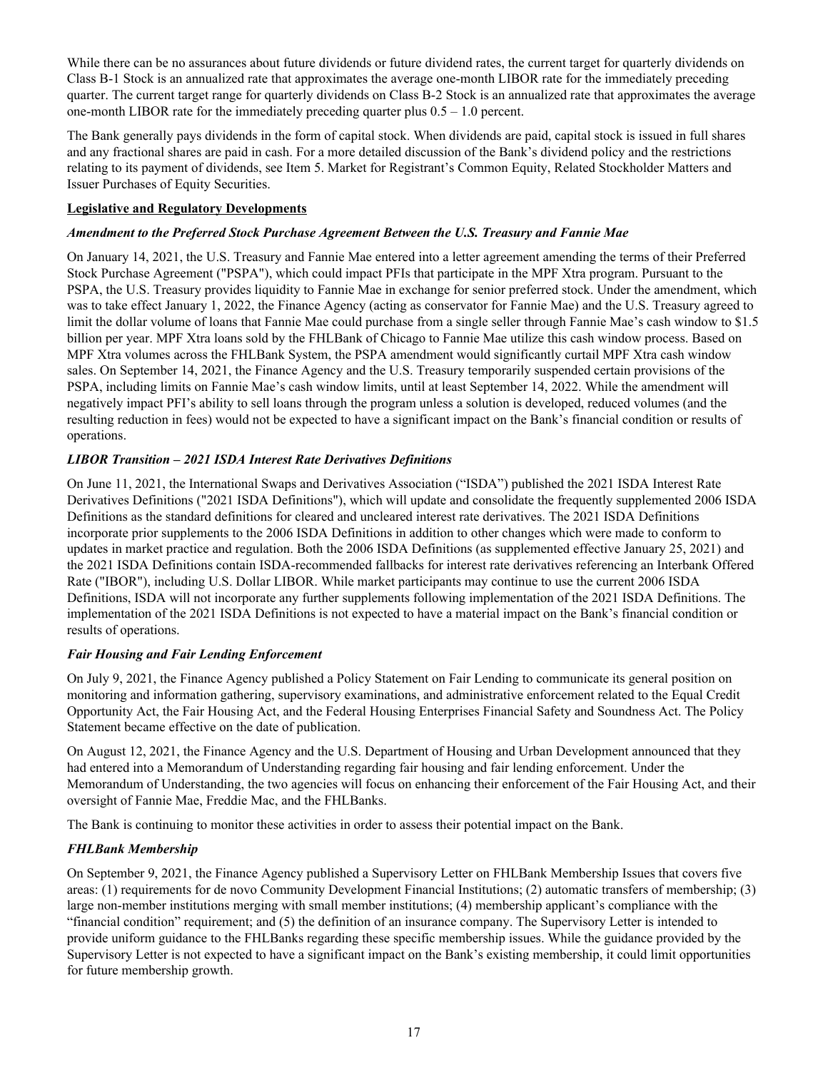While there can be no assurances about future dividends or future dividend rates, the current target for quarterly dividends on Class B-1 Stock is an annualized rate that approximates the average one-month LIBOR rate for the immediately preceding quarter. The current target range for quarterly dividends on Class B-2 Stock is an annualized rate that approximates the average one-month LIBOR rate for the immediately preceding quarter plus 0.5 – 1.0 percent.

The Bank generally pays dividends in the form of capital stock. When dividends are paid, capital stock is issued in full shares and any fractional shares are paid in cash. For a more detailed discussion of the Bank's dividend policy and the restrictions relating to its payment of dividends, see Item 5. Market for Registrant's Common Equity, Related Stockholder Matters and Issuer Purchases of Equity Securities.

**Legislative and Regulatory Developments**

***Amendment to the Preferred Stock Purchase Agreement Between the U.S. Treasury and Fannie Mae***

On January 14, 2021, the U.S. Treasury and Fannie Mae entered into a letter agreement amending the terms of their Preferred Stock Purchase Agreement ("PSPA"), which could impact PFIs that participate in the MPF Xtra program. Pursuant to the PSPA, the U.S. Treasury provides liquidity to Fannie Mae in exchange for senior preferred stock. Under the amendment, which was to take effect January 1, 2022, the Finance Agency (acting as conservator for Fannie Mae) and the U.S. Treasury agreed to limit the dollar volume of loans that Fannie Mae could purchase from a single seller through Fannie Mae's cash window to $1.5 billion per year. MPF Xtra loans sold by the FHLBank of Chicago to Fannie Mae utilize this cash window process. Based on MPF Xtra volumes across the FHLBank System, the PSPA amendment would significantly curtail MPF Xtra cash window sales. On September 14, 2021, the Finance Agency and the U.S. Treasury temporarily suspended certain provisions of the PSPA, including limits on Fannie Mae's cash window limits, until at least September 14, 2022. While the amendment will negatively impact PFI's ability to sell loans through the program unless a solution is developed, reduced volumes (and the resulting reduction in fees) would not be expected to have a significant impact on the Bank's financial condition or results of operations.

***LIBOR Transition – 2021 ISDA Interest Rate Derivatives Definitions***

On June 11, 2021, the International Swaps and Derivatives Association ("ISDA") published the 2021 ISDA Interest Rate Derivatives Definitions ("2021 ISDA Definitions"), which will update and consolidate the frequently supplemented 2006 ISDA Definitions as the standard definitions for cleared and uncleared interest rate derivatives. The 2021 ISDA Definitions incorporate prior supplements to the 2006 ISDA Definitions in addition to other changes which were made to conform to updates in market practice and regulation. Both the 2006 ISDA Definitions (as supplemented effective January 25, 2021) and the 2021 ISDA Definitions contain ISDA-recommended fallbacks for interest rate derivatives referencing an Interbank Offered Rate ("IBOR"), including U.S. Dollar LIBOR. While market participants may continue to use the current 2006 ISDA Definitions, ISDA will not incorporate any further supplements following implementation of the 2021 ISDA Definitions. The implementation of the 2021 ISDA Definitions is not expected to have a material impact on the Bank's financial condition or results of operations.

***Fair Housing and Fair Lending Enforcement***

On July 9, 2021, the Finance Agency published a Policy Statement on Fair Lending to communicate its general position on monitoring and information gathering, supervisory examinations, and administrative enforcement related to the Equal Credit Opportunity Act, the Fair Housing Act, and the Federal Housing Enterprises Financial Safety and Soundness Act. The Policy Statement became effective on the date of publication.

On August 12, 2021, the Finance Agency and the U.S. Department of Housing and Urban Development announced that they had entered into a Memorandum of Understanding regarding fair housing and fair lending enforcement. Under the Memorandum of Understanding, the two agencies will focus on enhancing their enforcement of the Fair Housing Act, and their oversight of Fannie Mae, Freddie Mac, and the FHLBanks.

The Bank is continuing to monitor these activities in order to assess their potential impact on the Bank.

***FHLBank Membership***

On September 9, 2021, the Finance Agency published a Supervisory Letter on FHLBank Membership Issues that covers five areas: (1) requirements for de novo Community Development Financial Institutions; (2) automatic transfers of membership; (3) large non-member institutions merging with small member institutions; (4) membership applicant's compliance with the "financial condition" requirement; and (5) the definition of an insurance company. The Supervisory Letter is intended to provide uniform guidance to the FHLBanks regarding these specific membership issues. While the guidance provided by the Supervisory Letter is not expected to have a significant impact on the Bank's existing membership, it could limit opportunities for future membership growth.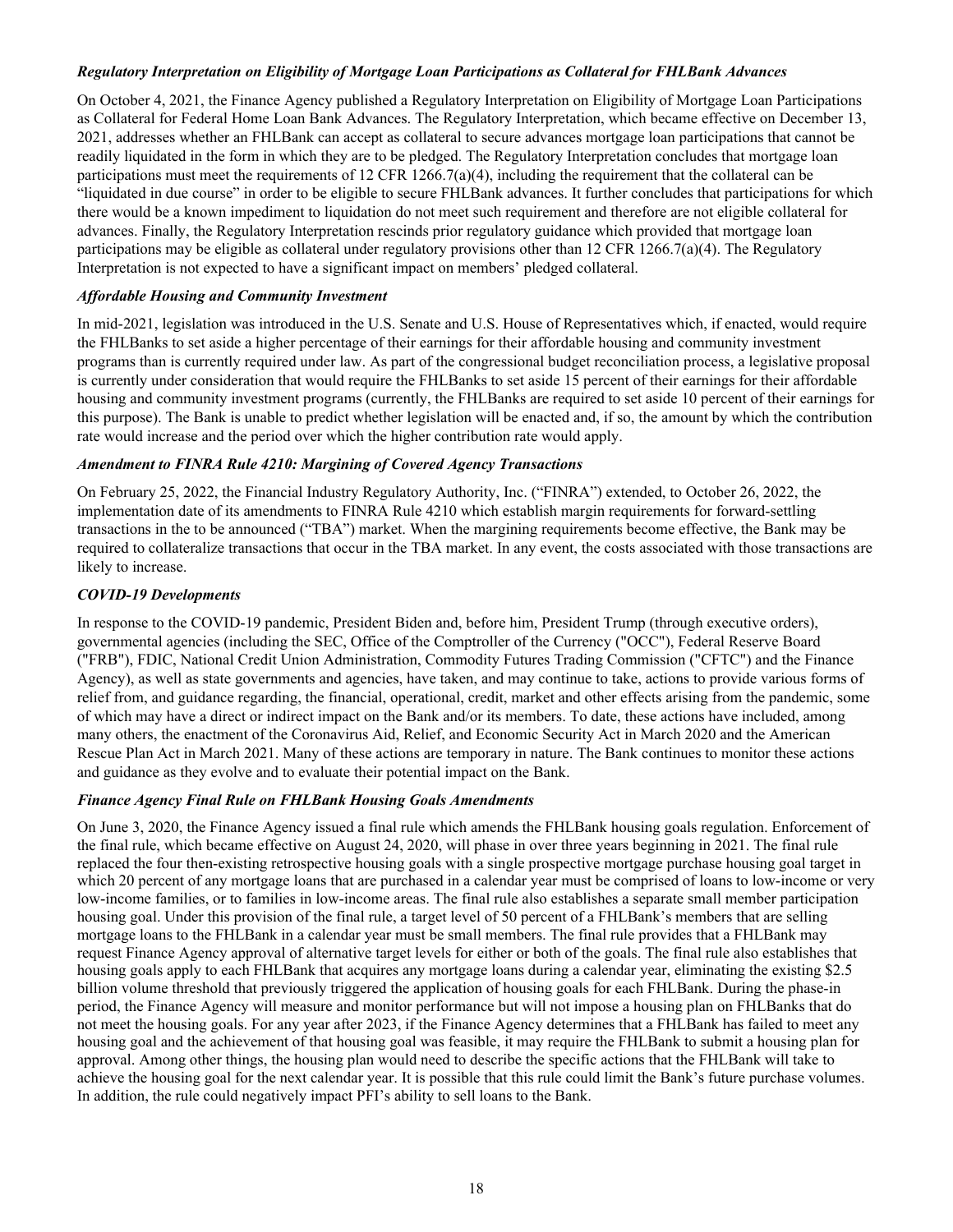***Regulatory Interpretation on Eligibility of Mortgage Loan Participations as Collateral for FHLBank Advances***

On October 4, 2021, the Finance Agency published a Regulatory Interpretation on Eligibility of Mortgage Loan Participations as Collateral for Federal Home Loan Bank Advances. The Regulatory Interpretation, which became effective on December 13, 2021, addresses whether an FHLBank can accept as collateral to secure advances mortgage loan participations that cannot be readily liquidated in the form in which they are to be pledged. The Regulatory Interpretation concludes that mortgage loan participations must meet the requirements of 12 CFR 1266.7(a)(4), including the requirement that the collateral can be "liquidated in due course" in order to be eligible to secure FHLBank advances. It further concludes that participations for which there would be a known impediment to liquidation do not meet such requirement and therefore are not eligible collateral for advances. Finally, the Regulatory Interpretation rescinds prior regulatory guidance which provided that mortgage loan participations may be eligible as collateral under regulatory provisions other than 12 CFR 1266.7(a)(4). The Regulatory Interpretation is not expected to have a significant impact on members' pledged collateral.

***Affordable Housing and Community Investment***

In mid-2021, legislation was introduced in the U.S. Senate and U.S. House of Representatives which, if enacted, would require the FHLBanks to set aside a higher percentage of their earnings for their affordable housing and community investment programs than is currently required under law. As part of the congressional budget reconciliation process, a legislative proposal is currently under consideration that would require the FHLBanks to set aside 15 percent of their earnings for their affordable housing and community investment programs (currently, the FHLBanks are required to set aside 10 percent of their earnings for this purpose). The Bank is unable to predict whether legislation will be enacted and, if so, the amount by which the contribution rate would increase and the period over which the higher contribution rate would apply.

***Amendment to FINRA Rule 4210: Margining of Covered Agency Transactions***

On February 25, 2022, the Financial Industry Regulatory Authority, Inc. ("FINRA") extended, to October 26, 2022, the implementation date of its amendments to FINRA Rule 4210 which establish margin requirements for forward-settling transactions in the to be announced ("TBA") market. When the margining requirements become effective, the Bank may be required to collateralize transactions that occur in the TBA market. In any event, the costs associated with those transactions are likely to increase.

***COVID-19 Developments***

In response to the COVID-19 pandemic, President Biden and, before him, President Trump (through executive orders), governmental agencies (including the SEC, Office of the Comptroller of the Currency ("OCC"), Federal Reserve Board ("FRB"), FDIC, National Credit Union Administration, Commodity Futures Trading Commission ("CFTC") and the Finance Agency), as well as state governments and agencies, have taken, and may continue to take, actions to provide various forms of relief from, and guidance regarding, the financial, operational, credit, market and other effects arising from the pandemic, some of which may have a direct or indirect impact on the Bank and/or its members. To date, these actions have included, among many others, the enactment of the Coronavirus Aid, Relief, and Economic Security Act in March 2020 and the American Rescue Plan Act in March 2021. Many of these actions are temporary in nature. The Bank continues to monitor these actions and guidance as they evolve and to evaluate their potential impact on the Bank.

***Finance Agency Final Rule on FHLBank Housing Goals Amendments***

On June 3, 2020, the Finance Agency issued a final rule which amends the FHLBank housing goals regulation. Enforcement of the final rule, which became effective on August 24, 2020, will phase in over three years beginning in 2021. The final rule replaced the four then-existing retrospective housing goals with a single prospective mortgage purchase housing goal target in which 20 percent of any mortgage loans that are purchased in a calendar year must be comprised of loans to low-income or very low-income families, or to families in low-income areas. The final rule also establishes a separate small member participation housing goal. Under this provision of the final rule, a target level of 50 percent of a FHLBank's members that are selling mortgage loans to the FHLBank in a calendar year must be small members. The final rule provides that a FHLBank may request Finance Agency approval of alternative target levels for either or both of the goals. The final rule also establishes that housing goals apply to each FHLBank that acquires any mortgage loans during a calendar year, eliminating the existing $2.5 billion volume threshold that previously triggered the application of housing goals for each FHLBank. During the phase-in period, the Finance Agency will measure and monitor performance but will not impose a housing plan on FHLBanks that do not meet the housing goals. For any year after 2023, if the Finance Agency determines that a FHLBank has failed to meet any housing goal and the achievement of that housing goal was feasible, it may require the FHLBank to submit a housing plan for approval. Among other things, the housing plan would need to describe the specific actions that the FHLBank will take to achieve the housing goal for the next calendar year. It is possible that this rule could limit the Bank's future purchase volumes. In addition, the rule could negatively impact PFI's ability to sell loans to the Bank.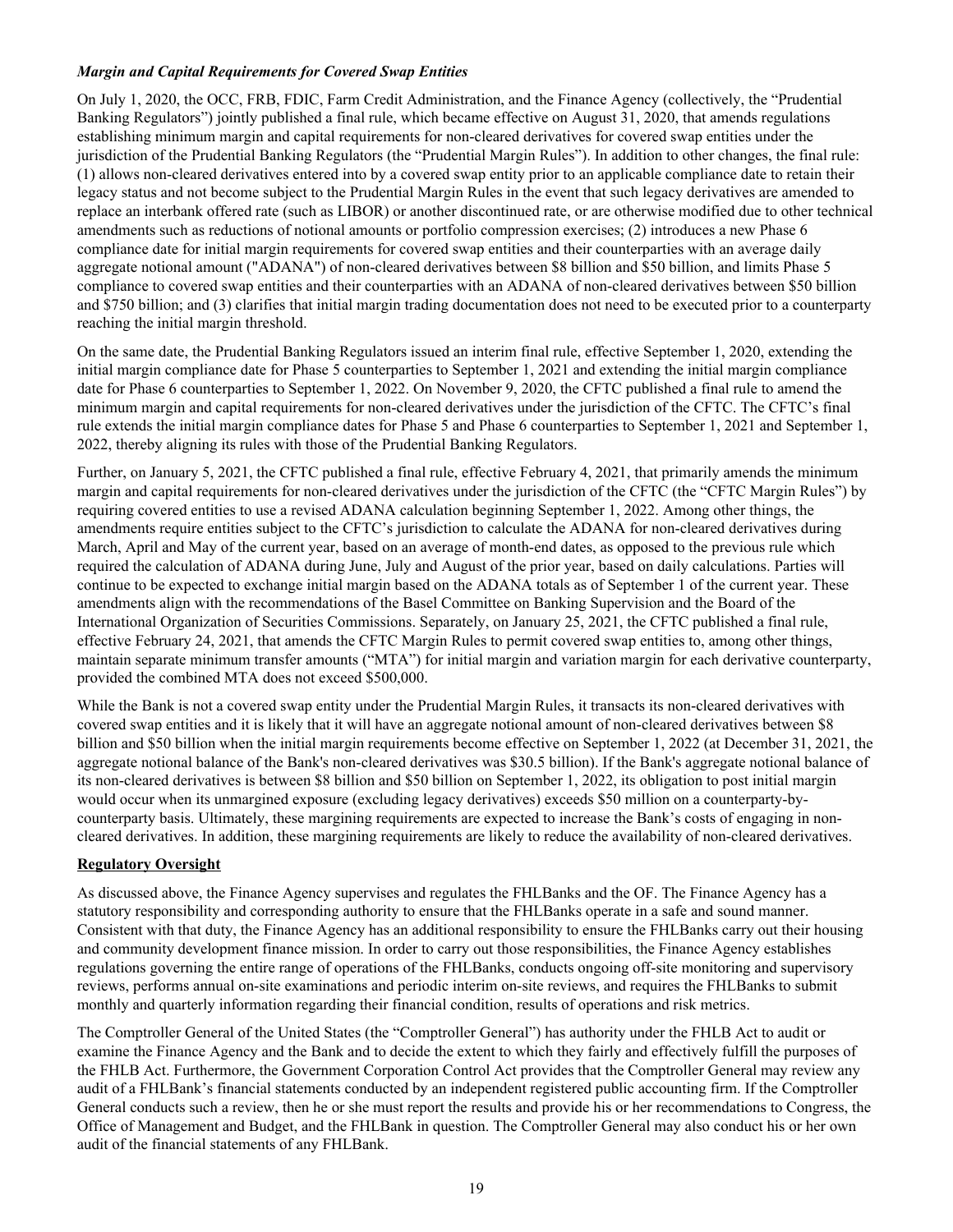***Margin and Capital Requirements for Covered Swap Entities***

On July 1, 2020, the OCC, FRB, FDIC, Farm Credit Administration, and the Finance Agency (collectively, the "Prudential Banking Regulators") jointly published a final rule, which became effective on August 31, 2020, that amends regulations establishing minimum margin and capital requirements for non-cleared derivatives for covered swap entities under the jurisdiction of the Prudential Banking Regulators (the "Prudential Margin Rules"). In addition to other changes, the final rule: (1) allows non-cleared derivatives entered into by a covered swap entity prior to an applicable compliance date to retain their legacy status and not become subject to the Prudential Margin Rules in the event that such legacy derivatives are amended to replace an interbank offered rate (such as LIBOR) or another discontinued rate, or are otherwise modified due to other technical amendments such as reductions of notional amounts or portfolio compression exercises; (2) introduces a new Phase 6 compliance date for initial margin requirements for covered swap entities and their counterparties with an average daily aggregate notional amount ("ADANA") of non-cleared derivatives between $8 billion and $50 billion, and limits Phase 5 compliance to covered swap entities and their counterparties with an ADANA of non-cleared derivatives between $50 billion and $750 billion; and (3) clarifies that initial margin trading documentation does not need to be executed prior to a counterparty reaching the initial margin threshold.

On the same date, the Prudential Banking Regulators issued an interim final rule, effective September 1, 2020, extending the initial margin compliance date for Phase 5 counterparties to September 1, 2021 and extending the initial margin compliance date for Phase 6 counterparties to September 1, 2022. On November 9, 2020, the CFTC published a final rule to amend the minimum margin and capital requirements for non-cleared derivatives under the jurisdiction of the CFTC. The CFTC's final rule extends the initial margin compliance dates for Phase 5 and Phase 6 counterparties to September 1, 2021 and September 1, 2022, thereby aligning its rules with those of the Prudential Banking Regulators.

Further, on January 5, 2021, the CFTC published a final rule, effective February 4, 2021, that primarily amends the minimum margin and capital requirements for non-cleared derivatives under the jurisdiction of the CFTC (the "CFTC Margin Rules") by requiring covered entities to use a revised ADANA calculation beginning September 1, 2022. Among other things, the amendments require entities subject to the CFTC's jurisdiction to calculate the ADANA for non-cleared derivatives during March, April and May of the current year, based on an average of month-end dates, as opposed to the previous rule which required the calculation of ADANA during June, July and August of the prior year, based on daily calculations. Parties will continue to be expected to exchange initial margin based on the ADANA totals as of September 1 of the current year. These amendments align with the recommendations of the Basel Committee on Banking Supervision and the Board of the International Organization of Securities Commissions. Separately, on January 25, 2021, the CFTC published a final rule, effective February 24, 2021, that amends the CFTC Margin Rules to permit covered swap entities to, among other things, maintain separate minimum transfer amounts ("MTA") for initial margin and variation margin for each derivative counterparty, provided the combined MTA does not exceed $500,000.

While the Bank is not a covered swap entity under the Prudential Margin Rules, it transacts its non-cleared derivatives with covered swap entities and it is likely that it will have an aggregate notional amount of non-cleared derivatives between $8 billion and $50 billion when the initial margin requirements become effective on September 1, 2022 (at December 31, 2021, the aggregate notional balance of the Bank's non-cleared derivatives was $30.5 billion). If the Bank's aggregate notional balance of its non-cleared derivatives is between $8 billion and $50 billion on September 1, 2022, its obligation to post initial margin would occur when its unmargined exposure (excluding legacy derivatives) exceeds $50 million on a counterparty-by-counterparty basis. Ultimately, these margining requirements are expected to increase the Bank's costs of engaging in non-cleared derivatives. In addition, these margining requirements are likely to reduce the availability of non-cleared derivatives.

**Regulatory Oversight**

As discussed above, the Finance Agency supervises and regulates the FHLBanks and the OF. The Finance Agency has a statutory responsibility and corresponding authority to ensure that the FHLBanks operate in a safe and sound manner. Consistent with that duty, the Finance Agency has an additional responsibility to ensure the FHLBanks carry out their housing and community development finance mission. In order to carry out those responsibilities, the Finance Agency establishes regulations governing the entire range of operations of the FHLBanks, conducts ongoing off-site monitoring and supervisory reviews, performs annual on-site examinations and periodic interim on-site reviews, and requires the FHLBanks to submit monthly and quarterly information regarding their financial condition, results of operations and risk metrics.

The Comptroller General of the United States (the "Comptroller General") has authority under the FHLB Act to audit or examine the Finance Agency and the Bank and to decide the extent to which they fairly and effectively fulfill the purposes of the FHLB Act. Furthermore, the Government Corporation Control Act provides that the Comptroller General may review any audit of a FHLBank's financial statements conducted by an independent registered public accounting firm. If the Comptroller General conducts such a review, then he or she must report the results and provide his or her recommendations to Congress, the Office of Management and Budget, and the FHLBank in question. The Comptroller General may also conduct his or her own audit of the financial statements of any FHLBank.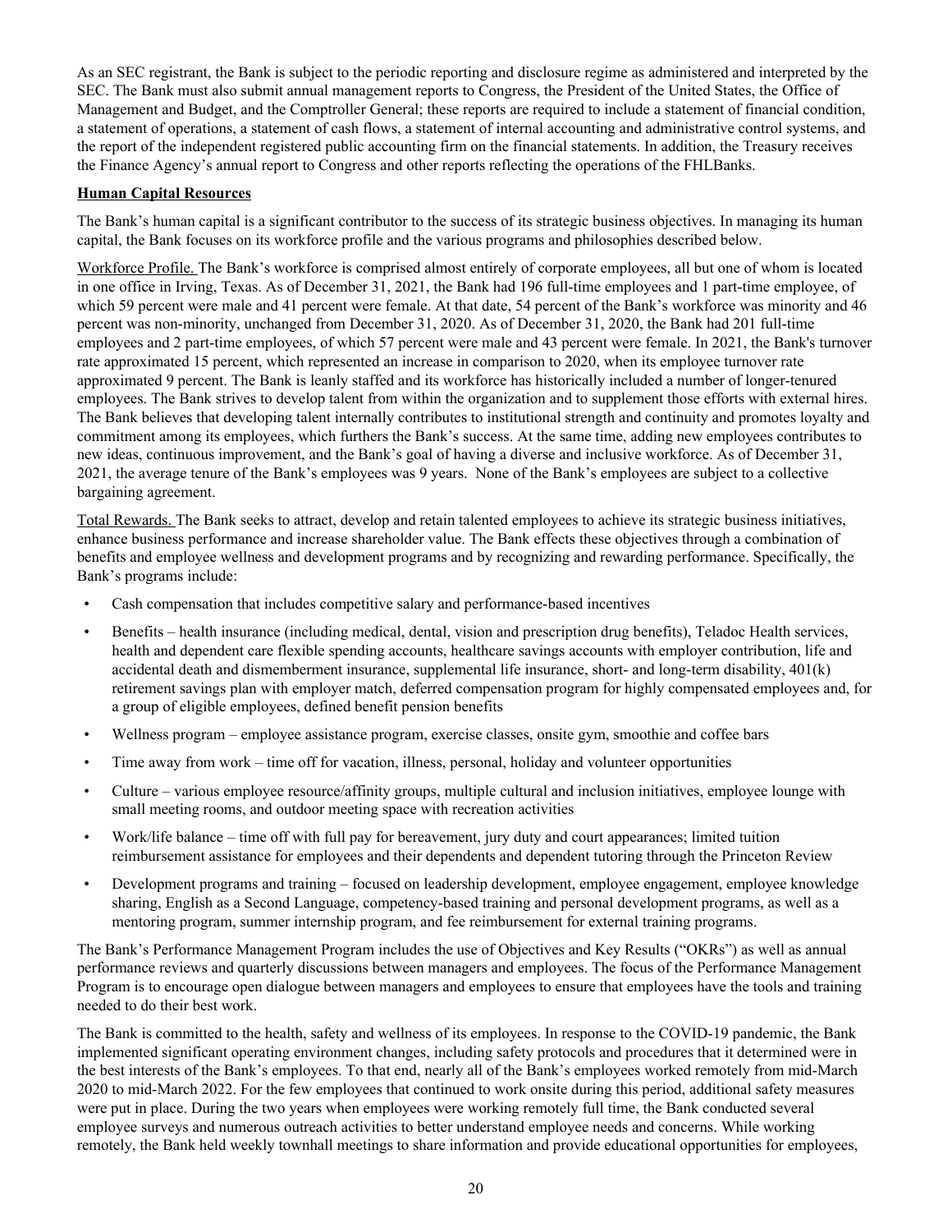As an SEC registrant, the Bank is subject to the periodic reporting and disclosure regime as administered and interpreted by the SEC. The Bank must also submit annual management reports to Congress, the President of the United States, the Office of Management and Budget, and the Comptroller General; these reports are required to include a statement of financial condition, a statement of operations, a statement of cash flows, a statement of internal accounting and administrative control systems, and the report of the independent registered public accounting firm on the financial statements. In addition, the Treasury receives the Finance Agency's annual report to Congress and other reports reflecting the operations of the FHLBanks.

**Human Capital Resources**

The Bank's human capital is a significant contributor to the success of its strategic business objectives. In managing its human capital, the Bank focuses on its workforce profile and the various programs and philosophies described below.

Workforce Profile. The Bank's workforce is comprised almost entirely of corporate employees, all but one of whom is located in one office in Irving, Texas. As of December 31, 2021, the Bank had 196 full-time employees and 1 part-time employee, of which 59 percent were male and 41 percent were female. At that date, 54 percent of the Bank's workforce was minority and 46 percent was non-minority, unchanged from December 31, 2020. As of December 31, 2020, the Bank had 201 full-time employees and 2 part-time employees, of which 57 percent were male and 43 percent were female. In 2021, the Bank's turnover rate approximated 15 percent, which represented an increase in comparison to 2020, when its employee turnover rate approximated 9 percent. The Bank is leanly staffed and its workforce has historically included a number of longer-tenured employees. The Bank strives to develop talent from within the organization and to supplement those efforts with external hires. The Bank believes that developing talent internally contributes to institutional strength and continuity and promotes loyalty and commitment among its employees, which furthers the Bank's success. At the same time, adding new employees contributes to new ideas, continuous improvement, and the Bank's goal of having a diverse and inclusive workforce. As of December 31, 2021, the average tenure of the Bank's employees was 9 years. None of the Bank's employees are subject to a collective bargaining agreement.

Total Rewards. The Bank seeks to attract, develop and retain talented employees to achieve its strategic business initiatives, enhance business performance and increase shareholder value. The Bank effects these objectives through a combination of benefits and employee wellness and development programs and by recognizing and rewarding performance. Specifically, the Bank's programs include:

- Cash compensation that includes competitive salary and performance-based incentives
- Benefits – health insurance (including medical, dental, vision and prescription drug benefits), Teladoc Health services, health and dependent care flexible spending accounts, healthcare savings accounts with employer contribution, life and accidental death and dismemberment insurance, supplemental life insurance, short- and long-term disability, 401(k) retirement savings plan with employer match, deferred compensation program for highly compensated employees and, for a group of eligible employees, defined benefit pension benefits
- Wellness program – employee assistance program, exercise classes, onsite gym, smoothie and coffee bars
- Time away from work – time off for vacation, illness, personal, holiday and volunteer opportunities
- Culture – various employee resource/affinity groups, multiple cultural and inclusion initiatives, employee lounge with small meeting rooms, and outdoor meeting space with recreation activities
- Work/life balance – time off with full pay for bereavement, jury duty and court appearances; limited tuition reimbursement assistance for employees and their dependents and dependent tutoring through the Princeton Review
- Development programs and training – focused on leadership development, employee engagement, employee knowledge sharing, English as a Second Language, competency-based training and personal development programs, as well as a mentoring program, summer internship program, and fee reimbursement for external training programs.

The Bank's Performance Management Program includes the use of Objectives and Key Results ("OKRs") as well as annual performance reviews and quarterly discussions between managers and employees. The focus of the Performance Management Program is to encourage open dialogue between managers and employees to ensure that employees have the tools and training needed to do their best work.

The Bank is committed to the health, safety and wellness of its employees. In response to the COVID-19 pandemic, the Bank implemented significant operating environment changes, including safety protocols and procedures that it determined were in the best interests of the Bank's employees. To that end, nearly all of the Bank's employees worked remotely from mid-March 2020 to mid-March 2022. For the few employees that continued to work onsite during this period, additional safety measures were put in place. During the two years when employees were working remotely full time, the Bank conducted several employee surveys and numerous outreach activities to better understand employee needs and concerns. While working remotely, the Bank held weekly townhall meetings to share information and provide educational opportunities for employees,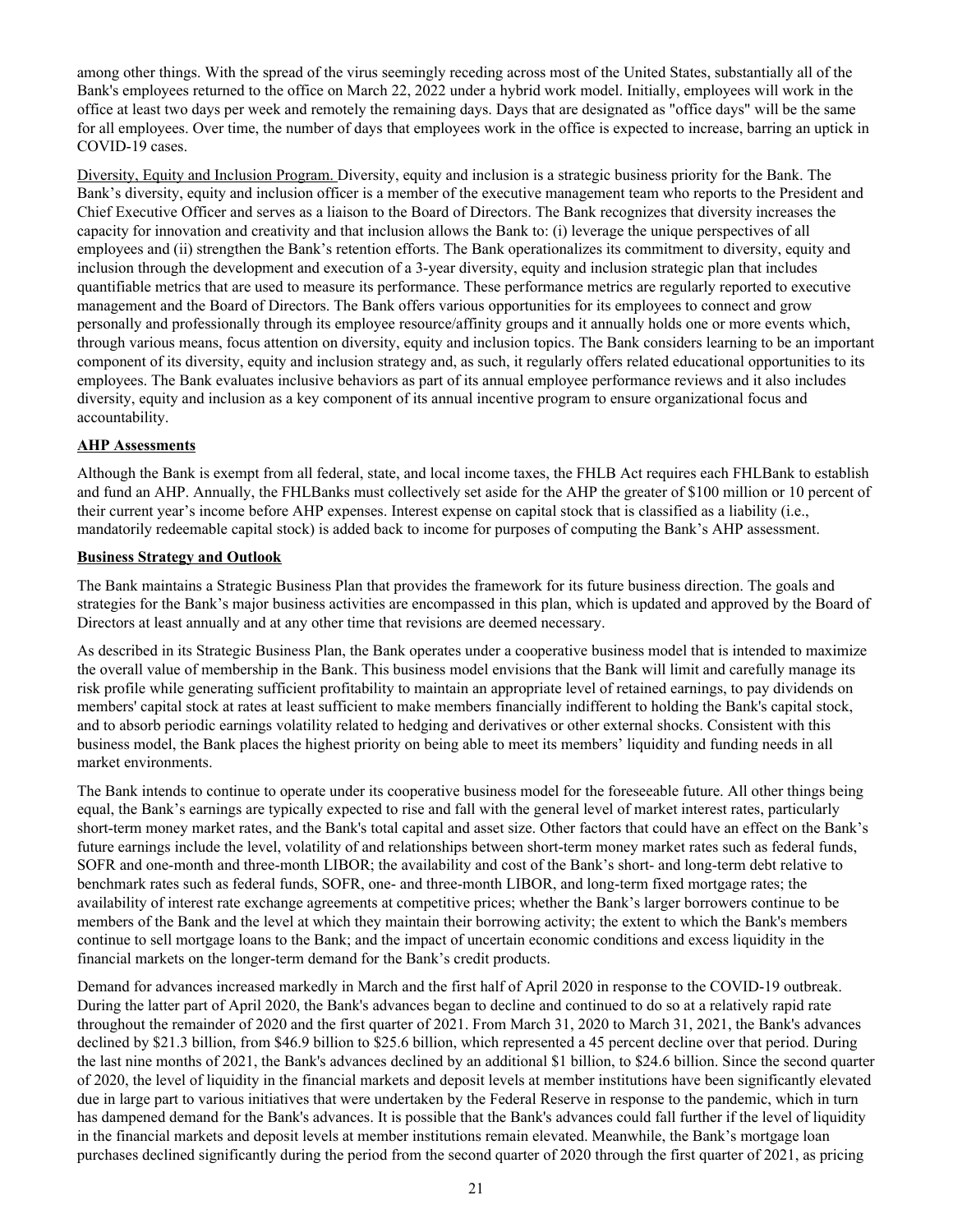among other things. With the spread of the virus seemingly receding across most of the United States, substantially all of the Bank's employees returned to the office on March 22, 2022 under a hybrid work model. Initially, employees will work in the office at least two days per week and remotely the remaining days. Days that are designated as "office days" will be the same for all employees. Over time, the number of days that employees work in the office is expected to increase, barring an uptick in COVID-19 cases.

Diversity, Equity and Inclusion Program. Diversity, equity and inclusion is a strategic business priority for the Bank. The Bank's diversity, equity and inclusion officer is a member of the executive management team who reports to the President and Chief Executive Officer and serves as a liaison to the Board of Directors. The Bank recognizes that diversity increases the capacity for innovation and creativity and that inclusion allows the Bank to: (i) leverage the unique perspectives of all employees and (ii) strengthen the Bank's retention efforts. The Bank operationalizes its commitment to diversity, equity and inclusion through the development and execution of a 3-year diversity, equity and inclusion strategic plan that includes quantifiable metrics that are used to measure its performance. These performance metrics are regularly reported to executive management and the Board of Directors. The Bank offers various opportunities for its employees to connect and grow personally and professionally through its employee resource/affinity groups and it annually holds one or more events which, through various means, focus attention on diversity, equity and inclusion topics. The Bank considers learning to be an important component of its diversity, equity and inclusion strategy and, as such, it regularly offers related educational opportunities to its employees. The Bank evaluates inclusive behaviors as part of its annual employee performance reviews and it also includes diversity, equity and inclusion as a key component of its annual incentive program to ensure organizational focus and accountability.

**AHP Assessments**

Although the Bank is exempt from all federal, state, and local income taxes, the FHLB Act requires each FHLBank to establish and fund an AHP. Annually, the FHLBanks must collectively set aside for the AHP the greater of $100 million or 10 percent of their current year's income before AHP expenses. Interest expense on capital stock that is classified as a liability (i.e., mandatorily redeemable capital stock) is added back to income for purposes of computing the Bank's AHP assessment.

**Business Strategy and Outlook**

The Bank maintains a Strategic Business Plan that provides the framework for its future business direction. The goals and strategies for the Bank's major business activities are encompassed in this plan, which is updated and approved by the Board of Directors at least annually and at any other time that revisions are deemed necessary.

As described in its Strategic Business Plan, the Bank operates under a cooperative business model that is intended to maximize the overall value of membership in the Bank. This business model envisions that the Bank will limit and carefully manage its risk profile while generating sufficient profitability to maintain an appropriate level of retained earnings, to pay dividends on members' capital stock at rates at least sufficient to make members financially indifferent to holding the Bank's capital stock, and to absorb periodic earnings volatility related to hedging and derivatives or other external shocks. Consistent with this business model, the Bank places the highest priority on being able to meet its members' liquidity and funding needs in all market environments.

The Bank intends to continue to operate under its cooperative business model for the foreseeable future. All other things being equal, the Bank's earnings are typically expected to rise and fall with the general level of market interest rates, particularly short-term money market rates, and the Bank's total capital and asset size. Other factors that could have an effect on the Bank's future earnings include the level, volatility of and relationships between short-term money market rates such as federal funds, SOFR and one-month and three-month LIBOR; the availability and cost of the Bank's short- and long-term debt relative to benchmark rates such as federal funds, SOFR, one- and three-month LIBOR, and long-term fixed mortgage rates; the availability of interest rate exchange agreements at competitive prices; whether the Bank's larger borrowers continue to be members of the Bank and the level at which they maintain their borrowing activity; the extent to which the Bank's members continue to sell mortgage loans to the Bank; and the impact of uncertain economic conditions and excess liquidity in the financial markets on the longer-term demand for the Bank's credit products.

Demand for advances increased markedly in March and the first half of April 2020 in response to the COVID-19 outbreak. During the latter part of April 2020, the Bank's advances began to decline and continued to do so at a relatively rapid rate throughout the remainder of 2020 and the first quarter of 2021. From March 31, 2020 to March 31, 2021, the Bank's advances declined by $21.3 billion, from $46.9 billion to $25.6 billion, which represented a 45 percent decline over that period. During the last nine months of 2021, the Bank's advances declined by an additional $1 billion, to $24.6 billion. Since the second quarter of 2020, the level of liquidity in the financial markets and deposit levels at member institutions have been significantly elevated due in large part to various initiatives that were undertaken by the Federal Reserve in response to the pandemic, which in turn has dampened demand for the Bank's advances. It is possible that the Bank's advances could fall further if the level of liquidity in the financial markets and deposit levels at member institutions remain elevated. Meanwhile, the Bank's mortgage loan purchases declined significantly during the period from the second quarter of 2020 through the first quarter of 2021, as pricing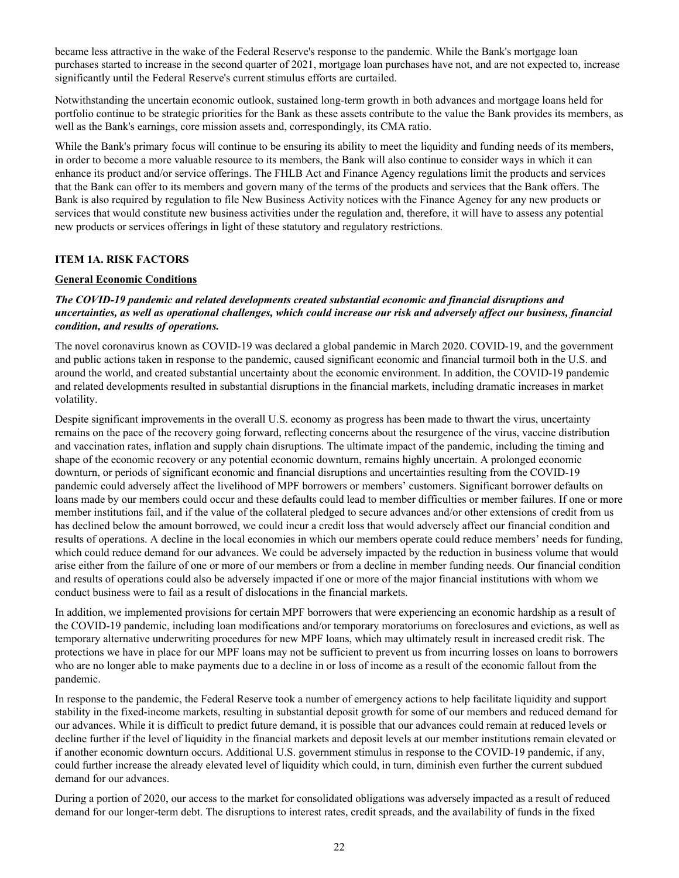became less attractive in the wake of the Federal Reserve's response to the pandemic. While the Bank's mortgage loan purchases started to increase in the second quarter of 2021, mortgage loan purchases have not, and are not expected to, increase significantly until the Federal Reserve's current stimulus efforts are curtailed.

Notwithstanding the uncertain economic outlook, sustained long-term growth in both advances and mortgage loans held for portfolio continue to be strategic priorities for the Bank as these assets contribute to the value the Bank provides its members, as well as the Bank's earnings, core mission assets and, correspondingly, its CMA ratio.

While the Bank's primary focus will continue to be ensuring its ability to meet the liquidity and funding needs of its members, in order to become a more valuable resource to its members, the Bank will also continue to consider ways in which it can enhance its product and/or service offerings. The FHLB Act and Finance Agency regulations limit the products and services that the Bank can offer to its members and govern many of the terms of the products and services that the Bank offers. The Bank is also required by regulation to file New Business Activity notices with the Finance Agency for any new products or services that would constitute new business activities under the regulation and, therefore, it will have to assess any potential new products or services offerings in light of these statutory and regulatory restrictions.

## ITEM 1A. RISK FACTORS

### General Economic Conditions

***The COVID-19 pandemic and related developments created substantial economic and financial disruptions and uncertainties, as well as operational challenges, which could increase our risk and adversely affect our business, financial condition, and results of operations.***

The novel coronavirus known as COVID-19 was declared a global pandemic in March 2020. COVID-19, and the government and public actions taken in response to the pandemic, caused significant economic and financial turmoil both in the U.S. and around the world, and created substantial uncertainty about the economic environment. In addition, the COVID-19 pandemic and related developments resulted in substantial disruptions in the financial markets, including dramatic increases in market volatility.

Despite significant improvements in the overall U.S. economy as progress has been made to thwart the virus, uncertainty remains on the pace of the recovery going forward, reflecting concerns about the resurgence of the virus, vaccine distribution and vaccination rates, inflation and supply chain disruptions. The ultimate impact of the pandemic, including the timing and shape of the economic recovery or any potential economic downturn, remains highly uncertain. A prolonged economic downturn, or periods of significant economic and financial disruptions and uncertainties resulting from the COVID-19 pandemic could adversely affect the livelihood of MPF borrowers or members' customers. Significant borrower defaults on loans made by our members could occur and these defaults could lead to member difficulties or member failures. If one or more member institutions fail, and if the value of the collateral pledged to secure advances and/or other extensions of credit from us has declined below the amount borrowed, we could incur a credit loss that would adversely affect our financial condition and results of operations. A decline in the local economies in which our members operate could reduce members' needs for funding, which could reduce demand for our advances. We could be adversely impacted by the reduction in business volume that would arise either from the failure of one or more of our members or from a decline in member funding needs. Our financial condition and results of operations could also be adversely impacted if one or more of the major financial institutions with whom we conduct business were to fail as a result of dislocations in the financial markets.

In addition, we implemented provisions for certain MPF borrowers that were experiencing an economic hardship as a result of the COVID-19 pandemic, including loan modifications and/or temporary moratoriums on foreclosures and evictions, as well as temporary alternative underwriting procedures for new MPF loans, which may ultimately result in increased credit risk. The protections we have in place for our MPF loans may not be sufficient to prevent us from incurring losses on loans to borrowers who are no longer able to make payments due to a decline in or loss of income as a result of the economic fallout from the pandemic.

In response to the pandemic, the Federal Reserve took a number of emergency actions to help facilitate liquidity and support stability in the fixed-income markets, resulting in substantial deposit growth for some of our members and reduced demand for our advances. While it is difficult to predict future demand, it is possible that our advances could remain at reduced levels or decline further if the level of liquidity in the financial markets and deposit levels at our member institutions remain elevated or if another economic downturn occurs. Additional U.S. government stimulus in response to the COVID-19 pandemic, if any, could further increase the already elevated level of liquidity which could, in turn, diminish even further the current subdued demand for our advances.

During a portion of 2020, our access to the market for consolidated obligations was adversely impacted as a result of reduced demand for our longer-term debt. The disruptions to interest rates, credit spreads, and the availability of funds in the fixed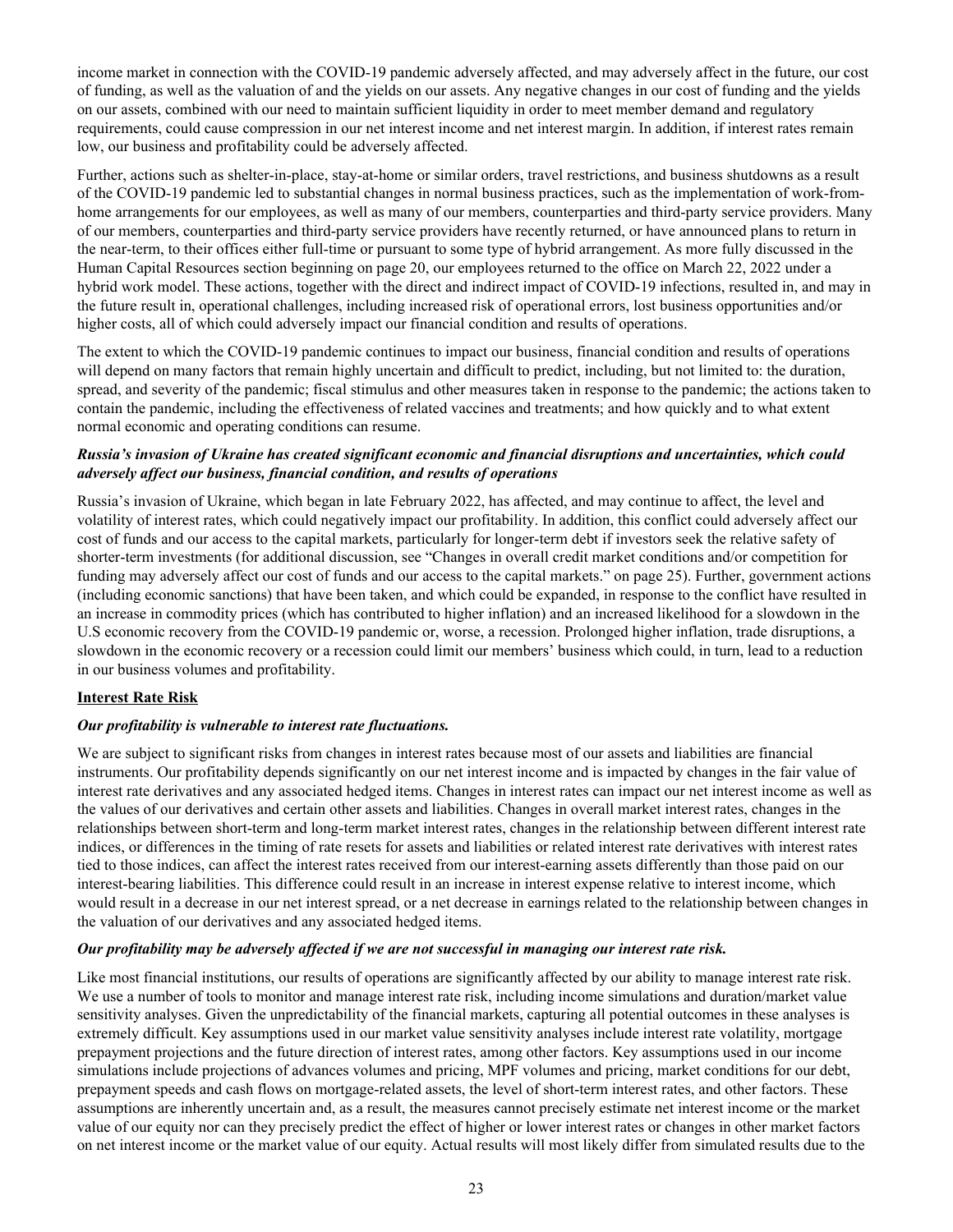income market in connection with the COVID-19 pandemic adversely affected, and may adversely affect in the future, our cost of funding, as well as the valuation of and the yields on our assets. Any negative changes in our cost of funding and the yields on our assets, combined with our need to maintain sufficient liquidity in order to meet member demand and regulatory requirements, could cause compression in our net interest income and net interest margin. In addition, if interest rates remain low, our business and profitability could be adversely affected.

Further, actions such as shelter-in-place, stay-at-home or similar orders, travel restrictions, and business shutdowns as a result of the COVID-19 pandemic led to substantial changes in normal business practices, such as the implementation of work-from-home arrangements for our employees, as well as many of our members, counterparties and third-party service providers. Many of our members, counterparties and third-party service providers have recently returned, or have announced plans to return in the near-term, to their offices either full-time or pursuant to some type of hybrid arrangement. As more fully discussed in the Human Capital Resources section beginning on page 20, our employees returned to the office on March 22, 2022 under a hybrid work model. These actions, together with the direct and indirect impact of COVID-19 infections, resulted in, and may in the future result in, operational challenges, including increased risk of operational errors, lost business opportunities and/or higher costs, all of which could adversely impact our financial condition and results of operations.

The extent to which the COVID-19 pandemic continues to impact our business, financial condition and results of operations will depend on many factors that remain highly uncertain and difficult to predict, including, but not limited to: the duration, spread, and severity of the pandemic; fiscal stimulus and other measures taken in response to the pandemic; the actions taken to contain the pandemic, including the effectiveness of related vaccines and treatments; and how quickly and to what extent normal economic and operating conditions can resume.

***Russia's invasion of Ukraine has created significant economic and financial disruptions and uncertainties, which could adversely affect our business, financial condition, and results of operations***

Russia's invasion of Ukraine, which began in late February 2022, has affected, and may continue to affect, the level and volatility of interest rates, which could negatively impact our profitability. In addition, this conflict could adversely affect our cost of funds and our access to the capital markets, particularly for longer-term debt if investors seek the relative safety of shorter-term investments (for additional discussion, see "Changes in overall credit market conditions and/or competition for funding may adversely affect our cost of funds and our access to the capital markets." on page 25). Further, government actions (including economic sanctions) that have been taken, and which could be expanded, in response to the conflict have resulted in an increase in commodity prices (which has contributed to higher inflation) and an increased likelihood for a slowdown in the U.S economic recovery from the COVID-19 pandemic or, worse, a recession. Prolonged higher inflation, trade disruptions, a slowdown in the economic recovery or a recession could limit our members' business which could, in turn, lead to a reduction in our business volumes and profitability.

**Interest Rate Risk**

***Our profitability is vulnerable to interest rate fluctuations.***

We are subject to significant risks from changes in interest rates because most of our assets and liabilities are financial instruments. Our profitability depends significantly on our net interest income and is impacted by changes in the fair value of interest rate derivatives and any associated hedged items. Changes in interest rates can impact our net interest income as well as the values of our derivatives and certain other assets and liabilities. Changes in overall market interest rates, changes in the relationships between short-term and long-term market interest rates, changes in the relationship between different interest rate indices, or differences in the timing of rate resets for assets and liabilities or related interest rate derivatives with interest rates tied to those indices, can affect the interest rates received from our interest-earning assets differently than those paid on our interest-bearing liabilities. This difference could result in an increase in interest expense relative to interest income, which would result in a decrease in our net interest spread, or a net decrease in earnings related to the relationship between changes in the valuation of our derivatives and any associated hedged items.

***Our profitability may be adversely affected if we are not successful in managing our interest rate risk.***

Like most financial institutions, our results of operations are significantly affected by our ability to manage interest rate risk. We use a number of tools to monitor and manage interest rate risk, including income simulations and duration/market value sensitivity analyses. Given the unpredictability of the financial markets, capturing all potential outcomes in these analyses is extremely difficult. Key assumptions used in our market value sensitivity analyses include interest rate volatility, mortgage prepayment projections and the future direction of interest rates, among other factors. Key assumptions used in our income simulations include projections of advances volumes and pricing, MPF volumes and pricing, market conditions for our debt, prepayment speeds and cash flows on mortgage-related assets, the level of short-term interest rates, and other factors. These assumptions are inherently uncertain and, as a result, the measures cannot precisely estimate net interest income or the market value of our equity nor can they precisely predict the effect of higher or lower interest rates or changes in other market factors on net interest income or the market value of our equity. Actual results will most likely differ from simulated results due to the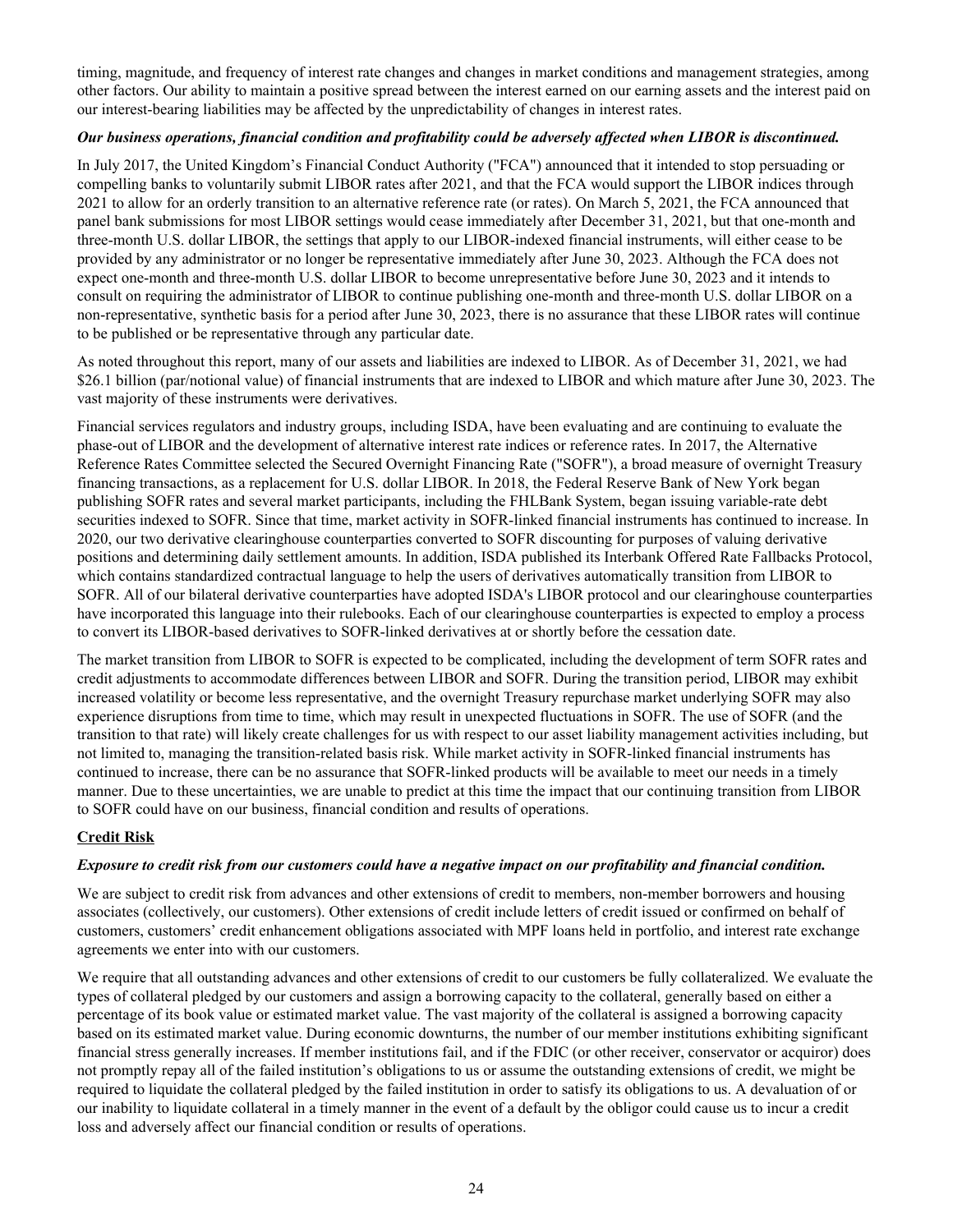timing, magnitude, and frequency of interest rate changes and changes in market conditions and management strategies, among other factors. Our ability to maintain a positive spread between the interest earned on our earning assets and the interest paid on our interest-bearing liabilities may be affected by the unpredictability of changes in interest rates.

***Our business operations, financial condition and profitability could be adversely affected when LIBOR is discontinued.***

In July 2017, the United Kingdom's Financial Conduct Authority ("FCA") announced that it intended to stop persuading or compelling banks to voluntarily submit LIBOR rates after 2021, and that the FCA would support the LIBOR indices through 2021 to allow for an orderly transition to an alternative reference rate (or rates). On March 5, 2021, the FCA announced that panel bank submissions for most LIBOR settings would cease immediately after December 31, 2021, but that one-month and three-month U.S. dollar LIBOR, the settings that apply to our LIBOR-indexed financial instruments, will either cease to be provided by any administrator or no longer be representative immediately after June 30, 2023. Although the FCA does not expect one-month and three-month U.S. dollar LIBOR to become unrepresentative before June 30, 2023 and it intends to consult on requiring the administrator of LIBOR to continue publishing one-month and three-month U.S. dollar LIBOR on a non-representative, synthetic basis for a period after June 30, 2023, there is no assurance that these LIBOR rates will continue to be published or be representative through any particular date.

As noted throughout this report, many of our assets and liabilities are indexed to LIBOR. As of December 31, 2021, we had $26.1 billion (par/notional value) of financial instruments that are indexed to LIBOR and which mature after June 30, 2023. The vast majority of these instruments were derivatives.

Financial services regulators and industry groups, including ISDA, have been evaluating and are continuing to evaluate the phase-out of LIBOR and the development of alternative interest rate indices or reference rates. In 2017, the Alternative Reference Rates Committee selected the Secured Overnight Financing Rate ("SOFR"), a broad measure of overnight Treasury financing transactions, as a replacement for U.S. dollar LIBOR. In 2018, the Federal Reserve Bank of New York began publishing SOFR rates and several market participants, including the FHLBank System, began issuing variable-rate debt securities indexed to SOFR. Since that time, market activity in SOFR-linked financial instruments has continued to increase. In 2020, our two derivative clearinghouse counterparties converted to SOFR discounting for purposes of valuing derivative positions and determining daily settlement amounts. In addition, ISDA published its Interbank Offered Rate Fallbacks Protocol, which contains standardized contractual language to help the users of derivatives automatically transition from LIBOR to SOFR. All of our bilateral derivative counterparties have adopted ISDA's LIBOR protocol and our clearinghouse counterparties have incorporated this language into their rulebooks. Each of our clearinghouse counterparties is expected to employ a process to convert its LIBOR-based derivatives to SOFR-linked derivatives at or shortly before the cessation date.

The market transition from LIBOR to SOFR is expected to be complicated, including the development of term SOFR rates and credit adjustments to accommodate differences between LIBOR and SOFR. During the transition period, LIBOR may exhibit increased volatility or become less representative, and the overnight Treasury repurchase market underlying SOFR may also experience disruptions from time to time, which may result in unexpected fluctuations in SOFR. The use of SOFR (and the transition to that rate) will likely create challenges for us with respect to our asset liability management activities including, but not limited to, managing the transition-related basis risk. While market activity in SOFR-linked financial instruments has continued to increase, there can be no assurance that SOFR-linked products will be available to meet our needs in a timely manner. Due to these uncertainties, we are unable to predict at this time the impact that our continuing transition from LIBOR to SOFR could have on our business, financial condition and results of operations.

**Credit Risk**

***Exposure to credit risk from our customers could have a negative impact on our profitability and financial condition.***

We are subject to credit risk from advances and other extensions of credit to members, non-member borrowers and housing associates (collectively, our customers). Other extensions of credit include letters of credit issued or confirmed on behalf of customers, customers' credit enhancement obligations associated with MPF loans held in portfolio, and interest rate exchange agreements we enter into with our customers.

We require that all outstanding advances and other extensions of credit to our customers be fully collateralized. We evaluate the types of collateral pledged by our customers and assign a borrowing capacity to the collateral, generally based on either a percentage of its book value or estimated market value. The vast majority of the collateral is assigned a borrowing capacity based on its estimated market value. During economic downturns, the number of our member institutions exhibiting significant financial stress generally increases. If member institutions fail, and if the FDIC (or other receiver, conservator or acquiror) does not promptly repay all of the failed institution's obligations to us or assume the outstanding extensions of credit, we might be required to liquidate the collateral pledged by the failed institution in order to satisfy its obligations to us. A devaluation of or our inability to liquidate collateral in a timely manner in the event of a default by the obligor could cause us to incur a credit loss and adversely affect our financial condition or results of operations.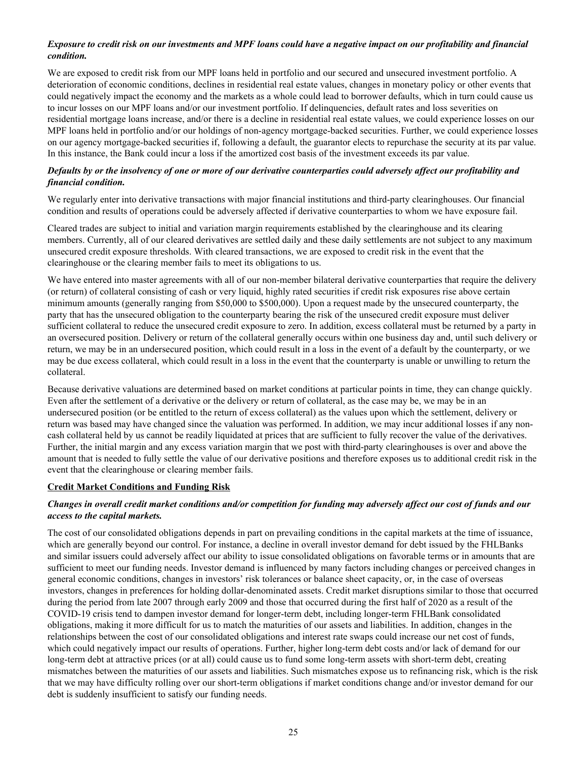***Exposure to credit risk on our investments and MPF loans could have a negative impact on our profitability and financial condition.***

We are exposed to credit risk from our MPF loans held in portfolio and our secured and unsecured investment portfolio. A deterioration of economic conditions, declines in residential real estate values, changes in monetary policy or other events that could negatively impact the economy and the markets as a whole could lead to borrower defaults, which in turn could cause us to incur losses on our MPF loans and/or our investment portfolio. If delinquencies, default rates and loss severities on residential mortgage loans increase, and/or there is a decline in residential real estate values, we could experience losses on our MPF loans held in portfolio and/or our holdings of non-agency mortgage-backed securities. Further, we could experience losses on our agency mortgage-backed securities if, following a default, the guarantor elects to repurchase the security at its par value. In this instance, the Bank could incur a loss if the amortized cost basis of the investment exceeds its par value.

***Defaults by or the insolvency of one or more of our derivative counterparties could adversely affect our profitability and financial condition.***

We regularly enter into derivative transactions with major financial institutions and third-party clearinghouses. Our financial condition and results of operations could be adversely affected if derivative counterparties to whom we have exposure fail.

Cleared trades are subject to initial and variation margin requirements established by the clearinghouse and its clearing members. Currently, all of our cleared derivatives are settled daily and these daily settlements are not subject to any maximum unsecured credit exposure thresholds. With cleared transactions, we are exposed to credit risk in the event that the clearinghouse or the clearing member fails to meet its obligations to us.

We have entered into master agreements with all of our non-member bilateral derivative counterparties that require the delivery (or return) of collateral consisting of cash or very liquid, highly rated securities if credit risk exposures rise above certain minimum amounts (generally ranging from $50,000 to $500,000). Upon a request made by the unsecured counterparty, the party that has the unsecured obligation to the counterparty bearing the risk of the unsecured credit exposure must deliver sufficient collateral to reduce the unsecured credit exposure to zero. In addition, excess collateral must be returned by a party in an oversecured position. Delivery or return of the collateral generally occurs within one business day and, until such delivery or return, we may be in an undersecured position, which could result in a loss in the event of a default by the counterparty, or we may be due excess collateral, which could result in a loss in the event that the counterparty is unable or unwilling to return the collateral.

Because derivative valuations are determined based on market conditions at particular points in time, they can change quickly. Even after the settlement of a derivative or the delivery or return of collateral, as the case may be, we may be in an undersecured position (or be entitled to the return of excess collateral) as the values upon which the settlement, delivery or return was based may have changed since the valuation was performed. In addition, we may incur additional losses if any non-cash collateral held by us cannot be readily liquidated at prices that are sufficient to fully recover the value of the derivatives. Further, the initial margin and any excess variation margin that we post with third-party clearinghouses is over and above the amount that is needed to fully settle the value of our derivative positions and therefore exposes us to additional credit risk in the event that the clearinghouse or clearing member fails.

**Credit Market Conditions and Funding Risk**

***Changes in overall credit market conditions and/or competition for funding may adversely affect our cost of funds and our access to the capital markets.***

The cost of our consolidated obligations depends in part on prevailing conditions in the capital markets at the time of issuance, which are generally beyond our control. For instance, a decline in overall investor demand for debt issued by the FHLBanks and similar issuers could adversely affect our ability to issue consolidated obligations on favorable terms or in amounts that are sufficient to meet our funding needs. Investor demand is influenced by many factors including changes or perceived changes in general economic conditions, changes in investors' risk tolerances or balance sheet capacity, or, in the case of overseas investors, changes in preferences for holding dollar-denominated assets. Credit market disruptions similar to those that occurred during the period from late 2007 through early 2009 and those that occurred during the first half of 2020 as a result of the COVID-19 crisis tend to dampen investor demand for longer-term debt, including longer-term FHLBank consolidated obligations, making it more difficult for us to match the maturities of our assets and liabilities. In addition, changes in the relationships between the cost of our consolidated obligations and interest rate swaps could increase our net cost of funds, which could negatively impact our results of operations. Further, higher long-term debt costs and/or lack of demand for our long-term debt at attractive prices (or at all) could cause us to fund some long-term assets with short-term debt, creating mismatches between the maturities of our assets and liabilities. Such mismatches expose us to refinancing risk, which is the risk that we may have difficulty rolling over our short-term obligations if market conditions change and/or investor demand for our debt is suddenly insufficient to satisfy our funding needs.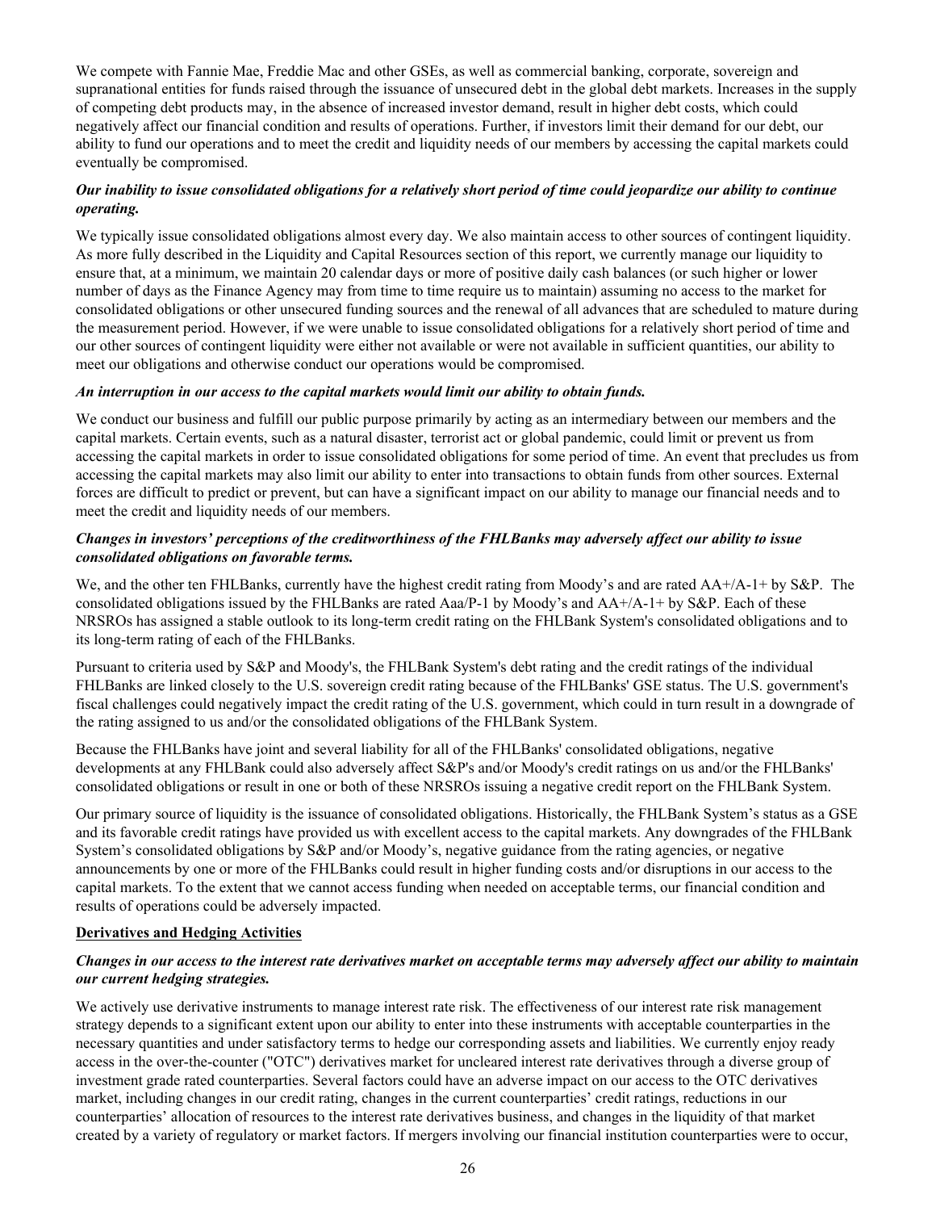We compete with Fannie Mae, Freddie Mac and other GSEs, as well as commercial banking, corporate, sovereign and supranational entities for funds raised through the issuance of unsecured debt in the global debt markets. Increases in the supply of competing debt products may, in the absence of increased investor demand, result in higher debt costs, which could negatively affect our financial condition and results of operations. Further, if investors limit their demand for our debt, our ability to fund our operations and to meet the credit and liquidity needs of our members by accessing the capital markets could eventually be compromised.

***Our inability to issue consolidated obligations for a relatively short period of time could jeopardize our ability to continue operating.***

We typically issue consolidated obligations almost every day. We also maintain access to other sources of contingent liquidity. As more fully described in the Liquidity and Capital Resources section of this report, we currently manage our liquidity to ensure that, at a minimum, we maintain 20 calendar days or more of positive daily cash balances (or such higher or lower number of days as the Finance Agency may from time to time require us to maintain) assuming no access to the market for consolidated obligations or other unsecured funding sources and the renewal of all advances that are scheduled to mature during the measurement period. However, if we were unable to issue consolidated obligations for a relatively short period of time and our other sources of contingent liquidity were either not available or were not available in sufficient quantities, our ability to meet our obligations and otherwise conduct our operations would be compromised.

***An interruption in our access to the capital markets would limit our ability to obtain funds.***

We conduct our business and fulfill our public purpose primarily by acting as an intermediary between our members and the capital markets. Certain events, such as a natural disaster, terrorist act or global pandemic, could limit or prevent us from accessing the capital markets in order to issue consolidated obligations for some period of time. An event that precludes us from accessing the capital markets may also limit our ability to enter into transactions to obtain funds from other sources. External forces are difficult to predict or prevent, but can have a significant impact on our ability to manage our financial needs and to meet the credit and liquidity needs of our members.

***Changes in investors' perceptions of the creditworthiness of the FHLBanks may adversely affect our ability to issue consolidated obligations on favorable terms.***

We, and the other ten FHLBanks, currently have the highest credit rating from Moody's and are rated AA+/A-1+ by S&P. The consolidated obligations issued by the FHLBanks are rated Aaa/P-1 by Moody's and AA+/A-1+ by S&P. Each of these NRSROs has assigned a stable outlook to its long-term credit rating on the FHLBank System's consolidated obligations and to its long-term rating of each of the FHLBanks.

Pursuant to criteria used by S&P and Moody's, the FHLBank System's debt rating and the credit ratings of the individual FHLBanks are linked closely to the U.S. sovereign credit rating because of the FHLBanks' GSE status. The U.S. government's fiscal challenges could negatively impact the credit rating of the U.S. government, which could in turn result in a downgrade of the rating assigned to us and/or the consolidated obligations of the FHLBank System.

Because the FHLBanks have joint and several liability for all of the FHLBanks' consolidated obligations, negative developments at any FHLBank could also adversely affect S&P's and/or Moody's credit ratings on us and/or the FHLBanks' consolidated obligations or result in one or both of these NRSROs issuing a negative credit report on the FHLBank System.

Our primary source of liquidity is the issuance of consolidated obligations. Historically, the FHLBank System's status as a GSE and its favorable credit ratings have provided us with excellent access to the capital markets. Any downgrades of the FHLBank System's consolidated obligations by S&P and/or Moody's, negative guidance from the rating agencies, or negative announcements by one or more of the FHLBanks could result in higher funding costs and/or disruptions in our access to the capital markets. To the extent that we cannot access funding when needed on acceptable terms, our financial condition and results of operations could be adversely impacted.

**Derivatives and Hedging Activities**

***Changes in our access to the interest rate derivatives market on acceptable terms may adversely affect our ability to maintain our current hedging strategies.***

We actively use derivative instruments to manage interest rate risk. The effectiveness of our interest rate risk management strategy depends to a significant extent upon our ability to enter into these instruments with acceptable counterparties in the necessary quantities and under satisfactory terms to hedge our corresponding assets and liabilities. We currently enjoy ready access in the over-the-counter ("OTC") derivatives market for uncleared interest rate derivatives through a diverse group of investment grade rated counterparties. Several factors could have an adverse impact on our access to the OTC derivatives market, including changes in our credit rating, changes in the current counterparties' credit ratings, reductions in our counterparties' allocation of resources to the interest rate derivatives business, and changes in the liquidity of that market created by a variety of regulatory or market factors. If mergers involving our financial institution counterparties were to occur,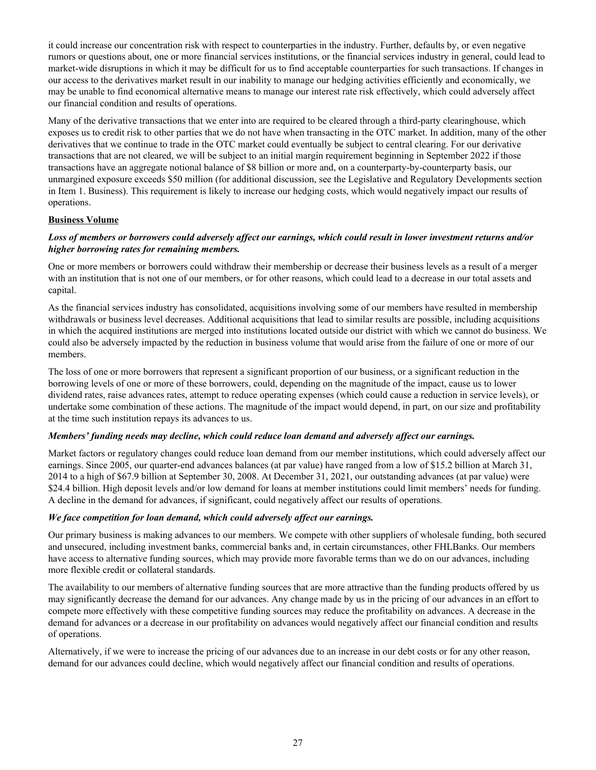it could increase our concentration risk with respect to counterparties in the industry. Further, defaults by, or even negative rumors or questions about, one or more financial services institutions, or the financial services industry in general, could lead to market-wide disruptions in which it may be difficult for us to find acceptable counterparties for such transactions. If changes in our access to the derivatives market result in our inability to manage our hedging activities efficiently and economically, we may be unable to find economical alternative means to manage our interest rate risk effectively, which could adversely affect our financial condition and results of operations.

Many of the derivative transactions that we enter into are required to be cleared through a third-party clearinghouse, which exposes us to credit risk to other parties that we do not have when transacting in the OTC market. In addition, many of the other derivatives that we continue to trade in the OTC market could eventually be subject to central clearing. For our derivative transactions that are not cleared, we will be subject to an initial margin requirement beginning in September 2022 if those transactions have an aggregate notional balance of $8 billion or more and, on a counterparty-by-counterparty basis, our unmargined exposure exceeds $50 million (for additional discussion, see the Legislative and Regulatory Developments section in Item 1. Business). This requirement is likely to increase our hedging costs, which would negatively impact our results of operations.

**Business Volume**

***Loss of members or borrowers could adversely affect our earnings, which could result in lower investment returns and/or higher borrowing rates for remaining members.***

One or more members or borrowers could withdraw their membership or decrease their business levels as a result of a merger with an institution that is not one of our members, or for other reasons, which could lead to a decrease in our total assets and capital.

As the financial services industry has consolidated, acquisitions involving some of our members have resulted in membership withdrawals or business level decreases. Additional acquisitions that lead to similar results are possible, including acquisitions in which the acquired institutions are merged into institutions located outside our district with which we cannot do business. We could also be adversely impacted by the reduction in business volume that would arise from the failure of one or more of our members.

The loss of one or more borrowers that represent a significant proportion of our business, or a significant reduction in the borrowing levels of one or more of these borrowers, could, depending on the magnitude of the impact, cause us to lower dividend rates, raise advances rates, attempt to reduce operating expenses (which could cause a reduction in service levels), or undertake some combination of these actions. The magnitude of the impact would depend, in part, on our size and profitability at the time such institution repays its advances to us.

***Members' funding needs may decline, which could reduce loan demand and adversely affect our earnings.***

Market factors or regulatory changes could reduce loan demand from our member institutions, which could adversely affect our earnings. Since 2005, our quarter-end advances balances (at par value) have ranged from a low of $15.2 billion at March 31, 2014 to a high of $67.9 billion at September 30, 2008. At December 31, 2021, our outstanding advances (at par value) were $24.4 billion. High deposit levels and/or low demand for loans at member institutions could limit members' needs for funding. A decline in the demand for advances, if significant, could negatively affect our results of operations.

***We face competition for loan demand, which could adversely affect our earnings.***

Our primary business is making advances to our members. We compete with other suppliers of wholesale funding, both secured and unsecured, including investment banks, commercial banks and, in certain circumstances, other FHLBanks. Our members have access to alternative funding sources, which may provide more favorable terms than we do on our advances, including more flexible credit or collateral standards.

The availability to our members of alternative funding sources that are more attractive than the funding products offered by us may significantly decrease the demand for our advances. Any change made by us in the pricing of our advances in an effort to compete more effectively with these competitive funding sources may reduce the profitability on advances. A decrease in the demand for advances or a decrease in our profitability on advances would negatively affect our financial condition and results of operations.

Alternatively, if we were to increase the pricing of our advances due to an increase in our debt costs or for any other reason, demand for our advances could decline, which would negatively affect our financial condition and results of operations.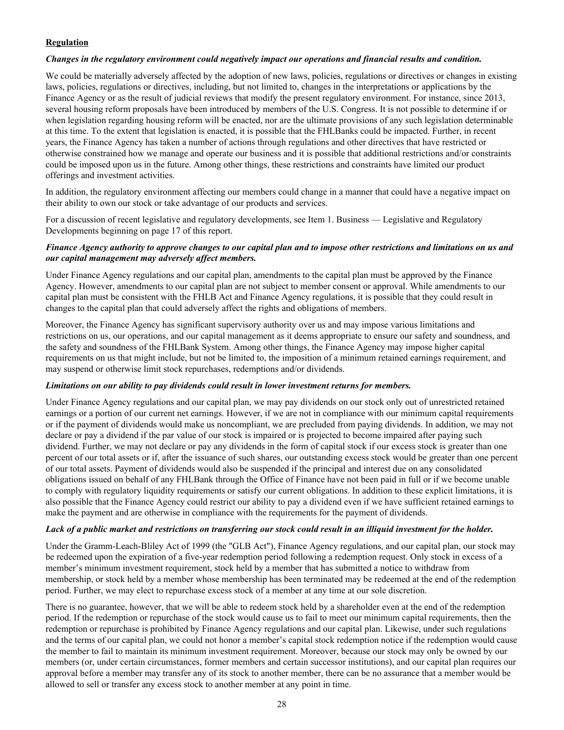**Regulation**

***Changes in the regulatory environment could negatively impact our operations and financial results and condition.***

We could be materially adversely affected by the adoption of new laws, policies, regulations or directives or changes in existing laws, policies, regulations or directives, including, but not limited to, changes in the interpretations or applications by the Finance Agency or as the result of judicial reviews that modify the present regulatory environment. For instance, since 2013, several housing reform proposals have been introduced by members of the U.S. Congress. It is not possible to determine if or when legislation regarding housing reform will be enacted, nor are the ultimate provisions of any such legislation determinable at this time. To the extent that legislation is enacted, it is possible that the FHLBanks could be impacted. Further, in recent years, the Finance Agency has taken a number of actions through regulations and other directives that have restricted or otherwise constrained how we manage and operate our business and it is possible that additional restrictions and/or constraints could be imposed upon us in the future. Among other things, these restrictions and constraints have limited our product offerings and investment activities.

In addition, the regulatory environment affecting our members could change in a manner that could have a negative impact on their ability to own our stock or take advantage of our products and services.

For a discussion of recent legislative and regulatory developments, see Item 1. Business — Legislative and Regulatory Developments beginning on page 17 of this report.

***Finance Agency authority to approve changes to our capital plan and to impose other restrictions and limitations on us and our capital management may adversely affect members.***

Under Finance Agency regulations and our capital plan, amendments to the capital plan must be approved by the Finance Agency. However, amendments to our capital plan are not subject to member consent or approval. While amendments to our capital plan must be consistent with the FHLB Act and Finance Agency regulations, it is possible that they could result in changes to the capital plan that could adversely affect the rights and obligations of members.

Moreover, the Finance Agency has significant supervisory authority over us and may impose various limitations and restrictions on us, our operations, and our capital management as it deems appropriate to ensure our safety and soundness, and the safety and soundness of the FHLBank System. Among other things, the Finance Agency may impose higher capital requirements on us that might include, but not be limited to, the imposition of a minimum retained earnings requirement, and may suspend or otherwise limit stock repurchases, redemptions and/or dividends.

***Limitations on our ability to pay dividends could result in lower investment returns for members.***

Under Finance Agency regulations and our capital plan, we may pay dividends on our stock only out of unrestricted retained earnings or a portion of our current net earnings. However, if we are not in compliance with our minimum capital requirements or if the payment of dividends would make us noncompliant, we are precluded from paying dividends. In addition, we may not declare or pay a dividend if the par value of our stock is impaired or is projected to become impaired after paying such dividend. Further, we may not declare or pay any dividends in the form of capital stock if our excess stock is greater than one percent of our total assets or if, after the issuance of such shares, our outstanding excess stock would be greater than one percent of our total assets. Payment of dividends would also be suspended if the principal and interest due on any consolidated obligations issued on behalf of any FHLBank through the Office of Finance have not been paid in full or if we become unable to comply with regulatory liquidity requirements or satisfy our current obligations. In addition to these explicit limitations, it is also possible that the Finance Agency could restrict our ability to pay a dividend even if we have sufficient retained earnings to make the payment and are otherwise in compliance with the requirements for the payment of dividends.

***Lack of a public market and restrictions on transferring our stock could result in an illiquid investment for the holder.***

Under the Gramm-Leach-Bliley Act of 1999 (the "GLB Act"), Finance Agency regulations, and our capital plan, our stock may be redeemed upon the expiration of a five-year redemption period following a redemption request. Only stock in excess of a member's minimum investment requirement, stock held by a member that has submitted a notice to withdraw from membership, or stock held by a member whose membership has been terminated may be redeemed at the end of the redemption period. Further, we may elect to repurchase excess stock of a member at any time at our sole discretion.

There is no guarantee, however, that we will be able to redeem stock held by a shareholder even at the end of the redemption period. If the redemption or repurchase of the stock would cause us to fail to meet our minimum capital requirements, then the redemption or repurchase is prohibited by Finance Agency regulations and our capital plan. Likewise, under such regulations and the terms of our capital plan, we could not honor a member's capital stock redemption notice if the redemption would cause the member to fail to maintain its minimum investment requirement. Moreover, because our stock may only be owned by our members (or, under certain circumstances, former members and certain successor institutions), and our capital plan requires our approval before a member may transfer any of its stock to another member, there can be no assurance that a member would be allowed to sell or transfer any excess stock to another member at any point in time.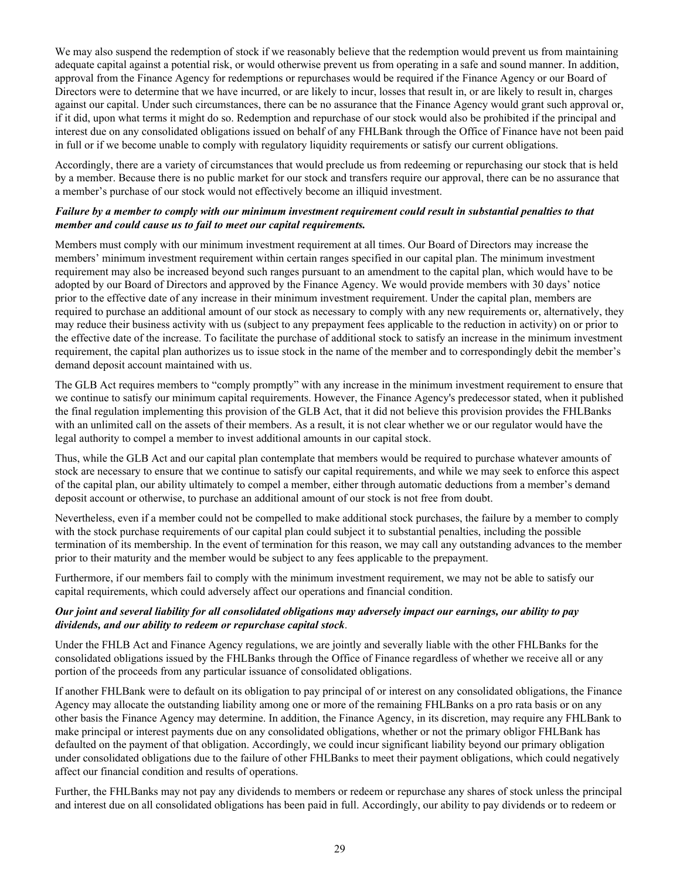We may also suspend the redemption of stock if we reasonably believe that the redemption would prevent us from maintaining adequate capital against a potential risk, or would otherwise prevent us from operating in a safe and sound manner. In addition, approval from the Finance Agency for redemptions or repurchases would be required if the Finance Agency or our Board of Directors were to determine that we have incurred, or are likely to incur, losses that result in, or are likely to result in, charges against our capital. Under such circumstances, there can be no assurance that the Finance Agency would grant such approval or, if it did, upon what terms it might do so. Redemption and repurchase of our stock would also be prohibited if the principal and interest due on any consolidated obligations issued on behalf of any FHLBank through the Office of Finance have not been paid in full or if we become unable to comply with regulatory liquidity requirements or satisfy our current obligations.

Accordingly, there are a variety of circumstances that would preclude us from redeeming or repurchasing our stock that is held by a member. Because there is no public market for our stock and transfers require our approval, there can be no assurance that a member's purchase of our stock would not effectively become an illiquid investment.

***Failure by a member to comply with our minimum investment requirement could result in substantial penalties to that member and could cause us to fail to meet our capital requirements.***

Members must comply with our minimum investment requirement at all times. Our Board of Directors may increase the members' minimum investment requirement within certain ranges specified in our capital plan. The minimum investment requirement may also be increased beyond such ranges pursuant to an amendment to the capital plan, which would have to be adopted by our Board of Directors and approved by the Finance Agency. We would provide members with 30 days' notice prior to the effective date of any increase in their minimum investment requirement. Under the capital plan, members are required to purchase an additional amount of our stock as necessary to comply with any new requirements or, alternatively, they may reduce their business activity with us (subject to any prepayment fees applicable to the reduction in activity) on or prior to the effective date of the increase. To facilitate the purchase of additional stock to satisfy an increase in the minimum investment requirement, the capital plan authorizes us to issue stock in the name of the member and to correspondingly debit the member's demand deposit account maintained with us.

The GLB Act requires members to "comply promptly" with any increase in the minimum investment requirement to ensure that we continue to satisfy our minimum capital requirements. However, the Finance Agency's predecessor stated, when it published the final regulation implementing this provision of the GLB Act, that it did not believe this provision provides the FHLBanks with an unlimited call on the assets of their members. As a result, it is not clear whether we or our regulator would have the legal authority to compel a member to invest additional amounts in our capital stock.

Thus, while the GLB Act and our capital plan contemplate that members would be required to purchase whatever amounts of stock are necessary to ensure that we continue to satisfy our capital requirements, and while we may seek to enforce this aspect of the capital plan, our ability ultimately to compel a member, either through automatic deductions from a member's demand deposit account or otherwise, to purchase an additional amount of our stock is not free from doubt.

Nevertheless, even if a member could not be compelled to make additional stock purchases, the failure by a member to comply with the stock purchase requirements of our capital plan could subject it to substantial penalties, including the possible termination of its membership. In the event of termination for this reason, we may call any outstanding advances to the member prior to their maturity and the member would be subject to any fees applicable to the prepayment.

Furthermore, if our members fail to comply with the minimum investment requirement, we may not be able to satisfy our capital requirements, which could adversely affect our operations and financial condition.

***Our joint and several liability for all consolidated obligations may adversely impact our earnings, our ability to pay dividends, and our ability to redeem or repurchase capital stock*.**

Under the FHLB Act and Finance Agency regulations, we are jointly and severally liable with the other FHLBanks for the consolidated obligations issued by the FHLBanks through the Office of Finance regardless of whether we receive all or any portion of the proceeds from any particular issuance of consolidated obligations.

If another FHLBank were to default on its obligation to pay principal of or interest on any consolidated obligations, the Finance Agency may allocate the outstanding liability among one or more of the remaining FHLBanks on a pro rata basis or on any other basis the Finance Agency may determine. In addition, the Finance Agency, in its discretion, may require any FHLBank to make principal or interest payments due on any consolidated obligations, whether or not the primary obligor FHLBank has defaulted on the payment of that obligation. Accordingly, we could incur significant liability beyond our primary obligation under consolidated obligations due to the failure of other FHLBanks to meet their payment obligations, which could negatively affect our financial condition and results of operations.

Further, the FHLBanks may not pay any dividends to members or redeem or repurchase any shares of stock unless the principal and interest due on all consolidated obligations has been paid in full. Accordingly, our ability to pay dividends or to redeem or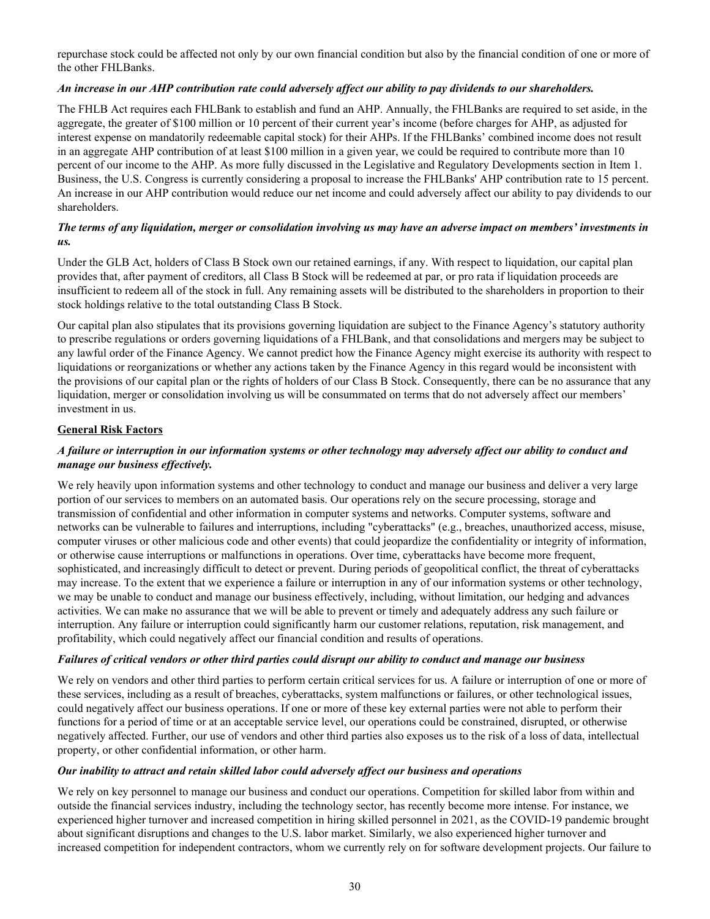repurchase stock could be affected not only by our own financial condition but also by the financial condition of one or more of the other FHLBanks.

***An increase in our AHP contribution rate could adversely affect our ability to pay dividends to our shareholders.***

The FHLB Act requires each FHLBank to establish and fund an AHP. Annually, the FHLBanks are required to set aside, in the aggregate, the greater of $100 million or 10 percent of their current year's income (before charges for AHP, as adjusted for interest expense on mandatorily redeemable capital stock) for their AHPs. If the FHLBanks' combined income does not result in an aggregate AHP contribution of at least $100 million in a given year, we could be required to contribute more than 10 percent of our income to the AHP. As more fully discussed in the Legislative and Regulatory Developments section in Item 1. Business, the U.S. Congress is currently considering a proposal to increase the FHLBanks' AHP contribution rate to 15 percent. An increase in our AHP contribution would reduce our net income and could adversely affect our ability to pay dividends to our shareholders.

***The terms of any liquidation, merger or consolidation involving us may have an adverse impact on members' investments in us.***

Under the GLB Act, holders of Class B Stock own our retained earnings, if any. With respect to liquidation, our capital plan provides that, after payment of creditors, all Class B Stock will be redeemed at par, or pro rata if liquidation proceeds are insufficient to redeem all of the stock in full. Any remaining assets will be distributed to the shareholders in proportion to their stock holdings relative to the total outstanding Class B Stock.

Our capital plan also stipulates that its provisions governing liquidation are subject to the Finance Agency's statutory authority to prescribe regulations or orders governing liquidations of a FHLBank, and that consolidations and mergers may be subject to any lawful order of the Finance Agency. We cannot predict how the Finance Agency might exercise its authority with respect to liquidations or reorganizations or whether any actions taken by the Finance Agency in this regard would be inconsistent with the provisions of our capital plan or the rights of holders of our Class B Stock. Consequently, there can be no assurance that any liquidation, merger or consolidation involving us will be consummated on terms that do not adversely affect our members' investment in us.

**General Risk Factors**

***A failure or interruption in our information systems or other technology may adversely affect our ability to conduct and manage our business effectively.***

We rely heavily upon information systems and other technology to conduct and manage our business and deliver a very large portion of our services to members on an automated basis. Our operations rely on the secure processing, storage and transmission of confidential and other information in computer systems and networks. Computer systems, software and networks can be vulnerable to failures and interruptions, including "cyberattacks" (e.g., breaches, unauthorized access, misuse, computer viruses or other malicious code and other events) that could jeopardize the confidentiality or integrity of information, or otherwise cause interruptions or malfunctions in operations. Over time, cyberattacks have become more frequent, sophisticated, and increasingly difficult to detect or prevent. During periods of geopolitical conflict, the threat of cyberattacks may increase. To the extent that we experience a failure or interruption in any of our information systems or other technology, we may be unable to conduct and manage our business effectively, including, without limitation, our hedging and advances activities. We can make no assurance that we will be able to prevent or timely and adequately address any such failure or interruption. Any failure or interruption could significantly harm our customer relations, reputation, risk management, and profitability, which could negatively affect our financial condition and results of operations.

***Failures of critical vendors or other third parties could disrupt our ability to conduct and manage our business***

We rely on vendors and other third parties to perform certain critical services for us. A failure or interruption of one or more of these services, including as a result of breaches, cyberattacks, system malfunctions or failures, or other technological issues, could negatively affect our business operations. If one or more of these key external parties were not able to perform their functions for a period of time or at an acceptable service level, our operations could be constrained, disrupted, or otherwise negatively affected. Further, our use of vendors and other third parties also exposes us to the risk of a loss of data, intellectual property, or other confidential information, or other harm.

***Our inability to attract and retain skilled labor could adversely affect our business and operations***

We rely on key personnel to manage our business and conduct our operations. Competition for skilled labor from within and outside the financial services industry, including the technology sector, has recently become more intense. For instance, we experienced higher turnover and increased competition in hiring skilled personnel in 2021, as the COVID-19 pandemic brought about significant disruptions and changes to the U.S. labor market. Similarly, we also experienced higher turnover and increased competition for independent contractors, whom we currently rely on for software development projects. Our failure to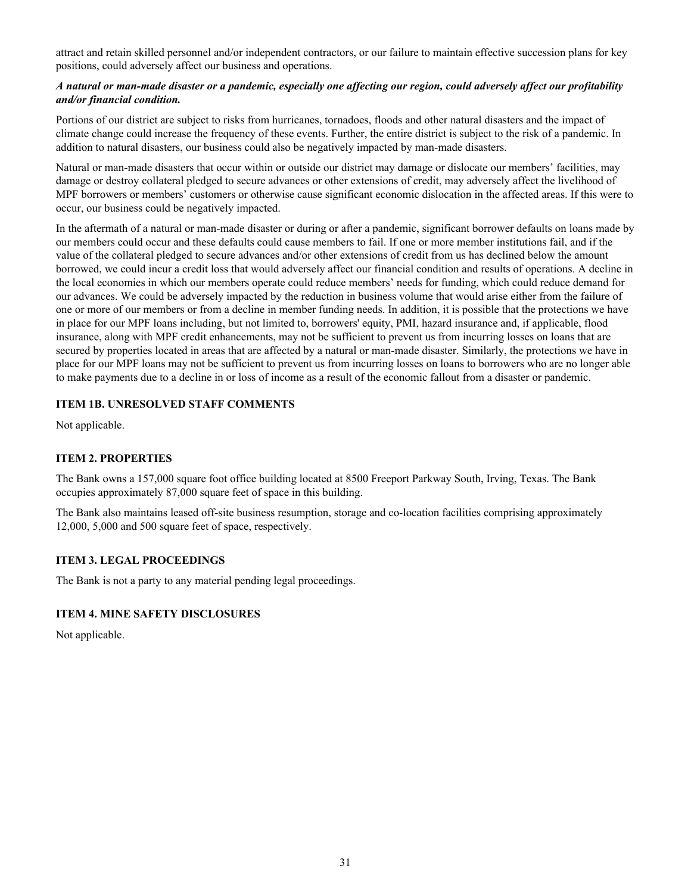attract and retain skilled personnel and/or independent contractors, or our failure to maintain effective succession plans for key positions, could adversely affect our business and operations.

***A natural or man-made disaster or a pandemic, especially one affecting our region, could adversely affect our profitability and/or financial condition.***

Portions of our district are subject to risks from hurricanes, tornadoes, floods and other natural disasters and the impact of climate change could increase the frequency of these events. Further, the entire district is subject to the risk of a pandemic. In addition to natural disasters, our business could also be negatively impacted by man-made disasters.

Natural or man-made disasters that occur within or outside our district may damage or dislocate our members' facilities, may damage or destroy collateral pledged to secure advances or other extensions of credit, may adversely affect the livelihood of MPF borrowers or members' customers or otherwise cause significant economic dislocation in the affected areas. If this were to occur, our business could be negatively impacted.

In the aftermath of a natural or man-made disaster or during or after a pandemic, significant borrower defaults on loans made by our members could occur and these defaults could cause members to fail. If one or more member institutions fail, and if the value of the collateral pledged to secure advances and/or other extensions of credit from us has declined below the amount borrowed, we could incur a credit loss that would adversely affect our financial condition and results of operations. A decline in the local economies in which our members operate could reduce members' needs for funding, which could reduce demand for our advances. We could be adversely impacted by the reduction in business volume that would arise either from the failure of one or more of our members or from a decline in member funding needs. In addition, it is possible that the protections we have in place for our MPF loans including, but not limited to, borrowers' equity, PMI, hazard insurance and, if applicable, flood insurance, along with MPF credit enhancements, may not be sufficient to prevent us from incurring losses on loans that are secured by properties located in areas that are affected by a natural or man-made disaster. Similarly, the protections we have in place for our MPF loans may not be sufficient to prevent us from incurring losses on loans to borrowers who are no longer able to make payments due to a decline in or loss of income as a result of the economic fallout from a disaster or pandemic.

## ITEM 1B. UNRESOLVED STAFF COMMENTS

Not applicable.

## ITEM 2. PROPERTIES

The Bank owns a 157,000 square foot office building located at 8500 Freeport Parkway South, Irving, Texas. The Bank occupies approximately 87,000 square feet of space in this building.

The Bank also maintains leased off-site business resumption, storage and co-location facilities comprising approximately 12,000, 5,000 and 500 square feet of space, respectively.

## ITEM 3. LEGAL PROCEEDINGS

The Bank is not a party to any material pending legal proceedings.

## ITEM 4. MINE SAFETY DISCLOSURES

Not applicable.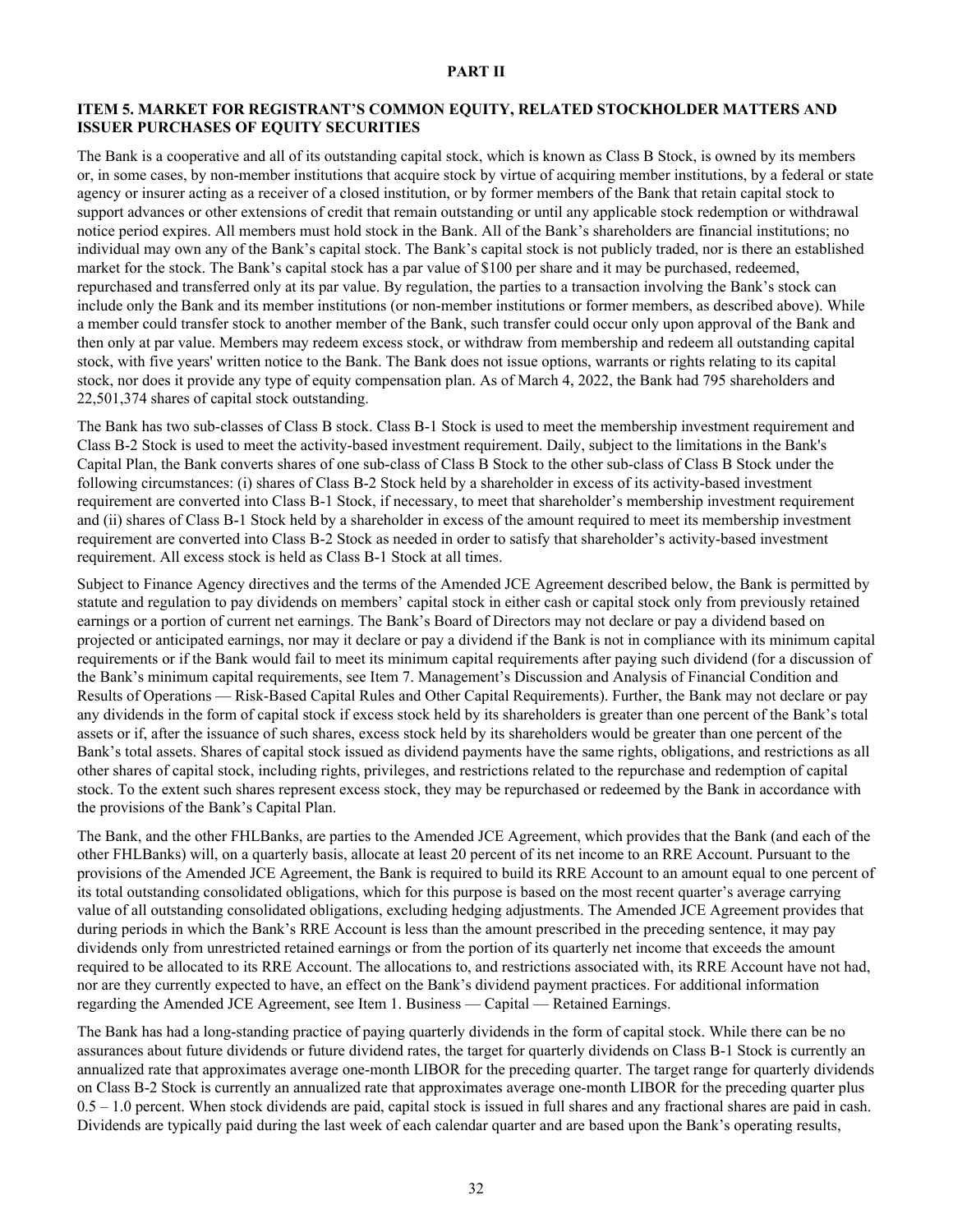# PART II

## ITEM 5. MARKET FOR REGISTRANT'S COMMON EQUITY, RELATED STOCKHOLDER MATTERS AND ISSUER PURCHASES OF EQUITY SECURITIES

The Bank is a cooperative and all of its outstanding capital stock, which is known as Class B Stock, is owned by its members or, in some cases, by non-member institutions that acquire stock by virtue of acquiring member institutions, by a federal or state agency or insurer acting as a receiver of a closed institution, or by former members of the Bank that retain capital stock to support advances or other extensions of credit that remain outstanding or until any applicable stock redemption or withdrawal notice period expires. All members must hold stock in the Bank. All of the Bank's shareholders are financial institutions; no individual may own any of the Bank's capital stock. The Bank's capital stock is not publicly traded, nor is there an established market for the stock. The Bank's capital stock has a par value of $100 per share and it may be purchased, redeemed, repurchased and transferred only at its par value. By regulation, the parties to a transaction involving the Bank's stock can include only the Bank and its member institutions (or non-member institutions or former members, as described above). While a member could transfer stock to another member of the Bank, such transfer could occur only upon approval of the Bank and then only at par value. Members may redeem excess stock, or withdraw from membership and redeem all outstanding capital stock, with five years' written notice to the Bank. The Bank does not issue options, warrants or rights relating to its capital stock, nor does it provide any type of equity compensation plan. As of March 4, 2022, the Bank had 795 shareholders and 22,501,374 shares of capital stock outstanding.

The Bank has two sub-classes of Class B stock. Class B-1 Stock is used to meet the membership investment requirement and Class B-2 Stock is used to meet the activity-based investment requirement. Daily, subject to the limitations in the Bank's Capital Plan, the Bank converts shares of one sub-class of Class B Stock to the other sub-class of Class B Stock under the following circumstances: (i) shares of Class B-2 Stock held by a shareholder in excess of its activity-based investment requirement are converted into Class B-1 Stock, if necessary, to meet that shareholder's membership investment requirement and (ii) shares of Class B-1 Stock held by a shareholder in excess of the amount required to meet its membership investment requirement are converted into Class B-2 Stock as needed in order to satisfy that shareholder's activity-based investment requirement. All excess stock is held as Class B-1 Stock at all times.

Subject to Finance Agency directives and the terms of the Amended JCE Agreement described below, the Bank is permitted by statute and regulation to pay dividends on members' capital stock in either cash or capital stock only from previously retained earnings or a portion of current net earnings. The Bank's Board of Directors may not declare or pay a dividend based on projected or anticipated earnings, nor may it declare or pay a dividend if the Bank is not in compliance with its minimum capital requirements or if the Bank would fail to meet its minimum capital requirements after paying such dividend (for a discussion of the Bank's minimum capital requirements, see Item 7. Management's Discussion and Analysis of Financial Condition and Results of Operations — Risk-Based Capital Rules and Other Capital Requirements). Further, the Bank may not declare or pay any dividends in the form of capital stock if excess stock held by its shareholders is greater than one percent of the Bank's total assets or if, after the issuance of such shares, excess stock held by its shareholders would be greater than one percent of the Bank's total assets. Shares of capital stock issued as dividend payments have the same rights, obligations, and restrictions as all other shares of capital stock, including rights, privileges, and restrictions related to the repurchase and redemption of capital stock. To the extent such shares represent excess stock, they may be repurchased or redeemed by the Bank in accordance with the provisions of the Bank's Capital Plan.

The Bank, and the other FHLBanks, are parties to the Amended JCE Agreement, which provides that the Bank (and each of the other FHLBanks) will, on a quarterly basis, allocate at least 20 percent of its net income to an RRE Account. Pursuant to the provisions of the Amended JCE Agreement, the Bank is required to build its RRE Account to an amount equal to one percent of its total outstanding consolidated obligations, which for this purpose is based on the most recent quarter's average carrying value of all outstanding consolidated obligations, excluding hedging adjustments. The Amended JCE Agreement provides that during periods in which the Bank's RRE Account is less than the amount prescribed in the preceding sentence, it may pay dividends only from unrestricted retained earnings or from the portion of its quarterly net income that exceeds the amount required to be allocated to its RRE Account. The allocations to, and restrictions associated with, its RRE Account have not had, nor are they currently expected to have, an effect on the Bank's dividend payment practices. For additional information regarding the Amended JCE Agreement, see Item 1. Business — Capital — Retained Earnings.

The Bank has had a long-standing practice of paying quarterly dividends in the form of capital stock. While there can be no assurances about future dividends or future dividend rates, the target for quarterly dividends on Class B-1 Stock is currently an annualized rate that approximates average one-month LIBOR for the preceding quarter. The target range for quarterly dividends on Class B-2 Stock is currently an annualized rate that approximates average one-month LIBOR for the preceding quarter plus 0.5 – 1.0 percent. When stock dividends are paid, capital stock is issued in full shares and any fractional shares are paid in cash. Dividends are typically paid during the last week of each calendar quarter and are based upon the Bank's operating results,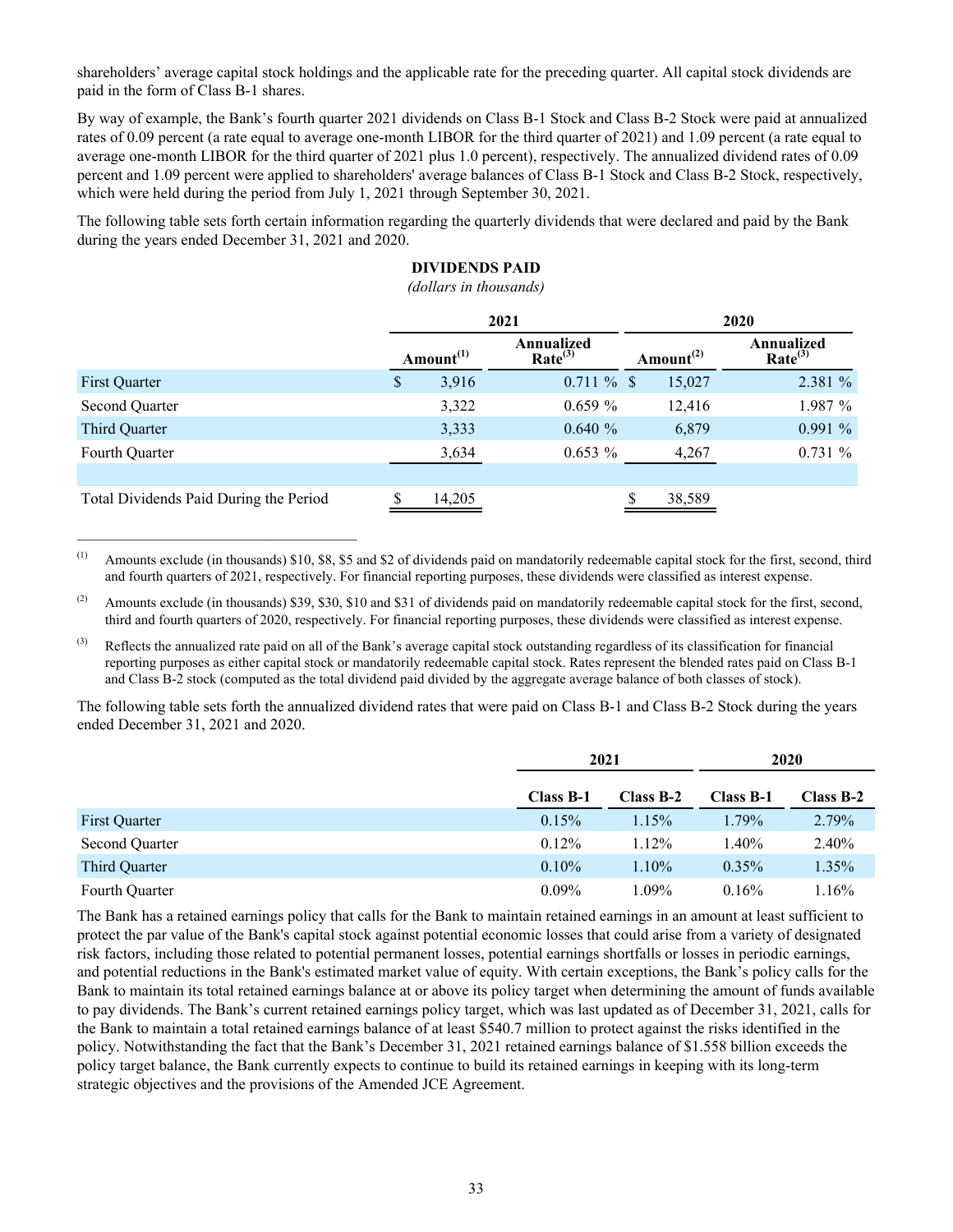shareholders' average capital stock holdings and the applicable rate for the preceding quarter. All capital stock dividends are paid in the form of Class B-1 shares.

By way of example, the Bank's fourth quarter 2021 dividends on Class B-1 Stock and Class B-2 Stock were paid at annualized rates of 0.09 percent (a rate equal to average one-month LIBOR for the third quarter of 2021) and 1.09 percent (a rate equal to average one-month LIBOR for the third quarter of 2021 plus 1.0 percent), respectively. The annualized dividend rates of 0.09 percent and 1.09 percent were applied to shareholders' average balances of Class B-1 Stock and Class B-2 Stock, respectively, which were held during the period from July 1, 2021 through September 30, 2021.

The following table sets forth certain information regarding the quarterly dividends that were declared and paid by the Bank during the years ended December 31, 2021 and 2020.

**DIVIDENDS PAID**

*(dollars in thousands)*

| | 2021 | | 2020 | |
|---|---|---|---|---|
| | Amount[1] | Annualized Rate[3] | Amount[2] | Annualized Rate[3] |
| First Quarter | $ 3,916 | 0.711 % | $ 15,027 | 2.381 % |
| Second Quarter | 3,322 | 0.659 % | 12,416 | 1.987 % |
| Third Quarter | 3,333 | 0.640 % | 6,879 | 0.991 % |
| Fourth Quarter | 3,634 | 0.653 % | 4,267 | 0.731 % |
| | | | | |
| Total Dividends Paid During the Period | $ 14,205 | | $ 38,589 | |

(1) Amounts exclude (in thousands) $10, $8, $5 and $2 of dividends paid on mandatorily redeemable capital stock for the first, second, third and fourth quarters of 2021, respectively. For financial reporting purposes, these dividends were classified as interest expense.

(2) Amounts exclude (in thousands) $39, $30, $10 and $31 of dividends paid on mandatorily redeemable capital stock for the first, second, third and fourth quarters of 2020, respectively. For financial reporting purposes, these dividends were classified as interest expense.

(3) Reflects the annualized rate paid on all of the Bank's average capital stock outstanding regardless of its classification for financial reporting purposes as either capital stock or mandatorily redeemable capital stock. Rates represent the blended rates paid on Class B-1 and Class B-2 stock (computed as the total dividend paid divided by the aggregate average balance of both classes of stock).

The following table sets forth the annualized dividend rates that were paid on Class B-1 and Class B-2 Stock during the years ended December 31, 2021 and 2020.

| | 2021 | | 2020 | |
|---|---|---|---|---|
| | Class B-1 | Class B-2 | Class B-1 | Class B-2 |
| First Quarter | 0.15% | 1.15% | 1.79% | 2.79% |
| Second Quarter | 0.12% | 1.12% | 1.40% | 2.40% |
| Third Quarter | 0.10% | 1.10% | 0.35% | 1.35% |
| Fourth Quarter | 0.09% | 1.09% | 0.16% | 1.16% |

The Bank has a retained earnings policy that calls for the Bank to maintain retained earnings in an amount at least sufficient to protect the par value of the Bank's capital stock against potential economic losses that could arise from a variety of designated risk factors, including those related to potential permanent losses, potential earnings shortfalls or losses in periodic earnings, and potential reductions in the Bank's estimated market value of equity. With certain exceptions, the Bank's policy calls for the Bank to maintain its total retained earnings balance at or above its policy target when determining the amount of funds available to pay dividends. The Bank's current retained earnings policy target, which was last updated as of December 31, 2021, calls for the Bank to maintain a total retained earnings balance of at least $540.7 million to protect against the risks identified in the policy. Notwithstanding the fact that the Bank's December 31, 2021 retained earnings balance of $1.558 billion exceeds the policy target balance, the Bank currently expects to continue to build its retained earnings in keeping with its long-term strategic objectives and the provisions of the Amended JCE Agreement.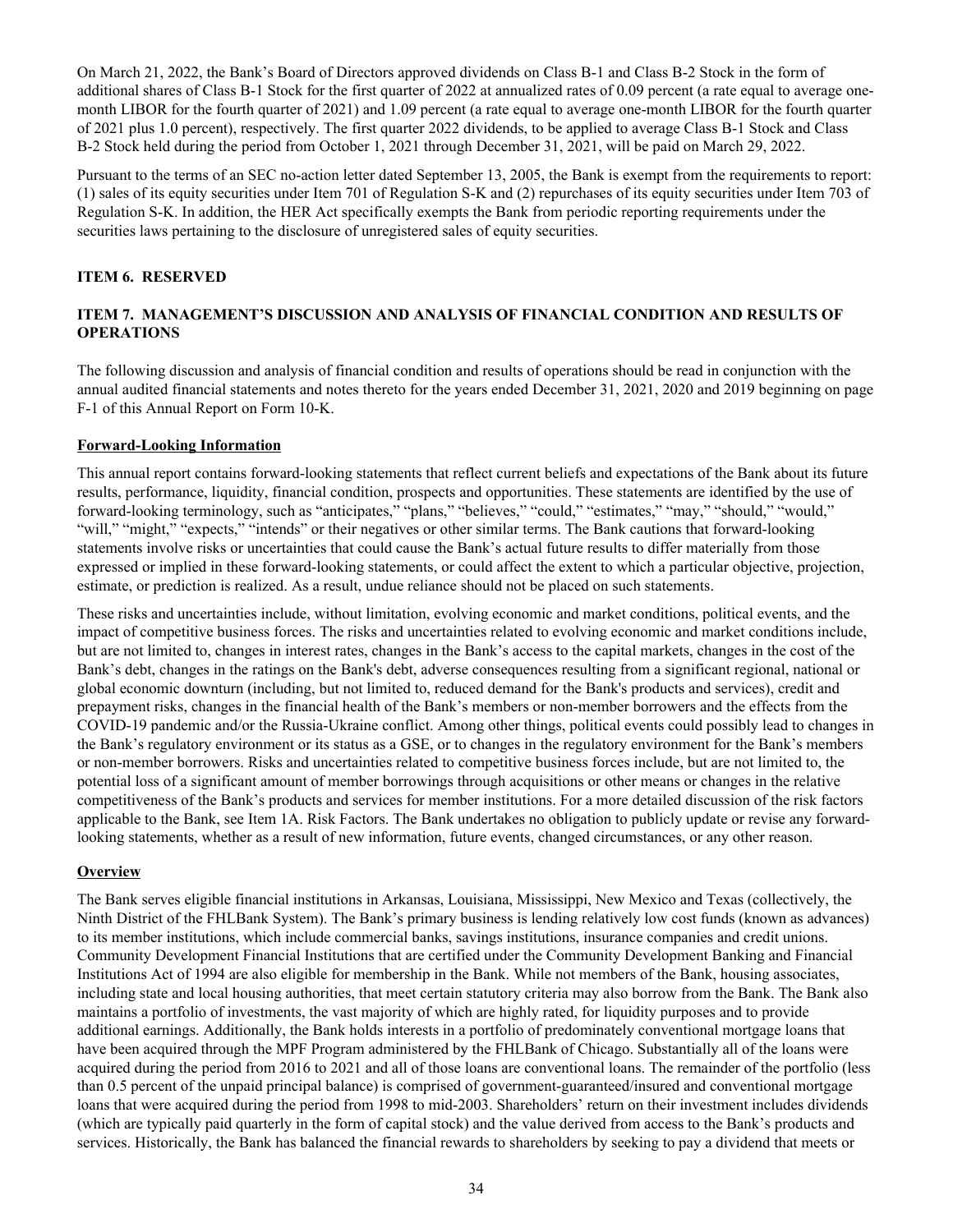On March 21, 2022, the Bank's Board of Directors approved dividends on Class B-1 and Class B-2 Stock in the form of additional shares of Class B-1 Stock for the first quarter of 2022 at annualized rates of 0.09 percent (a rate equal to average one-month LIBOR for the fourth quarter of 2021) and 1.09 percent (a rate equal to average one-month LIBOR for the fourth quarter of 2021 plus 1.0 percent), respectively. The first quarter 2022 dividends, to be applied to average Class B-1 Stock and Class B-2 Stock held during the period from October 1, 2021 through December 31, 2021, will be paid on March 29, 2022.

Pursuant to the terms of an SEC no-action letter dated September 13, 2005, the Bank is exempt from the requirements to report: (1) sales of its equity securities under Item 701 of Regulation S-K and (2) repurchases of its equity securities under Item 703 of Regulation S-K. In addition, the HER Act specifically exempts the Bank from periodic reporting requirements under the securities laws pertaining to the disclosure of unregistered sales of equity securities.

## ITEM 6. RESERVED

## ITEM 7. MANAGEMENT'S DISCUSSION AND ANALYSIS OF FINANCIAL CONDITION AND RESULTS OF OPERATIONS

The following discussion and analysis of financial condition and results of operations should be read in conjunction with the annual audited financial statements and notes thereto for the years ended December 31, 2021, 2020 and 2019 beginning on page F-1 of this Annual Report on Form 10-K.

### Forward-Looking Information

This annual report contains forward-looking statements that reflect current beliefs and expectations of the Bank about its future results, performance, liquidity, financial condition, prospects and opportunities. These statements are identified by the use of forward-looking terminology, such as "anticipates," "plans," "believes," "could," "estimates," "may," "should," "would," "will," "might," "expects," "intends" or their negatives or other similar terms. The Bank cautions that forward-looking statements involve risks or uncertainties that could cause the Bank's actual future results to differ materially from those expressed or implied in these forward-looking statements, or could affect the extent to which a particular objective, projection, estimate, or prediction is realized. As a result, undue reliance should not be placed on such statements.

These risks and uncertainties include, without limitation, evolving economic and market conditions, political events, and the impact of competitive business forces. The risks and uncertainties related to evolving economic and market conditions include, but are not limited to, changes in interest rates, changes in the Bank's access to the capital markets, changes in the cost of the Bank's debt, changes in the ratings on the Bank's debt, adverse consequences resulting from a significant regional, national or global economic downturn (including, but not limited to, reduced demand for the Bank's products and services), credit and prepayment risks, changes in the financial health of the Bank's members or non-member borrowers and the effects from the COVID-19 pandemic and/or the Russia-Ukraine conflict. Among other things, political events could possibly lead to changes in the Bank's regulatory environment or its status as a GSE, or to changes in the regulatory environment for the Bank's members or non-member borrowers. Risks and uncertainties related to competitive business forces include, but are not limited to, the potential loss of a significant amount of member borrowings through acquisitions or other means or changes in the relative competitiveness of the Bank's products and services for member institutions. For a more detailed discussion of the risk factors applicable to the Bank, see Item 1A. Risk Factors. The Bank undertakes no obligation to publicly update or revise any forward-looking statements, whether as a result of new information, future events, changed circumstances, or any other reason.

### Overview

The Bank serves eligible financial institutions in Arkansas, Louisiana, Mississippi, New Mexico and Texas (collectively, the Ninth District of the FHLBank System). The Bank's primary business is lending relatively low cost funds (known as advances) to its member institutions, which include commercial banks, savings institutions, insurance companies and credit unions. Community Development Financial Institutions that are certified under the Community Development Banking and Financial Institutions Act of 1994 are also eligible for membership in the Bank. While not members of the Bank, housing associates, including state and local housing authorities, that meet certain statutory criteria may also borrow from the Bank. The Bank also maintains a portfolio of investments, the vast majority of which are highly rated, for liquidity purposes and to provide additional earnings. Additionally, the Bank holds interests in a portfolio of predominately conventional mortgage loans that have been acquired through the MPF Program administered by the FHLBank of Chicago. Substantially all of the loans were acquired during the period from 2016 to 2021 and all of those loans are conventional loans. The remainder of the portfolio (less than 0.5 percent of the unpaid principal balance) is comprised of government-guaranteed/insured and conventional mortgage loans that were acquired during the period from 1998 to mid-2003. Shareholders' return on their investment includes dividends (which are typically paid quarterly in the form of capital stock) and the value derived from access to the Bank's products and services. Historically, the Bank has balanced the financial rewards to shareholders by seeking to pay a dividend that meets or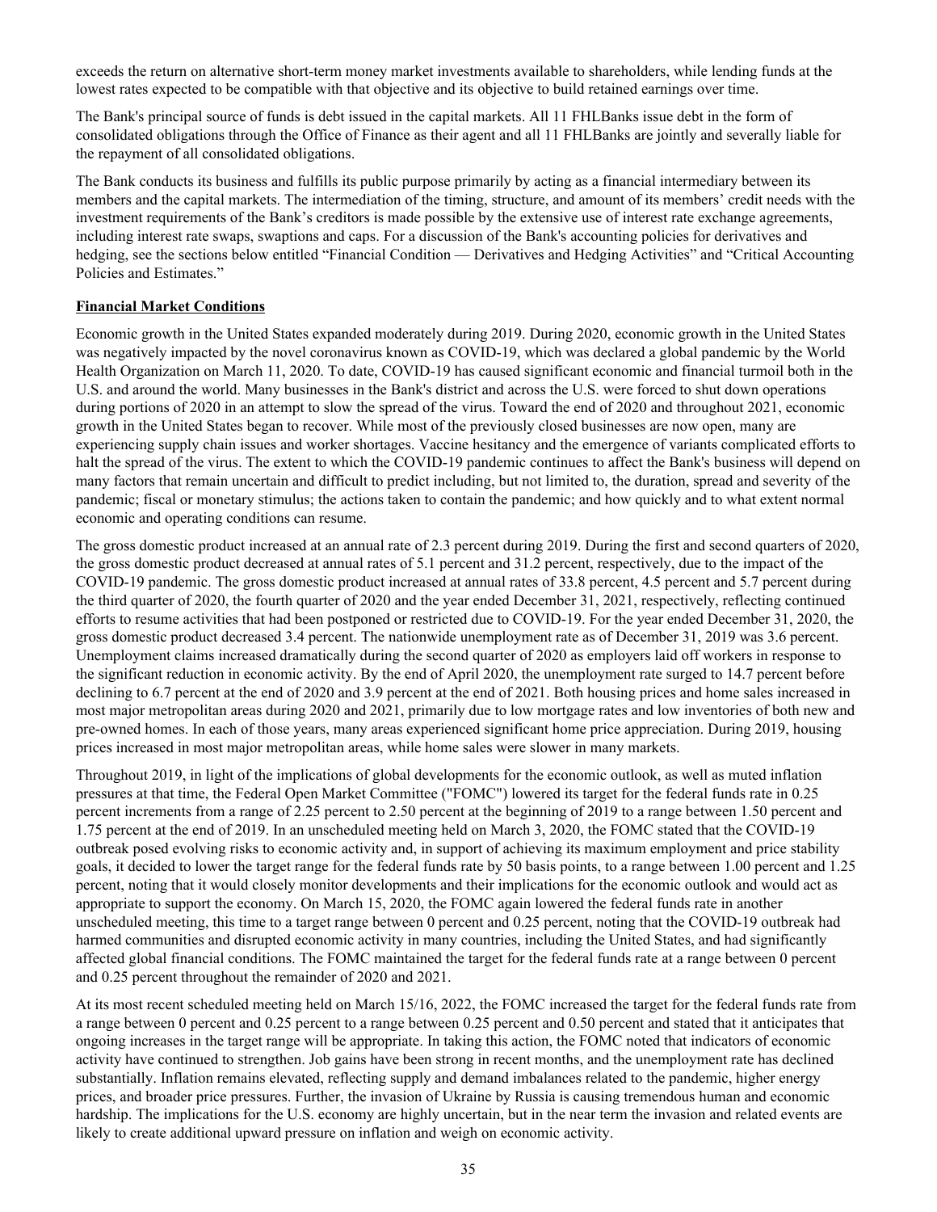exceeds the return on alternative short-term money market investments available to shareholders, while lending funds at the lowest rates expected to be compatible with that objective and its objective to build retained earnings over time.

The Bank's principal source of funds is debt issued in the capital markets. All 11 FHLBanks issue debt in the form of consolidated obligations through the Office of Finance as their agent and all 11 FHLBanks are jointly and severally liable for the repayment of all consolidated obligations.

The Bank conducts its business and fulfills its public purpose primarily by acting as a financial intermediary between its members and the capital markets. The intermediation of the timing, structure, and amount of its members' credit needs with the investment requirements of the Bank's creditors is made possible by the extensive use of interest rate exchange agreements, including interest rate swaps, swaptions and caps. For a discussion of the Bank's accounting policies for derivatives and hedging, see the sections below entitled "Financial Condition — Derivatives and Hedging Activities" and "Critical Accounting Policies and Estimates."

**Financial Market Conditions**

Economic growth in the United States expanded moderately during 2019. During 2020, economic growth in the United States was negatively impacted by the novel coronavirus known as COVID-19, which was declared a global pandemic by the World Health Organization on March 11, 2020. To date, COVID-19 has caused significant economic and financial turmoil both in the U.S. and around the world. Many businesses in the Bank's district and across the U.S. were forced to shut down operations during portions of 2020 in an attempt to slow the spread of the virus. Toward the end of 2020 and throughout 2021, economic growth in the United States began to recover. While most of the previously closed businesses are now open, many are experiencing supply chain issues and worker shortages. Vaccine hesitancy and the emergence of variants complicated efforts to halt the spread of the virus. The extent to which the COVID-19 pandemic continues to affect the Bank's business will depend on many factors that remain uncertain and difficult to predict including, but not limited to, the duration, spread and severity of the pandemic; fiscal or monetary stimulus; the actions taken to contain the pandemic; and how quickly and to what extent normal economic and operating conditions can resume.

The gross domestic product increased at an annual rate of 2.3 percent during 2019. During the first and second quarters of 2020, the gross domestic product decreased at annual rates of 5.1 percent and 31.2 percent, respectively, due to the impact of the COVID-19 pandemic. The gross domestic product increased at annual rates of 33.8 percent, 4.5 percent and 5.7 percent during the third quarter of 2020, the fourth quarter of 2020 and the year ended December 31, 2021, respectively, reflecting continued efforts to resume activities that had been postponed or restricted due to COVID-19. For the year ended December 31, 2020, the gross domestic product decreased 3.4 percent. The nationwide unemployment rate as of December 31, 2019 was 3.6 percent. Unemployment claims increased dramatically during the second quarter of 2020 as employers laid off workers in response to the significant reduction in economic activity. By the end of April 2020, the unemployment rate surged to 14.7 percent before declining to 6.7 percent at the end of 2020 and 3.9 percent at the end of 2021. Both housing prices and home sales increased in most major metropolitan areas during 2020 and 2021, primarily due to low mortgage rates and low inventories of both new and pre-owned homes. In each of those years, many areas experienced significant home price appreciation. During 2019, housing prices increased in most major metropolitan areas, while home sales were slower in many markets.

Throughout 2019, in light of the implications of global developments for the economic outlook, as well as muted inflation pressures at that time, the Federal Open Market Committee ("FOMC") lowered its target for the federal funds rate in 0.25 percent increments from a range of 2.25 percent to 2.50 percent at the beginning of 2019 to a range between 1.50 percent and 1.75 percent at the end of 2019. In an unscheduled meeting held on March 3, 2020, the FOMC stated that the COVID-19 outbreak posed evolving risks to economic activity and, in support of achieving its maximum employment and price stability goals, it decided to lower the target range for the federal funds rate by 50 basis points, to a range between 1.00 percent and 1.25 percent, noting that it would closely monitor developments and their implications for the economic outlook and would act as appropriate to support the economy. On March 15, 2020, the FOMC again lowered the federal funds rate in another unscheduled meeting, this time to a target range between 0 percent and 0.25 percent, noting that the COVID-19 outbreak had harmed communities and disrupted economic activity in many countries, including the United States, and had significantly affected global financial conditions. The FOMC maintained the target for the federal funds rate at a range between 0 percent and 0.25 percent throughout the remainder of 2020 and 2021.

At its most recent scheduled meeting held on March 15/16, 2022, the FOMC increased the target for the federal funds rate from a range between 0 percent and 0.25 percent to a range between 0.25 percent and 0.50 percent and stated that it anticipates that ongoing increases in the target range will be appropriate. In taking this action, the FOMC noted that indicators of economic activity have continued to strengthen. Job gains have been strong in recent months, and the unemployment rate has declined substantially. Inflation remains elevated, reflecting supply and demand imbalances related to the pandemic, higher energy prices, and broader price pressures. Further, the invasion of Ukraine by Russia is causing tremendous human and economic hardship. The implications for the U.S. economy are highly uncertain, but in the near term the invasion and related events are likely to create additional upward pressure on inflation and weigh on economic activity.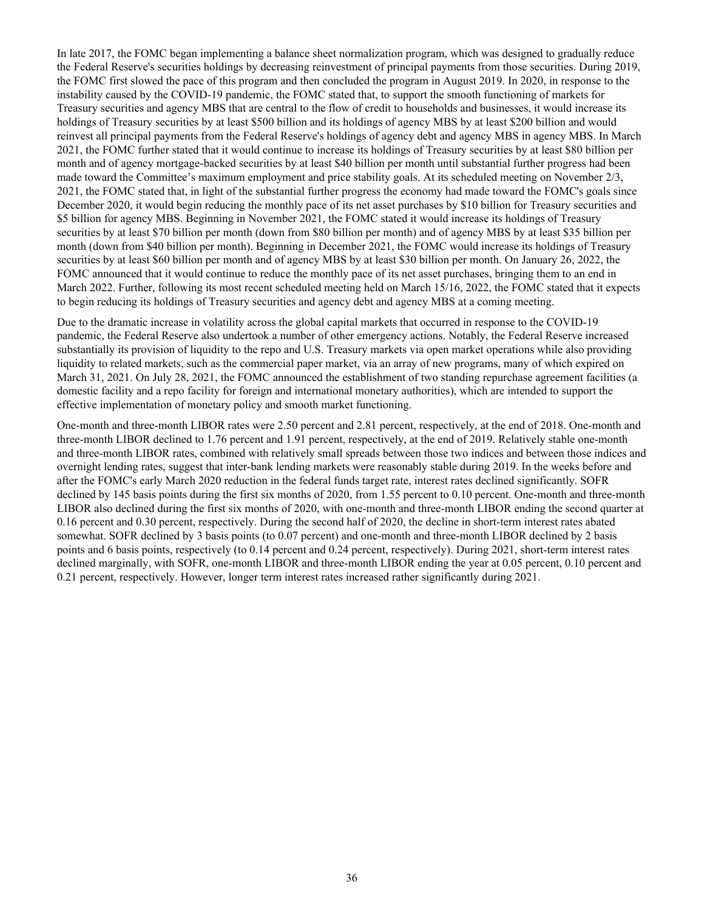In late 2017, the FOMC began implementing a balance sheet normalization program, which was designed to gradually reduce the Federal Reserve's securities holdings by decreasing reinvestment of principal payments from those securities. During 2019, the FOMC first slowed the pace of this program and then concluded the program in August 2019. In 2020, in response to the instability caused by the COVID-19 pandemic, the FOMC stated that, to support the smooth functioning of markets for Treasury securities and agency MBS that are central to the flow of credit to households and businesses, it would increase its holdings of Treasury securities by at least $500 billion and its holdings of agency MBS by at least $200 billion and would reinvest all principal payments from the Federal Reserve's holdings of agency debt and agency MBS in agency MBS. In March 2021, the FOMC further stated that it would continue to increase its holdings of Treasury securities by at least $80 billion per month and of agency mortgage-backed securities by at least $40 billion per month until substantial further progress had been made toward the Committee's maximum employment and price stability goals. At its scheduled meeting on November 2/3, 2021, the FOMC stated that, in light of the substantial further progress the economy had made toward the FOMC's goals since December 2020, it would begin reducing the monthly pace of its net asset purchases by $10 billion for Treasury securities and $5 billion for agency MBS. Beginning in November 2021, the FOMC stated it would increase its holdings of Treasury securities by at least $70 billion per month (down from $80 billion per month) and of agency MBS by at least $35 billion per month (down from $40 billion per month). Beginning in December 2021, the FOMC would increase its holdings of Treasury securities by at least $60 billion per month and of agency MBS by at least $30 billion per month. On January 26, 2022, the FOMC announced that it would continue to reduce the monthly pace of its net asset purchases, bringing them to an end in March 2022. Further, following its most recent scheduled meeting held on March 15/16, 2022, the FOMC stated that it expects to begin reducing its holdings of Treasury securities and agency debt and agency MBS at a coming meeting.

Due to the dramatic increase in volatility across the global capital markets that occurred in response to the COVID-19 pandemic, the Federal Reserve also undertook a number of other emergency actions. Notably, the Federal Reserve increased substantially its provision of liquidity to the repo and U.S. Treasury markets via open market operations while also providing liquidity to related markets, such as the commercial paper market, via an array of new programs, many of which expired on March 31, 2021. On July 28, 2021, the FOMC announced the establishment of two standing repurchase agreement facilities (a domestic facility and a repo facility for foreign and international monetary authorities), which are intended to support the effective implementation of monetary policy and smooth market functioning.

One-month and three-month LIBOR rates were 2.50 percent and 2.81 percent, respectively, at the end of 2018. One-month and three-month LIBOR declined to 1.76 percent and 1.91 percent, respectively, at the end of 2019. Relatively stable one-month and three-month LIBOR rates, combined with relatively small spreads between those two indices and between those indices and overnight lending rates, suggest that inter-bank lending markets were reasonably stable during 2019. In the weeks before and after the FOMC's early March 2020 reduction in the federal funds target rate, interest rates declined significantly. SOFR declined by 145 basis points during the first six months of 2020, from 1.55 percent to 0.10 percent. One-month and three-month LIBOR also declined during the first six months of 2020, with one-month and three-month LIBOR ending the second quarter at 0.16 percent and 0.30 percent, respectively. During the second half of 2020, the decline in short-term interest rates abated somewhat. SOFR declined by 3 basis points (to 0.07 percent) and one-month and three-month LIBOR declined by 2 basis points and 6 basis points, respectively (to 0.14 percent and 0.24 percent, respectively). During 2021, short-term interest rates declined marginally, with SOFR, one-month LIBOR and three-month LIBOR ending the year at 0.05 percent, 0.10 percent and 0.21 percent, respectively. However, longer term interest rates increased rather significantly during 2021.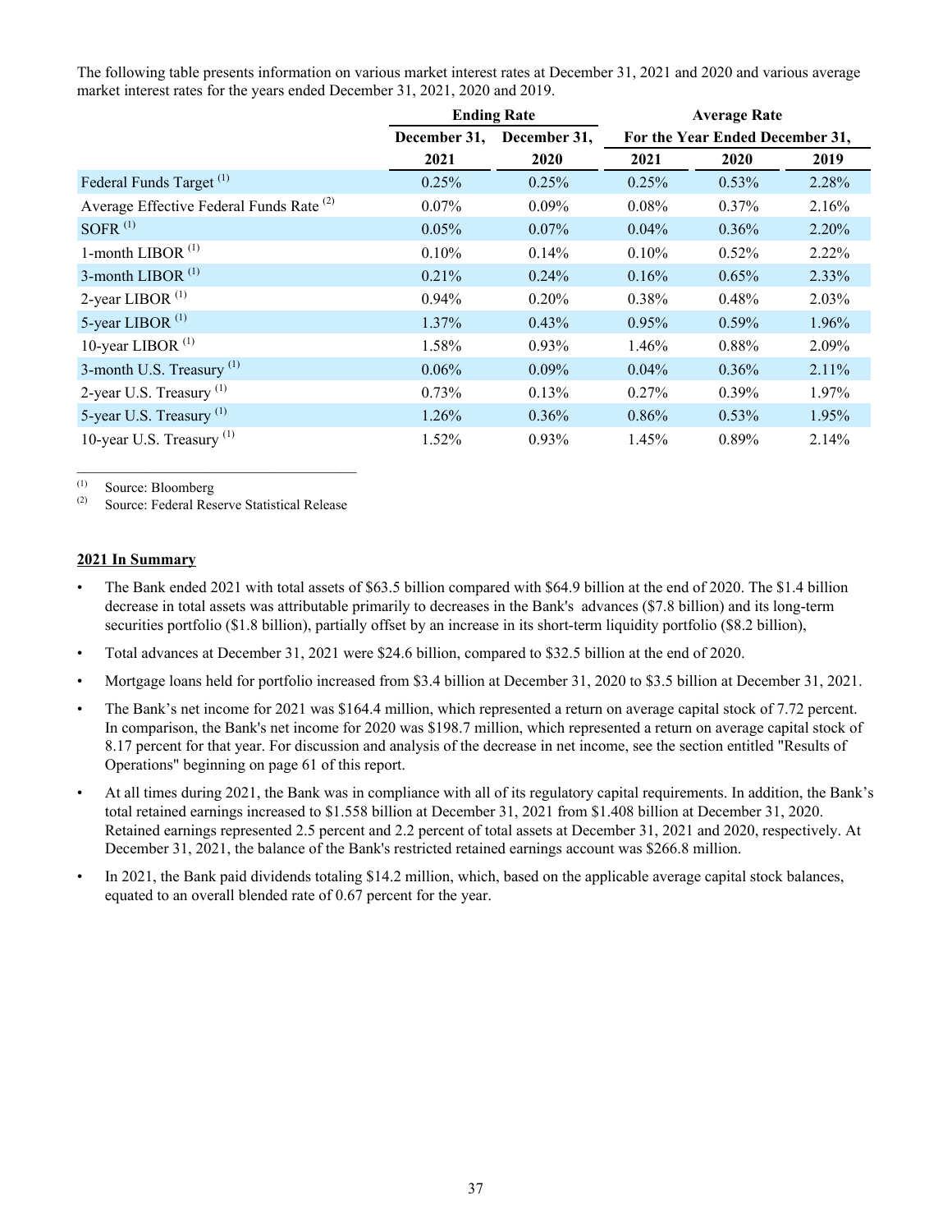The following table presents information on various market interest rates at December 31, 2021 and 2020 and various average market interest rates for the years ended December 31, 2021, 2020 and 2019.

| | Ending Rate | | Average Rate | | |
|---|---|---|---|---|---|
| | December 31, 2021 | December 31, 2020 | For the Year Ended December 31, 2021 | 2020 | 2019 |
| Federal Funds Target [(1)] | 0.25% | 0.25% | 0.25% | 0.53% | 2.28% |
| Average Effective Federal Funds Rate [(2)] | 0.07% | 0.09% | 0.08% | 0.37% | 2.16% |
| SOFR [(1)] | 0.05% | 0.07% | 0.04% | 0.36% | 2.20% |
| 1-month LIBOR [(1)] | 0.10% | 0.14% | 0.10% | 0.52% | 2.22% |
| 3-month LIBOR [(1)] | 0.21% | 0.24% | 0.16% | 0.65% | 2.33% |
| 2-year LIBOR [(1)] | 0.94% | 0.20% | 0.38% | 0.48% | 2.03% |
| 5-year LIBOR [(1)] | 1.37% | 0.43% | 0.95% | 0.59% | 1.96% |
| 10-year LIBOR [(1)] | 1.58% | 0.93% | 1.46% | 0.88% | 2.09% |
| 3-month U.S. Treasury [(1)] | 0.06% | 0.09% | 0.04% | 0.36% | 2.11% |
| 2-year U.S. Treasury [(1)] | 0.73% | 0.13% | 0.27% | 0.39% | 1.97% |
| 5-year U.S. Treasury [(1)] | 1.26% | 0.36% | 0.86% | 0.53% | 1.95% |
| 10-year U.S. Treasury [(1)] | 1.52% | 0.93% | 1.45% | 0.89% | 2.14% |

(1) Source: Bloomberg
(2) Source: Federal Reserve Statistical Release

**2021 In Summary**

- The Bank ended 2021 with total assets of $63.5 billion compared with $64.9 billion at the end of 2020. The $1.4 billion decrease in total assets was attributable primarily to decreases in the Bank's advances ($7.8 billion) and its long-term securities portfolio ($1.8 billion), partially offset by an increase in its short-term liquidity portfolio ($8.2 billion),
- Total advances at December 31, 2021 were $24.6 billion, compared to $32.5 billion at the end of 2020.
- Mortgage loans held for portfolio increased from $3.4 billion at December 31, 2020 to $3.5 billion at December 31, 2021.
- The Bank's net income for 2021 was $164.4 million, which represented a return on average capital stock of 7.72 percent. In comparison, the Bank's net income for 2020 was $198.7 million, which represented a return on average capital stock of 8.17 percent for that year. For discussion and analysis of the decrease in net income, see the section entitled "Results of Operations" beginning on page 61 of this report.
- At all times during 2021, the Bank was in compliance with all of its regulatory capital requirements. In addition, the Bank's total retained earnings increased to $1.558 billion at December 31, 2021 from $1.408 billion at December 31, 2020. Retained earnings represented 2.5 percent and 2.2 percent of total assets at December 31, 2021 and 2020, respectively. At December 31, 2021, the balance of the Bank's restricted retained earnings account was $266.8 million.
- In 2021, the Bank paid dividends totaling $14.2 million, which, based on the applicable average capital stock balances, equated to an overall blended rate of 0.67 percent for the year.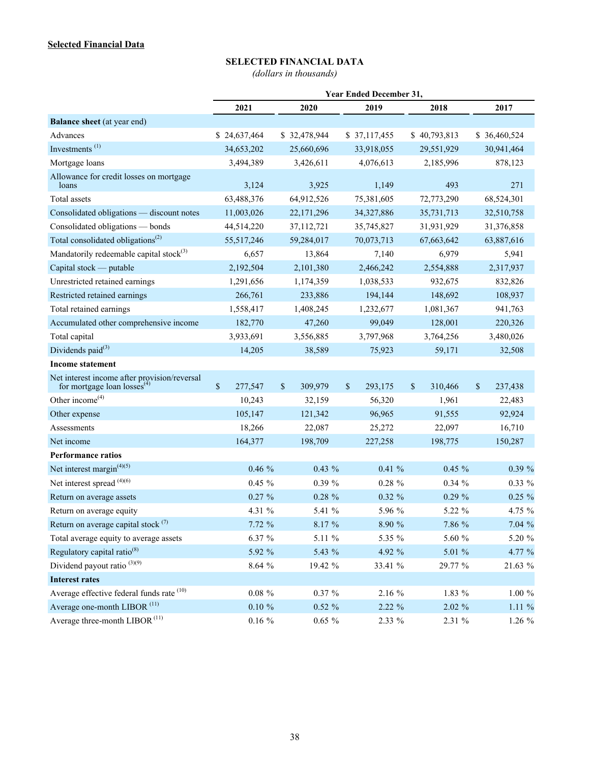**Selected Financial Data**

## SELECTED FINANCIAL DATA

*(dollars in thousands)*

| | Year Ended December 31, | | | | |
|---|---|---|---|---|---|
| | 2021 | 2020 | 2019 | 2018 | 2017 |
| **Balance sheet** (at year end) | | | | | |
| Advances | $ 24,637,464 | $ 32,478,944 | $ 37,117,455 | $ 40,793,813 | $ 36,460,524 |
| Investments [(1)] | 34,653,202 | 25,660,696 | 33,918,055 | 29,551,929 | 30,941,464 |
| Mortgage loans | 3,494,389 | 3,426,611 | 4,076,613 | 2,185,996 | 878,123 |
| Allowance for credit losses on mortgage loans | 3,124 | 3,925 | 1,149 | 493 | 271 |
| Total assets | 63,488,376 | 64,912,526 | 75,381,605 | 72,773,290 | 68,524,301 |
| Consolidated obligations — discount notes | 11,003,026 | 22,171,296 | 34,327,886 | 35,731,713 | 32,510,758 |
| Consolidated obligations — bonds | 44,514,220 | 37,112,721 | 35,745,827 | 31,931,929 | 31,376,858 |
| Total consolidated obligations[(2)] | 55,517,246 | 59,284,017 | 70,073,713 | 67,663,642 | 63,887,616 |
| Mandatorily redeemable capital stock[(3)] | 6,657 | 13,864 | 7,140 | 6,979 | 5,941 |
| Capital stock — putable | 2,192,504 | 2,101,380 | 2,466,242 | 2,554,888 | 2,317,937 |
| Unrestricted retained earnings | 1,291,656 | 1,174,359 | 1,038,533 | 932,675 | 832,826 |
| Restricted retained earnings | 266,761 | 233,886 | 194,144 | 148,692 | 108,937 |
| Total retained earnings | 1,558,417 | 1,408,245 | 1,232,677 | 1,081,367 | 941,763 |
| Accumulated other comprehensive income | 182,770 | 47,260 | 99,049 | 128,001 | 220,326 |
| Total capital | 3,933,691 | 3,556,885 | 3,797,968 | 3,764,256 | 3,480,026 |
| Dividends paid[(3)] | 14,205 | 38,589 | 75,923 | 59,171 | 32,508 |
| **Income statement** | | | | | |
| Net interest income after provision/reversal for mortgage loan losses[(4)] | $ 277,547 | $ 309,979 | $ 293,175 | $ 310,466 | $ 237,438 |
| Other income[(4)] | 10,243 | 32,159 | 56,320 | 1,961 | 22,483 |
| Other expense | 105,147 | 121,342 | 96,965 | 91,555 | 92,924 |
| Assessments | 18,266 | 22,087 | 25,272 | 22,097 | 16,710 |
| Net income | 164,377 | 198,709 | 227,258 | 198,775 | 150,287 |
| **Performance ratios** | | | | | |
| Net interest margin[(4)(5)] | 0.46 % | 0.43 % | 0.41 % | 0.45 % | 0.39 % |
| Net interest spread [(4)(6)] | 0.45 % | 0.39 % | 0.28 % | 0.34 % | 0.33 % |
| Return on average assets | 0.27 % | 0.28 % | 0.32 % | 0.29 % | 0.25 % |
| Return on average equity | 4.31 % | 5.41 % | 5.96 % | 5.22 % | 4.75 % |
| Return on average capital stock [(7)] | 7.72 % | 8.17 % | 8.90 % | 7.86 % | 7.04 % |
| Total average equity to average assets | 6.37 % | 5.11 % | 5.35 % | 5.60 % | 5.20 % |
| Regulatory capital ratio[(8)] | 5.92 % | 5.43 % | 4.92 % | 5.01 % | 4.77 % |
| Dividend payout ratio [(3)(9)] | 8.64 % | 19.42 % | 33.41 % | 29.77 % | 21.63 % |
| **Interest rates** | | | | | |
| Average effective federal funds rate [(10)] | 0.08 % | 0.37 % | 2.16 % | 1.83 % | 1.00 % |
| Average one-month LIBOR [(11)] | 0.10 % | 0.52 % | 2.22 % | 2.02 % | 1.11 % |
| Average three-month LIBOR [(11)] | 0.16 % | 0.65 % | 2.33 % | 2.31 % | 1.26 % |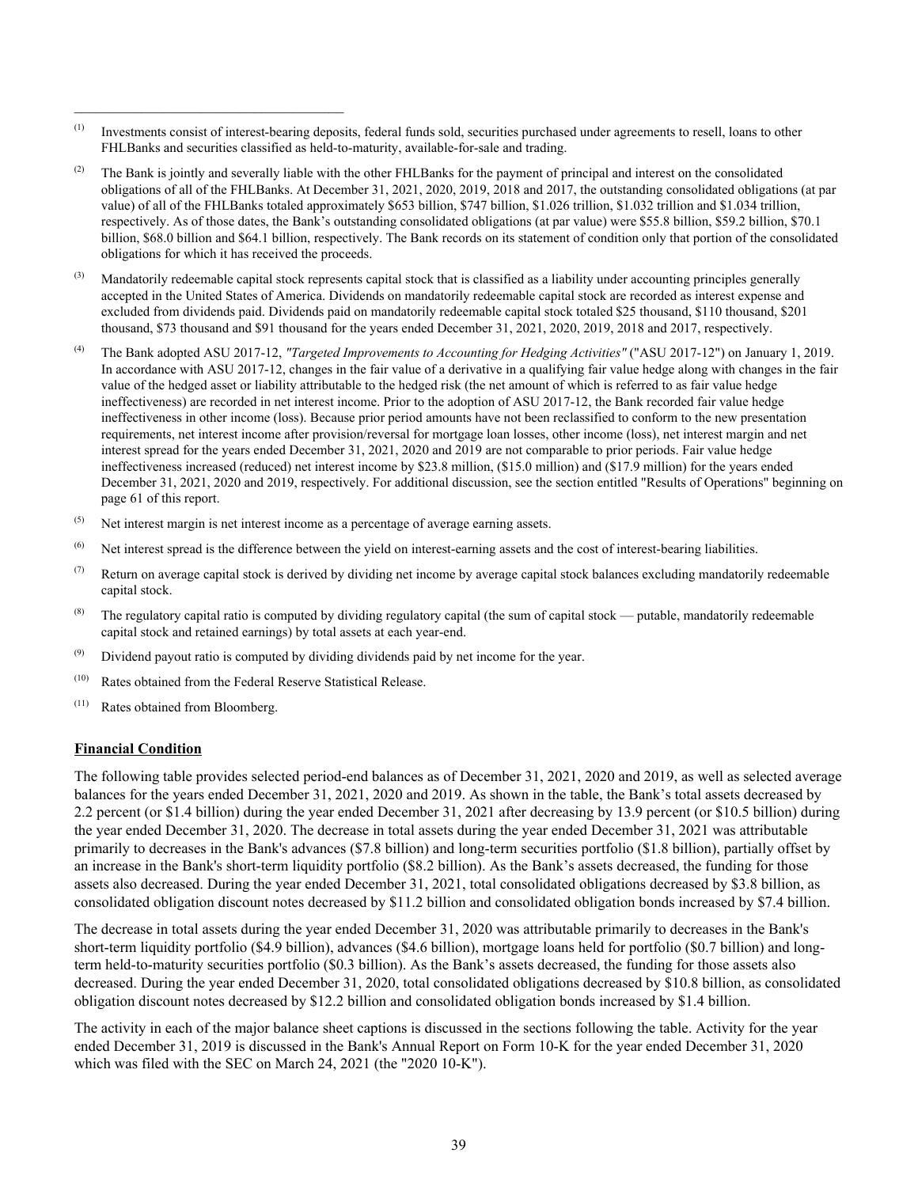---

(1) Investments consist of interest-bearing deposits, federal funds sold, securities purchased under agreements to resell, loans to other FHLBanks and securities classified as held-to-maturity, available-for-sale and trading.

(2) The Bank is jointly and severally liable with the other FHLBanks for the payment of principal and interest on the consolidated obligations of all of the FHLBanks. At December 31, 2021, 2020, 2019, 2018 and 2017, the outstanding consolidated obligations (at par value) of all of the FHLBanks totaled approximately $653 billion, $747 billion, $1.026 trillion, $1.032 trillion and $1.034 trillion, respectively. As of those dates, the Bank's outstanding consolidated obligations (at par value) were $55.8 billion, $59.2 billion, $70.1 billion, $68.0 billion and $64.1 billion, respectively. The Bank records on its statement of condition only that portion of the consolidated obligations for which it has received the proceeds.

(3) Mandatorily redeemable capital stock represents capital stock that is classified as a liability under accounting principles generally accepted in the United States of America. Dividends on mandatorily redeemable capital stock are recorded as interest expense and excluded from dividends paid. Dividends paid on mandatorily redeemable capital stock totaled $25 thousand, $110 thousand, $201 thousand, $73 thousand and $91 thousand for the years ended December 31, 2021, 2020, 2019, 2018 and 2017, respectively.

(4) The Bank adopted ASU 2017-12, *"Targeted Improvements to Accounting for Hedging Activities"* ("ASU 2017-12") on January 1, 2019. In accordance with ASU 2017-12, changes in the fair value of a derivative in a qualifying fair value hedge along with changes in the fair value of the hedged asset or liability attributable to the hedged risk (the net amount of which is referred to as fair value hedge ineffectiveness) are recorded in net interest income. Prior to the adoption of ASU 2017-12, the Bank recorded fair value hedge ineffectiveness in other income (loss). Because prior period amounts have not been reclassified to conform to the new presentation requirements, net interest income after provision/reversal for mortgage loan losses, other income (loss), net interest margin and net interest spread for the years ended December 31, 2021, 2020 and 2019 are not comparable to prior periods. Fair value hedge ineffectiveness increased (reduced) net interest income by $23.8 million, ($15.0 million) and ($17.9 million) for the years ended December 31, 2021, 2020 and 2019, respectively. For additional discussion, see the section entitled "Results of Operations" beginning on page 61 of this report.

(5) Net interest margin is net interest income as a percentage of average earning assets.

(6) Net interest spread is the difference between the yield on interest-earning assets and the cost of interest-bearing liabilities.

(7) Return on average capital stock is derived by dividing net income by average capital stock balances excluding mandatorily redeemable capital stock.

(8) The regulatory capital ratio is computed by dividing regulatory capital (the sum of capital stock — putable, mandatorily redeemable capital stock and retained earnings) by total assets at each year-end.

(9) Dividend payout ratio is computed by dividing dividends paid by net income for the year.

(10) Rates obtained from the Federal Reserve Statistical Release.

(11) Rates obtained from Bloomberg.

## Financial Condition

The following table provides selected period-end balances as of December 31, 2021, 2020 and 2019, as well as selected average balances for the years ended December 31, 2021, 2020 and 2019. As shown in the table, the Bank's total assets decreased by 2.2 percent (or $1.4 billion) during the year ended December 31, 2021 after decreasing by 13.9 percent (or $10.5 billion) during the year ended December 31, 2020. The decrease in total assets during the year ended December 31, 2021 was attributable primarily to decreases in the Bank's advances ($7.8 billion) and long-term securities portfolio ($1.8 billion), partially offset by an increase in the Bank's short-term liquidity portfolio ($8.2 billion). As the Bank's assets decreased, the funding for those assets also decreased. During the year ended December 31, 2021, total consolidated obligations decreased by $3.8 billion, as consolidated obligation discount notes decreased by $11.2 billion and consolidated obligation bonds increased by $7.4 billion.

The decrease in total assets during the year ended December 31, 2020 was attributable primarily to decreases in the Bank's short-term liquidity portfolio ($4.9 billion), advances ($4.6 billion), mortgage loans held for portfolio ($0.7 billion) and long-term held-to-maturity securities portfolio ($0.3 billion). As the Bank's assets decreased, the funding for those assets also decreased. During the year ended December 31, 2020, total consolidated obligations decreased by $10.8 billion, as consolidated obligation discount notes decreased by $12.2 billion and consolidated obligation bonds increased by $1.4 billion.

The activity in each of the major balance sheet captions is discussed in the sections following the table. Activity for the year ended December 31, 2019 is discussed in the Bank's Annual Report on Form 10-K for the year ended December 31, 2020 which was filed with the SEC on March 24, 2021 (the "2020 10-K").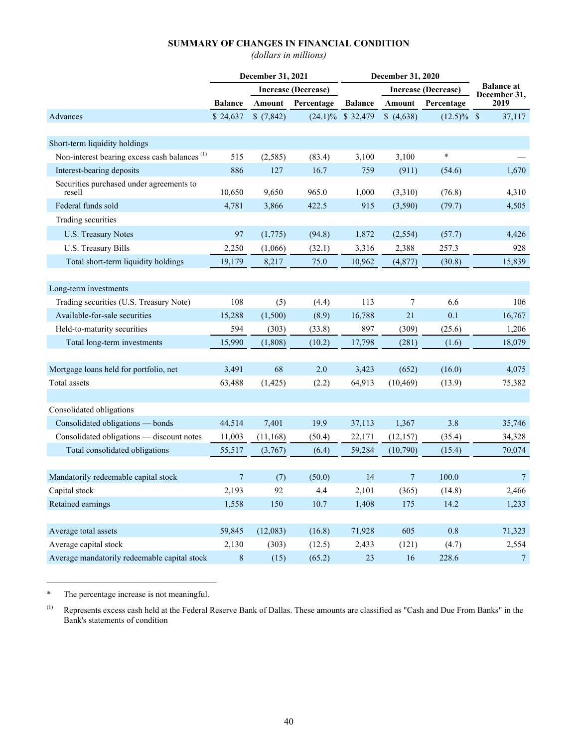**SUMMARY OF CHANGES IN FINANCIAL CONDITION**

*(dollars in millions)*

| | December 31, 2021 | | | December 31, 2020 | | | Balance at December 31, 2019 |
|---|---|---|---|---|---|---|---|
| | | Increase (Decrease) | | | Increase (Decrease) | | |
| | Balance | Amount | Percentage | Balance | Amount | Percentage | |
| Advances | $ 24,637 | $ (7,842) | (24.1)% | $ 32,479 | $ (4,638) | (12.5)% | $ 37,117 |
| | | | | | | | |
| Short-term liquidity holdings | | | | | | | |
| Non-interest bearing excess cash balances [(1)] | 515 | (2,585) | (83.4) | 3,100 | 3,100 | * | — |
| Interest-bearing deposits | 886 | 127 | 16.7 | 759 | (911) | (54.6) | 1,670 |
| Securities purchased under agreements to resell | 10,650 | 9,650 | 965.0 | 1,000 | (3,310) | (76.8) | 4,310 |
| Federal funds sold | 4,781 | 3,866 | 422.5 | 915 | (3,590) | (79.7) | 4,505 |
| Trading securities | | | | | | | |
| U.S. Treasury Notes | 97 | (1,775) | (94.8) | 1,872 | (2,554) | (57.7) | 4,426 |
| U.S. Treasury Bills | 2,250 | (1,066) | (32.1) | 3,316 | 2,388 | 257.3 | 928 |
| Total short-term liquidity holdings | 19,179 | 8,217 | 75.0 | 10,962 | (4,877) | (30.8) | 15,839 |
| | | | | | | | |
| Long-term investments | | | | | | | |
| Trading securities (U.S. Treasury Note) | 108 | (5) | (4.4) | 113 | 7 | 6.6 | 106 |
| Available-for-sale securities | 15,288 | (1,500) | (8.9) | 16,788 | 21 | 0.1 | 16,767 |
| Held-to-maturity securities | 594 | (303) | (33.8) | 897 | (309) | (25.6) | 1,206 |
| Total long-term investments | 15,990 | (1,808) | (10.2) | 17,798 | (281) | (1.6) | 18,079 |
| | | | | | | | |
| Mortgage loans held for portfolio, net | 3,491 | 68 | 2.0 | 3,423 | (652) | (16.0) | 4,075 |
| Total assets | 63,488 | (1,425) | (2.2) | 64,913 | (10,469) | (13.9) | 75,382 |
| | | | | | | | |
| Consolidated obligations | | | | | | | |
| Consolidated obligations — bonds | 44,514 | 7,401 | 19.9 | 37,113 | 1,367 | 3.8 | 35,746 |
| Consolidated obligations — discount notes | 11,003 | (11,168) | (50.4) | 22,171 | (12,157) | (35.4) | 34,328 |
| Total consolidated obligations | 55,517 | (3,767) | (6.4) | 59,284 | (10,790) | (15.4) | 70,074 |
| | | | | | | | |
| Mandatorily redeemable capital stock | 7 | (7) | (50.0) | 14 | 7 | 100.0 | 7 |
| Capital stock | 2,193 | 92 | 4.4 | 2,101 | (365) | (14.8) | 2,466 |
| Retained earnings | 1,558 | 150 | 10.7 | 1,408 | 175 | 14.2 | 1,233 |
| | | | | | | | |
| Average total assets | 59,845 | (12,083) | (16.8) | 71,928 | 605 | 0.8 | 71,323 |
| Average capital stock | 2,130 | (303) | (12.5) | 2,433 | (121) | (4.7) | 2,554 |
| Average mandatorily redeemable capital stock | 8 | (15) | (65.2) | 23 | 16 | 228.6 | 7 |

\* The percentage increase is not meaningful.

(1) Represents excess cash held at the Federal Reserve Bank of Dallas. These amounts are classified as "Cash and Due From Banks" in the Bank's statements of condition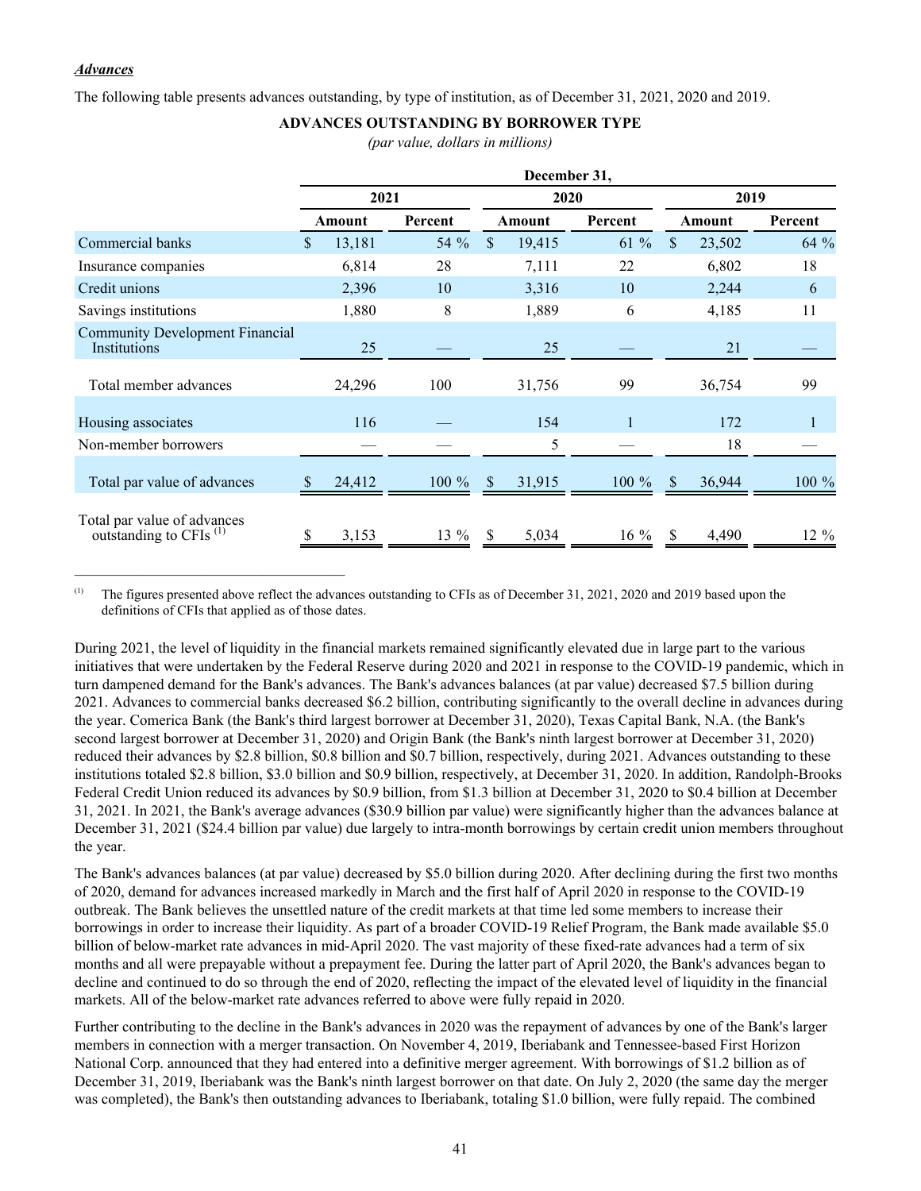***Advances***

The following table presents advances outstanding, by type of institution, as of December 31, 2021, 2020 and 2019.

**ADVANCES OUTSTANDING BY BORROWER TYPE**

*(par value, dollars in millions)*

| | December 31, | | | | | |
|---|---|---|---|---|---|---|
| | 2021 | | 2020 | | 2019 | |
| | Amount | Percent | Amount | Percent | Amount | Percent |
| Commercial banks | $ 13,181 | 54 % | $ 19,415 | 61 % | $ 23,502 | 64 % |
| Insurance companies | 6,814 | 28 | 7,111 | 22 | 6,802 | 18 |
| Credit unions | 2,396 | 10 | 3,316 | 10 | 2,244 | 6 |
| Savings institutions | 1,880 | 8 | 1,889 | 6 | 4,185 | 11 |
| Community Development Financial Institutions | 25 | — | 25 | — | 21 | — |
| Total member advances | 24,296 | 100 | 31,756 | 99 | 36,754 | 99 |
| Housing associates | 116 | — | 154 | 1 | 172 | 1 |
| Non-member borrowers | — | — | 5 | — | 18 | — |
| Total par value of advances | $ 24,412 | 100 % | $ 31,915 | 100 % | $ 36,944 | 100 % |
| Total par value of advances outstanding to CFIs [(1)] | $ 3,153 | 13 % | $ 5,034 | 16 % | $ 4,490 | 12 % |

(1) The figures presented above reflect the advances outstanding to CFIs as of December 31, 2021, 2020 and 2019 based upon the definitions of CFIs that applied as of those dates.

During 2021, the level of liquidity in the financial markets remained significantly elevated due in large part to the various initiatives that were undertaken by the Federal Reserve during 2020 and 2021 in response to the COVID-19 pandemic, which in turn dampened demand for the Bank's advances. The Bank's advances balances (at par value) decreased $7.5 billion during 2021. Advances to commercial banks decreased $6.2 billion, contributing significantly to the overall decline in advances during the year. Comerica Bank (the Bank's third largest borrower at December 31, 2020), Texas Capital Bank, N.A. (the Bank's second largest borrower at December 31, 2020) and Origin Bank (the Bank's ninth largest borrower at December 31, 2020) reduced their advances by $2.8 billion, $0.8 billion and $0.7 billion, respectively, during 2021. Advances outstanding to these institutions totaled $2.8 billion, $3.0 billion and $0.9 billion, respectively, at December 31, 2020. In addition, Randolph-Brooks Federal Credit Union reduced its advances by $0.9 billion, from $1.3 billion at December 31, 2020 to $0.4 billion at December 31, 2021. In 2021, the Bank's average advances ($30.9 billion par value) were significantly higher than the advances balance at December 31, 2021 ($24.4 billion par value) due largely to intra-month borrowings by certain credit union members throughout the year.

The Bank's advances balances (at par value) decreased by $5.0 billion during 2020. After declining during the first two months of 2020, demand for advances increased markedly in March and the first half of April 2020 in response to the COVID-19 outbreak. The Bank believes the unsettled nature of the credit markets at that time led some members to increase their borrowings in order to increase their liquidity. As part of a broader COVID-19 Relief Program, the Bank made available $5.0 billion of below-market rate advances in mid-April 2020. The vast majority of these fixed-rate advances had a term of six months and all were prepayable without a prepayment fee. During the latter part of April 2020, the Bank's advances began to decline and continued to do so through the end of 2020, reflecting the impact of the elevated level of liquidity in the financial markets. All of the below-market rate advances referred to above were fully repaid in 2020.

Further contributing to the decline in the Bank's advances in 2020 was the repayment of advances by one of the Bank's larger members in connection with a merger transaction. On November 4, 2019, Iberiabank and Tennessee-based First Horizon National Corp. announced that they had entered into a definitive merger agreement. With borrowings of $1.2 billion as of December 31, 2019, Iberiabank was the Bank's ninth largest borrower on that date. On July 2, 2020 (the same day the merger was completed), the Bank's then outstanding advances to Iberiabank, totaling $1.0 billion, were fully repaid. The combined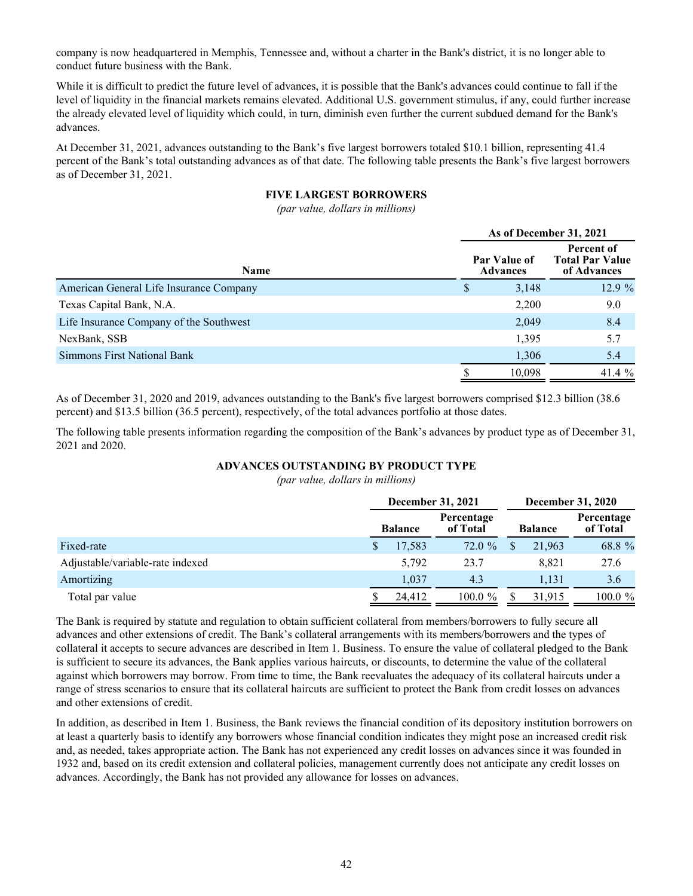company is now headquartered in Memphis, Tennessee and, without a charter in the Bank's district, it is no longer able to conduct future business with the Bank.

While it is difficult to predict the future level of advances, it is possible that the Bank's advances could continue to fall if the level of liquidity in the financial markets remains elevated. Additional U.S. government stimulus, if any, could further increase the already elevated level of liquidity which could, in turn, diminish even further the current subdued demand for the Bank's advances.

At December 31, 2021, advances outstanding to the Bank's five largest borrowers totaled $10.1 billion, representing 41.4 percent of the Bank's total outstanding advances as of that date. The following table presents the Bank's five largest borrowers as of December 31, 2021.

**FIVE LARGEST BORROWERS**

*(par value, dollars in millions)*

| | As of December 31, 2021 | |
|---|---|---|
| **Name** | **Par Value of Advances** | **Percent of Total Par Value of Advances** |
| American General Life Insurance Company | $ 3,148 | 12.9 % |
| Texas Capital Bank, N.A. | 2,200 | 9.0 |
| Life Insurance Company of the Southwest | 2,049 | 8.4 |
| NexBank, SSB | 1,395 | 5.7 |
| Simmons First National Bank | 1,306 | 5.4 |
| | $ 10,098 | 41.4 % |

As of December 31, 2020 and 2019, advances outstanding to the Bank's five largest borrowers comprised $12.3 billion (38.6 percent) and $13.5 billion (36.5 percent), respectively, of the total advances portfolio at those dates.

The following table presents information regarding the composition of the Bank's advances by product type as of December 31, 2021 and 2020.

**ADVANCES OUTSTANDING BY PRODUCT TYPE**

*(par value, dollars in millions)*

| | December 31, 2021 | | December 31, 2020 | |
|---|---|---|---|---|
| | **Balance** | **Percentage of Total** | **Balance** | **Percentage of Total** |
| Fixed-rate | $ 17,583 | 72.0 % | $ 21,963 | 68.8 % |
| Adjustable/variable-rate indexed | 5,792 | 23.7 | 8,821 | 27.6 |
| Amortizing | 1,037 | 4.3 | 1,131 | 3.6 |
| Total par value | $ 24,412 | 100.0 % | $ 31,915 | 100.0 % |

The Bank is required by statute and regulation to obtain sufficient collateral from members/borrowers to fully secure all advances and other extensions of credit. The Bank's collateral arrangements with its members/borrowers and the types of collateral it accepts to secure advances are described in Item 1. Business. To ensure the value of collateral pledged to the Bank is sufficient to secure its advances, the Bank applies various haircuts, or discounts, to determine the value of the collateral against which borrowers may borrow. From time to time, the Bank reevaluates the adequacy of its collateral haircuts under a range of stress scenarios to ensure that its collateral haircuts are sufficient to protect the Bank from credit losses on advances and other extensions of credit.

In addition, as described in Item 1. Business, the Bank reviews the financial condition of its depository institution borrowers on at least a quarterly basis to identify any borrowers whose financial condition indicates they might pose an increased credit risk and, as needed, takes appropriate action. The Bank has not experienced any credit losses on advances since it was founded in 1932 and, based on its credit extension and collateral policies, management currently does not anticipate any credit losses on advances. Accordingly, the Bank has not provided any allowance for losses on advances.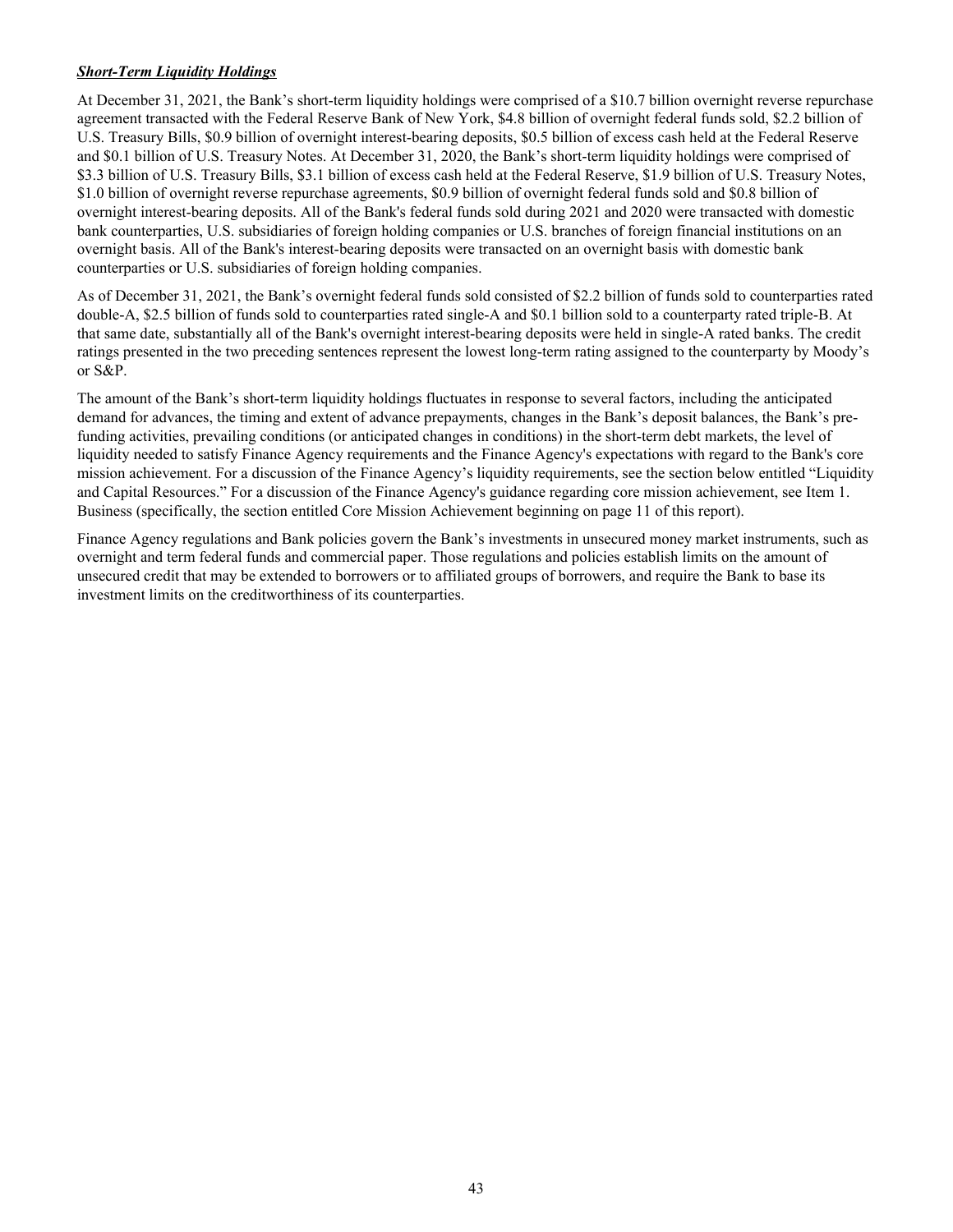***Short-Term Liquidity Holdings***

At December 31, 2021, the Bank's short-term liquidity holdings were comprised of a $10.7 billion overnight reverse repurchase agreement transacted with the Federal Reserve Bank of New York, $4.8 billion of overnight federal funds sold, $2.2 billion of U.S. Treasury Bills, $0.9 billion of overnight interest-bearing deposits, $0.5 billion of excess cash held at the Federal Reserve and $0.1 billion of U.S. Treasury Notes. At December 31, 2020, the Bank's short-term liquidity holdings were comprised of $3.3 billion of U.S. Treasury Bills, $3.1 billion of excess cash held at the Federal Reserve, $1.9 billion of U.S. Treasury Notes, $1.0 billion of overnight reverse repurchase agreements, $0.9 billion of overnight federal funds sold and $0.8 billion of overnight interest-bearing deposits. All of the Bank's federal funds sold during 2021 and 2020 were transacted with domestic bank counterparties, U.S. subsidiaries of foreign holding companies or U.S. branches of foreign financial institutions on an overnight basis. All of the Bank's interest-bearing deposits were transacted on an overnight basis with domestic bank counterparties or U.S. subsidiaries of foreign holding companies.

As of December 31, 2021, the Bank's overnight federal funds sold consisted of $2.2 billion of funds sold to counterparties rated double-A, $2.5 billion of funds sold to counterparties rated single-A and $0.1 billion sold to a counterparty rated triple-B. At that same date, substantially all of the Bank's overnight interest-bearing deposits were held in single-A rated banks. The credit ratings presented in the two preceding sentences represent the lowest long-term rating assigned to the counterparty by Moody's or S&P.

The amount of the Bank's short-term liquidity holdings fluctuates in response to several factors, including the anticipated demand for advances, the timing and extent of advance prepayments, changes in the Bank's deposit balances, the Bank's pre-funding activities, prevailing conditions (or anticipated changes in conditions) in the short-term debt markets, the level of liquidity needed to satisfy Finance Agency requirements and the Finance Agency's expectations with regard to the Bank's core mission achievement. For a discussion of the Finance Agency's liquidity requirements, see the section below entitled "Liquidity and Capital Resources." For a discussion of the Finance Agency's guidance regarding core mission achievement, see Item 1. Business (specifically, the section entitled Core Mission Achievement beginning on page 11 of this report).

Finance Agency regulations and Bank policies govern the Bank's investments in unsecured money market instruments, such as overnight and term federal funds and commercial paper. Those regulations and policies establish limits on the amount of unsecured credit that may be extended to borrowers or to affiliated groups of borrowers, and require the Bank to base its investment limits on the creditworthiness of its counterparties.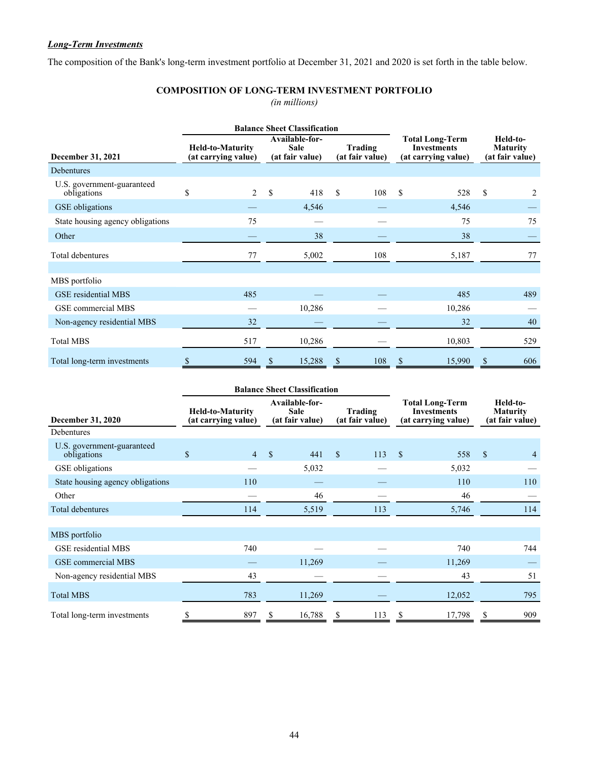***Long-Term Investments***

The composition of the Bank's long-term investment portfolio at December 31, 2021 and 2020 is set forth in the table below.

**COMPOSITION OF LONG-TERM INVESTMENT PORTFOLIO**

*(in millions)*

| | Balance Sheet Classification | | | | |
|---|---|---|---|---|---|
| **December 31, 2021** | **Held-to-Maturity (at carrying value)** | **Available-for-Sale (at fair value)** | **Trading (at fair value)** | **Total Long-Term Investments (at carrying value)** | **Held-to-Maturity (at fair value)** |
| Debentures | | | | | |
| U.S. government-guaranteed obligations | $ 2 | $ 418 | $ 108 | $ 528 | $ 2 |
| GSE obligations | — | 4,546 | — | 4,546 | — |
| State housing agency obligations | 75 | — | — | 75 | 75 |
| Other | — | 38 | — | 38 | — |
| Total debentures | 77 | 5,002 | 108 | 5,187 | 77 |
| | | | | | |
| MBS portfolio | | | | | |
| GSE residential MBS | 485 | — | — | 485 | 489 |
| GSE commercial MBS | — | 10,286 | — | 10,286 | — |
| Non-agency residential MBS | 32 | — | — | 32 | 40 |
| Total MBS | 517 | 10,286 | — | 10,803 | 529 |
| Total long-term investments | $ 594 | $ 15,288 | $ 108 | $ 15,990 | $ 606 |

| | Balance Sheet Classification | | | | |
|---|---|---|---|---|---|
| **December 31, 2020** | **Held-to-Maturity (at carrying value)** | **Available-for-Sale (at fair value)** | **Trading (at fair value)** | **Total Long-Term Investments (at carrying value)** | **Held-to-Maturity (at fair value)** |
| Debentures | | | | | |
| U.S. government-guaranteed obligations | $ 4 | $ 441 | $ 113 | $ 558 | $ 4 |
| GSE obligations | — | 5,032 | — | 5,032 | — |
| State housing agency obligations | 110 | — | — | 110 | 110 |
| Other | — | 46 | — | 46 | — |
| Total debentures | 114 | 5,519 | 113 | 5,746 | 114 |
| | | | | | |
| MBS portfolio | | | | | |
| GSE residential MBS | 740 | — | — | 740 | 744 |
| GSE commercial MBS | — | 11,269 | — | 11,269 | — |
| Non-agency residential MBS | 43 | — | — | 43 | 51 |
| Total MBS | 783 | 11,269 | — | 12,052 | 795 |
| Total long-term investments | $ 897 | $ 16,788 | $ 113 | $ 17,798 | $ 909 |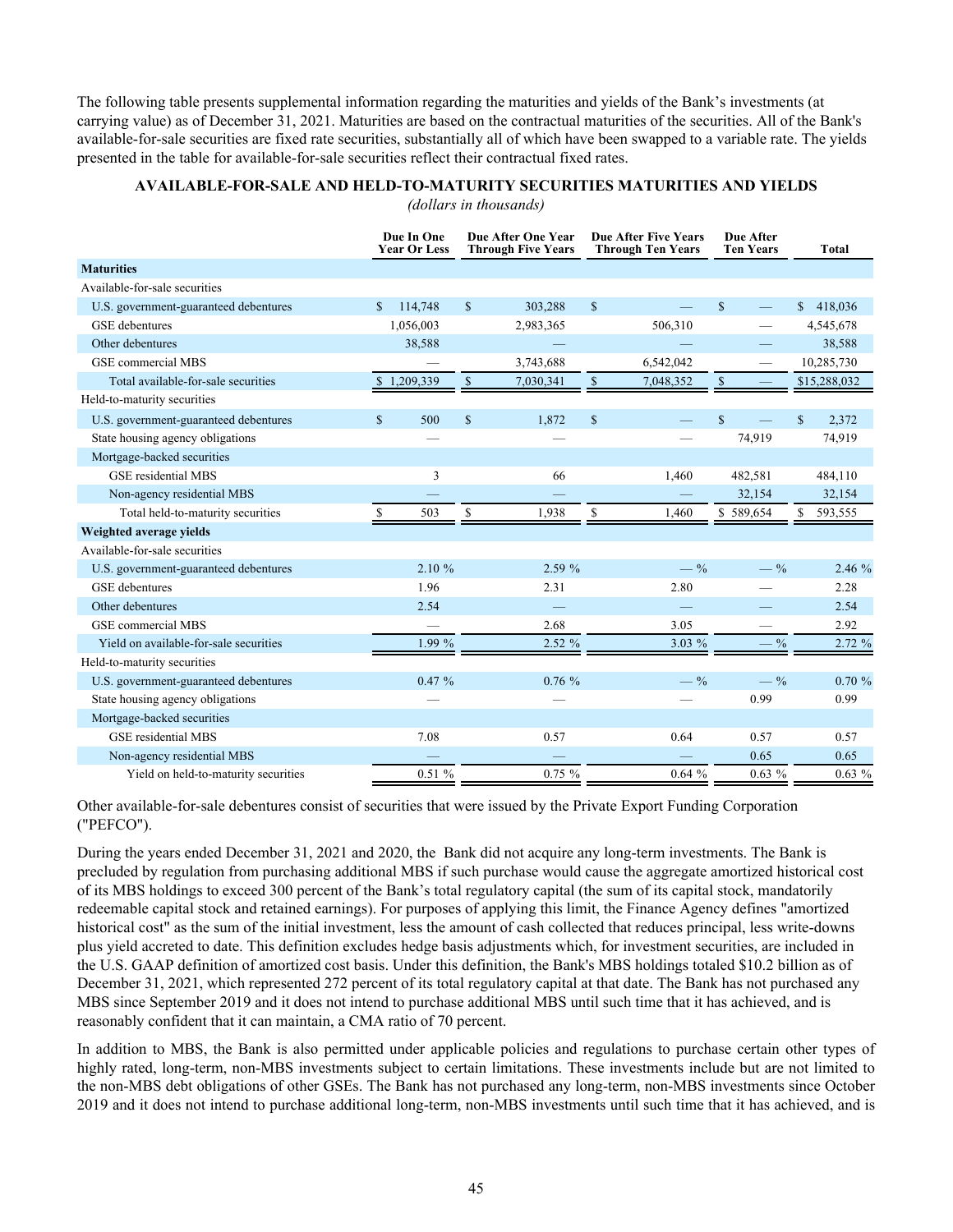The following table presents supplemental information regarding the maturities and yields of the Bank's investments (at carrying value) as of December 31, 2021. Maturities are based on the contractual maturities of the securities. All of the Bank's available-for-sale securities are fixed rate securities, substantially all of which have been swapped to a variable rate. The yields presented in the table for available-for-sale securities reflect their contractual fixed rates.

**AVAILABLE-FOR-SALE AND HELD-TO-MATURITY SECURITIES MATURITIES AND YIELDS**

*(dollars in thousands)*

| | Due In One Year Or Less | Due After One Year Through Five Years | Due After Five Years Through Ten Years | Due After Ten Years | Total |
|---|---|---|---|---|---|
| **Maturities** | | | | | |
| Available-for-sale securities | | | | | |
| U.S. government-guaranteed debentures | $ 114,748 | $ 303,288 | $ — | $ — | $ 418,036 |
| GSE debentures | 1,056,003 | 2,983,365 | 506,310 | — | 4,545,678 |
| Other debentures | 38,588 | — | — | — | 38,588 |
| GSE commercial MBS | — | 3,743,688 | 6,542,042 | — | 10,285,730 |
| Total available-for-sale securities | $ 1,209,339 | $ 7,030,341 | $ 7,048,352 | $ — | $15,288,032 |
| Held-to-maturity securities | | | | | |
| U.S. government-guaranteed debentures | $ 500 | $ 1,872 | $ — | $ — | $ 2,372 |
| State housing agency obligations | — | — | — | 74,919 | 74,919 |
| Mortgage-backed securities | | | | | |
| GSE residential MBS | 3 | 66 | 1,460 | 482,581 | 484,110 |
| Non-agency residential MBS | — | — | — | 32,154 | 32,154 |
| Total held-to-maturity securities | $ 503 | $ 1,938 | $ 1,460 | $ 589,654 | $ 593,555 |
| **Weighted average yields** | | | | | |
| Available-for-sale securities | | | | | |
| U.S. government-guaranteed debentures | 2.10 % | 2.59 % | — % | — % | 2.46 % |
| GSE debentures | 1.96 | 2.31 | 2.80 | — | 2.28 |
| Other debentures | 2.54 | — | — | — | 2.54 |
| GSE commercial MBS | — | 2.68 | 3.05 | — | 2.92 |
| Yield on available-for-sale securities | 1.99 % | 2.52 % | 3.03 % | — % | 2.72 % |
| Held-to-maturity securities | | | | | |
| U.S. government-guaranteed debentures | 0.47 % | 0.76 % | — % | — % | 0.70 % |
| State housing agency obligations | — | — | — | 0.99 | 0.99 |
| Mortgage-backed securities | | | | | |
| GSE residential MBS | 7.08 | 0.57 | 0.64 | 0.57 | 0.57 |
| Non-agency residential MBS | — | — | — | 0.65 | 0.65 |
| Yield on held-to-maturity securities | 0.51 % | 0.75 % | 0.64 % | 0.63 % | 0.63 % |

Other available-for-sale debentures consist of securities that were issued by the Private Export Funding Corporation ("PEFCO").

During the years ended December 31, 2021 and 2020, the Bank did not acquire any long-term investments. The Bank is precluded by regulation from purchasing additional MBS if such purchase would cause the aggregate amortized historical cost of its MBS holdings to exceed 300 percent of the Bank's total regulatory capital (the sum of its capital stock, mandatorily redeemable capital stock and retained earnings). For purposes of applying this limit, the Finance Agency defines "amortized historical cost" as the sum of the initial investment, less the amount of cash collected that reduces principal, less write-downs plus yield accreted to date. This definition excludes hedge basis adjustments which, for investment securities, are included in the U.S. GAAP definition of amortized cost basis. Under this definition, the Bank's MBS holdings totaled $10.2 billion as of December 31, 2021, which represented 272 percent of its total regulatory capital at that date. The Bank has not purchased any MBS since September 2019 and it does not intend to purchase additional MBS until such time that it has achieved, and is reasonably confident that it can maintain, a CMA ratio of 70 percent.

In addition to MBS, the Bank is also permitted under applicable policies and regulations to purchase certain other types of highly rated, long-term, non-MBS investments subject to certain limitations. These investments include but are not limited to the non-MBS debt obligations of other GSEs. The Bank has not purchased any long-term, non-MBS investments since October 2019 and it does not intend to purchase additional long-term, non-MBS investments until such time that it has achieved, and is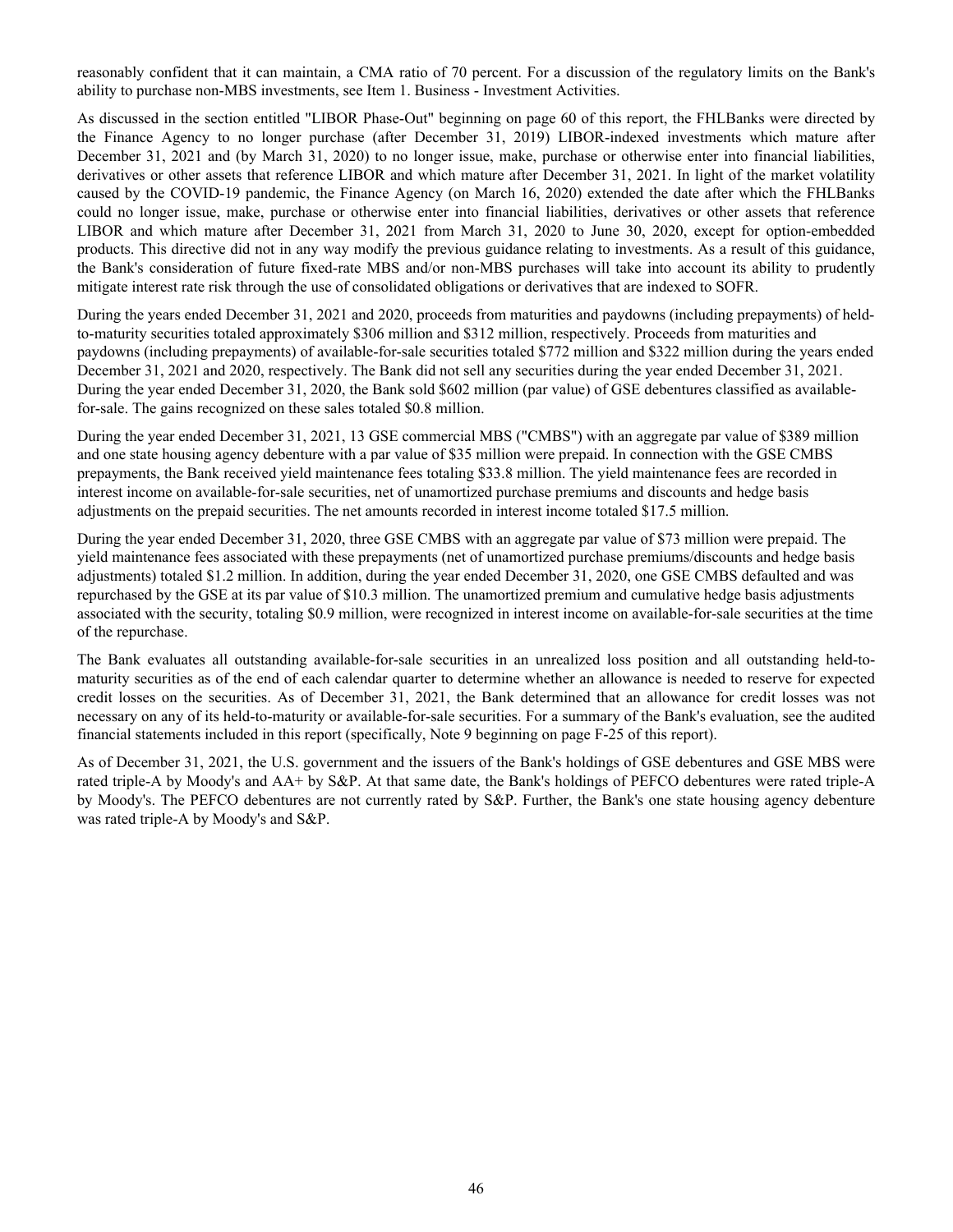reasonably confident that it can maintain, a CMA ratio of 70 percent. For a discussion of the regulatory limits on the Bank's ability to purchase non-MBS investments, see Item 1. Business - Investment Activities.

As discussed in the section entitled "LIBOR Phase-Out" beginning on page 60 of this report, the FHLBanks were directed by the Finance Agency to no longer purchase (after December 31, 2019) LIBOR-indexed investments which mature after December 31, 2021 and (by March 31, 2020) to no longer issue, make, purchase or otherwise enter into financial liabilities, derivatives or other assets that reference LIBOR and which mature after December 31, 2021. In light of the market volatility caused by the COVID-19 pandemic, the Finance Agency (on March 16, 2020) extended the date after which the FHLBanks could no longer issue, make, purchase or otherwise enter into financial liabilities, derivatives or other assets that reference LIBOR and which mature after December 31, 2021 from March 31, 2020 to June 30, 2020, except for option-embedded products. This directive did not in any way modify the previous guidance relating to investments. As a result of this guidance, the Bank's consideration of future fixed-rate MBS and/or non-MBS purchases will take into account its ability to prudently mitigate interest rate risk through the use of consolidated obligations or derivatives that are indexed to SOFR.

During the years ended December 31, 2021 and 2020, proceeds from maturities and paydowns (including prepayments) of held-to-maturity securities totaled approximately \$306 million and \$312 million, respectively. Proceeds from maturities and paydowns (including prepayments) of available-for-sale securities totaled \$772 million and \$322 million during the years ended December 31, 2021 and 2020, respectively. The Bank did not sell any securities during the year ended December 31, 2021. During the year ended December 31, 2020, the Bank sold \$602 million (par value) of GSE debentures classified as available-for-sale. The gains recognized on these sales totaled \$0.8 million.

During the year ended December 31, 2021, 13 GSE commercial MBS ("CMBS") with an aggregate par value of \$389 million and one state housing agency debenture with a par value of \$35 million were prepaid. In connection with the GSE CMBS prepayments, the Bank received yield maintenance fees totaling \$33.8 million. The yield maintenance fees are recorded in interest income on available-for-sale securities, net of unamortized purchase premiums and discounts and hedge basis adjustments on the prepaid securities. The net amounts recorded in interest income totaled \$17.5 million.

During the year ended December 31, 2020, three GSE CMBS with an aggregate par value of \$73 million were prepaid. The yield maintenance fees associated with these prepayments (net of unamortized purchase premiums/discounts and hedge basis adjustments) totaled \$1.2 million. In addition, during the year ended December 31, 2020, one GSE CMBS defaulted and was repurchased by the GSE at its par value of \$10.3 million. The unamortized premium and cumulative hedge basis adjustments associated with the security, totaling \$0.9 million, were recognized in interest income on available-for-sale securities at the time of the repurchase.

The Bank evaluates all outstanding available-for-sale securities in an unrealized loss position and all outstanding held-to-maturity securities as of the end of each calendar quarter to determine whether an allowance is needed to reserve for expected credit losses on the securities. As of December 31, 2021, the Bank determined that an allowance for credit losses was not necessary on any of its held-to-maturity or available-for-sale securities. For a summary of the Bank's evaluation, see the audited financial statements included in this report (specifically, Note 9 beginning on page F-25 of this report).

As of December 31, 2021, the U.S. government and the issuers of the Bank's holdings of GSE debentures and GSE MBS were rated triple-A by Moody's and AA+ by S&P. At that same date, the Bank's holdings of PEFCO debentures were rated triple-A by Moody's. The PEFCO debentures are not currently rated by S&P. Further, the Bank's one state housing agency debenture was rated triple-A by Moody's and S&P.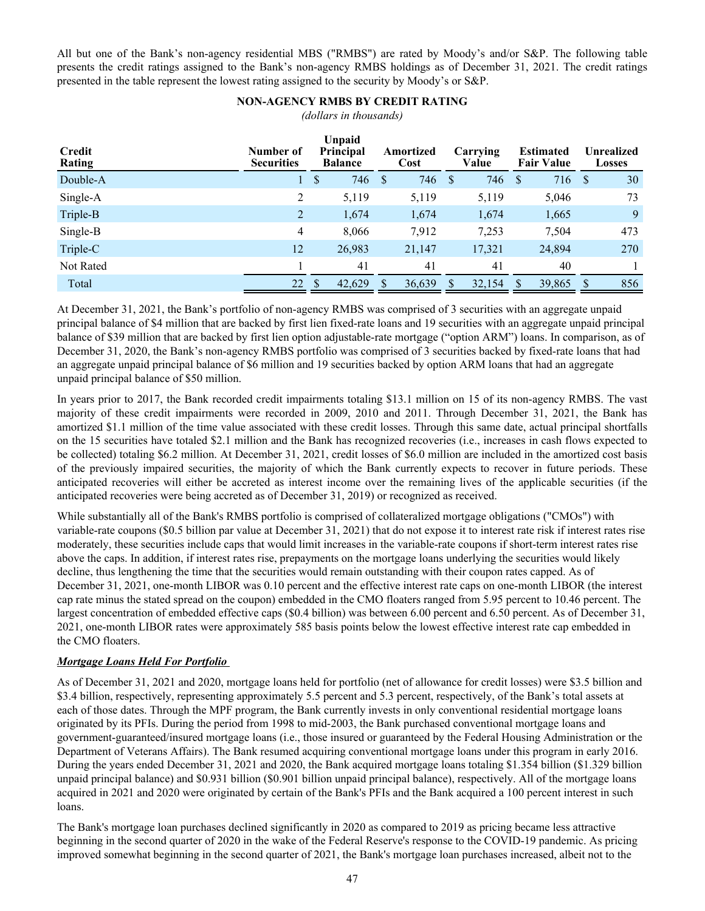All but one of the Bank's non-agency residential MBS ("RMBS") are rated by Moody's and/or S&P. The following table presents the credit ratings assigned to the Bank's non-agency RMBS holdings as of December 31, 2021. The credit ratings presented in the table represent the lowest rating assigned to the security by Moody's or S&P.

**NON-AGENCY RMBS BY CREDIT RATING**

*(dollars in thousands)*

| Credit Rating | Number of Securities | Unpaid Principal Balance | Amortized Cost | Carrying Value | Estimated Fair Value | Unrealized Losses |
|---|---|---|---|---|---|---|
| Double-A | 1 | $ 746 | $ 746 | $ 746 | $ 716 | $ 30 |
| Single-A | 2 | 5,119 | 5,119 | 5,119 | 5,046 | 73 |
| Triple-B | 2 | 1,674 | 1,674 | 1,674 | 1,665 | 9 |
| Single-B | 4 | 8,066 | 7,912 | 7,253 | 7,504 | 473 |
| Triple-C | 12 | 26,983 | 21,147 | 17,321 | 24,894 | 270 |
| Not Rated | 1 | 41 | 41 | 41 | 40 | 1 |
| Total | 22 | $ 42,629 | $ 36,639 | $ 32,154 | $ 39,865 | $ 856 |

At December 31, 2021, the Bank's portfolio of non-agency RMBS was comprised of 3 securities with an aggregate unpaid principal balance of $4 million that are backed by first lien fixed-rate loans and 19 securities with an aggregate unpaid principal balance of $39 million that are backed by first lien option adjustable-rate mortgage ("option ARM") loans. In comparison, as of December 31, 2020, the Bank's non-agency RMBS portfolio was comprised of 3 securities backed by fixed-rate loans that had an aggregate unpaid principal balance of $6 million and 19 securities backed by option ARM loans that had an aggregate unpaid principal balance of $50 million.

In years prior to 2017, the Bank recorded credit impairments totaling $13.1 million on 15 of its non-agency RMBS. The vast majority of these credit impairments were recorded in 2009, 2010 and 2011. Through December 31, 2021, the Bank has amortized $1.1 million of the time value associated with these credit losses. Through this same date, actual principal shortfalls on the 15 securities have totaled $2.1 million and the Bank has recognized recoveries (i.e., increases in cash flows expected to be collected) totaling $6.2 million. At December 31, 2021, credit losses of $6.0 million are included in the amortized cost basis of the previously impaired securities, the majority of which the Bank currently expects to recover in future periods. These anticipated recoveries will either be accreted as interest income over the remaining lives of the applicable securities (if the anticipated recoveries were being accreted as of December 31, 2019) or recognized as received.

While substantially all of the Bank's RMBS portfolio is comprised of collateralized mortgage obligations ("CMOs") with variable-rate coupons ($0.5 billion par value at December 31, 2021) that do not expose it to interest rate risk if interest rates rise moderately, these securities include caps that would limit increases in the variable-rate coupons if short-term interest rates rise above the caps. In addition, if interest rates rise, prepayments on the mortgage loans underlying the securities would likely decline, thus lengthening the time that the securities would remain outstanding with their coupon rates capped. As of December 31, 2021, one-month LIBOR was 0.10 percent and the effective interest rate caps on one-month LIBOR (the interest cap rate minus the stated spread on the coupon) embedded in the CMO floaters ranged from 5.95 percent to 10.46 percent. The largest concentration of embedded effective caps ($0.4 billion) was between 6.00 percent and 6.50 percent. As of December 31, 2021, one-month LIBOR rates were approximately 585 basis points below the lowest effective interest rate cap embedded in the CMO floaters.

***Mortgage Loans Held For Portfolio***

As of December 31, 2021 and 2020, mortgage loans held for portfolio (net of allowance for credit losses) were $3.5 billion and $3.4 billion, respectively, representing approximately 5.5 percent and 5.3 percent, respectively, of the Bank's total assets at each of those dates. Through the MPF program, the Bank currently invests in only conventional residential mortgage loans originated by its PFIs. During the period from 1998 to mid-2003, the Bank purchased conventional mortgage loans and government-guaranteed/insured mortgage loans (i.e., those insured or guaranteed by the Federal Housing Administration or the Department of Veterans Affairs). The Bank resumed acquiring conventional mortgage loans under this program in early 2016. During the years ended December 31, 2021 and 2020, the Bank acquired mortgage loans totaling $1.354 billion ($1.329 billion unpaid principal balance) and $0.931 billion ($0.901 billion unpaid principal balance), respectively. All of the mortgage loans acquired in 2021 and 2020 were originated by certain of the Bank's PFIs and the Bank acquired a 100 percent interest in such loans.

The Bank's mortgage loan purchases declined significantly in 2020 as compared to 2019 as pricing became less attractive beginning in the second quarter of 2020 in the wake of the Federal Reserve's response to the COVID-19 pandemic. As pricing improved somewhat beginning in the second quarter of 2021, the Bank's mortgage loan purchases increased, albeit not to the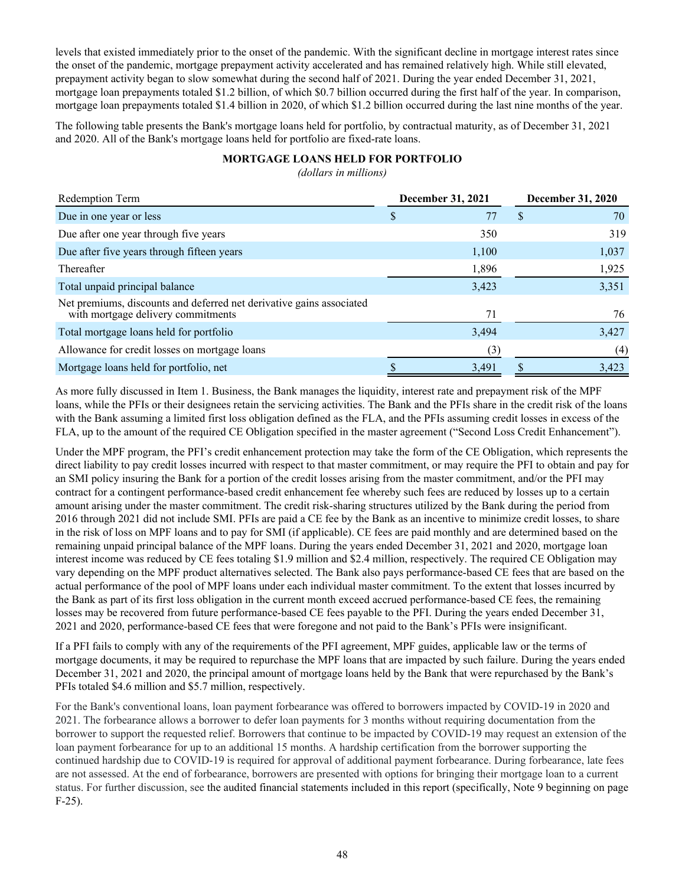levels that existed immediately prior to the onset of the pandemic. With the significant decline in mortgage interest rates since the onset of the pandemic, mortgage prepayment activity accelerated and has remained relatively high. While still elevated, prepayment activity began to slow somewhat during the second half of 2021. During the year ended December 31, 2021, mortgage loan prepayments totaled $1.2 billion, of which $0.7 billion occurred during the first half of the year. In comparison, mortgage loan prepayments totaled $1.4 billion in 2020, of which $1.2 billion occurred during the last nine months of the year.

The following table presents the Bank's mortgage loans held for portfolio, by contractual maturity, as of December 31, 2021 and 2020. All of the Bank's mortgage loans held for portfolio are fixed-rate loans.

**MORTGAGE LOANS HELD FOR PORTFOLIO**

*(dollars in millions)*

| Redemption Term | December 31, 2021 | December 31, 2020 |
|---|---|---|
| Due in one year or less | $ 77 | $ 70 |
| Due after one year through five years | 350 | 319 |
| Due after five years through fifteen years | 1,100 | 1,037 |
| Thereafter | 1,896 | 1,925 |
| Total unpaid principal balance | 3,423 | 3,351 |
| Net premiums, discounts and deferred net derivative gains associated with mortgage delivery commitments | 71 | 76 |
| Total mortgage loans held for portfolio | 3,494 | 3,427 |
| Allowance for credit losses on mortgage loans | (3) | (4) |
| Mortgage loans held for portfolio, net | $ 3,491 | $ 3,423 |

As more fully discussed in Item 1. Business, the Bank manages the liquidity, interest rate and prepayment risk of the MPF loans, while the PFIs or their designees retain the servicing activities. The Bank and the PFIs share in the credit risk of the loans with the Bank assuming a limited first loss obligation defined as the FLA, and the PFIs assuming credit losses in excess of the FLA, up to the amount of the required CE Obligation specified in the master agreement ("Second Loss Credit Enhancement").

Under the MPF program, the PFI's credit enhancement protection may take the form of the CE Obligation, which represents the direct liability to pay credit losses incurred with respect to that master commitment, or may require the PFI to obtain and pay for an SMI policy insuring the Bank for a portion of the credit losses arising from the master commitment, and/or the PFI may contract for a contingent performance-based credit enhancement fee whereby such fees are reduced by losses up to a certain amount arising under the master commitment. The credit risk-sharing structures utilized by the Bank during the period from 2016 through 2021 did not include SMI. PFIs are paid a CE fee by the Bank as an incentive to minimize credit losses, to share in the risk of loss on MPF loans and to pay for SMI (if applicable). CE fees are paid monthly and are determined based on the remaining unpaid principal balance of the MPF loans. During the years ended December 31, 2021 and 2020, mortgage loan interest income was reduced by CE fees totaling $1.9 million and $2.4 million, respectively. The required CE Obligation may vary depending on the MPF product alternatives selected. The Bank also pays performance-based CE fees that are based on the actual performance of the pool of MPF loans under each individual master commitment. To the extent that losses incurred by the Bank as part of its first loss obligation in the current month exceed accrued performance-based CE fees, the remaining losses may be recovered from future performance-based CE fees payable to the PFI. During the years ended December 31, 2021 and 2020, performance-based CE fees that were foregone and not paid to the Bank's PFIs were insignificant.

If a PFI fails to comply with any of the requirements of the PFI agreement, MPF guides, applicable law or the terms of mortgage documents, it may be required to repurchase the MPF loans that are impacted by such failure. During the years ended December 31, 2021 and 2020, the principal amount of mortgage loans held by the Bank that were repurchased by the Bank's PFIs totaled $4.6 million and $5.7 million, respectively.

For the Bank's conventional loans, loan payment forbearance was offered to borrowers impacted by COVID-19 in 2020 and 2021. The forbearance allows a borrower to defer loan payments for 3 months without requiring documentation from the borrower to support the requested relief. Borrowers that continue to be impacted by COVID-19 may request an extension of the loan payment forbearance for up to an additional 15 months. A hardship certification from the borrower supporting the continued hardship due to COVID-19 is required for approval of additional payment forbearance. During forbearance, late fees are not assessed. At the end of forbearance, borrowers are presented with options for bringing their mortgage loan to a current status. For further discussion, see the audited financial statements included in this report (specifically, Note 9 beginning on page F-25).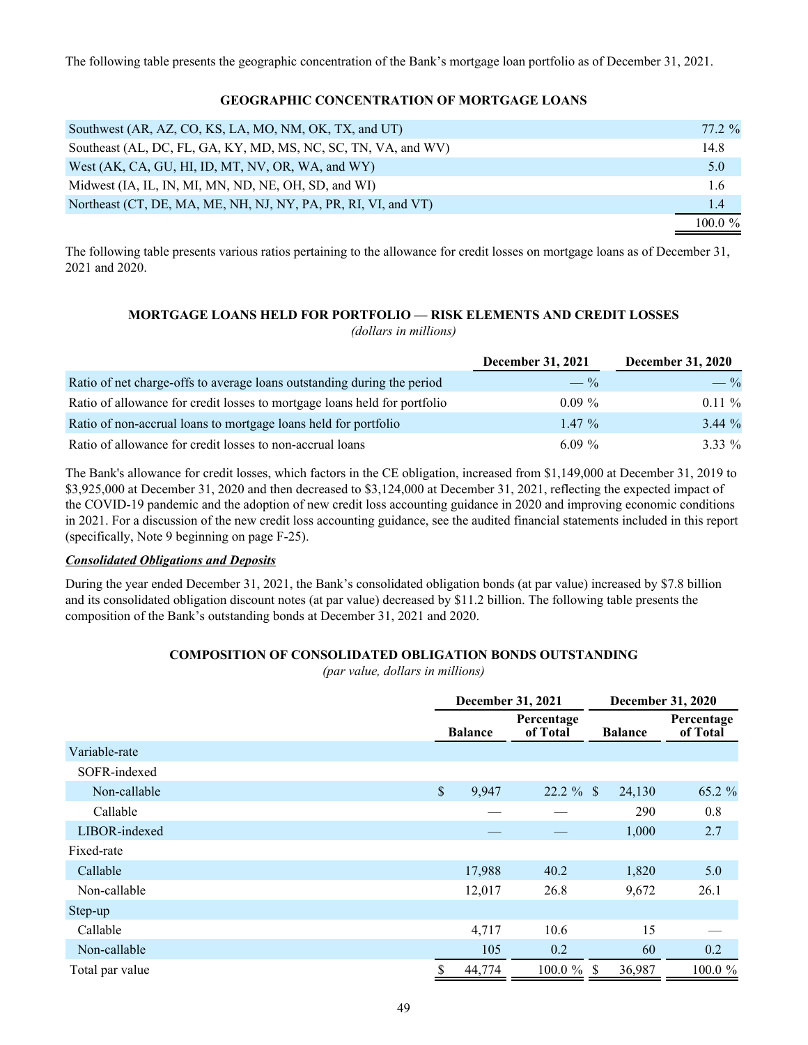The following table presents the geographic concentration of the Bank's mortgage loan portfolio as of December 31, 2021.

**GEOGRAPHIC CONCENTRATION OF MORTGAGE LOANS**

| | |
|---|---|
| Southwest (AR, AZ, CO, KS, LA, MO, NM, OK, TX, and UT) | 77.2 % |
| Southeast (AL, DC, FL, GA, KY, MD, MS, NC, SC, TN, VA, and WV) | 14.8 |
| West (AK, CA, GU, HI, ID, MT, NV, OR, WA, and WY) | 5.0 |
| Midwest (IA, IL, IN, MI, MN, ND, NE, OH, SD, and WI) | 1.6 |
| Northeast (CT, DE, MA, ME, NH, NJ, NY, PA, PR, RI, VI, and VT) | 1.4 |
| | 100.0 % |

The following table presents various ratios pertaining to the allowance for credit losses on mortgage loans as of December 31, 2021 and 2020.

**MORTGAGE LOANS HELD FOR PORTFOLIO — RISK ELEMENTS AND CREDIT LOSSES**
*(dollars in millions)*

| | December 31, 2021 | December 31, 2020 |
|---|---|---|
| Ratio of net charge-offs to average loans outstanding during the period | — % | — % |
| Ratio of allowance for credit losses to mortgage loans held for portfolio | 0.09 % | 0.11 % |
| Ratio of non-accrual loans to mortgage loans held for portfolio | 1.47 % | 3.44 % |
| Ratio of allowance for credit losses to non-accrual loans | 6.09 % | 3.33 % |

The Bank's allowance for credit losses, which factors in the CE obligation, increased from $1,149,000 at December 31, 2019 to $3,925,000 at December 31, 2020 and then decreased to $3,124,000 at December 31, 2021, reflecting the expected impact of the COVID-19 pandemic and the adoption of new credit loss accounting guidance in 2020 and improving economic conditions in 2021. For a discussion of the new credit loss accounting guidance, see the audited financial statements included in this report (specifically, Note 9 beginning on page F-25).

***Consolidated Obligations and Deposits***

During the year ended December 31, 2021, the Bank's consolidated obligation bonds (at par value) increased by $7.8 billion and its consolidated obligation discount notes (at par value) decreased by $11.2 billion. The following table presents the composition of the Bank's outstanding bonds at December 31, 2021 and 2020.

**COMPOSITION OF CONSOLIDATED OBLIGATION BONDS OUTSTANDING**
*(par value, dollars in millions)*

| | December 31, 2021 | | December 31, 2020 | |
|---|---|---|---|---|
| | Balance | Percentage of Total | Balance | Percentage of Total |
| Variable-rate | | | | |
| SOFR-indexed | | | | |
| Non-callable | $ 9,947 | 22.2 % | $ 24,130 | 65.2 % |
| Callable | — | — | 290 | 0.8 |
| LIBOR-indexed | — | — | 1,000 | 2.7 |
| Fixed-rate | | | | |
| Callable | 17,988 | 40.2 | 1,820 | 5.0 |
| Non-callable | 12,017 | 26.8 | 9,672 | 26.1 |
| Step-up | | | | |
| Callable | 4,717 | 10.6 | 15 | — |
| Non-callable | 105 | 0.2 | 60 | 0.2 |
| Total par value | $ 44,774 | 100.0 % | $ 36,987 | 100.0 % |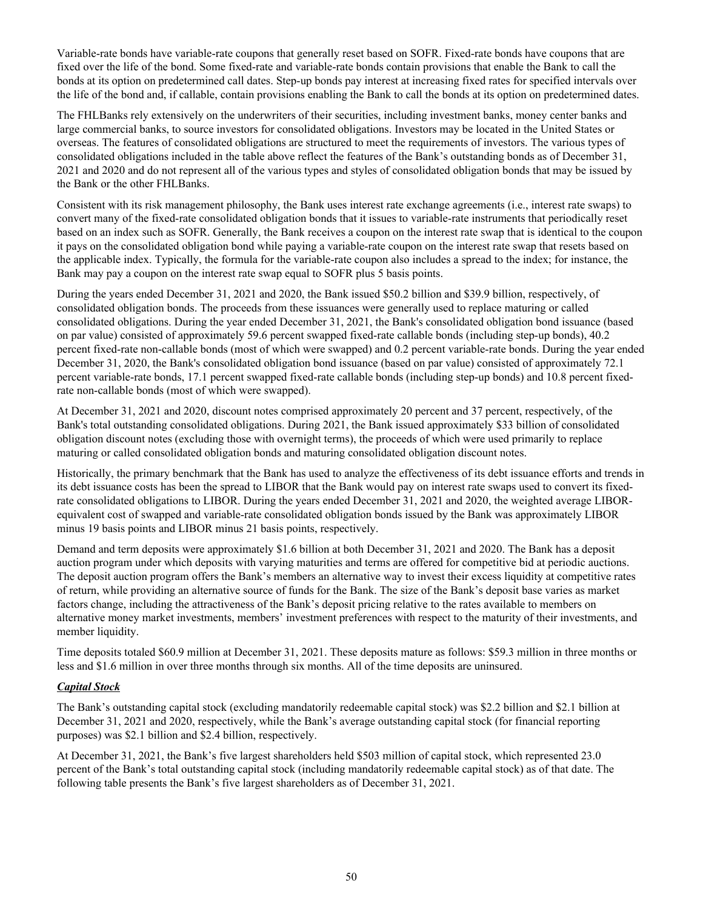Variable-rate bonds have variable-rate coupons that generally reset based on SOFR. Fixed-rate bonds have coupons that are fixed over the life of the bond. Some fixed-rate and variable-rate bonds contain provisions that enable the Bank to call the bonds at its option on predetermined call dates. Step-up bonds pay interest at increasing fixed rates for specified intervals over the life of the bond and, if callable, contain provisions enabling the Bank to call the bonds at its option on predetermined dates.

The FHLBanks rely extensively on the underwriters of their securities, including investment banks, money center banks and large commercial banks, to source investors for consolidated obligations. Investors may be located in the United States or overseas. The features of consolidated obligations are structured to meet the requirements of investors. The various types of consolidated obligations included in the table above reflect the features of the Bank's outstanding bonds as of December 31, 2021 and 2020 and do not represent all of the various types and styles of consolidated obligation bonds that may be issued by the Bank or the other FHLBanks.

Consistent with its risk management philosophy, the Bank uses interest rate exchange agreements (i.e., interest rate swaps) to convert many of the fixed-rate consolidated obligation bonds that it issues to variable-rate instruments that periodically reset based on an index such as SOFR. Generally, the Bank receives a coupon on the interest rate swap that is identical to the coupon it pays on the consolidated obligation bond while paying a variable-rate coupon on the interest rate swap that resets based on the applicable index. Typically, the formula for the variable-rate coupon also includes a spread to the index; for instance, the Bank may pay a coupon on the interest rate swap equal to SOFR plus 5 basis points.

During the years ended December 31, 2021 and 2020, the Bank issued $50.2 billion and $39.9 billion, respectively, of consolidated obligation bonds. The proceeds from these issuances were generally used to replace maturing or called consolidated obligations. During the year ended December 31, 2021, the Bank's consolidated obligation bond issuance (based on par value) consisted of approximately 59.6 percent swapped fixed-rate callable bonds (including step-up bonds), 40.2 percent fixed-rate non-callable bonds (most of which were swapped) and 0.2 percent variable-rate bonds. During the year ended December 31, 2020, the Bank's consolidated obligation bond issuance (based on par value) consisted of approximately 72.1 percent variable-rate bonds, 17.1 percent swapped fixed-rate callable bonds (including step-up bonds) and 10.8 percent fixed-rate non-callable bonds (most of which were swapped).

At December 31, 2021 and 2020, discount notes comprised approximately 20 percent and 37 percent, respectively, of the Bank's total outstanding consolidated obligations. During 2021, the Bank issued approximately $33 billion of consolidated obligation discount notes (excluding those with overnight terms), the proceeds of which were used primarily to replace maturing or called consolidated obligation bonds and maturing consolidated obligation discount notes.

Historically, the primary benchmark that the Bank has used to analyze the effectiveness of its debt issuance efforts and trends in its debt issuance costs has been the spread to LIBOR that the Bank would pay on interest rate swaps used to convert its fixed-rate consolidated obligations to LIBOR. During the years ended December 31, 2021 and 2020, the weighted average LIBOR-equivalent cost of swapped and variable-rate consolidated obligation bonds issued by the Bank was approximately LIBOR minus 19 basis points and LIBOR minus 21 basis points, respectively.

Demand and term deposits were approximately $1.6 billion at both December 31, 2021 and 2020. The Bank has a deposit auction program under which deposits with varying maturities and terms are offered for competitive bid at periodic auctions. The deposit auction program offers the Bank's members an alternative way to invest their excess liquidity at competitive rates of return, while providing an alternative source of funds for the Bank. The size of the Bank's deposit base varies as market factors change, including the attractiveness of the Bank's deposit pricing relative to the rates available to members on alternative money market investments, members' investment preferences with respect to the maturity of their investments, and member liquidity.

Time deposits totaled $60.9 million at December 31, 2021. These deposits mature as follows: $59.3 million in three months or less and $1.6 million in over three months through six months. All of the time deposits are uninsured.

***Capital Stock***

The Bank's outstanding capital stock (excluding mandatorily redeemable capital stock) was $2.2 billion and $2.1 billion at December 31, 2021 and 2020, respectively, while the Bank's average outstanding capital stock (for financial reporting purposes) was $2.1 billion and $2.4 billion, respectively.

At December 31, 2021, the Bank's five largest shareholders held $503 million of capital stock, which represented 23.0 percent of the Bank's total outstanding capital stock (including mandatorily redeemable capital stock) as of that date. The following table presents the Bank's five largest shareholders as of December 31, 2021.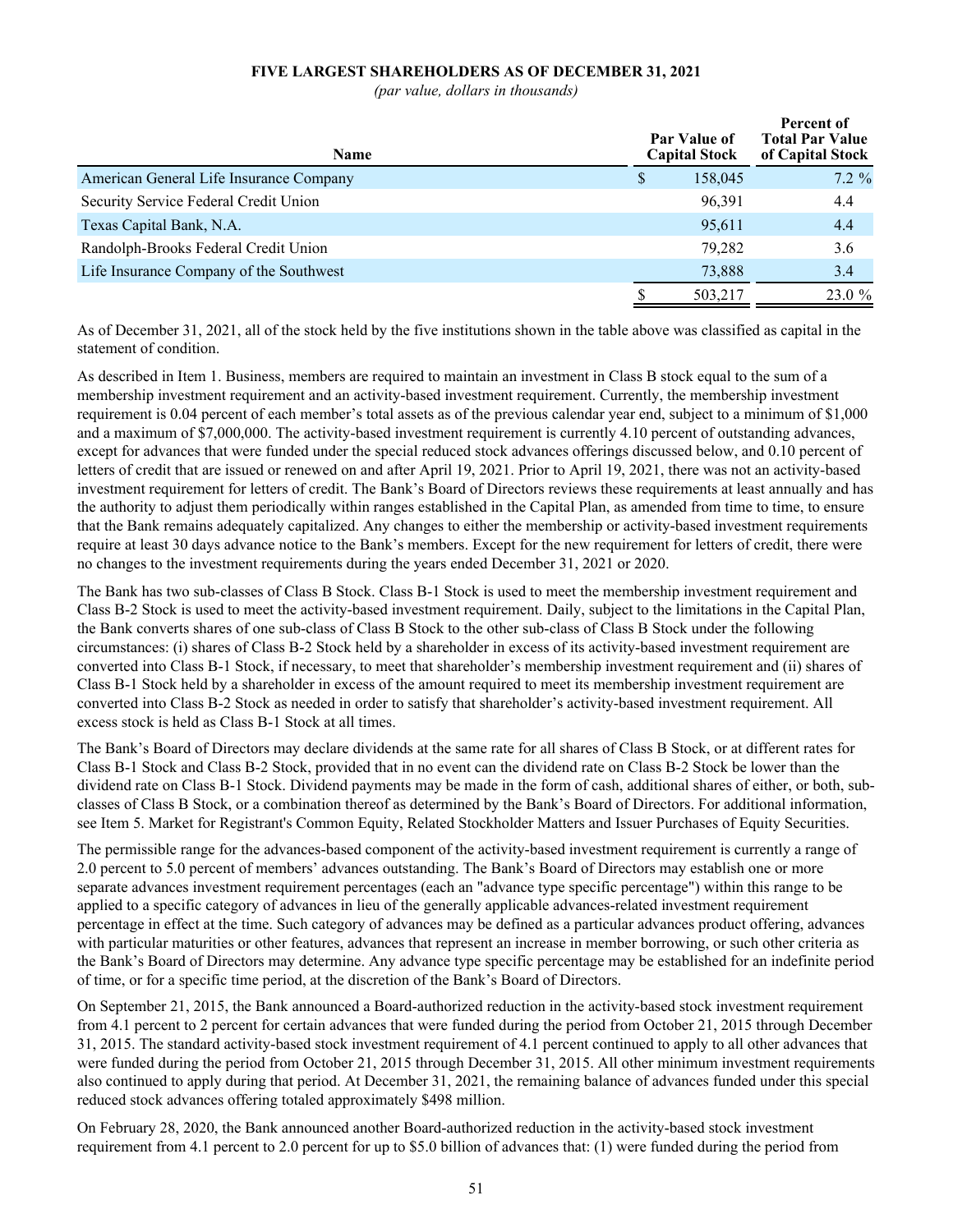**FIVE LARGEST SHAREHOLDERS AS OF DECEMBER 31, 2021**

*(par value, dollars in thousands)*

| Name | Par Value of Capital Stock | Percent of Total Par Value of Capital Stock |
|---|---|---|
| American General Life Insurance Company | $ 158,045 | 7.2 % |
| Security Service Federal Credit Union | 96,391 | 4.4 |
| Texas Capital Bank, N.A. | 95,611 | 4.4 |
| Randolph-Brooks Federal Credit Union | 79,282 | 3.6 |
| Life Insurance Company of the Southwest | 73,888 | 3.4 |
| | $ 503,217 | 23.0 % |

As of December 31, 2021, all of the stock held by the five institutions shown in the table above was classified as capital in the statement of condition.

As described in Item 1. Business, members are required to maintain an investment in Class B stock equal to the sum of a membership investment requirement and an activity-based investment requirement. Currently, the membership investment requirement is 0.04 percent of each member's total assets as of the previous calendar year end, subject to a minimum of $1,000 and a maximum of $7,000,000. The activity-based investment requirement is currently 4.10 percent of outstanding advances, except for advances that were funded under the special reduced stock advances offerings discussed below, and 0.10 percent of letters of credit that are issued or renewed on and after April 19, 2021. Prior to April 19, 2021, there was not an activity-based investment requirement for letters of credit. The Bank's Board of Directors reviews these requirements at least annually and has the authority to adjust them periodically within ranges established in the Capital Plan, as amended from time to time, to ensure that the Bank remains adequately capitalized. Any changes to either the membership or activity-based investment requirements require at least 30 days advance notice to the Bank's members. Except for the new requirement for letters of credit, there were no changes to the investment requirements during the years ended December 31, 2021 or 2020.

The Bank has two sub-classes of Class B Stock. Class B-1 Stock is used to meet the membership investment requirement and Class B-2 Stock is used to meet the activity-based investment requirement. Daily, subject to the limitations in the Capital Plan, the Bank converts shares of one sub-class of Class B Stock to the other sub-class of Class B Stock under the following circumstances: (i) shares of Class B-2 Stock held by a shareholder in excess of its activity-based investment requirement are converted into Class B-1 Stock, if necessary, to meet that shareholder's membership investment requirement and (ii) shares of Class B-1 Stock held by a shareholder in excess of the amount required to meet its membership investment requirement are converted into Class B-2 Stock as needed in order to satisfy that shareholder's activity-based investment requirement. All excess stock is held as Class B-1 Stock at all times.

The Bank's Board of Directors may declare dividends at the same rate for all shares of Class B Stock, or at different rates for Class B-1 Stock and Class B-2 Stock, provided that in no event can the dividend rate on Class B-2 Stock be lower than the dividend rate on Class B-1 Stock. Dividend payments may be made in the form of cash, additional shares of either, or both, sub-classes of Class B Stock, or a combination thereof as determined by the Bank's Board of Directors. For additional information, see Item 5. Market for Registrant's Common Equity, Related Stockholder Matters and Issuer Purchases of Equity Securities.

The permissible range for the advances-based component of the activity-based investment requirement is currently a range of 2.0 percent to 5.0 percent of members' advances outstanding. The Bank's Board of Directors may establish one or more separate advances investment requirement percentages (each an "advance type specific percentage") within this range to be applied to a specific category of advances in lieu of the generally applicable advances-related investment requirement percentage in effect at the time. Such category of advances may be defined as a particular advances product offering, advances with particular maturities or other features, advances that represent an increase in member borrowing, or such other criteria as the Bank's Board of Directors may determine. Any advance type specific percentage may be established for an indefinite period of time, or for a specific time period, at the discretion of the Bank's Board of Directors.

On September 21, 2015, the Bank announced a Board-authorized reduction in the activity-based stock investment requirement from 4.1 percent to 2 percent for certain advances that were funded during the period from October 21, 2015 through December 31, 2015. The standard activity-based stock investment requirement of 4.1 percent continued to apply to all other advances that were funded during the period from October 21, 2015 through December 31, 2015. All other minimum investment requirements also continued to apply during that period. At December 31, 2021, the remaining balance of advances funded under this special reduced stock advances offering totaled approximately $498 million.

On February 28, 2020, the Bank announced another Board-authorized reduction in the activity-based stock investment requirement from 4.1 percent to 2.0 percent for up to $5.0 billion of advances that: (1) were funded during the period from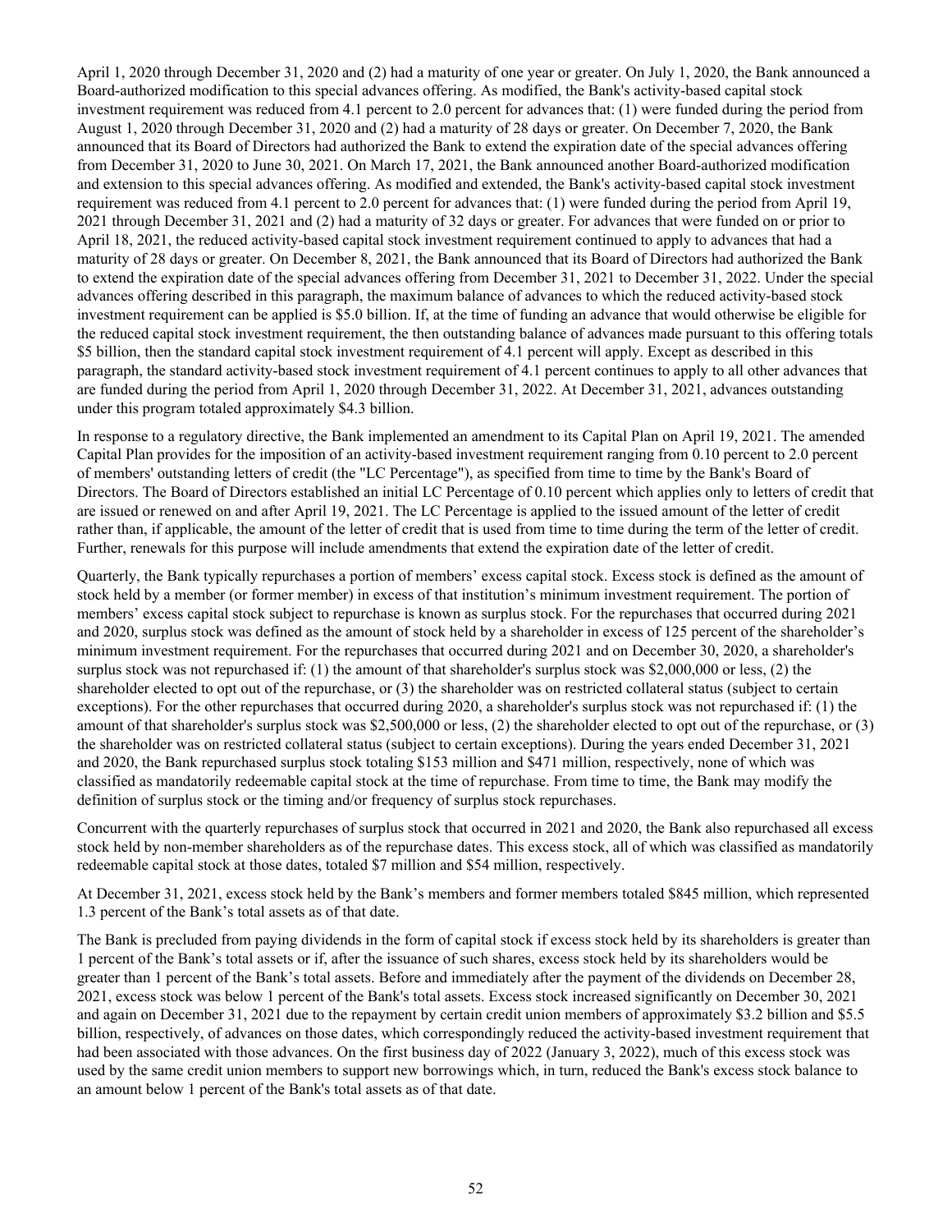April 1, 2020 through December 31, 2020 and (2) had a maturity of one year or greater. On July 1, 2020, the Bank announced a Board-authorized modification to this special advances offering. As modified, the Bank's activity-based capital stock investment requirement was reduced from 4.1 percent to 2.0 percent for advances that: (1) were funded during the period from August 1, 2020 through December 31, 2020 and (2) had a maturity of 28 days or greater. On December 7, 2020, the Bank announced that its Board of Directors had authorized the Bank to extend the expiration date of the special advances offering from December 31, 2020 to June 30, 2021. On March 17, 2021, the Bank announced another Board-authorized modification and extension to this special advances offering. As modified and extended, the Bank's activity-based capital stock investment requirement was reduced from 4.1 percent to 2.0 percent for advances that: (1) were funded during the period from April 19, 2021 through December 31, 2021 and (2) had a maturity of 32 days or greater. For advances that were funded on or prior to April 18, 2021, the reduced activity-based capital stock investment requirement continued to apply to advances that had a maturity of 28 days or greater. On December 8, 2021, the Bank announced that its Board of Directors had authorized the Bank to extend the expiration date of the special advances offering from December 31, 2021 to December 31, 2022. Under the special advances offering described in this paragraph, the maximum balance of advances to which the reduced activity-based stock investment requirement can be applied is $5.0 billion. If, at the time of funding an advance that would otherwise be eligible for the reduced capital stock investment requirement, the then outstanding balance of advances made pursuant to this offering totals $5 billion, then the standard capital stock investment requirement of 4.1 percent will apply. Except as described in this paragraph, the standard activity-based stock investment requirement of 4.1 percent continues to apply to all other advances that are funded during the period from April 1, 2020 through December 31, 2022. At December 31, 2021, advances outstanding under this program totaled approximately $4.3 billion.

In response to a regulatory directive, the Bank implemented an amendment to its Capital Plan on April 19, 2021. The amended Capital Plan provides for the imposition of an activity-based investment requirement ranging from 0.10 percent to 2.0 percent of members' outstanding letters of credit (the "LC Percentage"), as specified from time to time by the Bank's Board of Directors. The Board of Directors established an initial LC Percentage of 0.10 percent which applies only to letters of credit that are issued or renewed on and after April 19, 2021. The LC Percentage is applied to the issued amount of the letter of credit rather than, if applicable, the amount of the letter of credit that is used from time to time during the term of the letter of credit. Further, renewals for this purpose will include amendments that extend the expiration date of the letter of credit.

Quarterly, the Bank typically repurchases a portion of members' excess capital stock. Excess stock is defined as the amount of stock held by a member (or former member) in excess of that institution's minimum investment requirement. The portion of members' excess capital stock subject to repurchase is known as surplus stock. For the repurchases that occurred during 2021 and 2020, surplus stock was defined as the amount of stock held by a shareholder in excess of 125 percent of the shareholder's minimum investment requirement. For the repurchases that occurred during 2021 and on December 30, 2020, a shareholder's surplus stock was not repurchased if: (1) the amount of that shareholder's surplus stock was $2,000,000 or less, (2) the shareholder elected to opt out of the repurchase, or (3) the shareholder was on restricted collateral status (subject to certain exceptions). For the other repurchases that occurred during 2020, a shareholder's surplus stock was not repurchased if: (1) the amount of that shareholder's surplus stock was $2,500,000 or less, (2) the shareholder elected to opt out of the repurchase, or (3) the shareholder was on restricted collateral status (subject to certain exceptions). During the years ended December 31, 2021 and 2020, the Bank repurchased surplus stock totaling $153 million and $471 million, respectively, none of which was classified as mandatorily redeemable capital stock at the time of repurchase. From time to time, the Bank may modify the definition of surplus stock or the timing and/or frequency of surplus stock repurchases.

Concurrent with the quarterly repurchases of surplus stock that occurred in 2021 and 2020, the Bank also repurchased all excess stock held by non-member shareholders as of the repurchase dates. This excess stock, all of which was classified as mandatorily redeemable capital stock at those dates, totaled $7 million and $54 million, respectively.

At December 31, 2021, excess stock held by the Bank's members and former members totaled $845 million, which represented 1.3 percent of the Bank's total assets as of that date.

The Bank is precluded from paying dividends in the form of capital stock if excess stock held by its shareholders is greater than 1 percent of the Bank's total assets or if, after the issuance of such shares, excess stock held by its shareholders would be greater than 1 percent of the Bank's total assets. Before and immediately after the payment of the dividends on December 28, 2021, excess stock was below 1 percent of the Bank's total assets. Excess stock increased significantly on December 30, 2021 and again on December 31, 2021 due to the repayment by certain credit union members of approximately $3.2 billion and $5.5 billion, respectively, of advances on those dates, which correspondingly reduced the activity-based investment requirement that had been associated with those advances. On the first business day of 2022 (January 3, 2022), much of this excess stock was used by the same credit union members to support new borrowings which, in turn, reduced the Bank's excess stock balance to an amount below 1 percent of the Bank's total assets as of that date.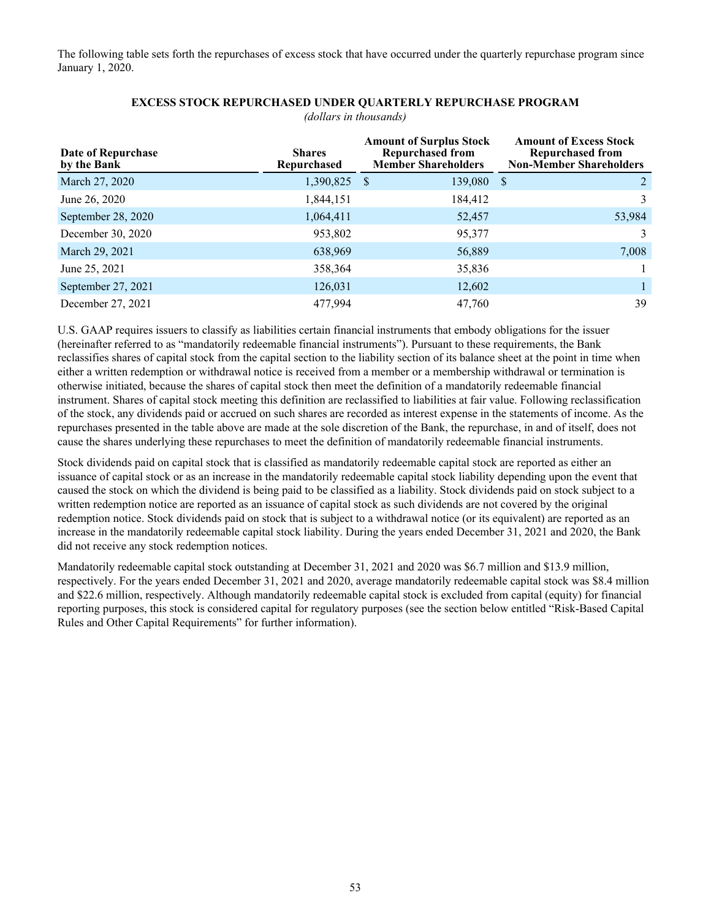The following table sets forth the repurchases of excess stock that have occurred under the quarterly repurchase program since January 1, 2020.

**EXCESS STOCK REPURCHASED UNDER QUARTERLY REPURCHASE PROGRAM**

*(dollars in thousands)*

| Date of Repurchase by the Bank | Shares Repurchased | Amount of Surplus Stock Repurchased from Member Shareholders | Amount of Excess Stock Repurchased from Non-Member Shareholders |
|---|---|---|---|
| March 27, 2020 | 1,390,825 | $ 139,080 | $ 2 |
| June 26, 2020 | 1,844,151 | 184,412 | 3 |
| September 28, 2020 | 1,064,411 | 52,457 | 53,984 |
| December 30, 2020 | 953,802 | 95,377 | 3 |
| March 29, 2021 | 638,969 | 56,889 | 7,008 |
| June 25, 2021 | 358,364 | 35,836 | 1 |
| September 27, 2021 | 126,031 | 12,602 | 1 |
| December 27, 2021 | 477,994 | 47,760 | 39 |

U.S. GAAP requires issuers to classify as liabilities certain financial instruments that embody obligations for the issuer (hereinafter referred to as "mandatorily redeemable financial instruments"). Pursuant to these requirements, the Bank reclassifies shares of capital stock from the capital section to the liability section of its balance sheet at the point in time when either a written redemption or withdrawal notice is received from a member or a membership withdrawal or termination is otherwise initiated, because the shares of capital stock then meet the definition of a mandatorily redeemable financial instrument. Shares of capital stock meeting this definition are reclassified to liabilities at fair value. Following reclassification of the stock, any dividends paid or accrued on such shares are recorded as interest expense in the statements of income. As the repurchases presented in the table above are made at the sole discretion of the Bank, the repurchase, in and of itself, does not cause the shares underlying these repurchases to meet the definition of mandatorily redeemable financial instruments.

Stock dividends paid on capital stock that is classified as mandatorily redeemable capital stock are reported as either an issuance of capital stock or as an increase in the mandatorily redeemable capital stock liability depending upon the event that caused the stock on which the dividend is being paid to be classified as a liability. Stock dividends paid on stock subject to a written redemption notice are reported as an issuance of capital stock as such dividends are not covered by the original redemption notice. Stock dividends paid on stock that is subject to a withdrawal notice (or its equivalent) are reported as an increase in the mandatorily redeemable capital stock liability. During the years ended December 31, 2021 and 2020, the Bank did not receive any stock redemption notices.

Mandatorily redeemable capital stock outstanding at December 31, 2021 and 2020 was $6.7 million and $13.9 million, respectively. For the years ended December 31, 2021 and 2020, average mandatorily redeemable capital stock was $8.4 million and $22.6 million, respectively. Although mandatorily redeemable capital stock is excluded from capital (equity) for financial reporting purposes, this stock is considered capital for regulatory purposes (see the section below entitled "Risk-Based Capital Rules and Other Capital Requirements" for further information).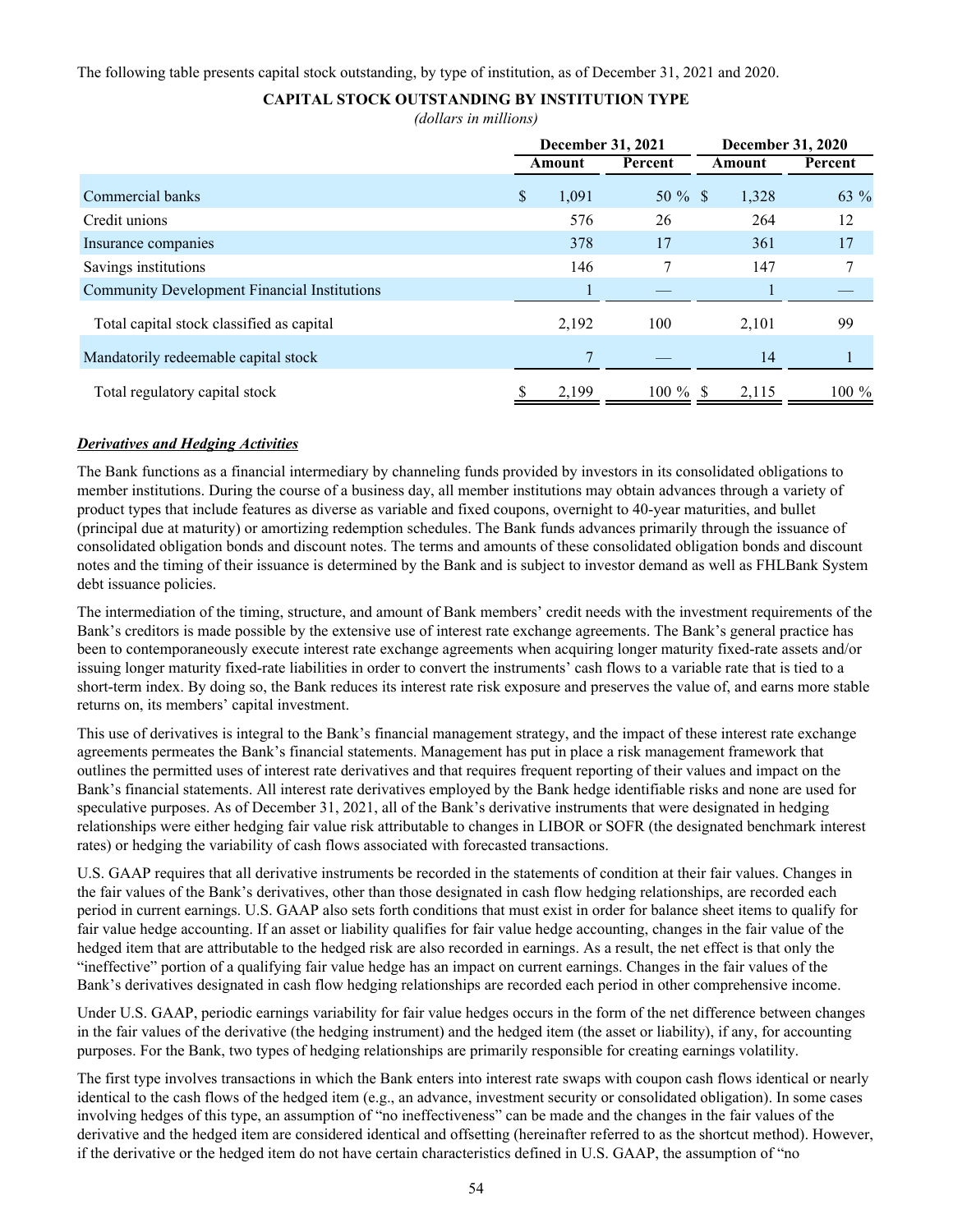The following table presents capital stock outstanding, by type of institution, as of December 31, 2021 and 2020.

**CAPITAL STOCK OUTSTANDING BY INSTITUTION TYPE**

*(dollars in millions)*

| | December 31, 2021 | | December 31, 2020 | |
|---|---|---|---|---|
| | Amount | Percent | Amount | Percent |
| Commercial banks | $ 1,091 | 50 % | $ 1,328 | 63 % |
| Credit unions | 576 | 26 | 264 | 12 |
| Insurance companies | 378 | 17 | 361 | 17 |
| Savings institutions | 146 | 7 | 147 | 7 |
| Community Development Financial Institutions | 1 | — | 1 | — |
| Total capital stock classified as capital | 2,192 | 100 | 2,101 | 99 |
| Mandatorily redeemable capital stock | 7 | — | 14 | 1 |
| Total regulatory capital stock | $ 2,199 | 100 % | $ 2,115 | 100 % |

***Derivatives and Hedging Activities***

The Bank functions as a financial intermediary by channeling funds provided by investors in its consolidated obligations to member institutions. During the course of a business day, all member institutions may obtain advances through a variety of product types that include features as diverse as variable and fixed coupons, overnight to 40-year maturities, and bullet (principal due at maturity) or amortizing redemption schedules. The Bank funds advances primarily through the issuance of consolidated obligation bonds and discount notes. The terms and amounts of these consolidated obligation bonds and discount notes and the timing of their issuance is determined by the Bank and is subject to investor demand as well as FHLBank System debt issuance policies.

The intermediation of the timing, structure, and amount of Bank members' credit needs with the investment requirements of the Bank's creditors is made possible by the extensive use of interest rate exchange agreements. The Bank's general practice has been to contemporaneously execute interest rate exchange agreements when acquiring longer maturity fixed-rate assets and/or issuing longer maturity fixed-rate liabilities in order to convert the instruments' cash flows to a variable rate that is tied to a short-term index. By doing so, the Bank reduces its interest rate risk exposure and preserves the value of, and earns more stable returns on, its members' capital investment.

This use of derivatives is integral to the Bank's financial management strategy, and the impact of these interest rate exchange agreements permeates the Bank's financial statements. Management has put in place a risk management framework that outlines the permitted uses of interest rate derivatives and that requires frequent reporting of their values and impact on the Bank's financial statements. All interest rate derivatives employed by the Bank hedge identifiable risks and none are used for speculative purposes. As of December 31, 2021, all of the Bank's derivative instruments that were designated in hedging relationships were either hedging fair value risk attributable to changes in LIBOR or SOFR (the designated benchmark interest rates) or hedging the variability of cash flows associated with forecasted transactions.

U.S. GAAP requires that all derivative instruments be recorded in the statements of condition at their fair values. Changes in the fair values of the Bank's derivatives, other than those designated in cash flow hedging relationships, are recorded each period in current earnings. U.S. GAAP also sets forth conditions that must exist in order for balance sheet items to qualify for fair value hedge accounting. If an asset or liability qualifies for fair value hedge accounting, changes in the fair value of the hedged item that are attributable to the hedged risk are also recorded in earnings. As a result, the net effect is that only the "ineffective" portion of a qualifying fair value hedge has an impact on current earnings. Changes in the fair values of the Bank's derivatives designated in cash flow hedging relationships are recorded each period in other comprehensive income.

Under U.S. GAAP, periodic earnings variability for fair value hedges occurs in the form of the net difference between changes in the fair values of the derivative (the hedging instrument) and the hedged item (the asset or liability), if any, for accounting purposes. For the Bank, two types of hedging relationships are primarily responsible for creating earnings volatility.

The first type involves transactions in which the Bank enters into interest rate swaps with coupon cash flows identical or nearly identical to the cash flows of the hedged item (e.g., an advance, investment security or consolidated obligation). In some cases involving hedges of this type, an assumption of "no ineffectiveness" can be made and the changes in the fair values of the derivative and the hedged item are considered identical and offsetting (hereinafter referred to as the shortcut method). However, if the derivative or the hedged item do not have certain characteristics defined in U.S. GAAP, the assumption of "no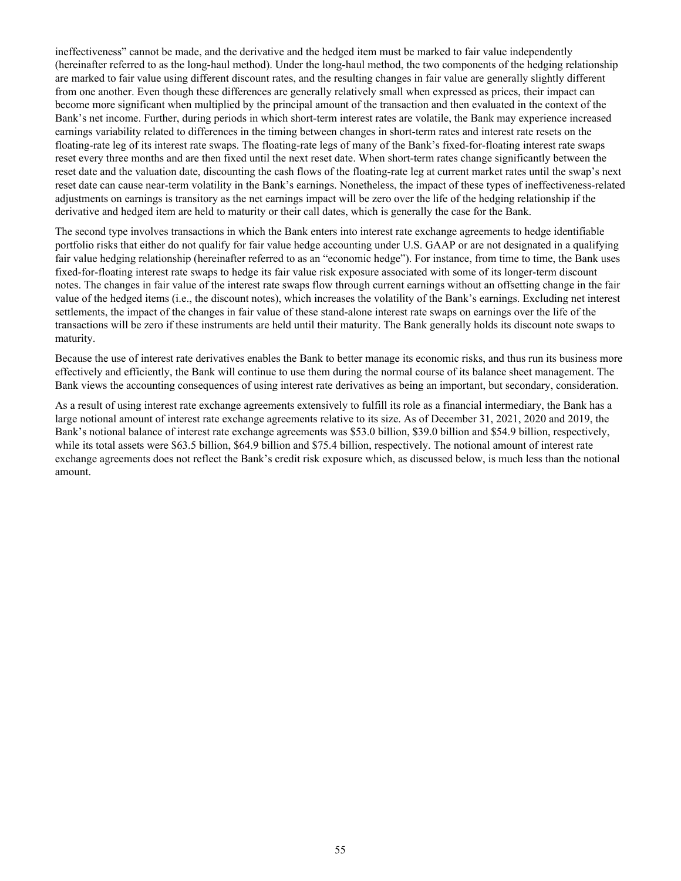ineffectiveness" cannot be made, and the derivative and the hedged item must be marked to fair value independently (hereinafter referred to as the long-haul method). Under the long-haul method, the two components of the hedging relationship are marked to fair value using different discount rates, and the resulting changes in fair value are generally slightly different from one another. Even though these differences are generally relatively small when expressed as prices, their impact can become more significant when multiplied by the principal amount of the transaction and then evaluated in the context of the Bank's net income. Further, during periods in which short-term interest rates are volatile, the Bank may experience increased earnings variability related to differences in the timing between changes in short-term rates and interest rate resets on the floating-rate leg of its interest rate swaps. The floating-rate legs of many of the Bank's fixed-for-floating interest rate swaps reset every three months and are then fixed until the next reset date. When short-term rates change significantly between the reset date and the valuation date, discounting the cash flows of the floating-rate leg at current market rates until the swap's next reset date can cause near-term volatility in the Bank's earnings. Nonetheless, the impact of these types of ineffectiveness-related adjustments on earnings is transitory as the net earnings impact will be zero over the life of the hedging relationship if the derivative and hedged item are held to maturity or their call dates, which is generally the case for the Bank.

The second type involves transactions in which the Bank enters into interest rate exchange agreements to hedge identifiable portfolio risks that either do not qualify for fair value hedge accounting under U.S. GAAP or are not designated in a qualifying fair value hedging relationship (hereinafter referred to as an "economic hedge"). For instance, from time to time, the Bank uses fixed-for-floating interest rate swaps to hedge its fair value risk exposure associated with some of its longer-term discount notes. The changes in fair value of the interest rate swaps flow through current earnings without an offsetting change in the fair value of the hedged items (i.e., the discount notes), which increases the volatility of the Bank's earnings. Excluding net interest settlements, the impact of the changes in fair value of these stand-alone interest rate swaps on earnings over the life of the transactions will be zero if these instruments are held until their maturity. The Bank generally holds its discount note swaps to maturity.

Because the use of interest rate derivatives enables the Bank to better manage its economic risks, and thus run its business more effectively and efficiently, the Bank will continue to use them during the normal course of its balance sheet management. The Bank views the accounting consequences of using interest rate derivatives as being an important, but secondary, consideration.

As a result of using interest rate exchange agreements extensively to fulfill its role as a financial intermediary, the Bank has a large notional amount of interest rate exchange agreements relative to its size. As of December 31, 2021, 2020 and 2019, the Bank's notional balance of interest rate exchange agreements was \$53.0 billion, \$39.0 billion and \$54.9 billion, respectively, while its total assets were \$63.5 billion, \$64.9 billion and \$75.4 billion, respectively. The notional amount of interest rate exchange agreements does not reflect the Bank's credit risk exposure which, as discussed below, is much less than the notional amount.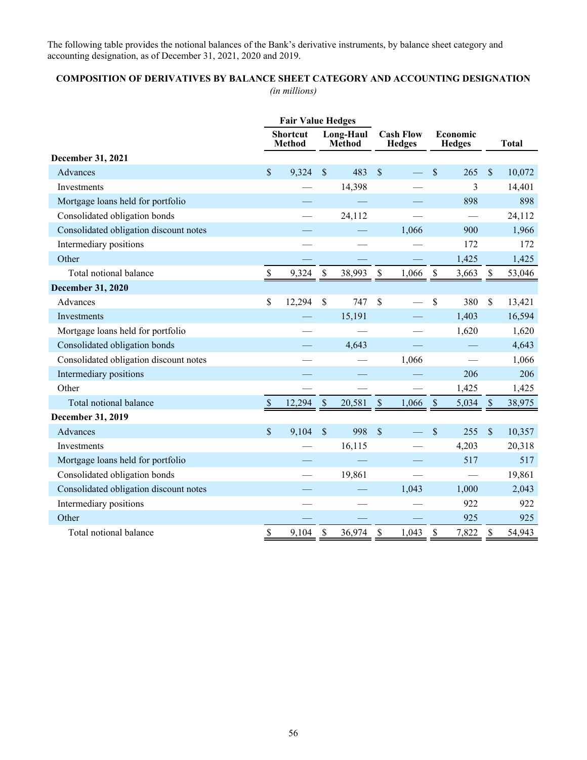The following table provides the notional balances of the Bank's derivative instruments, by balance sheet category and accounting designation, as of December 31, 2021, 2020 and 2019.

**COMPOSITION OF DERIVATIVES BY BALANCE SHEET CATEGORY AND ACCOUNTING DESIGNATION**

*(in millions)*

| | Fair Value Hedges | | | | |
|---|---|---|---|---|---|
| | Shortcut Method | Long-Haul Method | Cash Flow Hedges | Economic Hedges | Total |
| **December 31, 2021** | | | | | |
| Advances | $ 9,324 | $ 483 | $ — | $ 265 | $ 10,072 |
| Investments | — | 14,398 | — | 3 | 14,401 |
| Mortgage loans held for portfolio | — | — | — | 898 | 898 |
| Consolidated obligation bonds | — | 24,112 | — | — | 24,112 |
| Consolidated obligation discount notes | — | — | 1,066 | 900 | 1,966 |
| Intermediary positions | — | — | — | 172 | 172 |
| Other | — | — | — | 1,425 | 1,425 |
| Total notional balance | $ 9,324 | $ 38,993 | $ 1,066 | $ 3,663 | $ 53,046 |
| **December 31, 2020** | | | | | |
| Advances | $ 12,294 | $ 747 | $ — | $ 380 | $ 13,421 |
| Investments | — | 15,191 | — | 1,403 | 16,594 |
| Mortgage loans held for portfolio | — | — | — | 1,620 | 1,620 |
| Consolidated obligation bonds | — | 4,643 | — | — | 4,643 |
| Consolidated obligation discount notes | — | — | 1,066 | — | 1,066 |
| Intermediary positions | — | — | — | 206 | 206 |
| Other | — | — | — | 1,425 | 1,425 |
| Total notional balance | $ 12,294 | $ 20,581 | $ 1,066 | $ 5,034 | $ 38,975 |
| **December 31, 2019** | | | | | |
| Advances | $ 9,104 | $ 998 | $ — | $ 255 | $ 10,357 |
| Investments | — | 16,115 | — | 4,203 | 20,318 |
| Mortgage loans held for portfolio | — | — | — | 517 | 517 |
| Consolidated obligation bonds | — | 19,861 | — | — | 19,861 |
| Consolidated obligation discount notes | — | — | 1,043 | 1,000 | 2,043 |
| Intermediary positions | — | — | — | 922 | 922 |
| Other | — | — | — | 925 | 925 |
| Total notional balance | $ 9,104 | $ 36,974 | $ 1,043 | $ 7,822 | $ 54,943 |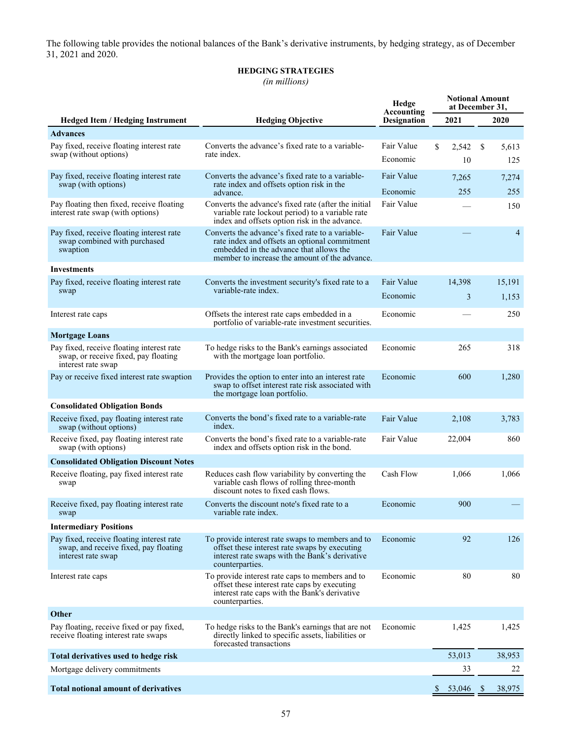The following table provides the notional balances of the Bank's derivative instruments, by hedging strategy, as of December 31, 2021 and 2020.

**HEDGING STRATEGIES**
*(in millions)*

| Hedged Item / Hedging Instrument | Hedging Objective | Hedge Accounting Designation | Notional Amount at December 31, 2021 | Notional Amount at December 31, 2020 |
|---|---|---|---|---|
| **Advances** | | | | |
| Pay fixed, receive floating interest rate swap (without options) | Converts the advance's fixed rate to a variable-rate index. | Fair Value | $ 2,542 | $ 5,613 |
| | | Economic | 10 | 125 |
| Pay fixed, receive floating interest rate swap (with options) | Converts the advance's fixed rate to a variable-rate index and offsets option risk in the advance. | Fair Value | 7,265 | 7,274 |
| | | Economic | 255 | 255 |
| Pay floating then fixed, receive floating interest rate swap (with options) | Converts the advance's fixed rate (after the initial variable rate lockout period) to a variable rate index and offsets option risk in the advance. | Fair Value | — | 150 |
| Pay fixed, receive floating interest rate swap combined with purchased swaption | Converts the advance's fixed rate to a variable-rate index and offsets an optional commitment embedded in the advance that allows the member to increase the amount of the advance. | Fair Value | — | 4 |
| **Investments** | | | | |
| Pay fixed, receive floating interest rate swap | Converts the investment security's fixed rate to a variable-rate index. | Fair Value | 14,398 | 15,191 |
| | | Economic | 3 | 1,153 |
| Interest rate caps | Offsets the interest rate caps embedded in a portfolio of variable-rate investment securities. | Economic | — | 250 |
| **Mortgage Loans** | | | | |
| Pay fixed, receive floating interest rate swap, or receive fixed, pay floating interest rate swap | To hedge risks to the Bank's earnings associated with the mortgage loan portfolio. | Economic | 265 | 318 |
| Pay or receive fixed interest rate swaption | Provides the option to enter into an interest rate swap to offset interest rate risk associated with the mortgage loan portfolio. | Economic | 600 | 1,280 |
| **Consolidated Obligation Bonds** | | | | |
| Receive fixed, pay floating interest rate swap (without options) | Converts the bond's fixed rate to a variable-rate index. | Fair Value | 2,108 | 3,783 |
| Receive fixed, pay floating interest rate swap (with options) | Converts the bond's fixed rate to a variable-rate index and offsets option risk in the bond. | Fair Value | 22,004 | 860 |
| **Consolidated Obligation Discount Notes** | | | | |
| Receive floating, pay fixed interest rate swap | Reduces cash flow variability by converting the variable cash flows of rolling three-month discount notes to fixed cash flows. | Cash Flow | 1,066 | 1,066 |
| Receive fixed, pay floating interest rate swap | Converts the discount note's fixed rate to a variable rate index. | Economic | 900 | — |
| **Intermediary Positions** | | | | |
| Pay fixed, receive floating interest rate swap, and receive fixed, pay floating interest rate swap | To provide interest rate swaps to members and to offset these interest rate swaps by executing interest rate swaps with the Bank's derivative counterparties. | Economic | 92 | 126 |
| Interest rate caps | To provide interest rate caps to members and to offset these interest rate caps by executing interest rate caps with the Bank's derivative counterparties. | Economic | 80 | 80 |
| **Other** | | | | |
| Pay floating, receive fixed or pay fixed, receive floating interest rate swaps | To hedge risks to the Bank's earnings that are not directly linked to specific assets, liabilities or forecasted transactions | Economic | 1,425 | 1,425 |
| **Total derivatives used to hedge risk** | | | 53,013 | 38,953 |
| Mortgage delivery commitments | | | 33 | 22 |
| **Total notional amount of derivatives** | | | $ 53,046 | $ 38,975 |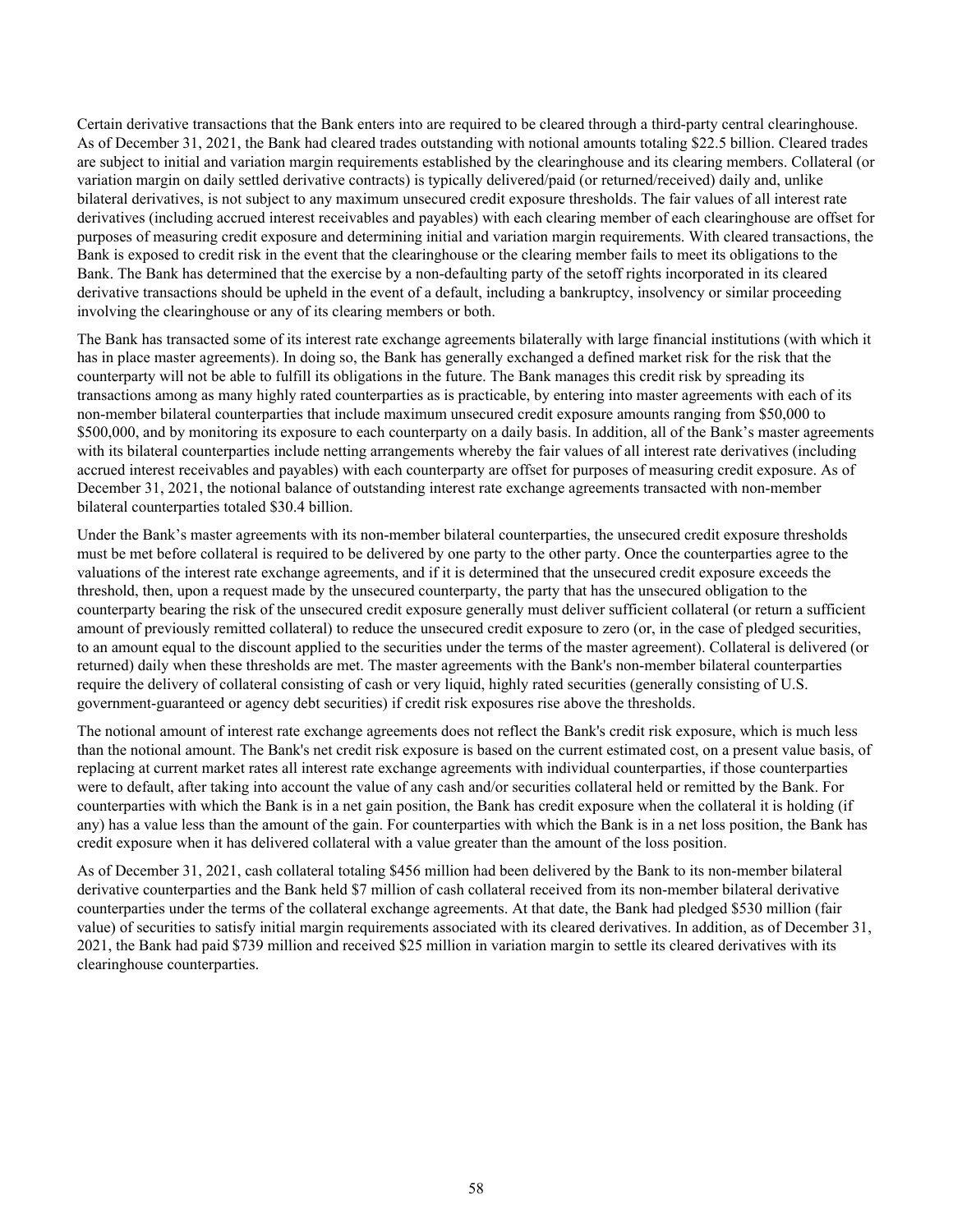Certain derivative transactions that the Bank enters into are required to be cleared through a third-party central clearinghouse. As of December 31, 2021, the Bank had cleared trades outstanding with notional amounts totaling $22.5 billion. Cleared trades are subject to initial and variation margin requirements established by the clearinghouse and its clearing members. Collateral (or variation margin on daily settled derivative contracts) is typically delivered/paid (or returned/received) daily and, unlike bilateral derivatives, is not subject to any maximum unsecured credit exposure thresholds. The fair values of all interest rate derivatives (including accrued interest receivables and payables) with each clearing member of each clearinghouse are offset for purposes of measuring credit exposure and determining initial and variation margin requirements. With cleared transactions, the Bank is exposed to credit risk in the event that the clearinghouse or the clearing member fails to meet its obligations to the Bank. The Bank has determined that the exercise by a non-defaulting party of the setoff rights incorporated in its cleared derivative transactions should be upheld in the event of a default, including a bankruptcy, insolvency or similar proceeding involving the clearinghouse or any of its clearing members or both.

The Bank has transacted some of its interest rate exchange agreements bilaterally with large financial institutions (with which it has in place master agreements). In doing so, the Bank has generally exchanged a defined market risk for the risk that the counterparty will not be able to fulfill its obligations in the future. The Bank manages this credit risk by spreading its transactions among as many highly rated counterparties as is practicable, by entering into master agreements with each of its non-member bilateral counterparties that include maximum unsecured credit exposure amounts ranging from $50,000 to $500,000, and by monitoring its exposure to each counterparty on a daily basis. In addition, all of the Bank's master agreements with its bilateral counterparties include netting arrangements whereby the fair values of all interest rate derivatives (including accrued interest receivables and payables) with each counterparty are offset for purposes of measuring credit exposure. As of December 31, 2021, the notional balance of outstanding interest rate exchange agreements transacted with non-member bilateral counterparties totaled $30.4 billion.

Under the Bank's master agreements with its non-member bilateral counterparties, the unsecured credit exposure thresholds must be met before collateral is required to be delivered by one party to the other party. Once the counterparties agree to the valuations of the interest rate exchange agreements, and if it is determined that the unsecured credit exposure exceeds the threshold, then, upon a request made by the unsecured counterparty, the party that has the unsecured obligation to the counterparty bearing the risk of the unsecured credit exposure generally must deliver sufficient collateral (or return a sufficient amount of previously remitted collateral) to reduce the unsecured credit exposure to zero (or, in the case of pledged securities, to an amount equal to the discount applied to the securities under the terms of the master agreement). Collateral is delivered (or returned) daily when these thresholds are met. The master agreements with the Bank's non-member bilateral counterparties require the delivery of collateral consisting of cash or very liquid, highly rated securities (generally consisting of U.S. government-guaranteed or agency debt securities) if credit risk exposures rise above the thresholds.

The notional amount of interest rate exchange agreements does not reflect the Bank's credit risk exposure, which is much less than the notional amount. The Bank's net credit risk exposure is based on the current estimated cost, on a present value basis, of replacing at current market rates all interest rate exchange agreements with individual counterparties, if those counterparties were to default, after taking into account the value of any cash and/or securities collateral held or remitted by the Bank. For counterparties with which the Bank is in a net gain position, the Bank has credit exposure when the collateral it is holding (if any) has a value less than the amount of the gain. For counterparties with which the Bank is in a net loss position, the Bank has credit exposure when it has delivered collateral with a value greater than the amount of the loss position.

As of December 31, 2021, cash collateral totaling $456 million had been delivered by the Bank to its non-member bilateral derivative counterparties and the Bank held $7 million of cash collateral received from its non-member bilateral derivative counterparties under the terms of the collateral exchange agreements. At that date, the Bank had pledged $530 million (fair value) of securities to satisfy initial margin requirements associated with its cleared derivatives. In addition, as of December 31, 2021, the Bank had paid $739 million and received $25 million in variation margin to settle its cleared derivatives with its clearinghouse counterparties.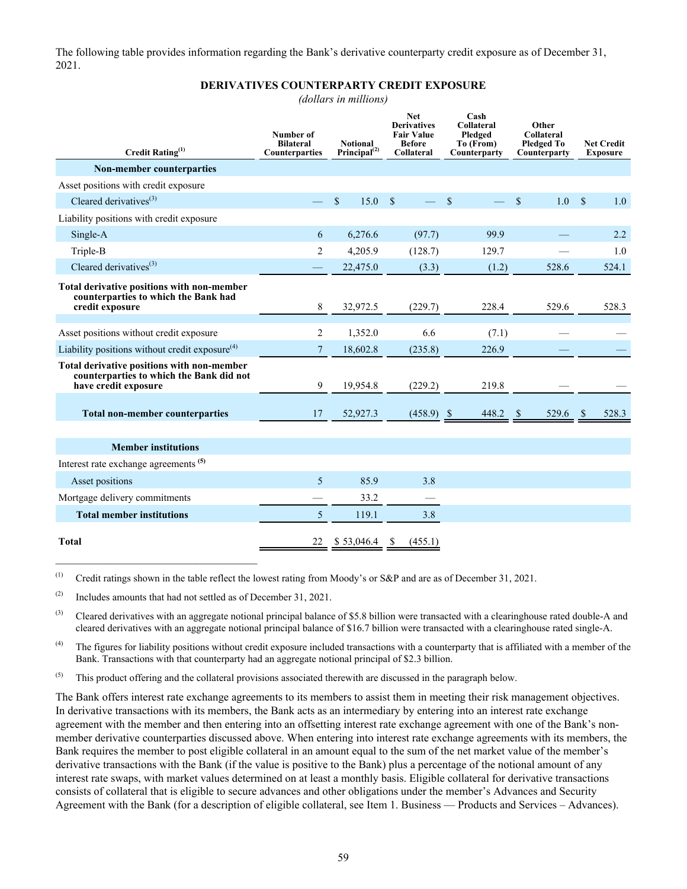The following table provides information regarding the Bank's derivative counterparty credit exposure as of December 31, 2021.

**DERIVATIVES COUNTERPARTY CREDIT EXPOSURE**

*(dollars in millions)*

| Credit Rating[(1)] | Number of Bilateral Counterparties | Notional Principal[(2)] | Net Derivatives Fair Value Before Collateral | Cash Collateral Pledged To (From) Counterparty | Other Collateral Pledged To Counterparty | Net Credit Exposure |
|---|---|---|---|---|---|---|
| **Non-member counterparties** | | | | | | |
| Asset positions with credit exposure | | | | | | |
| Cleared derivatives[(3)] | — | $ 15.0 | $ — | $ — | $ 1.0 | $ 1.0 |
| Liability positions with credit exposure | | | | | | |
| Single-A | 6 | 6,276.6 | (97.7) | 99.9 | — | 2.2 |
| Triple-B | 2 | 4,205.9 | (128.7) | 129.7 | — | 1.0 |
| Cleared derivatives[(3)] | — | 22,475.0 | (3.3) | (1.2) | 528.6 | 524.1 |
| **Total derivative positions with non-member counterparties to which the Bank had credit exposure** | 8 | 32,972.5 | (229.7) | 228.4 | 529.6 | 528.3 |
| Asset positions without credit exposure | 2 | 1,352.0 | 6.6 | (7.1) | — | — |
| Liability positions without credit exposure[(4)] | 7 | 18,602.8 | (235.8) | 226.9 | — | — |
| **Total derivative positions with non-member counterparties to which the Bank did not have credit exposure** | 9 | 19,954.8 | (229.2) | 219.8 | — | — |
| **Total non-member counterparties** | 17 | 52,927.3 | (458.9) | $ 448.2 | $ 529.6 | $ 528.3 |
| **Member institutions** | | | | | | |
| Interest rate exchange agreements [(5)] | | | | | | |
| Asset positions | 5 | 85.9 | 3.8 | | | |
| Mortgage delivery commitments | — | 33.2 | — | | | |
| **Total member institutions** | 5 | 119.1 | 3.8 | | | |
| **Total** | 22 | $ 53,046.4 | $ (455.1) | | | |

(1) Credit ratings shown in the table reflect the lowest rating from Moody's or S&P and are as of December 31, 2021.

(2) Includes amounts that had not settled as of December 31, 2021.

(3) Cleared derivatives with an aggregate notional principal balance of $5.8 billion were transacted with a clearinghouse rated double-A and cleared derivatives with an aggregate notional principal balance of $16.7 billion were transacted with a clearinghouse rated single-A.

(4) The figures for liability positions without credit exposure included transactions with a counterparty that is affiliated with a member of the Bank. Transactions with that counterparty had an aggregate notional principal of $2.3 billion.

(5) This product offering and the collateral provisions associated therewith are discussed in the paragraph below.

The Bank offers interest rate exchange agreements to its members to assist them in meeting their risk management objectives. In derivative transactions with its members, the Bank acts as an intermediary by entering into an interest rate exchange agreement with the member and then entering into an offsetting interest rate exchange agreement with one of the Bank's non-member derivative counterparties discussed above. When entering into interest rate exchange agreements with its members, the Bank requires the member to post eligible collateral in an amount equal to the sum of the net market value of the member's derivative transactions with the Bank (if the value is positive to the Bank) plus a percentage of the notional amount of any interest rate swaps, with market values determined on at least a monthly basis. Eligible collateral for derivative transactions consists of collateral that is eligible to secure advances and other obligations under the member's Advances and Security Agreement with the Bank (for a description of eligible collateral, see Item 1. Business — Products and Services – Advances).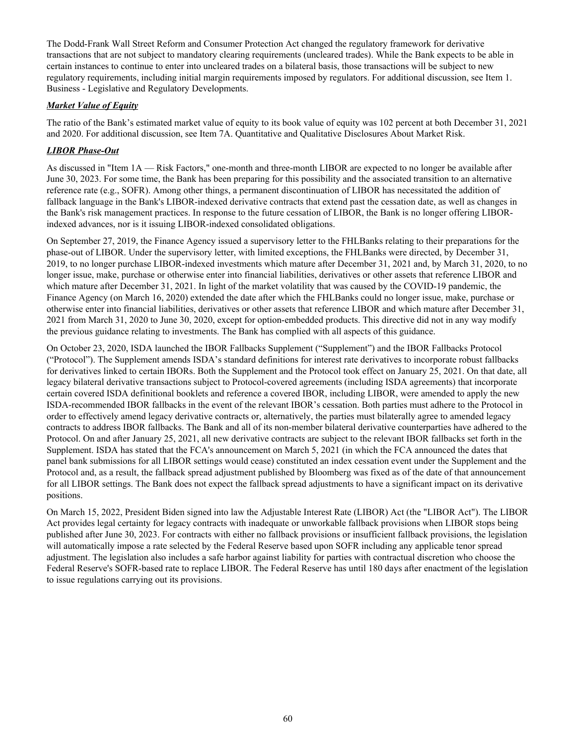The Dodd-Frank Wall Street Reform and Consumer Protection Act changed the regulatory framework for derivative transactions that are not subject to mandatory clearing requirements (uncleared trades). While the Bank expects to be able in certain instances to continue to enter into uncleared trades on a bilateral basis, those transactions will be subject to new regulatory requirements, including initial margin requirements imposed by regulators. For additional discussion, see Item 1. Business - Legislative and Regulatory Developments.

***Market Value of Equity***

The ratio of the Bank's estimated market value of equity to its book value of equity was 102 percent at both December 31, 2021 and 2020. For additional discussion, see Item 7A. Quantitative and Qualitative Disclosures About Market Risk.

***LIBOR Phase-Out***

As discussed in "Item 1A — Risk Factors," one-month and three-month LIBOR are expected to no longer be available after June 30, 2023. For some time, the Bank has been preparing for this possibility and the associated transition to an alternative reference rate (e.g., SOFR). Among other things, a permanent discontinuation of LIBOR has necessitated the addition of fallback language in the Bank's LIBOR-indexed derivative contracts that extend past the cessation date, as well as changes in the Bank's risk management practices. In response to the future cessation of LIBOR, the Bank is no longer offering LIBOR-indexed advances, nor is it issuing LIBOR-indexed consolidated obligations.

On September 27, 2019, the Finance Agency issued a supervisory letter to the FHLBanks relating to their preparations for the phase-out of LIBOR. Under the supervisory letter, with limited exceptions, the FHLBanks were directed, by December 31, 2019, to no longer purchase LIBOR-indexed investments which mature after December 31, 2021 and, by March 31, 2020, to no longer issue, make, purchase or otherwise enter into financial liabilities, derivatives or other assets that reference LIBOR and which mature after December 31, 2021. In light of the market volatility that was caused by the COVID-19 pandemic, the Finance Agency (on March 16, 2020) extended the date after which the FHLBanks could no longer issue, make, purchase or otherwise enter into financial liabilities, derivatives or other assets that reference LIBOR and which mature after December 31, 2021 from March 31, 2020 to June 30, 2020, except for option-embedded products. This directive did not in any way modify the previous guidance relating to investments. The Bank has complied with all aspects of this guidance.

On October 23, 2020, ISDA launched the IBOR Fallbacks Supplement ("Supplement") and the IBOR Fallbacks Protocol ("Protocol"). The Supplement amends ISDA's standard definitions for interest rate derivatives to incorporate robust fallbacks for derivatives linked to certain IBORs. Both the Supplement and the Protocol took effect on January 25, 2021. On that date, all legacy bilateral derivative transactions subject to Protocol-covered agreements (including ISDA agreements) that incorporate certain covered ISDA definitional booklets and reference a covered IBOR, including LIBOR, were amended to apply the new ISDA-recommended IBOR fallbacks in the event of the relevant IBOR's cessation. Both parties must adhere to the Protocol in order to effectively amend legacy derivative contracts or, alternatively, the parties must bilaterally agree to amended legacy contracts to address IBOR fallbacks. The Bank and all of its non-member bilateral derivative counterparties have adhered to the Protocol. On and after January 25, 2021, all new derivative contracts are subject to the relevant IBOR fallbacks set forth in the Supplement. ISDA has stated that the FCA's announcement on March 5, 2021 (in which the FCA announced the dates that panel bank submissions for all LIBOR settings would cease) constituted an index cessation event under the Supplement and the Protocol and, as a result, the fallback spread adjustment published by Bloomberg was fixed as of the date of that announcement for all LIBOR settings. The Bank does not expect the fallback spread adjustments to have a significant impact on its derivative positions.

On March 15, 2022, President Biden signed into law the Adjustable Interest Rate (LIBOR) Act (the "LIBOR Act"). The LIBOR Act provides legal certainty for legacy contracts with inadequate or unworkable fallback provisions when LIBOR stops being published after June 30, 2023. For contracts with either no fallback provisions or insufficient fallback provisions, the legislation will automatically impose a rate selected by the Federal Reserve based upon SOFR including any applicable tenor spread adjustment. The legislation also includes a safe harbor against liability for parties with contractual discretion who choose the Federal Reserve's SOFR-based rate to replace LIBOR. The Federal Reserve has until 180 days after enactment of the legislation to issue regulations carrying out its provisions.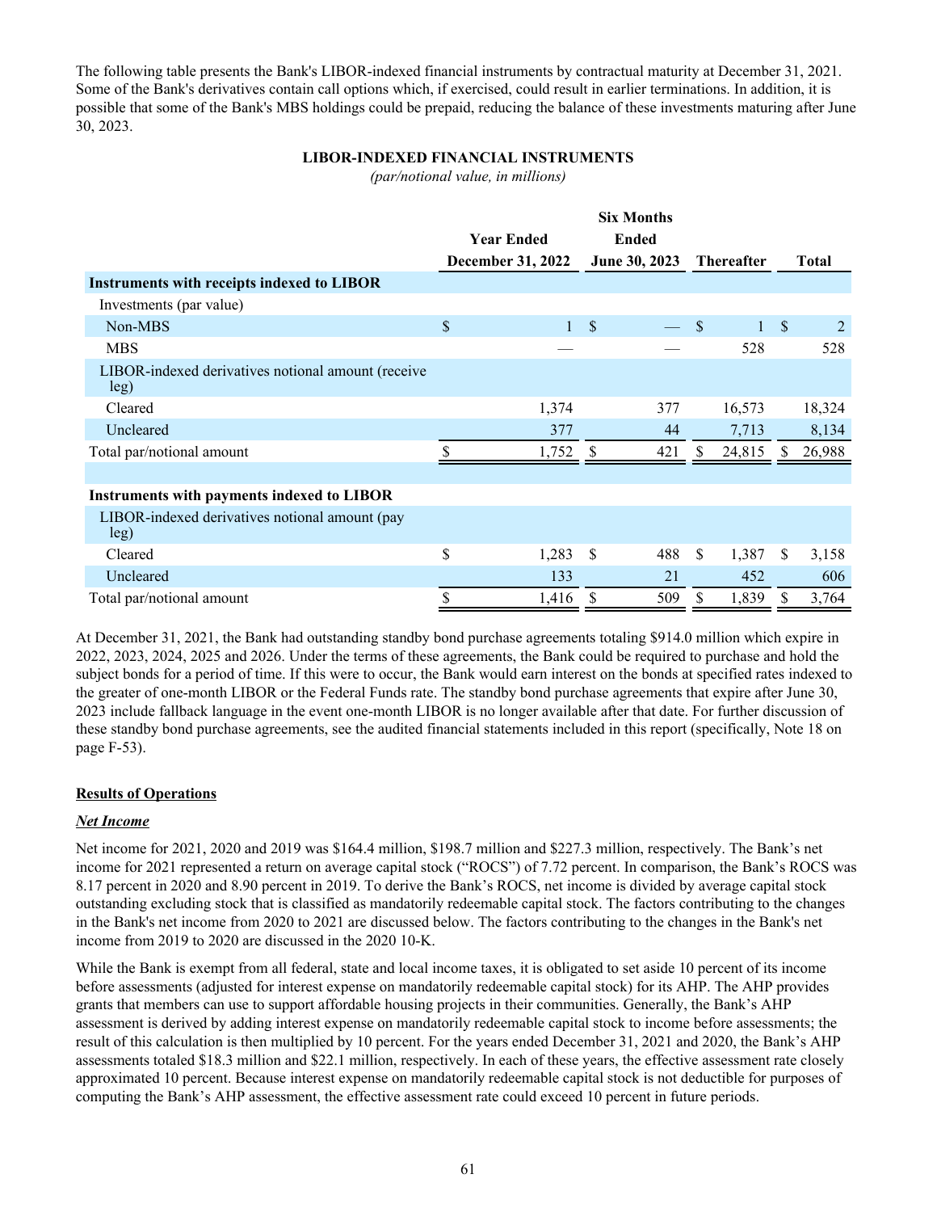The following table presents the Bank's LIBOR-indexed financial instruments by contractual maturity at December 31, 2021. Some of the Bank's derivatives contain call options which, if exercised, could result in earlier terminations. In addition, it is possible that some of the Bank's MBS holdings could be prepaid, reducing the balance of these investments maturing after June 30, 2023.

**LIBOR-INDEXED FINANCIAL INSTRUMENTS**

*(par/notional value, in millions)*

| | Year Ended December 31, 2022 | Six Months Ended June 30, 2023 | Thereafter | Total |
|---|---|---|---|---|
| **Instruments with receipts indexed to LIBOR** | | | | |
| Investments (par value) | | | | |
| Non-MBS | $ 1 | $ — | $ 1 | $ 2 |
| MBS | — | — | 528 | 528 |
| LIBOR-indexed derivatives notional amount (receive leg) | | | | |
| Cleared | 1,374 | 377 | 16,573 | 18,324 |
| Uncleared | 377 | 44 | 7,713 | 8,134 |
| Total par/notional amount | $ 1,752 | $ 421 | $ 24,815 | $ 26,988 |
| | | | | |
| **Instruments with payments indexed to LIBOR** | | | | |
| LIBOR-indexed derivatives notional amount (pay leg) | | | | |
| Cleared | $ 1,283 | $ 488 | $ 1,387 | $ 3,158 |
| Uncleared | 133 | 21 | 452 | 606 |
| Total par/notional amount | $ 1,416 | $ 509 | $ 1,839 | $ 3,764 |

At December 31, 2021, the Bank had outstanding standby bond purchase agreements totaling $914.0 million which expire in 2022, 2023, 2024, 2025 and 2026. Under the terms of these agreements, the Bank could be required to purchase and hold the subject bonds for a period of time. If this were to occur, the Bank would earn interest on the bonds at specified rates indexed to the greater of one-month LIBOR or the Federal Funds rate. The standby bond purchase agreements that expire after June 30, 2023 include fallback language in the event one-month LIBOR is no longer available after that date. For further discussion of these standby bond purchase agreements, see the audited financial statements included in this report (specifically, Note 18 on page F-53).

**Results of Operations**

***Net Income***

Net income for 2021, 2020 and 2019 was $164.4 million, $198.7 million and $227.3 million, respectively. The Bank's net income for 2021 represented a return on average capital stock ("ROCS") of 7.72 percent. In comparison, the Bank's ROCS was 8.17 percent in 2020 and 8.90 percent in 2019. To derive the Bank's ROCS, net income is divided by average capital stock outstanding excluding stock that is classified as mandatorily redeemable capital stock. The factors contributing to the changes in the Bank's net income from 2020 to 2021 are discussed below. The factors contributing to the changes in the Bank's net income from 2019 to 2020 are discussed in the 2020 10-K.

While the Bank is exempt from all federal, state and local income taxes, it is obligated to set aside 10 percent of its income before assessments (adjusted for interest expense on mandatorily redeemable capital stock) for its AHP. The AHP provides grants that members can use to support affordable housing projects in their communities. Generally, the Bank's AHP assessment is derived by adding interest expense on mandatorily redeemable capital stock to income before assessments; the result of this calculation is then multiplied by 10 percent. For the years ended December 31, 2021 and 2020, the Bank's AHP assessments totaled $18.3 million and $22.1 million, respectively. In each of these years, the effective assessment rate closely approximated 10 percent. Because interest expense on mandatorily redeemable capital stock is not deductible for purposes of computing the Bank's AHP assessment, the effective assessment rate could exceed 10 percent in future periods.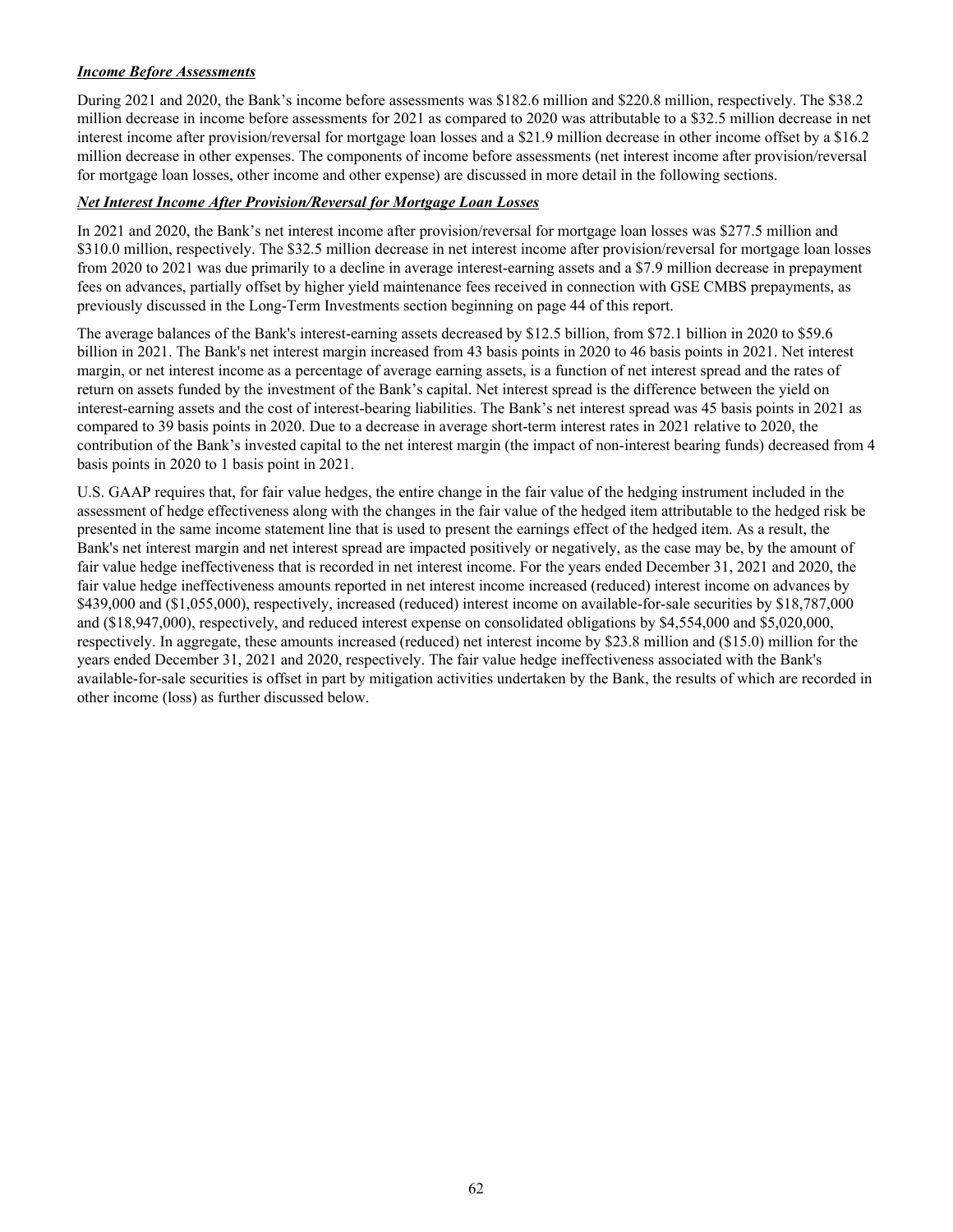***Income Before Assessments***

During 2021 and 2020, the Bank's income before assessments was $182.6 million and $220.8 million, respectively. The $38.2 million decrease in income before assessments for 2021 as compared to 2020 was attributable to a $32.5 million decrease in net interest income after provision/reversal for mortgage loan losses and a $21.9 million decrease in other income offset by a $16.2 million decrease in other expenses. The components of income before assessments (net interest income after provision/reversal for mortgage loan losses, other income and other expense) are discussed in more detail in the following sections.

***Net Interest Income After Provision/Reversal for Mortgage Loan Losses***

In 2021 and 2020, the Bank's net interest income after provision/reversal for mortgage loan losses was $277.5 million and $310.0 million, respectively. The $32.5 million decrease in net interest income after provision/reversal for mortgage loan losses from 2020 to 2021 was due primarily to a decline in average interest-earning assets and a $7.9 million decrease in prepayment fees on advances, partially offset by higher yield maintenance fees received in connection with GSE CMBS prepayments, as previously discussed in the Long-Term Investments section beginning on page 44 of this report.

The average balances of the Bank's interest-earning assets decreased by $12.5 billion, from $72.1 billion in 2020 to $59.6 billion in 2021. The Bank's net interest margin increased from 43 basis points in 2020 to 46 basis points in 2021. Net interest margin, or net interest income as a percentage of average earning assets, is a function of net interest spread and the rates of return on assets funded by the investment of the Bank's capital. Net interest spread is the difference between the yield on interest-earning assets and the cost of interest-bearing liabilities. The Bank's net interest spread was 45 basis points in 2021 as compared to 39 basis points in 2020. Due to a decrease in average short-term interest rates in 2021 relative to 2020, the contribution of the Bank's invested capital to the net interest margin (the impact of non-interest bearing funds) decreased from 4 basis points in 2020 to 1 basis point in 2021.

U.S. GAAP requires that, for fair value hedges, the entire change in the fair value of the hedging instrument included in the assessment of hedge effectiveness along with the changes in the fair value of the hedged item attributable to the hedged risk be presented in the same income statement line that is used to present the earnings effect of the hedged item. As a result, the Bank's net interest margin and net interest spread are impacted positively or negatively, as the case may be, by the amount of fair value hedge ineffectiveness that is recorded in net interest income. For the years ended December 31, 2021 and 2020, the fair value hedge ineffectiveness amounts reported in net interest income increased (reduced) interest income on advances by $439,000 and ($1,055,000), respectively, increased (reduced) interest income on available-for-sale securities by $18,787,000 and ($18,947,000), respectively, and reduced interest expense on consolidated obligations by $4,554,000 and $5,020,000, respectively. In aggregate, these amounts increased (reduced) net interest income by $23.8 million and ($15.0) million for the years ended December 31, 2021 and 2020, respectively. The fair value hedge ineffectiveness associated with the Bank's available-for-sale securities is offset in part by mitigation activities undertaken by the Bank, the results of which are recorded in other income (loss) as further discussed below.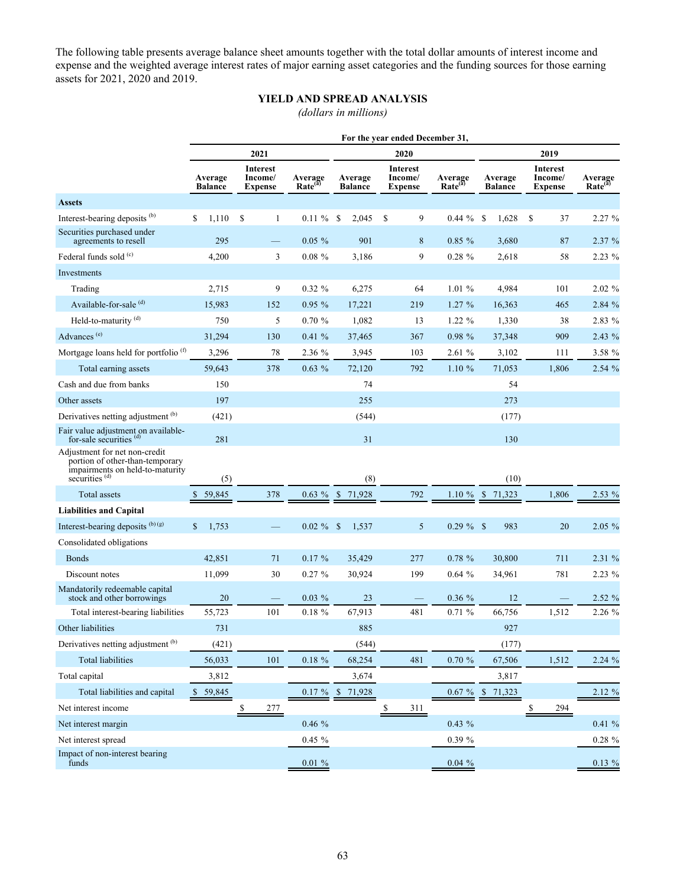The following table presents average balance sheet amounts together with the total dollar amounts of interest income and expense and the weighted average interest rates of major earning asset categories and the funding sources for those earning assets for 2021, 2020 and 2019.

## YIELD AND SPREAD ANALYSIS

*(dollars in millions)*

| | For the year ended December 31, | | | | | | | | |
|---|---|---|---|---|---|---|---|---|---|
| | 2021 | | | 2020 | | | 2019 | | |
| | Average Balance | Interest Income/ Expense | Average Rate[(a)] | Average Balance | Interest Income/ Expense | Average Rate[(a)] | Average Balance | Interest Income/ Expense | Average Rate[(a)] |
| **Assets** | | | | | | | | | |
| Interest-bearing deposits [(b)] | $ 1,110 | $ 1 | 0.11 % | $ 2,045 | $ 9 | 0.44 % | $ 1,628 | $ 37 | 2.27 % |
| Securities purchased under agreements to resell | 295 | — | 0.05 % | 901 | 8 | 0.85 % | 3,680 | 87 | 2.37 % |
| Federal funds sold [(c)] | 4,200 | 3 | 0.08 % | 3,186 | 9 | 0.28 % | 2,618 | 58 | 2.23 % |
| Investments | | | | | | | | | |
| Trading | 2,715 | 9 | 0.32 % | 6,275 | 64 | 1.01 % | 4,984 | 101 | 2.02 % |
| Available-for-sale [(d)] | 15,983 | 152 | 0.95 % | 17,221 | 219 | 1.27 % | 16,363 | 465 | 2.84 % |
| Held-to-maturity [(d)] | 750 | 5 | 0.70 % | 1,082 | 13 | 1.22 % | 1,330 | 38 | 2.83 % |
| Advances [(e)] | 31,294 | 130 | 0.41 % | 37,465 | 367 | 0.98 % | 37,348 | 909 | 2.43 % |
| Mortgage loans held for portfolio [(f)] | 3,296 | 78 | 2.36 % | 3,945 | 103 | 2.61 % | 3,102 | 111 | 3.58 % |
| Total earning assets | 59,643 | 378 | 0.63 % | 72,120 | 792 | 1.10 % | 71,053 | 1,806 | 2.54 % |
| Cash and due from banks | 150 | | | 74 | | | 54 | | |
| Other assets | 197 | | | 255 | | | 273 | | |
| Derivatives netting adjustment [(b)] | (421) | | | (544) | | | (177) | | |
| Fair value adjustment on available-for-sale securities [(d)] | 281 | | | 31 | | | 130 | | |
| Adjustment for net non-credit portion of other-than-temporary impairments on held-to-maturity securities [(d)] | (5) | | | (8) | | | (10) | | |
| Total assets | $ 59,845 | 378 | 0.63 % | $ 71,928 | 792 | 1.10 % | $ 71,323 | 1,806 | 2.53 % |
| **Liabilities and Capital** | | | | | | | | | |
| Interest-bearing deposits [(b) (g)] | $ 1,753 | — | 0.02 % | $ 1,537 | 5 | 0.29 % | $ 983 | 20 | 2.05 % |
| Consolidated obligations | | | | | | | | | |
| Bonds | 42,851 | 71 | 0.17 % | 35,429 | 277 | 0.78 % | 30,800 | 711 | 2.31 % |
| Discount notes | 11,099 | 30 | 0.27 % | 30,924 | 199 | 0.64 % | 34,961 | 781 | 2.23 % |
| Mandatorily redeemable capital stock and other borrowings | 20 | — | 0.03 % | 23 | — | 0.36 % | 12 | — | 2.52 % |
| Total interest-bearing liabilities | 55,723 | 101 | 0.18 % | 67,913 | 481 | 0.71 % | 66,756 | 1,512 | 2.26 % |
| Other liabilities | 731 | | | 885 | | | 927 | | |
| Derivatives netting adjustment [(b)] | (421) | | | (544) | | | (177) | | |
| Total liabilities | 56,033 | 101 | 0.18 % | 68,254 | 481 | 0.70 % | 67,506 | 1,512 | 2.24 % |
| Total capital | 3,812 | | | 3,674 | | | 3,817 | | |
| Total liabilities and capital | $ 59,845 | | 0.17 % | $ 71,928 | | 0.67 % | $ 71,323 | | 2.12 % |
| Net interest income | | $ 277 | | | $ 311 | | | $ 294 | |
| Net interest margin | | | 0.46 % | | | 0.43 % | | | 0.41 % |
| Net interest spread | | | 0.45 % | | | 0.39 % | | | 0.28 % |
| Impact of non-interest bearing funds | | | 0.01 % | | | 0.04 % | | | 0.13 % |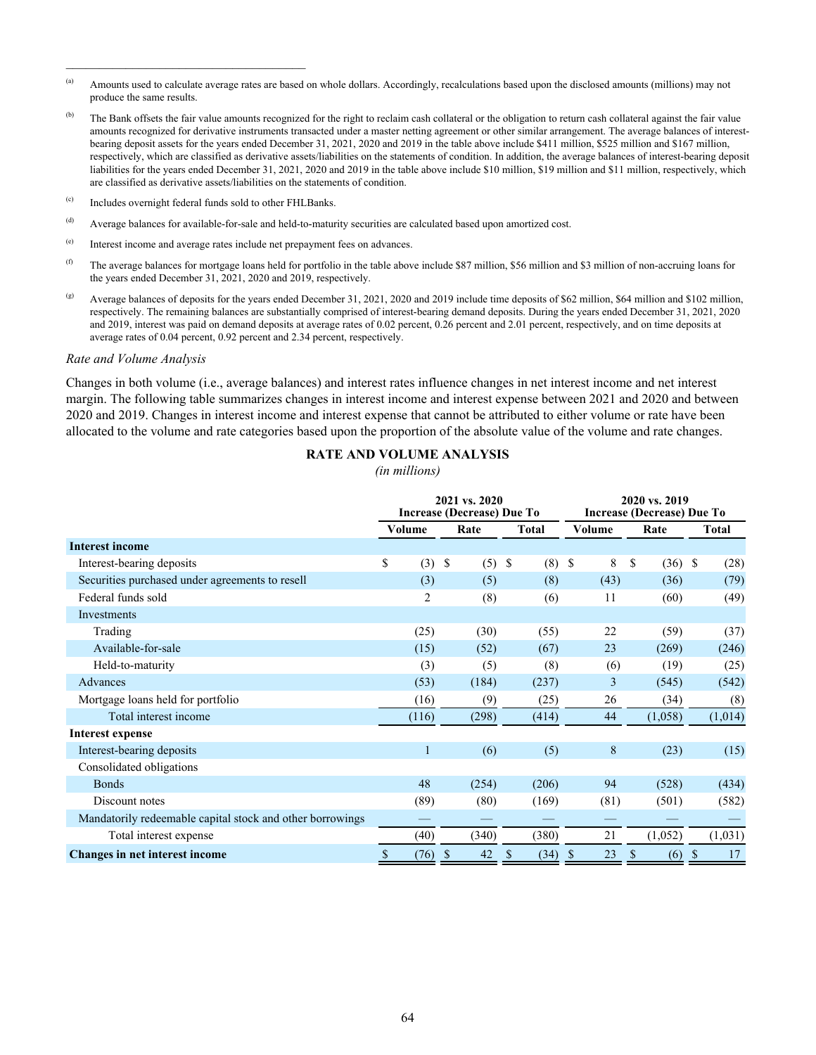(a) Amounts used to calculate average rates are based on whole dollars. Accordingly, recalculations based upon the disclosed amounts (millions) may not produce the same results.

(b) The Bank offsets the fair value amounts recognized for the right to reclaim cash collateral or the obligation to return cash collateral against the fair value amounts recognized for derivative instruments transacted under a master netting agreement or other similar arrangement. The average balances of interest-bearing deposit assets for the years ended December 31, 2021, 2020 and 2019 in the table above include $411 million, $525 million and $167 million, respectively, which are classified as derivative assets/liabilities on the statements of condition. In addition, the average balances of interest-bearing deposit liabilities for the years ended December 31, 2021, 2020 and 2019 in the table above include $10 million, $19 million and $11 million, respectively, which are classified as derivative assets/liabilities on the statements of condition.

(c) Includes overnight federal funds sold to other FHLBanks.

(d) Average balances for available-for-sale and held-to-maturity securities are calculated based upon amortized cost.

(e) Interest income and average rates include net prepayment fees on advances.

(f) The average balances for mortgage loans held for portfolio in the table above include $87 million, $56 million and $3 million of non-accruing loans for the years ended December 31, 2021, 2020 and 2019, respectively.

(g) Average balances of deposits for the years ended December 31, 2021, 2020 and 2019 include time deposits of $62 million, $64 million and $102 million, respectively. The remaining balances are substantially comprised of interest-bearing demand deposits. During the years ended December 31, 2021, 2020 and 2019, interest was paid on demand deposits at average rates of 0.02 percent, 0.26 percent and 2.01 percent, respectively, and on time deposits at average rates of 0.04 percent, 0.92 percent and 2.34 percent, respectively.

*Rate and Volume Analysis*

Changes in both volume (i.e., average balances) and interest rates influence changes in net interest income and net interest margin. The following table summarizes changes in interest income and interest expense between 2021 and 2020 and between 2020 and 2019. Changes in interest income and interest expense that cannot be attributed to either volume or rate have been allocated to the volume and rate categories based upon the proportion of the absolute value of the volume and rate changes.

**RATE AND VOLUME ANALYSIS**

*(in millions)*

| | 2021 vs. 2020 Increase (Decrease) Due To | | | 2020 vs. 2019 Increase (Decrease) Due To | | |
|---|---|---|---|---|---|---|
| | Volume | Rate | Total | Volume | Rate | Total |
| **Interest income** | | | | | | |
| Interest-bearing deposits | $ (3) | $ (5) | $ (8) | $ 8 | $ (36) | $ (28) |
| Securities purchased under agreements to resell | (3) | (5) | (8) | (43) | (36) | (79) |
| Federal funds sold | 2 | (8) | (6) | 11 | (60) | (49) |
| Investments | | | | | | |
| Trading | (25) | (30) | (55) | 22 | (59) | (37) |
| Available-for-sale | (15) | (52) | (67) | 23 | (269) | (246) |
| Held-to-maturity | (3) | (5) | (8) | (6) | (19) | (25) |
| Advances | (53) | (184) | (237) | 3 | (545) | (542) |
| Mortgage loans held for portfolio | (16) | (9) | (25) | 26 | (34) | (8) |
| Total interest income | (116) | (298) | (414) | 44 | (1,058) | (1,014) |
| **Interest expense** | | | | | | |
| Interest-bearing deposits | 1 | (6) | (5) | 8 | (23) | (15) |
| Consolidated obligations | | | | | | |
| Bonds | 48 | (254) | (206) | 94 | (528) | (434) |
| Discount notes | (89) | (80) | (169) | (81) | (501) | (582) |
| Mandatorily redeemable capital stock and other borrowings | — | — | — | — | — | — |
| Total interest expense | (40) | (340) | (380) | 21 | (1,052) | (1,031) |
| **Changes in net interest income** | $ (76) | $ 42 | $ (34) | $ 23 | $ (6) | $ 17 |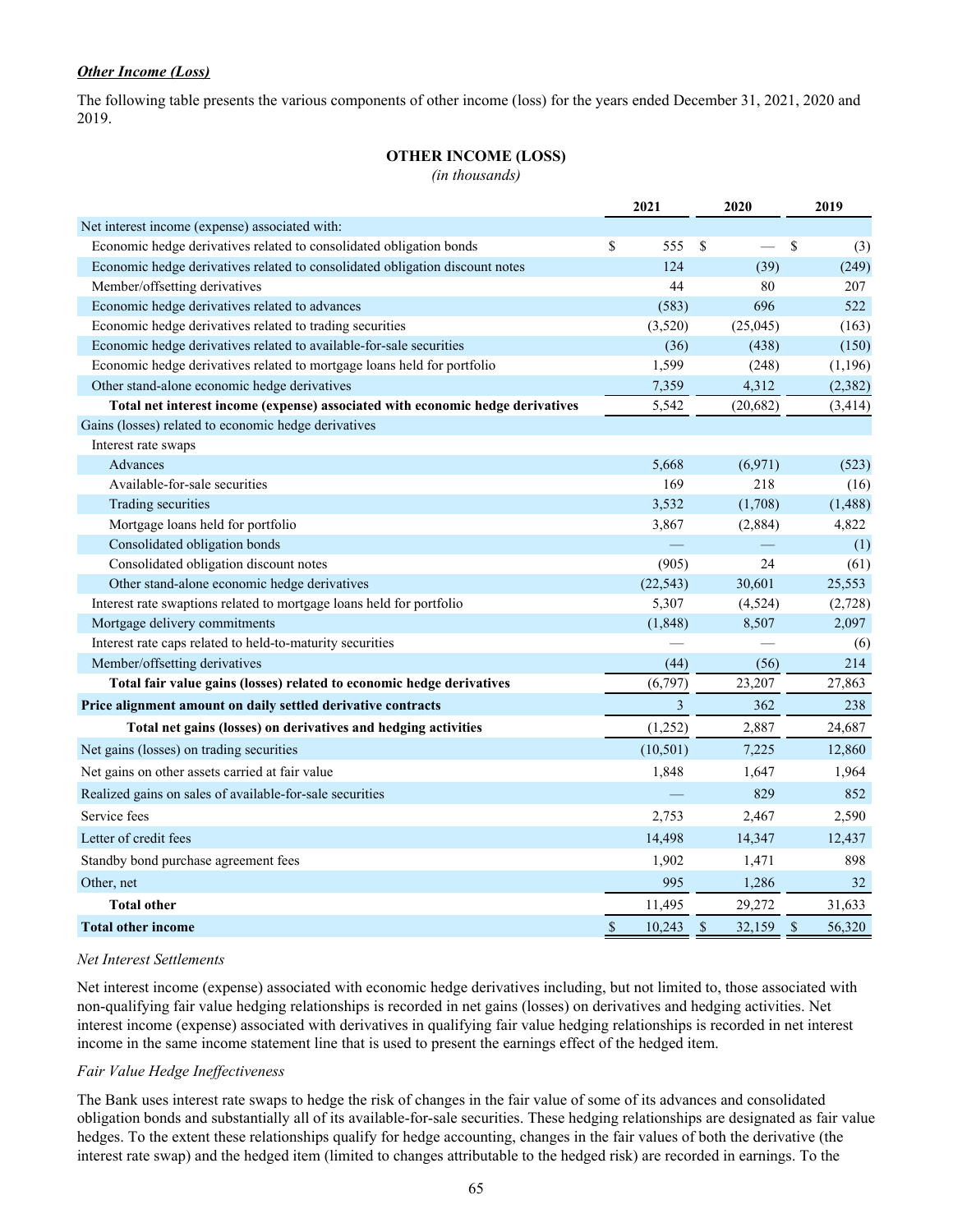***Other Income (Loss)***

The following table presents the various components of other income (loss) for the years ended December 31, 2021, 2020 and 2019.

**OTHER INCOME (LOSS)**
*(in thousands)*

| | 2021 | 2020 | 2019 |
|---|---|---|---|
| Net interest income (expense) associated with: | | | |
| Economic hedge derivatives related to consolidated obligation bonds | $ 555 | $ — | $ (3) |
| Economic hedge derivatives related to consolidated obligation discount notes | 124 | (39) | (249) |
| Member/offsetting derivatives | 44 | 80 | 207 |
| Economic hedge derivatives related to advances | (583) | 696 | 522 |
| Economic hedge derivatives related to trading securities | (3,520) | (25,045) | (163) |
| Economic hedge derivatives related to available-for-sale securities | (36) | (438) | (150) |
| Economic hedge derivatives related to mortgage loans held for portfolio | 1,599 | (248) | (1,196) |
| Other stand-alone economic hedge derivatives | 7,359 | 4,312 | (2,382) |
| **Total net interest income (expense) associated with economic hedge derivatives** | 5,542 | (20,682) | (3,414) |
| Gains (losses) related to economic hedge derivatives | | | |
| Interest rate swaps | | | |
| Advances | 5,668 | (6,971) | (523) |
| Available-for-sale securities | 169 | 218 | (16) |
| Trading securities | 3,532 | (1,708) | (1,488) |
| Mortgage loans held for portfolio | 3,867 | (2,884) | 4,822 |
| Consolidated obligation bonds | — | — | (1) |
| Consolidated obligation discount notes | (905) | 24 | (61) |
| Other stand-alone economic hedge derivatives | (22,543) | 30,601 | 25,553 |
| Interest rate swaptions related to mortgage loans held for portfolio | 5,307 | (4,524) | (2,728) |
| Mortgage delivery commitments | (1,848) | 8,507 | 2,097 |
| Interest rate caps related to held-to-maturity securities | — | — | (6) |
| Member/offsetting derivatives | (44) | (56) | 214 |
| **Total fair value gains (losses) related to economic hedge derivatives** | (6,797) | 23,207 | 27,863 |
| **Price alignment amount on daily settled derivative contracts** | 3 | 362 | 238 |
| **Total net gains (losses) on derivatives and hedging activities** | (1,252) | 2,887 | 24,687 |
| Net gains (losses) on trading securities | (10,501) | 7,225 | 12,860 |
| Net gains on other assets carried at fair value | 1,848 | 1,647 | 1,964 |
| Realized gains on sales of available-for-sale securities | — | 829 | 852 |
| Service fees | 2,753 | 2,467 | 2,590 |
| Letter of credit fees | 14,498 | 14,347 | 12,437 |
| Standby bond purchase agreement fees | 1,902 | 1,471 | 898 |
| Other, net | 995 | 1,286 | 32 |
| **Total other** | 11,495 | 29,272 | 31,633 |
| **Total other income** | $ 10,243 | $ 32,159 | $ 56,320 |

*Net Interest Settlements*

Net interest income (expense) associated with economic hedge derivatives including, but not limited to, those associated with non-qualifying fair value hedging relationships is recorded in net gains (losses) on derivatives and hedging activities. Net interest income (expense) associated with derivatives in qualifying fair value hedging relationships is recorded in net interest income in the same income statement line that is used to present the earnings effect of the hedged item.

*Fair Value Hedge Ineffectiveness*

The Bank uses interest rate swaps to hedge the risk of changes in the fair value of some of its advances and consolidated obligation bonds and substantially all of its available-for-sale securities. These hedging relationships are designated as fair value hedges. To the extent these relationships qualify for hedge accounting, changes in the fair values of both the derivative (the interest rate swap) and the hedged item (limited to changes attributable to the hedged risk) are recorded in earnings. To the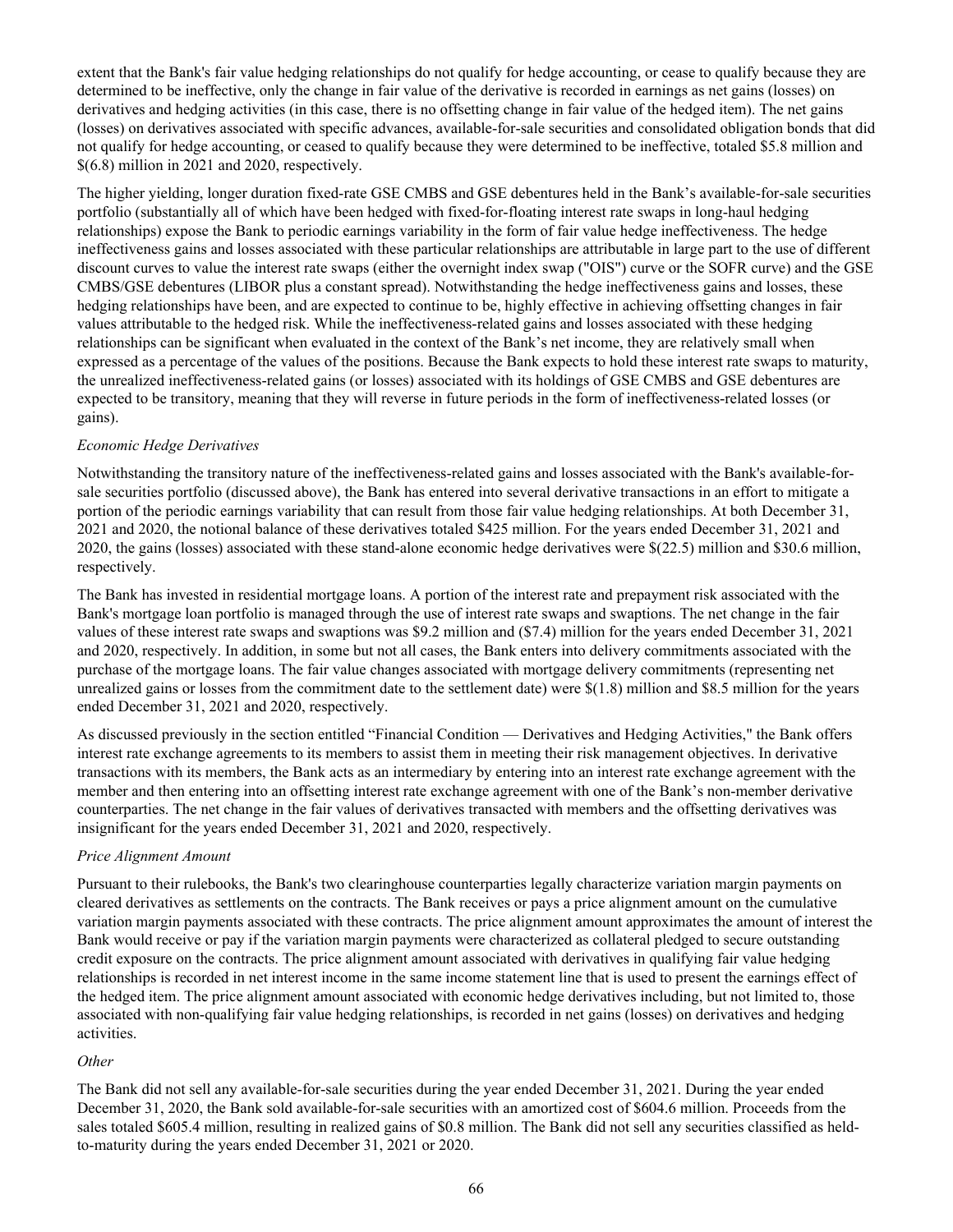extent that the Bank's fair value hedging relationships do not qualify for hedge accounting, or cease to qualify because they are determined to be ineffective, only the change in fair value of the derivative is recorded in earnings as net gains (losses) on derivatives and hedging activities (in this case, there is no offsetting change in fair value of the hedged item). The net gains (losses) on derivatives associated with specific advances, available-for-sale securities and consolidated obligation bonds that did not qualify for hedge accounting, or ceased to qualify because they were determined to be ineffective, totaled $5.8 million and $(6.8) million in 2021 and 2020, respectively.

The higher yielding, longer duration fixed-rate GSE CMBS and GSE debentures held in the Bank's available-for-sale securities portfolio (substantially all of which have been hedged with fixed-for-floating interest rate swaps in long-haul hedging relationships) expose the Bank to periodic earnings variability in the form of fair value hedge ineffectiveness. The hedge ineffectiveness gains and losses associated with these particular relationships are attributable in large part to the use of different discount curves to value the interest rate swaps (either the overnight index swap ("OIS") curve or the SOFR curve) and the GSE CMBS/GSE debentures (LIBOR plus a constant spread). Notwithstanding the hedge ineffectiveness gains and losses, these hedging relationships have been, and are expected to continue to be, highly effective in achieving offsetting changes in fair values attributable to the hedged risk. While the ineffectiveness-related gains and losses associated with these hedging relationships can be significant when evaluated in the context of the Bank's net income, they are relatively small when expressed as a percentage of the values of the positions. Because the Bank expects to hold these interest rate swaps to maturity, the unrealized ineffectiveness-related gains (or losses) associated with its holdings of GSE CMBS and GSE debentures are expected to be transitory, meaning that they will reverse in future periods in the form of ineffectiveness-related losses (or gains).

*Economic Hedge Derivatives*

Notwithstanding the transitory nature of the ineffectiveness-related gains and losses associated with the Bank's available-for-sale securities portfolio (discussed above), the Bank has entered into several derivative transactions in an effort to mitigate a portion of the periodic earnings variability that can result from those fair value hedging relationships. At both December 31, 2021 and 2020, the notional balance of these derivatives totaled $425 million. For the years ended December 31, 2021 and 2020, the gains (losses) associated with these stand-alone economic hedge derivatives were $(22.5) million and $30.6 million, respectively.

The Bank has invested in residential mortgage loans. A portion of the interest rate and prepayment risk associated with the Bank's mortgage loan portfolio is managed through the use of interest rate swaps and swaptions. The net change in the fair values of these interest rate swaps and swaptions was $9.2 million and ($7.4) million for the years ended December 31, 2021 and 2020, respectively. In addition, in some but not all cases, the Bank enters into delivery commitments associated with the purchase of the mortgage loans. The fair value changes associated with mortgage delivery commitments (representing net unrealized gains or losses from the commitment date to the settlement date) were $(1.8) million and $8.5 million for the years ended December 31, 2021 and 2020, respectively.

As discussed previously in the section entitled "Financial Condition — Derivatives and Hedging Activities," the Bank offers interest rate exchange agreements to its members to assist them in meeting their risk management objectives. In derivative transactions with its members, the Bank acts as an intermediary by entering into an interest rate exchange agreement with the member and then entering into an offsetting interest rate exchange agreement with one of the Bank's non-member derivative counterparties. The net change in the fair values of derivatives transacted with members and the offsetting derivatives was insignificant for the years ended December 31, 2021 and 2020, respectively.

*Price Alignment Amount*

Pursuant to their rulebooks, the Bank's two clearinghouse counterparties legally characterize variation margin payments on cleared derivatives as settlements on the contracts. The Bank receives or pays a price alignment amount on the cumulative variation margin payments associated with these contracts. The price alignment amount approximates the amount of interest the Bank would receive or pay if the variation margin payments were characterized as collateral pledged to secure outstanding credit exposure on the contracts. The price alignment amount associated with derivatives in qualifying fair value hedging relationships is recorded in net interest income in the same income statement line that is used to present the earnings effect of the hedged item. The price alignment amount associated with economic hedge derivatives including, but not limited to, those associated with non-qualifying fair value hedging relationships, is recorded in net gains (losses) on derivatives and hedging activities.

*Other*

The Bank did not sell any available-for-sale securities during the year ended December 31, 2021. During the year ended December 31, 2020, the Bank sold available-for-sale securities with an amortized cost of $604.6 million. Proceeds from the sales totaled $605.4 million, resulting in realized gains of $0.8 million. The Bank did not sell any securities classified as held-to-maturity during the years ended December 31, 2021 or 2020.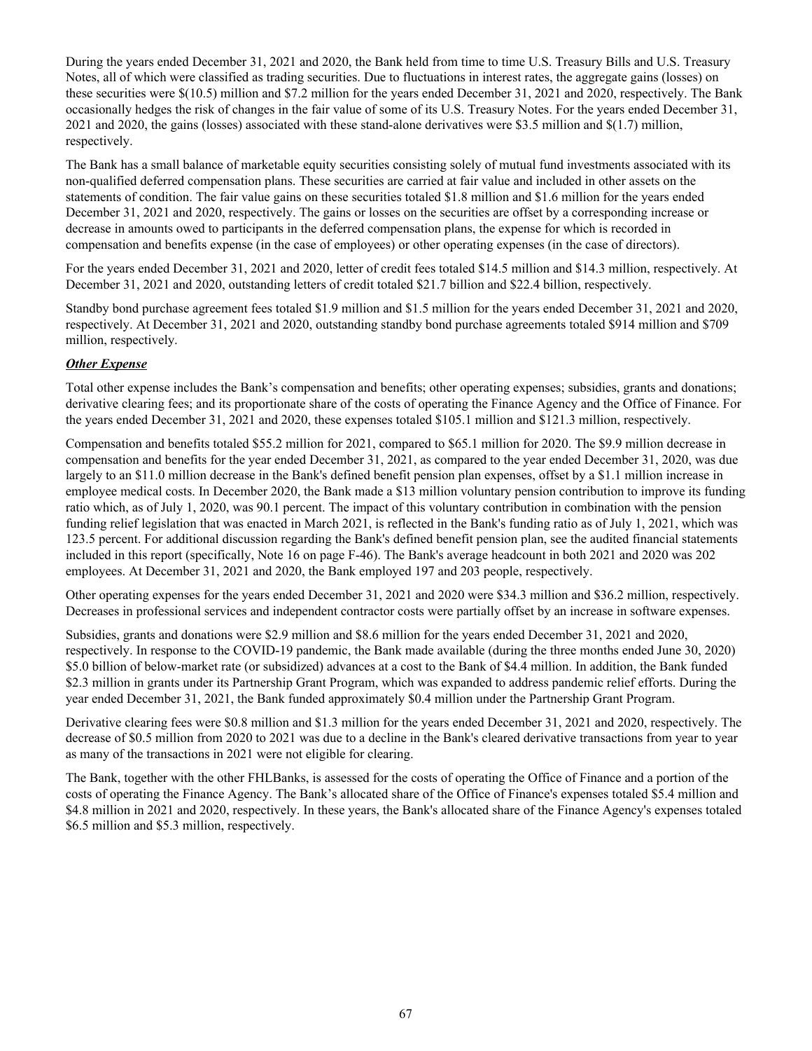During the years ended December 31, 2021 and 2020, the Bank held from time to time U.S. Treasury Bills and U.S. Treasury Notes, all of which were classified as trading securities. Due to fluctuations in interest rates, the aggregate gains (losses) on these securities were $(10.5) million and $7.2 million for the years ended December 31, 2021 and 2020, respectively. The Bank occasionally hedges the risk of changes in the fair value of some of its U.S. Treasury Notes. For the years ended December 31, 2021 and 2020, the gains (losses) associated with these stand-alone derivatives were $3.5 million and $(1.7) million, respectively.

The Bank has a small balance of marketable equity securities consisting solely of mutual fund investments associated with its non-qualified deferred compensation plans. These securities are carried at fair value and included in other assets on the statements of condition. The fair value gains on these securities totaled $1.8 million and $1.6 million for the years ended December 31, 2021 and 2020, respectively. The gains or losses on the securities are offset by a corresponding increase or decrease in amounts owed to participants in the deferred compensation plans, the expense for which is recorded in compensation and benefits expense (in the case of employees) or other operating expenses (in the case of directors).

For the years ended December 31, 2021 and 2020, letter of credit fees totaled $14.5 million and $14.3 million, respectively. At December 31, 2021 and 2020, outstanding letters of credit totaled $21.7 billion and $22.4 billion, respectively.

Standby bond purchase agreement fees totaled $1.9 million and $1.5 million for the years ended December 31, 2021 and 2020, respectively. At December 31, 2021 and 2020, outstanding standby bond purchase agreements totaled $914 million and $709 million, respectively.

***Other Expense***

Total other expense includes the Bank's compensation and benefits; other operating expenses; subsidies, grants and donations; derivative clearing fees; and its proportionate share of the costs of operating the Finance Agency and the Office of Finance. For the years ended December 31, 2021 and 2020, these expenses totaled $105.1 million and $121.3 million, respectively.

Compensation and benefits totaled $55.2 million for 2021, compared to $65.1 million for 2020. The $9.9 million decrease in compensation and benefits for the year ended December 31, 2021, as compared to the year ended December 31, 2020, was due largely to an $11.0 million decrease in the Bank's defined benefit pension plan expenses, offset by a $1.1 million increase in employee medical costs. In December 2020, the Bank made a $13 million voluntary pension contribution to improve its funding ratio which, as of July 1, 2020, was 90.1 percent. The impact of this voluntary contribution in combination with the pension funding relief legislation that was enacted in March 2021, is reflected in the Bank's funding ratio as of July 1, 2021, which was 123.5 percent. For additional discussion regarding the Bank's defined benefit pension plan, see the audited financial statements included in this report (specifically, Note 16 on page F-46). The Bank's average headcount in both 2021 and 2020 was 202 employees. At December 31, 2021 and 2020, the Bank employed 197 and 203 people, respectively.

Other operating expenses for the years ended December 31, 2021 and 2020 were $34.3 million and $36.2 million, respectively. Decreases in professional services and independent contractor costs were partially offset by an increase in software expenses.

Subsidies, grants and donations were $2.9 million and $8.6 million for the years ended December 31, 2021 and 2020, respectively. In response to the COVID-19 pandemic, the Bank made available (during the three months ended June 30, 2020) $5.0 billion of below-market rate (or subsidized) advances at a cost to the Bank of $4.4 million. In addition, the Bank funded $2.3 million in grants under its Partnership Grant Program, which was expanded to address pandemic relief efforts. During the year ended December 31, 2021, the Bank funded approximately $0.4 million under the Partnership Grant Program.

Derivative clearing fees were $0.8 million and $1.3 million for the years ended December 31, 2021 and 2020, respectively. The decrease of $0.5 million from 2020 to 2021 was due to a decline in the Bank's cleared derivative transactions from year to year as many of the transactions in 2021 were not eligible for clearing.

The Bank, together with the other FHLBanks, is assessed for the costs of operating the Office of Finance and a portion of the costs of operating the Finance Agency. The Bank's allocated share of the Office of Finance's expenses totaled $5.4 million and $4.8 million in 2021 and 2020, respectively. In these years, the Bank's allocated share of the Finance Agency's expenses totaled $6.5 million and $5.3 million, respectively.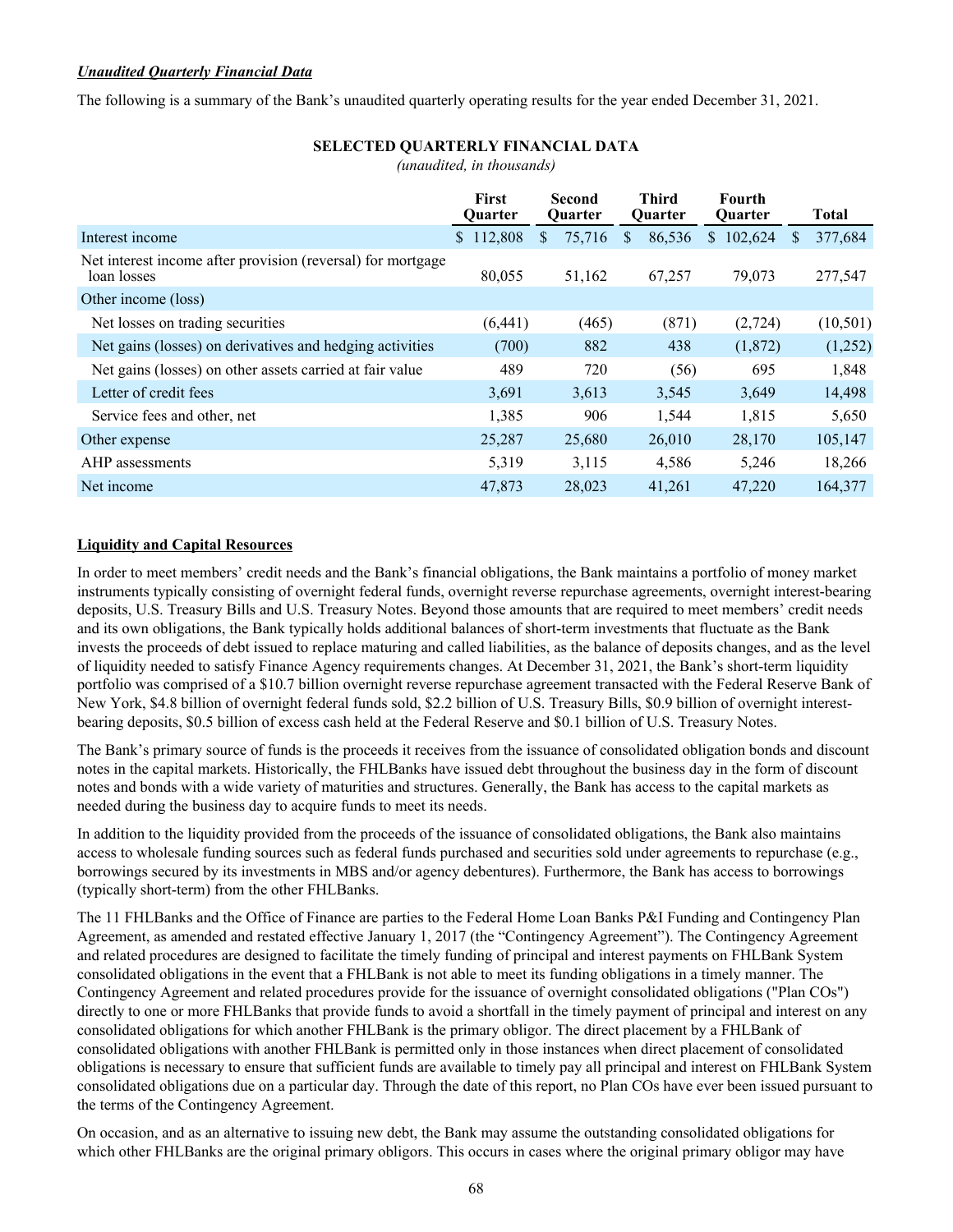***Unaudited Quarterly Financial Data***

The following is a summary of the Bank's unaudited quarterly operating results for the year ended December 31, 2021.

**SELECTED QUARTERLY FINANCIAL DATA**

*(unaudited, in thousands)*

| | First Quarter | Second Quarter | Third Quarter | Fourth Quarter | Total |
|---|---|---|---|---|---|
| Interest income | $ 112,808 | $ 75,716 | $ 86,536 | $ 102,624 | $ 377,684 |
| Net interest income after provision (reversal) for mortgage loan losses | 80,055 | 51,162 | 67,257 | 79,073 | 277,547 |
| Other income (loss) | | | | | |
| Net losses on trading securities | (6,441) | (465) | (871) | (2,724) | (10,501) |
| Net gains (losses) on derivatives and hedging activities | (700) | 882 | 438 | (1,872) | (1,252) |
| Net gains (losses) on other assets carried at fair value | 489 | 720 | (56) | 695 | 1,848 |
| Letter of credit fees | 3,691 | 3,613 | 3,545 | 3,649 | 14,498 |
| Service fees and other, net | 1,385 | 906 | 1,544 | 1,815 | 5,650 |
| Other expense | 25,287 | 25,680 | 26,010 | 28,170 | 105,147 |
| AHP assessments | 5,319 | 3,115 | 4,586 | 5,246 | 18,266 |
| Net income | 47,873 | 28,023 | 41,261 | 47,220 | 164,377 |

**Liquidity and Capital Resources**

In order to meet members' credit needs and the Bank's financial obligations, the Bank maintains a portfolio of money market instruments typically consisting of overnight federal funds, overnight reverse repurchase agreements, overnight interest-bearing deposits, U.S. Treasury Bills and U.S. Treasury Notes. Beyond those amounts that are required to meet members' credit needs and its own obligations, the Bank typically holds additional balances of short-term investments that fluctuate as the Bank invests the proceeds of debt issued to replace maturing and called liabilities, as the balance of deposits changes, and as the level of liquidity needed to satisfy Finance Agency requirements changes. At December 31, 2021, the Bank's short-term liquidity portfolio was comprised of a $10.7 billion overnight reverse repurchase agreement transacted with the Federal Reserve Bank of New York, $4.8 billion of overnight federal funds sold, $2.2 billion of U.S. Treasury Bills, $0.9 billion of overnight interest-bearing deposits, $0.5 billion of excess cash held at the Federal Reserve and $0.1 billion of U.S. Treasury Notes.

The Bank's primary source of funds is the proceeds it receives from the issuance of consolidated obligation bonds and discount notes in the capital markets. Historically, the FHLBanks have issued debt throughout the business day in the form of discount notes and bonds with a wide variety of maturities and structures. Generally, the Bank has access to the capital markets as needed during the business day to acquire funds to meet its needs.

In addition to the liquidity provided from the proceeds of the issuance of consolidated obligations, the Bank also maintains access to wholesale funding sources such as federal funds purchased and securities sold under agreements to repurchase (e.g., borrowings secured by its investments in MBS and/or agency debentures). Furthermore, the Bank has access to borrowings (typically short-term) from the other FHLBanks.

The 11 FHLBanks and the Office of Finance are parties to the Federal Home Loan Banks P&I Funding and Contingency Plan Agreement, as amended and restated effective January 1, 2017 (the "Contingency Agreement"). The Contingency Agreement and related procedures are designed to facilitate the timely funding of principal and interest payments on FHLBank System consolidated obligations in the event that a FHLBank is not able to meet its funding obligations in a timely manner. The Contingency Agreement and related procedures provide for the issuance of overnight consolidated obligations ("Plan COs") directly to one or more FHLBanks that provide funds to avoid a shortfall in the timely payment of principal and interest on any consolidated obligations for which another FHLBank is the primary obligor. The direct placement by a FHLBank of consolidated obligations with another FHLBank is permitted only in those instances when direct placement of consolidated obligations is necessary to ensure that sufficient funds are available to timely pay all principal and interest on FHLBank System consolidated obligations due on a particular day. Through the date of this report, no Plan COs have ever been issued pursuant to the terms of the Contingency Agreement.

On occasion, and as an alternative to issuing new debt, the Bank may assume the outstanding consolidated obligations for which other FHLBanks are the original primary obligors. This occurs in cases where the original primary obligor may have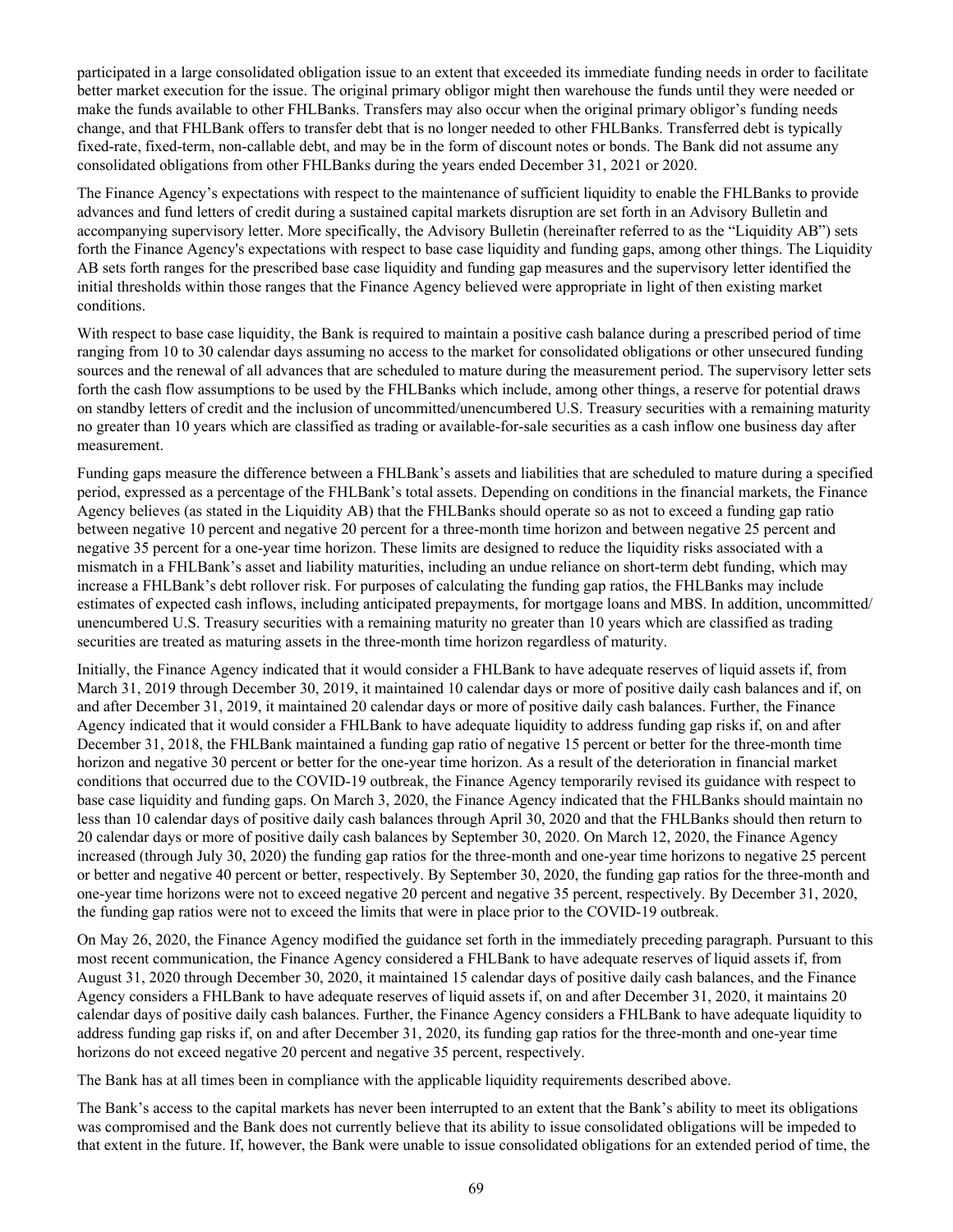participated in a large consolidated obligation issue to an extent that exceeded its immediate funding needs in order to facilitate better market execution for the issue. The original primary obligor might then warehouse the funds until they were needed or make the funds available to other FHLBanks. Transfers may also occur when the original primary obligor's funding needs change, and that FHLBank offers to transfer debt that is no longer needed to other FHLBanks. Transferred debt is typically fixed-rate, fixed-term, non-callable debt, and may be in the form of discount notes or bonds. The Bank did not assume any consolidated obligations from other FHLBanks during the years ended December 31, 2021 or 2020.

The Finance Agency's expectations with respect to the maintenance of sufficient liquidity to enable the FHLBanks to provide advances and fund letters of credit during a sustained capital markets disruption are set forth in an Advisory Bulletin and accompanying supervisory letter. More specifically, the Advisory Bulletin (hereinafter referred to as the "Liquidity AB") sets forth the Finance Agency's expectations with respect to base case liquidity and funding gaps, among other things. The Liquidity AB sets forth ranges for the prescribed base case liquidity and funding gap measures and the supervisory letter identified the initial thresholds within those ranges that the Finance Agency believed were appropriate in light of then existing market conditions.

With respect to base case liquidity, the Bank is required to maintain a positive cash balance during a prescribed period of time ranging from 10 to 30 calendar days assuming no access to the market for consolidated obligations or other unsecured funding sources and the renewal of all advances that are scheduled to mature during the measurement period. The supervisory letter sets forth the cash flow assumptions to be used by the FHLBanks which include, among other things, a reserve for potential draws on standby letters of credit and the inclusion of uncommitted/unencumbered U.S. Treasury securities with a remaining maturity no greater than 10 years which are classified as trading or available-for-sale securities as a cash inflow one business day after measurement.

Funding gaps measure the difference between a FHLBank's assets and liabilities that are scheduled to mature during a specified period, expressed as a percentage of the FHLBank's total assets. Depending on conditions in the financial markets, the Finance Agency believes (as stated in the Liquidity AB) that the FHLBanks should operate so as not to exceed a funding gap ratio between negative 10 percent and negative 20 percent for a three-month time horizon and between negative 25 percent and negative 35 percent for a one-year time horizon. These limits are designed to reduce the liquidity risks associated with a mismatch in a FHLBank's asset and liability maturities, including an undue reliance on short-term debt funding, which may increase a FHLBank's debt rollover risk. For purposes of calculating the funding gap ratios, the FHLBanks may include estimates of expected cash inflows, including anticipated prepayments, for mortgage loans and MBS. In addition, uncommitted/unencumbered U.S. Treasury securities with a remaining maturity no greater than 10 years which are classified as trading securities are treated as maturing assets in the three-month time horizon regardless of maturity.

Initially, the Finance Agency indicated that it would consider a FHLBank to have adequate reserves of liquid assets if, from March 31, 2019 through December 30, 2019, it maintained 10 calendar days or more of positive daily cash balances and if, on and after December 31, 2019, it maintained 20 calendar days or more of positive daily cash balances. Further, the Finance Agency indicated that it would consider a FHLBank to have adequate liquidity to address funding gap risks if, on and after December 31, 2018, the FHLBank maintained a funding gap ratio of negative 15 percent or better for the three-month time horizon and negative 30 percent or better for the one-year time horizon. As a result of the deterioration in financial market conditions that occurred due to the COVID-19 outbreak, the Finance Agency temporarily revised its guidance with respect to base case liquidity and funding gaps. On March 3, 2020, the Finance Agency indicated that the FHLBanks should maintain no less than 10 calendar days of positive daily cash balances through April 30, 2020 and that the FHLBanks should then return to 20 calendar days or more of positive daily cash balances by September 30, 2020. On March 12, 2020, the Finance Agency increased (through July 30, 2020) the funding gap ratios for the three-month and one-year time horizons to negative 25 percent or better and negative 40 percent or better, respectively. By September 30, 2020, the funding gap ratios for the three-month and one-year time horizons were not to exceed negative 20 percent and negative 35 percent, respectively. By December 31, 2020, the funding gap ratios were not to exceed the limits that were in place prior to the COVID-19 outbreak.

On May 26, 2020, the Finance Agency modified the guidance set forth in the immediately preceding paragraph. Pursuant to this most recent communication, the Finance Agency considered a FHLBank to have adequate reserves of liquid assets if, from August 31, 2020 through December 30, 2020, it maintained 15 calendar days of positive daily cash balances, and the Finance Agency considers a FHLBank to have adequate reserves of liquid assets if, on and after December 31, 2020, it maintains 20 calendar days of positive daily cash balances. Further, the Finance Agency considers a FHLBank to have adequate liquidity to address funding gap risks if, on and after December 31, 2020, its funding gap ratios for the three-month and one-year time horizons do not exceed negative 20 percent and negative 35 percent, respectively.

The Bank has at all times been in compliance with the applicable liquidity requirements described above.

The Bank's access to the capital markets has never been interrupted to an extent that the Bank's ability to meet its obligations was compromised and the Bank does not currently believe that its ability to issue consolidated obligations will be impeded to that extent in the future. If, however, the Bank were unable to issue consolidated obligations for an extended period of time, the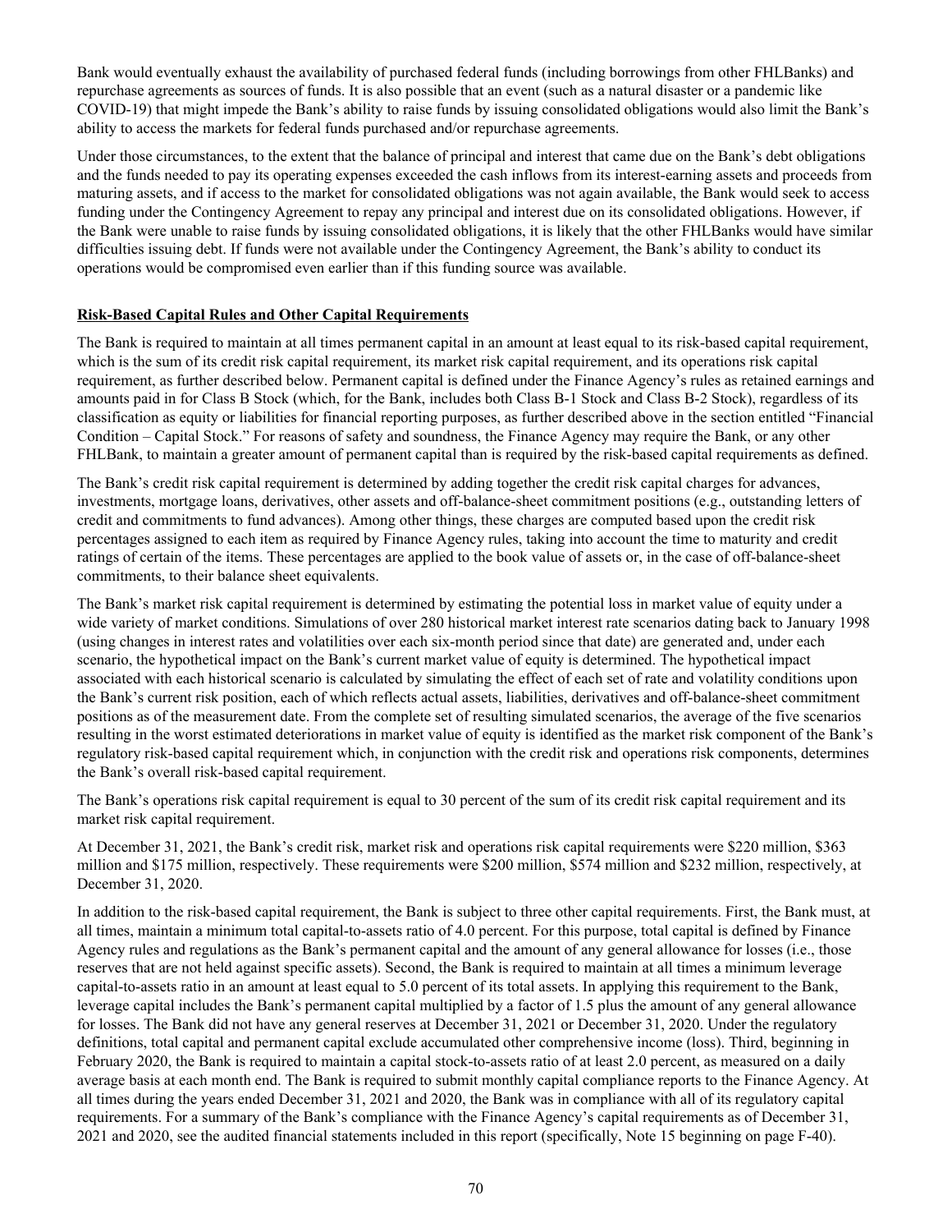Bank would eventually exhaust the availability of purchased federal funds (including borrowings from other FHLBanks) and repurchase agreements as sources of funds. It is also possible that an event (such as a natural disaster or a pandemic like COVID-19) that might impede the Bank's ability to raise funds by issuing consolidated obligations would also limit the Bank's ability to access the markets for federal funds purchased and/or repurchase agreements.

Under those circumstances, to the extent that the balance of principal and interest that came due on the Bank's debt obligations and the funds needed to pay its operating expenses exceeded the cash inflows from its interest-earning assets and proceeds from maturing assets, and if access to the market for consolidated obligations was not again available, the Bank would seek to access funding under the Contingency Agreement to repay any principal and interest due on its consolidated obligations. However, if the Bank were unable to raise funds by issuing consolidated obligations, it is likely that the other FHLBanks would have similar difficulties issuing debt. If funds were not available under the Contingency Agreement, the Bank's ability to conduct its operations would be compromised even earlier than if this funding source was available.

## Risk-Based Capital Rules and Other Capital Requirements

The Bank is required to maintain at all times permanent capital in an amount at least equal to its risk-based capital requirement, which is the sum of its credit risk capital requirement, its market risk capital requirement, and its operations risk capital requirement, as further described below. Permanent capital is defined under the Finance Agency's rules as retained earnings and amounts paid in for Class B Stock (which, for the Bank, includes both Class B-1 Stock and Class B-2 Stock), regardless of its classification as equity or liabilities for financial reporting purposes, as further described above in the section entitled "Financial Condition – Capital Stock." For reasons of safety and soundness, the Finance Agency may require the Bank, or any other FHLBank, to maintain a greater amount of permanent capital than is required by the risk-based capital requirements as defined.

The Bank's credit risk capital requirement is determined by adding together the credit risk capital charges for advances, investments, mortgage loans, derivatives, other assets and off-balance-sheet commitment positions (e.g., outstanding letters of credit and commitments to fund advances). Among other things, these charges are computed based upon the credit risk percentages assigned to each item as required by Finance Agency rules, taking into account the time to maturity and credit ratings of certain of the items. These percentages are applied to the book value of assets or, in the case of off-balance-sheet commitments, to their balance sheet equivalents.

The Bank's market risk capital requirement is determined by estimating the potential loss in market value of equity under a wide variety of market conditions. Simulations of over 280 historical market interest rate scenarios dating back to January 1998 (using changes in interest rates and volatilities over each six-month period since that date) are generated and, under each scenario, the hypothetical impact on the Bank's current market value of equity is determined. The hypothetical impact associated with each historical scenario is calculated by simulating the effect of each set of rate and volatility conditions upon the Bank's current risk position, each of which reflects actual assets, liabilities, derivatives and off-balance-sheet commitment positions as of the measurement date. From the complete set of resulting simulated scenarios, the average of the five scenarios resulting in the worst estimated deteriorations in market value of equity is identified as the market risk component of the Bank's regulatory risk-based capital requirement which, in conjunction with the credit risk and operations risk components, determines the Bank's overall risk-based capital requirement.

The Bank's operations risk capital requirement is equal to 30 percent of the sum of its credit risk capital requirement and its market risk capital requirement.

At December 31, 2021, the Bank's credit risk, market risk and operations risk capital requirements were $220 million, $363 million and $175 million, respectively. These requirements were $200 million, $574 million and $232 million, respectively, at December 31, 2020.

In addition to the risk-based capital requirement, the Bank is subject to three other capital requirements. First, the Bank must, at all times, maintain a minimum total capital-to-assets ratio of 4.0 percent. For this purpose, total capital is defined by Finance Agency rules and regulations as the Bank's permanent capital and the amount of any general allowance for losses (i.e., those reserves that are not held against specific assets). Second, the Bank is required to maintain at all times a minimum leverage capital-to-assets ratio in an amount at least equal to 5.0 percent of its total assets. In applying this requirement to the Bank, leverage capital includes the Bank's permanent capital multiplied by a factor of 1.5 plus the amount of any general allowance for losses. The Bank did not have any general reserves at December 31, 2021 or December 31, 2020. Under the regulatory definitions, total capital and permanent capital exclude accumulated other comprehensive income (loss). Third, beginning in February 2020, the Bank is required to maintain a capital stock-to-assets ratio of at least 2.0 percent, as measured on a daily average basis at each month end. The Bank is required to submit monthly capital compliance reports to the Finance Agency. At all times during the years ended December 31, 2021 and 2020, the Bank was in compliance with all of its regulatory capital requirements. For a summary of the Bank's compliance with the Finance Agency's capital requirements as of December 31, 2021 and 2020, see the audited financial statements included in this report (specifically, Note 15 beginning on page F-40).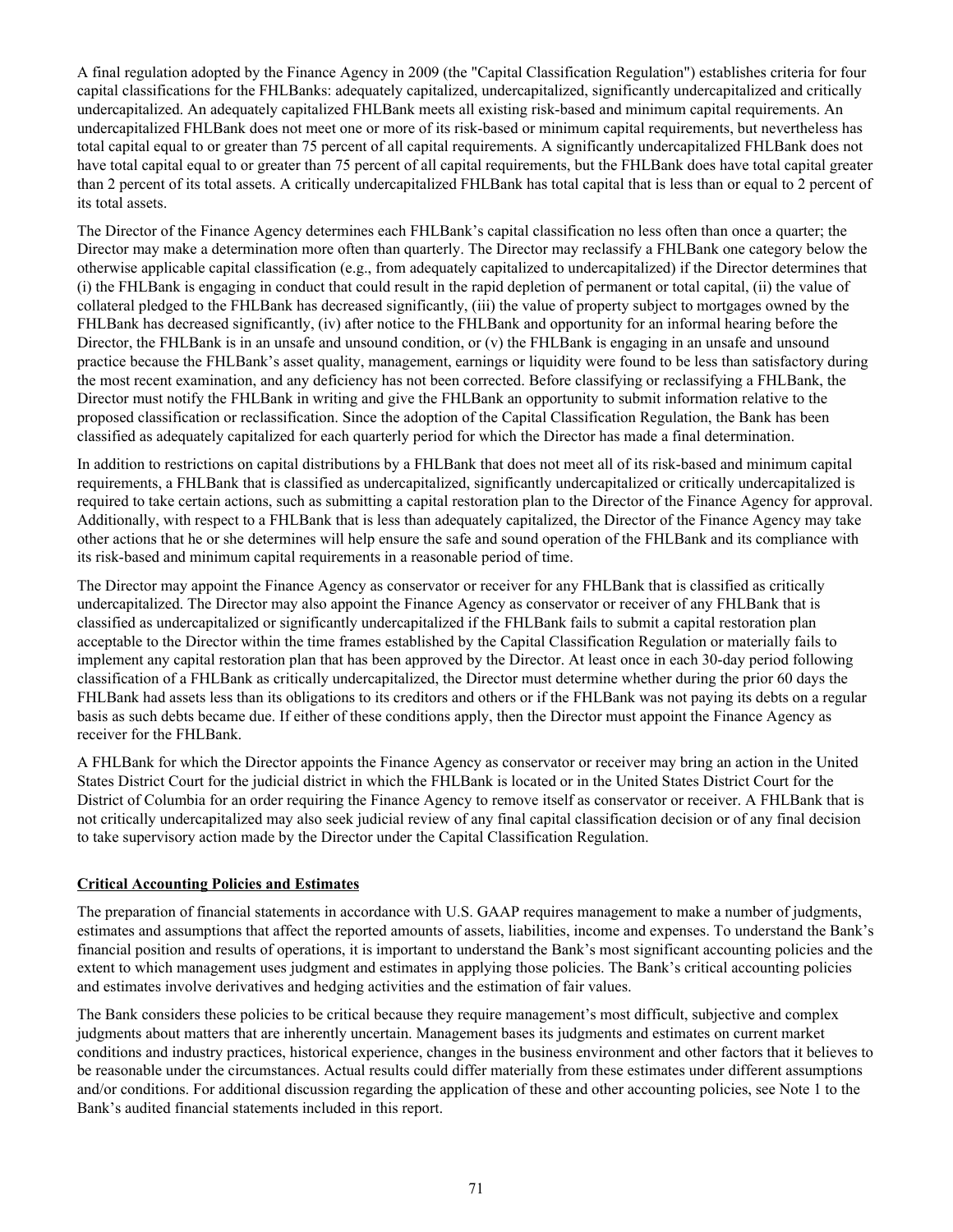A final regulation adopted by the Finance Agency in 2009 (the "Capital Classification Regulation") establishes criteria for four capital classifications for the FHLBanks: adequately capitalized, undercapitalized, significantly undercapitalized and critically undercapitalized. An adequately capitalized FHLBank meets all existing risk-based and minimum capital requirements. An undercapitalized FHLBank does not meet one or more of its risk-based or minimum capital requirements, but nevertheless has total capital equal to or greater than 75 percent of all capital requirements. A significantly undercapitalized FHLBank does not have total capital equal to or greater than 75 percent of all capital requirements, but the FHLBank does have total capital greater than 2 percent of its total assets. A critically undercapitalized FHLBank has total capital that is less than or equal to 2 percent of its total assets.

The Director of the Finance Agency determines each FHLBank's capital classification no less often than once a quarter; the Director may make a determination more often than quarterly. The Director may reclassify a FHLBank one category below the otherwise applicable capital classification (e.g., from adequately capitalized to undercapitalized) if the Director determines that (i) the FHLBank is engaging in conduct that could result in the rapid depletion of permanent or total capital, (ii) the value of collateral pledged to the FHLBank has decreased significantly, (iii) the value of property subject to mortgages owned by the FHLBank has decreased significantly, (iv) after notice to the FHLBank and opportunity for an informal hearing before the Director, the FHLBank is in an unsafe and unsound condition, or (v) the FHLBank is engaging in an unsafe and unsound practice because the FHLBank's asset quality, management, earnings or liquidity were found to be less than satisfactory during the most recent examination, and any deficiency has not been corrected. Before classifying or reclassifying a FHLBank, the Director must notify the FHLBank in writing and give the FHLBank an opportunity to submit information relative to the proposed classification or reclassification. Since the adoption of the Capital Classification Regulation, the Bank has been classified as adequately capitalized for each quarterly period for which the Director has made a final determination.

In addition to restrictions on capital distributions by a FHLBank that does not meet all of its risk-based and minimum capital requirements, a FHLBank that is classified as undercapitalized, significantly undercapitalized or critically undercapitalized is required to take certain actions, such as submitting a capital restoration plan to the Director of the Finance Agency for approval. Additionally, with respect to a FHLBank that is less than adequately capitalized, the Director of the Finance Agency may take other actions that he or she determines will help ensure the safe and sound operation of the FHLBank and its compliance with its risk-based and minimum capital requirements in a reasonable period of time.

The Director may appoint the Finance Agency as conservator or receiver for any FHLBank that is classified as critically undercapitalized. The Director may also appoint the Finance Agency as conservator or receiver of any FHLBank that is classified as undercapitalized or significantly undercapitalized if the FHLBank fails to submit a capital restoration plan acceptable to the Director within the time frames established by the Capital Classification Regulation or materially fails to implement any capital restoration plan that has been approved by the Director. At least once in each 30-day period following classification of a FHLBank as critically undercapitalized, the Director must determine whether during the prior 60 days the FHLBank had assets less than its obligations to its creditors and others or if the FHLBank was not paying its debts on a regular basis as such debts became due. If either of these conditions apply, then the Director must appoint the Finance Agency as receiver for the FHLBank.

A FHLBank for which the Director appoints the Finance Agency as conservator or receiver may bring an action in the United States District Court for the judicial district in which the FHLBank is located or in the United States District Court for the District of Columbia for an order requiring the Finance Agency to remove itself as conservator or receiver. A FHLBank that is not critically undercapitalized may also seek judicial review of any final capital classification decision or of any final decision to take supervisory action made by the Director under the Capital Classification Regulation.

## Critical Accounting Policies and Estimates

The preparation of financial statements in accordance with U.S. GAAP requires management to make a number of judgments, estimates and assumptions that affect the reported amounts of assets, liabilities, income and expenses. To understand the Bank's financial position and results of operations, it is important to understand the Bank's most significant accounting policies and the extent to which management uses judgment and estimates in applying those policies. The Bank's critical accounting policies and estimates involve derivatives and hedging activities and the estimation of fair values.

The Bank considers these policies to be critical because they require management's most difficult, subjective and complex judgments about matters that are inherently uncertain. Management bases its judgments and estimates on current market conditions and industry practices, historical experience, changes in the business environment and other factors that it believes to be reasonable under the circumstances. Actual results could differ materially from these estimates under different assumptions and/or conditions. For additional discussion regarding the application of these and other accounting policies, see Note 1 to the Bank's audited financial statements included in this report.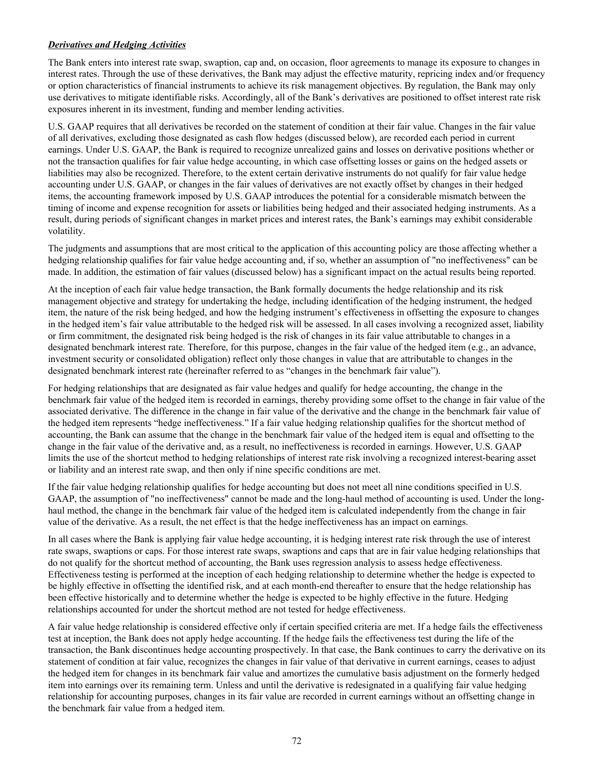***Derivatives and Hedging Activities***

The Bank enters into interest rate swap, swaption, cap and, on occasion, floor agreements to manage its exposure to changes in interest rates. Through the use of these derivatives, the Bank may adjust the effective maturity, repricing index and/or frequency or option characteristics of financial instruments to achieve its risk management objectives. By regulation, the Bank may only use derivatives to mitigate identifiable risks. Accordingly, all of the Bank's derivatives are positioned to offset interest rate risk exposures inherent in its investment, funding and member lending activities.

U.S. GAAP requires that all derivatives be recorded on the statement of condition at their fair value. Changes in the fair value of all derivatives, excluding those designated as cash flow hedges (discussed below), are recorded each period in current earnings. Under U.S. GAAP, the Bank is required to recognize unrealized gains and losses on derivative positions whether or not the transaction qualifies for fair value hedge accounting, in which case offsetting losses or gains on the hedged assets or liabilities may also be recognized. Therefore, to the extent certain derivative instruments do not qualify for fair value hedge accounting under U.S. GAAP, or changes in the fair values of derivatives are not exactly offset by changes in their hedged items, the accounting framework imposed by U.S. GAAP introduces the potential for a considerable mismatch between the timing of income and expense recognition for assets or liabilities being hedged and their associated hedging instruments. As a result, during periods of significant changes in market prices and interest rates, the Bank's earnings may exhibit considerable volatility.

The judgments and assumptions that are most critical to the application of this accounting policy are those affecting whether a hedging relationship qualifies for fair value hedge accounting and, if so, whether an assumption of "no ineffectiveness" can be made. In addition, the estimation of fair values (discussed below) has a significant impact on the actual results being reported.

At the inception of each fair value hedge transaction, the Bank formally documents the hedge relationship and its risk management objective and strategy for undertaking the hedge, including identification of the hedging instrument, the hedged item, the nature of the risk being hedged, and how the hedging instrument's effectiveness in offsetting the exposure to changes in the hedged item's fair value attributable to the hedged risk will be assessed. In all cases involving a recognized asset, liability or firm commitment, the designated risk being hedged is the risk of changes in its fair value attributable to changes in a designated benchmark interest rate. Therefore, for this purpose, changes in the fair value of the hedged item (e.g., an advance, investment security or consolidated obligation) reflect only those changes in value that are attributable to changes in the designated benchmark interest rate (hereinafter referred to as "changes in the benchmark fair value").

For hedging relationships that are designated as fair value hedges and qualify for hedge accounting, the change in the benchmark fair value of the hedged item is recorded in earnings, thereby providing some offset to the change in fair value of the associated derivative. The difference in the change in fair value of the derivative and the change in the benchmark fair value of the hedged item represents "hedge ineffectiveness." If a fair value hedging relationship qualifies for the shortcut method of accounting, the Bank can assume that the change in the benchmark fair value of the hedged item is equal and offsetting to the change in the fair value of the derivative and, as a result, no ineffectiveness is recorded in earnings. However, U.S. GAAP limits the use of the shortcut method to hedging relationships of interest rate risk involving a recognized interest-bearing asset or liability and an interest rate swap, and then only if nine specific conditions are met.

If the fair value hedging relationship qualifies for hedge accounting but does not meet all nine conditions specified in U.S. GAAP, the assumption of "no ineffectiveness" cannot be made and the long-haul method of accounting is used. Under the long-haul method, the change in the benchmark fair value of the hedged item is calculated independently from the change in fair value of the derivative. As a result, the net effect is that the hedge ineffectiveness has an impact on earnings.

In all cases where the Bank is applying fair value hedge accounting, it is hedging interest rate risk through the use of interest rate swaps, swaptions or caps. For those interest rate swaps, swaptions and caps that are in fair value hedging relationships that do not qualify for the shortcut method of accounting, the Bank uses regression analysis to assess hedge effectiveness. Effectiveness testing is performed at the inception of each hedging relationship to determine whether the hedge is expected to be highly effective in offsetting the identified risk, and at each month-end thereafter to ensure that the hedge relationship has been effective historically and to determine whether the hedge is expected to be highly effective in the future. Hedging relationships accounted for under the shortcut method are not tested for hedge effectiveness.

A fair value hedge relationship is considered effective only if certain specified criteria are met. If a hedge fails the effectiveness test at inception, the Bank does not apply hedge accounting. If the hedge fails the effectiveness test during the life of the transaction, the Bank discontinues hedge accounting prospectively. In that case, the Bank continues to carry the derivative on its statement of condition at fair value, recognizes the changes in fair value of that derivative in current earnings, ceases to adjust the hedged item for changes in its benchmark fair value and amortizes the cumulative basis adjustment on the formerly hedged item into earnings over its remaining term. Unless and until the derivative is redesignated in a qualifying fair value hedging relationship for accounting purposes, changes in its fair value are recorded in current earnings without an offsetting change in the benchmark fair value from a hedged item.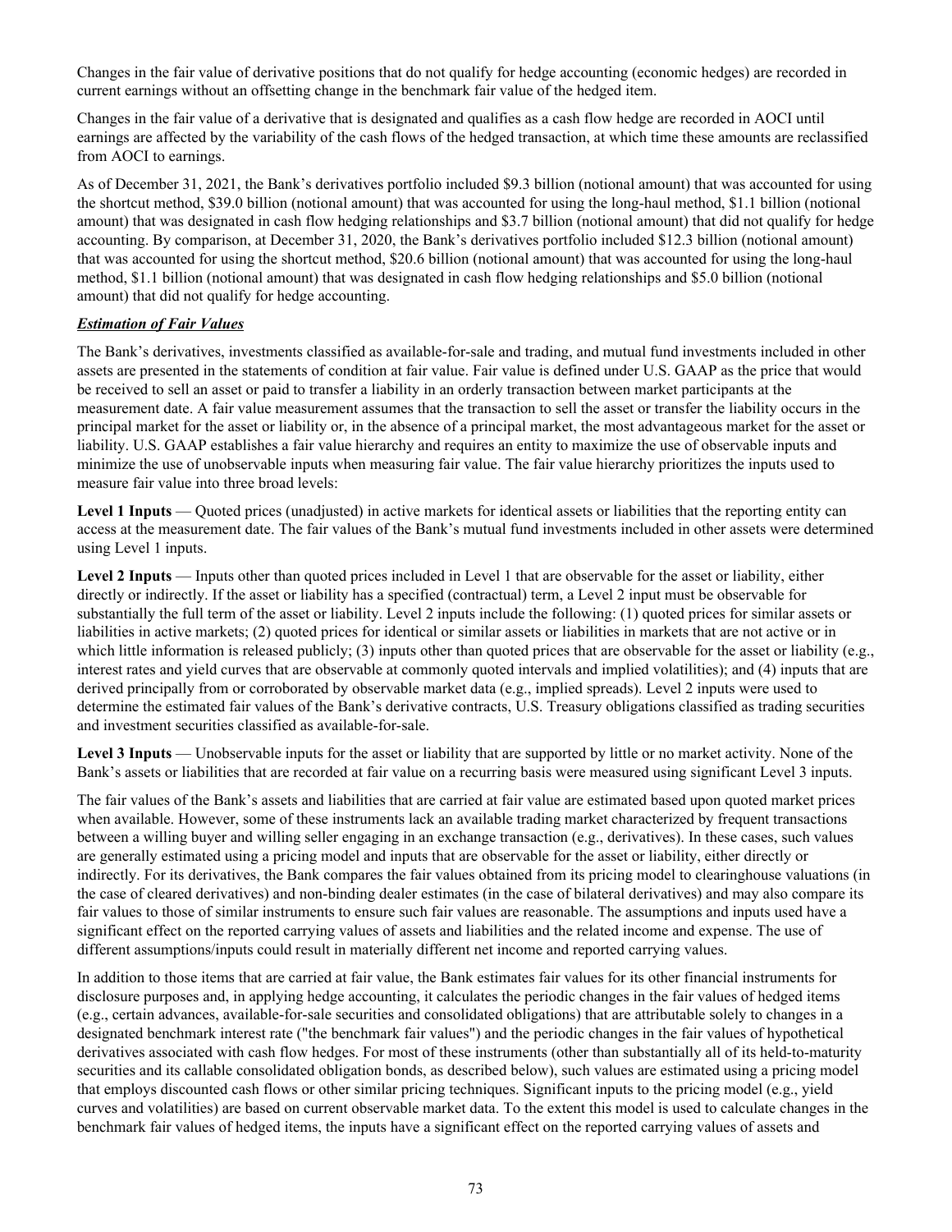Changes in the fair value of derivative positions that do not qualify for hedge accounting (economic hedges) are recorded in current earnings without an offsetting change in the benchmark fair value of the hedged item.

Changes in the fair value of a derivative that is designated and qualifies as a cash flow hedge are recorded in AOCI until earnings are affected by the variability of the cash flows of the hedged transaction, at which time these amounts are reclassified from AOCI to earnings.

As of December 31, 2021, the Bank's derivatives portfolio included $9.3 billion (notional amount) that was accounted for using the shortcut method, $39.0 billion (notional amount) that was accounted for using the long-haul method, $1.1 billion (notional amount) that was designated in cash flow hedging relationships and $3.7 billion (notional amount) that did not qualify for hedge accounting. By comparison, at December 31, 2020, the Bank's derivatives portfolio included $12.3 billion (notional amount) that was accounted for using the shortcut method, $20.6 billion (notional amount) that was accounted for using the long-haul method, $1.1 billion (notional amount) that was designated in cash flow hedging relationships and $5.0 billion (notional amount) that did not qualify for hedge accounting.

***Estimation of Fair Values***

The Bank's derivatives, investments classified as available-for-sale and trading, and mutual fund investments included in other assets are presented in the statements of condition at fair value. Fair value is defined under U.S. GAAP as the price that would be received to sell an asset or paid to transfer a liability in an orderly transaction between market participants at the measurement date. A fair value measurement assumes that the transaction to sell the asset or transfer the liability occurs in the principal market for the asset or liability or, in the absence of a principal market, the most advantageous market for the asset or liability. U.S. GAAP establishes a fair value hierarchy and requires an entity to maximize the use of observable inputs and minimize the use of unobservable inputs when measuring fair value. The fair value hierarchy prioritizes the inputs used to measure fair value into three broad levels:

**Level 1 Inputs** — Quoted prices (unadjusted) in active markets for identical assets or liabilities that the reporting entity can access at the measurement date. The fair values of the Bank's mutual fund investments included in other assets were determined using Level 1 inputs.

**Level 2 Inputs** — Inputs other than quoted prices included in Level 1 that are observable for the asset or liability, either directly or indirectly. If the asset or liability has a specified (contractual) term, a Level 2 input must be observable for substantially the full term of the asset or liability. Level 2 inputs include the following: (1) quoted prices for similar assets or liabilities in active markets; (2) quoted prices for identical or similar assets or liabilities in markets that are not active or in which little information is released publicly; (3) inputs other than quoted prices that are observable for the asset or liability (e.g., interest rates and yield curves that are observable at commonly quoted intervals and implied volatilities); and (4) inputs that are derived principally from or corroborated by observable market data (e.g., implied spreads). Level 2 inputs were used to determine the estimated fair values of the Bank's derivative contracts, U.S. Treasury obligations classified as trading securities and investment securities classified as available-for-sale.

**Level 3 Inputs** — Unobservable inputs for the asset or liability that are supported by little or no market activity. None of the Bank's assets or liabilities that are recorded at fair value on a recurring basis were measured using significant Level 3 inputs.

The fair values of the Bank's assets and liabilities that are carried at fair value are estimated based upon quoted market prices when available. However, some of these instruments lack an available trading market characterized by frequent transactions between a willing buyer and willing seller engaging in an exchange transaction (e.g., derivatives). In these cases, such values are generally estimated using a pricing model and inputs that are observable for the asset or liability, either directly or indirectly. For its derivatives, the Bank compares the fair values obtained from its pricing model to clearinghouse valuations (in the case of cleared derivatives) and non-binding dealer estimates (in the case of bilateral derivatives) and may also compare its fair values to those of similar instruments to ensure such fair values are reasonable. The assumptions and inputs used have a significant effect on the reported carrying values of assets and liabilities and the related income and expense. The use of different assumptions/inputs could result in materially different net income and reported carrying values.

In addition to those items that are carried at fair value, the Bank estimates fair values for its other financial instruments for disclosure purposes and, in applying hedge accounting, it calculates the periodic changes in the fair values of hedged items (e.g., certain advances, available-for-sale securities and consolidated obligations) that are attributable solely to changes in a designated benchmark interest rate ("the benchmark fair values") and the periodic changes in the fair values of hypothetical derivatives associated with cash flow hedges. For most of these instruments (other than substantially all of its held-to-maturity securities and its callable consolidated obligation bonds, as described below), such values are estimated using a pricing model that employs discounted cash flows or other similar pricing techniques. Significant inputs to the pricing model (e.g., yield curves and volatilities) are based on current observable market data. To the extent this model is used to calculate changes in the benchmark fair values of hedged items, the inputs have a significant effect on the reported carrying values of assets and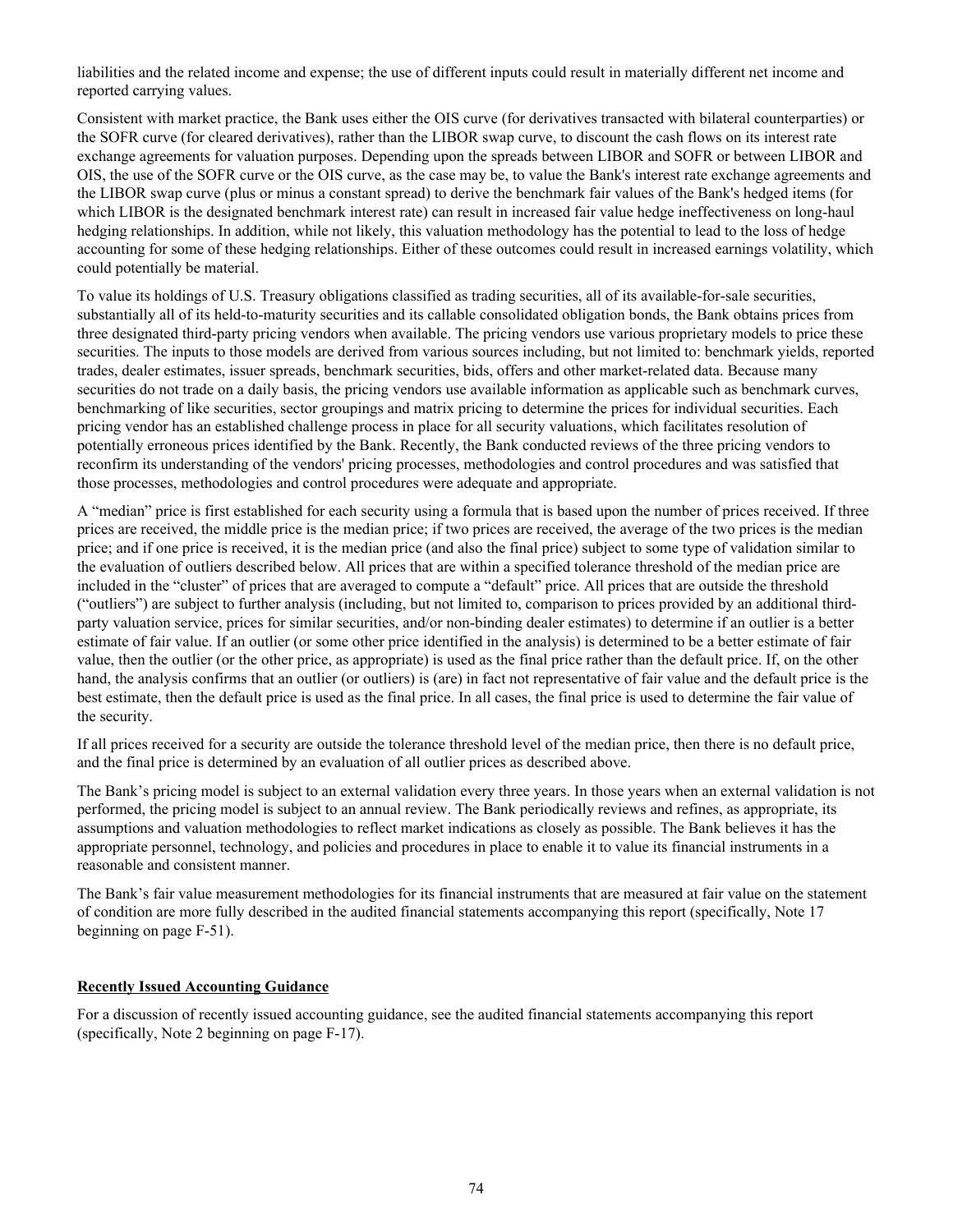liabilities and the related income and expense; the use of different inputs could result in materially different net income and reported carrying values.

Consistent with market practice, the Bank uses either the OIS curve (for derivatives transacted with bilateral counterparties) or the SOFR curve (for cleared derivatives), rather than the LIBOR swap curve, to discount the cash flows on its interest rate exchange agreements for valuation purposes. Depending upon the spreads between LIBOR and SOFR or between LIBOR and OIS, the use of the SOFR curve or the OIS curve, as the case may be, to value the Bank's interest rate exchange agreements and the LIBOR swap curve (plus or minus a constant spread) to derive the benchmark fair values of the Bank's hedged items (for which LIBOR is the designated benchmark interest rate) can result in increased fair value hedge ineffectiveness on long-haul hedging relationships. In addition, while not likely, this valuation methodology has the potential to lead to the loss of hedge accounting for some of these hedging relationships. Either of these outcomes could result in increased earnings volatility, which could potentially be material.

To value its holdings of U.S. Treasury obligations classified as trading securities, all of its available-for-sale securities, substantially all of its held-to-maturity securities and its callable consolidated obligation bonds, the Bank obtains prices from three designated third-party pricing vendors when available. The pricing vendors use various proprietary models to price these securities. The inputs to those models are derived from various sources including, but not limited to: benchmark yields, reported trades, dealer estimates, issuer spreads, benchmark securities, bids, offers and other market-related data. Because many securities do not trade on a daily basis, the pricing vendors use available information as applicable such as benchmark curves, benchmarking of like securities, sector groupings and matrix pricing to determine the prices for individual securities. Each pricing vendor has an established challenge process in place for all security valuations, which facilitates resolution of potentially erroneous prices identified by the Bank. Recently, the Bank conducted reviews of the three pricing vendors to reconfirm its understanding of the vendors' pricing processes, methodologies and control procedures and was satisfied that those processes, methodologies and control procedures were adequate and appropriate.

A "median" price is first established for each security using a formula that is based upon the number of prices received. If three prices are received, the middle price is the median price; if two prices are received, the average of the two prices is the median price; and if one price is received, it is the median price (and also the final price) subject to some type of validation similar to the evaluation of outliers described below. All prices that are within a specified tolerance threshold of the median price are included in the "cluster" of prices that are averaged to compute a "default" price. All prices that are outside the threshold ("outliers") are subject to further analysis (including, but not limited to, comparison to prices provided by an additional third-party valuation service, prices for similar securities, and/or non-binding dealer estimates) to determine if an outlier is a better estimate of fair value. If an outlier (or some other price identified in the analysis) is determined to be a better estimate of fair value, then the outlier (or the other price, as appropriate) is used as the final price rather than the default price. If, on the other hand, the analysis confirms that an outlier (or outliers) is (are) in fact not representative of fair value and the default price is the best estimate, then the default price is used as the final price. In all cases, the final price is used to determine the fair value of the security.

If all prices received for a security are outside the tolerance threshold level of the median price, then there is no default price, and the final price is determined by an evaluation of all outlier prices as described above.

The Bank's pricing model is subject to an external validation every three years. In those years when an external validation is not performed, the pricing model is subject to an annual review. The Bank periodically reviews and refines, as appropriate, its assumptions and valuation methodologies to reflect market indications as closely as possible. The Bank believes it has the appropriate personnel, technology, and policies and procedures in place to enable it to value its financial instruments in a reasonable and consistent manner.

The Bank's fair value measurement methodologies for its financial instruments that are measured at fair value on the statement of condition are more fully described in the audited financial statements accompanying this report (specifically, Note 17 beginning on page F-51).

**Recently Issued Accounting Guidance**

For a discussion of recently issued accounting guidance, see the audited financial statements accompanying this report (specifically, Note 2 beginning on page F-17).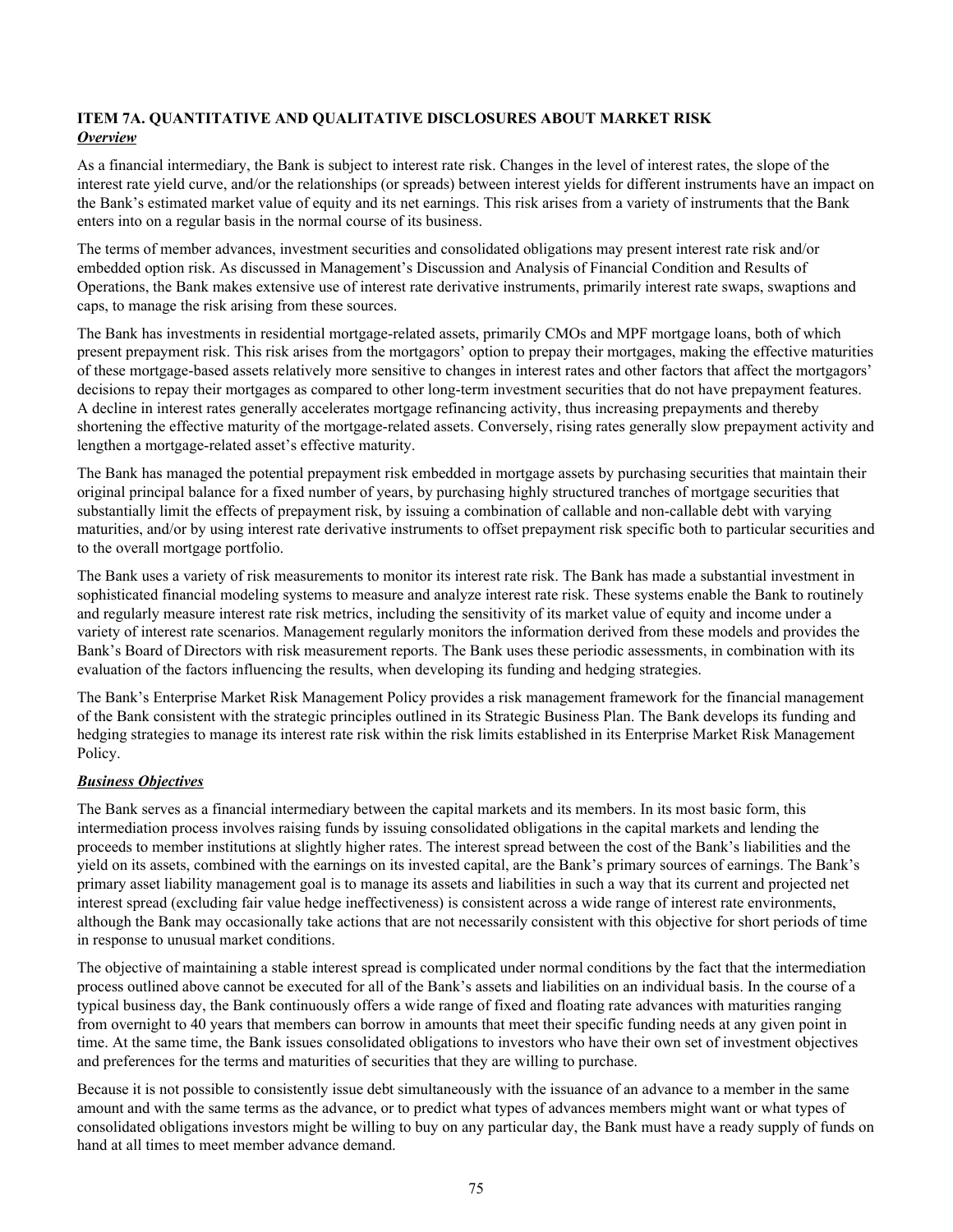# ITEM 7A. QUANTITATIVE AND QUALITATIVE DISCLOSURES ABOUT MARKET RISK

***Overview***

As a financial intermediary, the Bank is subject to interest rate risk. Changes in the level of interest rates, the slope of the interest rate yield curve, and/or the relationships (or spreads) between interest yields for different instruments have an impact on the Bank's estimated market value of equity and its net earnings. This risk arises from a variety of instruments that the Bank enters into on a regular basis in the normal course of its business.

The terms of member advances, investment securities and consolidated obligations may present interest rate risk and/or embedded option risk. As discussed in Management's Discussion and Analysis of Financial Condition and Results of Operations, the Bank makes extensive use of interest rate derivative instruments, primarily interest rate swaps, swaptions and caps, to manage the risk arising from these sources.

The Bank has investments in residential mortgage-related assets, primarily CMOs and MPF mortgage loans, both of which present prepayment risk. This risk arises from the mortgagors' option to prepay their mortgages, making the effective maturities of these mortgage-based assets relatively more sensitive to changes in interest rates and other factors that affect the mortgagors' decisions to repay their mortgages as compared to other long-term investment securities that do not have prepayment features. A decline in interest rates generally accelerates mortgage refinancing activity, thus increasing prepayments and thereby shortening the effective maturity of the mortgage-related assets. Conversely, rising rates generally slow prepayment activity and lengthen a mortgage-related asset's effective maturity.

The Bank has managed the potential prepayment risk embedded in mortgage assets by purchasing securities that maintain their original principal balance for a fixed number of years, by purchasing highly structured tranches of mortgage securities that substantially limit the effects of prepayment risk, by issuing a combination of callable and non-callable debt with varying maturities, and/or by using interest rate derivative instruments to offset prepayment risk specific both to particular securities and to the overall mortgage portfolio.

The Bank uses a variety of risk measurements to monitor its interest rate risk. The Bank has made a substantial investment in sophisticated financial modeling systems to measure and analyze interest rate risk. These systems enable the Bank to routinely and regularly measure interest rate risk metrics, including the sensitivity of its market value of equity and income under a variety of interest rate scenarios. Management regularly monitors the information derived from these models and provides the Bank's Board of Directors with risk measurement reports. The Bank uses these periodic assessments, in combination with its evaluation of the factors influencing the results, when developing its funding and hedging strategies.

The Bank's Enterprise Market Risk Management Policy provides a risk management framework for the financial management of the Bank consistent with the strategic principles outlined in its Strategic Business Plan. The Bank develops its funding and hedging strategies to manage its interest rate risk within the risk limits established in its Enterprise Market Risk Management Policy.

***Business Objectives***

The Bank serves as a financial intermediary between the capital markets and its members. In its most basic form, this intermediation process involves raising funds by issuing consolidated obligations in the capital markets and lending the proceeds to member institutions at slightly higher rates. The interest spread between the cost of the Bank's liabilities and the yield on its assets, combined with the earnings on its invested capital, are the Bank's primary sources of earnings. The Bank's primary asset liability management goal is to manage its assets and liabilities in such a way that its current and projected net interest spread (excluding fair value hedge ineffectiveness) is consistent across a wide range of interest rate environments, although the Bank may occasionally take actions that are not necessarily consistent with this objective for short periods of time in response to unusual market conditions.

The objective of maintaining a stable interest spread is complicated under normal conditions by the fact that the intermediation process outlined above cannot be executed for all of the Bank's assets and liabilities on an individual basis. In the course of a typical business day, the Bank continuously offers a wide range of fixed and floating rate advances with maturities ranging from overnight to 40 years that members can borrow in amounts that meet their specific funding needs at any given point in time. At the same time, the Bank issues consolidated obligations to investors who have their own set of investment objectives and preferences for the terms and maturities of securities that they are willing to purchase.

Because it is not possible to consistently issue debt simultaneously with the issuance of an advance to a member in the same amount and with the same terms as the advance, or to predict what types of advances members might want or what types of consolidated obligations investors might be willing to buy on any particular day, the Bank must have a ready supply of funds on hand at all times to meet member advance demand.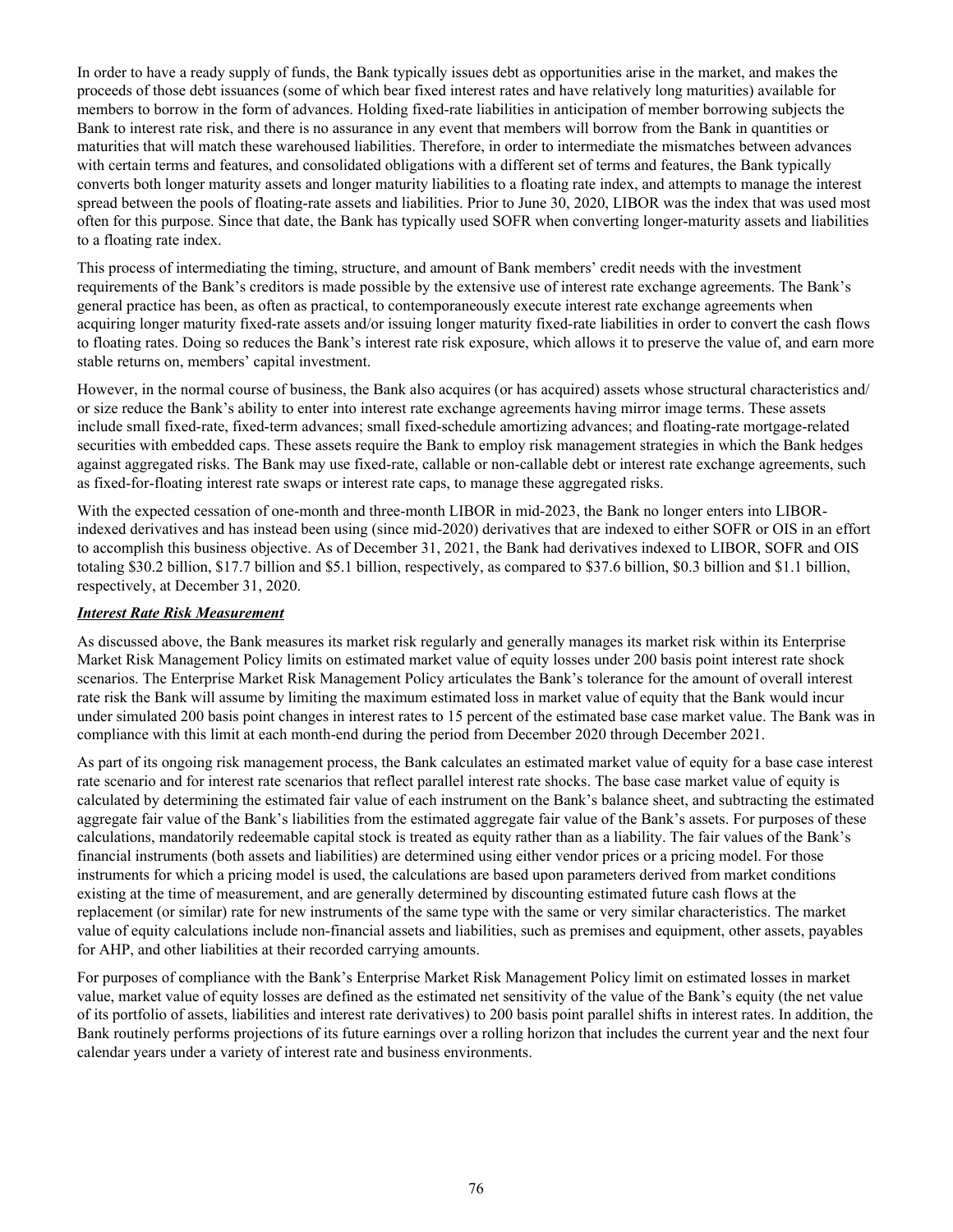In order to have a ready supply of funds, the Bank typically issues debt as opportunities arise in the market, and makes the proceeds of those debt issuances (some of which bear fixed interest rates and have relatively long maturities) available for members to borrow in the form of advances. Holding fixed-rate liabilities in anticipation of member borrowing subjects the Bank to interest rate risk, and there is no assurance in any event that members will borrow from the Bank in quantities or maturities that will match these warehoused liabilities. Therefore, in order to intermediate the mismatches between advances with certain terms and features, and consolidated obligations with a different set of terms and features, the Bank typically converts both longer maturity assets and longer maturity liabilities to a floating rate index, and attempts to manage the interest spread between the pools of floating-rate assets and liabilities. Prior to June 30, 2020, LIBOR was the index that was used most often for this purpose. Since that date, the Bank has typically used SOFR when converting longer-maturity assets and liabilities to a floating rate index.

This process of intermediating the timing, structure, and amount of Bank members' credit needs with the investment requirements of the Bank's creditors is made possible by the extensive use of interest rate exchange agreements. The Bank's general practice has been, as often as practical, to contemporaneously execute interest rate exchange agreements when acquiring longer maturity fixed-rate assets and/or issuing longer maturity fixed-rate liabilities in order to convert the cash flows to floating rates. Doing so reduces the Bank's interest rate risk exposure, which allows it to preserve the value of, and earn more stable returns on, members' capital investment.

However, in the normal course of business, the Bank also acquires (or has acquired) assets whose structural characteristics and/or size reduce the Bank's ability to enter into interest rate exchange agreements having mirror image terms. These assets include small fixed-rate, fixed-term advances; small fixed-schedule amortizing advances; and floating-rate mortgage-related securities with embedded caps. These assets require the Bank to employ risk management strategies in which the Bank hedges against aggregated risks. The Bank may use fixed-rate, callable or non-callable debt or interest rate exchange agreements, such as fixed-for-floating interest rate swaps or interest rate caps, to manage these aggregated risks.

With the expected cessation of one-month and three-month LIBOR in mid-2023, the Bank no longer enters into LIBOR-indexed derivatives and has instead been using (since mid-2020) derivatives that are indexed to either SOFR or OIS in an effort to accomplish this business objective. As of December 31, 2021, the Bank had derivatives indexed to LIBOR, SOFR and OIS totaling \$30.2 billion, \$17.7 billion and \$5.1 billion, respectively, as compared to \$37.6 billion, \$0.3 billion and \$1.1 billion, respectively, at December 31, 2020.

***Interest Rate Risk Measurement***

As discussed above, the Bank measures its market risk regularly and generally manages its market risk within its Enterprise Market Risk Management Policy limits on estimated market value of equity losses under 200 basis point interest rate shock scenarios. The Enterprise Market Risk Management Policy articulates the Bank's tolerance for the amount of overall interest rate risk the Bank will assume by limiting the maximum estimated loss in market value of equity that the Bank would incur under simulated 200 basis point changes in interest rates to 15 percent of the estimated base case market value. The Bank was in compliance with this limit at each month-end during the period from December 2020 through December 2021.

As part of its ongoing risk management process, the Bank calculates an estimated market value of equity for a base case interest rate scenario and for interest rate scenarios that reflect parallel interest rate shocks. The base case market value of equity is calculated by determining the estimated fair value of each instrument on the Bank's balance sheet, and subtracting the estimated aggregate fair value of the Bank's liabilities from the estimated aggregate fair value of the Bank's assets. For purposes of these calculations, mandatorily redeemable capital stock is treated as equity rather than as a liability. The fair values of the Bank's financial instruments (both assets and liabilities) are determined using either vendor prices or a pricing model. For those instruments for which a pricing model is used, the calculations are based upon parameters derived from market conditions existing at the time of measurement, and are generally determined by discounting estimated future cash flows at the replacement (or similar) rate for new instruments of the same type with the same or very similar characteristics. The market value of equity calculations include non-financial assets and liabilities, such as premises and equipment, other assets, payables for AHP, and other liabilities at their recorded carrying amounts.

For purposes of compliance with the Bank's Enterprise Market Risk Management Policy limit on estimated losses in market value, market value of equity losses are defined as the estimated net sensitivity of the value of the Bank's equity (the net value of its portfolio of assets, liabilities and interest rate derivatives) to 200 basis point parallel shifts in interest rates. In addition, the Bank routinely performs projections of its future earnings over a rolling horizon that includes the current year and the next four calendar years under a variety of interest rate and business environments.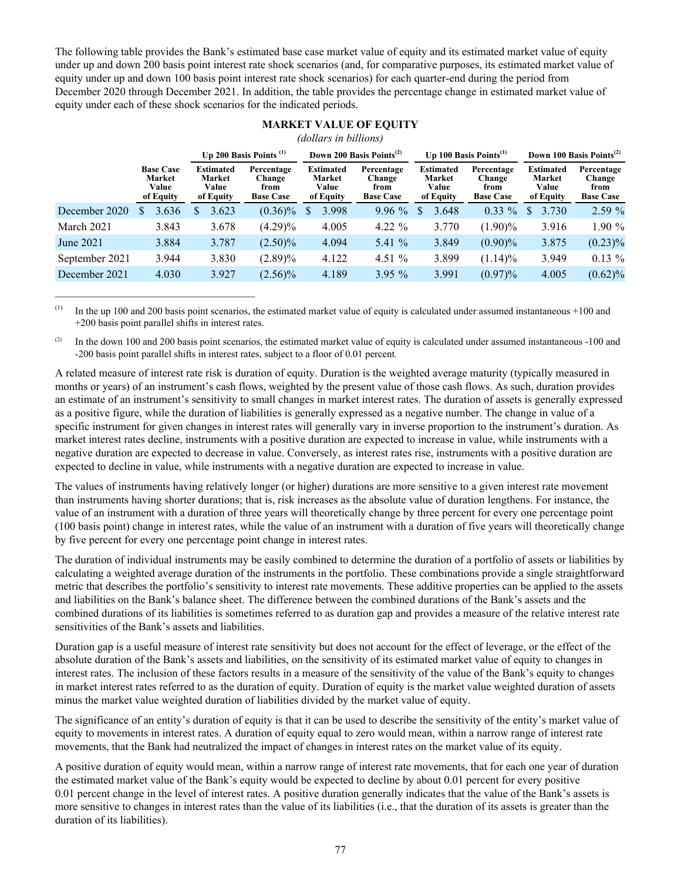The following table provides the Bank's estimated base case market value of equity and its estimated market value of equity under up and down 200 basis point interest rate shock scenarios (and, for comparative purposes, its estimated market value of equity under up and down 100 basis point interest rate shock scenarios) for each quarter-end during the period from December 2020 through December 2021. In addition, the table provides the percentage change in estimated market value of equity under each of these shock scenarios for the indicated periods.

**MARKET VALUE OF EQUITY**
*(dollars in billions)*

| | | Up 200 Basis Points [(1)] | | Down 200 Basis Points [(2)] | | Up 100 Basis Points [(1)] | | Down 100 Basis Points [(2)] | |
|---|---|---|---|---|---|---|---|---|---|
| | Base Case Market Value of Equity | Estimated Market Value of Equity | Percentage Change from Base Case | Estimated Market Value of Equity | Percentage Change from Base Case | Estimated Market Value of Equity | Percentage Change from Base Case | Estimated Market Value of Equity | Percentage Change from Base Case |
| December 2020 | $ 3.636 | $ 3.623 | (0.36)% | $ 3.998 | 9.96 % | $ 3.648 | 0.33 % | $ 3.730 | 2.59 % |
| March 2021 | 3.843 | 3.678 | (4.29)% | 4.005 | 4.22 % | 3.770 | (1.90)% | 3.916 | 1.90 % |
| June 2021 | 3.884 | 3.787 | (2.50)% | 4.094 | 5.41 % | 3.849 | (0.90)% | 3.875 | (0.23)% |
| September 2021 | 3.944 | 3.830 | (2.89)% | 4.122 | 4.51 % | 3.899 | (1.14)% | 3.949 | 0.13 % |
| December 2021 | 4.030 | 3.927 | (2.56)% | 4.189 | 3.95 % | 3.991 | (0.97)% | 4.005 | (0.62)% |

---

(1) In the up 100 and 200 basis point scenarios, the estimated market value of equity is calculated under assumed instantaneous +100 and +200 basis point parallel shifts in interest rates.

(2) In the down 100 and 200 basis point scenarios, the estimated market value of equity is calculated under assumed instantaneous -100 and -200 basis point parallel shifts in interest rates, subject to a floor of 0.01 percent.

A related measure of interest rate risk is duration of equity. Duration is the weighted average maturity (typically measured in months or years) of an instrument's cash flows, weighted by the present value of those cash flows. As such, duration provides an estimate of an instrument's sensitivity to small changes in market interest rates. The duration of assets is generally expressed as a positive figure, while the duration of liabilities is generally expressed as a negative number. The change in value of a specific instrument for given changes in interest rates will generally vary in inverse proportion to the instrument's duration. As market interest rates decline, instruments with a positive duration are expected to increase in value, while instruments with a negative duration are expected to decrease in value. Conversely, as interest rates rise, instruments with a positive duration are expected to decline in value, while instruments with a negative duration are expected to increase in value.

The values of instruments having relatively longer (or higher) durations are more sensitive to a given interest rate movement than instruments having shorter durations; that is, risk increases as the absolute value of duration lengthens. For instance, the value of an instrument with a duration of three years will theoretically change by three percent for every one percentage point (100 basis point) change in interest rates, while the value of an instrument with a duration of five years will theoretically change by five percent for every one percentage point change in interest rates.

The duration of individual instruments may be easily combined to determine the duration of a portfolio of assets or liabilities by calculating a weighted average duration of the instruments in the portfolio. These combinations provide a single straightforward metric that describes the portfolio's sensitivity to interest rate movements. These additive properties can be applied to the assets and liabilities on the Bank's balance sheet. The difference between the combined durations of the Bank's assets and the combined durations of its liabilities is sometimes referred to as duration gap and provides a measure of the relative interest rate sensitivities of the Bank's assets and liabilities.

Duration gap is a useful measure of interest rate sensitivity but does not account for the effect of leverage, or the effect of the absolute duration of the Bank's assets and liabilities, on the sensitivity of its estimated market value of equity to changes in interest rates. The inclusion of these factors results in a measure of the sensitivity of the value of the Bank's equity to changes in market interest rates referred to as the duration of equity. Duration of equity is the market value weighted duration of assets minus the market value weighted duration of liabilities divided by the market value of equity.

The significance of an entity's duration of equity is that it can be used to describe the sensitivity of the entity's market value of equity to movements in interest rates. A duration of equity equal to zero would mean, within a narrow range of interest rate movements, that the Bank had neutralized the impact of changes in interest rates on the market value of its equity.

A positive duration of equity would mean, within a narrow range of interest rate movements, that for each one year of duration the estimated market value of the Bank's equity would be expected to decline by about 0.01 percent for every positive 0.01 percent change in the level of interest rates. A positive duration generally indicates that the value of the Bank's assets is more sensitive to changes in interest rates than the value of its liabilities (i.e., that the duration of its assets is greater than the duration of its liabilities).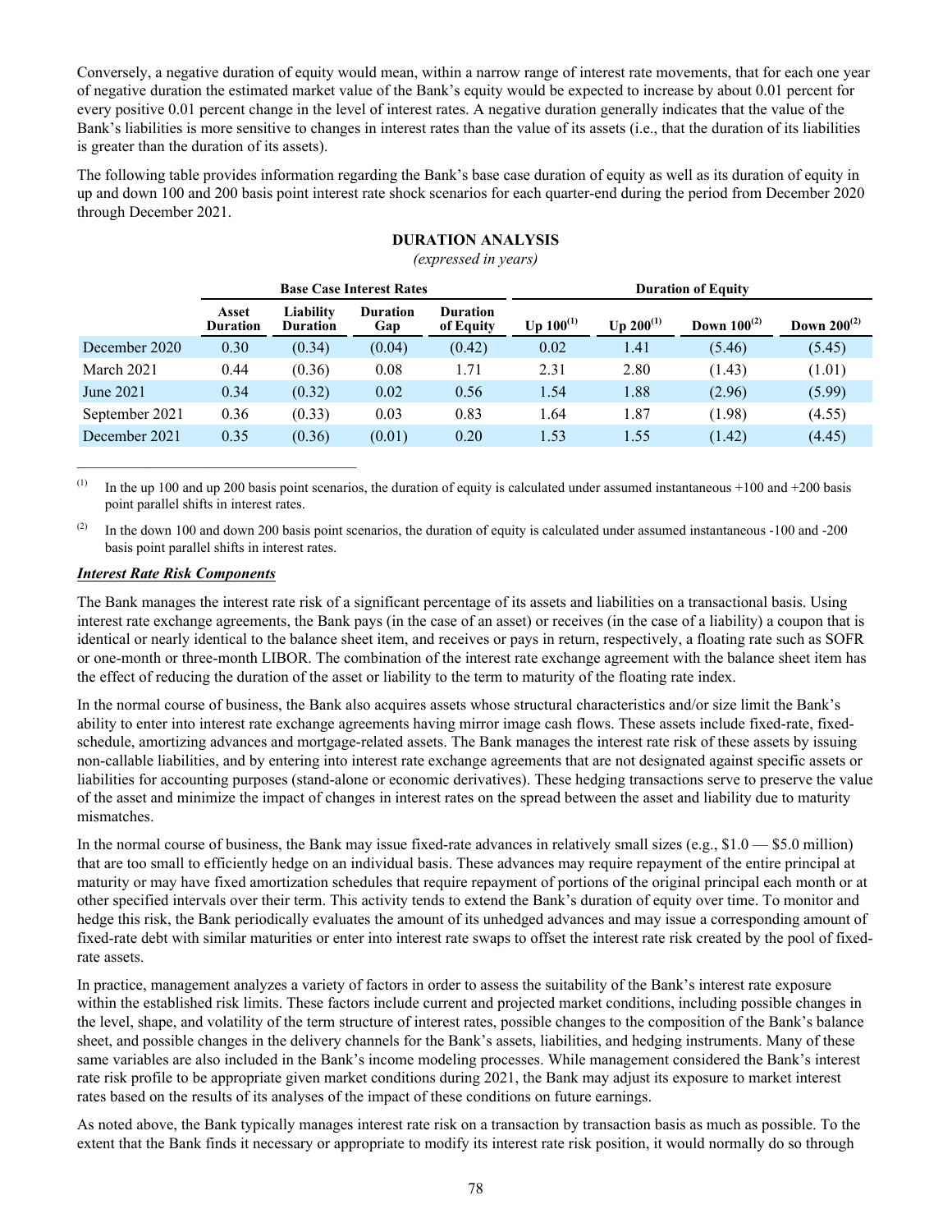Conversely, a negative duration of equity would mean, within a narrow range of interest rate movements, that for each one year of negative duration the estimated market value of the Bank's equity would be expected to increase by about 0.01 percent for every positive 0.01 percent change in the level of interest rates. A negative duration generally indicates that the value of the Bank's liabilities is more sensitive to changes in interest rates than the value of its assets (i.e., that the duration of its liabilities is greater than the duration of its assets).

The following table provides information regarding the Bank's base case duration of equity as well as its duration of equity in up and down 100 and 200 basis point interest rate shock scenarios for each quarter-end during the period from December 2020 through December 2021.

**DURATION ANALYSIS**

*(expressed in years)*

| | Base Case Interest Rates | | | | Duration of Equity | | | |
|---|---|---|---|---|---|---|---|---|
| | Asset Duration | Liability Duration | Duration Gap | Duration of Equity | Up 100[(1)] | Up 200[(1)] | Down 100[(2)] | Down 200[(2)] |
| December 2020 | 0.30 | (0.34) | (0.04) | (0.42) | 0.02 | 1.41 | (5.46) | (5.45) |
| March 2021 | 0.44 | (0.36) | 0.08 | 1.71 | 2.31 | 2.80 | (1.43) | (1.01) |
| June 2021 | 0.34 | (0.32) | 0.02 | 0.56 | 1.54 | 1.88 | (2.96) | (5.99) |
| September 2021 | 0.36 | (0.33) | 0.03 | 0.83 | 1.64 | 1.87 | (1.98) | (4.55) |
| December 2021 | 0.35 | (0.36) | (0.01) | 0.20 | 1.53 | 1.55 | (1.42) | (4.45) |

(1) In the up 100 and up 200 basis point scenarios, the duration of equity is calculated under assumed instantaneous +100 and +200 basis point parallel shifts in interest rates.

(2) In the down 100 and down 200 basis point scenarios, the duration of equity is calculated under assumed instantaneous -100 and -200 basis point parallel shifts in interest rates.

***Interest Rate Risk Components***

The Bank manages the interest rate risk of a significant percentage of its assets and liabilities on a transactional basis. Using interest rate exchange agreements, the Bank pays (in the case of an asset) or receives (in the case of a liability) a coupon that is identical or nearly identical to the balance sheet item, and receives or pays in return, respectively, a floating rate such as SOFR or one-month or three-month LIBOR. The combination of the interest rate exchange agreement with the balance sheet item has the effect of reducing the duration of the asset or liability to the term to maturity of the floating rate index.

In the normal course of business, the Bank also acquires assets whose structural characteristics and/or size limit the Bank's ability to enter into interest rate exchange agreements having mirror image cash flows. These assets include fixed-rate, fixed-schedule, amortizing advances and mortgage-related assets. The Bank manages the interest rate risk of these assets by issuing non-callable liabilities, and by entering into interest rate exchange agreements that are not designated against specific assets or liabilities for accounting purposes (stand-alone or economic derivatives). These hedging transactions serve to preserve the value of the asset and minimize the impact of changes in interest rates on the spread between the asset and liability due to maturity mismatches.

In the normal course of business, the Bank may issue fixed-rate advances in relatively small sizes (e.g., $1.0 — $5.0 million) that are too small to efficiently hedge on an individual basis. These advances may require repayment of the entire principal at maturity or may have fixed amortization schedules that require repayment of portions of the original principal each month or at other specified intervals over their term. This activity tends to extend the Bank's duration of equity over time. To monitor and hedge this risk, the Bank periodically evaluates the amount of its unhedged advances and may issue a corresponding amount of fixed-rate debt with similar maturities or enter into interest rate swaps to offset the interest rate risk created by the pool of fixed-rate assets.

In practice, management analyzes a variety of factors in order to assess the suitability of the Bank's interest rate exposure within the established risk limits. These factors include current and projected market conditions, including possible changes in the level, shape, and volatility of the term structure of interest rates, possible changes to the composition of the Bank's balance sheet, and possible changes in the delivery channels for the Bank's assets, liabilities, and hedging instruments. Many of these same variables are also included in the Bank's income modeling processes. While management considered the Bank's interest rate risk profile to be appropriate given market conditions during 2021, the Bank may adjust its exposure to market interest rates based on the results of its analyses of the impact of these conditions on future earnings.

As noted above, the Bank typically manages interest rate risk on a transaction by transaction basis as much as possible. To the extent that the Bank finds it necessary or appropriate to modify its interest rate risk position, it would normally do so through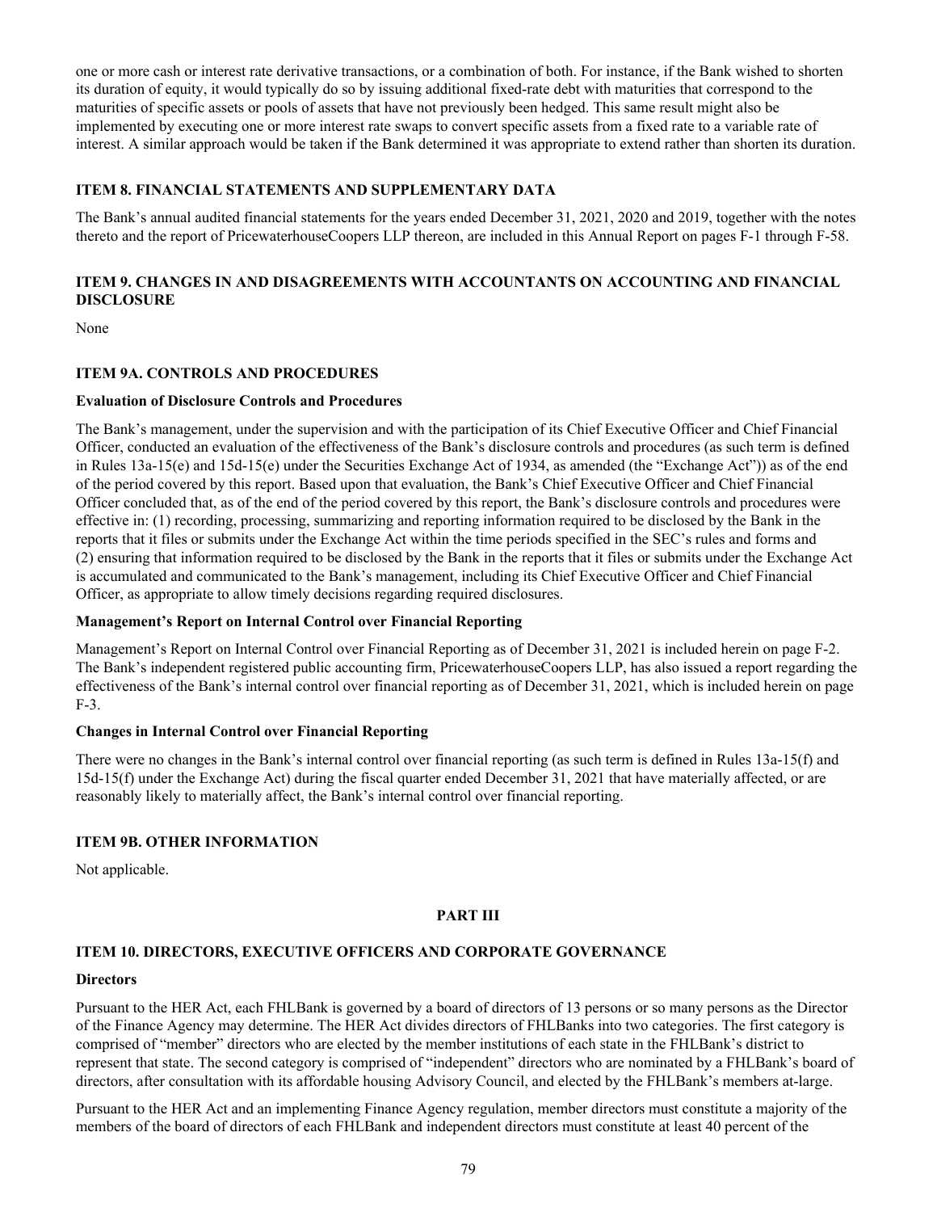one or more cash or interest rate derivative transactions, or a combination of both. For instance, if the Bank wished to shorten its duration of equity, it would typically do so by issuing additional fixed-rate debt with maturities that correspond to the maturities of specific assets or pools of assets that have not previously been hedged. This same result might also be implemented by executing one or more interest rate swaps to convert specific assets from a fixed rate to a variable rate of interest. A similar approach would be taken if the Bank determined it was appropriate to extend rather than shorten its duration.

## ITEM 8. FINANCIAL STATEMENTS AND SUPPLEMENTARY DATA

The Bank's annual audited financial statements for the years ended December 31, 2021, 2020 and 2019, together with the notes thereto and the report of PricewaterhouseCoopers LLP thereon, are included in this Annual Report on pages F-1 through F-58.

## ITEM 9. CHANGES IN AND DISAGREEMENTS WITH ACCOUNTANTS ON ACCOUNTING AND FINANCIAL DISCLOSURE

None

## ITEM 9A. CONTROLS AND PROCEDURES

### Evaluation of Disclosure Controls and Procedures

The Bank's management, under the supervision and with the participation of its Chief Executive Officer and Chief Financial Officer, conducted an evaluation of the effectiveness of the Bank's disclosure controls and procedures (as such term is defined in Rules 13a-15(e) and 15d-15(e) under the Securities Exchange Act of 1934, as amended (the "Exchange Act")) as of the end of the period covered by this report. Based upon that evaluation, the Bank's Chief Executive Officer and Chief Financial Officer concluded that, as of the end of the period covered by this report, the Bank's disclosure controls and procedures were effective in: (1) recording, processing, summarizing and reporting information required to be disclosed by the Bank in the reports that it files or submits under the Exchange Act within the time periods specified in the SEC's rules and forms and (2) ensuring that information required to be disclosed by the Bank in the reports that it files or submits under the Exchange Act is accumulated and communicated to the Bank's management, including its Chief Executive Officer and Chief Financial Officer, as appropriate to allow timely decisions regarding required disclosures.

### Management's Report on Internal Control over Financial Reporting

Management's Report on Internal Control over Financial Reporting as of December 31, 2021 is included herein on page F-2. The Bank's independent registered public accounting firm, PricewaterhouseCoopers LLP, has also issued a report regarding the effectiveness of the Bank's internal control over financial reporting as of December 31, 2021, which is included herein on page F-3.

### Changes in Internal Control over Financial Reporting

There were no changes in the Bank's internal control over financial reporting (as such term is defined in Rules 13a-15(f) and 15d-15(f) under the Exchange Act) during the fiscal quarter ended December 31, 2021 that have materially affected, or are reasonably likely to materially affect, the Bank's internal control over financial reporting.

## ITEM 9B. OTHER INFORMATION

Not applicable.

# PART III

## ITEM 10. DIRECTORS, EXECUTIVE OFFICERS AND CORPORATE GOVERNANCE

### Directors

Pursuant to the HER Act, each FHLBank is governed by a board of directors of 13 persons or so many persons as the Director of the Finance Agency may determine. The HER Act divides directors of FHLBanks into two categories. The first category is comprised of "member" directors who are elected by the member institutions of each state in the FHLBank's district to represent that state. The second category is comprised of "independent" directors who are nominated by a FHLBank's board of directors, after consultation with its affordable housing Advisory Council, and elected by the FHLBank's members at-large.

Pursuant to the HER Act and an implementing Finance Agency regulation, member directors must constitute a majority of the members of the board of directors of each FHLBank and independent directors must constitute at least 40 percent of the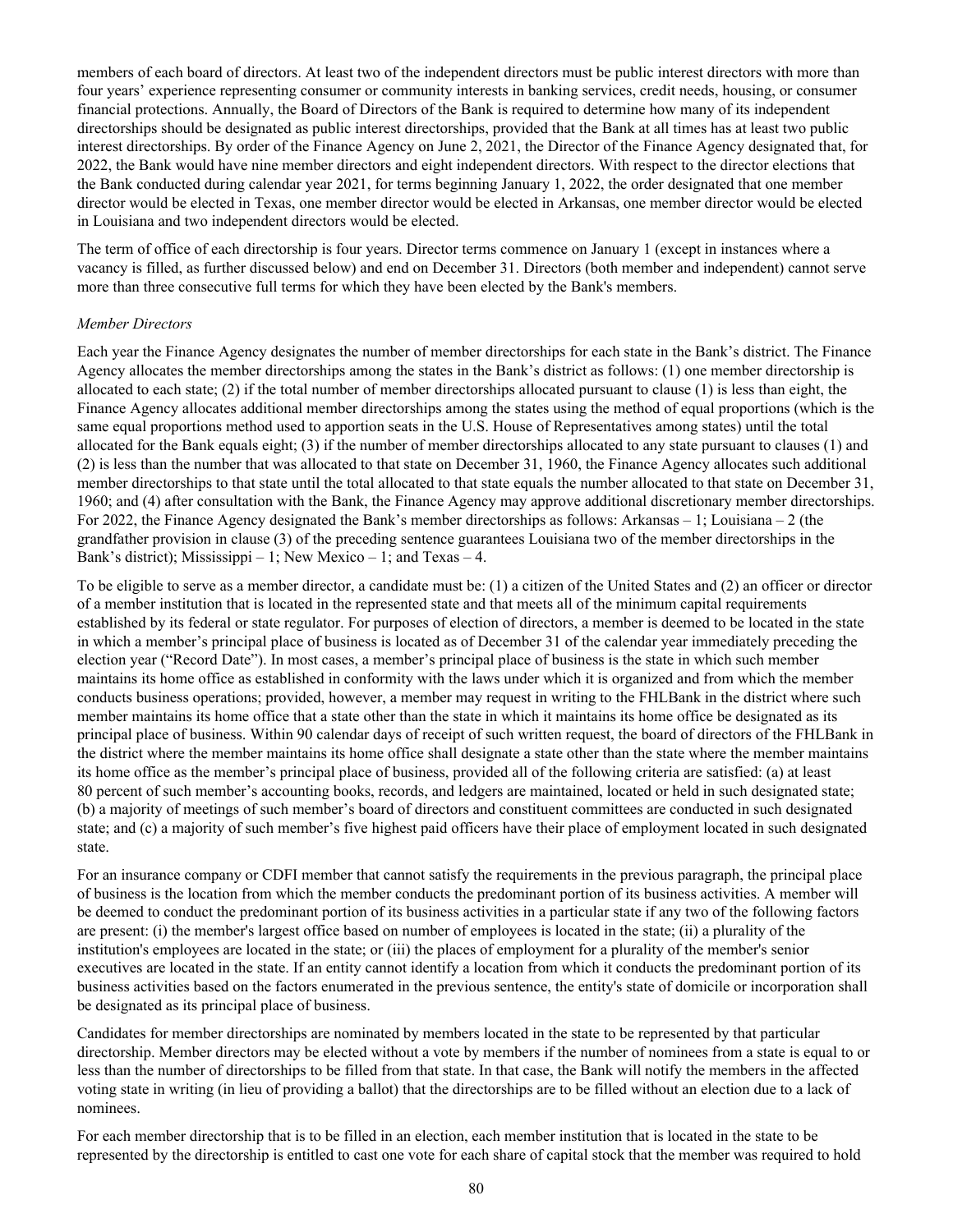members of each board of directors. At least two of the independent directors must be public interest directors with more than four years' experience representing consumer or community interests in banking services, credit needs, housing, or consumer financial protections. Annually, the Board of Directors of the Bank is required to determine how many of its independent directorships should be designated as public interest directorships, provided that the Bank at all times has at least two public interest directorships. By order of the Finance Agency on June 2, 2021, the Director of the Finance Agency designated that, for 2022, the Bank would have nine member directors and eight independent directors. With respect to the director elections that the Bank conducted during calendar year 2021, for terms beginning January 1, 2022, the order designated that one member director would be elected in Texas, one member director would be elected in Arkansas, one member director would be elected in Louisiana and two independent directors would be elected.

The term of office of each directorship is four years. Director terms commence on January 1 (except in instances where a vacancy is filled, as further discussed below) and end on December 31. Directors (both member and independent) cannot serve more than three consecutive full terms for which they have been elected by the Bank's members.

*Member Directors*

Each year the Finance Agency designates the number of member directorships for each state in the Bank's district. The Finance Agency allocates the member directorships among the states in the Bank's district as follows: (1) one member directorship is allocated to each state; (2) if the total number of member directorships allocated pursuant to clause (1) is less than eight, the Finance Agency allocates additional member directorships among the states using the method of equal proportions (which is the same equal proportions method used to apportion seats in the U.S. House of Representatives among states) until the total allocated for the Bank equals eight; (3) if the number of member directorships allocated to any state pursuant to clauses (1) and (2) is less than the number that was allocated to that state on December 31, 1960, the Finance Agency allocates such additional member directorships to that state until the total allocated to that state equals the number allocated to that state on December 31, 1960; and (4) after consultation with the Bank, the Finance Agency may approve additional discretionary member directorships. For 2022, the Finance Agency designated the Bank's member directorships as follows: Arkansas – 1; Louisiana – 2 (the grandfather provision in clause (3) of the preceding sentence guarantees Louisiana two of the member directorships in the Bank's district); Mississippi – 1; New Mexico – 1; and Texas – 4.

To be eligible to serve as a member director, a candidate must be: (1) a citizen of the United States and (2) an officer or director of a member institution that is located in the represented state and that meets all of the minimum capital requirements established by its federal or state regulator. For purposes of election of directors, a member is deemed to be located in the state in which a member's principal place of business is located as of December 31 of the calendar year immediately preceding the election year ("Record Date"). In most cases, a member's principal place of business is the state in which such member maintains its home office as established in conformity with the laws under which it is organized and from which the member conducts business operations; provided, however, a member may request in writing to the FHLBank in the district where such member maintains its home office that a state other than the state in which it maintains its home office be designated as its principal place of business. Within 90 calendar days of receipt of such written request, the board of directors of the FHLBank in the district where the member maintains its home office shall designate a state other than the state where the member maintains its home office as the member's principal place of business, provided all of the following criteria are satisfied: (a) at least 80 percent of such member's accounting books, records, and ledgers are maintained, located or held in such designated state; (b) a majority of meetings of such member's board of directors and constituent committees are conducted in such designated state; and (c) a majority of such member's five highest paid officers have their place of employment located in such designated state.

For an insurance company or CDFI member that cannot satisfy the requirements in the previous paragraph, the principal place of business is the location from which the member conducts the predominant portion of its business activities. A member will be deemed to conduct the predominant portion of its business activities in a particular state if any two of the following factors are present: (i) the member's largest office based on number of employees is located in the state; (ii) a plurality of the institution's employees are located in the state; or (iii) the places of employment for a plurality of the member's senior executives are located in the state. If an entity cannot identify a location from which it conducts the predominant portion of its business activities based on the factors enumerated in the previous sentence, the entity's state of domicile or incorporation shall be designated as its principal place of business.

Candidates for member directorships are nominated by members located in the state to be represented by that particular directorship. Member directors may be elected without a vote by members if the number of nominees from a state is equal to or less than the number of directorships to be filled from that state. In that case, the Bank will notify the members in the affected voting state in writing (in lieu of providing a ballot) that the directorships are to be filled without an election due to a lack of nominees.

For each member directorship that is to be filled in an election, each member institution that is located in the state to be represented by the directorship is entitled to cast one vote for each share of capital stock that the member was required to hold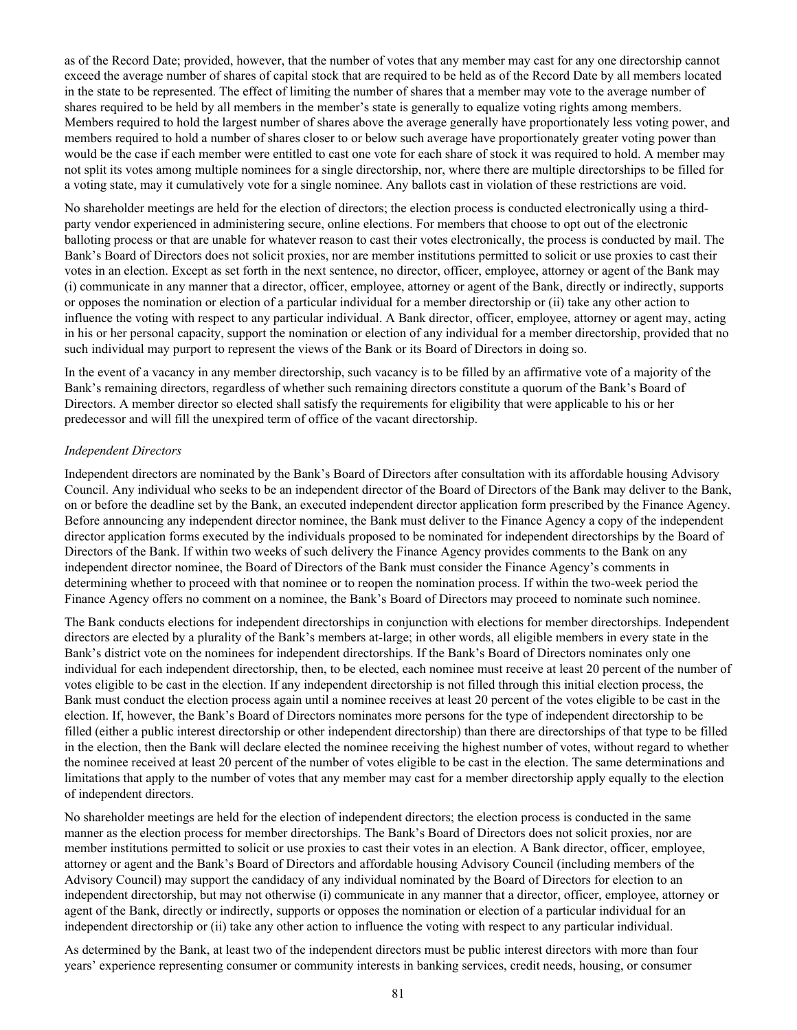as of the Record Date; provided, however, that the number of votes that any member may cast for any one directorship cannot exceed the average number of shares of capital stock that are required to be held as of the Record Date by all members located in the state to be represented. The effect of limiting the number of shares that a member may vote to the average number of shares required to be held by all members in the member's state is generally to equalize voting rights among members. Members required to hold the largest number of shares above the average generally have proportionately less voting power, and members required to hold a number of shares closer to or below such average have proportionately greater voting power than would be the case if each member were entitled to cast one vote for each share of stock it was required to hold. A member may not split its votes among multiple nominees for a single directorship, nor, where there are multiple directorships to be filled for a voting state, may it cumulatively vote for a single nominee. Any ballots cast in violation of these restrictions are void.

No shareholder meetings are held for the election of directors; the election process is conducted electronically using a third-party vendor experienced in administering secure, online elections. For members that choose to opt out of the electronic balloting process or that are unable for whatever reason to cast their votes electronically, the process is conducted by mail. The Bank's Board of Directors does not solicit proxies, nor are member institutions permitted to solicit or use proxies to cast their votes in an election. Except as set forth in the next sentence, no director, officer, employee, attorney or agent of the Bank may (i) communicate in any manner that a director, officer, employee, attorney or agent of the Bank, directly or indirectly, supports or opposes the nomination or election of a particular individual for a member directorship or (ii) take any other action to influence the voting with respect to any particular individual. A Bank director, officer, employee, attorney or agent may, acting in his or her personal capacity, support the nomination or election of any individual for a member directorship, provided that no such individual may purport to represent the views of the Bank or its Board of Directors in doing so.

In the event of a vacancy in any member directorship, such vacancy is to be filled by an affirmative vote of a majority of the Bank's remaining directors, regardless of whether such remaining directors constitute a quorum of the Bank's Board of Directors. A member director so elected shall satisfy the requirements for eligibility that were applicable to his or her predecessor and will fill the unexpired term of office of the vacant directorship.

*Independent Directors*

Independent directors are nominated by the Bank's Board of Directors after consultation with its affordable housing Advisory Council. Any individual who seeks to be an independent director of the Board of Directors of the Bank may deliver to the Bank, on or before the deadline set by the Bank, an executed independent director application form prescribed by the Finance Agency. Before announcing any independent director nominee, the Bank must deliver to the Finance Agency a copy of the independent director application forms executed by the individuals proposed to be nominated for independent directorships by the Board of Directors of the Bank. If within two weeks of such delivery the Finance Agency provides comments to the Bank on any independent director nominee, the Board of Directors of the Bank must consider the Finance Agency's comments in determining whether to proceed with that nominee or to reopen the nomination process. If within the two-week period the Finance Agency offers no comment on a nominee, the Bank's Board of Directors may proceed to nominate such nominee.

The Bank conducts elections for independent directorships in conjunction with elections for member directorships. Independent directors are elected by a plurality of the Bank's members at-large; in other words, all eligible members in every state in the Bank's district vote on the nominees for independent directorships. If the Bank's Board of Directors nominates only one individual for each independent directorship, then, to be elected, each nominee must receive at least 20 percent of the number of votes eligible to be cast in the election. If any independent directorship is not filled through this initial election process, the Bank must conduct the election process again until a nominee receives at least 20 percent of the votes eligible to be cast in the election. If, however, the Bank's Board of Directors nominates more persons for the type of independent directorship to be filled (either a public interest directorship or other independent directorship) than there are directorships of that type to be filled in the election, then the Bank will declare elected the nominee receiving the highest number of votes, without regard to whether the nominee received at least 20 percent of the number of votes eligible to be cast in the election. The same determinations and limitations that apply to the number of votes that any member may cast for a member directorship apply equally to the election of independent directors.

No shareholder meetings are held for the election of independent directors; the election process is conducted in the same manner as the election process for member directorships. The Bank's Board of Directors does not solicit proxies, nor are member institutions permitted to solicit or use proxies to cast their votes in an election. A Bank director, officer, employee, attorney or agent and the Bank's Board of Directors and affordable housing Advisory Council (including members of the Advisory Council) may support the candidacy of any individual nominated by the Board of Directors for election to an independent directorship, but may not otherwise (i) communicate in any manner that a director, officer, employee, attorney or agent of the Bank, directly or indirectly, supports or opposes the nomination or election of a particular individual for an independent directorship or (ii) take any other action to influence the voting with respect to any particular individual.

As determined by the Bank, at least two of the independent directors must be public interest directors with more than four years' experience representing consumer or community interests in banking services, credit needs, housing, or consumer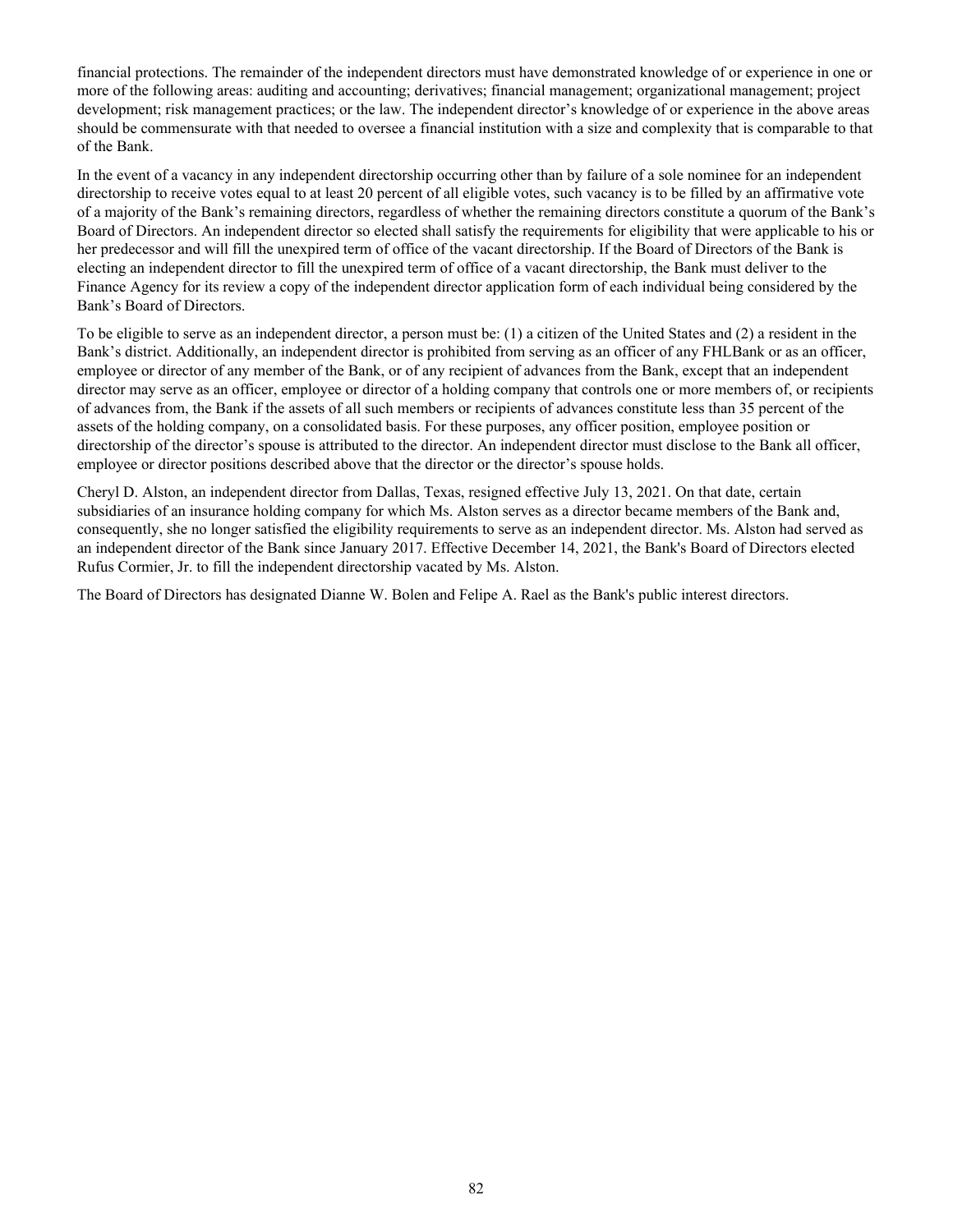financial protections. The remainder of the independent directors must have demonstrated knowledge of or experience in one or more of the following areas: auditing and accounting; derivatives; financial management; organizational management; project development; risk management practices; or the law. The independent director's knowledge of or experience in the above areas should be commensurate with that needed to oversee a financial institution with a size and complexity that is comparable to that of the Bank.

In the event of a vacancy in any independent directorship occurring other than by failure of a sole nominee for an independent directorship to receive votes equal to at least 20 percent of all eligible votes, such vacancy is to be filled by an affirmative vote of a majority of the Bank's remaining directors, regardless of whether the remaining directors constitute a quorum of the Bank's Board of Directors. An independent director so elected shall satisfy the requirements for eligibility that were applicable to his or her predecessor and will fill the unexpired term of office of the vacant directorship. If the Board of Directors of the Bank is electing an independent director to fill the unexpired term of office of a vacant directorship, the Bank must deliver to the Finance Agency for its review a copy of the independent director application form of each individual being considered by the Bank's Board of Directors.

To be eligible to serve as an independent director, a person must be: (1) a citizen of the United States and (2) a resident in the Bank's district. Additionally, an independent director is prohibited from serving as an officer of any FHLBank or as an officer, employee or director of any member of the Bank, or of any recipient of advances from the Bank, except that an independent director may serve as an officer, employee or director of a holding company that controls one or more members of, or recipients of advances from, the Bank if the assets of all such members or recipients of advances constitute less than 35 percent of the assets of the holding company, on a consolidated basis. For these purposes, any officer position, employee position or directorship of the director's spouse is attributed to the director. An independent director must disclose to the Bank all officer, employee or director positions described above that the director or the director's spouse holds.

Cheryl D. Alston, an independent director from Dallas, Texas, resigned effective July 13, 2021. On that date, certain subsidiaries of an insurance holding company for which Ms. Alston serves as a director became members of the Bank and, consequently, she no longer satisfied the eligibility requirements to serve as an independent director. Ms. Alston had served as an independent director of the Bank since January 2017. Effective December 14, 2021, the Bank's Board of Directors elected Rufus Cormier, Jr. to fill the independent directorship vacated by Ms. Alston.

The Board of Directors has designated Dianne W. Bolen and Felipe A. Rael as the Bank's public interest directors.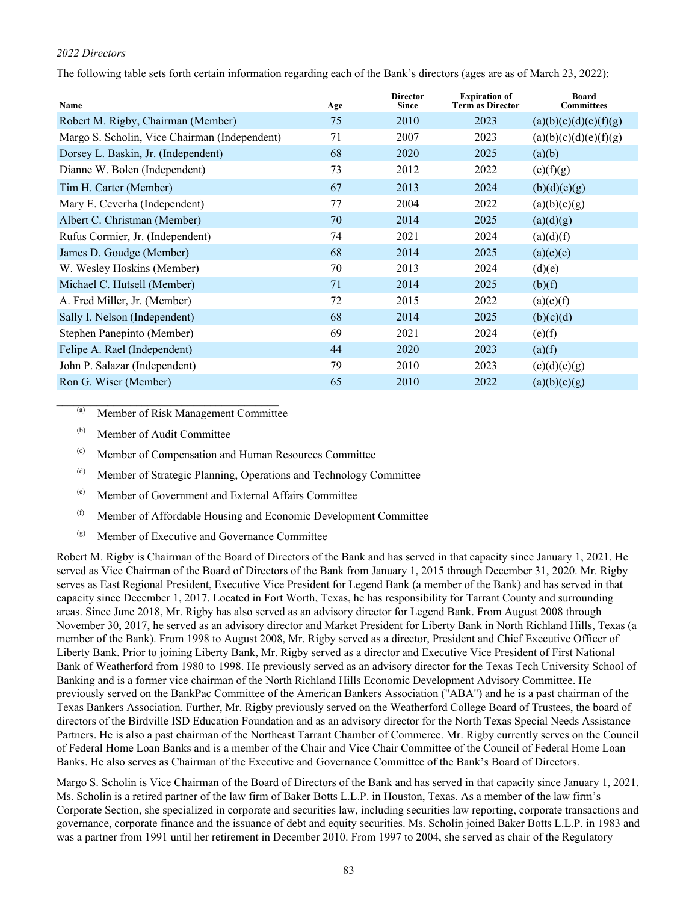*2022 Directors*

The following table sets forth certain information regarding each of the Bank's directors (ages are as of March 23, 2022):

| Name | Age | Director Since | Expiration of Term as Director | Board Committees |
|---|---|---|---|---|
| Robert M. Rigby, Chairman (Member) | 75 | 2010 | 2023 | (a)(b)(c)(d)(e)(f)(g) |
| Margo S. Scholin, Vice Chairman (Independent) | 71 | 2007 | 2023 | (a)(b)(c)(d)(e)(f)(g) |
| Dorsey L. Baskin, Jr. (Independent) | 68 | 2020 | 2025 | (a)(b) |
| Dianne W. Bolen (Independent) | 73 | 2012 | 2022 | (e)(f)(g) |
| Tim H. Carter (Member) | 67 | 2013 | 2024 | (b)(d)(e)(g) |
| Mary E. Ceverha (Independent) | 77 | 2004 | 2022 | (a)(b)(c)(g) |
| Albert C. Christman (Member) | 70 | 2014 | 2025 | (a)(d)(g) |
| Rufus Cormier, Jr. (Independent) | 74 | 2021 | 2024 | (a)(d)(f) |
| James D. Goudge (Member) | 68 | 2014 | 2025 | (a)(c)(e) |
| W. Wesley Hoskins (Member) | 70 | 2013 | 2024 | (d)(e) |
| Michael C. Hutsell (Member) | 71 | 2014 | 2025 | (b)(f) |
| A. Fred Miller, Jr. (Member) | 72 | 2015 | 2022 | (a)(c)(f) |
| Sally I. Nelson (Independent) | 68 | 2014 | 2025 | (b)(c)(d) |
| Stephen Panepinto (Member) | 69 | 2021 | 2024 | (e)(f) |
| Felipe A. Rael (Independent) | 44 | 2020 | 2023 | (a)(f) |
| John P. Salazar (Independent) | 79 | 2010 | 2023 | (c)(d)(e)(g) |
| Ron G. Wiser (Member) | 65 | 2010 | 2022 | (a)(b)(c)(g) |

(a) Member of Risk Management Committee

(b) Member of Audit Committee

(c) Member of Compensation and Human Resources Committee

(d) Member of Strategic Planning, Operations and Technology Committee

(e) Member of Government and External Affairs Committee

(f) Member of Affordable Housing and Economic Development Committee

(g) Member of Executive and Governance Committee

Robert M. Rigby is Chairman of the Board of Directors of the Bank and has served in that capacity since January 1, 2021. He served as Vice Chairman of the Board of Directors of the Bank from January 1, 2015 through December 31, 2020. Mr. Rigby serves as East Regional President, Executive Vice President for Legend Bank (a member of the Bank) and has served in that capacity since December 1, 2017. Located in Fort Worth, Texas, he has responsibility for Tarrant County and surrounding areas. Since June 2018, Mr. Rigby has also served as an advisory director for Legend Bank. From August 2008 through November 30, 2017, he served as an advisory director and Market President for Liberty Bank in North Richland Hills, Texas (a member of the Bank). From 1998 to August 2008, Mr. Rigby served as a director, President and Chief Executive Officer of Liberty Bank. Prior to joining Liberty Bank, Mr. Rigby served as a director and Executive Vice President of First National Bank of Weatherford from 1980 to 1998. He previously served as an advisory director for the Texas Tech University School of Banking and is a former vice chairman of the North Richland Hills Economic Development Advisory Committee. He previously served on the BankPac Committee of the American Bankers Association ("ABA") and he is a past chairman of the Texas Bankers Association. Further, Mr. Rigby previously served on the Weatherford College Board of Trustees, the board of directors of the Birdville ISD Education Foundation and as an advisory director for the North Texas Special Needs Assistance Partners. He is also a past chairman of the Northeast Tarrant Chamber of Commerce. Mr. Rigby currently serves on the Council of Federal Home Loan Banks and is a member of the Chair and Vice Chair Committee of the Council of Federal Home Loan Banks. He also serves as Chairman of the Executive and Governance Committee of the Bank's Board of Directors.

Margo S. Scholin is Vice Chairman of the Board of Directors of the Bank and has served in that capacity since January 1, 2021. Ms. Scholin is a retired partner of the law firm of Baker Botts L.L.P. in Houston, Texas. As a member of the law firm's Corporate Section, she specialized in corporate and securities law, including securities law reporting, corporate transactions and governance, corporate finance and the issuance of debt and equity securities. Ms. Scholin joined Baker Botts L.L.P. in 1983 and was a partner from 1991 until her retirement in December 2010. From 1997 to 2004, she served as chair of the Regulatory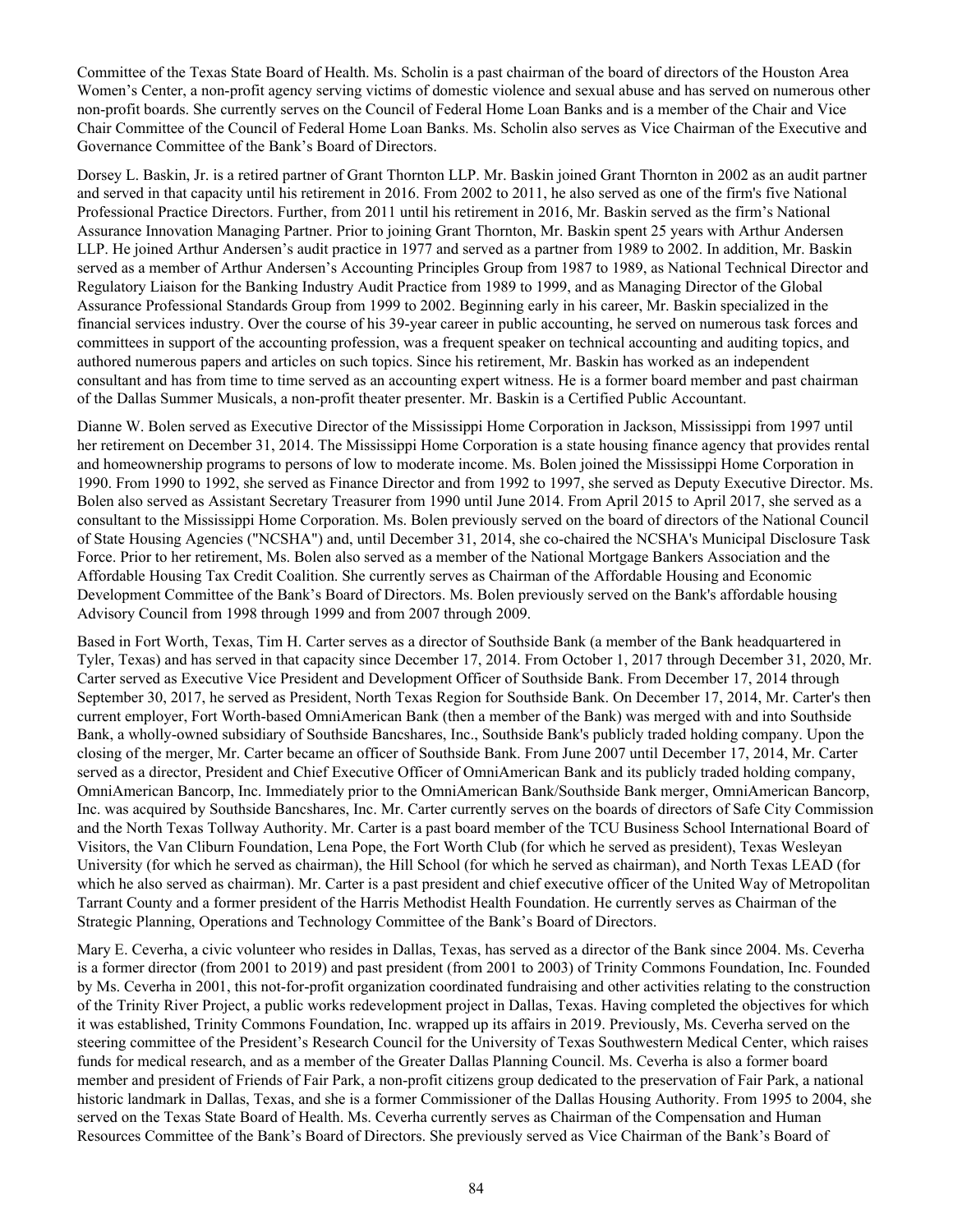Committee of the Texas State Board of Health. Ms. Scholin is a past chairman of the board of directors of the Houston Area Women's Center, a non-profit agency serving victims of domestic violence and sexual abuse and has served on numerous other non-profit boards. She currently serves on the Council of Federal Home Loan Banks and is a member of the Chair and Vice Chair Committee of the Council of Federal Home Loan Banks. Ms. Scholin also serves as Vice Chairman of the Executive and Governance Committee of the Bank's Board of Directors.

Dorsey L. Baskin, Jr. is a retired partner of Grant Thornton LLP. Mr. Baskin joined Grant Thornton in 2002 as an audit partner and served in that capacity until his retirement in 2016. From 2002 to 2011, he also served as one of the firm's five National Professional Practice Directors. Further, from 2011 until his retirement in 2016, Mr. Baskin served as the firm's National Assurance Innovation Managing Partner. Prior to joining Grant Thornton, Mr. Baskin spent 25 years with Arthur Andersen LLP. He joined Arthur Andersen's audit practice in 1977 and served as a partner from 1989 to 2002. In addition, Mr. Baskin served as a member of Arthur Andersen's Accounting Principles Group from 1987 to 1989, as National Technical Director and Regulatory Liaison for the Banking Industry Audit Practice from 1989 to 1999, and as Managing Director of the Global Assurance Professional Standards Group from 1999 to 2002. Beginning early in his career, Mr. Baskin specialized in the financial services industry. Over the course of his 39-year career in public accounting, he served on numerous task forces and committees in support of the accounting profession, was a frequent speaker on technical accounting and auditing topics, and authored numerous papers and articles on such topics. Since his retirement, Mr. Baskin has worked as an independent consultant and has from time to time served as an accounting expert witness. He is a former board member and past chairman of the Dallas Summer Musicals, a non-profit theater presenter. Mr. Baskin is a Certified Public Accountant.

Dianne W. Bolen served as Executive Director of the Mississippi Home Corporation in Jackson, Mississippi from 1997 until her retirement on December 31, 2014. The Mississippi Home Corporation is a state housing finance agency that provides rental and homeownership programs to persons of low to moderate income. Ms. Bolen joined the Mississippi Home Corporation in 1990. From 1990 to 1992, she served as Finance Director and from 1992 to 1997, she served as Deputy Executive Director. Ms. Bolen also served as Assistant Secretary Treasurer from 1990 until June 2014. From April 2015 to April 2017, she served as a consultant to the Mississippi Home Corporation. Ms. Bolen previously served on the board of directors of the National Council of State Housing Agencies ("NCSHA") and, until December 31, 2014, she co-chaired the NCSHA's Municipal Disclosure Task Force. Prior to her retirement, Ms. Bolen also served as a member of the National Mortgage Bankers Association and the Affordable Housing Tax Credit Coalition. She currently serves as Chairman of the Affordable Housing and Economic Development Committee of the Bank's Board of Directors. Ms. Bolen previously served on the Bank's affordable housing Advisory Council from 1998 through 1999 and from 2007 through 2009.

Based in Fort Worth, Texas, Tim H. Carter serves as a director of Southside Bank (a member of the Bank headquartered in Tyler, Texas) and has served in that capacity since December 17, 2014. From October 1, 2017 through December 31, 2020, Mr. Carter served as Executive Vice President and Development Officer of Southside Bank. From December 17, 2014 through September 30, 2017, he served as President, North Texas Region for Southside Bank. On December 17, 2014, Mr. Carter's then current employer, Fort Worth-based OmniAmerican Bank (then a member of the Bank) was merged with and into Southside Bank, a wholly-owned subsidiary of Southside Bancshares, Inc., Southside Bank's publicly traded holding company. Upon the closing of the merger, Mr. Carter became an officer of Southside Bank. From June 2007 until December 17, 2014, Mr. Carter served as a director, President and Chief Executive Officer of OmniAmerican Bank and its publicly traded holding company, OmniAmerican Bancorp, Inc. Immediately prior to the OmniAmerican Bank/Southside Bank merger, OmniAmerican Bancorp, Inc. was acquired by Southside Bancshares, Inc. Mr. Carter currently serves on the boards of directors of Safe City Commission and the North Texas Tollway Authority. Mr. Carter is a past board member of the TCU Business School International Board of Visitors, the Van Cliburn Foundation, Lena Pope, the Fort Worth Club (for which he served as president), Texas Wesleyan University (for which he served as chairman), the Hill School (for which he served as chairman), and North Texas LEAD (for which he also served as chairman). Mr. Carter is a past president and chief executive officer of the United Way of Metropolitan Tarrant County and a former president of the Harris Methodist Health Foundation. He currently serves as Chairman of the Strategic Planning, Operations and Technology Committee of the Bank's Board of Directors.

Mary E. Ceverha, a civic volunteer who resides in Dallas, Texas, has served as a director of the Bank since 2004. Ms. Ceverha is a former director (from 2001 to 2019) and past president (from 2001 to 2003) of Trinity Commons Foundation, Inc. Founded by Ms. Ceverha in 2001, this not-for-profit organization coordinated fundraising and other activities relating to the construction of the Trinity River Project, a public works redevelopment project in Dallas, Texas. Having completed the objectives for which it was established, Trinity Commons Foundation, Inc. wrapped up its affairs in 2019. Previously, Ms. Ceverha served on the steering committee of the President's Research Council for the University of Texas Southwestern Medical Center, which raises funds for medical research, and as a member of the Greater Dallas Planning Council. Ms. Ceverha is also a former board member and president of Friends of Fair Park, a non-profit citizens group dedicated to the preservation of Fair Park, a national historic landmark in Dallas, Texas, and she is a former Commissioner of the Dallas Housing Authority. From 1995 to 2004, she served on the Texas State Board of Health. Ms. Ceverha currently serves as Chairman of the Compensation and Human Resources Committee of the Bank's Board of Directors. She previously served as Vice Chairman of the Bank's Board of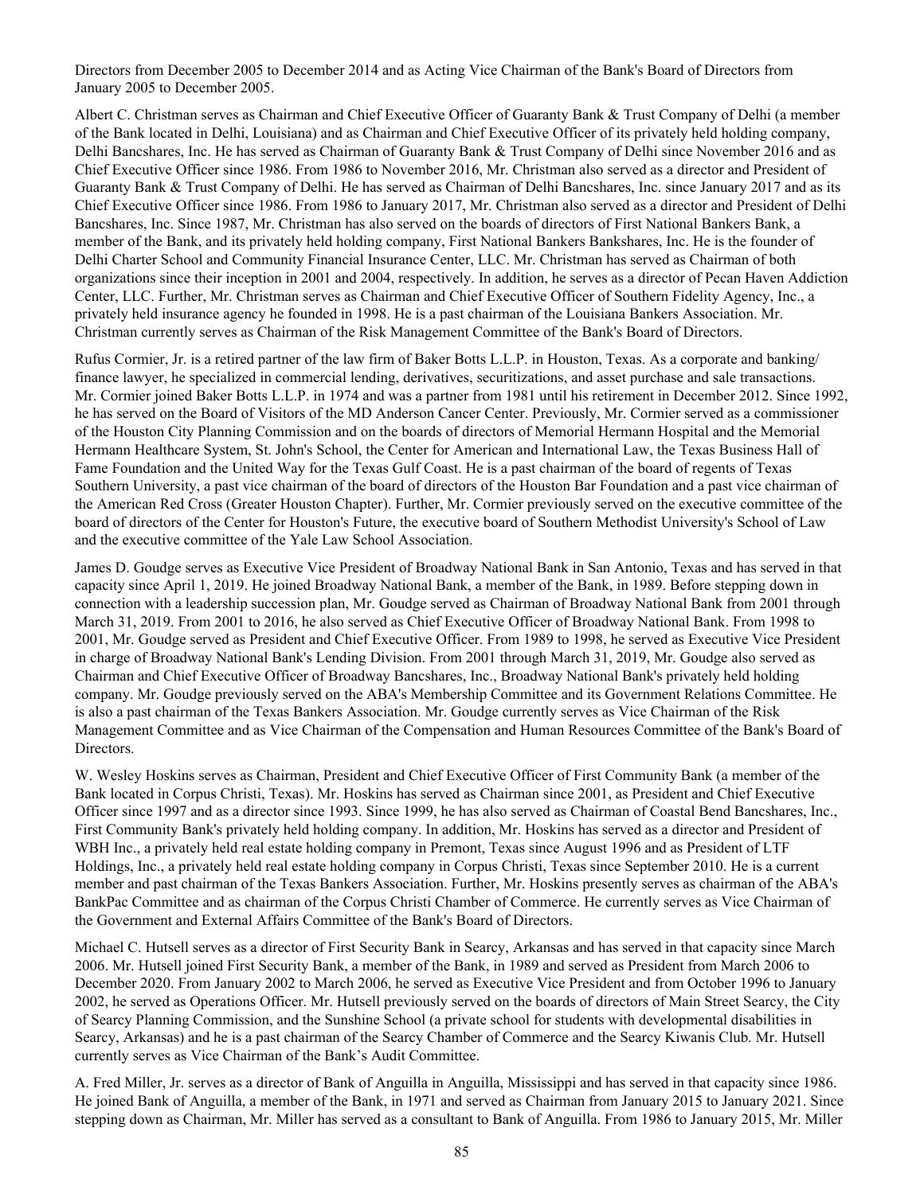Directors from December 2005 to December 2014 and as Acting Vice Chairman of the Bank's Board of Directors from January 2005 to December 2005.

Albert C. Christman serves as Chairman and Chief Executive Officer of Guaranty Bank & Trust Company of Delhi (a member of the Bank located in Delhi, Louisiana) and as Chairman and Chief Executive Officer of its privately held holding company, Delhi Bancshares, Inc. He has served as Chairman of Guaranty Bank & Trust Company of Delhi since November 2016 and as Chief Executive Officer since 1986. From 1986 to November 2016, Mr. Christman also served as a director and President of Guaranty Bank & Trust Company of Delhi. He has served as Chairman of Delhi Bancshares, Inc. since January 2017 and as its Chief Executive Officer since 1986. From 1986 to January 2017, Mr. Christman also served as a director and President of Delhi Bancshares, Inc. Since 1987, Mr. Christman has also served on the boards of directors of First National Bankers Bank, a member of the Bank, and its privately held holding company, First National Bankers Bankshares, Inc. He is the founder of Delhi Charter School and Community Financial Insurance Center, LLC. Mr. Christman has served as Chairman of both organizations since their inception in 2001 and 2004, respectively. In addition, he serves as a director of Pecan Haven Addiction Center, LLC. Further, Mr. Christman serves as Chairman and Chief Executive Officer of Southern Fidelity Agency, Inc., a privately held insurance agency he founded in 1998. He is a past chairman of the Louisiana Bankers Association. Mr. Christman currently serves as Chairman of the Risk Management Committee of the Bank's Board of Directors.

Rufus Cormier, Jr. is a retired partner of the law firm of Baker Botts L.L.P. in Houston, Texas. As a corporate and banking/finance lawyer, he specialized in commercial lending, derivatives, securitizations, and asset purchase and sale transactions. Mr. Cormier joined Baker Botts L.L.P. in 1974 and was a partner from 1981 until his retirement in December 2012. Since 1992, he has served on the Board of Visitors of the MD Anderson Cancer Center. Previously, Mr. Cormier served as a commissioner of the Houston City Planning Commission and on the boards of directors of Memorial Hermann Hospital and the Memorial Hermann Healthcare System, St. John's School, the Center for American and International Law, the Texas Business Hall of Fame Foundation and the United Way for the Texas Gulf Coast. He is a past chairman of the board of regents of Texas Southern University, a past vice chairman of the board of directors of the Houston Bar Foundation and a past vice chairman of the American Red Cross (Greater Houston Chapter). Further, Mr. Cormier previously served on the executive committee of the board of directors of the Center for Houston's Future, the executive board of Southern Methodist University's School of Law and the executive committee of the Yale Law School Association.

James D. Goudge serves as Executive Vice President of Broadway National Bank in San Antonio, Texas and has served in that capacity since April 1, 2019. He joined Broadway National Bank, a member of the Bank, in 1989. Before stepping down in connection with a leadership succession plan, Mr. Goudge served as Chairman of Broadway National Bank from 2001 through March 31, 2019. From 2001 to 2016, he also served as Chief Executive Officer of Broadway National Bank. From 1998 to 2001, Mr. Goudge served as President and Chief Executive Officer. From 1989 to 1998, he served as Executive Vice President in charge of Broadway National Bank's Lending Division. From 2001 through March 31, 2019, Mr. Goudge also served as Chairman and Chief Executive Officer of Broadway Bancshares, Inc., Broadway National Bank's privately held holding company. Mr. Goudge previously served on the ABA's Membership Committee and its Government Relations Committee. He is also a past chairman of the Texas Bankers Association. Mr. Goudge currently serves as Vice Chairman of the Risk Management Committee and as Vice Chairman of the Compensation and Human Resources Committee of the Bank's Board of Directors.

W. Wesley Hoskins serves as Chairman, President and Chief Executive Officer of First Community Bank (a member of the Bank located in Corpus Christi, Texas). Mr. Hoskins has served as Chairman since 2001, as President and Chief Executive Officer since 1997 and as a director since 1993. Since 1999, he has also served as Chairman of Coastal Bend Bancshares, Inc., First Community Bank's privately held holding company. In addition, Mr. Hoskins has served as a director and President of WBH Inc., a privately held real estate holding company in Premont, Texas since August 1996 and as President of LTF Holdings, Inc., a privately held real estate holding company in Corpus Christi, Texas since September 2010. He is a current member and past chairman of the Texas Bankers Association. Further, Mr. Hoskins presently serves as chairman of the ABA's BankPac Committee and as chairman of the Corpus Christi Chamber of Commerce. He currently serves as Vice Chairman of the Government and External Affairs Committee of the Bank's Board of Directors.

Michael C. Hutsell serves as a director of First Security Bank in Searcy, Arkansas and has served in that capacity since March 2006. Mr. Hutsell joined First Security Bank, a member of the Bank, in 1989 and served as President from March 2006 to December 2020. From January 2002 to March 2006, he served as Executive Vice President and from October 1996 to January 2002, he served as Operations Officer. Mr. Hutsell previously served on the boards of directors of Main Street Searcy, the City of Searcy Planning Commission, and the Sunshine School (a private school for students with developmental disabilities in Searcy, Arkansas) and he is a past chairman of the Searcy Chamber of Commerce and the Searcy Kiwanis Club. Mr. Hutsell currently serves as Vice Chairman of the Bank's Audit Committee.

A. Fred Miller, Jr. serves as a director of Bank of Anguilla in Anguilla, Mississippi and has served in that capacity since 1986. He joined Bank of Anguilla, a member of the Bank, in 1971 and served as Chairman from January 2015 to January 2021. Since stepping down as Chairman, Mr. Miller has served as a consultant to Bank of Anguilla. From 1986 to January 2015, Mr. Miller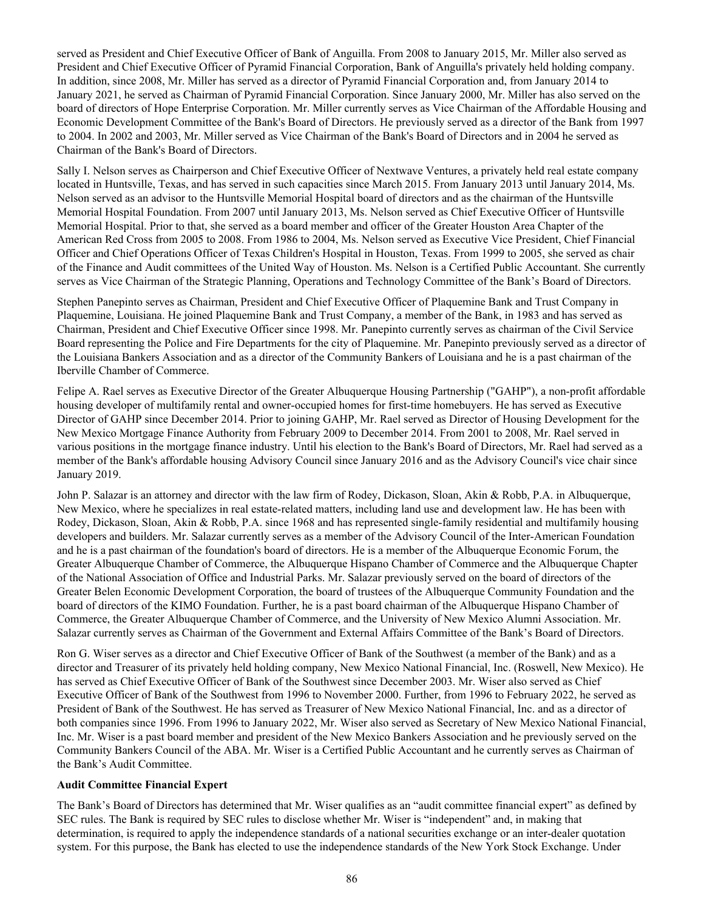served as President and Chief Executive Officer of Bank of Anguilla. From 2008 to January 2015, Mr. Miller also served as President and Chief Executive Officer of Pyramid Financial Corporation, Bank of Anguilla's privately held holding company. In addition, since 2008, Mr. Miller has served as a director of Pyramid Financial Corporation and, from January 2014 to January 2021, he served as Chairman of Pyramid Financial Corporation. Since January 2000, Mr. Miller has also served on the board of directors of Hope Enterprise Corporation. Mr. Miller currently serves as Vice Chairman of the Affordable Housing and Economic Development Committee of the Bank's Board of Directors. He previously served as a director of the Bank from 1997 to 2004. In 2002 and 2003, Mr. Miller served as Vice Chairman of the Bank's Board of Directors and in 2004 he served as Chairman of the Bank's Board of Directors.

Sally I. Nelson serves as Chairperson and Chief Executive Officer of Nextwave Ventures, a privately held real estate company located in Huntsville, Texas, and has served in such capacities since March 2015. From January 2013 until January 2014, Ms. Nelson served as an advisor to the Huntsville Memorial Hospital board of directors and as the chairman of the Huntsville Memorial Hospital Foundation. From 2007 until January 2013, Ms. Nelson served as Chief Executive Officer of Huntsville Memorial Hospital. Prior to that, she served as a board member and officer of the Greater Houston Area Chapter of the American Red Cross from 2005 to 2008. From 1986 to 2004, Ms. Nelson served as Executive Vice President, Chief Financial Officer and Chief Operations Officer of Texas Children's Hospital in Houston, Texas. From 1999 to 2005, she served as chair of the Finance and Audit committees of the United Way of Houston. Ms. Nelson is a Certified Public Accountant. She currently serves as Vice Chairman of the Strategic Planning, Operations and Technology Committee of the Bank's Board of Directors.

Stephen Panepinto serves as Chairman, President and Chief Executive Officer of Plaquemine Bank and Trust Company in Plaquemine, Louisiana. He joined Plaquemine Bank and Trust Company, a member of the Bank, in 1983 and has served as Chairman, President and Chief Executive Officer since 1998. Mr. Panepinto currently serves as chairman of the Civil Service Board representing the Police and Fire Departments for the city of Plaquemine. Mr. Panepinto previously served as a director of the Louisiana Bankers Association and as a director of the Community Bankers of Louisiana and he is a past chairman of the Iberville Chamber of Commerce.

Felipe A. Rael serves as Executive Director of the Greater Albuquerque Housing Partnership ("GAHP"), a non-profit affordable housing developer of multifamily rental and owner-occupied homes for first-time homebuyers. He has served as Executive Director of GAHP since December 2014. Prior to joining GAHP, Mr. Rael served as Director of Housing Development for the New Mexico Mortgage Finance Authority from February 2009 to December 2014. From 2001 to 2008, Mr. Rael served in various positions in the mortgage finance industry. Until his election to the Bank's Board of Directors, Mr. Rael had served as a member of the Bank's affordable housing Advisory Council since January 2016 and as the Advisory Council's vice chair since January 2019.

John P. Salazar is an attorney and director with the law firm of Rodey, Dickason, Sloan, Akin & Robb, P.A. in Albuquerque, New Mexico, where he specializes in real estate-related matters, including land use and development law. He has been with Rodey, Dickason, Sloan, Akin & Robb, P.A. since 1968 and has represented single-family residential and multifamily housing developers and builders. Mr. Salazar currently serves as a member of the Advisory Council of the Inter-American Foundation and he is a past chairman of the foundation's board of directors. He is a member of the Albuquerque Economic Forum, the Greater Albuquerque Chamber of Commerce, the Albuquerque Hispano Chamber of Commerce and the Albuquerque Chapter of the National Association of Office and Industrial Parks. Mr. Salazar previously served on the board of directors of the Greater Belen Economic Development Corporation, the board of trustees of the Albuquerque Community Foundation and the board of directors of the KIMO Foundation. Further, he is a past board chairman of the Albuquerque Hispano Chamber of Commerce, the Greater Albuquerque Chamber of Commerce, and the University of New Mexico Alumni Association. Mr. Salazar currently serves as Chairman of the Government and External Affairs Committee of the Bank's Board of Directors.

Ron G. Wiser serves as a director and Chief Executive Officer of Bank of the Southwest (a member of the Bank) and as a director and Treasurer of its privately held holding company, New Mexico National Financial, Inc. (Roswell, New Mexico). He has served as Chief Executive Officer of Bank of the Southwest since December 2003. Mr. Wiser also served as Chief Executive Officer of Bank of the Southwest from 1996 to November 2000. Further, from 1996 to February 2022, he served as President of Bank of the Southwest. He has served as Treasurer of New Mexico National Financial, Inc. and as a director of both companies since 1996. From 1996 to January 2022, Mr. Wiser also served as Secretary of New Mexico National Financial, Inc. Mr. Wiser is a past board member and president of the New Mexico Bankers Association and he previously served on the Community Bankers Council of the ABA. Mr. Wiser is a Certified Public Accountant and he currently serves as Chairman of the Bank's Audit Committee.

**Audit Committee Financial Expert**

The Bank's Board of Directors has determined that Mr. Wiser qualifies as an "audit committee financial expert" as defined by SEC rules. The Bank is required by SEC rules to disclose whether Mr. Wiser is "independent" and, in making that determination, is required to apply the independence standards of a national securities exchange or an inter-dealer quotation system. For this purpose, the Bank has elected to use the independence standards of the New York Stock Exchange. Under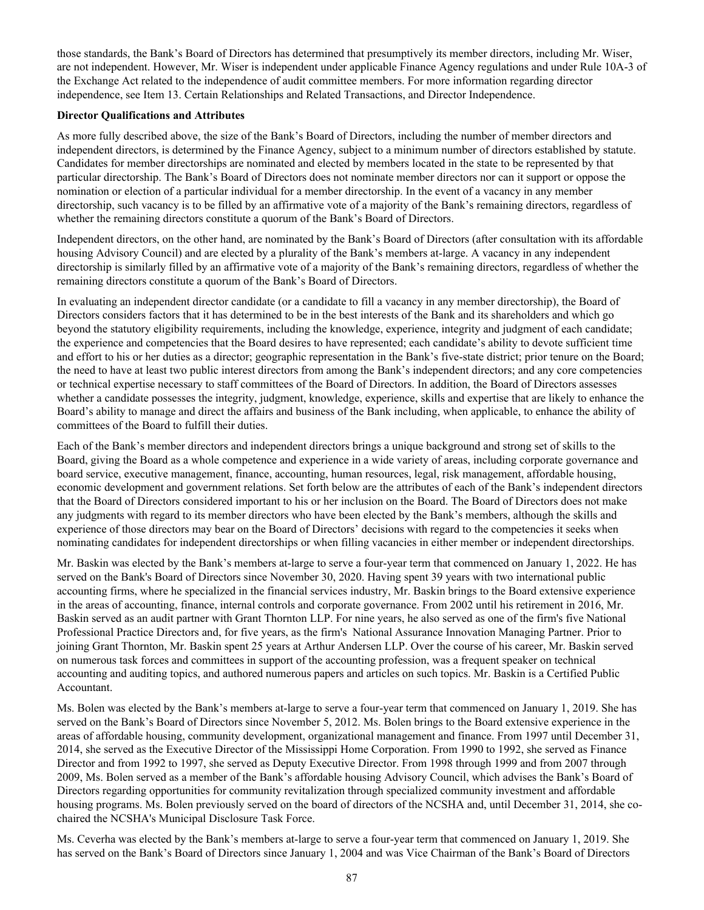those standards, the Bank's Board of Directors has determined that presumptively its member directors, including Mr. Wiser, are not independent. However, Mr. Wiser is independent under applicable Finance Agency regulations and under Rule 10A-3 of the Exchange Act related to the independence of audit committee members. For more information regarding director independence, see Item 13. Certain Relationships and Related Transactions, and Director Independence.

**Director Qualifications and Attributes**

As more fully described above, the size of the Bank's Board of Directors, including the number of member directors and independent directors, is determined by the Finance Agency, subject to a minimum number of directors established by statute. Candidates for member directorships are nominated and elected by members located in the state to be represented by that particular directorship. The Bank's Board of Directors does not nominate member directors nor can it support or oppose the nomination or election of a particular individual for a member directorship. In the event of a vacancy in any member directorship, such vacancy is to be filled by an affirmative vote of a majority of the Bank's remaining directors, regardless of whether the remaining directors constitute a quorum of the Bank's Board of Directors.

Independent directors, on the other hand, are nominated by the Bank's Board of Directors (after consultation with its affordable housing Advisory Council) and are elected by a plurality of the Bank's members at-large. A vacancy in any independent directorship is similarly filled by an affirmative vote of a majority of the Bank's remaining directors, regardless of whether the remaining directors constitute a quorum of the Bank's Board of Directors.

In evaluating an independent director candidate (or a candidate to fill a vacancy in any member directorship), the Board of Directors considers factors that it has determined to be in the best interests of the Bank and its shareholders and which go beyond the statutory eligibility requirements, including the knowledge, experience, integrity and judgment of each candidate; the experience and competencies that the Board desires to have represented; each candidate's ability to devote sufficient time and effort to his or her duties as a director; geographic representation in the Bank's five-state district; prior tenure on the Board; the need to have at least two public interest directors from among the Bank's independent directors; and any core competencies or technical expertise necessary to staff committees of the Board of Directors. In addition, the Board of Directors assesses whether a candidate possesses the integrity, judgment, knowledge, experience, skills and expertise that are likely to enhance the Board's ability to manage and direct the affairs and business of the Bank including, when applicable, to enhance the ability of committees of the Board to fulfill their duties.

Each of the Bank's member directors and independent directors brings a unique background and strong set of skills to the Board, giving the Board as a whole competence and experience in a wide variety of areas, including corporate governance and board service, executive management, finance, accounting, human resources, legal, risk management, affordable housing, economic development and government relations. Set forth below are the attributes of each of the Bank's independent directors that the Board of Directors considered important to his or her inclusion on the Board. The Board of Directors does not make any judgments with regard to its member directors who have been elected by the Bank's members, although the skills and experience of those directors may bear on the Board of Directors' decisions with regard to the competencies it seeks when nominating candidates for independent directorships or when filling vacancies in either member or independent directorships.

Mr. Baskin was elected by the Bank's members at-large to serve a four-year term that commenced on January 1, 2022. He has served on the Bank's Board of Directors since November 30, 2020. Having spent 39 years with two international public accounting firms, where he specialized in the financial services industry, Mr. Baskin brings to the Board extensive experience in the areas of accounting, finance, internal controls and corporate governance. From 2002 until his retirement in 2016, Mr. Baskin served as an audit partner with Grant Thornton LLP. For nine years, he also served as one of the firm's five National Professional Practice Directors and, for five years, as the firm's National Assurance Innovation Managing Partner. Prior to joining Grant Thornton, Mr. Baskin spent 25 years at Arthur Andersen LLP. Over the course of his career, Mr. Baskin served on numerous task forces and committees in support of the accounting profession, was a frequent speaker on technical accounting and auditing topics, and authored numerous papers and articles on such topics. Mr. Baskin is a Certified Public Accountant.

Ms. Bolen was elected by the Bank's members at-large to serve a four-year term that commenced on January 1, 2019. She has served on the Bank's Board of Directors since November 5, 2012. Ms. Bolen brings to the Board extensive experience in the areas of affordable housing, community development, organizational management and finance. From 1997 until December 31, 2014, she served as the Executive Director of the Mississippi Home Corporation. From 1990 to 1992, she served as Finance Director and from 1992 to 1997, she served as Deputy Executive Director. From 1998 through 1999 and from 2007 through 2009, Ms. Bolen served as a member of the Bank's affordable housing Advisory Council, which advises the Bank's Board of Directors regarding opportunities for community revitalization through specialized community investment and affordable housing programs. Ms. Bolen previously served on the board of directors of the NCSHA and, until December 31, 2014, she co-chaired the NCSHA's Municipal Disclosure Task Force.

Ms. Ceverha was elected by the Bank's members at-large to serve a four-year term that commenced on January 1, 2019. She has served on the Bank's Board of Directors since January 1, 2004 and was Vice Chairman of the Bank's Board of Directors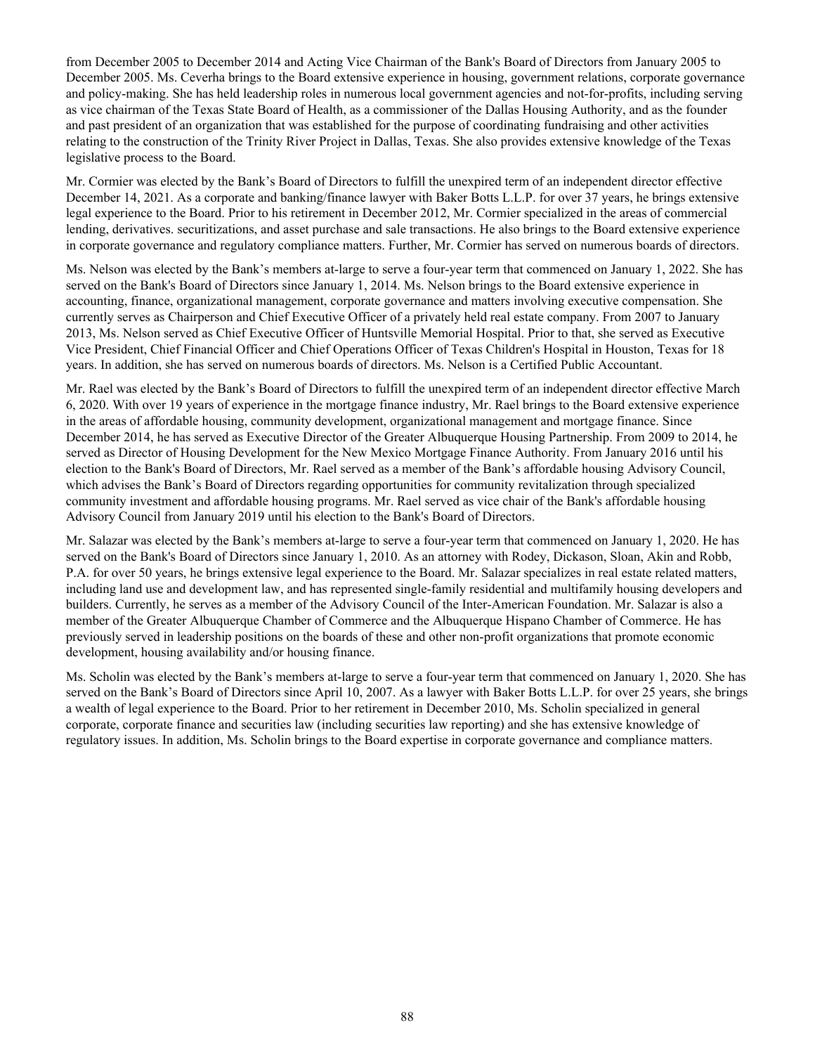from December 2005 to December 2014 and Acting Vice Chairman of the Bank's Board of Directors from January 2005 to December 2005. Ms. Ceverha brings to the Board extensive experience in housing, government relations, corporate governance and policy-making. She has held leadership roles in numerous local government agencies and not-for-profits, including serving as vice chairman of the Texas State Board of Health, as a commissioner of the Dallas Housing Authority, and as the founder and past president of an organization that was established for the purpose of coordinating fundraising and other activities relating to the construction of the Trinity River Project in Dallas, Texas. She also provides extensive knowledge of the Texas legislative process to the Board.

Mr. Cormier was elected by the Bank's Board of Directors to fulfill the unexpired term of an independent director effective December 14, 2021. As a corporate and banking/finance lawyer with Baker Botts L.L.P. for over 37 years, he brings extensive legal experience to the Board. Prior to his retirement in December 2012, Mr. Cormier specialized in the areas of commercial lending, derivatives. securitizations, and asset purchase and sale transactions. He also brings to the Board extensive experience in corporate governance and regulatory compliance matters. Further, Mr. Cormier has served on numerous boards of directors.

Ms. Nelson was elected by the Bank's members at-large to serve a four-year term that commenced on January 1, 2022. She has served on the Bank's Board of Directors since January 1, 2014. Ms. Nelson brings to the Board extensive experience in accounting, finance, organizational management, corporate governance and matters involving executive compensation. She currently serves as Chairperson and Chief Executive Officer of a privately held real estate company. From 2007 to January 2013, Ms. Nelson served as Chief Executive Officer of Huntsville Memorial Hospital. Prior to that, she served as Executive Vice President, Chief Financial Officer and Chief Operations Officer of Texas Children's Hospital in Houston, Texas for 18 years. In addition, she has served on numerous boards of directors. Ms. Nelson is a Certified Public Accountant.

Mr. Rael was elected by the Bank's Board of Directors to fulfill the unexpired term of an independent director effective March 6, 2020. With over 19 years of experience in the mortgage finance industry, Mr. Rael brings to the Board extensive experience in the areas of affordable housing, community development, organizational management and mortgage finance. Since December 2014, he has served as Executive Director of the Greater Albuquerque Housing Partnership. From 2009 to 2014, he served as Director of Housing Development for the New Mexico Mortgage Finance Authority. From January 2016 until his election to the Bank's Board of Directors, Mr. Rael served as a member of the Bank's affordable housing Advisory Council, which advises the Bank's Board of Directors regarding opportunities for community revitalization through specialized community investment and affordable housing programs. Mr. Rael served as vice chair of the Bank's affordable housing Advisory Council from January 2019 until his election to the Bank's Board of Directors.

Mr. Salazar was elected by the Bank's members at-large to serve a four-year term that commenced on January 1, 2020. He has served on the Bank's Board of Directors since January 1, 2010. As an attorney with Rodey, Dickason, Sloan, Akin and Robb, P.A. for over 50 years, he brings extensive legal experience to the Board. Mr. Salazar specializes in real estate related matters, including land use and development law, and has represented single-family residential and multifamily housing developers and builders. Currently, he serves as a member of the Advisory Council of the Inter-American Foundation. Mr. Salazar is also a member of the Greater Albuquerque Chamber of Commerce and the Albuquerque Hispano Chamber of Commerce. He has previously served in leadership positions on the boards of these and other non-profit organizations that promote economic development, housing availability and/or housing finance.

Ms. Scholin was elected by the Bank's members at-large to serve a four-year term that commenced on January 1, 2020. She has served on the Bank's Board of Directors since April 10, 2007. As a lawyer with Baker Botts L.L.P. for over 25 years, she brings a wealth of legal experience to the Board. Prior to her retirement in December 2010, Ms. Scholin specialized in general corporate, corporate finance and securities law (including securities law reporting) and she has extensive knowledge of regulatory issues. In addition, Ms. Scholin brings to the Board expertise in corporate governance and compliance matters.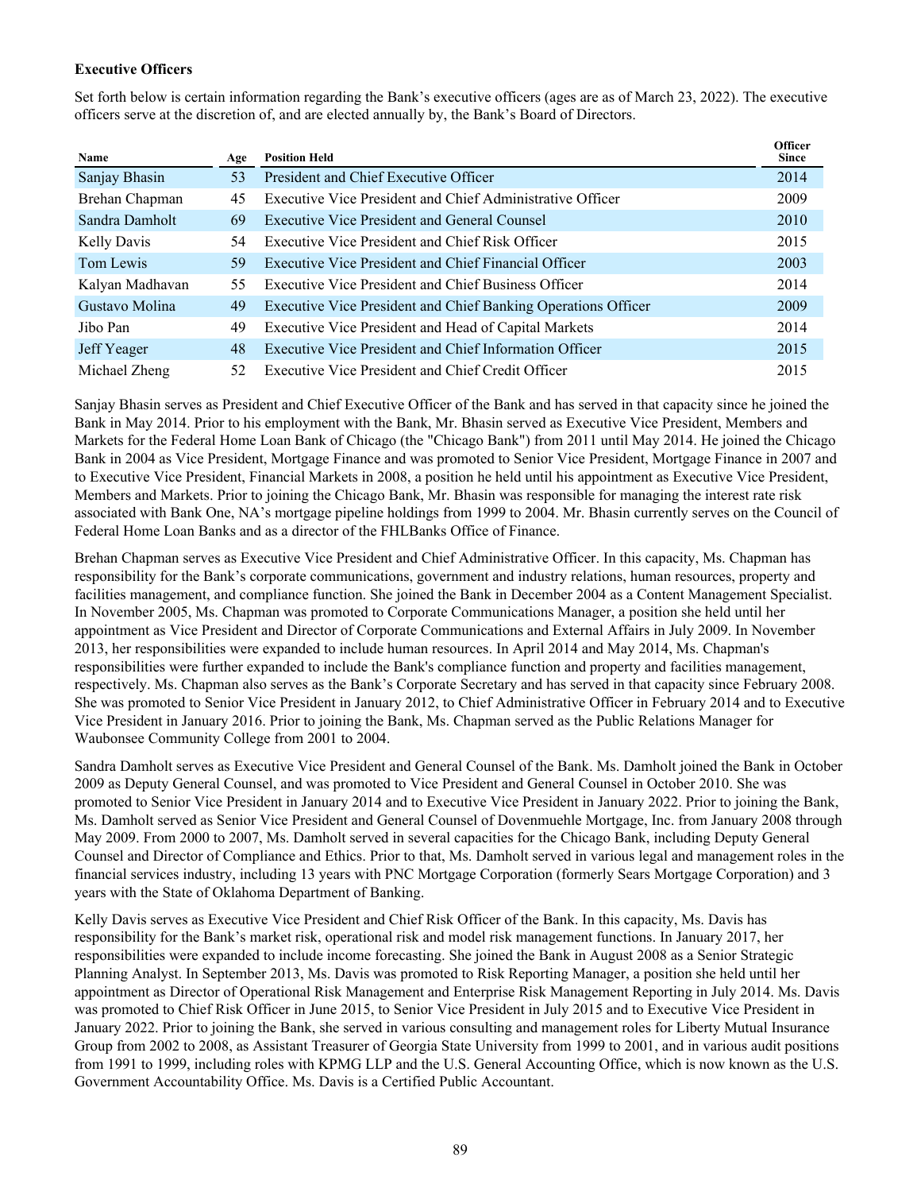**Executive Officers**

Set forth below is certain information regarding the Bank's executive officers (ages are as of March 23, 2022). The executive officers serve at the discretion of, and are elected annually by, the Bank's Board of Directors.

| Name | Age | Position Held | Officer Since |
|---|---|---|---|
| Sanjay Bhasin | 53 | President and Chief Executive Officer | 2014 |
| Brehan Chapman | 45 | Executive Vice President and Chief Administrative Officer | 2009 |
| Sandra Damholt | 69 | Executive Vice President and General Counsel | 2010 |
| Kelly Davis | 54 | Executive Vice President and Chief Risk Officer | 2015 |
| Tom Lewis | 59 | Executive Vice President and Chief Financial Officer | 2003 |
| Kalyan Madhavan | 55 | Executive Vice President and Chief Business Officer | 2014 |
| Gustavo Molina | 49 | Executive Vice President and Chief Banking Operations Officer | 2009 |
| Jibo Pan | 49 | Executive Vice President and Head of Capital Markets | 2014 |
| Jeff Yeager | 48 | Executive Vice President and Chief Information Officer | 2015 |
| Michael Zheng | 52 | Executive Vice President and Chief Credit Officer | 2015 |

Sanjay Bhasin serves as President and Chief Executive Officer of the Bank and has served in that capacity since he joined the Bank in May 2014. Prior to his employment with the Bank, Mr. Bhasin served as Executive Vice President, Members and Markets for the Federal Home Loan Bank of Chicago (the "Chicago Bank") from 2011 until May 2014. He joined the Chicago Bank in 2004 as Vice President, Mortgage Finance and was promoted to Senior Vice President, Mortgage Finance in 2007 and to Executive Vice President, Financial Markets in 2008, a position he held until his appointment as Executive Vice President, Members and Markets. Prior to joining the Chicago Bank, Mr. Bhasin was responsible for managing the interest rate risk associated with Bank One, NA's mortgage pipeline holdings from 1999 to 2004. Mr. Bhasin currently serves on the Council of Federal Home Loan Banks and as a director of the FHLBanks Office of Finance.

Brehan Chapman serves as Executive Vice President and Chief Administrative Officer. In this capacity, Ms. Chapman has responsibility for the Bank's corporate communications, government and industry relations, human resources, property and facilities management, and compliance function. She joined the Bank in December 2004 as a Content Management Specialist. In November 2005, Ms. Chapman was promoted to Corporate Communications Manager, a position she held until her appointment as Vice President and Director of Corporate Communications and External Affairs in July 2009. In November 2013, her responsibilities were expanded to include human resources. In April 2014 and May 2014, Ms. Chapman's responsibilities were further expanded to include the Bank's compliance function and property and facilities management, respectively. Ms. Chapman also serves as the Bank's Corporate Secretary and has served in that capacity since February 2008. She was promoted to Senior Vice President in January 2012, to Chief Administrative Officer in February 2014 and to Executive Vice President in January 2016. Prior to joining the Bank, Ms. Chapman served as the Public Relations Manager for Waubonsee Community College from 2001 to 2004.

Sandra Damholt serves as Executive Vice President and General Counsel of the Bank. Ms. Damholt joined the Bank in October 2009 as Deputy General Counsel, and was promoted to Vice President and General Counsel in October 2010. She was promoted to Senior Vice President in January 2014 and to Executive Vice President in January 2022. Prior to joining the Bank, Ms. Damholt served as Senior Vice President and General Counsel of Dovenmuehle Mortgage, Inc. from January 2008 through May 2009. From 2000 to 2007, Ms. Damholt served in several capacities for the Chicago Bank, including Deputy General Counsel and Director of Compliance and Ethics. Prior to that, Ms. Damholt served in various legal and management roles in the financial services industry, including 13 years with PNC Mortgage Corporation (formerly Sears Mortgage Corporation) and 3 years with the State of Oklahoma Department of Banking.

Kelly Davis serves as Executive Vice President and Chief Risk Officer of the Bank. In this capacity, Ms. Davis has responsibility for the Bank's market risk, operational risk and model risk management functions. In January 2017, her responsibilities were expanded to include income forecasting. She joined the Bank in August 2008 as a Senior Strategic Planning Analyst. In September 2013, Ms. Davis was promoted to Risk Reporting Manager, a position she held until her appointment as Director of Operational Risk Management and Enterprise Risk Management Reporting in July 2014. Ms. Davis was promoted to Chief Risk Officer in June 2015, to Senior Vice President in July 2015 and to Executive Vice President in January 2022. Prior to joining the Bank, she served in various consulting and management roles for Liberty Mutual Insurance Group from 2002 to 2008, as Assistant Treasurer of Georgia State University from 1999 to 2001, and in various audit positions from 1991 to 1999, including roles with KPMG LLP and the U.S. General Accounting Office, which is now known as the U.S. Government Accountability Office. Ms. Davis is a Certified Public Accountant.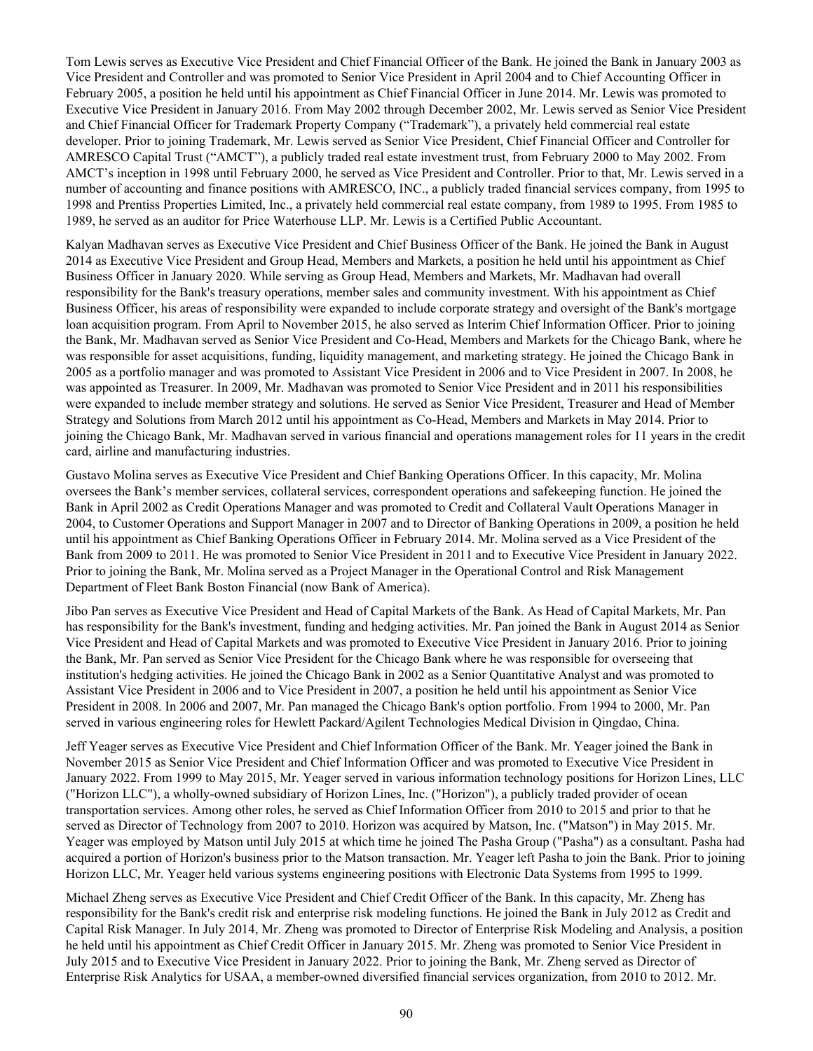Tom Lewis serves as Executive Vice President and Chief Financial Officer of the Bank. He joined the Bank in January 2003 as Vice President and Controller and was promoted to Senior Vice President in April 2004 and to Chief Accounting Officer in February 2005, a position he held until his appointment as Chief Financial Officer in June 2014. Mr. Lewis was promoted to Executive Vice President in January 2016. From May 2002 through December 2002, Mr. Lewis served as Senior Vice President and Chief Financial Officer for Trademark Property Company ("Trademark"), a privately held commercial real estate developer. Prior to joining Trademark, Mr. Lewis served as Senior Vice President, Chief Financial Officer and Controller for AMRESCO Capital Trust ("AMCT"), a publicly traded real estate investment trust, from February 2000 to May 2002. From AMCT's inception in 1998 until February 2000, he served as Vice President and Controller. Prior to that, Mr. Lewis served in a number of accounting and finance positions with AMRESCO, INC., a publicly traded financial services company, from 1995 to 1998 and Prentiss Properties Limited, Inc., a privately held commercial real estate company, from 1989 to 1995. From 1985 to 1989, he served as an auditor for Price Waterhouse LLP. Mr. Lewis is a Certified Public Accountant.

Kalyan Madhavan serves as Executive Vice President and Chief Business Officer of the Bank. He joined the Bank in August 2014 as Executive Vice President and Group Head, Members and Markets, a position he held until his appointment as Chief Business Officer in January 2020. While serving as Group Head, Members and Markets, Mr. Madhavan had overall responsibility for the Bank's treasury operations, member sales and community investment. With his appointment as Chief Business Officer, his areas of responsibility were expanded to include corporate strategy and oversight of the Bank's mortgage loan acquisition program. From April to November 2015, he also served as Interim Chief Information Officer. Prior to joining the Bank, Mr. Madhavan served as Senior Vice President and Co-Head, Members and Markets for the Chicago Bank, where he was responsible for asset acquisitions, funding, liquidity management, and marketing strategy. He joined the Chicago Bank in 2005 as a portfolio manager and was promoted to Assistant Vice President in 2006 and to Vice President in 2007. In 2008, he was appointed as Treasurer. In 2009, Mr. Madhavan was promoted to Senior Vice President and in 2011 his responsibilities were expanded to include member strategy and solutions. He served as Senior Vice President, Treasurer and Head of Member Strategy and Solutions from March 2012 until his appointment as Co-Head, Members and Markets in May 2014. Prior to joining the Chicago Bank, Mr. Madhavan served in various financial and operations management roles for 11 years in the credit card, airline and manufacturing industries.

Gustavo Molina serves as Executive Vice President and Chief Banking Operations Officer. In this capacity, Mr. Molina oversees the Bank's member services, collateral services, correspondent operations and safekeeping function. He joined the Bank in April 2002 as Credit Operations Manager and was promoted to Credit and Collateral Vault Operations Manager in 2004, to Customer Operations and Support Manager in 2007 and to Director of Banking Operations in 2009, a position he held until his appointment as Chief Banking Operations Officer in February 2014. Mr. Molina served as a Vice President of the Bank from 2009 to 2011. He was promoted to Senior Vice President in 2011 and to Executive Vice President in January 2022. Prior to joining the Bank, Mr. Molina served as a Project Manager in the Operational Control and Risk Management Department of Fleet Bank Boston Financial (now Bank of America).

Jibo Pan serves as Executive Vice President and Head of Capital Markets of the Bank. As Head of Capital Markets, Mr. Pan has responsibility for the Bank's investment, funding and hedging activities. Mr. Pan joined the Bank in August 2014 as Senior Vice President and Head of Capital Markets and was promoted to Executive Vice President in January 2016. Prior to joining the Bank, Mr. Pan served as Senior Vice President for the Chicago Bank where he was responsible for overseeing that institution's hedging activities. He joined the Chicago Bank in 2002 as a Senior Quantitative Analyst and was promoted to Assistant Vice President in 2006 and to Vice President in 2007, a position he held until his appointment as Senior Vice President in 2008. In 2006 and 2007, Mr. Pan managed the Chicago Bank's option portfolio. From 1994 to 2000, Mr. Pan served in various engineering roles for Hewlett Packard/Agilent Technologies Medical Division in Qingdao, China.

Jeff Yeager serves as Executive Vice President and Chief Information Officer of the Bank. Mr. Yeager joined the Bank in November 2015 as Senior Vice President and Chief Information Officer and was promoted to Executive Vice President in January 2022. From 1999 to May 2015, Mr. Yeager served in various information technology positions for Horizon Lines, LLC ("Horizon LLC"), a wholly-owned subsidiary of Horizon Lines, Inc. ("Horizon"), a publicly traded provider of ocean transportation services. Among other roles, he served as Chief Information Officer from 2010 to 2015 and prior to that he served as Director of Technology from 2007 to 2010. Horizon was acquired by Matson, Inc. ("Matson") in May 2015. Mr. Yeager was employed by Matson until July 2015 at which time he joined The Pasha Group ("Pasha") as a consultant. Pasha had acquired a portion of Horizon's business prior to the Matson transaction. Mr. Yeager left Pasha to join the Bank. Prior to joining Horizon LLC, Mr. Yeager held various systems engineering positions with Electronic Data Systems from 1995 to 1999.

Michael Zheng serves as Executive Vice President and Chief Credit Officer of the Bank. In this capacity, Mr. Zheng has responsibility for the Bank's credit risk and enterprise risk modeling functions. He joined the Bank in July 2012 as Credit and Capital Risk Manager. In July 2014, Mr. Zheng was promoted to Director of Enterprise Risk Modeling and Analysis, a position he held until his appointment as Chief Credit Officer in January 2015. Mr. Zheng was promoted to Senior Vice President in July 2015 and to Executive Vice President in January 2022. Prior to joining the Bank, Mr. Zheng served as Director of Enterprise Risk Analytics for USAA, a member-owned diversified financial services organization, from 2010 to 2012. Mr.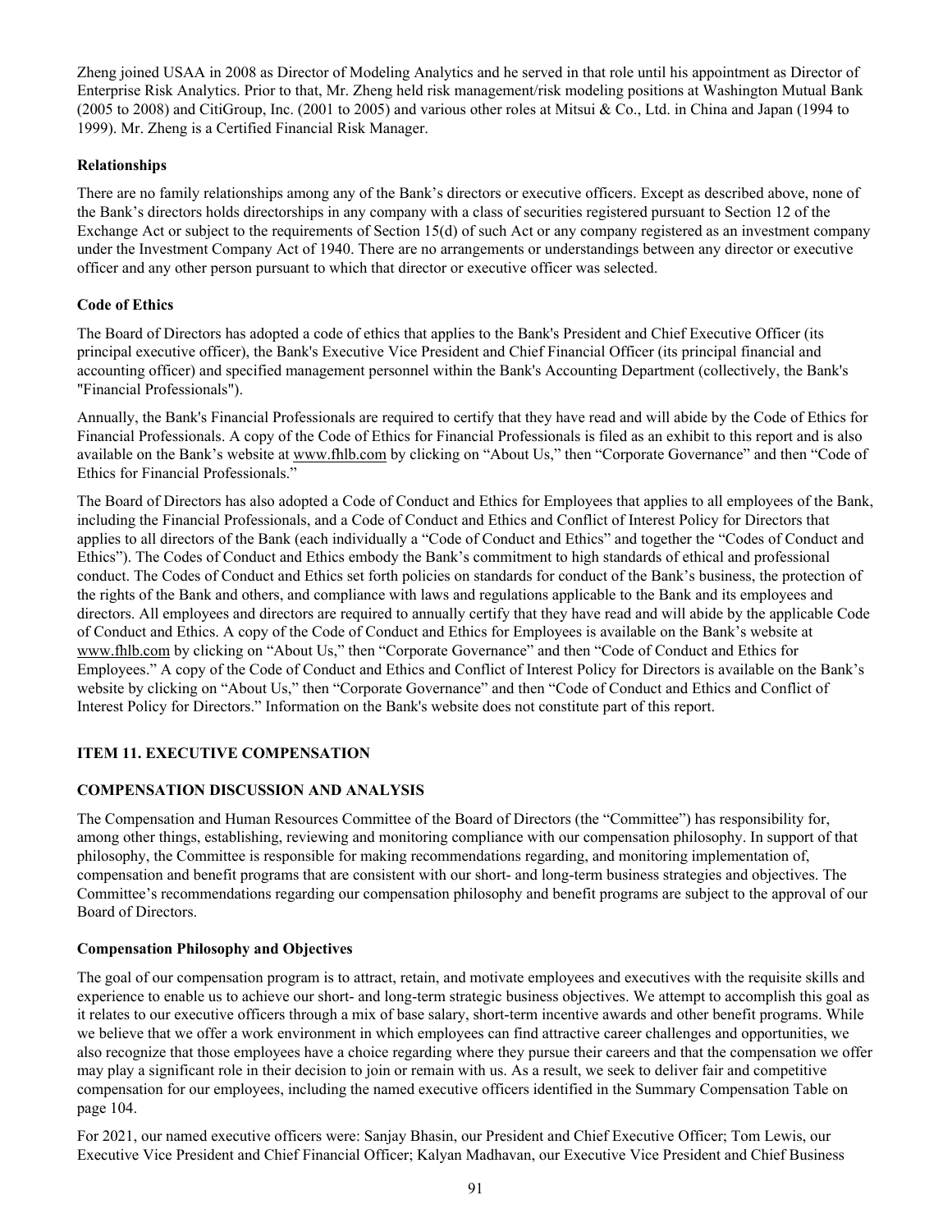Zheng joined USAA in 2008 as Director of Modeling Analytics and he served in that role until his appointment as Director of Enterprise Risk Analytics. Prior to that, Mr. Zheng held risk management/risk modeling positions at Washington Mutual Bank (2005 to 2008) and CitiGroup, Inc. (2001 to 2005) and various other roles at Mitsui & Co., Ltd. in China and Japan (1994 to 1999). Mr. Zheng is a Certified Financial Risk Manager.

**Relationships**

There are no family relationships among any of the Bank's directors or executive officers. Except as described above, none of the Bank's directors holds directorships in any company with a class of securities registered pursuant to Section 12 of the Exchange Act or subject to the requirements of Section 15(d) of such Act or any company registered as an investment company under the Investment Company Act of 1940. There are no arrangements or understandings between any director or executive officer and any other person pursuant to which that director or executive officer was selected.

**Code of Ethics**

The Board of Directors has adopted a code of ethics that applies to the Bank's President and Chief Executive Officer (its principal executive officer), the Bank's Executive Vice President and Chief Financial Officer (its principal financial and accounting officer) and specified management personnel within the Bank's Accounting Department (collectively, the Bank's "Financial Professionals").

Annually, the Bank's Financial Professionals are required to certify that they have read and will abide by the Code of Ethics for Financial Professionals. A copy of the Code of Ethics for Financial Professionals is filed as an exhibit to this report and is also available on the Bank's website at www.fhlb.com by clicking on "About Us," then "Corporate Governance" and then "Code of Ethics for Financial Professionals."

The Board of Directors has also adopted a Code of Conduct and Ethics for Employees that applies to all employees of the Bank, including the Financial Professionals, and a Code of Conduct and Ethics and Conflict of Interest Policy for Directors that applies to all directors of the Bank (each individually a "Code of Conduct and Ethics" and together the "Codes of Conduct and Ethics"). The Codes of Conduct and Ethics embody the Bank's commitment to high standards of ethical and professional conduct. The Codes of Conduct and Ethics set forth policies on standards for conduct of the Bank's business, the protection of the rights of the Bank and others, and compliance with laws and regulations applicable to the Bank and its employees and directors. All employees and directors are required to annually certify that they have read and will abide by the applicable Code of Conduct and Ethics. A copy of the Code of Conduct and Ethics for Employees is available on the Bank's website at www.fhlb.com by clicking on "About Us," then "Corporate Governance" and then "Code of Conduct and Ethics for Employees." A copy of the Code of Conduct and Ethics and Conflict of Interest Policy for Directors is available on the Bank's website by clicking on "About Us," then "Corporate Governance" and then "Code of Conduct and Ethics and Conflict of Interest Policy for Directors." Information on the Bank's website does not constitute part of this report.

## ITEM 11. EXECUTIVE COMPENSATION

### COMPENSATION DISCUSSION AND ANALYSIS

The Compensation and Human Resources Committee of the Board of Directors (the "Committee") has responsibility for, among other things, establishing, reviewing and monitoring compliance with our compensation philosophy. In support of that philosophy, the Committee is responsible for making recommendations regarding, and monitoring implementation of, compensation and benefit programs that are consistent with our short- and long-term business strategies and objectives. The Committee's recommendations regarding our compensation philosophy and benefit programs are subject to the approval of our Board of Directors.

**Compensation Philosophy and Objectives**

The goal of our compensation program is to attract, retain, and motivate employees and executives with the requisite skills and experience to enable us to achieve our short- and long-term strategic business objectives. We attempt to accomplish this goal as it relates to our executive officers through a mix of base salary, short-term incentive awards and other benefit programs. While we believe that we offer a work environment in which employees can find attractive career challenges and opportunities, we also recognize that those employees have a choice regarding where they pursue their careers and that the compensation we offer may play a significant role in their decision to join or remain with us. As a result, we seek to deliver fair and competitive compensation for our employees, including the named executive officers identified in the Summary Compensation Table on page 104.

For 2021, our named executive officers were: Sanjay Bhasin, our President and Chief Executive Officer; Tom Lewis, our Executive Vice President and Chief Financial Officer; Kalyan Madhavan, our Executive Vice President and Chief Business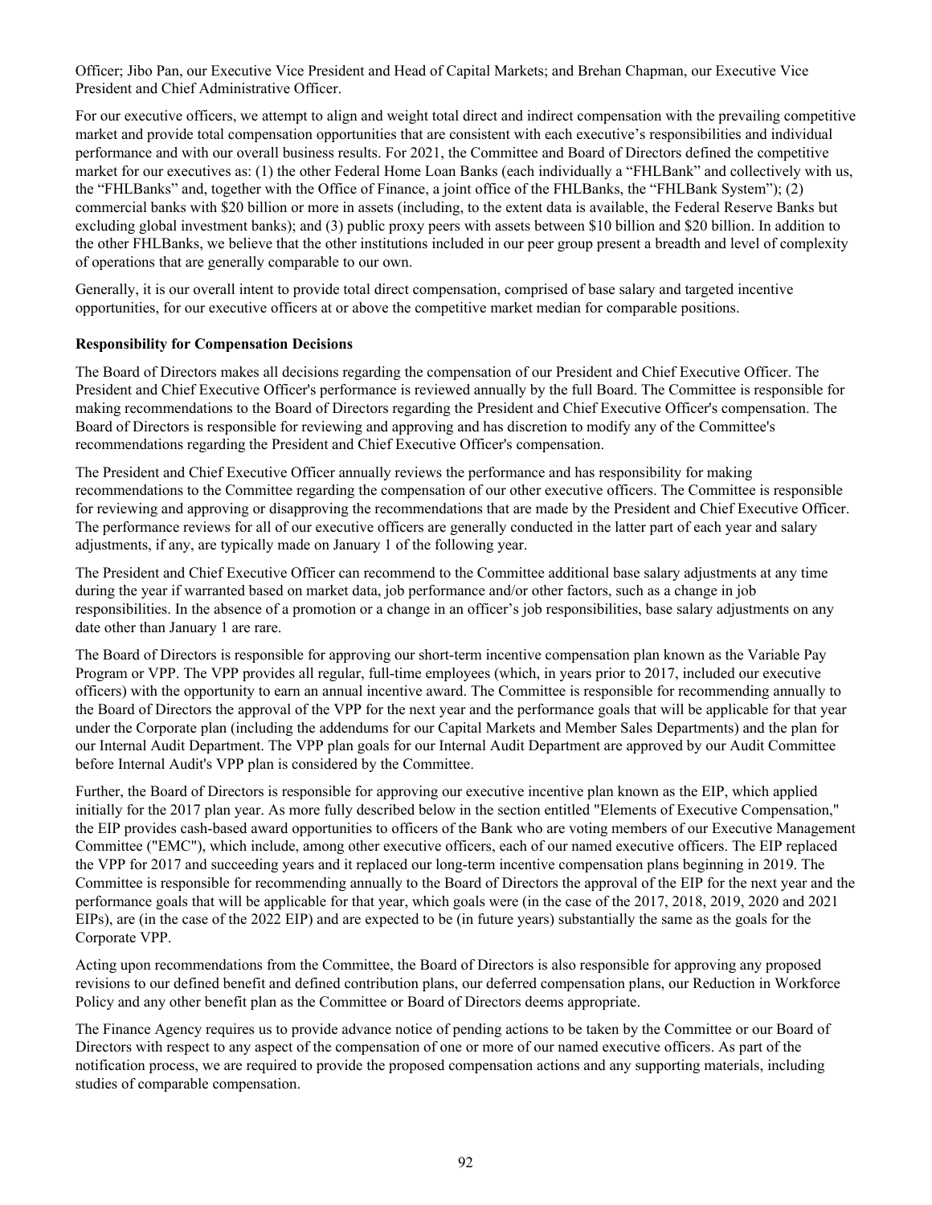Officer; Jibo Pan, our Executive Vice President and Head of Capital Markets; and Brehan Chapman, our Executive Vice President and Chief Administrative Officer.

For our executive officers, we attempt to align and weight total direct and indirect compensation with the prevailing competitive market and provide total compensation opportunities that are consistent with each executive's responsibilities and individual performance and with our overall business results. For 2021, the Committee and Board of Directors defined the competitive market for our executives as: (1) the other Federal Home Loan Banks (each individually a "FHLBank" and collectively with us, the "FHLBanks" and, together with the Office of Finance, a joint office of the FHLBanks, the "FHLBank System"); (2) commercial banks with $20 billion or more in assets (including, to the extent data is available, the Federal Reserve Banks but excluding global investment banks); and (3) public proxy peers with assets between $10 billion and $20 billion. In addition to the other FHLBanks, we believe that the other institutions included in our peer group present a breadth and level of complexity of operations that are generally comparable to our own.

Generally, it is our overall intent to provide total direct compensation, comprised of base salary and targeted incentive opportunities, for our executive officers at or above the competitive market median for comparable positions.

**Responsibility for Compensation Decisions**

The Board of Directors makes all decisions regarding the compensation of our President and Chief Executive Officer. The President and Chief Executive Officer's performance is reviewed annually by the full Board. The Committee is responsible for making recommendations to the Board of Directors regarding the President and Chief Executive Officer's compensation. The Board of Directors is responsible for reviewing and approving and has discretion to modify any of the Committee's recommendations regarding the President and Chief Executive Officer's compensation.

The President and Chief Executive Officer annually reviews the performance and has responsibility for making recommendations to the Committee regarding the compensation of our other executive officers. The Committee is responsible for reviewing and approving or disapproving the recommendations that are made by the President and Chief Executive Officer. The performance reviews for all of our executive officers are generally conducted in the latter part of each year and salary adjustments, if any, are typically made on January 1 of the following year.

The President and Chief Executive Officer can recommend to the Committee additional base salary adjustments at any time during the year if warranted based on market data, job performance and/or other factors, such as a change in job responsibilities. In the absence of a promotion or a change in an officer's job responsibilities, base salary adjustments on any date other than January 1 are rare.

The Board of Directors is responsible for approving our short-term incentive compensation plan known as the Variable Pay Program or VPP. The VPP provides all regular, full-time employees (which, in years prior to 2017, included our executive officers) with the opportunity to earn an annual incentive award. The Committee is responsible for recommending annually to the Board of Directors the approval of the VPP for the next year and the performance goals that will be applicable for that year under the Corporate plan (including the addendums for our Capital Markets and Member Sales Departments) and the plan for our Internal Audit Department. The VPP plan goals for our Internal Audit Department are approved by our Audit Committee before Internal Audit's VPP plan is considered by the Committee.

Further, the Board of Directors is responsible for approving our executive incentive plan known as the EIP, which applied initially for the 2017 plan year. As more fully described below in the section entitled "Elements of Executive Compensation," the EIP provides cash-based award opportunities to officers of the Bank who are voting members of our Executive Management Committee ("EMC"), which include, among other executive officers, each of our named executive officers. The EIP replaced the VPP for 2017 and succeeding years and it replaced our long-term incentive compensation plans beginning in 2019. The Committee is responsible for recommending annually to the Board of Directors the approval of the EIP for the next year and the performance goals that will be applicable for that year, which goals were (in the case of the 2017, 2018, 2019, 2020 and 2021 EIPs), are (in the case of the 2022 EIP) and are expected to be (in future years) substantially the same as the goals for the Corporate VPP.

Acting upon recommendations from the Committee, the Board of Directors is also responsible for approving any proposed revisions to our defined benefit and defined contribution plans, our deferred compensation plans, our Reduction in Workforce Policy and any other benefit plan as the Committee or Board of Directors deems appropriate.

The Finance Agency requires us to provide advance notice of pending actions to be taken by the Committee or our Board of Directors with respect to any aspect of the compensation of one or more of our named executive officers. As part of the notification process, we are required to provide the proposed compensation actions and any supporting materials, including studies of comparable compensation.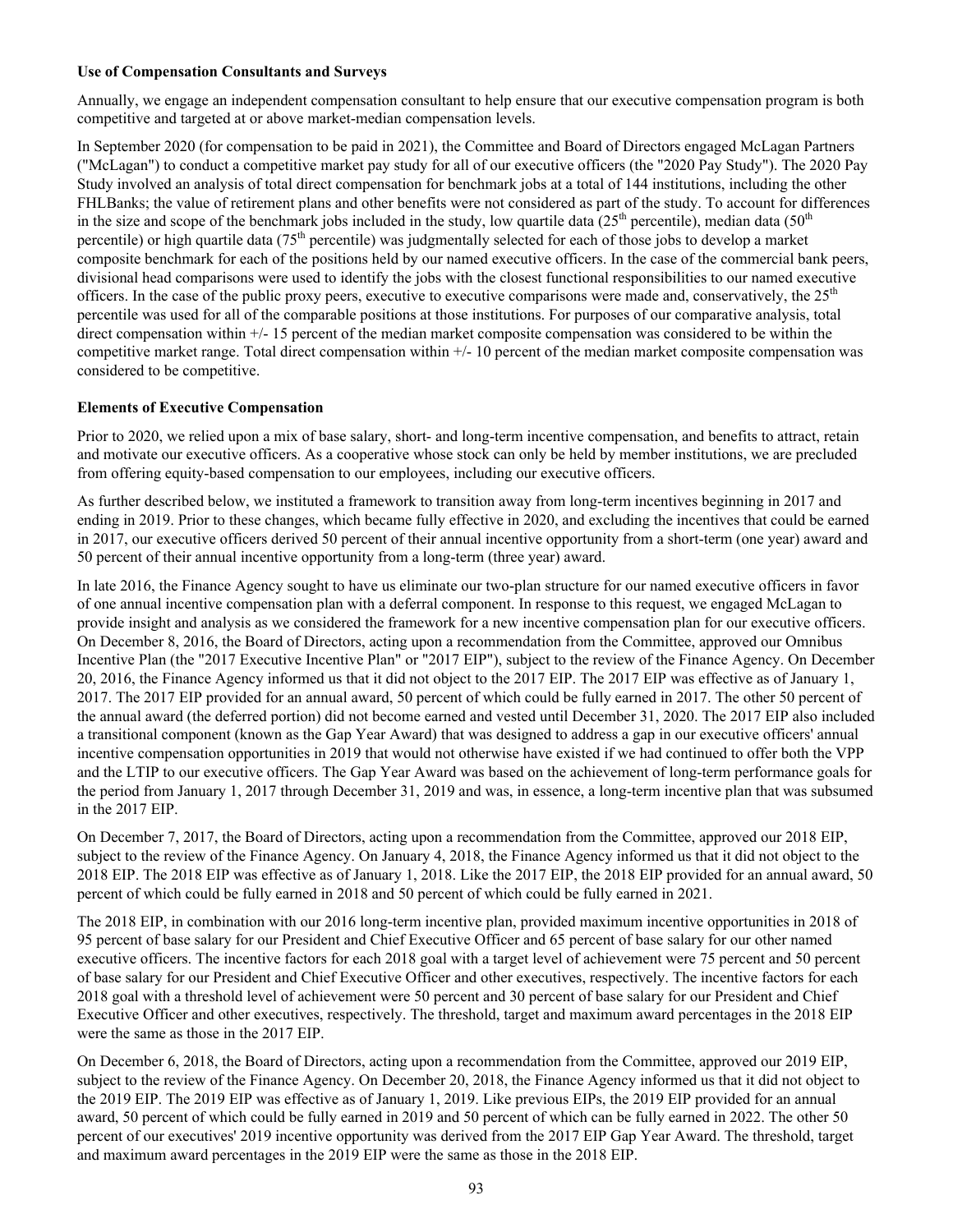**Use of Compensation Consultants and Surveys**

Annually, we engage an independent compensation consultant to help ensure that our executive compensation program is both competitive and targeted at or above market-median compensation levels.

In September 2020 (for compensation to be paid in 2021), the Committee and Board of Directors engaged McLagan Partners ("McLagan") to conduct a competitive market pay study for all of our executive officers (the "2020 Pay Study"). The 2020 Pay Study involved an analysis of total direct compensation for benchmark jobs at a total of 144 institutions, including the other FHLBanks; the value of retirement plans and other benefits were not considered as part of the study. To account for differences in the size and scope of the benchmark jobs included in the study, low quartile data (25th percentile), median data (50th percentile) or high quartile data (75th percentile) was judgmentally selected for each of those jobs to develop a market composite benchmark for each of the positions held by our named executive officers. In the case of the commercial bank peers, divisional head comparisons were used to identify the jobs with the closest functional responsibilities to our named executive officers. In the case of the public proxy peers, executive to executive comparisons were made and, conservatively, the 25th percentile was used for all of the comparable positions at those institutions. For purposes of our comparative analysis, total direct compensation within +/- 15 percent of the median market composite compensation was considered to be within the competitive market range. Total direct compensation within +/- 10 percent of the median market composite compensation was considered to be competitive.

**Elements of Executive Compensation**

Prior to 2020, we relied upon a mix of base salary, short- and long-term incentive compensation, and benefits to attract, retain and motivate our executive officers. As a cooperative whose stock can only be held by member institutions, we are precluded from offering equity-based compensation to our employees, including our executive officers.

As further described below, we instituted a framework to transition away from long-term incentives beginning in 2017 and ending in 2019. Prior to these changes, which became fully effective in 2020, and excluding the incentives that could be earned in 2017, our executive officers derived 50 percent of their annual incentive opportunity from a short-term (one year) award and 50 percent of their annual incentive opportunity from a long-term (three year) award.

In late 2016, the Finance Agency sought to have us eliminate our two-plan structure for our named executive officers in favor of one annual incentive compensation plan with a deferral component. In response to this request, we engaged McLagan to provide insight and analysis as we considered the framework for a new incentive compensation plan for our executive officers. On December 8, 2016, the Board of Directors, acting upon a recommendation from the Committee, approved our Omnibus Incentive Plan (the "2017 Executive Incentive Plan" or "2017 EIP"), subject to the review of the Finance Agency. On December 20, 2016, the Finance Agency informed us that it did not object to the 2017 EIP. The 2017 EIP was effective as of January 1, 2017. The 2017 EIP provided for an annual award, 50 percent of which could be fully earned in 2017. The other 50 percent of the annual award (the deferred portion) did not become earned and vested until December 31, 2020. The 2017 EIP also included a transitional component (known as the Gap Year Award) that was designed to address a gap in our executive officers' annual incentive compensation opportunities in 2019 that would not otherwise have existed if we had continued to offer both the VPP and the LTIP to our executive officers. The Gap Year Award was based on the achievement of long-term performance goals for the period from January 1, 2017 through December 31, 2019 and was, in essence, a long-term incentive plan that was subsumed in the 2017 EIP.

On December 7, 2017, the Board of Directors, acting upon a recommendation from the Committee, approved our 2018 EIP, subject to the review of the Finance Agency. On January 4, 2018, the Finance Agency informed us that it did not object to the 2018 EIP. The 2018 EIP was effective as of January 1, 2018. Like the 2017 EIP, the 2018 EIP provided for an annual award, 50 percent of which could be fully earned in 2018 and 50 percent of which could be fully earned in 2021.

The 2018 EIP, in combination with our 2016 long-term incentive plan, provided maximum incentive opportunities in 2018 of 95 percent of base salary for our President and Chief Executive Officer and 65 percent of base salary for our other named executive officers. The incentive factors for each 2018 goal with a target level of achievement were 75 percent and 50 percent of base salary for our President and Chief Executive Officer and other executives, respectively. The incentive factors for each 2018 goal with a threshold level of achievement were 50 percent and 30 percent of base salary for our President and Chief Executive Officer and other executives, respectively. The threshold, target and maximum award percentages in the 2018 EIP were the same as those in the 2017 EIP.

On December 6, 2018, the Board of Directors, acting upon a recommendation from the Committee, approved our 2019 EIP, subject to the review of the Finance Agency. On December 20, 2018, the Finance Agency informed us that it did not object to the 2019 EIP. The 2019 EIP was effective as of January 1, 2019. Like previous EIPs, the 2019 EIP provided for an annual award, 50 percent of which could be fully earned in 2019 and 50 percent of which can be fully earned in 2022. The other 50 percent of our executives' 2019 incentive opportunity was derived from the 2017 EIP Gap Year Award. The threshold, target and maximum award percentages in the 2019 EIP were the same as those in the 2018 EIP.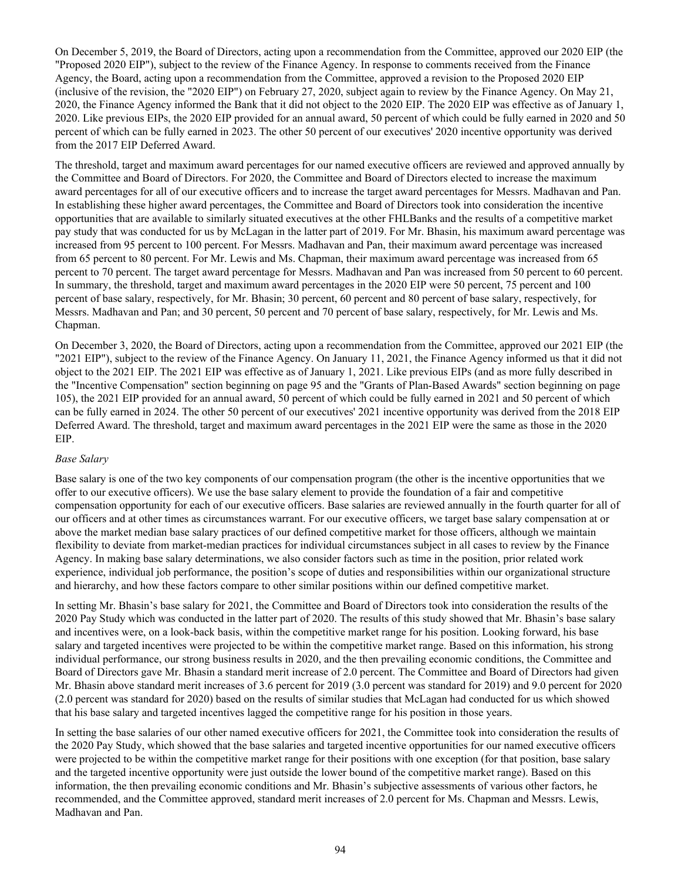On December 5, 2019, the Board of Directors, acting upon a recommendation from the Committee, approved our 2020 EIP (the "Proposed 2020 EIP"), subject to the review of the Finance Agency. In response to comments received from the Finance Agency, the Board, acting upon a recommendation from the Committee, approved a revision to the Proposed 2020 EIP (inclusive of the revision, the "2020 EIP") on February 27, 2020, subject again to review by the Finance Agency. On May 21, 2020, the Finance Agency informed the Bank that it did not object to the 2020 EIP. The 2020 EIP was effective as of January 1, 2020. Like previous EIPs, the 2020 EIP provided for an annual award, 50 percent of which could be fully earned in 2020 and 50 percent of which can be fully earned in 2023. The other 50 percent of our executives' 2020 incentive opportunity was derived from the 2017 EIP Deferred Award.

The threshold, target and maximum award percentages for our named executive officers are reviewed and approved annually by the Committee and Board of Directors. For 2020, the Committee and Board of Directors elected to increase the maximum award percentages for all of our executive officers and to increase the target award percentages for Messrs. Madhavan and Pan. In establishing these higher award percentages, the Committee and Board of Directors took into consideration the incentive opportunities that are available to similarly situated executives at the other FHLBanks and the results of a competitive market pay study that was conducted for us by McLagan in the latter part of 2019. For Mr. Bhasin, his maximum award percentage was increased from 95 percent to 100 percent. For Messrs. Madhavan and Pan, their maximum award percentage was increased from 65 percent to 80 percent. For Mr. Lewis and Ms. Chapman, their maximum award percentage was increased from 65 percent to 70 percent. The target award percentage for Messrs. Madhavan and Pan was increased from 50 percent to 60 percent. In summary, the threshold, target and maximum award percentages in the 2020 EIP were 50 percent, 75 percent and 100 percent of base salary, respectively, for Mr. Bhasin; 30 percent, 60 percent and 80 percent of base salary, respectively, for Messrs. Madhavan and Pan; and 30 percent, 50 percent and 70 percent of base salary, respectively, for Mr. Lewis and Ms. Chapman.

On December 3, 2020, the Board of Directors, acting upon a recommendation from the Committee, approved our 2021 EIP (the "2021 EIP"), subject to the review of the Finance Agency. On January 11, 2021, the Finance Agency informed us that it did not object to the 2021 EIP. The 2021 EIP was effective as of January 1, 2021. Like previous EIPs (and as more fully described in the "Incentive Compensation" section beginning on page 95 and the "Grants of Plan-Based Awards" section beginning on page 105), the 2021 EIP provided for an annual award, 50 percent of which could be fully earned in 2021 and 50 percent of which can be fully earned in 2024. The other 50 percent of our executives' 2021 incentive opportunity was derived from the 2018 EIP Deferred Award. The threshold, target and maximum award percentages in the 2021 EIP were the same as those in the 2020 EIP.

*Base Salary*

Base salary is one of the two key components of our compensation program (the other is the incentive opportunities that we offer to our executive officers). We use the base salary element to provide the foundation of a fair and competitive compensation opportunity for each of our executive officers. Base salaries are reviewed annually in the fourth quarter for all of our officers and at other times as circumstances warrant. For our executive officers, we target base salary compensation at or above the market median base salary practices of our defined competitive market for those officers, although we maintain flexibility to deviate from market-median practices for individual circumstances subject in all cases to review by the Finance Agency. In making base salary determinations, we also consider factors such as time in the position, prior related work experience, individual job performance, the position's scope of duties and responsibilities within our organizational structure and hierarchy, and how these factors compare to other similar positions within our defined competitive market.

In setting Mr. Bhasin's base salary for 2021, the Committee and Board of Directors took into consideration the results of the 2020 Pay Study which was conducted in the latter part of 2020. The results of this study showed that Mr. Bhasin's base salary and incentives were, on a look-back basis, within the competitive market range for his position. Looking forward, his base salary and targeted incentives were projected to be within the competitive market range. Based on this information, his strong individual performance, our strong business results in 2020, and the then prevailing economic conditions, the Committee and Board of Directors gave Mr. Bhasin a standard merit increase of 2.0 percent. The Committee and Board of Directors had given Mr. Bhasin above standard merit increases of 3.6 percent for 2019 (3.0 percent was standard for 2019) and 9.0 percent for 2020 (2.0 percent was standard for 2020) based on the results of similar studies that McLagan had conducted for us which showed that his base salary and targeted incentives lagged the competitive range for his position in those years.

In setting the base salaries of our other named executive officers for 2021, the Committee took into consideration the results of the 2020 Pay Study, which showed that the base salaries and targeted incentive opportunities for our named executive officers were projected to be within the competitive market range for their positions with one exception (for that position, base salary and the targeted incentive opportunity were just outside the lower bound of the competitive market range). Based on this information, the then prevailing economic conditions and Mr. Bhasin's subjective assessments of various other factors, he recommended, and the Committee approved, standard merit increases of 2.0 percent for Ms. Chapman and Messrs. Lewis, Madhavan and Pan.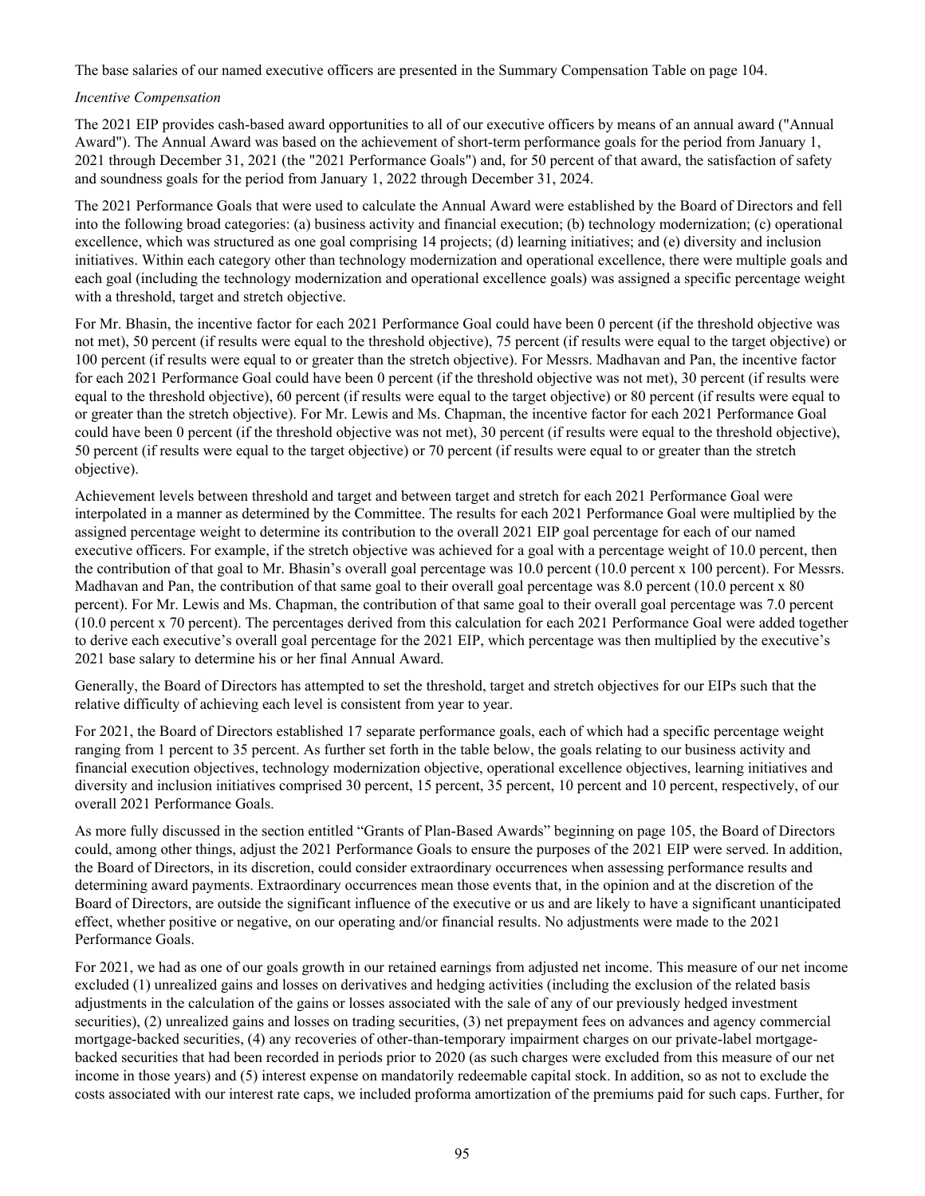The base salaries of our named executive officers are presented in the Summary Compensation Table on page 104.

*Incentive Compensation*

The 2021 EIP provides cash-based award opportunities to all of our executive officers by means of an annual award ("Annual Award"). The Annual Award was based on the achievement of short-term performance goals for the period from January 1, 2021 through December 31, 2021 (the "2021 Performance Goals") and, for 50 percent of that award, the satisfaction of safety and soundness goals for the period from January 1, 2022 through December 31, 2024.

The 2021 Performance Goals that were used to calculate the Annual Award were established by the Board of Directors and fell into the following broad categories: (a) business activity and financial execution; (b) technology modernization; (c) operational excellence, which was structured as one goal comprising 14 projects; (d) learning initiatives; and (e) diversity and inclusion initiatives. Within each category other than technology modernization and operational excellence, there were multiple goals and each goal (including the technology modernization and operational excellence goals) was assigned a specific percentage weight with a threshold, target and stretch objective.

For Mr. Bhasin, the incentive factor for each 2021 Performance Goal could have been 0 percent (if the threshold objective was not met), 50 percent (if results were equal to the threshold objective), 75 percent (if results were equal to the target objective) or 100 percent (if results were equal to or greater than the stretch objective). For Messrs. Madhavan and Pan, the incentive factor for each 2021 Performance Goal could have been 0 percent (if the threshold objective was not met), 30 percent (if results were equal to the threshold objective), 60 percent (if results were equal to the target objective) or 80 percent (if results were equal to or greater than the stretch objective). For Mr. Lewis and Ms. Chapman, the incentive factor for each 2021 Performance Goal could have been 0 percent (if the threshold objective was not met), 30 percent (if results were equal to the threshold objective), 50 percent (if results were equal to the target objective) or 70 percent (if results were equal to or greater than the stretch objective).

Achievement levels between threshold and target and between target and stretch for each 2021 Performance Goal were interpolated in a manner as determined by the Committee. The results for each 2021 Performance Goal were multiplied by the assigned percentage weight to determine its contribution to the overall 2021 EIP goal percentage for each of our named executive officers. For example, if the stretch objective was achieved for a goal with a percentage weight of 10.0 percent, then the contribution of that goal to Mr. Bhasin's overall goal percentage was 10.0 percent (10.0 percent x 100 percent). For Messrs. Madhavan and Pan, the contribution of that same goal to their overall goal percentage was 8.0 percent (10.0 percent x 80 percent). For Mr. Lewis and Ms. Chapman, the contribution of that same goal to their overall goal percentage was 7.0 percent (10.0 percent x 70 percent). The percentages derived from this calculation for each 2021 Performance Goal were added together to derive each executive's overall goal percentage for the 2021 EIP, which percentage was then multiplied by the executive's 2021 base salary to determine his or her final Annual Award.

Generally, the Board of Directors has attempted to set the threshold, target and stretch objectives for our EIPs such that the relative difficulty of achieving each level is consistent from year to year.

For 2021, the Board of Directors established 17 separate performance goals, each of which had a specific percentage weight ranging from 1 percent to 35 percent. As further set forth in the table below, the goals relating to our business activity and financial execution objectives, technology modernization objective, operational excellence objectives, learning initiatives and diversity and inclusion initiatives comprised 30 percent, 15 percent, 35 percent, 10 percent and 10 percent, respectively, of our overall 2021 Performance Goals.

As more fully discussed in the section entitled "Grants of Plan-Based Awards" beginning on page 105, the Board of Directors could, among other things, adjust the 2021 Performance Goals to ensure the purposes of the 2021 EIP were served. In addition, the Board of Directors, in its discretion, could consider extraordinary occurrences when assessing performance results and determining award payments. Extraordinary occurrences mean those events that, in the opinion and at the discretion of the Board of Directors, are outside the significant influence of the executive or us and are likely to have a significant unanticipated effect, whether positive or negative, on our operating and/or financial results. No adjustments were made to the 2021 Performance Goals.

For 2021, we had as one of our goals growth in our retained earnings from adjusted net income. This measure of our net income excluded (1) unrealized gains and losses on derivatives and hedging activities (including the exclusion of the related basis adjustments in the calculation of the gains or losses associated with the sale of any of our previously hedged investment securities), (2) unrealized gains and losses on trading securities, (3) net prepayment fees on advances and agency commercial mortgage-backed securities, (4) any recoveries of other-than-temporary impairment charges on our private-label mortgage-backed securities that had been recorded in periods prior to 2020 (as such charges were excluded from this measure of our net income in those years) and (5) interest expense on mandatorily redeemable capital stock. In addition, so as not to exclude the costs associated with our interest rate caps, we included proforma amortization of the premiums paid for such caps. Further, for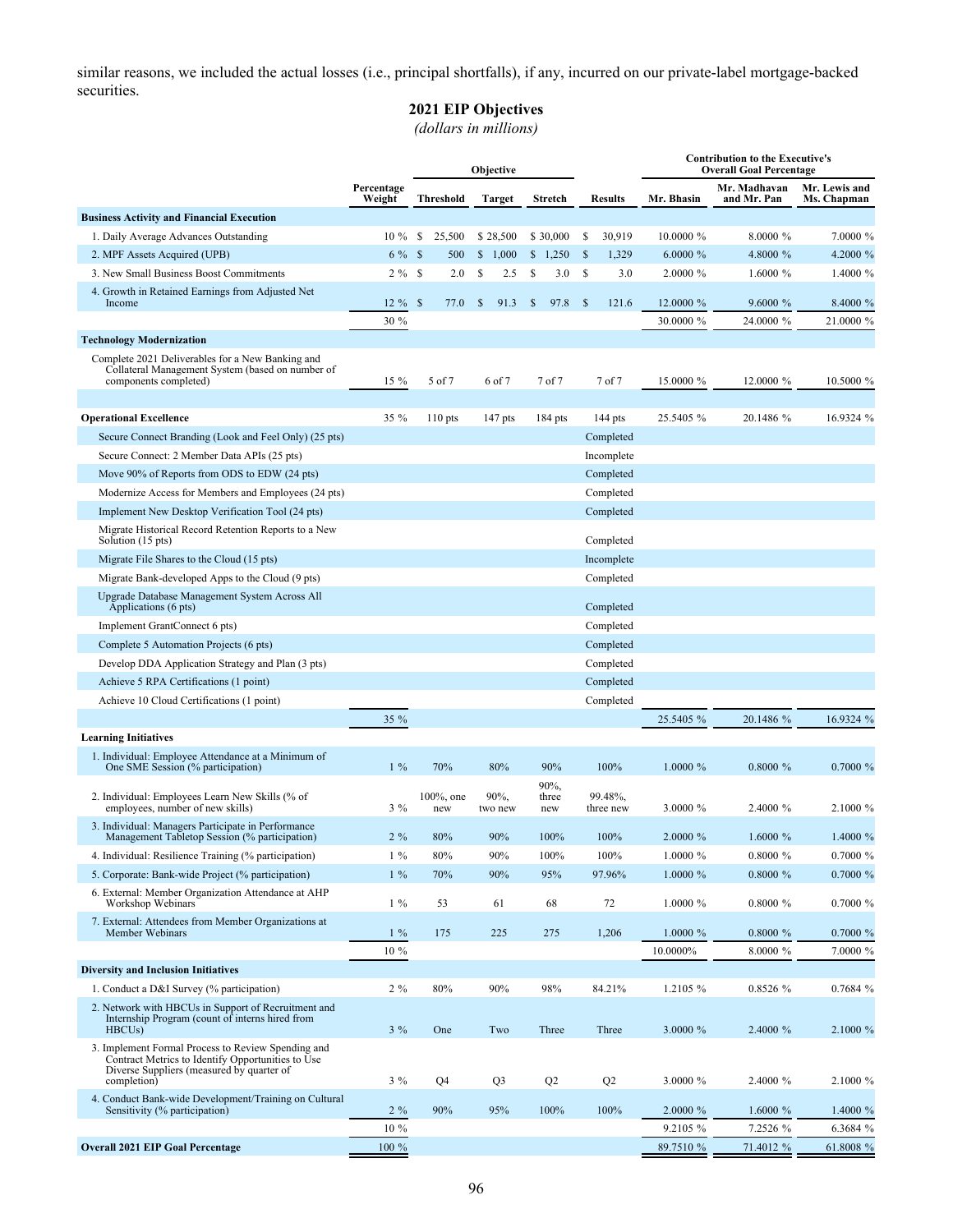similar reasons, we included the actual losses (i.e., principal shortfalls), if any, incurred on our private-label mortgage-backed securities.

## 2021 EIP Objectives

*(dollars in millions)*

| | | Objective | | | | Contribution to the Executive's Overall Goal Percentage | | |
|---|---|---|---|---|---|---|---|---|
| | Percentage Weight | Threshold | Target | Stretch | Results | Mr. Bhasin | Mr. Madhavan and Mr. Pan | Mr. Lewis and Ms. Chapman |
| **Business Activity and Financial Execution** | | | | | | | | |
| 1. Daily Average Advances Outstanding | 10 % | $ 25,500 | $ 28,500 | $ 30,000 | $ 30,919 | 10.0000 % | 8.0000 % | 7.0000 % |
| 2. MPF Assets Acquired (UPB) | 6 % | $ 500 | $ 1,000 | $ 1,250 | $ 1,329 | 6.0000 % | 4.8000 % | 4.2000 % |
| 3. New Small Business Boost Commitments | 2 % | $ 2.0 | $ 2.5 | $ 3.0 | $ 3.0 | 2.0000 % | 1.6000 % | 1.4000 % |
| 4. Growth in Retained Earnings from Adjusted Net Income | 12 % | $ 77.0 | $ 91.3 | $ 97.8 | $ 121.6 | 12.0000 % | 9.6000 % | 8.4000 % |
| | 30 % | | | | | 30.0000 % | 24.0000 % | 21.0000 % |
| **Technology Modernization** | | | | | | | | |
| Complete 2021 Deliverables for a New Banking and Collateral Management System (based on number of components completed) | 15 % | 5 of 7 | 6 of 7 | 7 of 7 | 7 of 7 | 15.0000 % | 12.0000 % | 10.5000 % |
| **Operational Excellence** | 35 % | 110 pts | 147 pts | 184 pts | 144 pts | 25.5405 % | 20.1486 % | 16.9324 % |
| Secure Connect Branding (Look and Feel Only) (25 pts) | | | | | Completed | | | |
| Secure Connect: 2 Member Data APIs (25 pts) | | | | | Incomplete | | | |
| Move 90% of Reports from ODS to EDW (24 pts) | | | | | Completed | | | |
| Modernize Access for Members and Employees (24 pts) | | | | | Completed | | | |
| Implement New Desktop Verification Tool (24 pts) | | | | | Completed | | | |
| Migrate Historical Record Retention Reports to a New Solution (15 pts) | | | | | Completed | | | |
| Migrate File Shares to the Cloud (15 pts) | | | | | Incomplete | | | |
| Migrate Bank-developed Apps to the Cloud (9 pts) | | | | | Completed | | | |
| Upgrade Database Management System Across All Applications (6 pts) | | | | | Completed | | | |
| Implement GrantConnect 6 pts) | | | | | Completed | | | |
| Complete 5 Automation Projects (6 pts) | | | | | Completed | | | |
| Develop DDA Application Strategy and Plan (3 pts) | | | | | Completed | | | |
| Achieve 5 RPA Certifications (1 point) | | | | | Completed | | | |
| Achieve 10 Cloud Certifications (1 point) | | | | | Completed | | | |
| | 35 % | | | | | 25.5405 % | 20.1486 % | 16.9324 % |
| **Learning Initiatives** | | | | | | | | |
| 1. Individual: Employee Attendance at a Minimum of One SME Session (% participation) | 1 % | 70% | 80% | 90% | 100% | 1.0000 % | 0.8000 % | 0.7000 % |
| 2. Individual: Employees Learn New Skills (% of employees, number of new skills) | 3 % | 100%, one new | 90%, two new | 90%, three new | 99.48%, three new | 3.0000 % | 2.4000 % | 2.1000 % |
| 3. Individual: Managers Participate in Performance Management Tabletop Session (% participation) | 2 % | 80% | 90% | 100% | 100% | 2.0000 % | 1.6000 % | 1.4000 % |
| 4. Individual: Resilience Training (% participation) | 1 % | 80% | 90% | 100% | 100% | 1.0000 % | 0.8000 % | 0.7000 % |
| 5. Corporate: Bank-wide Project (% participation) | 1 % | 70% | 90% | 95% | 97.96% | 1.0000 % | 0.8000 % | 0.7000 % |
| 6. External: Member Organization Attendance at AHP Workshop Webinars | 1 % | 53 | 61 | 68 | 72 | 1.0000 % | 0.8000 % | 0.7000 % |
| 7. External: Attendees from Member Organizations at Member Webinars | 1 % | 175 | 225 | 275 | 1,206 | 1.0000 % | 0.8000 % | 0.7000 % |
| | 10 % | | | | | 10.0000% | 8.0000 % | 7.0000 % |
| **Diversity and Inclusion Initiatives** | | | | | | | | |
| 1. Conduct a D&I Survey (% participation) | 2 % | 80% | 90% | 98% | 84.21% | 1.2105 % | 0.8526 % | 0.7684 % |
| 2. Network with HBCUs in Support of Recruitment and Internship Program (count of interns hired from HBCUs) | 3 % | One | Two | Three | Three | 3.0000 % | 2.4000 % | 2.1000 % |
| 3. Implement Formal Process to Review Spending and Contract Metrics to Identify Opportunities to Use Diverse Suppliers (measured by quarter of completion) | 3 % | Q4 | Q3 | Q2 | Q2 | 3.0000 % | 2.4000 % | 2.1000 % |
| 4. Conduct Bank-wide Development/Training on Cultural Sensitivity (% participation) | 2 % | 90% | 95% | 100% | 100% | 2.0000 % | 1.6000 % | 1.4000 % |
| | 10 % | | | | | 9.2105 % | 7.2526 % | 6.3684 % |
| **Overall 2021 EIP Goal Percentage** | 100 % | | | | | 89.7510 % | 71.4012 % | 61.8008 % |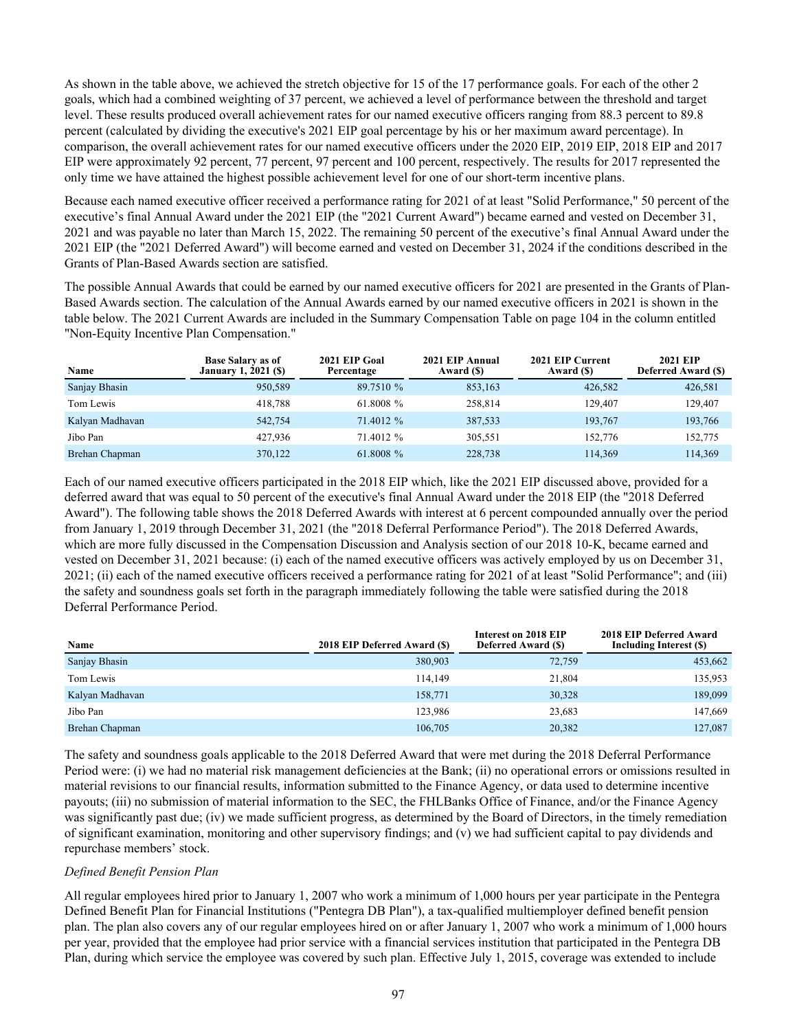As shown in the table above, we achieved the stretch objective for 15 of the 17 performance goals. For each of the other 2 goals, which had a combined weighting of 37 percent, we achieved a level of performance between the threshold and target level. These results produced overall achievement rates for our named executive officers ranging from 88.3 percent to 89.8 percent (calculated by dividing the executive's 2021 EIP goal percentage by his or her maximum award percentage). In comparison, the overall achievement rates for our named executive officers under the 2020 EIP, 2019 EIP, 2018 EIP and 2017 EIP were approximately 92 percent, 77 percent, 97 percent and 100 percent, respectively. The results for 2017 represented the only time we have attained the highest possible achievement level for one of our short-term incentive plans.

Because each named executive officer received a performance rating for 2021 of at least "Solid Performance," 50 percent of the executive's final Annual Award under the 2021 EIP (the "2021 Current Award") became earned and vested on December 31, 2021 and was payable no later than March 15, 2022. The remaining 50 percent of the executive's final Annual Award under the 2021 EIP (the "2021 Deferred Award") will become earned and vested on December 31, 2024 if the conditions described in the Grants of Plan-Based Awards section are satisfied.

The possible Annual Awards that could be earned by our named executive officers for 2021 are presented in the Grants of Plan-Based Awards section. The calculation of the Annual Awards earned by our named executive officers in 2021 is shown in the table below. The 2021 Current Awards are included in the Summary Compensation Table on page 104 in the column entitled "Non-Equity Incentive Plan Compensation."

| Name | Base Salary as of January 1, 2021 ($) | 2021 EIP Goal Percentage | 2021 EIP Annual Award ($) | 2021 EIP Current Award ($) | 2021 EIP Deferred Award ($) |
|---|---|---|---|---|---|
| Sanjay Bhasin | 950,589 | 89.7510 % | 853,163 | 426,582 | 426,581 |
| Tom Lewis | 418,788 | 61.8008 % | 258,814 | 129,407 | 129,407 |
| Kalyan Madhavan | 542,754 | 71.4012 % | 387,533 | 193,767 | 193,766 |
| Jibo Pan | 427,936 | 71.4012 % | 305,551 | 152,776 | 152,775 |
| Brehan Chapman | 370,122 | 61.8008 % | 228,738 | 114,369 | 114,369 |

Each of our named executive officers participated in the 2018 EIP which, like the 2021 EIP discussed above, provided for a deferred award that was equal to 50 percent of the executive's final Annual Award under the 2018 EIP (the "2018 Deferred Award"). The following table shows the 2018 Deferred Awards with interest at 6 percent compounded annually over the period from January 1, 2019 through December 31, 2021 (the "2018 Deferral Performance Period"). The 2018 Deferred Awards, which are more fully discussed in the Compensation Discussion and Analysis section of our 2018 10-K, became earned and vested on December 31, 2021 because: (i) each of the named executive officers was actively employed by us on December 31, 2021; (ii) each of the named executive officers received a performance rating for 2021 of at least "Solid Performance"; and (iii) the safety and soundness goals set forth in the paragraph immediately following the table were satisfied during the 2018 Deferral Performance Period.

| Name | 2018 EIP Deferred Award ($) | Interest on 2018 EIP Deferred Award ($) | 2018 EIP Deferred Award Including Interest ($) |
|---|---|---|---|
| Sanjay Bhasin | 380,903 | 72,759 | 453,662 |
| Tom Lewis | 114,149 | 21,804 | 135,953 |
| Kalyan Madhavan | 158,771 | 30,328 | 189,099 |
| Jibo Pan | 123,986 | 23,683 | 147,669 |
| Brehan Chapman | 106,705 | 20,382 | 127,087 |

The safety and soundness goals applicable to the 2018 Deferred Award that were met during the 2018 Deferral Performance Period were: (i) we had no material risk management deficiencies at the Bank; (ii) no operational errors or omissions resulted in material revisions to our financial results, information submitted to the Finance Agency, or data used to determine incentive payouts; (iii) no submission of material information to the SEC, the FHLBanks Office of Finance, and/or the Finance Agency was significantly past due; (iv) we made sufficient progress, as determined by the Board of Directors, in the timely remediation of significant examination, monitoring and other supervisory findings; and (v) we had sufficient capital to pay dividends and repurchase members' stock.

*Defined Benefit Pension Plan*

All regular employees hired prior to January 1, 2007 who work a minimum of 1,000 hours per year participate in the Pentegra Defined Benefit Plan for Financial Institutions ("Pentegra DB Plan"), a tax-qualified multiemployer defined benefit pension plan. The plan also covers any of our regular employees hired on or after January 1, 2007 who work a minimum of 1,000 hours per year, provided that the employee had prior service with a financial services institution that participated in the Pentegra DB Plan, during which service the employee was covered by such plan. Effective July 1, 2015, coverage was extended to include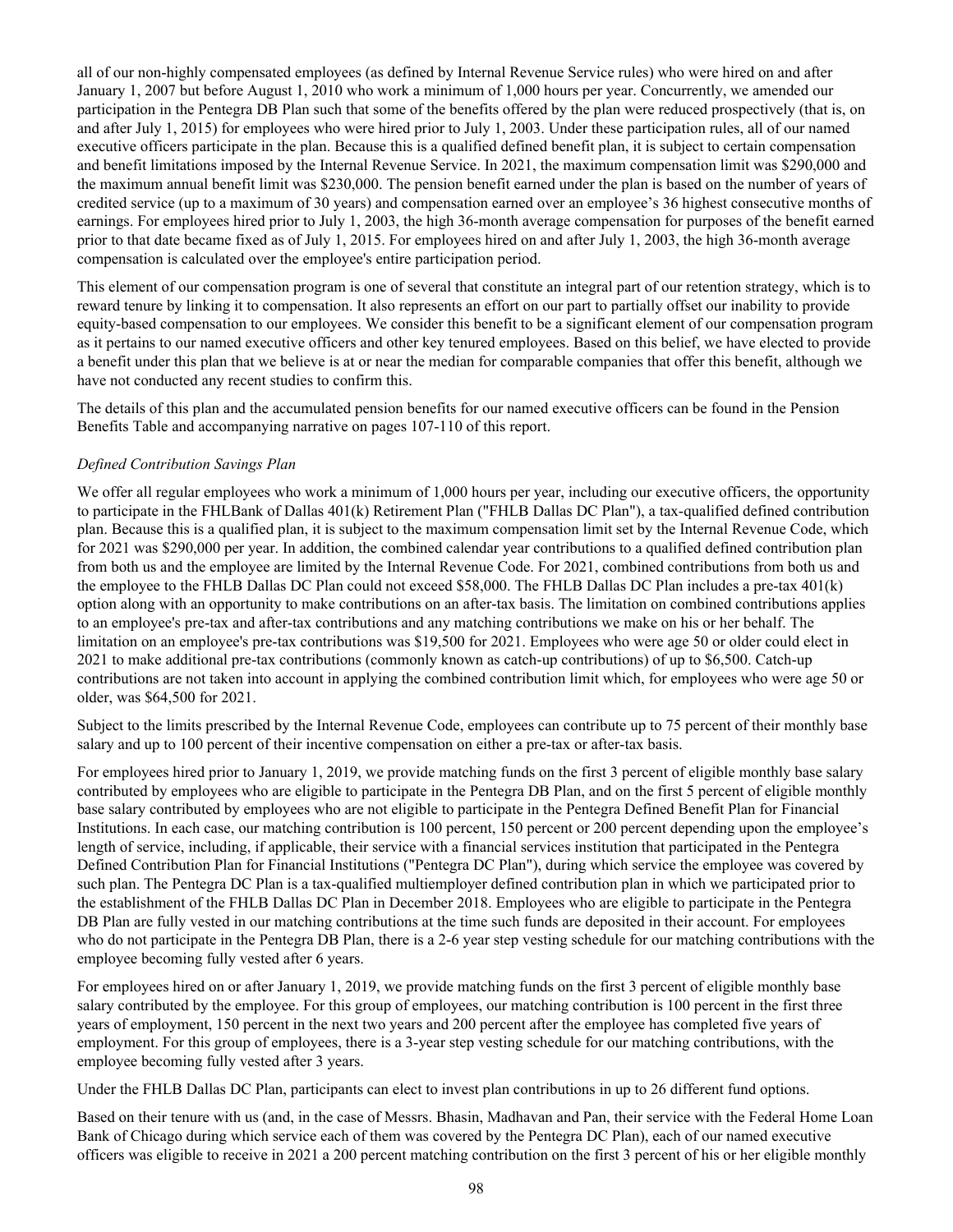all of our non-highly compensated employees (as defined by Internal Revenue Service rules) who were hired on and after January 1, 2007 but before August 1, 2010 who work a minimum of 1,000 hours per year. Concurrently, we amended our participation in the Pentegra DB Plan such that some of the benefits offered by the plan were reduced prospectively (that is, on and after July 1, 2015) for employees who were hired prior to July 1, 2003. Under these participation rules, all of our named executive officers participate in the plan. Because this is a qualified defined benefit plan, it is subject to certain compensation and benefit limitations imposed by the Internal Revenue Service. In 2021, the maximum compensation limit was $290,000 and the maximum annual benefit limit was $230,000. The pension benefit earned under the plan is based on the number of years of credited service (up to a maximum of 30 years) and compensation earned over an employee's 36 highest consecutive months of earnings. For employees hired prior to July 1, 2003, the high 36-month average compensation for purposes of the benefit earned prior to that date became fixed as of July 1, 2015. For employees hired on and after July 1, 2003, the high 36-month average compensation is calculated over the employee's entire participation period.

This element of our compensation program is one of several that constitute an integral part of our retention strategy, which is to reward tenure by linking it to compensation. It also represents an effort on our part to partially offset our inability to provide equity-based compensation to our employees. We consider this benefit to be a significant element of our compensation program as it pertains to our named executive officers and other key tenured employees. Based on this belief, we have elected to provide a benefit under this plan that we believe is at or near the median for comparable companies that offer this benefit, although we have not conducted any recent studies to confirm this.

The details of this plan and the accumulated pension benefits for our named executive officers can be found in the Pension Benefits Table and accompanying narrative on pages 107-110 of this report.

*Defined Contribution Savings Plan*

We offer all regular employees who work a minimum of 1,000 hours per year, including our executive officers, the opportunity to participate in the FHLBank of Dallas 401(k) Retirement Plan ("FHLB Dallas DC Plan"), a tax-qualified defined contribution plan. Because this is a qualified plan, it is subject to the maximum compensation limit set by the Internal Revenue Code, which for 2021 was $290,000 per year. In addition, the combined calendar year contributions to a qualified defined contribution plan from both us and the employee are limited by the Internal Revenue Code. For 2021, combined contributions from both us and the employee to the FHLB Dallas DC Plan could not exceed $58,000. The FHLB Dallas DC Plan includes a pre-tax 401(k) option along with an opportunity to make contributions on an after-tax basis. The limitation on combined contributions applies to an employee's pre-tax and after-tax contributions and any matching contributions we make on his or her behalf. The limitation on an employee's pre-tax contributions was $19,500 for 2021. Employees who were age 50 or older could elect in 2021 to make additional pre-tax contributions (commonly known as catch-up contributions) of up to $6,500. Catch-up contributions are not taken into account in applying the combined contribution limit which, for employees who were age 50 or older, was $64,500 for 2021.

Subject to the limits prescribed by the Internal Revenue Code, employees can contribute up to 75 percent of their monthly base salary and up to 100 percent of their incentive compensation on either a pre-tax or after-tax basis.

For employees hired prior to January 1, 2019, we provide matching funds on the first 3 percent of eligible monthly base salary contributed by employees who are eligible to participate in the Pentegra DB Plan, and on the first 5 percent of eligible monthly base salary contributed by employees who are not eligible to participate in the Pentegra Defined Benefit Plan for Financial Institutions. In each case, our matching contribution is 100 percent, 150 percent or 200 percent depending upon the employee's length of service, including, if applicable, their service with a financial services institution that participated in the Pentegra Defined Contribution Plan for Financial Institutions ("Pentegra DC Plan"), during which service the employee was covered by such plan. The Pentegra DC Plan is a tax-qualified multiemployer defined contribution plan in which we participated prior to the establishment of the FHLB Dallas DC Plan in December 2018. Employees who are eligible to participate in the Pentegra DB Plan are fully vested in our matching contributions at the time such funds are deposited in their account. For employees who do not participate in the Pentegra DB Plan, there is a 2-6 year step vesting schedule for our matching contributions with the employee becoming fully vested after 6 years.

For employees hired on or after January 1, 2019, we provide matching funds on the first 3 percent of eligible monthly base salary contributed by the employee. For this group of employees, our matching contribution is 100 percent in the first three years of employment, 150 percent in the next two years and 200 percent after the employee has completed five years of employment. For this group of employees, there is a 3-year step vesting schedule for our matching contributions, with the employee becoming fully vested after 3 years.

Under the FHLB Dallas DC Plan, participants can elect to invest plan contributions in up to 26 different fund options.

Based on their tenure with us (and, in the case of Messrs. Bhasin, Madhavan and Pan, their service with the Federal Home Loan Bank of Chicago during which service each of them was covered by the Pentegra DC Plan), each of our named executive officers was eligible to receive in 2021 a 200 percent matching contribution on the first 3 percent of his or her eligible monthly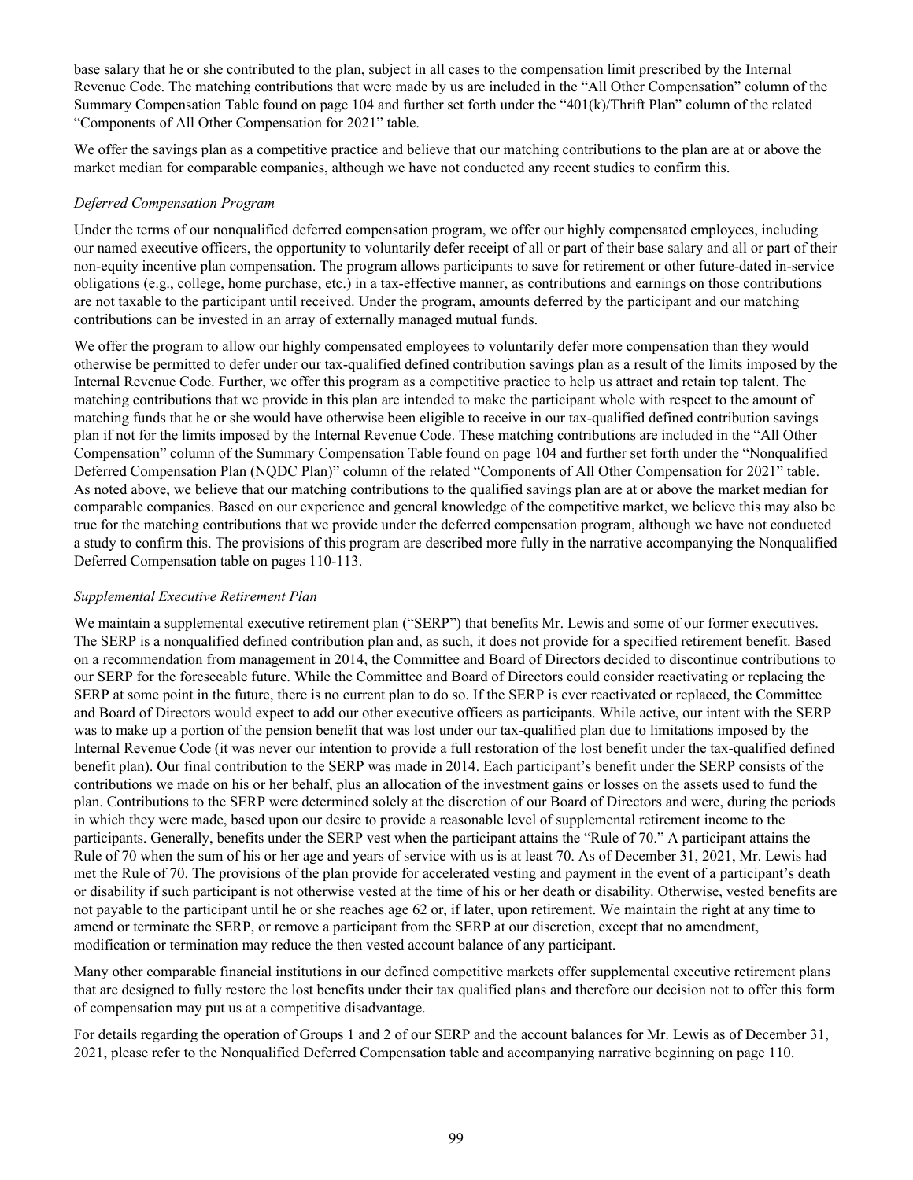base salary that he or she contributed to the plan, subject in all cases to the compensation limit prescribed by the Internal Revenue Code. The matching contributions that were made by us are included in the "All Other Compensation" column of the Summary Compensation Table found on page 104 and further set forth under the "401(k)/Thrift Plan" column of the related "Components of All Other Compensation for 2021" table.

We offer the savings plan as a competitive practice and believe that our matching contributions to the plan are at or above the market median for comparable companies, although we have not conducted any recent studies to confirm this.

*Deferred Compensation Program*

Under the terms of our nonqualified deferred compensation program, we offer our highly compensated employees, including our named executive officers, the opportunity to voluntarily defer receipt of all or part of their base salary and all or part of their non-equity incentive plan compensation. The program allows participants to save for retirement or other future-dated in-service obligations (e.g., college, home purchase, etc.) in a tax-effective manner, as contributions and earnings on those contributions are not taxable to the participant until received. Under the program, amounts deferred by the participant and our matching contributions can be invested in an array of externally managed mutual funds.

We offer the program to allow our highly compensated employees to voluntarily defer more compensation than they would otherwise be permitted to defer under our tax-qualified defined contribution savings plan as a result of the limits imposed by the Internal Revenue Code. Further, we offer this program as a competitive practice to help us attract and retain top talent. The matching contributions that we provide in this plan are intended to make the participant whole with respect to the amount of matching funds that he or she would have otherwise been eligible to receive in our tax-qualified defined contribution savings plan if not for the limits imposed by the Internal Revenue Code. These matching contributions are included in the "All Other Compensation" column of the Summary Compensation Table found on page 104 and further set forth under the "Nonqualified Deferred Compensation Plan (NQDC Plan)" column of the related "Components of All Other Compensation for 2021" table. As noted above, we believe that our matching contributions to the qualified savings plan are at or above the market median for comparable companies. Based on our experience and general knowledge of the competitive market, we believe this may also be true for the matching contributions that we provide under the deferred compensation program, although we have not conducted a study to confirm this. The provisions of this program are described more fully in the narrative accompanying the Nonqualified Deferred Compensation table on pages 110-113.

*Supplemental Executive Retirement Plan*

We maintain a supplemental executive retirement plan ("SERP") that benefits Mr. Lewis and some of our former executives. The SERP is a nonqualified defined contribution plan and, as such, it does not provide for a specified retirement benefit. Based on a recommendation from management in 2014, the Committee and Board of Directors decided to discontinue contributions to our SERP for the foreseeable future. While the Committee and Board of Directors could consider reactivating or replacing the SERP at some point in the future, there is no current plan to do so. If the SERP is ever reactivated or replaced, the Committee and Board of Directors would expect to add our other executive officers as participants. While active, our intent with the SERP was to make up a portion of the pension benefit that was lost under our tax-qualified plan due to limitations imposed by the Internal Revenue Code (it was never our intention to provide a full restoration of the lost benefit under the tax-qualified defined benefit plan). Our final contribution to the SERP was made in 2014. Each participant's benefit under the SERP consists of the contributions we made on his or her behalf, plus an allocation of the investment gains or losses on the assets used to fund the plan. Contributions to the SERP were determined solely at the discretion of our Board of Directors and were, during the periods in which they were made, based upon our desire to provide a reasonable level of supplemental retirement income to the participants. Generally, benefits under the SERP vest when the participant attains the "Rule of 70." A participant attains the Rule of 70 when the sum of his or her age and years of service with us is at least 70. As of December 31, 2021, Mr. Lewis had met the Rule of 70. The provisions of the plan provide for accelerated vesting and payment in the event of a participant's death or disability if such participant is not otherwise vested at the time of his or her death or disability. Otherwise, vested benefits are not payable to the participant until he or she reaches age 62 or, if later, upon retirement. We maintain the right at any time to amend or terminate the SERP, or remove a participant from the SERP at our discretion, except that no amendment, modification or termination may reduce the then vested account balance of any participant.

Many other comparable financial institutions in our defined competitive markets offer supplemental executive retirement plans that are designed to fully restore the lost benefits under their tax qualified plans and therefore our decision not to offer this form of compensation may put us at a competitive disadvantage.

For details regarding the operation of Groups 1 and 2 of our SERP and the account balances for Mr. Lewis as of December 31, 2021, please refer to the Nonqualified Deferred Compensation table and accompanying narrative beginning on page 110.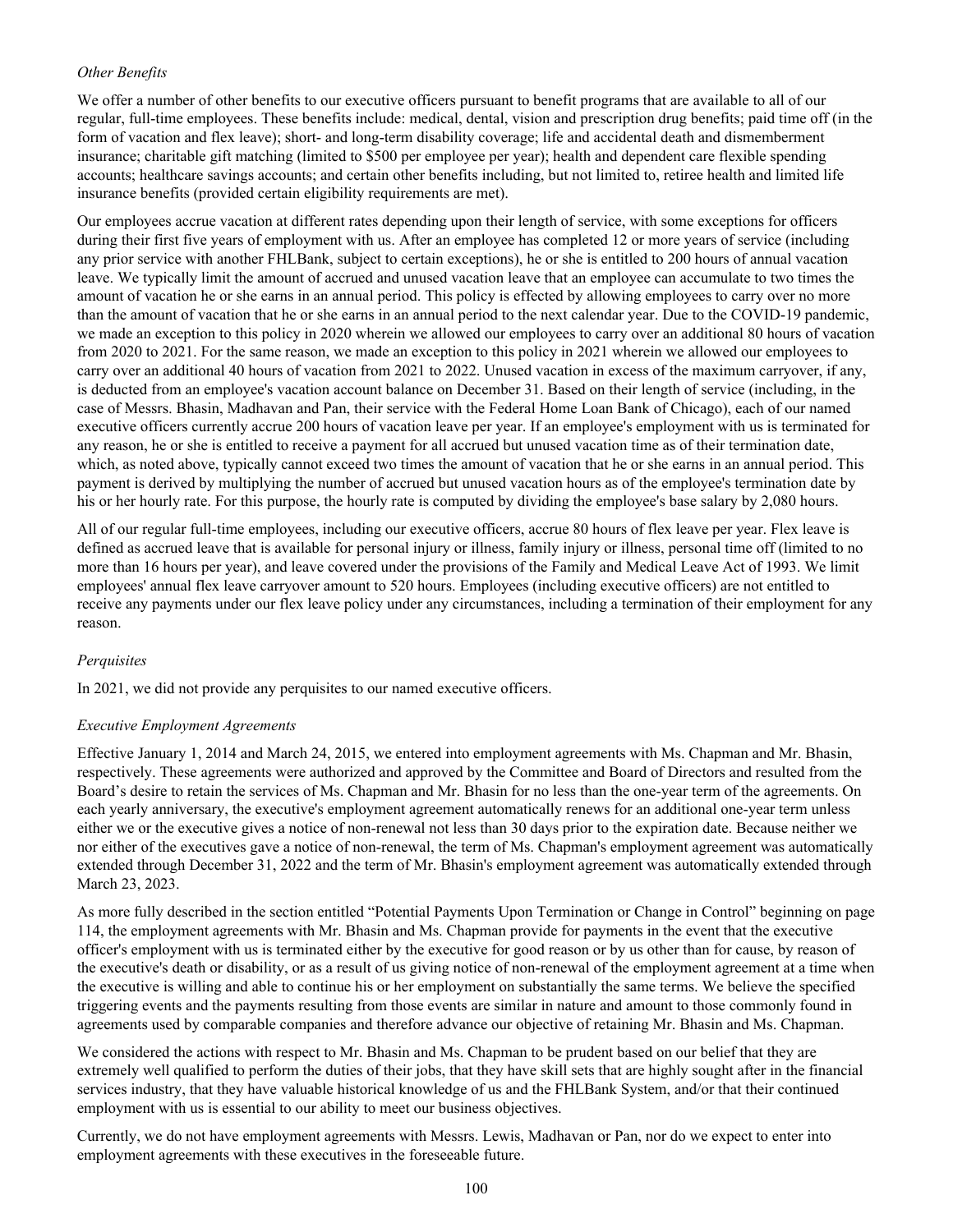*Other Benefits*

We offer a number of other benefits to our executive officers pursuant to benefit programs that are available to all of our regular, full-time employees. These benefits include: medical, dental, vision and prescription drug benefits; paid time off (in the form of vacation and flex leave); short- and long-term disability coverage; life and accidental death and dismemberment insurance; charitable gift matching (limited to $500 per employee per year); health and dependent care flexible spending accounts; healthcare savings accounts; and certain other benefits including, but not limited to, retiree health and limited life insurance benefits (provided certain eligibility requirements are met).

Our employees accrue vacation at different rates depending upon their length of service, with some exceptions for officers during their first five years of employment with us. After an employee has completed 12 or more years of service (including any prior service with another FHLBank, subject to certain exceptions), he or she is entitled to 200 hours of annual vacation leave. We typically limit the amount of accrued and unused vacation leave that an employee can accumulate to two times the amount of vacation he or she earns in an annual period. This policy is effected by allowing employees to carry over no more than the amount of vacation that he or she earns in an annual period to the next calendar year. Due to the COVID-19 pandemic, we made an exception to this policy in 2020 wherein we allowed our employees to carry over an additional 80 hours of vacation from 2020 to 2021. For the same reason, we made an exception to this policy in 2021 wherein we allowed our employees to carry over an additional 40 hours of vacation from 2021 to 2022. Unused vacation in excess of the maximum carryover, if any, is deducted from an employee's vacation account balance on December 31. Based on their length of service (including, in the case of Messrs. Bhasin, Madhavan and Pan, their service with the Federal Home Loan Bank of Chicago), each of our named executive officers currently accrue 200 hours of vacation leave per year. If an employee's employment with us is terminated for any reason, he or she is entitled to receive a payment for all accrued but unused vacation time as of their termination date, which, as noted above, typically cannot exceed two times the amount of vacation that he or she earns in an annual period. This payment is derived by multiplying the number of accrued but unused vacation hours as of the employee's termination date by his or her hourly rate. For this purpose, the hourly rate is computed by dividing the employee's base salary by 2,080 hours.

All of our regular full-time employees, including our executive officers, accrue 80 hours of flex leave per year. Flex leave is defined as accrued leave that is available for personal injury or illness, family injury or illness, personal time off (limited to no more than 16 hours per year), and leave covered under the provisions of the Family and Medical Leave Act of 1993. We limit employees' annual flex leave carryover amount to 520 hours. Employees (including executive officers) are not entitled to receive any payments under our flex leave policy under any circumstances, including a termination of their employment for any reason.

*Perquisites*

In 2021, we did not provide any perquisites to our named executive officers.

*Executive Employment Agreements*

Effective January 1, 2014 and March 24, 2015, we entered into employment agreements with Ms. Chapman and Mr. Bhasin, respectively. These agreements were authorized and approved by the Committee and Board of Directors and resulted from the Board's desire to retain the services of Ms. Chapman and Mr. Bhasin for no less than the one-year term of the agreements. On each yearly anniversary, the executive's employment agreement automatically renews for an additional one-year term unless either we or the executive gives a notice of non-renewal not less than 30 days prior to the expiration date. Because neither we nor either of the executives gave a notice of non-renewal, the term of Ms. Chapman's employment agreement was automatically extended through December 31, 2022 and the term of Mr. Bhasin's employment agreement was automatically extended through March 23, 2023.

As more fully described in the section entitled "Potential Payments Upon Termination or Change in Control" beginning on page 114, the employment agreements with Mr. Bhasin and Ms. Chapman provide for payments in the event that the executive officer's employment with us is terminated either by the executive for good reason or by us other than for cause, by reason of the executive's death or disability, or as a result of us giving notice of non-renewal of the employment agreement at a time when the executive is willing and able to continue his or her employment on substantially the same terms. We believe the specified triggering events and the payments resulting from those events are similar in nature and amount to those commonly found in agreements used by comparable companies and therefore advance our objective of retaining Mr. Bhasin and Ms. Chapman.

We considered the actions with respect to Mr. Bhasin and Ms. Chapman to be prudent based on our belief that they are extremely well qualified to perform the duties of their jobs, that they have skill sets that are highly sought after in the financial services industry, that they have valuable historical knowledge of us and the FHLBank System, and/or that their continued employment with us is essential to our ability to meet our business objectives.

Currently, we do not have employment agreements with Messrs. Lewis, Madhavan or Pan, nor do we expect to enter into employment agreements with these executives in the foreseeable future.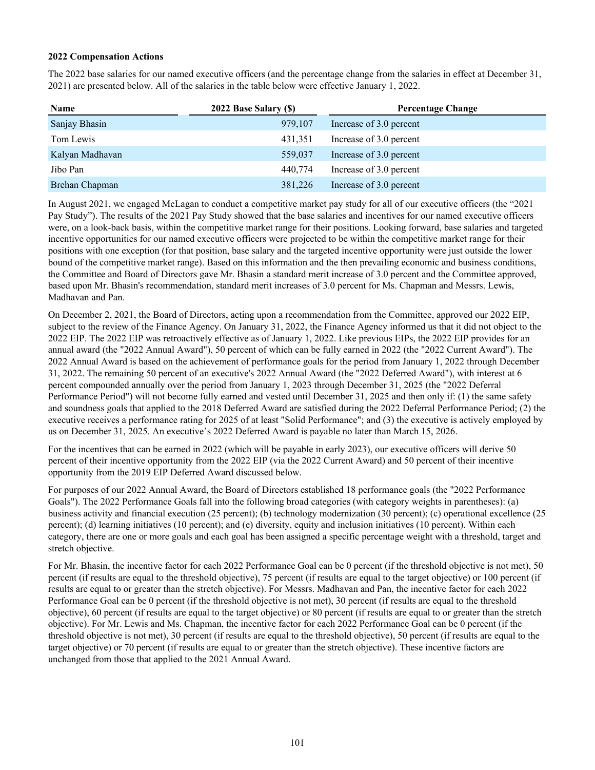**2022 Compensation Actions**

The 2022 base salaries for our named executive officers (and the percentage change from the salaries in effect at December 31, 2021) are presented below. All of the salaries in the table below were effective January 1, 2022.

| Name | 2022 Base Salary ($) | Percentage Change |
|---|---|---|
| Sanjay Bhasin | 979,107 | Increase of 3.0 percent |
| Tom Lewis | 431,351 | Increase of 3.0 percent |
| Kalyan Madhavan | 559,037 | Increase of 3.0 percent |
| Jibo Pan | 440,774 | Increase of 3.0 percent |
| Brehan Chapman | 381,226 | Increase of 3.0 percent |

In August 2021, we engaged McLagan to conduct a competitive market pay study for all of our executive officers (the "2021 Pay Study"). The results of the 2021 Pay Study showed that the base salaries and incentives for our named executive officers were, on a look-back basis, within the competitive market range for their positions. Looking forward, base salaries and targeted incentive opportunities for our named executive officers were projected to be within the competitive market range for their positions with one exception (for that position, base salary and the targeted incentive opportunity were just outside the lower bound of the competitive market range). Based on this information and the then prevailing economic and business conditions, the Committee and Board of Directors gave Mr. Bhasin a standard merit increase of 3.0 percent and the Committee approved, based upon Mr. Bhasin's recommendation, standard merit increases of 3.0 percent for Ms. Chapman and Messrs. Lewis, Madhavan and Pan.

On December 2, 2021, the Board of Directors, acting upon a recommendation from the Committee, approved our 2022 EIP, subject to the review of the Finance Agency. On January 31, 2022, the Finance Agency informed us that it did not object to the 2022 EIP. The 2022 EIP was retroactively effective as of January 1, 2022. Like previous EIPs, the 2022 EIP provides for an annual award (the "2022 Annual Award"), 50 percent of which can be fully earned in 2022 (the "2022 Current Award"). The 2022 Annual Award is based on the achievement of performance goals for the period from January 1, 2022 through December 31, 2022. The remaining 50 percent of an executive's 2022 Annual Award (the "2022 Deferred Award"), with interest at 6 percent compounded annually over the period from January 1, 2023 through December 31, 2025 (the "2022 Deferral Performance Period") will not become fully earned and vested until December 31, 2025 and then only if: (1) the same safety and soundness goals that applied to the 2018 Deferred Award are satisfied during the 2022 Deferral Performance Period; (2) the executive receives a performance rating for 2025 of at least "Solid Performance"; and (3) the executive is actively employed by us on December 31, 2025. An executive's 2022 Deferred Award is payable no later than March 15, 2026.

For the incentives that can be earned in 2022 (which will be payable in early 2023), our executive officers will derive 50 percent of their incentive opportunity from the 2022 EIP (via the 2022 Current Award) and 50 percent of their incentive opportunity from the 2019 EIP Deferred Award discussed below.

For purposes of our 2022 Annual Award, the Board of Directors established 18 performance goals (the "2022 Performance Goals"). The 2022 Performance Goals fall into the following broad categories (with category weights in parentheses): (a) business activity and financial execution (25 percent); (b) technology modernization (30 percent); (c) operational excellence (25 percent); (d) learning initiatives (10 percent); and (e) diversity, equity and inclusion initiatives (10 percent). Within each category, there are one or more goals and each goal has been assigned a specific percentage weight with a threshold, target and stretch objective.

For Mr. Bhasin, the incentive factor for each 2022 Performance Goal can be 0 percent (if the threshold objective is not met), 50 percent (if results are equal to the threshold objective), 75 percent (if results are equal to the target objective) or 100 percent (if results are equal to or greater than the stretch objective). For Messrs. Madhavan and Pan, the incentive factor for each 2022 Performance Goal can be 0 percent (if the threshold objective is not met), 30 percent (if results are equal to the threshold objective), 60 percent (if results are equal to the target objective) or 80 percent (if results are equal to or greater than the stretch objective). For Mr. Lewis and Ms. Chapman, the incentive factor for each 2022 Performance Goal can be 0 percent (if the threshold objective is not met), 30 percent (if results are equal to the threshold objective), 50 percent (if results are equal to the target objective) or 70 percent (if results are equal to or greater than the stretch objective). These incentive factors are unchanged from those that applied to the 2021 Annual Award.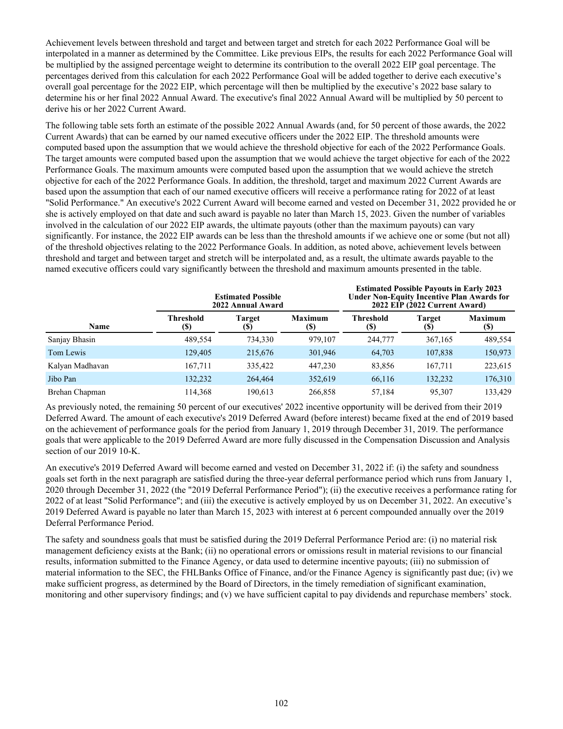Achievement levels between threshold and target and between target and stretch for each 2022 Performance Goal will be interpolated in a manner as determined by the Committee. Like previous EIPs, the results for each 2022 Performance Goal will be multiplied by the assigned percentage weight to determine its contribution to the overall 2022 EIP goal percentage. The percentages derived from this calculation for each 2022 Performance Goal will be added together to derive each executive's overall goal percentage for the 2022 EIP, which percentage will then be multiplied by the executive's 2022 base salary to determine his or her final 2022 Annual Award. The executive's final 2022 Annual Award will be multiplied by 50 percent to derive his or her 2022 Current Award.

The following table sets forth an estimate of the possible 2022 Annual Awards (and, for 50 percent of those awards, the 2022 Current Awards) that can be earned by our named executive officers under the 2022 EIP. The threshold amounts were computed based upon the assumption that we would achieve the threshold objective for each of the 2022 Performance Goals. The target amounts were computed based upon the assumption that we would achieve the target objective for each of the 2022 Performance Goals. The maximum amounts were computed based upon the assumption that we would achieve the stretch objective for each of the 2022 Performance Goals. In addition, the threshold, target and maximum 2022 Current Awards are based upon the assumption that each of our named executive officers will receive a performance rating for 2022 of at least "Solid Performance." An executive's 2022 Current Award will become earned and vested on December 31, 2022 provided he or she is actively employed on that date and such award is payable no later than March 15, 2023. Given the number of variables involved in the calculation of our 2022 EIP awards, the ultimate payouts (other than the maximum payouts) can vary significantly. For instance, the 2022 EIP awards can be less than the threshold amounts if we achieve one or some (but not all) of the threshold objectives relating to the 2022 Performance Goals. In addition, as noted above, achievement levels between threshold and target and between target and stretch will be interpolated and, as a result, the ultimate awards payable to the named executive officers could vary significantly between the threshold and maximum amounts presented in the table.

| | **Estimated Possible 2022 Annual Award** | | | **Estimated Possible Payouts in Early 2023 Under Non-Equity Incentive Plan Awards for 2022 EIP (2022 Current Award)** | | |
|---|---|---|---|---|---|---|
| **Name** | **Threshold ($)** | **Target ($)** | **Maximum ($)** | **Threshold ($)** | **Target ($)** | **Maximum ($)** |
| Sanjay Bhasin | 489,554 | 734,330 | 979,107 | 244,777 | 367,165 | 489,554 |
| Tom Lewis | 129,405 | 215,676 | 301,946 | 64,703 | 107,838 | 150,973 |
| Kalyan Madhavan | 167,711 | 335,422 | 447,230 | 83,856 | 167,711 | 223,615 |
| Jibo Pan | 132,232 | 264,464 | 352,619 | 66,116 | 132,232 | 176,310 |
| Brehan Chapman | 114,368 | 190,613 | 266,858 | 57,184 | 95,307 | 133,429 |

As previously noted, the remaining 50 percent of our executives' 2022 incentive opportunity will be derived from their 2019 Deferred Award. The amount of each executive's 2019 Deferred Award (before interest) became fixed at the end of 2019 based on the achievement of performance goals for the period from January 1, 2019 through December 31, 2019. The performance goals that were applicable to the 2019 Deferred Award are more fully discussed in the Compensation Discussion and Analysis section of our 2019 10-K.

An executive's 2019 Deferred Award will become earned and vested on December 31, 2022 if: (i) the safety and soundness goals set forth in the next paragraph are satisfied during the three-year deferral performance period which runs from January 1, 2020 through December 31, 2022 (the "2019 Deferral Performance Period"); (ii) the executive receives a performance rating for 2022 of at least "Solid Performance"; and (iii) the executive is actively employed by us on December 31, 2022. An executive's 2019 Deferred Award is payable no later than March 15, 2023 with interest at 6 percent compounded annually over the 2019 Deferral Performance Period.

The safety and soundness goals that must be satisfied during the 2019 Deferral Performance Period are: (i) no material risk management deficiency exists at the Bank; (ii) no operational errors or omissions result in material revisions to our financial results, information submitted to the Finance Agency, or data used to determine incentive payouts; (iii) no submission of material information to the SEC, the FHLBanks Office of Finance, and/or the Finance Agency is significantly past due; (iv) we make sufficient progress, as determined by the Board of Directors, in the timely remediation of significant examination, monitoring and other supervisory findings; and (v) we have sufficient capital to pay dividends and repurchase members' stock.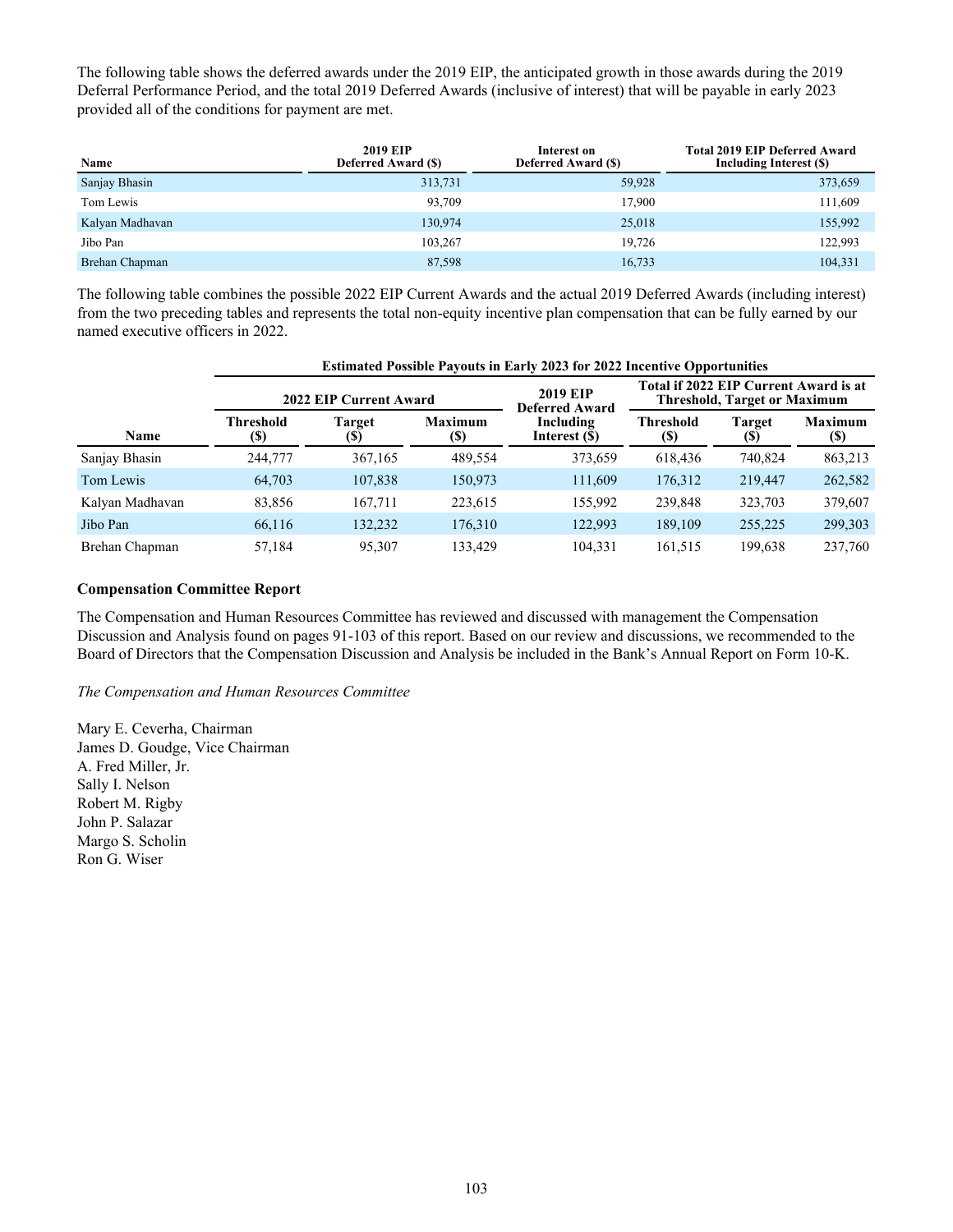The following table shows the deferred awards under the 2019 EIP, the anticipated growth in those awards during the 2019 Deferral Performance Period, and the total 2019 Deferred Awards (inclusive of interest) that will be payable in early 2023 provided all of the conditions for payment are met.

| Name | 2019 EIP Deferred Award ($) | Interest on Deferred Award ($) | Total 2019 EIP Deferred Award Including Interest ($) |
|---|---|---|---|
| Sanjay Bhasin | 313,731 | 59,928 | 373,659 |
| Tom Lewis | 93,709 | 17,900 | 111,609 |
| Kalyan Madhavan | 130,974 | 25,018 | 155,992 |
| Jibo Pan | 103,267 | 19,726 | 122,993 |
| Brehan Chapman | 87,598 | 16,733 | 104,331 |

The following table combines the possible 2022 EIP Current Awards and the actual 2019 Deferred Awards (including interest) from the two preceding tables and represents the total non-equity incentive plan compensation that can be fully earned by our named executive officers in 2022.

| | Estimated Possible Payouts in Early 2023 for 2022 Incentive Opportunities | | | | | | |
|---|---|---|---|---|---|---|---|
| | 2022 EIP Current Award | | | 2019 EIP Deferred Award | Total if 2022 EIP Current Award is at Threshold, Target or Maximum | | |
| Name | Threshold ($) | Target ($) | Maximum ($) | Including Interest ($) | Threshold ($) | Target ($) | Maximum ($) |
| Sanjay Bhasin | 244,777 | 367,165 | 489,554 | 373,659 | 618,436 | 740,824 | 863,213 |
| Tom Lewis | 64,703 | 107,838 | 150,973 | 111,609 | 176,312 | 219,447 | 262,582 |
| Kalyan Madhavan | 83,856 | 167,711 | 223,615 | 155,992 | 239,848 | 323,703 | 379,607 |
| Jibo Pan | 66,116 | 132,232 | 176,310 | 122,993 | 189,109 | 255,225 | 299,303 |
| Brehan Chapman | 57,184 | 95,307 | 133,429 | 104,331 | 161,515 | 199,638 | 237,760 |

### Compensation Committee Report

The Compensation and Human Resources Committee has reviewed and discussed with management the Compensation Discussion and Analysis found on pages 91-103 of this report. Based on our review and discussions, we recommended to the Board of Directors that the Compensation Discussion and Analysis be included in the Bank's Annual Report on Form 10-K.

*The Compensation and Human Resources Committee*

Mary E. Ceverha, Chairman
James D. Goudge, Vice Chairman
A. Fred Miller, Jr.
Sally I. Nelson
Robert M. Rigby
John P. Salazar
Margo S. Scholin
Ron G. Wiser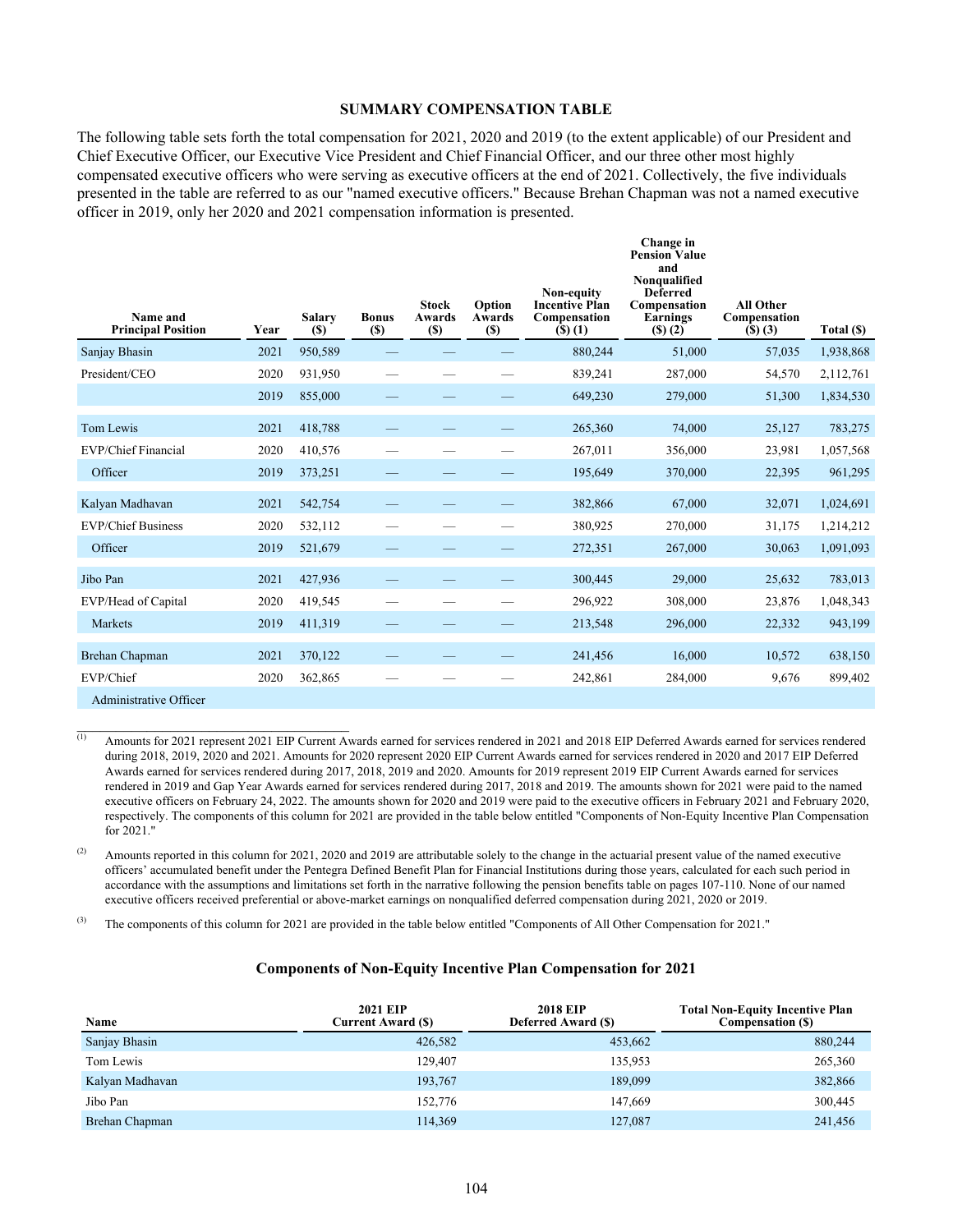## SUMMARY COMPENSATION TABLE

The following table sets forth the total compensation for 2021, 2020 and 2019 (to the extent applicable) of our President and Chief Executive Officer, our Executive Vice President and Chief Financial Officer, and our three other most highly compensated executive officers who were serving as executive officers at the end of 2021. Collectively, the five individuals presented in the table are referred to as our "named executive officers." Because Brehan Chapman was not a named executive officer in 2019, only her 2020 and 2021 compensation information is presented.

| Name and Principal Position | Year | Salary ($) | Bonus ($) | Stock Awards ($) | Option Awards ($) | Non-equity Incentive Plan Compensation ($) (1) | Change in Pension Value and Nonqualified Deferred Compensation Earnings ($) (2) | All Other Compensation ($) (3) | Total ($) |
|---|---|---|---|---|---|---|---|---|---|
| Sanjay Bhasin | 2021 | 950,589 | — | — | — | 880,244 | 51,000 | 57,035 | 1,938,868 |
| President/CEO | 2020 | 931,950 | — | — | — | 839,241 | 287,000 | 54,570 | 2,112,761 |
| | 2019 | 855,000 | — | — | — | 649,230 | 279,000 | 51,300 | 1,834,530 |
| Tom Lewis | 2021 | 418,788 | — | — | — | 265,360 | 74,000 | 25,127 | 783,275 |
| EVP/Chief Financial | 2020 | 410,576 | — | — | — | 267,011 | 356,000 | 23,981 | 1,057,568 |
| Officer | 2019 | 373,251 | — | — | — | 195,649 | 370,000 | 22,395 | 961,295 |
| Kalyan Madhavan | 2021 | 542,754 | — | — | — | 382,866 | 67,000 | 32,071 | 1,024,691 |
| EVP/Chief Business | 2020 | 532,112 | — | — | — | 380,925 | 270,000 | 31,175 | 1,214,212 |
| Officer | 2019 | 521,679 | — | — | — | 272,351 | 267,000 | 30,063 | 1,091,093 |
| Jibo Pan | 2021 | 427,936 | — | — | — | 300,445 | 29,000 | 25,632 | 783,013 |
| EVP/Head of Capital | 2020 | 419,545 | — | — | — | 296,922 | 308,000 | 23,876 | 1,048,343 |
| Markets | 2019 | 411,319 | — | — | — | 213,548 | 296,000 | 22,332 | 943,199 |
| Brehan Chapman | 2021 | 370,122 | — | — | — | 241,456 | 16,000 | 10,572 | 638,150 |
| EVP/Chief | 2020 | 362,865 | — | — | — | 242,861 | 284,000 | 9,676 | 899,402 |
| Administrative Officer | | | | | | | | | |

(1) Amounts for 2021 represent 2021 EIP Current Awards earned for services rendered in 2021 and 2018 EIP Deferred Awards earned for services rendered during 2018, 2019, 2020 and 2021. Amounts for 2020 represent 2020 EIP Current Awards earned for services rendered in 2020 and 2017 EIP Deferred Awards earned for services rendered during 2017, 2018, 2019 and 2020. Amounts for 2019 represent 2019 EIP Current Awards earned for services rendered in 2019 and Gap Year Awards earned for services rendered during 2017, 2018 and 2019. The amounts shown for 2021 were paid to the named executive officers on February 24, 2022. The amounts shown for 2020 and 2019 were paid to the executive officers in February 2021 and February 2020, respectively. The components of this column for 2021 are provided in the table below entitled "Components of Non-Equity Incentive Plan Compensation for 2021."

(2) Amounts reported in this column for 2021, 2020 and 2019 are attributable solely to the change in the actuarial present value of the named executive officers' accumulated benefit under the Pentegra Defined Benefit Plan for Financial Institutions during those years, calculated for each such period in accordance with the assumptions and limitations set forth in the narrative following the pension benefits table on pages 107-110. None of our named executive officers received preferential or above-market earnings on nonqualified deferred compensation during 2021, 2020 or 2019.

(3) The components of this column for 2021 are provided in the table below entitled "Components of All Other Compensation for 2021."

### Components of Non-Equity Incentive Plan Compensation for 2021

| Name | 2021 EIP Current Award ($) | 2018 EIP Deferred Award ($) | Total Non-Equity Incentive Plan Compensation ($) |
|---|---|---|---|
| Sanjay Bhasin | 426,582 | 453,662 | 880,244 |
| Tom Lewis | 129,407 | 135,953 | 265,360 |
| Kalyan Madhavan | 193,767 | 189,099 | 382,866 |
| Jibo Pan | 152,776 | 147,669 | 300,445 |
| Brehan Chapman | 114,369 | 127,087 | 241,456 |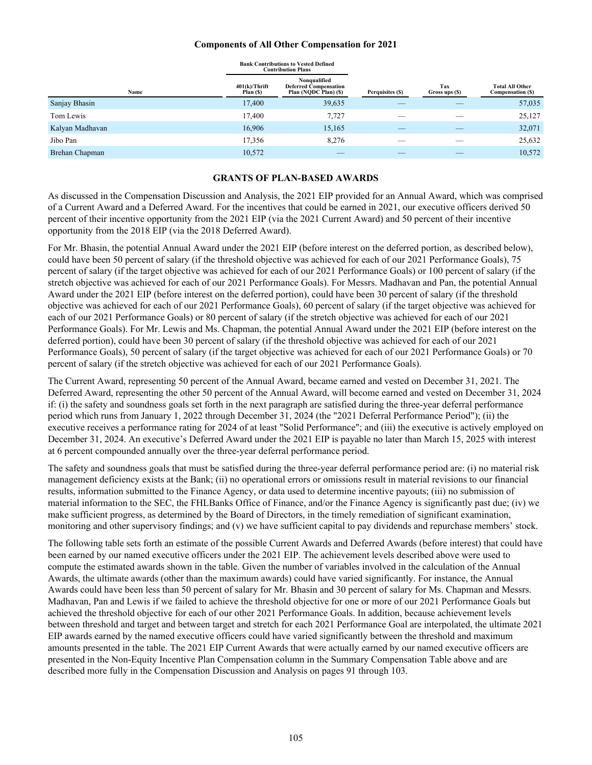### Components of All Other Compensation for 2021

| Name | Bank Contributions to Vested Defined Contribution Plans | | Perquisites ($) | Tax Gross ups ($) | Total All Other Compensation ($) |
|---|---|---|---|---|---|
| | 401(k)/Thrift Plan ($) | Nonqualified Deferred Compensation Plan (NQDC Plan) ($) | | | |
| Sanjay Bhasin | 17,400 | 39,635 | — | — | 57,035 |
| Tom Lewis | 17,400 | 7,727 | — | — | 25,127 |
| Kalyan Madhavan | 16,906 | 15,165 | — | — | 32,071 |
| Jibo Pan | 17,356 | 8,276 | — | — | 25,632 |
| Brehan Chapman | 10,572 | — | — | — | 10,572 |

## GRANTS OF PLAN-BASED AWARDS

As discussed in the Compensation Discussion and Analysis, the 2021 EIP provided for an Annual Award, which was comprised of a Current Award and a Deferred Award. For the incentives that could be earned in 2021, our executive officers derived 50 percent of their incentive opportunity from the 2021 EIP (via the 2021 Current Award) and 50 percent of their incentive opportunity from the 2018 EIP (via the 2018 Deferred Award).

For Mr. Bhasin, the potential Annual Award under the 2021 EIP (before interest on the deferred portion, as described below), could have been 50 percent of salary (if the threshold objective was achieved for each of our 2021 Performance Goals), 75 percent of salary (if the target objective was achieved for each of our 2021 Performance Goals) or 100 percent of salary (if the stretch objective was achieved for each of our 2021 Performance Goals). For Messrs. Madhavan and Pan, the potential Annual Award under the 2021 EIP (before interest on the deferred portion), could have been 30 percent of salary (if the threshold objective was achieved for each of our 2021 Performance Goals), 60 percent of salary (if the target objective was achieved for each of our 2021 Performance Goals) or 80 percent of salary (if the stretch objective was achieved for each of our 2021 Performance Goals). For Mr. Lewis and Ms. Chapman, the potential Annual Award under the 2021 EIP (before interest on the deferred portion), could have been 30 percent of salary (if the threshold objective was achieved for each of our 2021 Performance Goals), 50 percent of salary (if the target objective was achieved for each of our 2021 Performance Goals) or 70 percent of salary (if the stretch objective was achieved for each of our 2021 Performance Goals).

The Current Award, representing 50 percent of the Annual Award, became earned and vested on December 31, 2021. The Deferred Award, representing the other 50 percent of the Annual Award, will become earned and vested on December 31, 2024 if: (i) the safety and soundness goals set forth in the next paragraph are satisfied during the three-year deferral performance period which runs from January 1, 2022 through December 31, 2024 (the "2021 Deferral Performance Period"); (ii) the executive receives a performance rating for 2024 of at least "Solid Performance"; and (iii) the executive is actively employed on December 31, 2024. An executive's Deferred Award under the 2021 EIP is payable no later than March 15, 2025 with interest at 6 percent compounded annually over the three-year deferral performance period.

The safety and soundness goals that must be satisfied during the three-year deferral performance period are: (i) no material risk management deficiency exists at the Bank; (ii) no operational errors or omissions result in material revisions to our financial results, information submitted to the Finance Agency, or data used to determine incentive payouts; (iii) no submission of material information to the SEC, the FHLBanks Office of Finance, and/or the Finance Agency is significantly past due; (iv) we make sufficient progress, as determined by the Board of Directors, in the timely remediation of significant examination, monitoring and other supervisory findings; and (v) we have sufficient capital to pay dividends and repurchase members' stock.

The following table sets forth an estimate of the possible Current Awards and Deferred Awards (before interest) that could have been earned by our named executive officers under the 2021 EIP. The achievement levels described above were used to compute the estimated awards shown in the table. Given the number of variables involved in the calculation of the Annual Awards, the ultimate awards (other than the maximum awards) could have varied significantly. For instance, the Annual Awards could have been less than 50 percent of salary for Mr. Bhasin and 30 percent of salary for Ms. Chapman and Messrs. Madhavan, Pan and Lewis if we failed to achieve the threshold objective for one or more of our 2021 Performance Goals but achieved the threshold objective for each of our other 2021 Performance Goals. In addition, because achievement levels between threshold and target and between target and stretch for each 2021 Performance Goal are interpolated, the ultimate 2021 EIP awards earned by the named executive officers could have varied significantly between the threshold and maximum amounts presented in the table. The 2021 EIP Current Awards that were actually earned by our named executive officers are presented in the Non-Equity Incentive Plan Compensation column in the Summary Compensation Table above and are described more fully in the Compensation Discussion and Analysis on pages 91 through 103.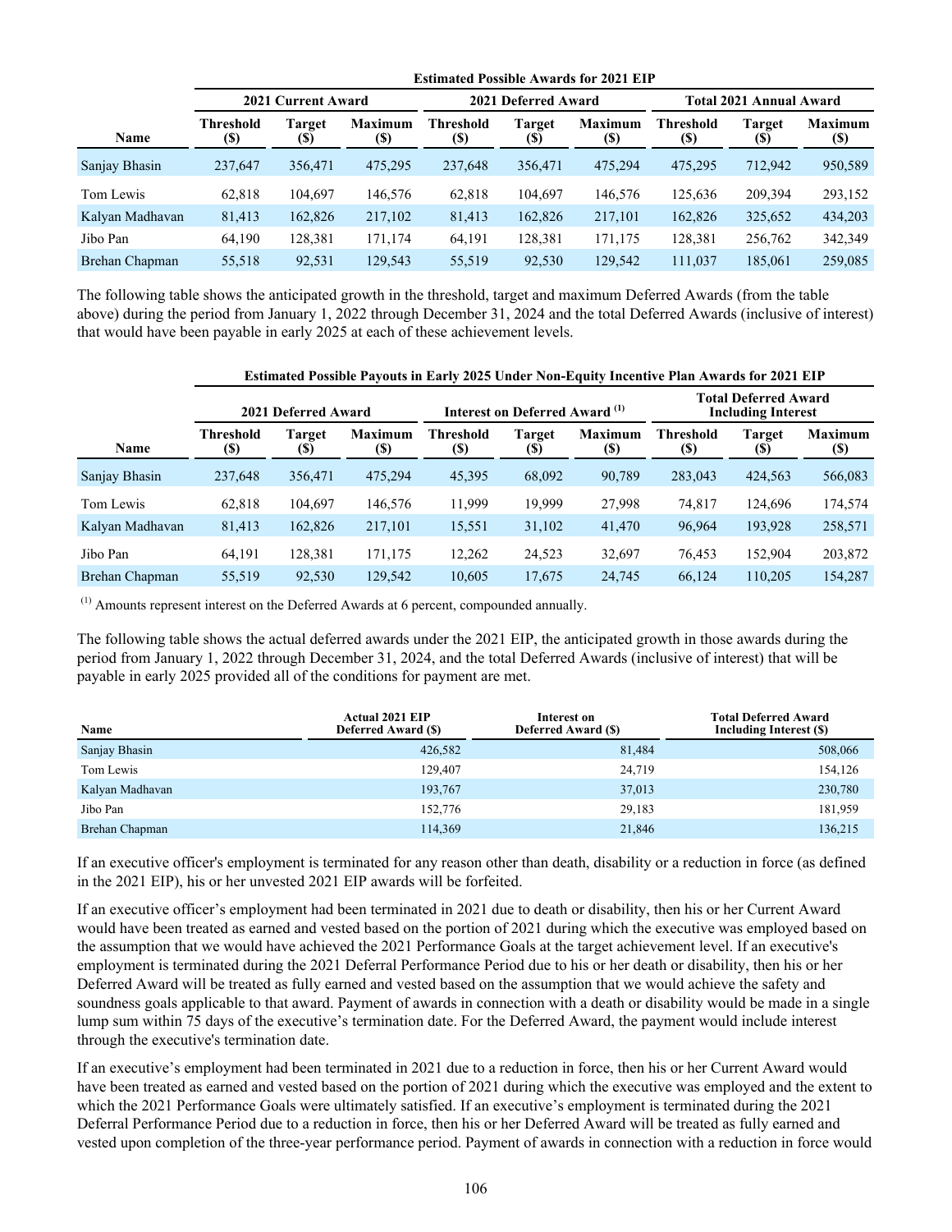| | Estimated Possible Awards for 2021 EIP | | | | | | | | |
|---|---|---|---|---|---|---|---|---|---|
| | 2021 Current Award | | | 2021 Deferred Award | | | Total 2021 Annual Award | | |
| Name | Threshold ($) | Target ($) | Maximum ($) | Threshold ($) | Target ($) | Maximum ($) | Threshold ($) | Target ($) | Maximum ($) |
| Sanjay Bhasin | 237,647 | 356,471 | 475,295 | 237,648 | 356,471 | 475,294 | 475,295 | 712,942 | 950,589 |
| Tom Lewis | 62,818 | 104,697 | 146,576 | 62,818 | 104,697 | 146,576 | 125,636 | 209,394 | 293,152 |
| Kalyan Madhavan | 81,413 | 162,826 | 217,102 | 81,413 | 162,826 | 217,101 | 162,826 | 325,652 | 434,203 |
| Jibo Pan | 64,190 | 128,381 | 171,174 | 64,191 | 128,381 | 171,175 | 128,381 | 256,762 | 342,349 |
| Brehan Chapman | 55,518 | 92,531 | 129,543 | 55,519 | 92,530 | 129,542 | 111,037 | 185,061 | 259,085 |

The following table shows the anticipated growth in the threshold, target and maximum Deferred Awards (from the table above) during the period from January 1, 2022 through December 31, 2024 and the total Deferred Awards (inclusive of interest) that would have been payable in early 2025 at each of these achievement levels.

| | Estimated Possible Payouts in Early 2025 Under Non-Equity Incentive Plan Awards for 2021 EIP | | | | | | | | |
|---|---|---|---|---|---|---|---|---|---|
| | 2021 Deferred Award | | | Interest on Deferred Award [1] | | | Total Deferred Award Including Interest | | |
| Name | Threshold ($) | Target ($) | Maximum ($) | Threshold ($) | Target ($) | Maximum ($) | Threshold ($) | Target ($) | Maximum ($) |
| Sanjay Bhasin | 237,648 | 356,471 | 475,294 | 45,395 | 68,092 | 90,789 | 283,043 | 424,563 | 566,083 |
| Tom Lewis | 62,818 | 104,697 | 146,576 | 11,999 | 19,999 | 27,998 | 74,817 | 124,696 | 174,574 |
| Kalyan Madhavan | 81,413 | 162,826 | 217,101 | 15,551 | 31,102 | 41,470 | 96,964 | 193,928 | 258,571 |
| Jibo Pan | 64,191 | 128,381 | 171,175 | 12,262 | 24,523 | 32,697 | 76,453 | 152,904 | 203,872 |
| Brehan Chapman | 55,519 | 92,530 | 129,542 | 10,605 | 17,675 | 24,745 | 66,124 | 110,205 | 154,287 |

[1] Amounts represent interest on the Deferred Awards at 6 percent, compounded annually.

The following table shows the actual deferred awards under the 2021 EIP, the anticipated growth in those awards during the period from January 1, 2022 through December 31, 2024, and the total Deferred Awards (inclusive of interest) that will be payable in early 2025 provided all of the conditions for payment are met.

| Name | Actual 2021 EIP Deferred Award ($) | Interest on Deferred Award ($) | Total Deferred Award Including Interest ($) |
|---|---|---|---|
| Sanjay Bhasin | 426,582 | 81,484 | 508,066 |
| Tom Lewis | 129,407 | 24,719 | 154,126 |
| Kalyan Madhavan | 193,767 | 37,013 | 230,780 |
| Jibo Pan | 152,776 | 29,183 | 181,959 |
| Brehan Chapman | 114,369 | 21,846 | 136,215 |

If an executive officer's employment is terminated for any reason other than death, disability or a reduction in force (as defined in the 2021 EIP), his or her unvested 2021 EIP awards will be forfeited.

If an executive officer's employment had been terminated in 2021 due to death or disability, then his or her Current Award would have been treated as earned and vested based on the portion of 2021 during which the executive was employed based on the assumption that we would have achieved the 2021 Performance Goals at the target achievement level. If an executive's employment is terminated during the 2021 Deferral Performance Period due to his or her death or disability, then his or her Deferred Award will be treated as fully earned and vested based on the assumption that we would achieve the safety and soundness goals applicable to that award. Payment of awards in connection with a death or disability would be made in a single lump sum within 75 days of the executive's termination date. For the Deferred Award, the payment would include interest through the executive's termination date.

If an executive's employment had been terminated in 2021 due to a reduction in force, then his or her Current Award would have been treated as earned and vested based on the portion of 2021 during which the executive was employed and the extent to which the 2021 Performance Goals were ultimately satisfied. If an executive's employment is terminated during the 2021 Deferral Performance Period due to a reduction in force, then his or her Deferred Award will be treated as fully earned and vested upon completion of the three-year performance period. Payment of awards in connection with a reduction in force would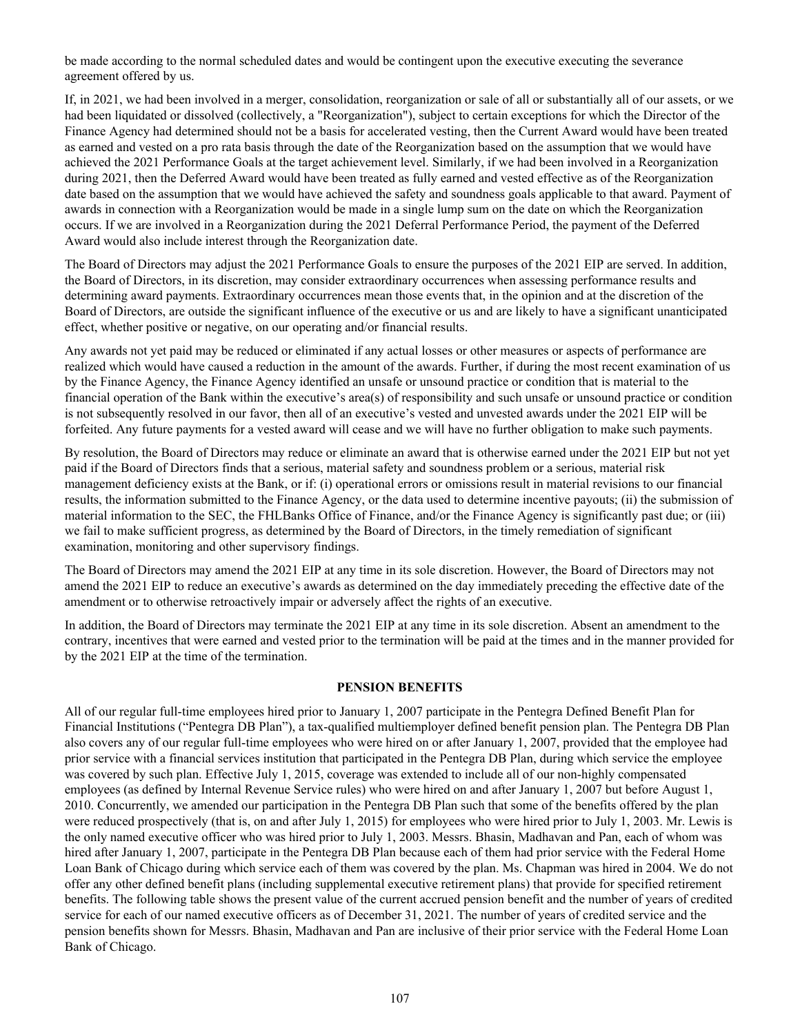be made according to the normal scheduled dates and would be contingent upon the executive executing the severance agreement offered by us.

If, in 2021, we had been involved in a merger, consolidation, reorganization or sale of all or substantially all of our assets, or we had been liquidated or dissolved (collectively, a "Reorganization"), subject to certain exceptions for which the Director of the Finance Agency had determined should not be a basis for accelerated vesting, then the Current Award would have been treated as earned and vested on a pro rata basis through the date of the Reorganization based on the assumption that we would have achieved the 2021 Performance Goals at the target achievement level. Similarly, if we had been involved in a Reorganization during 2021, then the Deferred Award would have been treated as fully earned and vested effective as of the Reorganization date based on the assumption that we would have achieved the safety and soundness goals applicable to that award. Payment of awards in connection with a Reorganization would be made in a single lump sum on the date on which the Reorganization occurs. If we are involved in a Reorganization during the 2021 Deferral Performance Period, the payment of the Deferred Award would also include interest through the Reorganization date.

The Board of Directors may adjust the 2021 Performance Goals to ensure the purposes of the 2021 EIP are served. In addition, the Board of Directors, in its discretion, may consider extraordinary occurrences when assessing performance results and determining award payments. Extraordinary occurrences mean those events that, in the opinion and at the discretion of the Board of Directors, are outside the significant influence of the executive or us and are likely to have a significant unanticipated effect, whether positive or negative, on our operating and/or financial results.

Any awards not yet paid may be reduced or eliminated if any actual losses or other measures or aspects of performance are realized which would have caused a reduction in the amount of the awards. Further, if during the most recent examination of us by the Finance Agency, the Finance Agency identified an unsafe or unsound practice or condition that is material to the financial operation of the Bank within the executive's area(s) of responsibility and such unsafe or unsound practice or condition is not subsequently resolved in our favor, then all of an executive's vested and unvested awards under the 2021 EIP will be forfeited. Any future payments for a vested award will cease and we will have no further obligation to make such payments.

By resolution, the Board of Directors may reduce or eliminate an award that is otherwise earned under the 2021 EIP but not yet paid if the Board of Directors finds that a serious, material safety and soundness problem or a serious, material risk management deficiency exists at the Bank, or if: (i) operational errors or omissions result in material revisions to our financial results, the information submitted to the Finance Agency, or the data used to determine incentive payouts; (ii) the submission of material information to the SEC, the FHLBanks Office of Finance, and/or the Finance Agency is significantly past due; or (iii) we fail to make sufficient progress, as determined by the Board of Directors, in the timely remediation of significant examination, monitoring and other supervisory findings.

The Board of Directors may amend the 2021 EIP at any time in its sole discretion. However, the Board of Directors may not amend the 2021 EIP to reduce an executive's awards as determined on the day immediately preceding the effective date of the amendment or to otherwise retroactively impair or adversely affect the rights of an executive.

In addition, the Board of Directors may terminate the 2021 EIP at any time in its sole discretion. Absent an amendment to the contrary, incentives that were earned and vested prior to the termination will be paid at the times and in the manner provided for by the 2021 EIP at the time of the termination.

## PENSION BENEFITS

All of our regular full-time employees hired prior to January 1, 2007 participate in the Pentegra Defined Benefit Plan for Financial Institutions ("Pentegra DB Plan"), a tax-qualified multiemployer defined benefit pension plan. The Pentegra DB Plan also covers any of our regular full-time employees who were hired on or after January 1, 2007, provided that the employee had prior service with a financial services institution that participated in the Pentegra DB Plan, during which service the employee was covered by such plan. Effective July 1, 2015, coverage was extended to include all of our non-highly compensated employees (as defined by Internal Revenue Service rules) who were hired on and after January 1, 2007 but before August 1, 2010. Concurrently, we amended our participation in the Pentegra DB Plan such that some of the benefits offered by the plan were reduced prospectively (that is, on and after July 1, 2015) for employees who were hired prior to July 1, 2003. Mr. Lewis is the only named executive officer who was hired prior to July 1, 2003. Messrs. Bhasin, Madhavan and Pan, each of whom was hired after January 1, 2007, participate in the Pentegra DB Plan because each of them had prior service with the Federal Home Loan Bank of Chicago during which service each of them was covered by the plan. Ms. Chapman was hired in 2004. We do not offer any other defined benefit plans (including supplemental executive retirement plans) that provide for specified retirement benefits. The following table shows the present value of the current accrued pension benefit and the number of years of credited service for each of our named executive officers as of December 31, 2021. The number of years of credited service and the pension benefits shown for Messrs. Bhasin, Madhavan and Pan are inclusive of their prior service with the Federal Home Loan Bank of Chicago.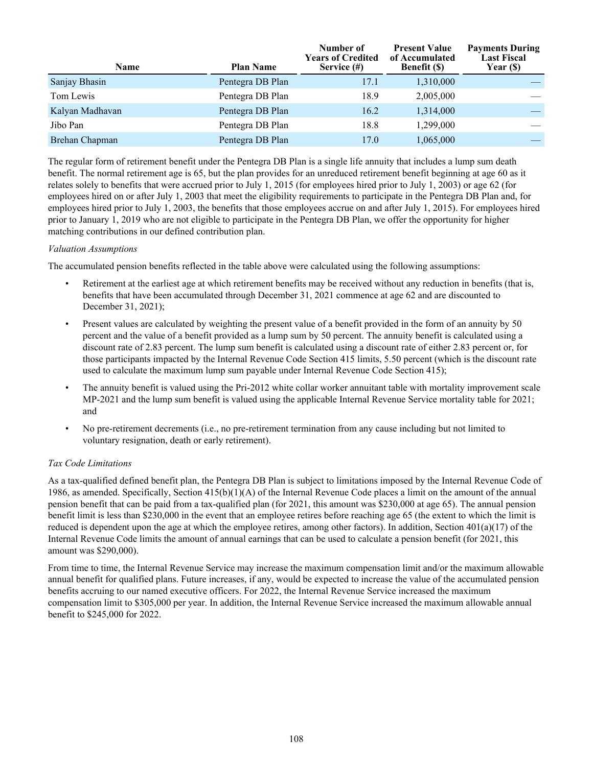| Name | Plan Name | Number of Years of Credited Service (#) | Present Value of Accumulated Benefit ($) | Payments During Last Fiscal Year ($) |
|---|---|---|---|---|
| Sanjay Bhasin | Pentegra DB Plan | 17.1 | 1,310,000 | — |
| Tom Lewis | Pentegra DB Plan | 18.9 | 2,005,000 | — |
| Kalyan Madhavan | Pentegra DB Plan | 16.2 | 1,314,000 | — |
| Jibo Pan | Pentegra DB Plan | 18.8 | 1,299,000 | — |
| Brehan Chapman | Pentegra DB Plan | 17.0 | 1,065,000 | — |

The regular form of retirement benefit under the Pentegra DB Plan is a single life annuity that includes a lump sum death benefit. The normal retirement age is 65, but the plan provides for an unreduced retirement benefit beginning at age 60 as it relates solely to benefits that were accrued prior to July 1, 2015 (for employees hired prior to July 1, 2003) or age 62 (for employees hired on or after July 1, 2003 that meet the eligibility requirements to participate in the Pentegra DB Plan and, for employees hired prior to July 1, 2003, the benefits that those employees accrue on and after July 1, 2015). For employees hired prior to January 1, 2019 who are not eligible to participate in the Pentegra DB Plan, we offer the opportunity for higher matching contributions in our defined contribution plan.

*Valuation Assumptions*

The accumulated pension benefits reflected in the table above were calculated using the following assumptions:

- Retirement at the earliest age at which retirement benefits may be received without any reduction in benefits (that is, benefits that have been accumulated through December 31, 2021 commence at age 62 and are discounted to December 31, 2021);
- Present values are calculated by weighting the present value of a benefit provided in the form of an annuity by 50 percent and the value of a benefit provided as a lump sum by 50 percent. The annuity benefit is calculated using a discount rate of 2.83 percent. The lump sum benefit is calculated using a discount rate of either 2.83 percent or, for those participants impacted by the Internal Revenue Code Section 415 limits, 5.50 percent (which is the discount rate used to calculate the maximum lump sum payable under Internal Revenue Code Section 415);
- The annuity benefit is valued using the Pri-2012 white collar worker annuitant table with mortality improvement scale MP-2021 and the lump sum benefit is valued using the applicable Internal Revenue Service mortality table for 2021; and
- No pre-retirement decrements (i.e., no pre-retirement termination from any cause including but not limited to voluntary resignation, death or early retirement).

*Tax Code Limitations*

As a tax-qualified defined benefit plan, the Pentegra DB Plan is subject to limitations imposed by the Internal Revenue Code of 1986, as amended. Specifically, Section 415(b)(1)(A) of the Internal Revenue Code places a limit on the amount of the annual pension benefit that can be paid from a tax-qualified plan (for 2021, this amount was $230,000 at age 65). The annual pension benefit limit is less than $230,000 in the event that an employee retires before reaching age 65 (the extent to which the limit is reduced is dependent upon the age at which the employee retires, among other factors). In addition, Section 401(a)(17) of the Internal Revenue Code limits the amount of annual earnings that can be used to calculate a pension benefit (for 2021, this amount was $290,000).

From time to time, the Internal Revenue Service may increase the maximum compensation limit and/or the maximum allowable annual benefit for qualified plans. Future increases, if any, would be expected to increase the value of the accumulated pension benefits accruing to our named executive officers. For 2022, the Internal Revenue Service increased the maximum compensation limit to $305,000 per year. In addition, the Internal Revenue Service increased the maximum allowable annual benefit to $245,000 for 2022.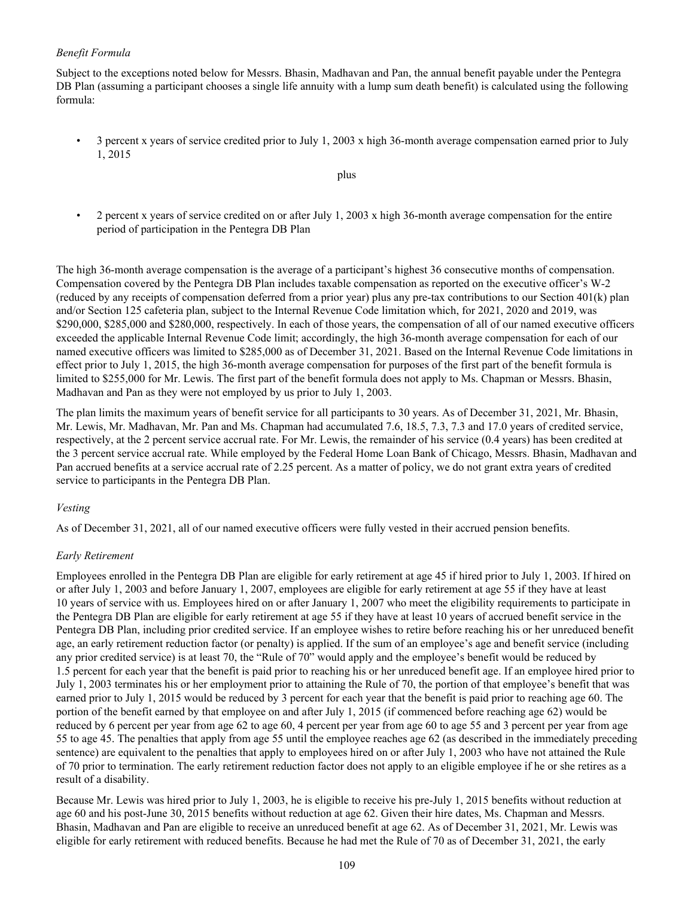*Benefit Formula*

Subject to the exceptions noted below for Messrs. Bhasin, Madhavan and Pan, the annual benefit payable under the Pentegra DB Plan (assuming a participant chooses a single life annuity with a lump sum death benefit) is calculated using the following formula:

- 3 percent x years of service credited prior to July 1, 2003 x high 36-month average compensation earned prior to July 1, 2015

plus

- 2 percent x years of service credited on or after July 1, 2003 x high 36-month average compensation for the entire period of participation in the Pentegra DB Plan

The high 36-month average compensation is the average of a participant's highest 36 consecutive months of compensation. Compensation covered by the Pentegra DB Plan includes taxable compensation as reported on the executive officer's W-2 (reduced by any receipts of compensation deferred from a prior year) plus any pre-tax contributions to our Section 401(k) plan and/or Section 125 cafeteria plan, subject to the Internal Revenue Code limitation which, for 2021, 2020 and 2019, was \$290,000, \$285,000 and \$280,000, respectively. In each of those years, the compensation of all of our named executive officers exceeded the applicable Internal Revenue Code limit; accordingly, the high 36-month average compensation for each of our named executive officers was limited to \$285,000 as of December 31, 2021. Based on the Internal Revenue Code limitations in effect prior to July 1, 2015, the high 36-month average compensation for purposes of the first part of the benefit formula is limited to \$255,000 for Mr. Lewis. The first part of the benefit formula does not apply to Ms. Chapman or Messrs. Bhasin, Madhavan and Pan as they were not employed by us prior to July 1, 2003.

The plan limits the maximum years of benefit service for all participants to 30 years. As of December 31, 2021, Mr. Bhasin, Mr. Lewis, Mr. Madhavan, Mr. Pan and Ms. Chapman had accumulated 7.6, 18.5, 7.3, 7.3 and 17.0 years of credited service, respectively, at the 2 percent service accrual rate. For Mr. Lewis, the remainder of his service (0.4 years) has been credited at the 3 percent service accrual rate. While employed by the Federal Home Loan Bank of Chicago, Messrs. Bhasin, Madhavan and Pan accrued benefits at a service accrual rate of 2.25 percent. As a matter of policy, we do not grant extra years of credited service to participants in the Pentegra DB Plan.

*Vesting*

As of December 31, 2021, all of our named executive officers were fully vested in their accrued pension benefits.

*Early Retirement*

Employees enrolled in the Pentegra DB Plan are eligible for early retirement at age 45 if hired prior to July 1, 2003. If hired on or after July 1, 2003 and before January 1, 2007, employees are eligible for early retirement at age 55 if they have at least 10 years of service with us. Employees hired on or after January 1, 2007 who meet the eligibility requirements to participate in the Pentegra DB Plan are eligible for early retirement at age 55 if they have at least 10 years of accrued benefit service in the Pentegra DB Plan, including prior credited service. If an employee wishes to retire before reaching his or her unreduced benefit age, an early retirement reduction factor (or penalty) is applied. If the sum of an employee's age and benefit service (including any prior credited service) is at least 70, the "Rule of 70" would apply and the employee's benefit would be reduced by 1.5 percent for each year that the benefit is paid prior to reaching his or her unreduced benefit age. If an employee hired prior to July 1, 2003 terminates his or her employment prior to attaining the Rule of 70, the portion of that employee's benefit that was earned prior to July 1, 2015 would be reduced by 3 percent for each year that the benefit is paid prior to reaching age 60. The portion of the benefit earned by that employee on and after July 1, 2015 (if commenced before reaching age 62) would be reduced by 6 percent per year from age 62 to age 60, 4 percent per year from age 60 to age 55 and 3 percent per year from age 55 to age 45. The penalties that apply from age 55 until the employee reaches age 62 (as described in the immediately preceding sentence) are equivalent to the penalties that apply to employees hired on or after July 1, 2003 who have not attained the Rule of 70 prior to termination. The early retirement reduction factor does not apply to an eligible employee if he or she retires as a result of a disability.

Because Mr. Lewis was hired prior to July 1, 2003, he is eligible to receive his pre-July 1, 2015 benefits without reduction at age 60 and his post-June 30, 2015 benefits without reduction at age 62. Given their hire dates, Ms. Chapman and Messrs. Bhasin, Madhavan and Pan are eligible to receive an unreduced benefit at age 62. As of December 31, 2021, Mr. Lewis was eligible for early retirement with reduced benefits. Because he had met the Rule of 70 as of December 31, 2021, the early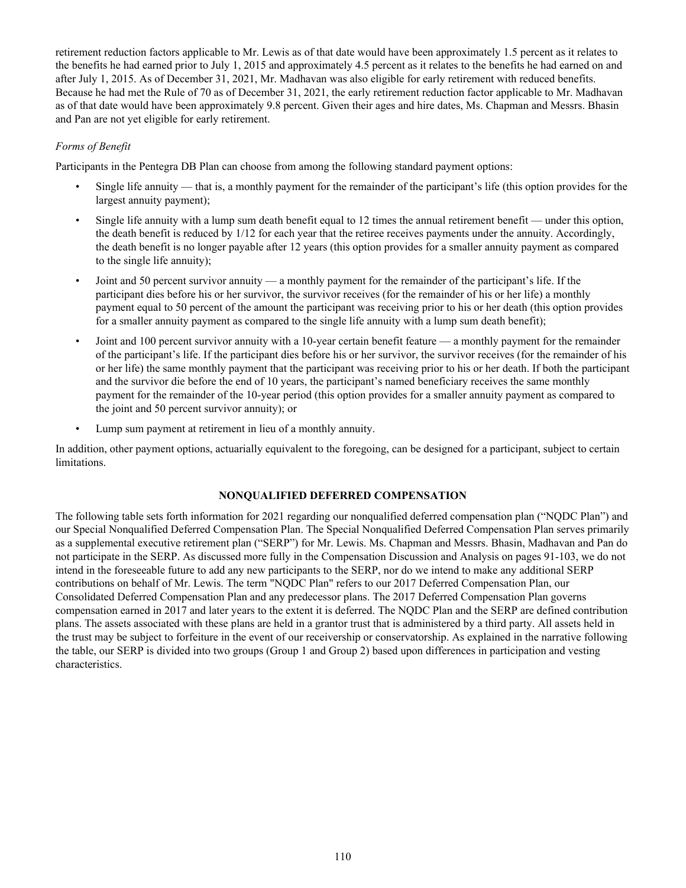retirement reduction factors applicable to Mr. Lewis as of that date would have been approximately 1.5 percent as it relates to the benefits he had earned prior to July 1, 2015 and approximately 4.5 percent as it relates to the benefits he had earned on and after July 1, 2015. As of December 31, 2021, Mr. Madhavan was also eligible for early retirement with reduced benefits. Because he had met the Rule of 70 as of December 31, 2021, the early retirement reduction factor applicable to Mr. Madhavan as of that date would have been approximately 9.8 percent. Given their ages and hire dates, Ms. Chapman and Messrs. Bhasin and Pan are not yet eligible for early retirement.

*Forms of Benefit*

Participants in the Pentegra DB Plan can choose from among the following standard payment options:

- Single life annuity — that is, a monthly payment for the remainder of the participant's life (this option provides for the largest annuity payment);
- Single life annuity with a lump sum death benefit equal to 12 times the annual retirement benefit — under this option, the death benefit is reduced by 1/12 for each year that the retiree receives payments under the annuity. Accordingly, the death benefit is no longer payable after 12 years (this option provides for a smaller annuity payment as compared to the single life annuity);
- Joint and 50 percent survivor annuity — a monthly payment for the remainder of the participant's life. If the participant dies before his or her survivor, the survivor receives (for the remainder of his or her life) a monthly payment equal to 50 percent of the amount the participant was receiving prior to his or her death (this option provides for a smaller annuity payment as compared to the single life annuity with a lump sum death benefit);
- Joint and 100 percent survivor annuity with a 10-year certain benefit feature — a monthly payment for the remainder of the participant's life. If the participant dies before his or her survivor, the survivor receives (for the remainder of his or her life) the same monthly payment that the participant was receiving prior to his or her death. If both the participant and the survivor die before the end of 10 years, the participant's named beneficiary receives the same monthly payment for the remainder of the 10-year period (this option provides for a smaller annuity payment as compared to the joint and 50 percent survivor annuity); or
- Lump sum payment at retirement in lieu of a monthly annuity.

In addition, other payment options, actuarially equivalent to the foregoing, can be designed for a participant, subject to certain limitations.

## NONQUALIFIED DEFERRED COMPENSATION

The following table sets forth information for 2021 regarding our nonqualified deferred compensation plan ("NQDC Plan") and our Special Nonqualified Deferred Compensation Plan. The Special Nonqualified Deferred Compensation Plan serves primarily as a supplemental executive retirement plan ("SERP") for Mr. Lewis. Ms. Chapman and Messrs. Bhasin, Madhavan and Pan do not participate in the SERP. As discussed more fully in the Compensation Discussion and Analysis on pages 91-103, we do not intend in the foreseeable future to add any new participants to the SERP, nor do we intend to make any additional SERP contributions on behalf of Mr. Lewis. The term "NQDC Plan" refers to our 2017 Deferred Compensation Plan, our Consolidated Deferred Compensation Plan and any predecessor plans. The 2017 Deferred Compensation Plan governs compensation earned in 2017 and later years to the extent it is deferred. The NQDC Plan and the SERP are defined contribution plans. The assets associated with these plans are held in a grantor trust that is administered by a third party. All assets held in the trust may be subject to forfeiture in the event of our receivership or conservatorship. As explained in the narrative following the table, our SERP is divided into two groups (Group 1 and Group 2) based upon differences in participation and vesting characteristics.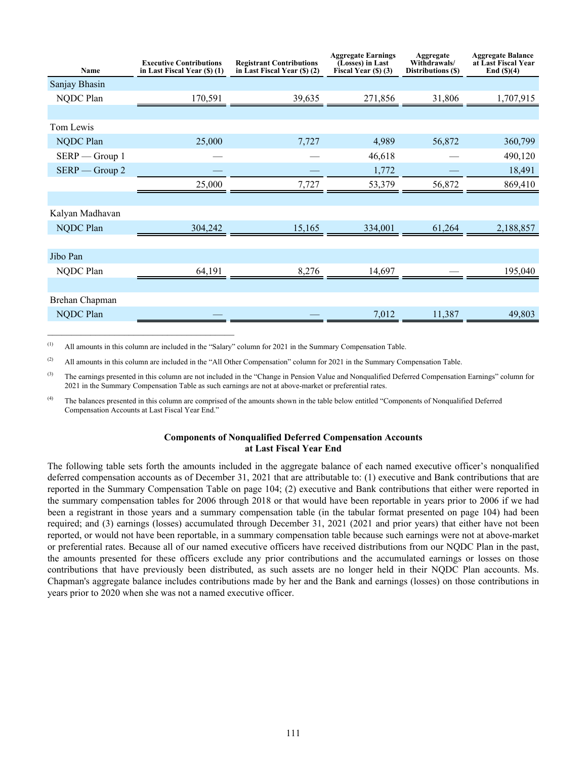| Name | Executive Contributions in Last Fiscal Year ($) (1) | Registrant Contributions in Last Fiscal Year ($) (2) | Aggregate Earnings (Losses) in Last Fiscal Year ($) (3) | Aggregate Withdrawals/ Distributions ($) | Aggregate Balance at Last Fiscal Year End ($)(4) |
|---|---|---|---|---|---|
| Sanjay Bhasin | | | | | |
| NQDC Plan | 170,591 | 39,635 | 271,856 | 31,806 | 1,707,915 |
| | | | | | |
| Tom Lewis | | | | | |
| NQDC Plan | 25,000 | 7,727 | 4,989 | 56,872 | 360,799 |
| SERP — Group 1 | — | — | 46,618 | — | 490,120 |
| SERP — Group 2 | — | — | 1,772 | — | 18,491 |
| | 25,000 | 7,727 | 53,379 | 56,872 | 869,410 |
| | | | | | |
| Kalyan Madhavan | | | | | |
| NQDC Plan | 304,242 | 15,165 | 334,001 | 61,264 | 2,188,857 |
| | | | | | |
| Jibo Pan | | | | | |
| NQDC Plan | 64,191 | 8,276 | 14,697 | — | 195,040 |
| | | | | | |
| Brehan Chapman | | | | | |
| NQDC Plan | — | — | 7,012 | 11,387 | 49,803 |

(1) All amounts in this column are included in the "Salary" column for 2021 in the Summary Compensation Table.

(2) All amounts in this column are included in the "All Other Compensation" column for 2021 in the Summary Compensation Table.

(3) The earnings presented in this column are not included in the "Change in Pension Value and Nonqualified Deferred Compensation Earnings" column for 2021 in the Summary Compensation Table as such earnings are not at above-market or preferential rates.

(4) The balances presented in this column are comprised of the amounts shown in the table below entitled "Components of Nonqualified Deferred Compensation Accounts at Last Fiscal Year End."

### Components of Nonqualified Deferred Compensation Accounts at Last Fiscal Year End

The following table sets forth the amounts included in the aggregate balance of each named executive officer's nonqualified deferred compensation accounts as of December 31, 2021 that are attributable to: (1) executive and Bank contributions that are reported in the Summary Compensation Table on page 104; (2) executive and Bank contributions that either were reported in the summary compensation tables for 2006 through 2018 or that would have been reportable in years prior to 2006 if we had been a registrant in those years and a summary compensation table (in the tabular format presented on page 104) had been required; and (3) earnings (losses) accumulated through December 31, 2021 (2021 and prior years) that either have not been reported, or would not have been reportable, in a summary compensation table because such earnings were not at above-market or preferential rates. Because all of our named executive officers have received distributions from our NQDC Plan in the past, the amounts presented for these officers exclude any prior contributions and the accumulated earnings or losses on those contributions that have previously been distributed, as such assets are no longer held in their NQDC Plan accounts. Ms. Chapman's aggregate balance includes contributions made by her and the Bank and earnings (losses) on those contributions in years prior to 2020 when she was not a named executive officer.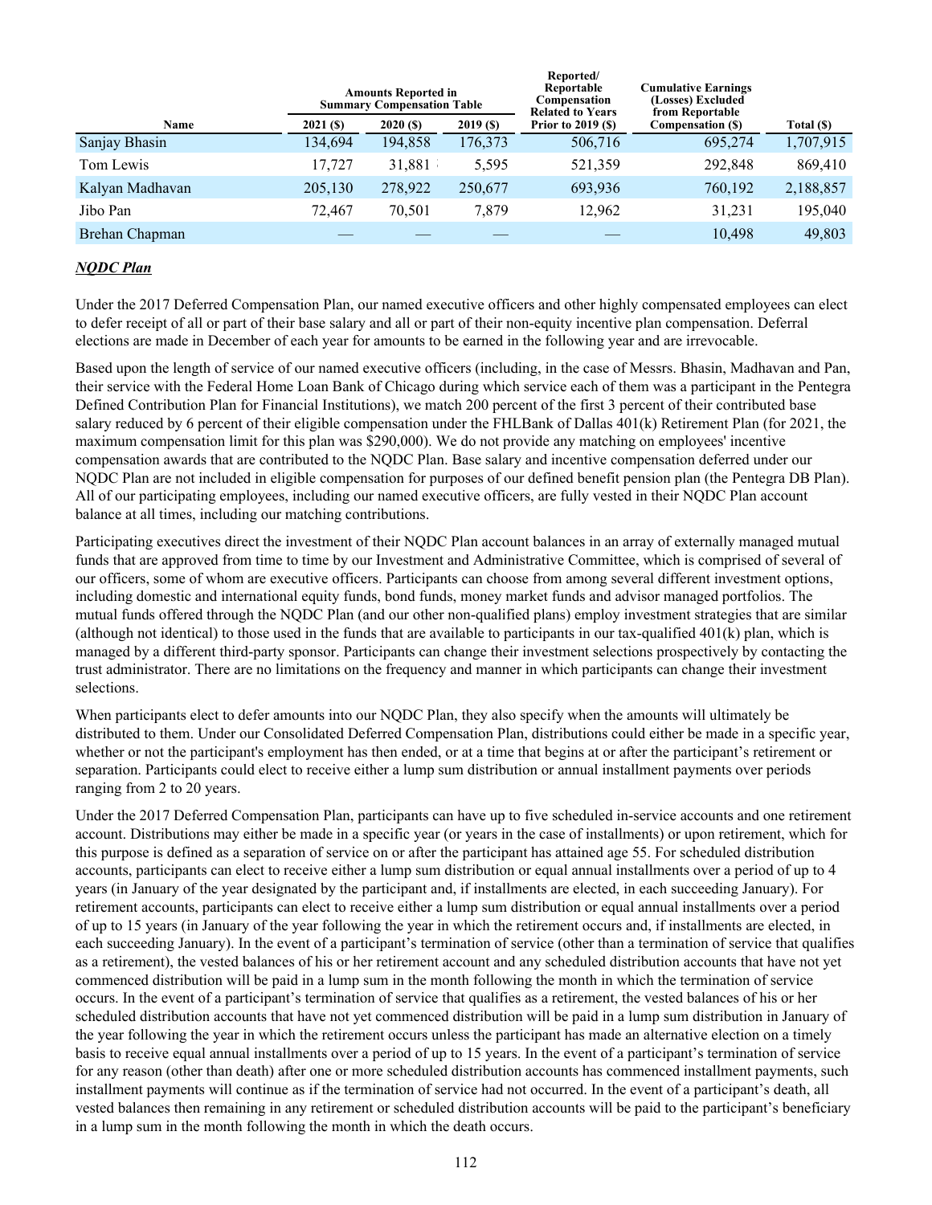| Name | Amounts Reported in Summary Compensation Table | | | Reported/ Reportable Compensation Related to Years Prior to 2019 ($) | Cumulative Earnings (Losses) Excluded from Reportable Compensation ($) | Total ($) |
|---|---|---|---|---|---|---|
| | 2021 ($) | 2020 ($) | 2019 ($) | | | |
| Sanjay Bhasin | 134,694 | 194,858 | 176,373 | 506,716 | 695,274 | 1,707,915 |
| Tom Lewis | 17,727 | 31,881 | 5,595 | 521,359 | 292,848 | 869,410 |
| Kalyan Madhavan | 205,130 | 278,922 | 250,677 | 693,936 | 760,192 | 2,188,857 |
| Jibo Pan | 72,467 | 70,501 | 7,879 | 12,962 | 31,231 | 195,040 |
| Brehan Chapman | — | — | — | — | 10,498 | 49,803 |

***NQDC Plan***

Under the 2017 Deferred Compensation Plan, our named executive officers and other highly compensated employees can elect to defer receipt of all or part of their base salary and all or part of their non-equity incentive plan compensation. Deferral elections are made in December of each year for amounts to be earned in the following year and are irrevocable.

Based upon the length of service of our named executive officers (including, in the case of Messrs. Bhasin, Madhavan and Pan, their service with the Federal Home Loan Bank of Chicago during which service each of them was a participant in the Pentegra Defined Contribution Plan for Financial Institutions), we match 200 percent of the first 3 percent of their contributed base salary reduced by 6 percent of their eligible compensation under the FHLBank of Dallas 401(k) Retirement Plan (for 2021, the maximum compensation limit for this plan was $290,000). We do not provide any matching on employees' incentive compensation awards that are contributed to the NQDC Plan. Base salary and incentive compensation deferred under our NQDC Plan are not included in eligible compensation for purposes of our defined benefit pension plan (the Pentegra DB Plan). All of our participating employees, including our named executive officers, are fully vested in their NQDC Plan account balance at all times, including our matching contributions.

Participating executives direct the investment of their NQDC Plan account balances in an array of externally managed mutual funds that are approved from time to time by our Investment and Administrative Committee, which is comprised of several of our officers, some of whom are executive officers. Participants can choose from among several different investment options, including domestic and international equity funds, bond funds, money market funds and advisor managed portfolios. The mutual funds offered through the NQDC Plan (and our other non-qualified plans) employ investment strategies that are similar (although not identical) to those used in the funds that are available to participants in our tax-qualified 401(k) plan, which is managed by a different third-party sponsor. Participants can change their investment selections prospectively by contacting the trust administrator. There are no limitations on the frequency and manner in which participants can change their investment selections.

When participants elect to defer amounts into our NQDC Plan, they also specify when the amounts will ultimately be distributed to them. Under our Consolidated Deferred Compensation Plan, distributions could either be made in a specific year, whether or not the participant's employment has then ended, or at a time that begins at or after the participant's retirement or separation. Participants could elect to receive either a lump sum distribution or annual installment payments over periods ranging from 2 to 20 years.

Under the 2017 Deferred Compensation Plan, participants can have up to five scheduled in-service accounts and one retirement account. Distributions may either be made in a specific year (or years in the case of installments) or upon retirement, which for this purpose is defined as a separation of service on or after the participant has attained age 55. For scheduled distribution accounts, participants can elect to receive either a lump sum distribution or equal annual installments over a period of up to 4 years (in January of the year designated by the participant and, if installments are elected, in each succeeding January). For retirement accounts, participants can elect to receive either a lump sum distribution or equal annual installments over a period of up to 15 years (in January of the year following the year in which the retirement occurs and, if installments are elected, in each succeeding January). In the event of a participant's termination of service (other than a termination of service that qualifies as a retirement), the vested balances of his or her retirement account and any scheduled distribution accounts that have not yet commenced distribution will be paid in a lump sum in the month following the month in which the termination of service occurs. In the event of a participant's termination of service that qualifies as a retirement, the vested balances of his or her scheduled distribution accounts that have not yet commenced distribution will be paid in a lump sum distribution in January of the year following the year in which the retirement occurs unless the participant has made an alternative election on a timely basis to receive equal annual installments over a period of up to 15 years. In the event of a participant's termination of service for any reason (other than death) after one or more scheduled distribution accounts has commenced installment payments, such installment payments will continue as if the termination of service had not occurred. In the event of a participant's death, all vested balances then remaining in any retirement or scheduled distribution accounts will be paid to the participant's beneficiary in a lump sum in the month following the month in which the death occurs.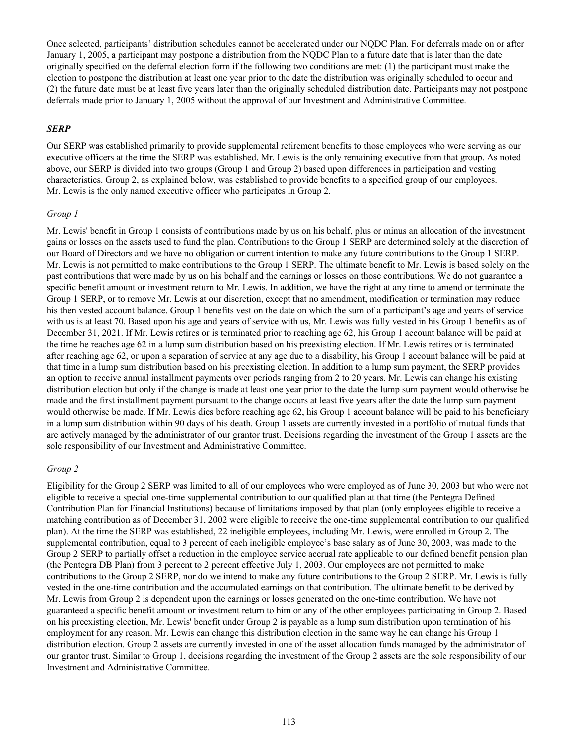Once selected, participants' distribution schedules cannot be accelerated under our NQDC Plan. For deferrals made on or after January 1, 2005, a participant may postpone a distribution from the NQDC Plan to a future date that is later than the date originally specified on the deferral election form if the following two conditions are met: (1) the participant must make the election to postpone the distribution at least one year prior to the date the distribution was originally scheduled to occur and (2) the future date must be at least five years later than the originally scheduled distribution date. Participants may not postpone deferrals made prior to January 1, 2005 without the approval of our Investment and Administrative Committee.

## ***SERP***

Our SERP was established primarily to provide supplemental retirement benefits to those employees who were serving as our executive officers at the time the SERP was established. Mr. Lewis is the only remaining executive from that group. As noted above, our SERP is divided into two groups (Group 1 and Group 2) based upon differences in participation and vesting characteristics. Group 2, as explained below, was established to provide benefits to a specified group of our employees. Mr. Lewis is the only named executive officer who participates in Group 2.

### *Group 1*

Mr. Lewis' benefit in Group 1 consists of contributions made by us on his behalf, plus or minus an allocation of the investment gains or losses on the assets used to fund the plan. Contributions to the Group 1 SERP are determined solely at the discretion of our Board of Directors and we have no obligation or current intention to make any future contributions to the Group 1 SERP. Mr. Lewis is not permitted to make contributions to the Group 1 SERP. The ultimate benefit to Mr. Lewis is based solely on the past contributions that were made by us on his behalf and the earnings or losses on those contributions. We do not guarantee a specific benefit amount or investment return to Mr. Lewis. In addition, we have the right at any time to amend or terminate the Group 1 SERP, or to remove Mr. Lewis at our discretion, except that no amendment, modification or termination may reduce his then vested account balance. Group 1 benefits vest on the date on which the sum of a participant's age and years of service with us is at least 70. Based upon his age and years of service with us, Mr. Lewis was fully vested in his Group 1 benefits as of December 31, 2021. If Mr. Lewis retires or is terminated prior to reaching age 62, his Group 1 account balance will be paid at the time he reaches age 62 in a lump sum distribution based on his preexisting election. If Mr. Lewis retires or is terminated after reaching age 62, or upon a separation of service at any age due to a disability, his Group 1 account balance will be paid at that time in a lump sum distribution based on his preexisting election. In addition to a lump sum payment, the SERP provides an option to receive annual installment payments over periods ranging from 2 to 20 years. Mr. Lewis can change his existing distribution election but only if the change is made at least one year prior to the date the lump sum payment would otherwise be made and the first installment payment pursuant to the change occurs at least five years after the date the lump sum payment would otherwise be made. If Mr. Lewis dies before reaching age 62, his Group 1 account balance will be paid to his beneficiary in a lump sum distribution within 90 days of his death. Group 1 assets are currently invested in a portfolio of mutual funds that are actively managed by the administrator of our grantor trust. Decisions regarding the investment of the Group 1 assets are the sole responsibility of our Investment and Administrative Committee.

### *Group 2*

Eligibility for the Group 2 SERP was limited to all of our employees who were employed as of June 30, 2003 but who were not eligible to receive a special one-time supplemental contribution to our qualified plan at that time (the Pentegra Defined Contribution Plan for Financial Institutions) because of limitations imposed by that plan (only employees eligible to receive a matching contribution as of December 31, 2002 were eligible to receive the one-time supplemental contribution to our qualified plan). At the time the SERP was established, 22 ineligible employees, including Mr. Lewis, were enrolled in Group 2. The supplemental contribution, equal to 3 percent of each ineligible employee's base salary as of June 30, 2003, was made to the Group 2 SERP to partially offset a reduction in the employee service accrual rate applicable to our defined benefit pension plan (the Pentegra DB Plan) from 3 percent to 2 percent effective July 1, 2003. Our employees are not permitted to make contributions to the Group 2 SERP, nor do we intend to make any future contributions to the Group 2 SERP. Mr. Lewis is fully vested in the one-time contribution and the accumulated earnings on that contribution. The ultimate benefit to be derived by Mr. Lewis from Group 2 is dependent upon the earnings or losses generated on the one-time contribution. We have not guaranteed a specific benefit amount or investment return to him or any of the other employees participating in Group 2. Based on his preexisting election, Mr. Lewis' benefit under Group 2 is payable as a lump sum distribution upon termination of his employment for any reason. Mr. Lewis can change this distribution election in the same way he can change his Group 1 distribution election. Group 2 assets are currently invested in one of the asset allocation funds managed by the administrator of our grantor trust. Similar to Group 1, decisions regarding the investment of the Group 2 assets are the sole responsibility of our Investment and Administrative Committee.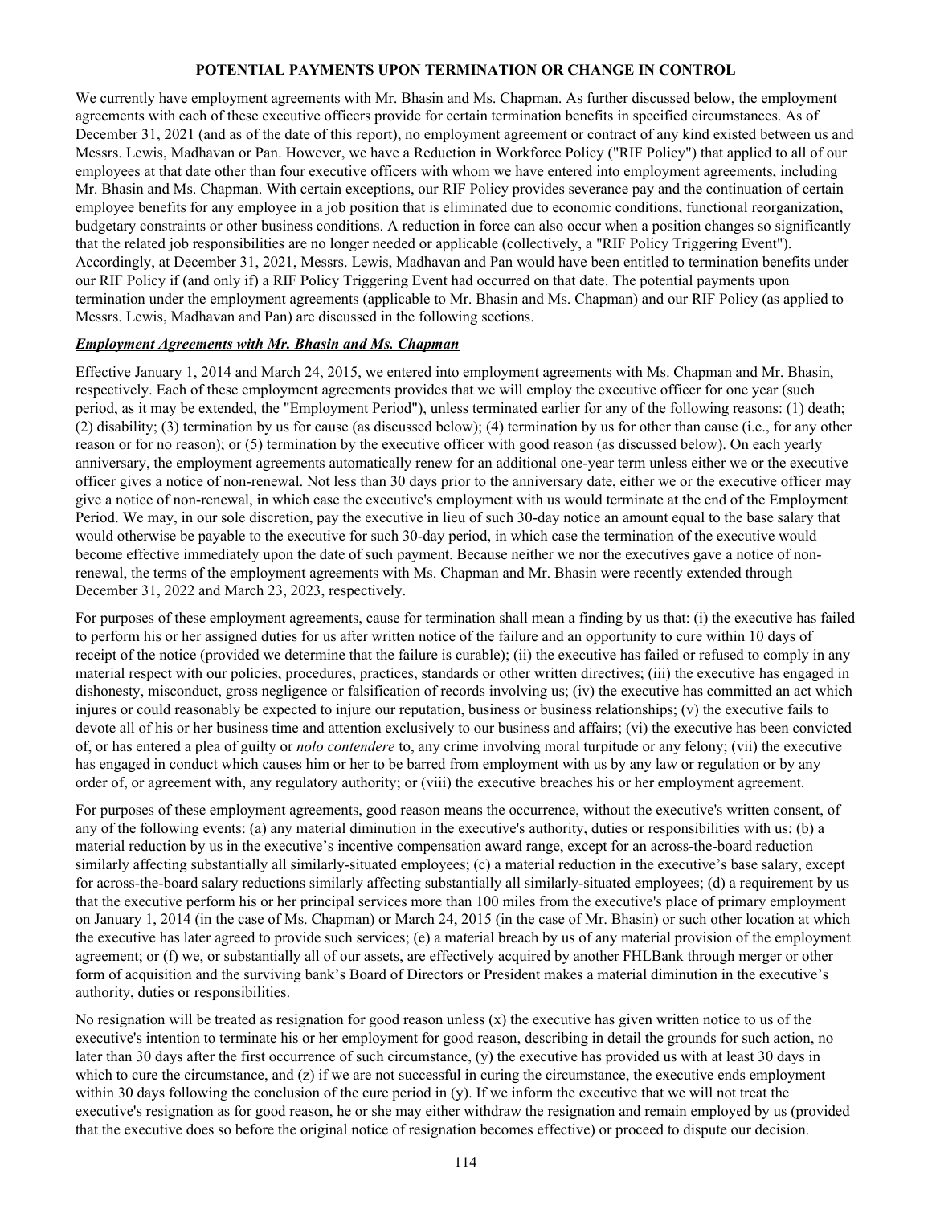## POTENTIAL PAYMENTS UPON TERMINATION OR CHANGE IN CONTROL

We currently have employment agreements with Mr. Bhasin and Ms. Chapman. As further discussed below, the employment agreements with each of these executive officers provide for certain termination benefits in specified circumstances. As of December 31, 2021 (and as of the date of this report), no employment agreement or contract of any kind existed between us and Messrs. Lewis, Madhavan or Pan. However, we have a Reduction in Workforce Policy ("RIF Policy") that applied to all of our employees at that date other than four executive officers with whom we have entered into employment agreements, including Mr. Bhasin and Ms. Chapman. With certain exceptions, our RIF Policy provides severance pay and the continuation of certain employee benefits for any employee in a job position that is eliminated due to economic conditions, functional reorganization, budgetary constraints or other business conditions. A reduction in force can also occur when a position changes so significantly that the related job responsibilities are no longer needed or applicable (collectively, a "RIF Policy Triggering Event"). Accordingly, at December 31, 2021, Messrs. Lewis, Madhavan and Pan would have been entitled to termination benefits under our RIF Policy if (and only if) a RIF Policy Triggering Event had occurred on that date. The potential payments upon termination under the employment agreements (applicable to Mr. Bhasin and Ms. Chapman) and our RIF Policy (as applied to Messrs. Lewis, Madhavan and Pan) are discussed in the following sections.

***Employment Agreements with Mr. Bhasin and Ms. Chapman***

Effective January 1, 2014 and March 24, 2015, we entered into employment agreements with Ms. Chapman and Mr. Bhasin, respectively. Each of these employment agreements provides that we will employ the executive officer for one year (such period, as it may be extended, the "Employment Period"), unless terminated earlier for any of the following reasons: (1) death; (2) disability; (3) termination by us for cause (as discussed below); (4) termination by us for other than cause (i.e., for any other reason or for no reason); or (5) termination by the executive officer with good reason (as discussed below). On each yearly anniversary, the employment agreements automatically renew for an additional one-year term unless either we or the executive officer gives a notice of non-renewal. Not less than 30 days prior to the anniversary date, either we or the executive officer may give a notice of non-renewal, in which case the executive's employment with us would terminate at the end of the Employment Period. We may, in our sole discretion, pay the executive in lieu of such 30-day notice an amount equal to the base salary that would otherwise be payable to the executive for such 30-day period, in which case the termination of the executive would become effective immediately upon the date of such payment. Because neither we nor the executives gave a notice of non-renewal, the terms of the employment agreements with Ms. Chapman and Mr. Bhasin were recently extended through December 31, 2022 and March 23, 2023, respectively.

For purposes of these employment agreements, cause for termination shall mean a finding by us that: (i) the executive has failed to perform his or her assigned duties for us after written notice of the failure and an opportunity to cure within 10 days of receipt of the notice (provided we determine that the failure is curable); (ii) the executive has failed or refused to comply in any material respect with our policies, procedures, practices, standards or other written directives; (iii) the executive has engaged in dishonesty, misconduct, gross negligence or falsification of records involving us; (iv) the executive has committed an act which injures or could reasonably be expected to injure our reputation, business or business relationships; (v) the executive fails to devote all of his or her business time and attention exclusively to our business and affairs; (vi) the executive has been convicted of, or has entered a plea of guilty or *nolo contendere* to, any crime involving moral turpitude or any felony; (vii) the executive has engaged in conduct which causes him or her to be barred from employment with us by any law or regulation or by any order of, or agreement with, any regulatory authority; or (viii) the executive breaches his or her employment agreement.

For purposes of these employment agreements, good reason means the occurrence, without the executive's written consent, of any of the following events: (a) any material diminution in the executive's authority, duties or responsibilities with us; (b) a material reduction by us in the executive's incentive compensation award range, except for an across-the-board reduction similarly affecting substantially all similarly-situated employees; (c) a material reduction in the executive's base salary, except for across-the-board salary reductions similarly affecting substantially all similarly-situated employees; (d) a requirement by us that the executive perform his or her principal services more than 100 miles from the executive's place of primary employment on January 1, 2014 (in the case of Ms. Chapman) or March 24, 2015 (in the case of Mr. Bhasin) or such other location at which the executive has later agreed to provide such services; (e) a material breach by us of any material provision of the employment agreement; or (f) we, or substantially all of our assets, are effectively acquired by another FHLBank through merger or other form of acquisition and the surviving bank's Board of Directors or President makes a material diminution in the executive's authority, duties or responsibilities.

No resignation will be treated as resignation for good reason unless (x) the executive has given written notice to us of the executive's intention to terminate his or her employment for good reason, describing in detail the grounds for such action, no later than 30 days after the first occurrence of such circumstance, (y) the executive has provided us with at least 30 days in which to cure the circumstance, and (z) if we are not successful in curing the circumstance, the executive ends employment within 30 days following the conclusion of the cure period in (y). If we inform the executive that we will not treat the executive's resignation as for good reason, he or she may either withdraw the resignation and remain employed by us (provided that the executive does so before the original notice of resignation becomes effective) or proceed to dispute our decision.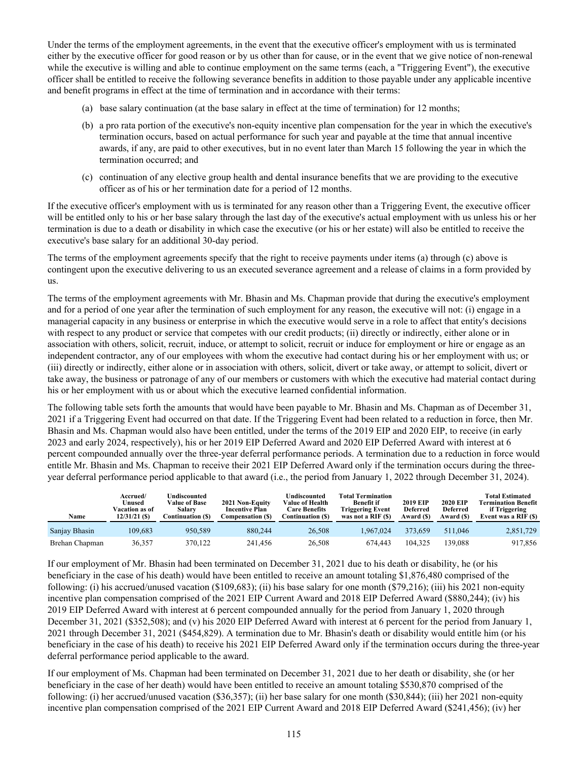Under the terms of the employment agreements, in the event that the executive officer's employment with us is terminated either by the executive officer for good reason or by us other than for cause, or in the event that we give notice of non-renewal while the executive is willing and able to continue employment on the same terms (each, a "Triggering Event"), the executive officer shall be entitled to receive the following severance benefits in addition to those payable under any applicable incentive and benefit programs in effect at the time of termination and in accordance with their terms:

(a) base salary continuation (at the base salary in effect at the time of termination) for 12 months;

(b) a pro rata portion of the executive's non-equity incentive plan compensation for the year in which the executive's termination occurs, based on actual performance for such year and payable at the time that annual incentive awards, if any, are paid to other executives, but in no event later than March 15 following the year in which the termination occurred; and

(c) continuation of any elective group health and dental insurance benefits that we are providing to the executive officer as of his or her termination date for a period of 12 months.

If the executive officer's employment with us is terminated for any reason other than a Triggering Event, the executive officer will be entitled only to his or her base salary through the last day of the executive's actual employment with us unless his or her termination is due to a death or disability in which case the executive (or his or her estate) will also be entitled to receive the executive's base salary for an additional 30-day period.

The terms of the employment agreements specify that the right to receive payments under items (a) through (c) above is contingent upon the executive delivering to us an executed severance agreement and a release of claims in a form provided by us.

The terms of the employment agreements with Mr. Bhasin and Ms. Chapman provide that during the executive's employment and for a period of one year after the termination of such employment for any reason, the executive will not: (i) engage in a managerial capacity in any business or enterprise in which the executive would serve in a role to affect that entity's decisions with respect to any product or service that competes with our credit products; (ii) directly or indirectly, either alone or in association with others, solicit, recruit, induce, or attempt to solicit, recruit or induce for employment or hire or engage as an independent contractor, any of our employees with whom the executive had contact during his or her employment with us; or (iii) directly or indirectly, either alone or in association with others, solicit, divert or take away, or attempt to solicit, divert or take away, the business or patronage of any of our members or customers with which the executive had material contact during his or her employment with us or about which the executive learned confidential information.

The following table sets forth the amounts that would have been payable to Mr. Bhasin and Ms. Chapman as of December 31, 2021 if a Triggering Event had occurred on that date. If the Triggering Event had been related to a reduction in force, then Mr. Bhasin and Ms. Chapman would also have been entitled, under the terms of the 2019 EIP and 2020 EIP, to receive (in early 2023 and early 2024, respectively), his or her 2019 EIP Deferred Award and 2020 EIP Deferred Award with interest at 6 percent compounded annually over the three-year deferral performance periods. A termination due to a reduction in force would entitle Mr. Bhasin and Ms. Chapman to receive their 2021 EIP Deferred Award only if the termination occurs during the three-year deferral performance period applicable to that award (i.e., the period from January 1, 2022 through December 31, 2024).

| Name | Accrued/ Unused Vacation as of 12/31/21 ($) | Undiscounted Value of Base Salary Continuation ($) | 2021 Non-Equity Incentive Plan Compensation ($) | Undiscounted Value of Health Care Benefits Continuation ($) | Total Termination Benefit if Triggering Event was not a RIF ($) | 2019 EIP Deferred Award ($) | 2020 EIP Deferred Award ($) | Total Estimated Termination Benefit if Triggering Event was a RIF ($) |
|---|---|---|---|---|---|---|---|---|
| Sanjay Bhasin | 109,683 | 950,589 | 880,244 | 26,508 | 1,967,024 | 373,659 | 511,046 | 2,851,729 |
| Brehan Chapman | 36,357 | 370,122 | 241,456 | 26,508 | 674,443 | 104,325 | 139,088 | 917,856 |

If our employment of Mr. Bhasin had been terminated on December 31, 2021 due to his death or disability, he (or his beneficiary in the case of his death) would have been entitled to receive an amount totaling $1,876,480 comprised of the following: (i) his accrued/unused vacation ($109,683); (ii) his base salary for one month ($79,216); (iii) his 2021 non-equity incentive plan compensation comprised of the 2021 EIP Current Award and 2018 EIP Deferred Award ($880,244); (iv) his 2019 EIP Deferred Award with interest at 6 percent compounded annually for the period from January 1, 2020 through December 31, 2021 ($352,508); and (v) his 2020 EIP Deferred Award with interest at 6 percent for the period from January 1, 2021 through December 31, 2021 ($454,829). A termination due to Mr. Bhasin's death or disability would entitle him (or his beneficiary in the case of his death) to receive his 2021 EIP Deferred Award only if the termination occurs during the three-year deferral performance period applicable to the award.

If our employment of Ms. Chapman had been terminated on December 31, 2021 due to her death or disability, she (or her beneficiary in the case of her death) would have been entitled to receive an amount totaling $530,870 comprised of the following: (i) her accrued/unused vacation ($36,357); (ii) her base salary for one month ($30,844); (iii) her 2021 non-equity incentive plan compensation comprised of the 2021 EIP Current Award and 2018 EIP Deferred Award ($241,456); (iv) her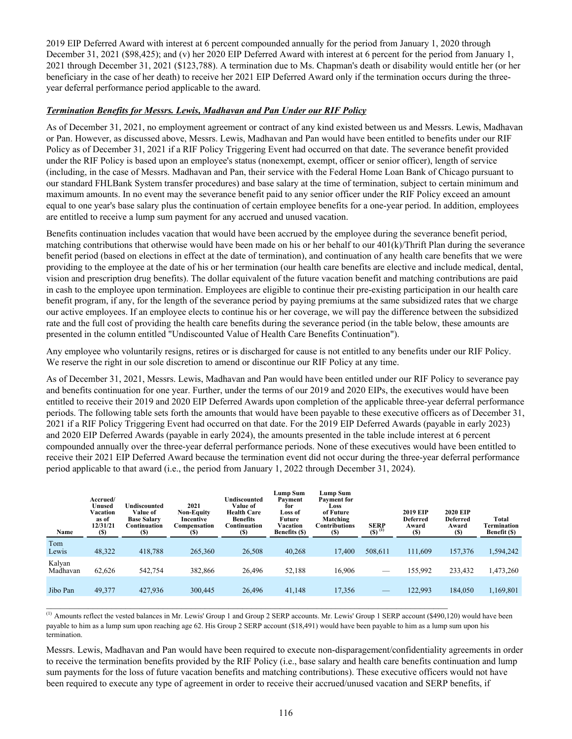2019 EIP Deferred Award with interest at 6 percent compounded annually for the period from January 1, 2020 through December 31, 2021 ($98,425); and (v) her 2020 EIP Deferred Award with interest at 6 percent for the period from January 1, 2021 through December 31, 2021 ($123,788). A termination due to Ms. Chapman's death or disability would entitle her (or her beneficiary in the case of her death) to receive her 2021 EIP Deferred Award only if the termination occurs during the three-year deferral performance period applicable to the award.

***Termination Benefits for Messrs. Lewis, Madhavan and Pan Under our RIF Policy***

As of December 31, 2021, no employment agreement or contract of any kind existed between us and Messrs. Lewis, Madhavan or Pan. However, as discussed above, Messrs. Lewis, Madhavan and Pan would have been entitled to benefits under our RIF Policy as of December 31, 2021 if a RIF Policy Triggering Event had occurred on that date. The severance benefit provided under the RIF Policy is based upon an employee's status (nonexempt, exempt, officer or senior officer), length of service (including, in the case of Messrs. Madhavan and Pan, their service with the Federal Home Loan Bank of Chicago pursuant to our standard FHLBank System transfer procedures) and base salary at the time of termination, subject to certain minimum and maximum amounts. In no event may the severance benefit paid to any senior officer under the RIF Policy exceed an amount equal to one year's base salary plus the continuation of certain employee benefits for a one-year period. In addition, employees are entitled to receive a lump sum payment for any accrued and unused vacation.

Benefits continuation includes vacation that would have been accrued by the employee during the severance benefit period, matching contributions that otherwise would have been made on his or her behalf to our 401(k)/Thrift Plan during the severance benefit period (based on elections in effect at the date of termination), and continuation of any health care benefits that we were providing to the employee at the date of his or her termination (our health care benefits are elective and include medical, dental, vision and prescription drug benefits). The dollar equivalent of the future vacation benefit and matching contributions are paid in cash to the employee upon termination. Employees are eligible to continue their pre-existing participation in our health care benefit program, if any, for the length of the severance period by paying premiums at the same subsidized rates that we charge our active employees. If an employee elects to continue his or her coverage, we will pay the difference between the subsidized rate and the full cost of providing the health care benefits during the severance period (in the table below, these amounts are presented in the column entitled "Undiscounted Value of Health Care Benefits Continuation").

Any employee who voluntarily resigns, retires or is discharged for cause is not entitled to any benefits under our RIF Policy. We reserve the right in our sole discretion to amend or discontinue our RIF Policy at any time.

As of December 31, 2021, Messrs. Lewis, Madhavan and Pan would have been entitled under our RIF Policy to severance pay and benefits continuation for one year. Further, under the terms of our 2019 and 2020 EIPs, the executives would have been entitled to receive their 2019 and 2020 EIP Deferred Awards upon completion of the applicable three-year deferral performance periods. The following table sets forth the amounts that would have been payable to these executive officers as of December 31, 2021 if a RIF Policy Triggering Event had occurred on that date. For the 2019 EIP Deferred Awards (payable in early 2023) and 2020 EIP Deferred Awards (payable in early 2024), the amounts presented in the table include interest at 6 percent compounded annually over the three-year deferral performance periods. None of these executives would have been entitled to receive their 2021 EIP Deferred Award because the termination event did not occur during the three-year deferral performance period applicable to that award (i.e., the period from January 1, 2022 through December 31, 2024).

| Name | Accrued/ Unused Vacation as of 12/31/21 ($) | Undiscounted Value of Base Salary Continuation ($) | 2021 Non-Equity Incentive Compensation ($) | Undiscounted Value of Health Care Benefits Continuation ($) | Lump Sum Payment for Loss of Future Vacation Benefits ($) | Lump Sum Payment for Loss of Future Matching Contributions ($) | SERP ($) (1) | 2019 EIP Deferred Award ($) | 2020 EIP Deferred Award ($) | Total Termination Benefit ($) |
|---|---|---|---|---|---|---|---|---|---|---|
| Tom Lewis | 48,322 | 418,788 | 265,360 | 26,508 | 40,268 | 17,400 | 508,611 | 111,609 | 157,376 | 1,594,242 |
| Kalyan Madhavan | 62,626 | 542,754 | 382,866 | 26,496 | 52,188 | 16,906 | — | 155,992 | 233,432 | 1,473,260 |
| Jibo Pan | 49,377 | 427,936 | 300,445 | 26,496 | 41,148 | 17,356 | — | 122,993 | 184,050 | 1,169,801 |

(1) Amounts reflect the vested balances in Mr. Lewis' Group 1 and Group 2 SERP accounts. Mr. Lewis' Group 1 SERP account ($490,120) would have been payable to him as a lump sum upon reaching age 62. His Group 2 SERP account ($18,491) would have been payable to him as a lump sum upon his termination.

Messrs. Lewis, Madhavan and Pan would have been required to execute non-disparagement/confidentiality agreements in order to receive the termination benefits provided by the RIF Policy (i.e., base salary and health care benefits continuation and lump sum payments for the loss of future vacation benefits and matching contributions). These executive officers would not have been required to execute any type of agreement in order to receive their accrued/unused vacation and SERP benefits, if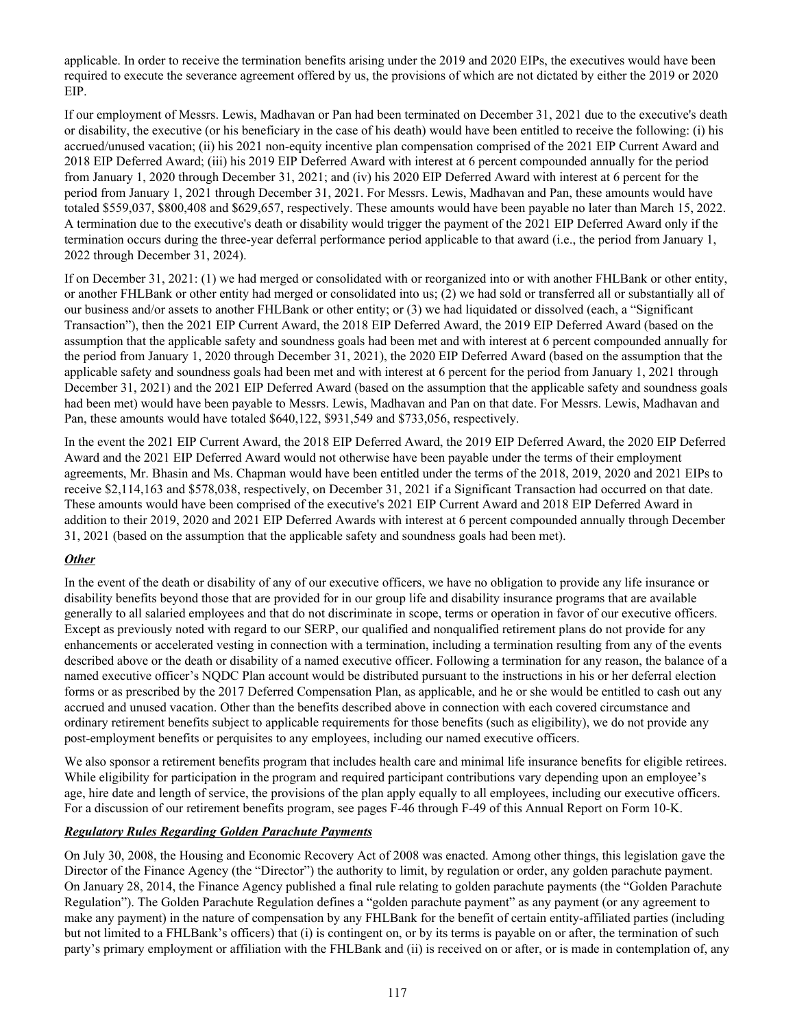applicable. In order to receive the termination benefits arising under the 2019 and 2020 EIPs, the executives would have been required to execute the severance agreement offered by us, the provisions of which are not dictated by either the 2019 or 2020 EIP.

If our employment of Messrs. Lewis, Madhavan or Pan had been terminated on December 31, 2021 due to the executive's death or disability, the executive (or his beneficiary in the case of his death) would have been entitled to receive the following: (i) his accrued/unused vacation; (ii) his 2021 non-equity incentive plan compensation comprised of the 2021 EIP Current Award and 2018 EIP Deferred Award; (iii) his 2019 EIP Deferred Award with interest at 6 percent compounded annually for the period from January 1, 2020 through December 31, 2021; and (iv) his 2020 EIP Deferred Award with interest at 6 percent for the period from January 1, 2021 through December 31, 2021. For Messrs. Lewis, Madhavan and Pan, these amounts would have totaled $559,037, $800,408 and $629,657, respectively. These amounts would have been payable no later than March 15, 2022. A termination due to the executive's death or disability would trigger the payment of the 2021 EIP Deferred Award only if the termination occurs during the three-year deferral performance period applicable to that award (i.e., the period from January 1, 2022 through December 31, 2024).

If on December 31, 2021: (1) we had merged or consolidated with or reorganized into or with another FHLBank or other entity, or another FHLBank or other entity had merged or consolidated into us; (2) we had sold or transferred all or substantially all of our business and/or assets to another FHLBank or other entity; or (3) we had liquidated or dissolved (each, a "Significant Transaction"), then the 2021 EIP Current Award, the 2018 EIP Deferred Award, the 2019 EIP Deferred Award (based on the assumption that the applicable safety and soundness goals had been met and with interest at 6 percent compounded annually for the period from January 1, 2020 through December 31, 2021), the 2020 EIP Deferred Award (based on the assumption that the applicable safety and soundness goals had been met and with interest at 6 percent for the period from January 1, 2021 through December 31, 2021) and the 2021 EIP Deferred Award (based on the assumption that the applicable safety and soundness goals had been met) would have been payable to Messrs. Lewis, Madhavan and Pan on that date. For Messrs. Lewis, Madhavan and Pan, these amounts would have totaled $640,122, $931,549 and $733,056, respectively.

In the event the 2021 EIP Current Award, the 2018 EIP Deferred Award, the 2019 EIP Deferred Award, the 2020 EIP Deferred Award and the 2021 EIP Deferred Award would not otherwise have been payable under the terms of their employment agreements, Mr. Bhasin and Ms. Chapman would have been entitled under the terms of the 2018, 2019, 2020 and 2021 EIPs to receive $2,114,163 and $578,038, respectively, on December 31, 2021 if a Significant Transaction had occurred on that date. These amounts would have been comprised of the executive's 2021 EIP Current Award and 2018 EIP Deferred Award in addition to their 2019, 2020 and 2021 EIP Deferred Awards with interest at 6 percent compounded annually through December 31, 2021 (based on the assumption that the applicable safety and soundness goals had been met).

***Other***

In the event of the death or disability of any of our executive officers, we have no obligation to provide any life insurance or disability benefits beyond those that are provided for in our group life and disability insurance programs that are available generally to all salaried employees and that do not discriminate in scope, terms or operation in favor of our executive officers. Except as previously noted with regard to our SERP, our qualified and nonqualified retirement plans do not provide for any enhancements or accelerated vesting in connection with a termination, including a termination resulting from any of the events described above or the death or disability of a named executive officer. Following a termination for any reason, the balance of a named executive officer's NQDC Plan account would be distributed pursuant to the instructions in his or her deferral election forms or as prescribed by the 2017 Deferred Compensation Plan, as applicable, and he or she would be entitled to cash out any accrued and unused vacation. Other than the benefits described above in connection with each covered circumstance and ordinary retirement benefits subject to applicable requirements for those benefits (such as eligibility), we do not provide any post-employment benefits or perquisites to any employees, including our named executive officers.

We also sponsor a retirement benefits program that includes health care and minimal life insurance benefits for eligible retirees. While eligibility for participation in the program and required participant contributions vary depending upon an employee's age, hire date and length of service, the provisions of the plan apply equally to all employees, including our executive officers. For a discussion of our retirement benefits program, see pages F-46 through F-49 of this Annual Report on Form 10-K.

***Regulatory Rules Regarding Golden Parachute Payments***

On July 30, 2008, the Housing and Economic Recovery Act of 2008 was enacted. Among other things, this legislation gave the Director of the Finance Agency (the "Director") the authority to limit, by regulation or order, any golden parachute payment. On January 28, 2014, the Finance Agency published a final rule relating to golden parachute payments (the "Golden Parachute Regulation"). The Golden Parachute Regulation defines a "golden parachute payment" as any payment (or any agreement to make any payment) in the nature of compensation by any FHLBank for the benefit of certain entity-affiliated parties (including but not limited to a FHLBank's officers) that (i) is contingent on, or by its terms is payable on or after, the termination of such party's primary employment or affiliation with the FHLBank and (ii) is received on or after, or is made in contemplation of, any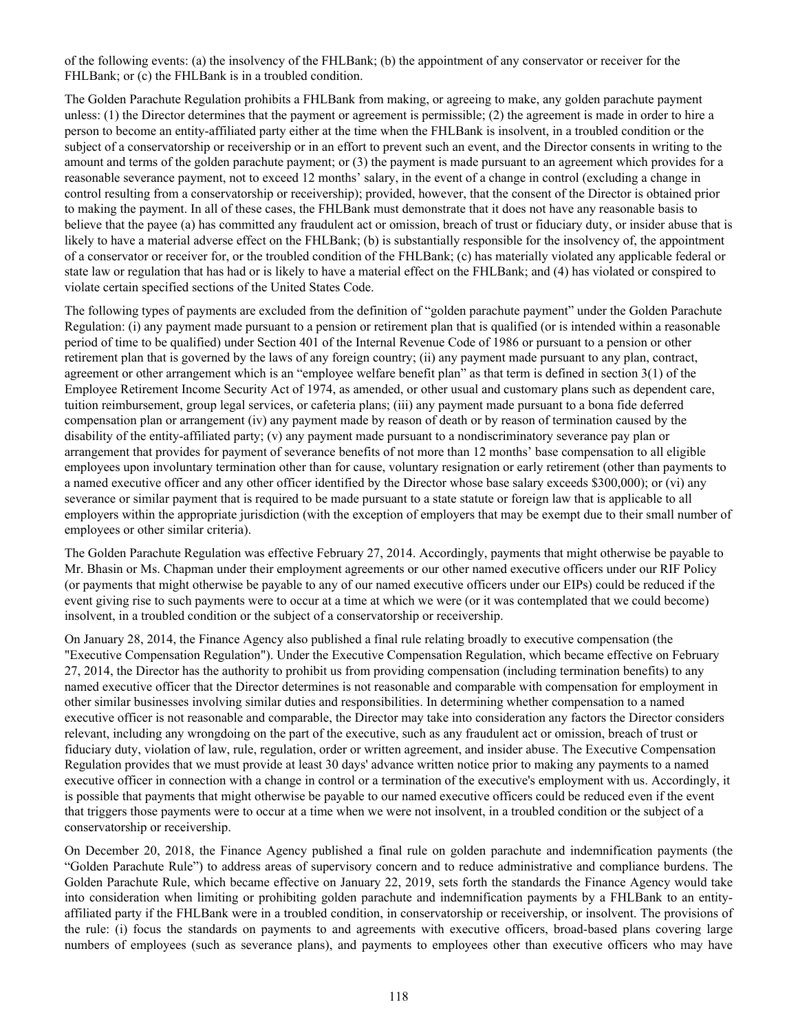of the following events: (a) the insolvency of the FHLBank; (b) the appointment of any conservator or receiver for the FHLBank; or (c) the FHLBank is in a troubled condition.

The Golden Parachute Regulation prohibits a FHLBank from making, or agreeing to make, any golden parachute payment unless: (1) the Director determines that the payment or agreement is permissible; (2) the agreement is made in order to hire a person to become an entity-affiliated party either at the time when the FHLBank is insolvent, in a troubled condition or the subject of a conservatorship or receivership or in an effort to prevent such an event, and the Director consents in writing to the amount and terms of the golden parachute payment; or (3) the payment is made pursuant to an agreement which provides for a reasonable severance payment, not to exceed 12 months' salary, in the event of a change in control (excluding a change in control resulting from a conservatorship or receivership); provided, however, that the consent of the Director is obtained prior to making the payment. In all of these cases, the FHLBank must demonstrate that it does not have any reasonable basis to believe that the payee (a) has committed any fraudulent act or omission, breach of trust or fiduciary duty, or insider abuse that is likely to have a material adverse effect on the FHLBank; (b) is substantially responsible for the insolvency of, the appointment of a conservator or receiver for, or the troubled condition of the FHLBank; (c) has materially violated any applicable federal or state law or regulation that has had or is likely to have a material effect on the FHLBank; and (4) has violated or conspired to violate certain specified sections of the United States Code.

The following types of payments are excluded from the definition of "golden parachute payment" under the Golden Parachute Regulation: (i) any payment made pursuant to a pension or retirement plan that is qualified (or is intended within a reasonable period of time to be qualified) under Section 401 of the Internal Revenue Code of 1986 or pursuant to a pension or other retirement plan that is governed by the laws of any foreign country; (ii) any payment made pursuant to any plan, contract, agreement or other arrangement which is an "employee welfare benefit plan" as that term is defined in section 3(1) of the Employee Retirement Income Security Act of 1974, as amended, or other usual and customary plans such as dependent care, tuition reimbursement, group legal services, or cafeteria plans; (iii) any payment made pursuant to a bona fide deferred compensation plan or arrangement (iv) any payment made by reason of death or by reason of termination caused by the disability of the entity-affiliated party; (v) any payment made pursuant to a nondiscriminatory severance pay plan or arrangement that provides for payment of severance benefits of not more than 12 months' base compensation to all eligible employees upon involuntary termination other than for cause, voluntary resignation or early retirement (other than payments to a named executive officer and any other officer identified by the Director whose base salary exceeds $300,000); or (vi) any severance or similar payment that is required to be made pursuant to a state statute or foreign law that is applicable to all employers within the appropriate jurisdiction (with the exception of employers that may be exempt due to their small number of employees or other similar criteria).

The Golden Parachute Regulation was effective February 27, 2014. Accordingly, payments that might otherwise be payable to Mr. Bhasin or Ms. Chapman under their employment agreements or our other named executive officers under our RIF Policy (or payments that might otherwise be payable to any of our named executive officers under our EIPs) could be reduced if the event giving rise to such payments were to occur at a time at which we were (or it was contemplated that we could become) insolvent, in a troubled condition or the subject of a conservatorship or receivership.

On January 28, 2014, the Finance Agency also published a final rule relating broadly to executive compensation (the "Executive Compensation Regulation"). Under the Executive Compensation Regulation, which became effective on February 27, 2014, the Director has the authority to prohibit us from providing compensation (including termination benefits) to any named executive officer that the Director determines is not reasonable and comparable with compensation for employment in other similar businesses involving similar duties and responsibilities. In determining whether compensation to a named executive officer is not reasonable and comparable, the Director may take into consideration any factors the Director considers relevant, including any wrongdoing on the part of the executive, such as any fraudulent act or omission, breach of trust or fiduciary duty, violation of law, rule, regulation, order or written agreement, and insider abuse. The Executive Compensation Regulation provides that we must provide at least 30 days' advance written notice prior to making any payments to a named executive officer in connection with a change in control or a termination of the executive's employment with us. Accordingly, it is possible that payments that might otherwise be payable to our named executive officers could be reduced even if the event that triggers those payments were to occur at a time when we were not insolvent, in a troubled condition or the subject of a conservatorship or receivership.

On December 20, 2018, the Finance Agency published a final rule on golden parachute and indemnification payments (the "Golden Parachute Rule") to address areas of supervisory concern and to reduce administrative and compliance burdens. The Golden Parachute Rule, which became effective on January 22, 2019, sets forth the standards the Finance Agency would take into consideration when limiting or prohibiting golden parachute and indemnification payments by a FHLBank to an entity-affiliated party if the FHLBank were in a troubled condition, in conservatorship or receivership, or insolvent. The provisions of the rule: (i) focus the standards on payments to and agreements with executive officers, broad-based plans covering large numbers of employees (such as severance plans), and payments to employees other than executive officers who may have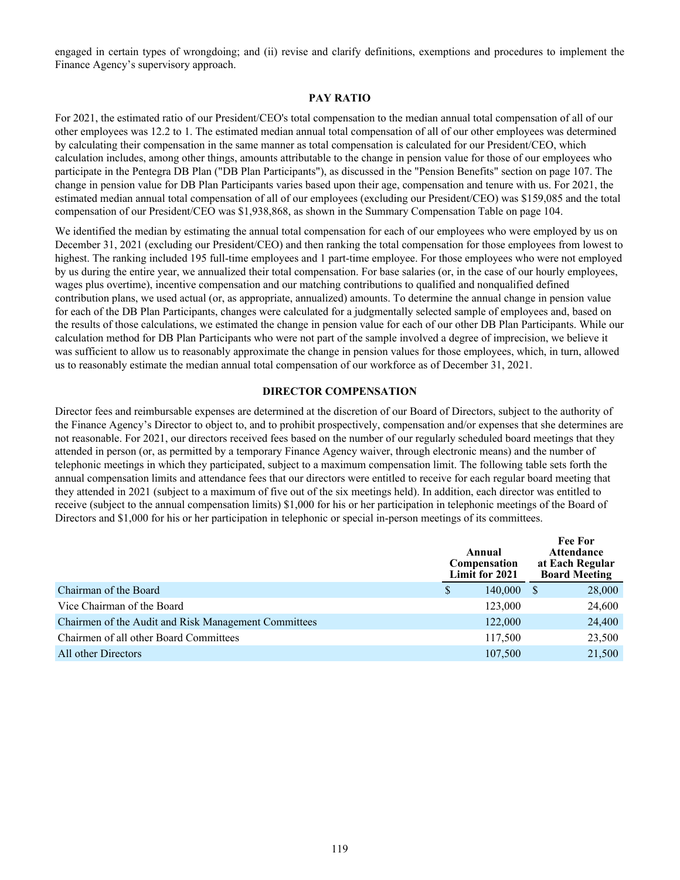engaged in certain types of wrongdoing; and (ii) revise and clarify definitions, exemptions and procedures to implement the Finance Agency's supervisory approach.

## PAY RATIO

For 2021, the estimated ratio of our President/CEO's total compensation to the median annual total compensation of all of our other employees was 12.2 to 1. The estimated median annual total compensation of all of our other employees was determined by calculating their compensation in the same manner as total compensation is calculated for our President/CEO, which calculation includes, among other things, amounts attributable to the change in pension value for those of our employees who participate in the Pentegra DB Plan ("DB Plan Participants"), as discussed in the "Pension Benefits" section on page 107. The change in pension value for DB Plan Participants varies based upon their age, compensation and tenure with us. For 2021, the estimated median annual total compensation of all of our employees (excluding our President/CEO) was $159,085 and the total compensation of our President/CEO was $1,938,868, as shown in the Summary Compensation Table on page 104.

We identified the median by estimating the annual total compensation for each of our employees who were employed by us on December 31, 2021 (excluding our President/CEO) and then ranking the total compensation for those employees from lowest to highest. The ranking included 195 full-time employees and 1 part-time employee. For those employees who were not employed by us during the entire year, we annualized their total compensation. For base salaries (or, in the case of our hourly employees, wages plus overtime), incentive compensation and our matching contributions to qualified and nonqualified defined contribution plans, we used actual (or, as appropriate, annualized) amounts. To determine the annual change in pension value for each of the DB Plan Participants, changes were calculated for a judgmentally selected sample of employees and, based on the results of those calculations, we estimated the change in pension value for each of our other DB Plan Participants. While our calculation method for DB Plan Participants who were not part of the sample involved a degree of imprecision, we believe it was sufficient to allow us to reasonably approximate the change in pension values for those employees, which, in turn, allowed us to reasonably estimate the median annual total compensation of our workforce as of December 31, 2021.

## DIRECTOR COMPENSATION

Director fees and reimbursable expenses are determined at the discretion of our Board of Directors, subject to the authority of the Finance Agency's Director to object to, and to prohibit prospectively, compensation and/or expenses that she determines are not reasonable. For 2021, our directors received fees based on the number of our regularly scheduled board meetings that they attended in person (or, as permitted by a temporary Finance Agency waiver, through electronic means) and the number of telephonic meetings in which they participated, subject to a maximum compensation limit. The following table sets forth the annual compensation limits and attendance fees that our directors were entitled to receive for each regular board meeting that they attended in 2021 (subject to a maximum of five out of the six meetings held). In addition, each director was entitled to receive (subject to the annual compensation limits) $1,000 for his or her participation in telephonic meetings of the Board of Directors and $1,000 for his or her participation in telephonic or special in-person meetings of its committees.

| | Annual Compensation Limit for 2021 | Fee For Attendance at Each Regular Board Meeting |
|---|---|---|
| Chairman of the Board | $ 140,000 | $ 28,000 |
| Vice Chairman of the Board | 123,000 | 24,600 |
| Chairmen of the Audit and Risk Management Committees | 122,000 | 24,400 |
| Chairmen of all other Board Committees | 117,500 | 23,500 |
| All other Directors | 107,500 | 21,500 |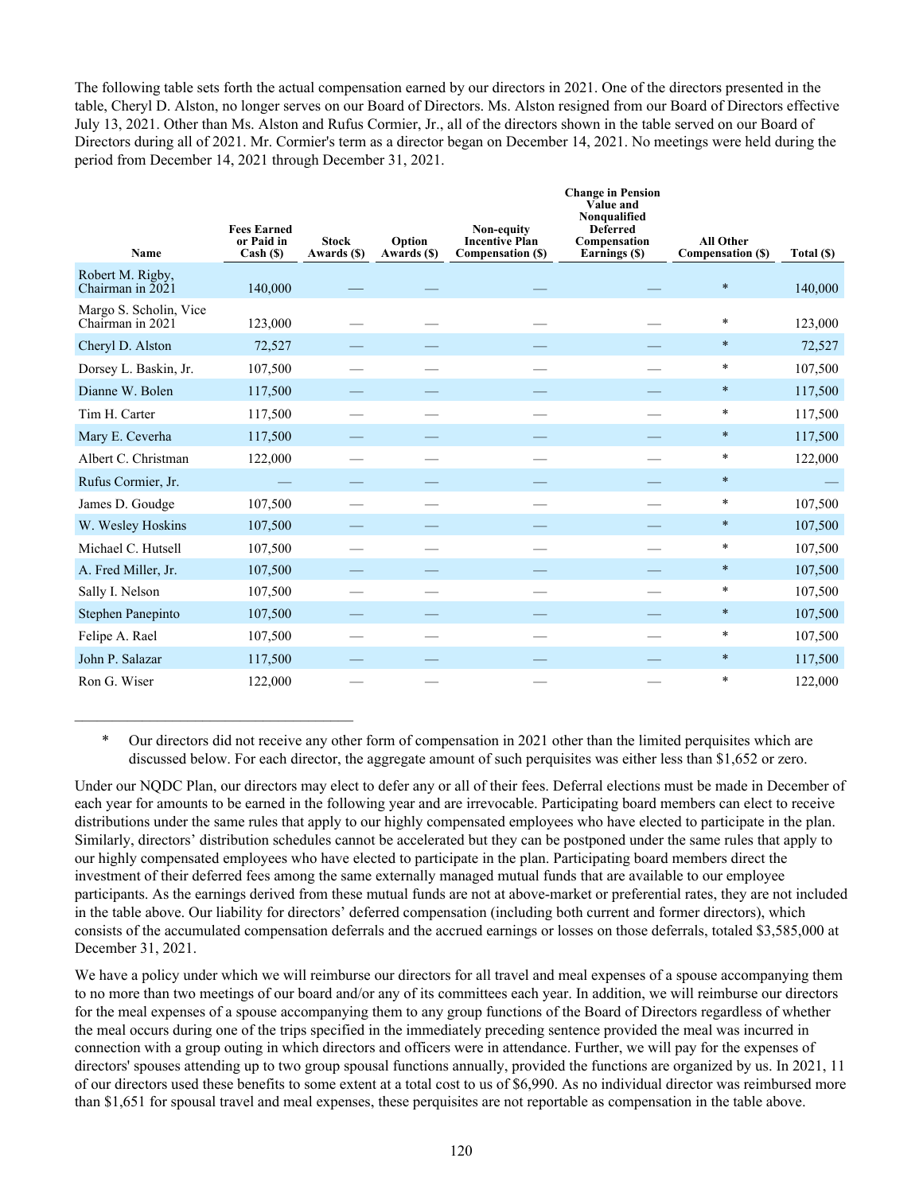The following table sets forth the actual compensation earned by our directors in 2021. One of the directors presented in the table, Cheryl D. Alston, no longer serves on our Board of Directors. Ms. Alston resigned from our Board of Directors effective July 13, 2021. Other than Ms. Alston and Rufus Cormier, Jr., all of the directors shown in the table served on our Board of Directors during all of 2021. Mr. Cormier's term as a director began on December 14, 2021. No meetings were held during the period from December 14, 2021 through December 31, 2021.

| Name | Fees Earned or Paid in Cash ($) | Stock Awards ($) | Option Awards ($) | Non-equity Incentive Plan Compensation ($) | Change in Pension Value and Nonqualified Deferred Compensation Earnings ($) | All Other Compensation ($) | Total ($) |
|---|---|---|---|---|---|---|---|
| Robert M. Rigby, Chairman in 2021 | 140,000 | — | — | — | — | * | 140,000 |
| Margo S. Scholin, Vice Chairman in 2021 | 123,000 | — | — | — | — | * | 123,000 |
| Cheryl D. Alston | 72,527 | — | — | — | — | * | 72,527 |
| Dorsey L. Baskin, Jr. | 107,500 | — | — | — | — | * | 107,500 |
| Dianne W. Bolen | 117,500 | — | — | — | — | * | 117,500 |
| Tim H. Carter | 117,500 | — | — | — | — | * | 117,500 |
| Mary E. Ceverha | 117,500 | — | — | — | — | * | 117,500 |
| Albert C. Christman | 122,000 | — | — | — | — | * | 122,000 |
| Rufus Cormier, Jr. | — | — | — | — | — | * | — |
| James D. Goudge | 107,500 | — | — | — | — | * | 107,500 |
| W. Wesley Hoskins | 107,500 | — | — | — | — | * | 107,500 |
| Michael C. Hutsell | 107,500 | — | — | — | — | * | 107,500 |
| A. Fred Miller, Jr. | 107,500 | — | — | — | — | * | 107,500 |
| Sally I. Nelson | 107,500 | — | — | — | — | * | 107,500 |
| Stephen Panepinto | 107,500 | — | — | — | — | * | 107,500 |
| Felipe A. Rael | 107,500 | — | — | — | — | * | 107,500 |
| John P. Salazar | 117,500 | — | — | — | — | * | 117,500 |
| Ron G. Wiser | 122,000 | — | — | — | — | * | 122,000 |

\* Our directors did not receive any other form of compensation in 2021 other than the limited perquisites which are discussed below. For each director, the aggregate amount of such perquisites was either less than $1,652 or zero.

Under our NQDC Plan, our directors may elect to defer any or all of their fees. Deferral elections must be made in December of each year for amounts to be earned in the following year and are irrevocable. Participating board members can elect to receive distributions under the same rules that apply to our highly compensated employees who have elected to participate in the plan. Similarly, directors' distribution schedules cannot be accelerated but they can be postponed under the same rules that apply to our highly compensated employees who have elected to participate in the plan. Participating board members direct the investment of their deferred fees among the same externally managed mutual funds that are available to our employee participants. As the earnings derived from these mutual funds are not at above-market or preferential rates, they are not included in the table above. Our liability for directors' deferred compensation (including both current and former directors), which consists of the accumulated compensation deferrals and the accrued earnings or losses on those deferrals, totaled $3,585,000 at December 31, 2021.

We have a policy under which we will reimburse our directors for all travel and meal expenses of a spouse accompanying them to no more than two meetings of our board and/or any of its committees each year. In addition, we will reimburse our directors for the meal expenses of a spouse accompanying them to any group functions of the Board of Directors regardless of whether the meal occurs during one of the trips specified in the immediately preceding sentence provided the meal was incurred in connection with a group outing in which directors and officers were in attendance. Further, we will pay for the expenses of directors' spouses attending up to two group spousal functions annually, provided the functions are organized by us. In 2021, 11 of our directors used these benefits to some extent at a total cost to us of $6,990. As no individual director was reimbursed more than $1,651 for spousal travel and meal expenses, these perquisites are not reportable as compensation in the table above.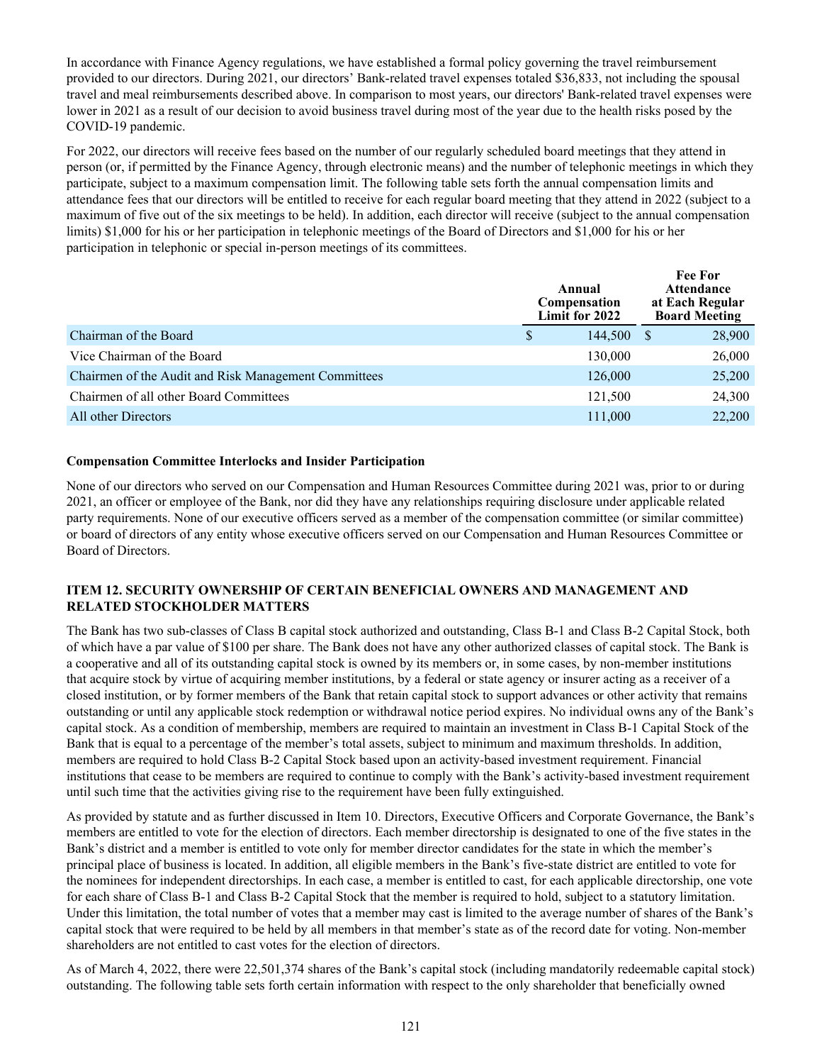In accordance with Finance Agency regulations, we have established a formal policy governing the travel reimbursement provided to our directors. During 2021, our directors' Bank-related travel expenses totaled $36,833, not including the spousal travel and meal reimbursements described above. In comparison to most years, our directors' Bank-related travel expenses were lower in 2021 as a result of our decision to avoid business travel during most of the year due to the health risks posed by the COVID-19 pandemic.

For 2022, our directors will receive fees based on the number of our regularly scheduled board meetings that they attend in person (or, if permitted by the Finance Agency, through electronic means) and the number of telephonic meetings in which they participate, subject to a maximum compensation limit. The following table sets forth the annual compensation limits and attendance fees that our directors will be entitled to receive for each regular board meeting that they attend in 2022 (subject to a maximum of five out of the six meetings to be held). In addition, each director will receive (subject to the annual compensation limits) $1,000 for his or her participation in telephonic meetings of the Board of Directors and $1,000 for his or her participation in telephonic or special in-person meetings of its committees.

| | Annual Compensation Limit for 2022 | Fee For Attendance at Each Regular Board Meeting |
|---|---|---|
| Chairman of the Board | $ 144,500 | $ 28,900 |
| Vice Chairman of the Board | 130,000 | 26,000 |
| Chairmen of the Audit and Risk Management Committees | 126,000 | 25,200 |
| Chairmen of all other Board Committees | 121,500 | 24,300 |
| All other Directors | 111,000 | 22,200 |

**Compensation Committee Interlocks and Insider Participation**

None of our directors who served on our Compensation and Human Resources Committee during 2021 was, prior to or during 2021, an officer or employee of the Bank, nor did they have any relationships requiring disclosure under applicable related party requirements. None of our executive officers served as a member of the compensation committee (or similar committee) or board of directors of any entity whose executive officers served on our Compensation and Human Resources Committee or Board of Directors.

## ITEM 12. SECURITY OWNERSHIP OF CERTAIN BENEFICIAL OWNERS AND MANAGEMENT AND RELATED STOCKHOLDER MATTERS

The Bank has two sub-classes of Class B capital stock authorized and outstanding, Class B-1 and Class B-2 Capital Stock, both of which have a par value of $100 per share. The Bank does not have any other authorized classes of capital stock. The Bank is a cooperative and all of its outstanding capital stock is owned by its members or, in some cases, by non-member institutions that acquire stock by virtue of acquiring member institutions, by a federal or state agency or insurer acting as a receiver of a closed institution, or by former members of the Bank that retain capital stock to support advances or other activity that remains outstanding or until any applicable stock redemption or withdrawal notice period expires. No individual owns any of the Bank's capital stock. As a condition of membership, members are required to maintain an investment in Class B-1 Capital Stock of the Bank that is equal to a percentage of the member's total assets, subject to minimum and maximum thresholds. In addition, members are required to hold Class B-2 Capital Stock based upon an activity-based investment requirement. Financial institutions that cease to be members are required to continue to comply with the Bank's activity-based investment requirement until such time that the activities giving rise to the requirement have been fully extinguished.

As provided by statute and as further discussed in Item 10. Directors, Executive Officers and Corporate Governance, the Bank's members are entitled to vote for the election of directors. Each member directorship is designated to one of the five states in the Bank's district and a member is entitled to vote only for member director candidates for the state in which the member's principal place of business is located. In addition, all eligible members in the Bank's five-state district are entitled to vote for the nominees for independent directorships. In each case, a member is entitled to cast, for each applicable directorship, one vote for each share of Class B-1 and Class B-2 Capital Stock that the member is required to hold, subject to a statutory limitation. Under this limitation, the total number of votes that a member may cast is limited to the average number of shares of the Bank's capital stock that were required to be held by all members in that member's state as of the record date for voting. Non-member shareholders are not entitled to cast votes for the election of directors.

As of March 4, 2022, there were 22,501,374 shares of the Bank's capital stock (including mandatorily redeemable capital stock) outstanding. The following table sets forth certain information with respect to the only shareholder that beneficially owned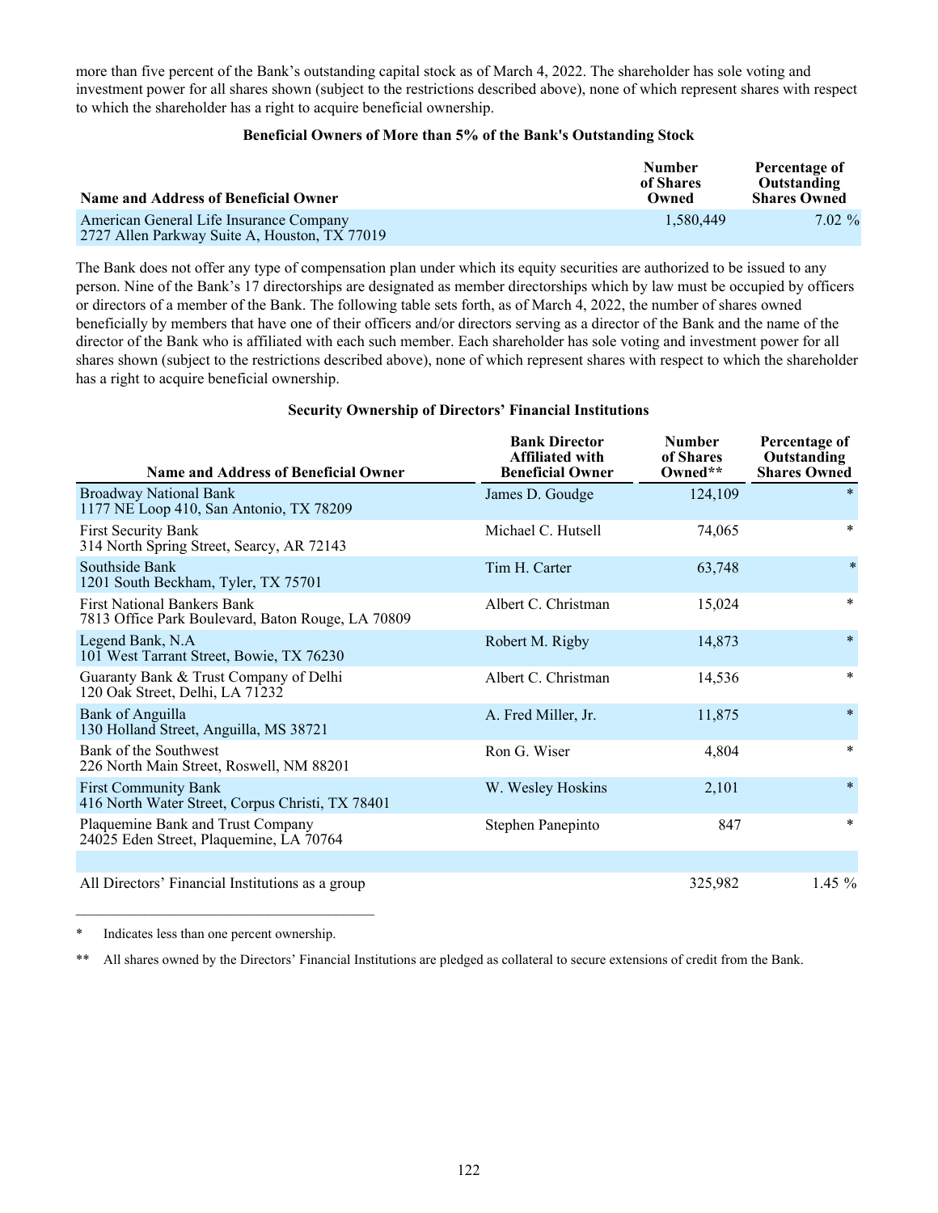more than five percent of the Bank's outstanding capital stock as of March 4, 2022. The shareholder has sole voting and investment power for all shares shown (subject to the restrictions described above), none of which represent shares with respect to which the shareholder has a right to acquire beneficial ownership.

**Beneficial Owners of More than 5% of the Bank's Outstanding Stock**

| Name and Address of Beneficial Owner | Number of Shares Owned | Percentage of Outstanding Shares Owned |
|---|---|---|
| American General Life Insurance Company<br>2727 Allen Parkway Suite A, Houston, TX 77019 | 1,580,449 | 7.02 % |

The Bank does not offer any type of compensation plan under which its equity securities are authorized to be issued to any person. Nine of the Bank's 17 directorships are designated as member directorships which by law must be occupied by officers or directors of a member of the Bank. The following table sets forth, as of March 4, 2022, the number of shares owned beneficially by members that have one of their officers and/or directors serving as a director of the Bank and the name of the director of the Bank who is affiliated with each such member. Each shareholder has sole voting and investment power for all shares shown (subject to the restrictions described above), none of which represent shares with respect to which the shareholder has a right to acquire beneficial ownership.

**Security Ownership of Directors' Financial Institutions**

| Name and Address of Beneficial Owner | Bank Director Affiliated with Beneficial Owner | Number of Shares Owned** | Percentage of Outstanding Shares Owned |
|---|---|---|---|
| Broadway National Bank<br>1177 NE Loop 410, San Antonio, TX 78209 | James D. Goudge | 124,109 | * |
| First Security Bank<br>314 North Spring Street, Searcy, AR 72143 | Michael C. Hutsell | 74,065 | * |
| Southside Bank<br>1201 South Beckham, Tyler, TX 75701 | Tim H. Carter | 63,748 | * |
| First National Bankers Bank<br>7813 Office Park Boulevard, Baton Rouge, LA 70809 | Albert C. Christman | 15,024 | * |
| Legend Bank, N.A<br>101 West Tarrant Street, Bowie, TX 76230 | Robert M. Rigby | 14,873 | * |
| Guaranty Bank & Trust Company of Delhi<br>120 Oak Street, Delhi, LA 71232 | Albert C. Christman | 14,536 | * |
| Bank of Anguilla<br>130 Holland Street, Anguilla, MS 38721 | A. Fred Miller, Jr. | 11,875 | * |
| Bank of the Southwest<br>226 North Main Street, Roswell, NM 88201 | Ron G. Wiser | 4,804 | * |
| First Community Bank<br>416 North Water Street, Corpus Christi, TX 78401 | W. Wesley Hoskins | 2,101 | * |
| Plaquemine Bank and Trust Company<br>24025 Eden Street, Plaquemine, LA 70764 | Stephen Panepinto | 847 | * |
| | | | |
| All Directors' Financial Institutions as a group | | 325,982 | 1.45 % |

\* Indicates less than one percent ownership.

\*\* All shares owned by the Directors' Financial Institutions are pledged as collateral to secure extensions of credit from the Bank.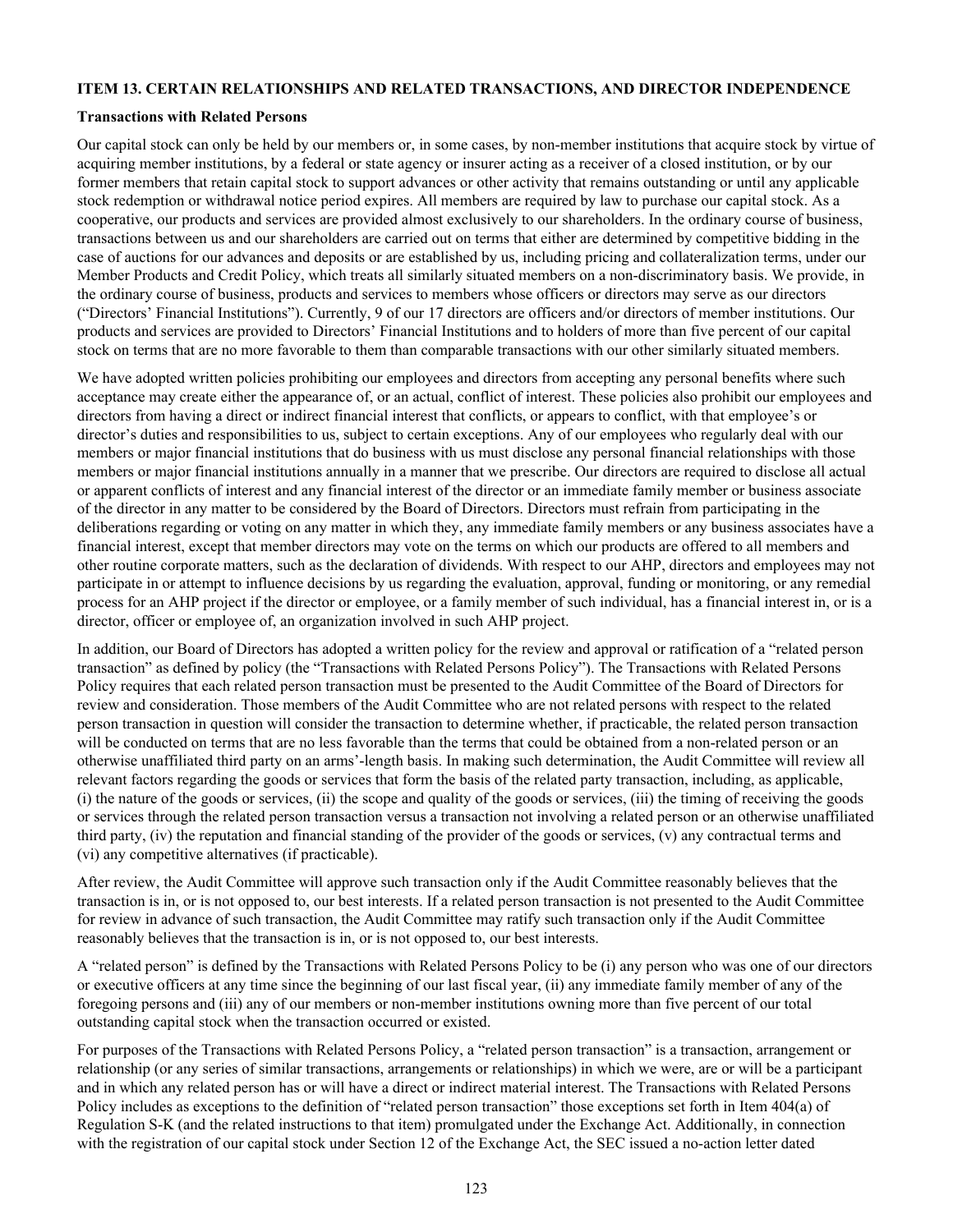## ITEM 13. CERTAIN RELATIONSHIPS AND RELATED TRANSACTIONS, AND DIRECTOR INDEPENDENCE

### Transactions with Related Persons

Our capital stock can only be held by our members or, in some cases, by non-member institutions that acquire stock by virtue of acquiring member institutions, by a federal or state agency or insurer acting as a receiver of a closed institution, or by our former members that retain capital stock to support advances or other activity that remains outstanding or until any applicable stock redemption or withdrawal notice period expires. All members are required by law to purchase our capital stock. As a cooperative, our products and services are provided almost exclusively to our shareholders. In the ordinary course of business, transactions between us and our shareholders are carried out on terms that either are determined by competitive bidding in the case of auctions for our advances and deposits or are established by us, including pricing and collateralization terms, under our Member Products and Credit Policy, which treats all similarly situated members on a non-discriminatory basis. We provide, in the ordinary course of business, products and services to members whose officers or directors may serve as our directors ("Directors' Financial Institutions"). Currently, 9 of our 17 directors are officers and/or directors of member institutions. Our products and services are provided to Directors' Financial Institutions and to holders of more than five percent of our capital stock on terms that are no more favorable to them than comparable transactions with our other similarly situated members.

We have adopted written policies prohibiting our employees and directors from accepting any personal benefits where such acceptance may create either the appearance of, or an actual, conflict of interest. These policies also prohibit our employees and directors from having a direct or indirect financial interest that conflicts, or appears to conflict, with that employee's or director's duties and responsibilities to us, subject to certain exceptions. Any of our employees who regularly deal with our members or major financial institutions that do business with us must disclose any personal financial relationships with those members or major financial institutions annually in a manner that we prescribe. Our directors are required to disclose all actual or apparent conflicts of interest and any financial interest of the director or an immediate family member or business associate of the director in any matter to be considered by the Board of Directors. Directors must refrain from participating in the deliberations regarding or voting on any matter in which they, any immediate family members or any business associates have a financial interest, except that member directors may vote on the terms on which our products are offered to all members and other routine corporate matters, such as the declaration of dividends. With respect to our AHP, directors and employees may not participate in or attempt to influence decisions by us regarding the evaluation, approval, funding or monitoring, or any remedial process for an AHP project if the director or employee, or a family member of such individual, has a financial interest in, or is a director, officer or employee of, an organization involved in such AHP project.

In addition, our Board of Directors has adopted a written policy for the review and approval or ratification of a "related person transaction" as defined by policy (the "Transactions with Related Persons Policy"). The Transactions with Related Persons Policy requires that each related person transaction must be presented to the Audit Committee of the Board of Directors for review and consideration. Those members of the Audit Committee who are not related persons with respect to the related person transaction in question will consider the transaction to determine whether, if practicable, the related person transaction will be conducted on terms that are no less favorable than the terms that could be obtained from a non-related person or an otherwise unaffiliated third party on an arms'-length basis. In making such determination, the Audit Committee will review all relevant factors regarding the goods or services that form the basis of the related party transaction, including, as applicable, (i) the nature of the goods or services, (ii) the scope and quality of the goods or services, (iii) the timing of receiving the goods or services through the related person transaction versus a transaction not involving a related person or an otherwise unaffiliated third party, (iv) the reputation and financial standing of the provider of the goods or services, (v) any contractual terms and (vi) any competitive alternatives (if practicable).

After review, the Audit Committee will approve such transaction only if the Audit Committee reasonably believes that the transaction is in, or is not opposed to, our best interests. If a related person transaction is not presented to the Audit Committee for review in advance of such transaction, the Audit Committee may ratify such transaction only if the Audit Committee reasonably believes that the transaction is in, or is not opposed to, our best interests.

A "related person" is defined by the Transactions with Related Persons Policy to be (i) any person who was one of our directors or executive officers at any time since the beginning of our last fiscal year, (ii) any immediate family member of any of the foregoing persons and (iii) any of our members or non-member institutions owning more than five percent of our total outstanding capital stock when the transaction occurred or existed.

For purposes of the Transactions with Related Persons Policy, a "related person transaction" is a transaction, arrangement or relationship (or any series of similar transactions, arrangements or relationships) in which we were, are or will be a participant and in which any related person has or will have a direct or indirect material interest. The Transactions with Related Persons Policy includes as exceptions to the definition of "related person transaction" those exceptions set forth in Item 404(a) of Regulation S-K (and the related instructions to that item) promulgated under the Exchange Act. Additionally, in connection with the registration of our capital stock under Section 12 of the Exchange Act, the SEC issued a no-action letter dated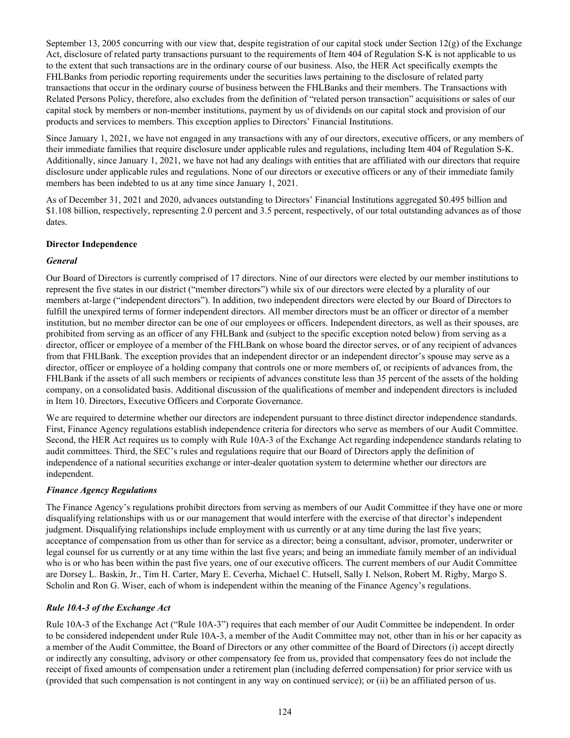September 13, 2005 concurring with our view that, despite registration of our capital stock under Section 12(g) of the Exchange Act, disclosure of related party transactions pursuant to the requirements of Item 404 of Regulation S-K is not applicable to us to the extent that such transactions are in the ordinary course of our business. Also, the HER Act specifically exempts the FHLBanks from periodic reporting requirements under the securities laws pertaining to the disclosure of related party transactions that occur in the ordinary course of business between the FHLBanks and their members. The Transactions with Related Persons Policy, therefore, also excludes from the definition of "related person transaction" acquisitions or sales of our capital stock by members or non-member institutions, payment by us of dividends on our capital stock and provision of our products and services to members. This exception applies to Directors' Financial Institutions.

Since January 1, 2021, we have not engaged in any transactions with any of our directors, executive officers, or any members of their immediate families that require disclosure under applicable rules and regulations, including Item 404 of Regulation S-K. Additionally, since January 1, 2021, we have not had any dealings with entities that are affiliated with our directors that require disclosure under applicable rules and regulations. None of our directors or executive officers or any of their immediate family members has been indebted to us at any time since January 1, 2021.

As of December 31, 2021 and 2020, advances outstanding to Directors' Financial Institutions aggregated \$0.495 billion and \$1.108 billion, respectively, representing 2.0 percent and 3.5 percent, respectively, of our total outstanding advances as of those dates.

**Director Independence**

***General***

Our Board of Directors is currently comprised of 17 directors. Nine of our directors were elected by our member institutions to represent the five states in our district ("member directors") while six of our directors were elected by a plurality of our members at-large ("independent directors"). In addition, two independent directors were elected by our Board of Directors to fulfill the unexpired terms of former independent directors. All member directors must be an officer or director of a member institution, but no member director can be one of our employees or officers. Independent directors, as well as their spouses, are prohibited from serving as an officer of any FHLBank and (subject to the specific exception noted below) from serving as a director, officer or employee of a member of the FHLBank on whose board the director serves, or of any recipient of advances from that FHLBank. The exception provides that an independent director or an independent director's spouse may serve as a director, officer or employee of a holding company that controls one or more members of, or recipients of advances from, the FHLBank if the assets of all such members or recipients of advances constitute less than 35 percent of the assets of the holding company, on a consolidated basis. Additional discussion of the qualifications of member and independent directors is included in Item 10. Directors, Executive Officers and Corporate Governance.

We are required to determine whether our directors are independent pursuant to three distinct director independence standards. First, Finance Agency regulations establish independence criteria for directors who serve as members of our Audit Committee. Second, the HER Act requires us to comply with Rule 10A-3 of the Exchange Act regarding independence standards relating to audit committees. Third, the SEC's rules and regulations require that our Board of Directors apply the definition of independence of a national securities exchange or inter-dealer quotation system to determine whether our directors are independent.

***Finance Agency Regulations***

The Finance Agency's regulations prohibit directors from serving as members of our Audit Committee if they have one or more disqualifying relationships with us or our management that would interfere with the exercise of that director's independent judgment. Disqualifying relationships include employment with us currently or at any time during the last five years; acceptance of compensation from us other than for service as a director; being a consultant, advisor, promoter, underwriter or legal counsel for us currently or at any time within the last five years; and being an immediate family member of an individual who is or who has been within the past five years, one of our executive officers. The current members of our Audit Committee are Dorsey L. Baskin, Jr., Tim H. Carter, Mary E. Ceverha, Michael C. Hutsell, Sally I. Nelson, Robert M. Rigby, Margo S. Scholin and Ron G. Wiser, each of whom is independent within the meaning of the Finance Agency's regulations.

***Rule 10A-3 of the Exchange Act***

Rule 10A-3 of the Exchange Act ("Rule 10A-3") requires that each member of our Audit Committee be independent. In order to be considered independent under Rule 10A-3, a member of the Audit Committee may not, other than in his or her capacity as a member of the Audit Committee, the Board of Directors or any other committee of the Board of Directors (i) accept directly or indirectly any consulting, advisory or other compensatory fee from us, provided that compensatory fees do not include the receipt of fixed amounts of compensation under a retirement plan (including deferred compensation) for prior service with us (provided that such compensation is not contingent in any way on continued service); or (ii) be an affiliated person of us.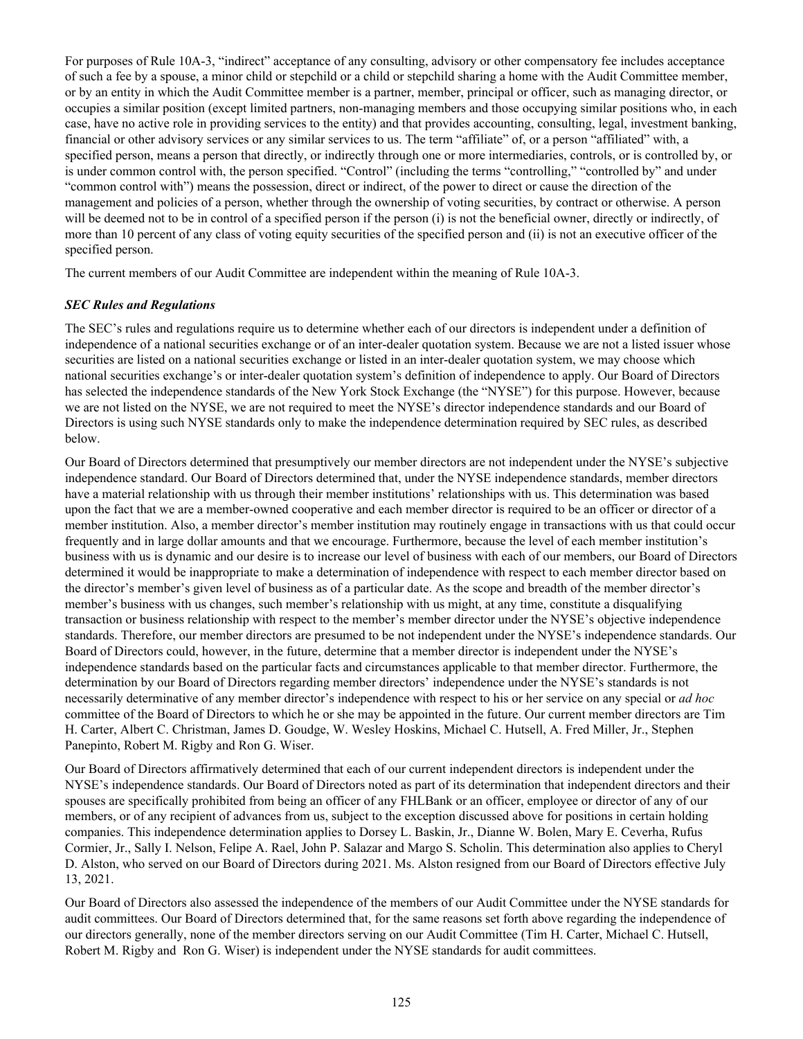For purposes of Rule 10A-3, "indirect" acceptance of any consulting, advisory or other compensatory fee includes acceptance of such a fee by a spouse, a minor child or stepchild or a child or stepchild sharing a home with the Audit Committee member, or by an entity in which the Audit Committee member is a partner, member, principal or officer, such as managing director, or occupies a similar position (except limited partners, non-managing members and those occupying similar positions who, in each case, have no active role in providing services to the entity) and that provides accounting, consulting, legal, investment banking, financial or other advisory services or any similar services to us. The term "affiliate" of, or a person "affiliated" with, a specified person, means a person that directly, or indirectly through one or more intermediaries, controls, or is controlled by, or is under common control with, the person specified. "Control" (including the terms "controlling," "controlled by" and under "common control with") means the possession, direct or indirect, of the power to direct or cause the direction of the management and policies of a person, whether through the ownership of voting securities, by contract or otherwise. A person will be deemed not to be in control of a specified person if the person (i) is not the beneficial owner, directly or indirectly, of more than 10 percent of any class of voting equity securities of the specified person and (ii) is not an executive officer of the specified person.

The current members of our Audit Committee are independent within the meaning of Rule 10A-3.

***SEC Rules and Regulations***

The SEC's rules and regulations require us to determine whether each of our directors is independent under a definition of independence of a national securities exchange or of an inter-dealer quotation system. Because we are not a listed issuer whose securities are listed on a national securities exchange or listed in an inter-dealer quotation system, we may choose which national securities exchange's or inter-dealer quotation system's definition of independence to apply. Our Board of Directors has selected the independence standards of the New York Stock Exchange (the "NYSE") for this purpose. However, because we are not listed on the NYSE, we are not required to meet the NYSE's director independence standards and our Board of Directors is using such NYSE standards only to make the independence determination required by SEC rules, as described below.

Our Board of Directors determined that presumptively our member directors are not independent under the NYSE's subjective independence standard. Our Board of Directors determined that, under the NYSE independence standards, member directors have a material relationship with us through their member institutions' relationships with us. This determination was based upon the fact that we are a member-owned cooperative and each member director is required to be an officer or director of a member institution. Also, a member director's member institution may routinely engage in transactions with us that could occur frequently and in large dollar amounts and that we encourage. Furthermore, because the level of each member institution's business with us is dynamic and our desire is to increase our level of business with each of our members, our Board of Directors determined it would be inappropriate to make a determination of independence with respect to each member director based on the director's member's given level of business as of a particular date. As the scope and breadth of the member director's member's business with us changes, such member's relationship with us might, at any time, constitute a disqualifying transaction or business relationship with respect to the member's member director under the NYSE's objective independence standards. Therefore, our member directors are presumed to be not independent under the NYSE's independence standards. Our Board of Directors could, however, in the future, determine that a member director is independent under the NYSE's independence standards based on the particular facts and circumstances applicable to that member director. Furthermore, the determination by our Board of Directors regarding member directors' independence under the NYSE's standards is not necessarily determinative of any member director's independence with respect to his or her service on any special or *ad hoc* committee of the Board of Directors to which he or she may be appointed in the future. Our current member directors are Tim H. Carter, Albert C. Christman, James D. Goudge, W. Wesley Hoskins, Michael C. Hutsell, A. Fred Miller, Jr., Stephen Panepinto, Robert M. Rigby and Ron G. Wiser.

Our Board of Directors affirmatively determined that each of our current independent directors is independent under the NYSE's independence standards. Our Board of Directors noted as part of its determination that independent directors and their spouses are specifically prohibited from being an officer of any FHLBank or an officer, employee or director of any of our members, or of any recipient of advances from us, subject to the exception discussed above for positions in certain holding companies. This independence determination applies to Dorsey L. Baskin, Jr., Dianne W. Bolen, Mary E. Ceverha, Rufus Cormier, Jr., Sally I. Nelson, Felipe A. Rael, John P. Salazar and Margo S. Scholin. This determination also applies to Cheryl D. Alston, who served on our Board of Directors during 2021. Ms. Alston resigned from our Board of Directors effective July 13, 2021.

Our Board of Directors also assessed the independence of the members of our Audit Committee under the NYSE standards for audit committees. Our Board of Directors determined that, for the same reasons set forth above regarding the independence of our directors generally, none of the member directors serving on our Audit Committee (Tim H. Carter, Michael C. Hutsell, Robert M. Rigby and Ron G. Wiser) is independent under the NYSE standards for audit committees.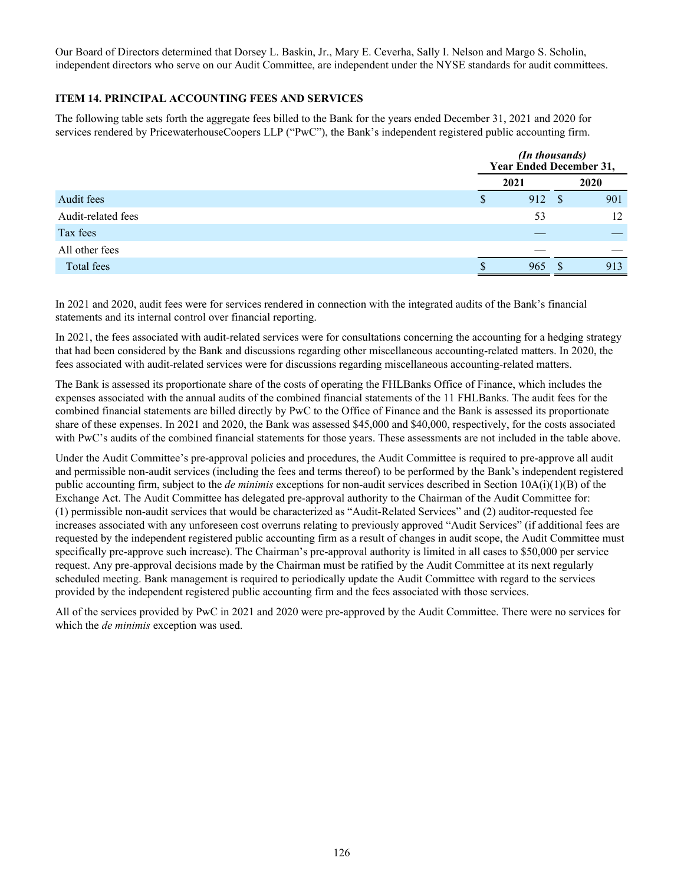Our Board of Directors determined that Dorsey L. Baskin, Jr., Mary E. Ceverha, Sally I. Nelson and Margo S. Scholin, independent directors who serve on our Audit Committee, are independent under the NYSE standards for audit committees.

### ITEM 14. PRINCIPAL ACCOUNTING FEES AND SERVICES

The following table sets forth the aggregate fees billed to the Bank for the years ended December 31, 2021 and 2020 for services rendered by PricewaterhouseCoopers LLP ("PwC"), the Bank's independent registered public accounting firm.

| | *(In thousands)* Year Ended December 31, | |
|---|---|---|
| | 2021 | 2020 |
| Audit fees | $ 912 | $ 901 |
| Audit-related fees | 53 | 12 |
| Tax fees | — | — |
| All other fees | — | — |
| Total fees | $ 965 | $ 913 |

In 2021 and 2020, audit fees were for services rendered in connection with the integrated audits of the Bank's financial statements and its internal control over financial reporting.

In 2021, the fees associated with audit-related services were for consultations concerning the accounting for a hedging strategy that had been considered by the Bank and discussions regarding other miscellaneous accounting-related matters. In 2020, the fees associated with audit-related services were for discussions regarding miscellaneous accounting-related matters.

The Bank is assessed its proportionate share of the costs of operating the FHLBanks Office of Finance, which includes the expenses associated with the annual audits of the combined financial statements of the 11 FHLBanks. The audit fees for the combined financial statements are billed directly by PwC to the Office of Finance and the Bank is assessed its proportionate share of these expenses. In 2021 and 2020, the Bank was assessed $45,000 and $40,000, respectively, for the costs associated with PwC's audits of the combined financial statements for those years. These assessments are not included in the table above.

Under the Audit Committee's pre-approval policies and procedures, the Audit Committee is required to pre-approve all audit and permissible non-audit services (including the fees and terms thereof) to be performed by the Bank's independent registered public accounting firm, subject to the *de minimis* exceptions for non-audit services described in Section 10A(i)(1)(B) of the Exchange Act. The Audit Committee has delegated pre-approval authority to the Chairman of the Audit Committee for: (1) permissible non-audit services that would be characterized as "Audit-Related Services" and (2) auditor-requested fee increases associated with any unforeseen cost overruns relating to previously approved "Audit Services" (if additional fees are requested by the independent registered public accounting firm as a result of changes in audit scope, the Audit Committee must specifically pre-approve such increase). The Chairman's pre-approval authority is limited in all cases to $50,000 per service request. Any pre-approval decisions made by the Chairman must be ratified by the Audit Committee at its next regularly scheduled meeting. Bank management is required to periodically update the Audit Committee with regard to the services provided by the independent registered public accounting firm and the fees associated with those services.

All of the services provided by PwC in 2021 and 2020 were pre-approved by the Audit Committee. There were no services for which the *de minimis* exception was used.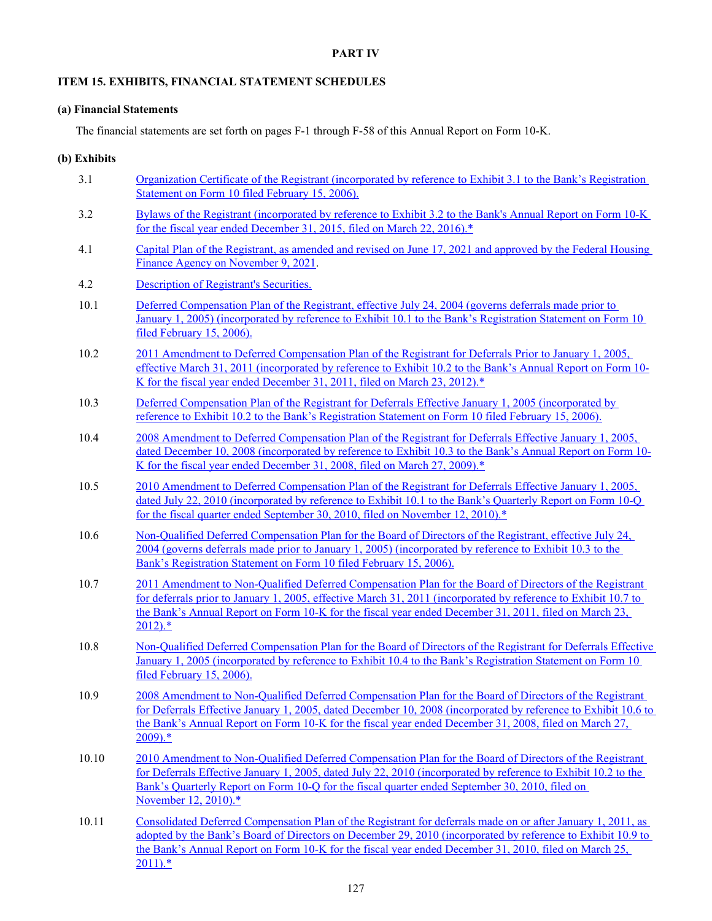# PART IV

## ITEM 15. EXHIBITS, FINANCIAL STATEMENT SCHEDULES

### (a) Financial Statements

The financial statements are set forth on pages F-1 through F-58 of this Annual Report on Form 10-K.

### (b) Exhibits

| | |
|---|---|
| 3.1 | Organization Certificate of the Registrant (incorporated by reference to Exhibit 3.1 to the Bank's Registration Statement on Form 10 filed February 15, 2006). |
| 3.2 | Bylaws of the Registrant (incorporated by reference to Exhibit 3.2 to the Bank's Annual Report on Form 10-K for the fiscal year ended December 31, 2015, filed on March 22, 2016).* |
| 4.1 | Capital Plan of the Registrant, as amended and revised on June 17, 2021 and approved by the Federal Housing Finance Agency on November 9, 2021. |
| 4.2 | Description of Registrant's Securities. |
| 10.1 | Deferred Compensation Plan of the Registrant, effective July 24, 2004 (governs deferrals made prior to January 1, 2005) (incorporated by reference to Exhibit 10.1 to the Bank's Registration Statement on Form 10 filed February 15, 2006). |
| 10.2 | 2011 Amendment to Deferred Compensation Plan of the Registrant for Deferrals Prior to January 1, 2005, effective March 31, 2011 (incorporated by reference to Exhibit 10.2 to the Bank's Annual Report on Form 10-K for the fiscal year ended December 31, 2011, filed on March 23, 2012).* |
| 10.3 | Deferred Compensation Plan of the Registrant for Deferrals Effective January 1, 2005 (incorporated by reference to Exhibit 10.2 to the Bank's Registration Statement on Form 10 filed February 15, 2006). |
| 10.4 | 2008 Amendment to Deferred Compensation Plan of the Registrant for Deferrals Effective January 1, 2005, dated December 10, 2008 (incorporated by reference to Exhibit 10.3 to the Bank's Annual Report on Form 10-K for the fiscal year ended December 31, 2008, filed on March 27, 2009).* |
| 10.5 | 2010 Amendment to Deferred Compensation Plan of the Registrant for Deferrals Effective January 1, 2005, dated July 22, 2010 (incorporated by reference to Exhibit 10.1 to the Bank's Quarterly Report on Form 10-Q for the fiscal quarter ended September 30, 2010, filed on November 12, 2010).* |
| 10.6 | Non-Qualified Deferred Compensation Plan for the Board of Directors of the Registrant, effective July 24, 2004 (governs deferrals made prior to January 1, 2005) (incorporated by reference to Exhibit 10.3 to the Bank's Registration Statement on Form 10 filed February 15, 2006). |
| 10.7 | 2011 Amendment to Non-Qualified Deferred Compensation Plan for the Board of Directors of the Registrant for deferrals prior to January 1, 2005, effective March 31, 2011 (incorporated by reference to Exhibit 10.7 to the Bank's Annual Report on Form 10-K for the fiscal year ended December 31, 2011, filed on March 23, 2012).* |
| 10.8 | Non-Qualified Deferred Compensation Plan for the Board of Directors of the Registrant for Deferrals Effective January 1, 2005 (incorporated by reference to Exhibit 10.4 to the Bank's Registration Statement on Form 10 filed February 15, 2006). |
| 10.9 | 2008 Amendment to Non-Qualified Deferred Compensation Plan for the Board of Directors of the Registrant for Deferrals Effective January 1, 2005, dated December 10, 2008 (incorporated by reference to Exhibit 10.6 to the Bank's Annual Report on Form 10-K for the fiscal year ended December 31, 2008, filed on March 27, 2009).* |
| 10.10 | 2010 Amendment to Non-Qualified Deferred Compensation Plan for the Board of Directors of the Registrant for Deferrals Effective January 1, 2005, dated July 22, 2010 (incorporated by reference to Exhibit 10.2 to the Bank's Quarterly Report on Form 10-Q for the fiscal quarter ended September 30, 2010, filed on November 12, 2010).* |
| 10.11 | Consolidated Deferred Compensation Plan of the Registrant for deferrals made on or after January 1, 2011, as adopted by the Bank's Board of Directors on December 29, 2010 (incorporated by reference to Exhibit 10.9 to the Bank's Annual Report on Form 10-K for the fiscal year ended December 31, 2010, filed on March 25, 2011).* |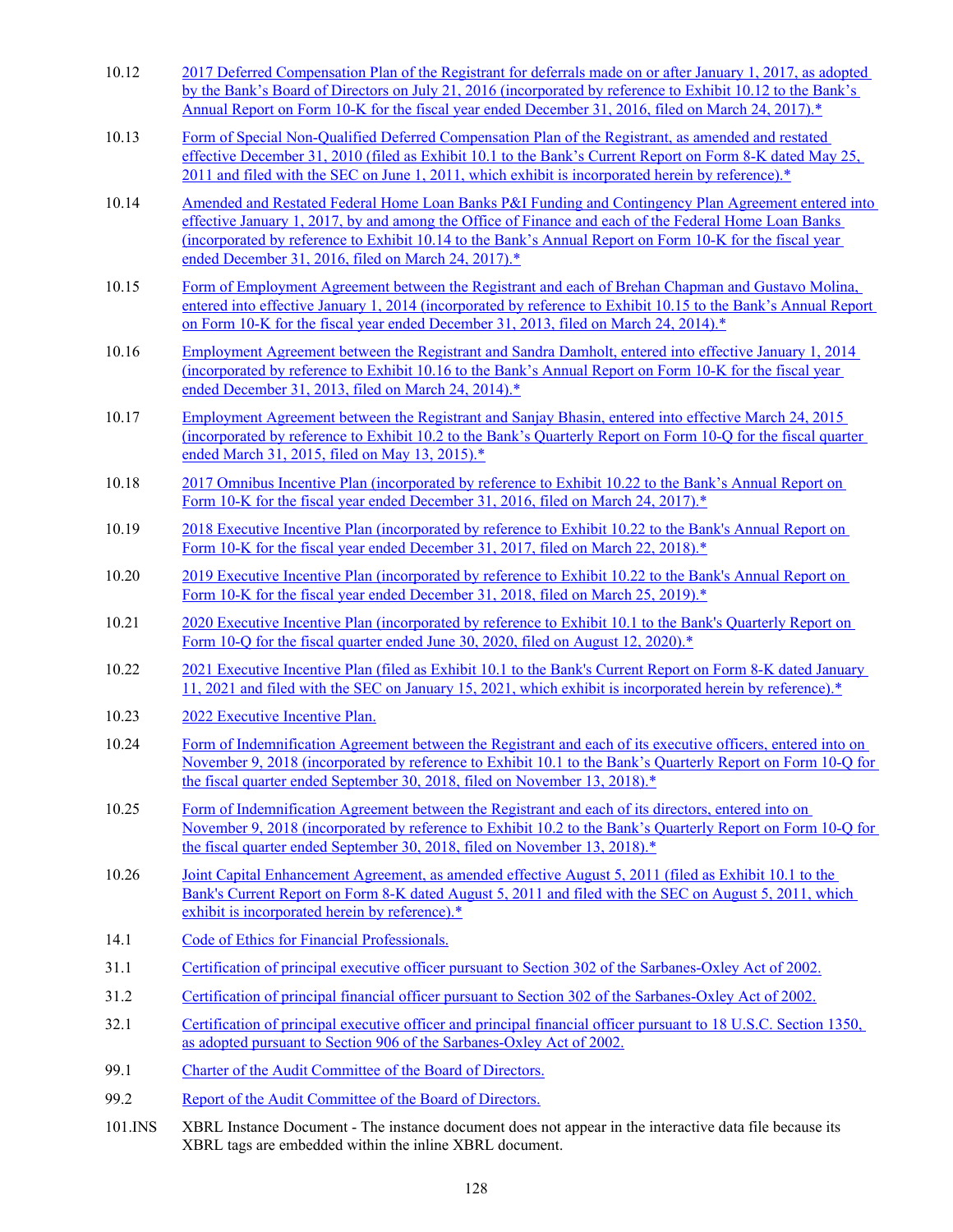| | |
|---|---|
| 10.12 | 2017 Deferred Compensation Plan of the Registrant for deferrals made on or after January 1, 2017, as adopted by the Bank's Board of Directors on July 21, 2016 (incorporated by reference to Exhibit 10.12 to the Bank's Annual Report on Form 10-K for the fiscal year ended December 31, 2016, filed on March 24, 2017).* |
| 10.13 | Form of Special Non-Qualified Deferred Compensation Plan of the Registrant, as amended and restated effective December 31, 2010 (filed as Exhibit 10.1 to the Bank's Current Report on Form 8-K dated May 25, 2011 and filed with the SEC on June 1, 2011, which exhibit is incorporated herein by reference).* |
| 10.14 | Amended and Restated Federal Home Loan Banks P&I Funding and Contingency Plan Agreement entered into effective January 1, 2017, by and among the Office of Finance and each of the Federal Home Loan Banks (incorporated by reference to Exhibit 10.14 to the Bank's Annual Report on Form 10-K for the fiscal year ended December 31, 2016, filed on March 24, 2017).* |
| 10.15 | Form of Employment Agreement between the Registrant and each of Brehan Chapman and Gustavo Molina, entered into effective January 1, 2014 (incorporated by reference to Exhibit 10.15 to the Bank's Annual Report on Form 10-K for the fiscal year ended December 31, 2013, filed on March 24, 2014).* |
| 10.16 | Employment Agreement between the Registrant and Sandra Damholt, entered into effective January 1, 2014 (incorporated by reference to Exhibit 10.16 to the Bank's Annual Report on Form 10-K for the fiscal year ended December 31, 2013, filed on March 24, 2014).* |
| 10.17 | Employment Agreement between the Registrant and Sanjay Bhasin, entered into effective March 24, 2015 (incorporated by reference to Exhibit 10.2 to the Bank's Quarterly Report on Form 10-Q for the fiscal quarter ended March 31, 2015, filed on May 13, 2015).* |
| 10.18 | 2017 Omnibus Incentive Plan (incorporated by reference to Exhibit 10.22 to the Bank's Annual Report on Form 10-K for the fiscal year ended December 31, 2016, filed on March 24, 2017).* |
| 10.19 | 2018 Executive Incentive Plan (incorporated by reference to Exhibit 10.22 to the Bank's Annual Report on Form 10-K for the fiscal year ended December 31, 2017, filed on March 22, 2018).* |
| 10.20 | 2019 Executive Incentive Plan (incorporated by reference to Exhibit 10.22 to the Bank's Annual Report on Form 10-K for the fiscal year ended December 31, 2018, filed on March 25, 2019).* |
| 10.21 | 2020 Executive Incentive Plan (incorporated by reference to Exhibit 10.1 to the Bank's Quarterly Report on Form 10-Q for the fiscal quarter ended June 30, 2020, filed on August 12, 2020).* |
| 10.22 | 2021 Executive Incentive Plan (filed as Exhibit 10.1 to the Bank's Current Report on Form 8-K dated January 11, 2021 and filed with the SEC on January 15, 2021, which exhibit is incorporated herein by reference).* |
| 10.23 | 2022 Executive Incentive Plan. |
| 10.24 | Form of Indemnification Agreement between the Registrant and each of its executive officers, entered into on November 9, 2018 (incorporated by reference to Exhibit 10.1 to the Bank's Quarterly Report on Form 10-Q for the fiscal quarter ended September 30, 2018, filed on November 13, 2018).* |
| 10.25 | Form of Indemnification Agreement between the Registrant and each of its directors, entered into on November 9, 2018 (incorporated by reference to Exhibit 10.2 to the Bank's Quarterly Report on Form 10-Q for the fiscal quarter ended September 30, 2018, filed on November 13, 2018).* |
| 10.26 | Joint Capital Enhancement Agreement, as amended effective August 5, 2011 (filed as Exhibit 10.1 to the Bank's Current Report on Form 8-K dated August 5, 2011 and filed with the SEC on August 5, 2011, which exhibit is incorporated herein by reference).* |
| 14.1 | Code of Ethics for Financial Professionals. |
| 31.1 | Certification of principal executive officer pursuant to Section 302 of the Sarbanes-Oxley Act of 2002. |
| 31.2 | Certification of principal financial officer pursuant to Section 302 of the Sarbanes-Oxley Act of 2002. |
| 32.1 | Certification of principal executive officer and principal financial officer pursuant to 18 U.S.C. Section 1350, as adopted pursuant to Section 906 of the Sarbanes-Oxley Act of 2002. |
| 99.1 | Charter of the Audit Committee of the Board of Directors. |
| 99.2 | Report of the Audit Committee of the Board of Directors. |
| 101.INS | XBRL Instance Document - The instance document does not appear in the interactive data file because its XBRL tags are embedded within the inline XBRL document. |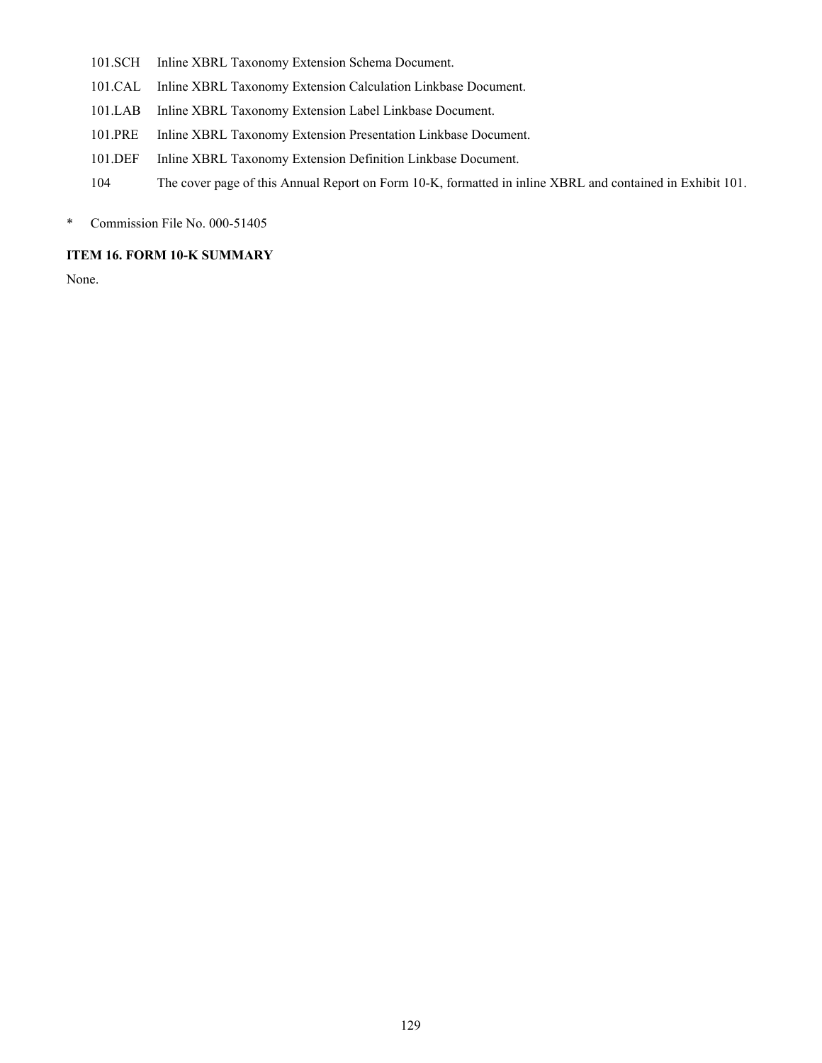| | |
|---|---|
| 101.SCH | Inline XBRL Taxonomy Extension Schema Document. |
| 101.CAL | Inline XBRL Taxonomy Extension Calculation Linkbase Document. |
| 101.LAB | Inline XBRL Taxonomy Extension Label Linkbase Document. |
| 101.PRE | Inline XBRL Taxonomy Extension Presentation Linkbase Document. |
| 101.DEF | Inline XBRL Taxonomy Extension Definition Linkbase Document. |
| 104 | The cover page of this Annual Report on Form 10-K, formatted in inline XBRL and contained in Exhibit 101. |

\* Commission File No. 000-51405

**ITEM 16. FORM 10-K SUMMARY**

None.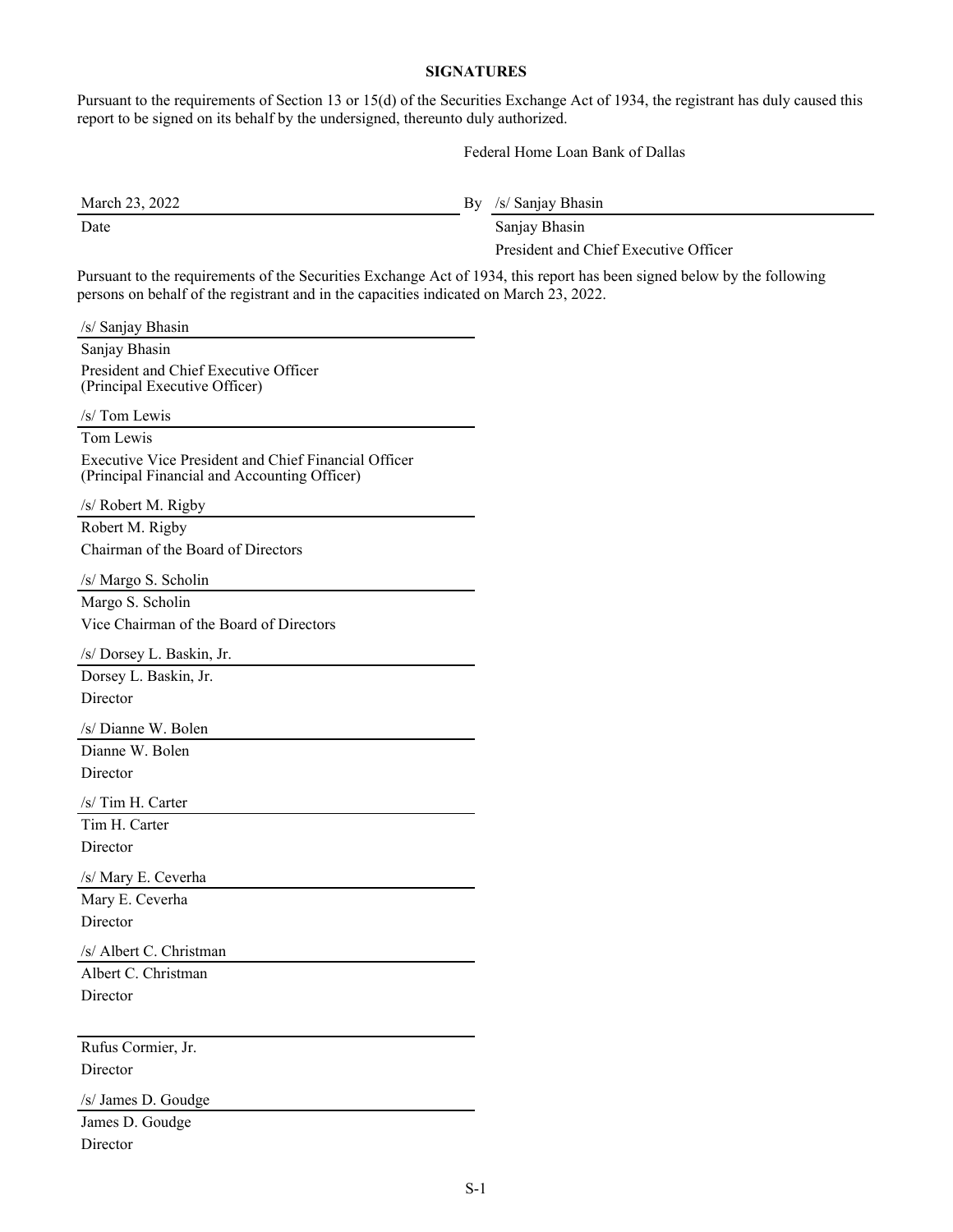## SIGNATURES

Pursuant to the requirements of Section 13 or 15(d) of the Securities Exchange Act of 1934, the registrant has duly caused this report to be signed on its behalf by the undersigned, thereunto duly authorized.

Federal Home Loan Bank of Dallas

March 23, 2022
Date

By /s/ Sanjay Bhasin
Sanjay Bhasin
President and Chief Executive Officer

Pursuant to the requirements of the Securities Exchange Act of 1934, this report has been signed below by the following persons on behalf of the registrant and in the capacities indicated on March 23, 2022.

/s/ Sanjay Bhasin
Sanjay Bhasin
President and Chief Executive Officer
(Principal Executive Officer)

/s/ Tom Lewis
Tom Lewis
Executive Vice President and Chief Financial Officer
(Principal Financial and Accounting Officer)

/s/ Robert M. Rigby
Robert M. Rigby
Chairman of the Board of Directors

/s/ Margo S. Scholin
Margo S. Scholin
Vice Chairman of the Board of Directors

/s/ Dorsey L. Baskin, Jr.
Dorsey L. Baskin, Jr.
Director

/s/ Dianne W. Bolen
Dianne W. Bolen
Director

/s/ Tim H. Carter
Tim H. Carter
Director

/s/ Mary E. Ceverha
Mary E. Ceverha
Director

/s/ Albert C. Christman
Albert C. Christman
Director

Rufus Cormier, Jr.
Director

/s/ James D. Goudge
James D. Goudge
Director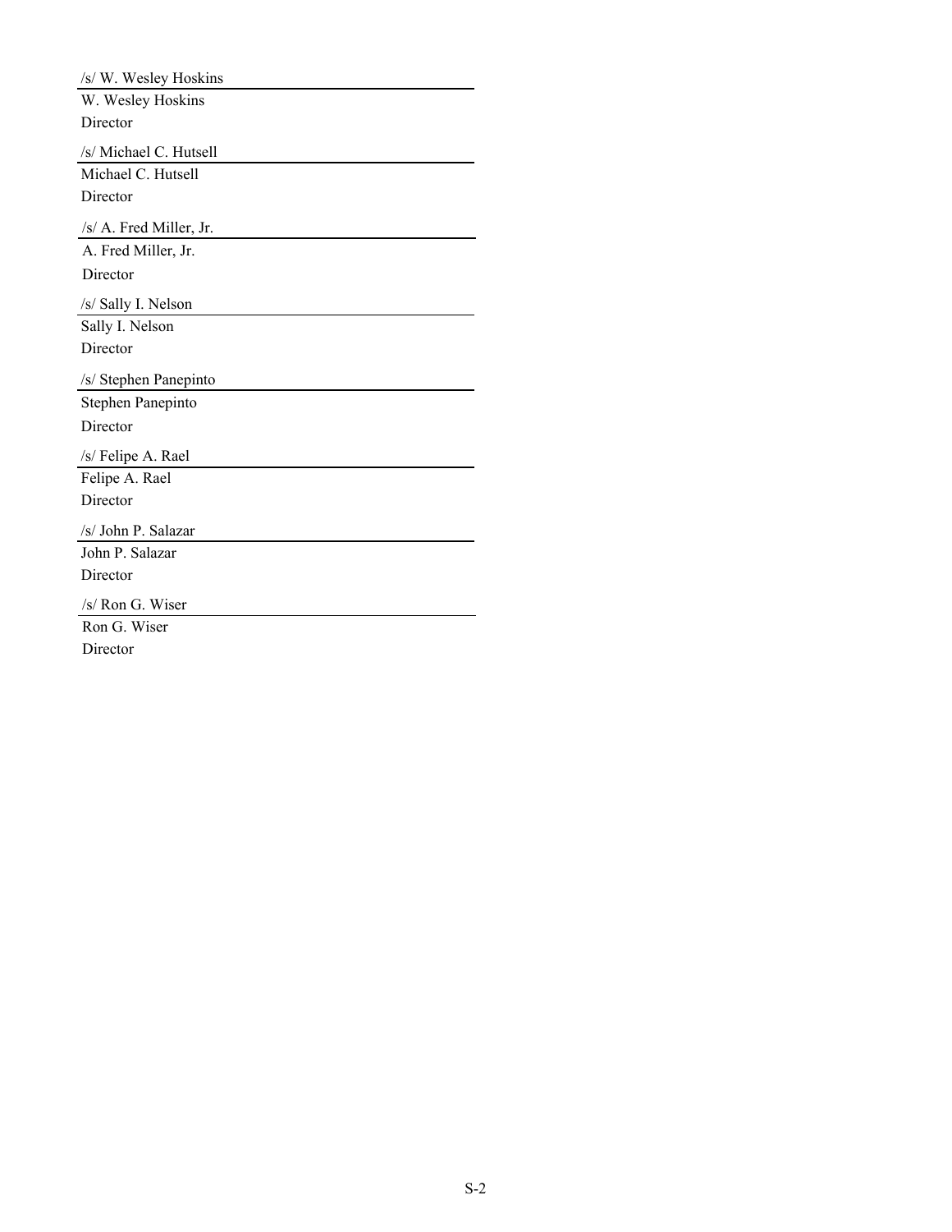/s/ W. Wesley Hoskins

W. Wesley Hoskins
Director

/s/ Michael C. Hutsell

Michael C. Hutsell
Director

/s/ A. Fred Miller, Jr.

A. Fred Miller, Jr.
Director

/s/ Sally I. Nelson

Sally I. Nelson
Director

/s/ Stephen Panepinto

Stephen Panepinto
Director

/s/ Felipe A. Rael

Felipe A. Rael
Director

/s/ John P. Salazar

John P. Salazar
Director

/s/ Ron G. Wiser

Ron G. Wiser
Director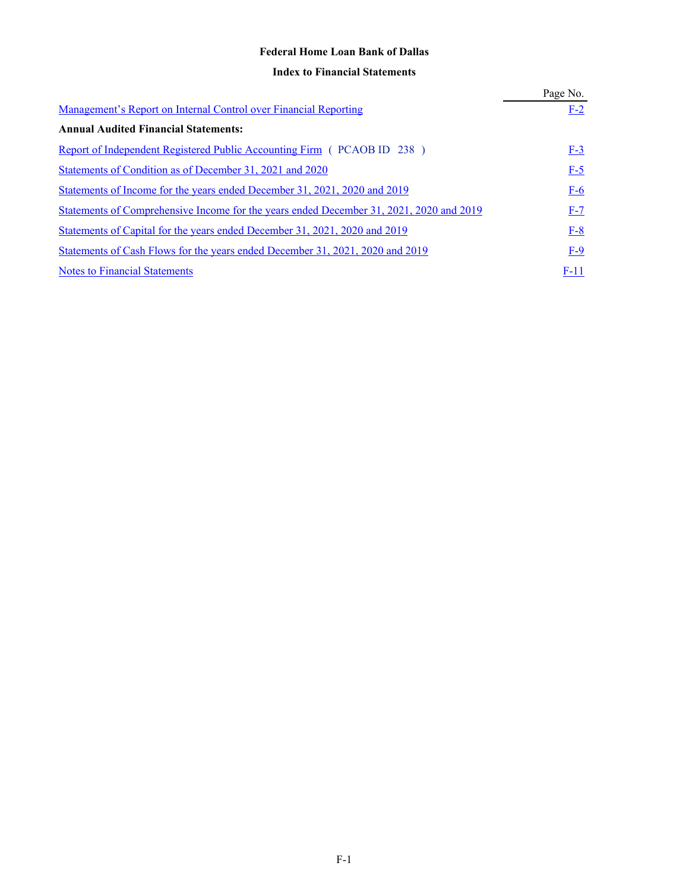# Federal Home Loan Bank of Dallas

## Index to Financial Statements

| | Page No. |
|---|---|
| Management's Report on Internal Control over Financial Reporting | F-2 |
| **Annual Audited Financial Statements:** | |
| Report of Independent Registered Public Accounting Firm ( PCAOB ID 238 ) | F-3 |
| Statements of Condition as of December 31, 2021 and 2020 | F-5 |
| Statements of Income for the years ended December 31, 2021, 2020 and 2019 | F-6 |
| Statements of Comprehensive Income for the years ended December 31, 2021, 2020 and 2019 | F-7 |
| Statements of Capital for the years ended December 31, 2021, 2020 and 2019 | F-8 |
| Statements of Cash Flows for the years ended December 31, 2021, 2020 and 2019 | F-9 |
| Notes to Financial Statements | F-11 |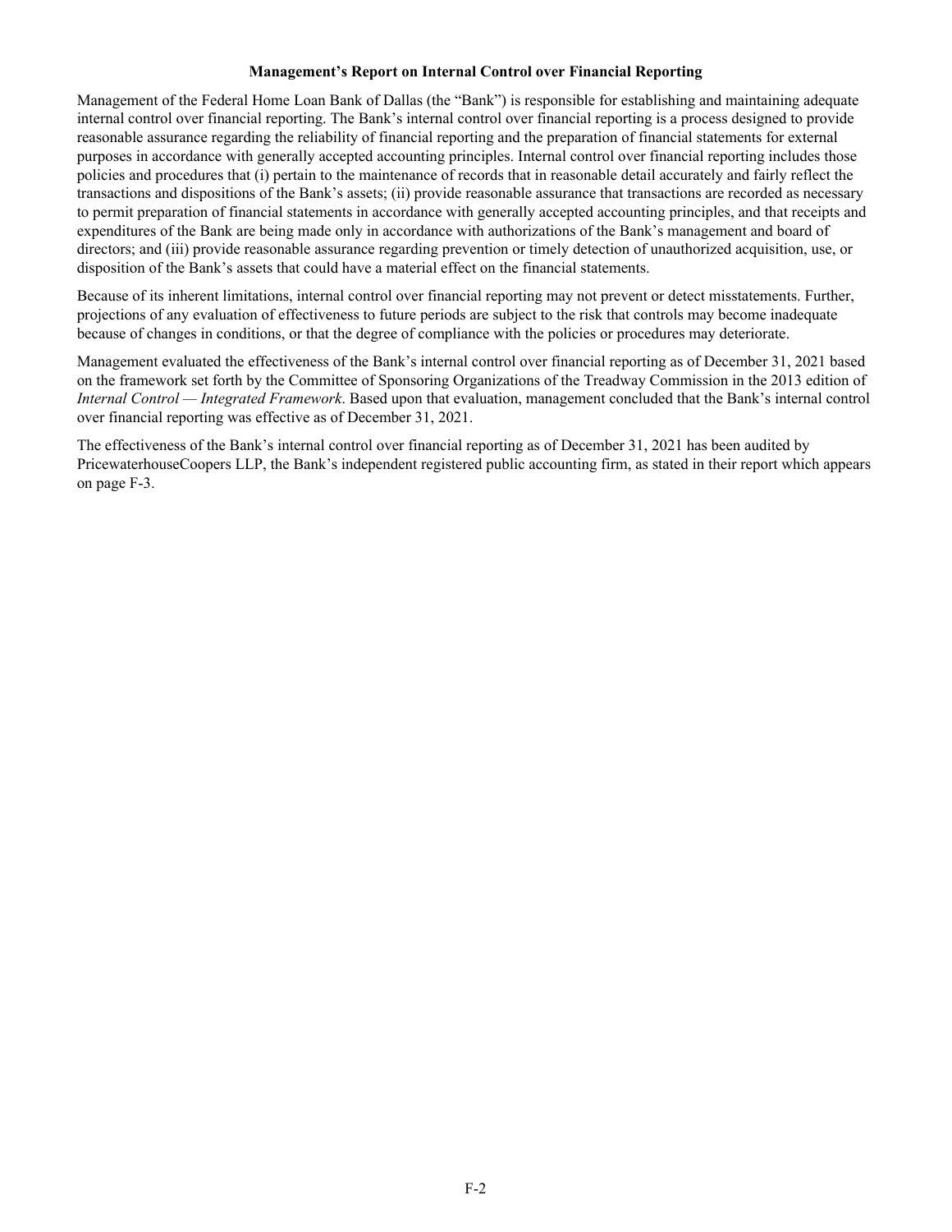## Management's Report on Internal Control over Financial Reporting

Management of the Federal Home Loan Bank of Dallas (the "Bank") is responsible for establishing and maintaining adequate internal control over financial reporting. The Bank's internal control over financial reporting is a process designed to provide reasonable assurance regarding the reliability of financial reporting and the preparation of financial statements for external purposes in accordance with generally accepted accounting principles. Internal control over financial reporting includes those policies and procedures that (i) pertain to the maintenance of records that in reasonable detail accurately and fairly reflect the transactions and dispositions of the Bank's assets; (ii) provide reasonable assurance that transactions are recorded as necessary to permit preparation of financial statements in accordance with generally accepted accounting principles, and that receipts and expenditures of the Bank are being made only in accordance with authorizations of the Bank's management and board of directors; and (iii) provide reasonable assurance regarding prevention or timely detection of unauthorized acquisition, use, or disposition of the Bank's assets that could have a material effect on the financial statements.

Because of its inherent limitations, internal control over financial reporting may not prevent or detect misstatements. Further, projections of any evaluation of effectiveness to future periods are subject to the risk that controls may become inadequate because of changes in conditions, or that the degree of compliance with the policies or procedures may deteriorate.

Management evaluated the effectiveness of the Bank's internal control over financial reporting as of December 31, 2021 based on the framework set forth by the Committee of Sponsoring Organizations of the Treadway Commission in the 2013 edition of *Internal Control — Integrated Framework*. Based upon that evaluation, management concluded that the Bank's internal control over financial reporting was effective as of December 31, 2021.

The effectiveness of the Bank's internal control over financial reporting as of December 31, 2021 has been audited by PricewaterhouseCoopers LLP, the Bank's independent registered public accounting firm, as stated in their report which appears on page F-3.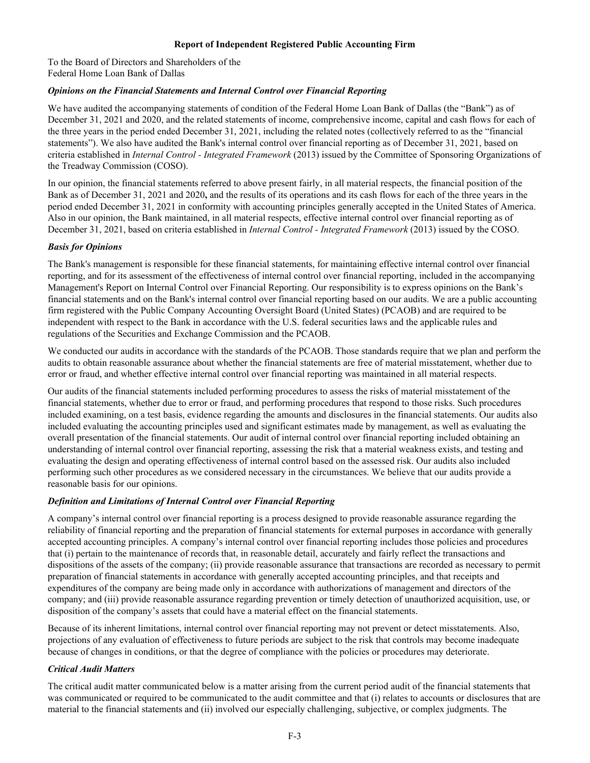## Report of Independent Registered Public Accounting Firm

To the Board of Directors and Shareholders of the
Federal Home Loan Bank of Dallas

### *Opinions on the Financial Statements and Internal Control over Financial Reporting*

We have audited the accompanying statements of condition of the Federal Home Loan Bank of Dallas (the "Bank") as of December 31, 2021 and 2020, and the related statements of income, comprehensive income, capital and cash flows for each of the three years in the period ended December 31, 2021, including the related notes (collectively referred to as the "financial statements"). We also have audited the Bank's internal control over financial reporting as of December 31, 2021, based on criteria established in *Internal Control - Integrated Framework* (2013) issued by the Committee of Sponsoring Organizations of the Treadway Commission (COSO).

In our opinion, the financial statements referred to above present fairly, in all material respects, the financial position of the Bank as of December 31, 2021 and 2020**,** and the results of its operations and its cash flows for each of the three years in the period ended December 31, 2021 in conformity with accounting principles generally accepted in the United States of America. Also in our opinion, the Bank maintained, in all material respects, effective internal control over financial reporting as of December 31, 2021, based on criteria established in *Internal Control - Integrated Framework* (2013) issued by the COSO.

### *Basis for Opinions*

The Bank's management is responsible for these financial statements, for maintaining effective internal control over financial reporting, and for its assessment of the effectiveness of internal control over financial reporting, included in the accompanying Management's Report on Internal Control over Financial Reporting. Our responsibility is to express opinions on the Bank's financial statements and on the Bank's internal control over financial reporting based on our audits. We are a public accounting firm registered with the Public Company Accounting Oversight Board (United States) (PCAOB) and are required to be independent with respect to the Bank in accordance with the U.S. federal securities laws and the applicable rules and regulations of the Securities and Exchange Commission and the PCAOB.

We conducted our audits in accordance with the standards of the PCAOB. Those standards require that we plan and perform the audits to obtain reasonable assurance about whether the financial statements are free of material misstatement, whether due to error or fraud, and whether effective internal control over financial reporting was maintained in all material respects.

Our audits of the financial statements included performing procedures to assess the risks of material misstatement of the financial statements, whether due to error or fraud, and performing procedures that respond to those risks. Such procedures included examining, on a test basis, evidence regarding the amounts and disclosures in the financial statements. Our audits also included evaluating the accounting principles used and significant estimates made by management, as well as evaluating the overall presentation of the financial statements. Our audit of internal control over financial reporting included obtaining an understanding of internal control over financial reporting, assessing the risk that a material weakness exists, and testing and evaluating the design and operating effectiveness of internal control based on the assessed risk. Our audits also included performing such other procedures as we considered necessary in the circumstances. We believe that our audits provide a reasonable basis for our opinions.

### *Definition and Limitations of Internal Control over Financial Reporting*

A company's internal control over financial reporting is a process designed to provide reasonable assurance regarding the reliability of financial reporting and the preparation of financial statements for external purposes in accordance with generally accepted accounting principles. A company's internal control over financial reporting includes those policies and procedures that (i) pertain to the maintenance of records that, in reasonable detail, accurately and fairly reflect the transactions and dispositions of the assets of the company; (ii) provide reasonable assurance that transactions are recorded as necessary to permit preparation of financial statements in accordance with generally accepted accounting principles, and that receipts and expenditures of the company are being made only in accordance with authorizations of management and directors of the company; and (iii) provide reasonable assurance regarding prevention or timely detection of unauthorized acquisition, use, or disposition of the company's assets that could have a material effect on the financial statements.

Because of its inherent limitations, internal control over financial reporting may not prevent or detect misstatements. Also, projections of any evaluation of effectiveness to future periods are subject to the risk that controls may become inadequate because of changes in conditions, or that the degree of compliance with the policies or procedures may deteriorate.

### *Critical Audit Matters*

The critical audit matter communicated below is a matter arising from the current period audit of the financial statements that was communicated or required to be communicated to the audit committee and that (i) relates to accounts or disclosures that are material to the financial statements and (ii) involved our especially challenging, subjective, or complex judgments. The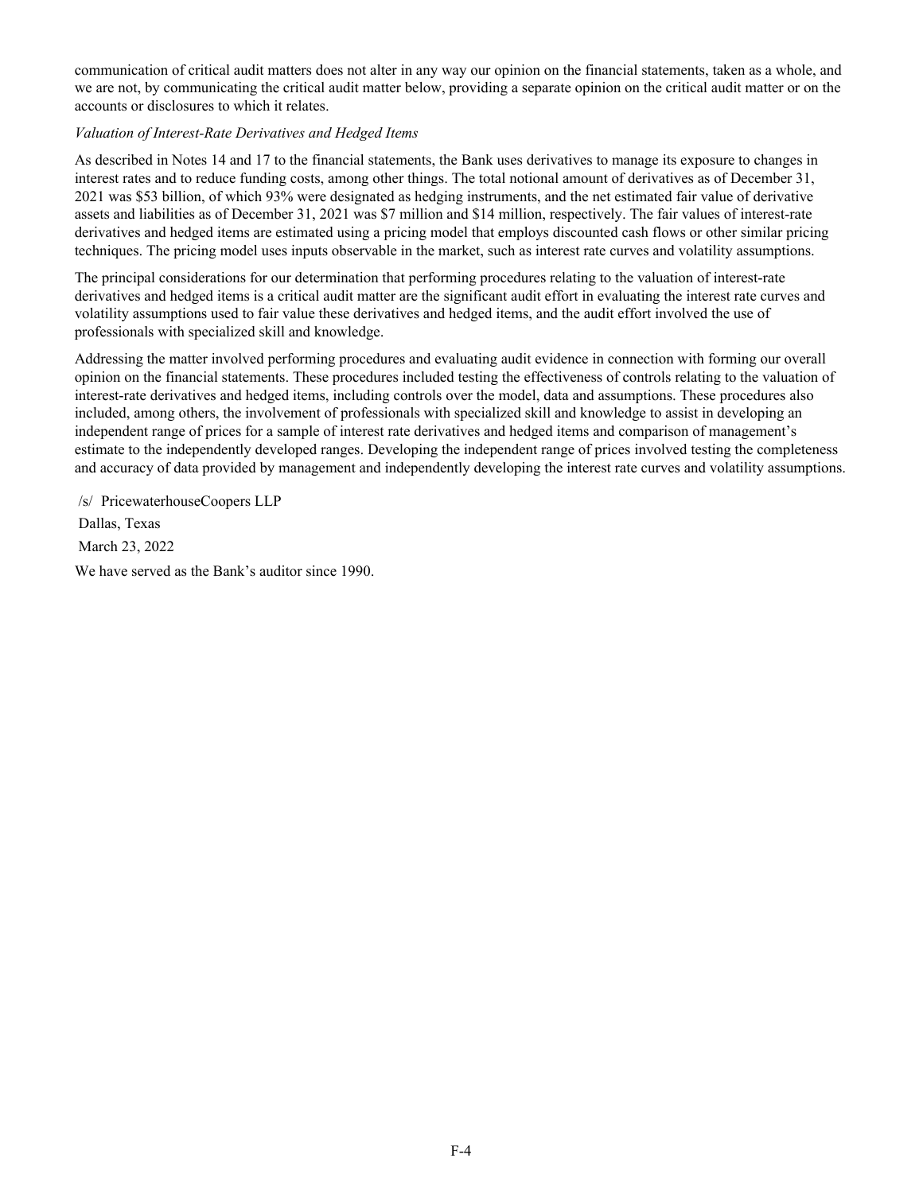communication of critical audit matters does not alter in any way our opinion on the financial statements, taken as a whole, and we are not, by communicating the critical audit matter below, providing a separate opinion on the critical audit matter or on the accounts or disclosures to which it relates.

*Valuation of Interest-Rate Derivatives and Hedged Items*

As described in Notes 14 and 17 to the financial statements, the Bank uses derivatives to manage its exposure to changes in interest rates and to reduce funding costs, among other things. The total notional amount of derivatives as of December 31, 2021 was $53 billion, of which 93% were designated as hedging instruments, and the net estimated fair value of derivative assets and liabilities as of December 31, 2021 was $7 million and $14 million, respectively. The fair values of interest-rate derivatives and hedged items are estimated using a pricing model that employs discounted cash flows or other similar pricing techniques. The pricing model uses inputs observable in the market, such as interest rate curves and volatility assumptions.

The principal considerations for our determination that performing procedures relating to the valuation of interest-rate derivatives and hedged items is a critical audit matter are the significant audit effort in evaluating the interest rate curves and volatility assumptions used to fair value these derivatives and hedged items, and the audit effort involved the use of professionals with specialized skill and knowledge.

Addressing the matter involved performing procedures and evaluating audit evidence in connection with forming our overall opinion on the financial statements. These procedures included testing the effectiveness of controls relating to the valuation of interest-rate derivatives and hedged items, including controls over the model, data and assumptions. These procedures also included, among others, the involvement of professionals with specialized skill and knowledge to assist in developing an independent range of prices for a sample of interest rate derivatives and hedged items and comparison of management's estimate to the independently developed ranges. Developing the independent range of prices involved testing the completeness and accuracy of data provided by management and independently developing the interest rate curves and volatility assumptions.

/s/ PricewaterhouseCoopers LLP

Dallas, Texas

March 23, 2022

We have served as the Bank's auditor since 1990.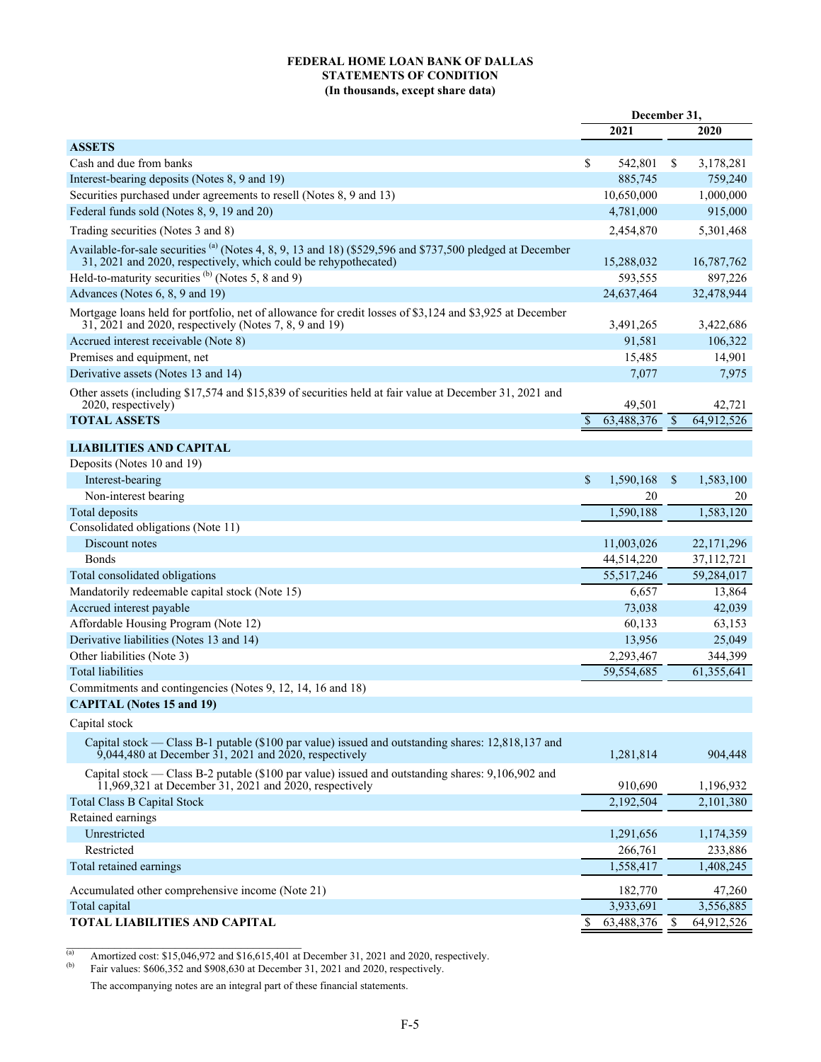**FEDERAL HOME LOAN BANK OF DALLAS**
**STATEMENTS OF CONDITION**
**(In thousands, except share data)**

| | December 31, 2021 | December 31, 2020 |
|---|---|---|
| **ASSETS** | | |
| Cash and due from banks | $ 542,801 | $ 3,178,281 |
| Interest-bearing deposits (Notes 8, 9 and 19) | 885,745 | 759,240 |
| Securities purchased under agreements to resell (Notes 8, 9 and 13) | 10,650,000 | 1,000,000 |
| Federal funds sold (Notes 8, 9, 19 and 20) | 4,781,000 | 915,000 |
| Trading securities (Notes 3 and 8) | 2,454,870 | 5,301,468 |
| Available-for-sale securities [(a)] (Notes 4, 8, 9, 13 and 18) ($529,596 and $737,500 pledged at December 31, 2021 and 2020, respectively, which could be rehypothecated) | 15,288,032 | 16,787,762 |
| Held-to-maturity securities [(b)] (Notes 5, 8 and 9) | 593,555 | 897,226 |
| Advances (Notes 6, 8, 9 and 19) | 24,637,464 | 32,478,944 |
| Mortgage loans held for portfolio, net of allowance for credit losses of $3,124 and $3,925 at December 31, 2021 and 2020, respectively (Notes 7, 8, 9 and 19) | 3,491,265 | 3,422,686 |
| Accrued interest receivable (Note 8) | 91,581 | 106,322 |
| Premises and equipment, net | 15,485 | 14,901 |
| Derivative assets (Notes 13 and 14) | 7,077 | 7,975 |
| Other assets (including $17,574 and $15,839 of securities held at fair value at December 31, 2021 and 2020, respectively) | 49,501 | 42,721 |
| **TOTAL ASSETS** | $ 63,488,376 | $ 64,912,526 |
| **LIABILITIES AND CAPITAL** | | |
| Deposits (Notes 10 and 19) | | |
| Interest-bearing | $ 1,590,168 | $ 1,583,100 |
| Non-interest bearing | 20 | 20 |
| Total deposits | 1,590,188 | 1,583,120 |
| Consolidated obligations (Note 11) | | |
| Discount notes | 11,003,026 | 22,171,296 |
| Bonds | 44,514,220 | 37,112,721 |
| Total consolidated obligations | 55,517,246 | 59,284,017 |
| Mandatorily redeemable capital stock (Note 15) | 6,657 | 13,864 |
| Accrued interest payable | 73,038 | 42,039 |
| Affordable Housing Program (Note 12) | 60,133 | 63,153 |
| Derivative liabilities (Notes 13 and 14) | 13,956 | 25,049 |
| Other liabilities (Note 3) | 2,293,467 | 344,399 |
| Total liabilities | 59,554,685 | 61,355,641 |
| Commitments and contingencies (Notes 9, 12, 14, 16 and 18) | | |
| **CAPITAL (Notes 15 and 19)** | | |
| Capital stock | | |
| Capital stock — Class B-1 putable ($100 par value) issued and outstanding shares: 12,818,137 and 9,044,480 at December 31, 2021 and 2020, respectively | 1,281,814 | 904,448 |
| Capital stock — Class B-2 putable ($100 par value) issued and outstanding shares: 9,106,902 and 11,969,321 at December 31, 2021 and 2020, respectively | 910,690 | 1,196,932 |
| Total Class B Capital Stock | 2,192,504 | 2,101,380 |
| Retained earnings | | |
| Unrestricted | 1,291,656 | 1,174,359 |
| Restricted | 266,761 | 233,886 |
| Total retained earnings | 1,558,417 | 1,408,245 |
| Accumulated other comprehensive income (Note 21) | 182,770 | 47,260 |
| Total capital | 3,933,691 | 3,556,885 |
| **TOTAL LIABILITIES AND CAPITAL** | $ 63,488,376 | $ 64,912,526 |

(a) Amortized cost: $15,046,972 and $16,615,401 at December 31, 2021 and 2020, respectively.
(b) Fair values: $606,352 and $908,630 at December 31, 2021 and 2020, respectively.

The accompanying notes are an integral part of these financial statements.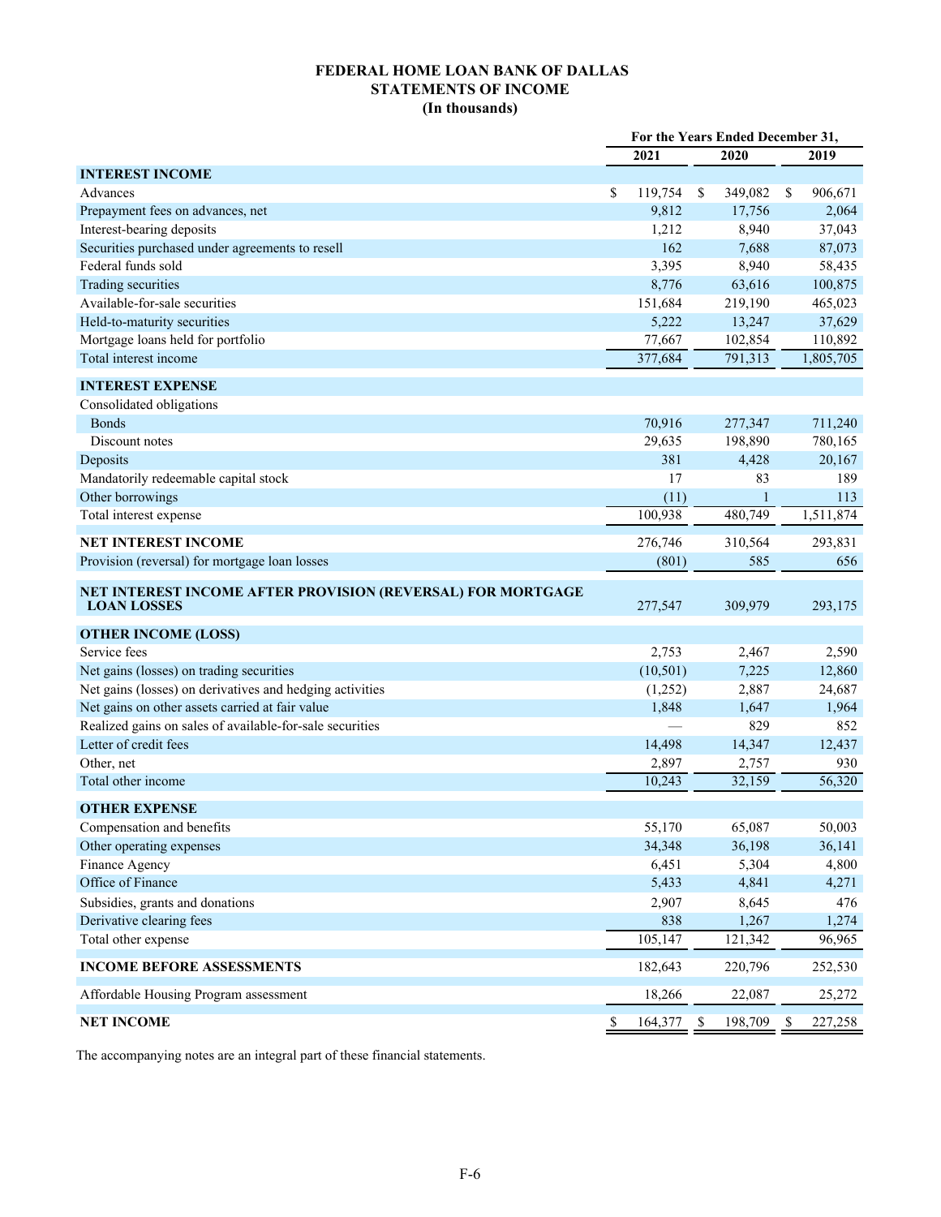# FEDERAL HOME LOAN BANK OF DALLAS
## STATEMENTS OF INCOME
### (In thousands)

| | For the Years Ended December 31, | | |
|---|---|---|---|
| | 2021 | 2020 | 2019 |
| **INTEREST INCOME** | | | |
| Advances | $ 119,754 | $ 349,082 | $ 906,671 |
| Prepayment fees on advances, net | 9,812 | 17,756 | 2,064 |
| Interest-bearing deposits | 1,212 | 8,940 | 37,043 |
| Securities purchased under agreements to resell | 162 | 7,688 | 87,073 |
| Federal funds sold | 3,395 | 8,940 | 58,435 |
| Trading securities | 8,776 | 63,616 | 100,875 |
| Available-for-sale securities | 151,684 | 219,190 | 465,023 |
| Held-to-maturity securities | 5,222 | 13,247 | 37,629 |
| Mortgage loans held for portfolio | 77,667 | 102,854 | 110,892 |
| Total interest income | 377,684 | 791,313 | 1,805,705 |
| **INTEREST EXPENSE** | | | |
| Consolidated obligations | | | |
| Bonds | 70,916 | 277,347 | 711,240 |
| Discount notes | 29,635 | 198,890 | 780,165 |
| Deposits | 381 | 4,428 | 20,167 |
| Mandatorily redeemable capital stock | 17 | 83 | 189 |
| Other borrowings | (11) | 1 | 113 |
| Total interest expense | 100,938 | 480,749 | 1,511,874 |
| **NET INTEREST INCOME** | 276,746 | 310,564 | 293,831 |
| Provision (reversal) for mortgage loan losses | (801) | 585 | 656 |
| **NET INTEREST INCOME AFTER PROVISION (REVERSAL) FOR MORTGAGE LOAN LOSSES** | 277,547 | 309,979 | 293,175 |
| **OTHER INCOME (LOSS)** | | | |
| Service fees | 2,753 | 2,467 | 2,590 |
| Net gains (losses) on trading securities | (10,501) | 7,225 | 12,860 |
| Net gains (losses) on derivatives and hedging activities | (1,252) | 2,887 | 24,687 |
| Net gains on other assets carried at fair value | 1,848 | 1,647 | 1,964 |
| Realized gains on sales of available-for-sale securities | — | 829 | 852 |
| Letter of credit fees | 14,498 | 14,347 | 12,437 |
| Other, net | 2,897 | 2,757 | 930 |
| Total other income | 10,243 | 32,159 | 56,320 |
| **OTHER EXPENSE** | | | |
| Compensation and benefits | 55,170 | 65,087 | 50,003 |
| Other operating expenses | 34,348 | 36,198 | 36,141 |
| Finance Agency | 6,451 | 5,304 | 4,800 |
| Office of Finance | 5,433 | 4,841 | 4,271 |
| Subsidies, grants and donations | 2,907 | 8,645 | 476 |
| Derivative clearing fees | 838 | 1,267 | 1,274 |
| Total other expense | 105,147 | 121,342 | 96,965 |
| **INCOME BEFORE ASSESSMENTS** | 182,643 | 220,796 | 252,530 |
| Affordable Housing Program assessment | 18,266 | 22,087 | 25,272 |
| **NET INCOME** | $ 164,377 | $ 198,709 | $ 227,258 |

The accompanying notes are an integral part of these financial statements.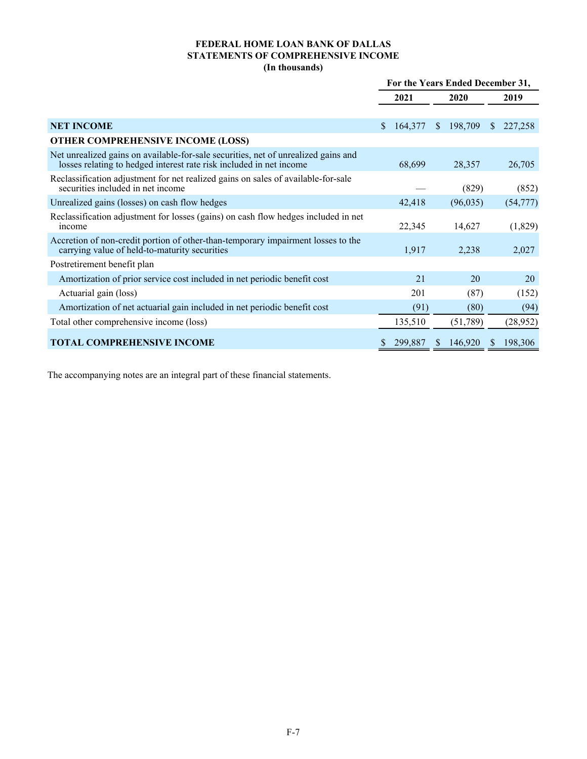**FEDERAL HOME LOAN BANK OF DALLAS**
**STATEMENTS OF COMPREHENSIVE INCOME**
**(In thousands)**

| | For the Years Ended December 31, | | |
|---|---|---|---|
| | 2021 | 2020 | 2019 |
| **NET INCOME** | $ 164,377 | $ 198,709 | $ 227,258 |
| **OTHER COMPREHENSIVE INCOME (LOSS)** | | | |
| Net unrealized gains on available-for-sale securities, net of unrealized gains and losses relating to hedged interest rate risk included in net income | 68,699 | 28,357 | 26,705 |
| Reclassification adjustment for net realized gains on sales of available-for-sale securities included in net income | — | (829) | (852) |
| Unrealized gains (losses) on cash flow hedges | 42,418 | (96,035) | (54,777) |
| Reclassification adjustment for losses (gains) on cash flow hedges included in net income | 22,345 | 14,627 | (1,829) |
| Accretion of non-credit portion of other-than-temporary impairment losses to the carrying value of held-to-maturity securities | 1,917 | 2,238 | 2,027 |
| Postretirement benefit plan | | | |
| Amortization of prior service cost included in net periodic benefit cost | 21 | 20 | 20 |
| Actuarial gain (loss) | 201 | (87) | (152) |
| Amortization of net actuarial gain included in net periodic benefit cost | (91) | (80) | (94) |
| Total other comprehensive income (loss) | 135,510 | (51,789) | (28,952) |
| **TOTAL COMPREHENSIVE INCOME** | $ 299,887 | $ 146,920 | $ 198,306 |

The accompanying notes are an integral part of these financial statements.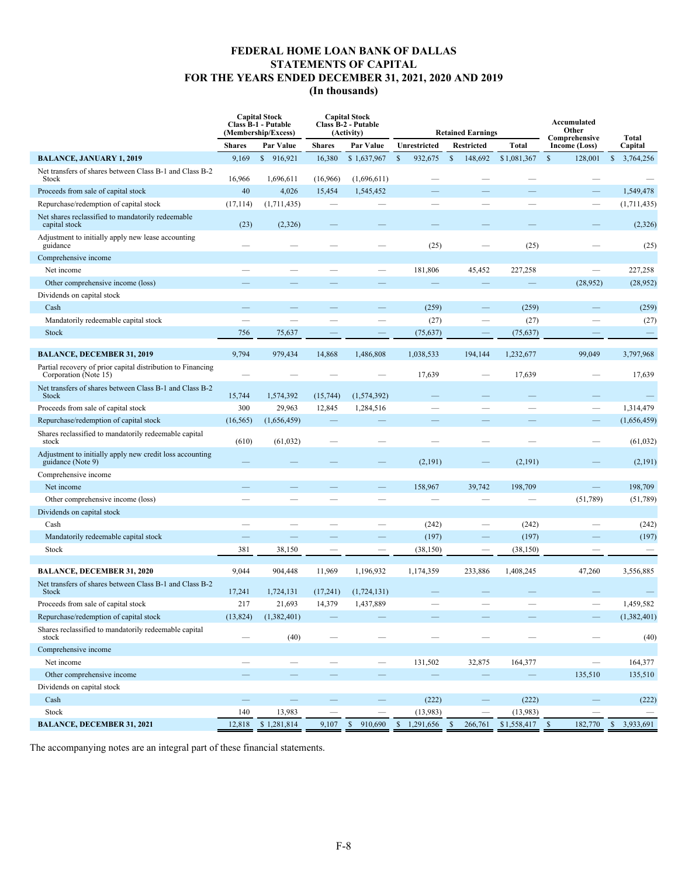# FEDERAL HOME LOAN BANK OF DALLAS
## STATEMENTS OF CAPITAL
## FOR THE YEARS ENDED DECEMBER 31, 2021, 2020 AND 2019
## (In thousands)

| | Capital Stock Class B-1 - Putable (Membership/Excess) | | Capital Stock Class B-2 - Putable (Activity) | | Retained Earnings | | | Accumulated Other Comprehensive Income (Loss) | Total Capital |
|---|---|---|---|---|---|---|---|---|---|
| | Shares | Par Value | Shares | Par Value | Unrestricted | Restricted | Total | | |
| **BALANCE, JANUARY 1, 2019** | 9,169 | $ 916,921 | 16,380 | $ 1,637,967 | $ 932,675 | $ 148,692 | $ 1,081,367 | $ 128,001 | $ 3,764,256 |
| Net transfers of shares between Class B-1 and Class B-2 Stock | 16,966 | 1,696,611 | (16,966) | (1,696,611) | — | — | — | — | — |
| Proceeds from sale of capital stock | 40 | 4,026 | 15,454 | 1,545,452 | — | — | — | — | 1,549,478 |
| Repurchase/redemption of capital stock | (17,114) | (1,711,435) | — | — | — | — | — | — | (1,711,435) |
| Net shares reclassified to mandatorily redeemable capital stock | (23) | (2,326) | — | — | — | — | — | — | (2,326) |
| Adjustment to initially apply new lease accounting guidance | — | — | — | — | (25) | — | (25) | — | (25) |
| Comprehensive income | | | | | | | | | |
| Net income | — | — | — | — | 181,806 | 45,452 | 227,258 | — | 227,258 |
| Other comprehensive income (loss) | — | — | — | — | — | — | — | (28,952) | (28,952) |
| Dividends on capital stock | | | | | | | | | |
| Cash | — | — | — | — | (259) | — | (259) | — | (259) |
| Mandatorily redeemable capital stock | — | — | — | — | (27) | — | (27) | — | (27) |
| Stock | 756 | 75,637 | — | — | (75,637) | — | (75,637) | — | — |
| **BALANCE, DECEMBER 31, 2019** | 9,794 | 979,434 | 14,868 | 1,486,808 | 1,038,533 | 194,144 | 1,232,677 | 99,049 | 3,797,968 |
| Partial recovery of prior capital distribution to Financing Corporation (Note 15) | — | — | — | — | 17,639 | — | 17,639 | — | 17,639 |
| Net transfers of shares between Class B-1 and Class B-2 Stock | 15,744 | 1,574,392 | (15,744) | (1,574,392) | — | — | — | — | — |
| Proceeds from sale of capital stock | 300 | 29,963 | 12,845 | 1,284,516 | — | — | — | — | 1,314,479 |
| Repurchase/redemption of capital stock | (16,565) | (1,656,459) | — | — | — | — | — | — | (1,656,459) |
| Shares reclassified to mandatorily redeemable capital stock | (610) | (61,032) | — | — | — | — | — | — | (61,032) |
| Adjustment to initially apply new credit loss accounting guidance (Note 9) | — | — | — | — | (2,191) | — | (2,191) | — | (2,191) |
| Comprehensive income | | | | | | | | | |
| Net income | — | — | — | — | 158,967 | 39,742 | 198,709 | — | 198,709 |
| Other comprehensive income (loss) | — | — | — | — | — | — | — | (51,789) | (51,789) |
| Dividends on capital stock | | | | | | | | | |
| Cash | — | — | — | — | (242) | — | (242) | — | (242) |
| Mandatorily redeemable capital stock | — | — | — | — | (197) | — | (197) | — | (197) |
| Stock | 381 | 38,150 | — | — | (38,150) | — | (38,150) | — | — |
| **BALANCE, DECEMBER 31, 2020** | 9,044 | 904,448 | 11,969 | 1,196,932 | 1,174,359 | 233,886 | 1,408,245 | 47,260 | 3,556,885 |
| Net transfers of shares between Class B-1 and Class B-2 Stock | 17,241 | 1,724,131 | (17,241) | (1,724,131) | — | — | — | — | — |
| Proceeds from sale of capital stock | 217 | 21,693 | 14,379 | 1,437,889 | — | — | — | — | 1,459,582 |
| Repurchase/redemption of capital stock | (13,824) | (1,382,401) | — | — | — | — | — | — | (1,382,401) |
| Shares reclassified to mandatorily redeemable capital stock | — | (40) | — | — | — | — | — | — | (40) |
| Comprehensive income | | | | | | | | | |
| Net income | — | — | — | — | 131,502 | 32,875 | 164,377 | — | 164,377 |
| Other comprehensive income | — | — | — | — | — | — | — | 135,510 | 135,510 |
| Dividends on capital stock | | | | | | | | | |
| Cash | — | — | — | — | (222) | — | (222) | — | (222) |
| Stock | 140 | 13,983 | — | — | (13,983) | — | (13,983) | — | — |
| **BALANCE, DECEMBER 31, 2021** | 12,818 | $ 1,281,814 | 9,107 | $ 910,690 | $ 1,291,656 | $ 266,761 | $ 1,558,417 | $ 182,770 | $ 3,933,691 |

The accompanying notes are an integral part of these financial statements.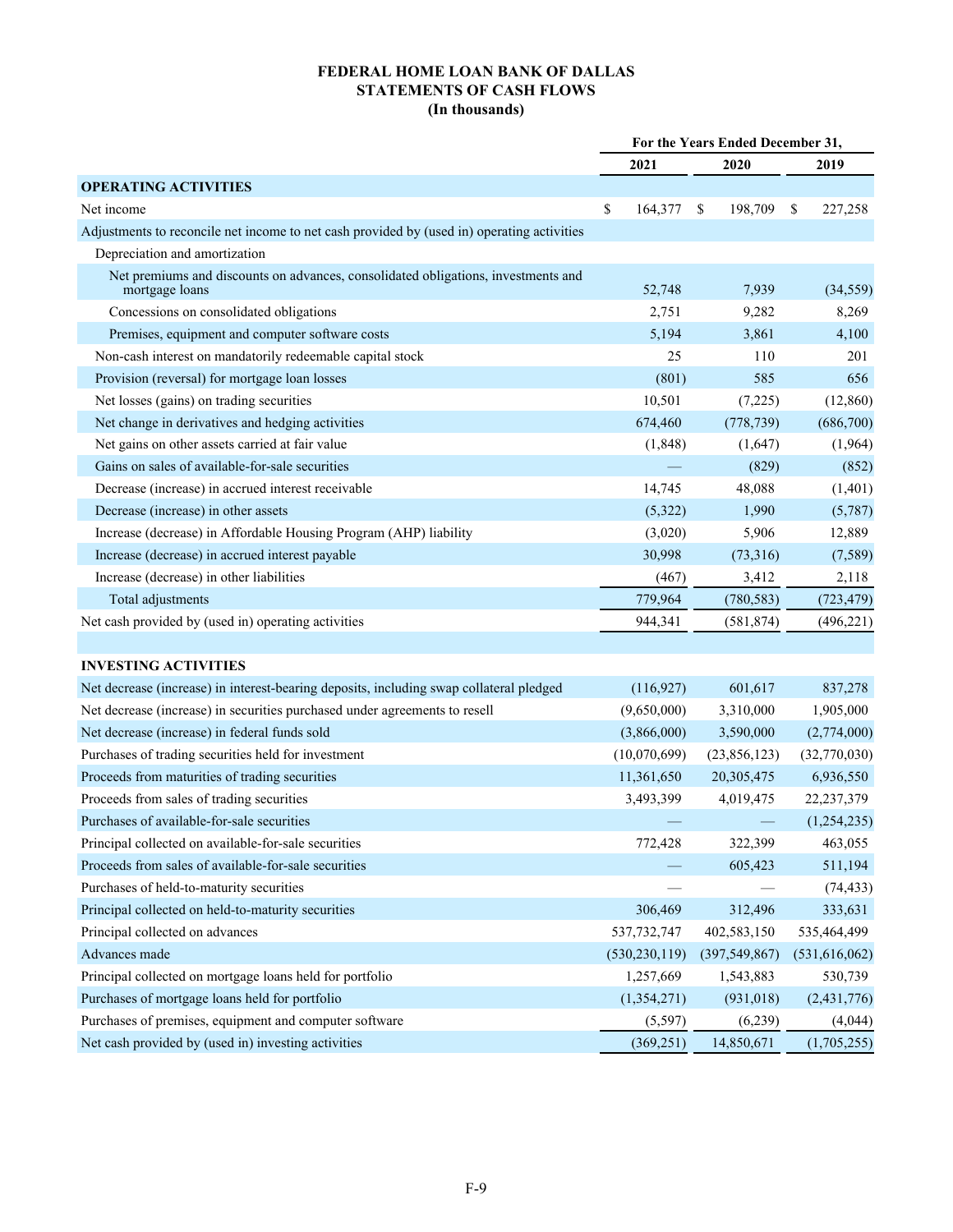# FEDERAL HOME LOAN BANK OF DALLAS
## STATEMENTS OF CASH FLOWS
### (In thousands)

| | For the Years Ended December 31, | | |
|---|---|---|---|
| | 2021 | 2020 | 2019 |
| **OPERATING ACTIVITIES** | | | |
| Net income | $ 164,377 | $ 198,709 | $ 227,258 |
| Adjustments to reconcile net income to net cash provided by (used in) operating activities | | | |
| Depreciation and amortization | | | |
| Net premiums and discounts on advances, consolidated obligations, investments and mortgage loans | 52,748 | 7,939 | (34,559) |
| Concessions on consolidated obligations | 2,751 | 9,282 | 8,269 |
| Premises, equipment and computer software costs | 5,194 | 3,861 | 4,100 |
| Non-cash interest on mandatorily redeemable capital stock | 25 | 110 | 201 |
| Provision (reversal) for mortgage loan losses | (801) | 585 | 656 |
| Net losses (gains) on trading securities | 10,501 | (7,225) | (12,860) |
| Net change in derivatives and hedging activities | 674,460 | (778,739) | (686,700) |
| Net gains on other assets carried at fair value | (1,848) | (1,647) | (1,964) |
| Gains on sales of available-for-sale securities | — | (829) | (852) |
| Decrease (increase) in accrued interest receivable | 14,745 | 48,088 | (1,401) |
| Decrease (increase) in other assets | (5,322) | 1,990 | (5,787) |
| Increase (decrease) in Affordable Housing Program (AHP) liability | (3,020) | 5,906 | 12,889 |
| Increase (decrease) in accrued interest payable | 30,998 | (73,316) | (7,589) |
| Increase (decrease) in other liabilities | (467) | 3,412 | 2,118 |
| Total adjustments | 779,964 | (780,583) | (723,479) |
| Net cash provided by (used in) operating activities | 944,341 | (581,874) | (496,221) |
| | | | |
| **INVESTING ACTIVITIES** | | | |
| Net decrease (increase) in interest-bearing deposits, including swap collateral pledged | (116,927) | 601,617 | 837,278 |
| Net decrease (increase) in securities purchased under agreements to resell | (9,650,000) | 3,310,000 | 1,905,000 |
| Net decrease (increase) in federal funds sold | (3,866,000) | 3,590,000 | (2,774,000) |
| Purchases of trading securities held for investment | (10,070,699) | (23,856,123) | (32,770,030) |
| Proceeds from maturities of trading securities | 11,361,650 | 20,305,475 | 6,936,550 |
| Proceeds from sales of trading securities | 3,493,399 | 4,019,475 | 22,237,379 |
| Purchases of available-for-sale securities | — | — | (1,254,235) |
| Principal collected on available-for-sale securities | 772,428 | 322,399 | 463,055 |
| Proceeds from sales of available-for-sale securities | — | 605,423 | 511,194 |
| Purchases of held-to-maturity securities | — | — | (74,433) |
| Principal collected on held-to-maturity securities | 306,469 | 312,496 | 333,631 |
| Principal collected on advances | 537,732,747 | 402,583,150 | 535,464,499 |
| Advances made | (530,230,119) | (397,549,867) | (531,616,062) |
| Principal collected on mortgage loans held for portfolio | 1,257,669 | 1,543,883 | 530,739 |
| Purchases of mortgage loans held for portfolio | (1,354,271) | (931,018) | (2,431,776) |
| Purchases of premises, equipment and computer software | (5,597) | (6,239) | (4,044) |
| Net cash provided by (used in) investing activities | (369,251) | 14,850,671 | (1,705,255) |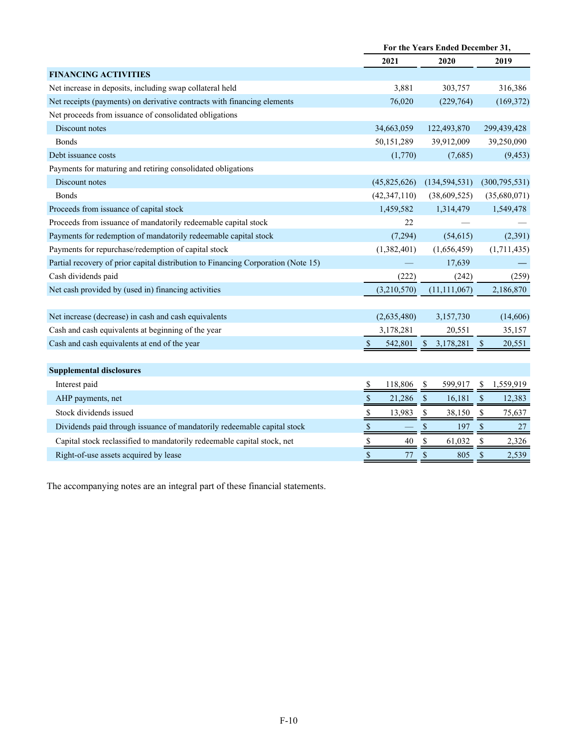| | For the Years Ended December 31, | | |
|---|---|---|---|
| | 2021 | 2020 | 2019 |
| **FINANCING ACTIVITIES** | | | |
| Net increase in deposits, including swap collateral held | 3,881 | 303,757 | 316,386 |
| Net receipts (payments) on derivative contracts with financing elements | 76,020 | (229,764) | (169,372) |
| Net proceeds from issuance of consolidated obligations | | | |
| Discount notes | 34,663,059 | 122,493,870 | 299,439,428 |
| Bonds | 50,151,289 | 39,912,009 | 39,250,090 |
| Debt issuance costs | (1,770) | (7,685) | (9,453) |
| Payments for maturing and retiring consolidated obligations | | | |
| Discount notes | (45,825,626) | (134,594,531) | (300,795,531) |
| Bonds | (42,347,110) | (38,609,525) | (35,680,071) |
| Proceeds from issuance of capital stock | 1,459,582 | 1,314,479 | 1,549,478 |
| Proceeds from issuance of mandatorily redeemable capital stock | 22 | — | — |
| Payments for redemption of mandatorily redeemable capital stock | (7,294) | (54,615) | (2,391) |
| Payments for repurchase/redemption of capital stock | (1,382,401) | (1,656,459) | (1,711,435) |
| Partial recovery of prior capital distribution to Financing Corporation (Note 15) | — | 17,639 | — |
| Cash dividends paid | (222) | (242) | (259) |
| Net cash provided by (used in) financing activities | (3,210,570) | (11,111,067) | 2,186,870 |
| | | | |
| Net increase (decrease) in cash and cash equivalents | (2,635,480) | 3,157,730 | (14,606) |
| Cash and cash equivalents at beginning of the year | 3,178,281 | 20,551 | 35,157 |
| Cash and cash equivalents at end of the year | $ 542,801 | $ 3,178,281 | $ 20,551 |
| | | | |
| **Supplemental disclosures** | | | |
| Interest paid | $ 118,806 | $ 599,917 | $ 1,559,919 |
| AHP payments, net | $ 21,286 | $ 16,181 | $ 12,383 |
| Stock dividends issued | $ 13,983 | $ 38,150 | $ 75,637 |
| Dividends paid through issuance of mandatorily redeemable capital stock | $ — | $ 197 | $ 27 |
| Capital stock reclassified to mandatorily redeemable capital stock, net | $ 40 | $ 61,032 | $ 2,326 |
| Right-of-use assets acquired by lease | $ 77 | $ 805 | $ 2,539 |

The accompanying notes are an integral part of these financial statements.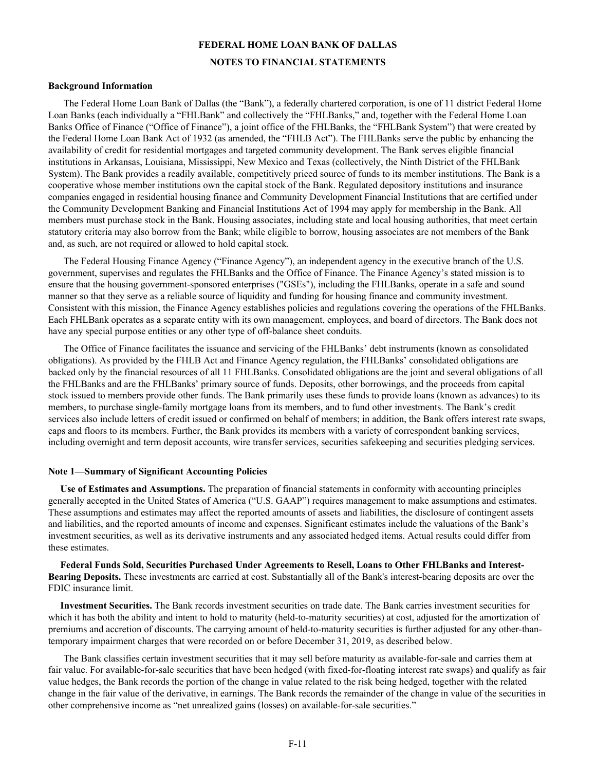# FEDERAL HOME LOAN BANK OF DALLAS

## NOTES TO FINANCIAL STATEMENTS

### Background Information

The Federal Home Loan Bank of Dallas (the "Bank"), a federally chartered corporation, is one of 11 district Federal Home Loan Banks (each individually a "FHLBank" and collectively the "FHLBanks," and, together with the Federal Home Loan Banks Office of Finance ("Office of Finance"), a joint office of the FHLBanks, the "FHLBank System") that were created by the Federal Home Loan Bank Act of 1932 (as amended, the "FHLB Act"). The FHLBanks serve the public by enhancing the availability of credit for residential mortgages and targeted community development. The Bank serves eligible financial institutions in Arkansas, Louisiana, Mississippi, New Mexico and Texas (collectively, the Ninth District of the FHLBank System). The Bank provides a readily available, competitively priced source of funds to its member institutions. The Bank is a cooperative whose member institutions own the capital stock of the Bank. Regulated depository institutions and insurance companies engaged in residential housing finance and Community Development Financial Institutions that are certified under the Community Development Banking and Financial Institutions Act of 1994 may apply for membership in the Bank. All members must purchase stock in the Bank. Housing associates, including state and local housing authorities, that meet certain statutory criteria may also borrow from the Bank; while eligible to borrow, housing associates are not members of the Bank and, as such, are not required or allowed to hold capital stock.

The Federal Housing Finance Agency ("Finance Agency"), an independent agency in the executive branch of the U.S. government, supervises and regulates the FHLBanks and the Office of Finance. The Finance Agency's stated mission is to ensure that the housing government-sponsored enterprises ("GSEs"), including the FHLBanks, operate in a safe and sound manner so that they serve as a reliable source of liquidity and funding for housing finance and community investment. Consistent with this mission, the Finance Agency establishes policies and regulations covering the operations of the FHLBanks. Each FHLBank operates as a separate entity with its own management, employees, and board of directors. The Bank does not have any special purpose entities or any other type of off-balance sheet conduits.

The Office of Finance facilitates the issuance and servicing of the FHLBanks' debt instruments (known as consolidated obligations). As provided by the FHLB Act and Finance Agency regulation, the FHLBanks' consolidated obligations are backed only by the financial resources of all 11 FHLBanks. Consolidated obligations are the joint and several obligations of all the FHLBanks and are the FHLBanks' primary source of funds. Deposits, other borrowings, and the proceeds from capital stock issued to members provide other funds. The Bank primarily uses these funds to provide loans (known as advances) to its members, to purchase single-family mortgage loans from its members, and to fund other investments. The Bank's credit services also include letters of credit issued or confirmed on behalf of members; in addition, the Bank offers interest rate swaps, caps and floors to its members. Further, the Bank provides its members with a variety of correspondent banking services, including overnight and term deposit accounts, wire transfer services, securities safekeeping and securities pledging services.

### Note 1—Summary of Significant Accounting Policies

**Use of Estimates and Assumptions.** The preparation of financial statements in conformity with accounting principles generally accepted in the United States of America ("U.S. GAAP") requires management to make assumptions and estimates. These assumptions and estimates may affect the reported amounts of assets and liabilities, the disclosure of contingent assets and liabilities, and the reported amounts of income and expenses. Significant estimates include the valuations of the Bank's investment securities, as well as its derivative instruments and any associated hedged items. Actual results could differ from these estimates.

**Federal Funds Sold, Securities Purchased Under Agreements to Resell, Loans to Other FHLBanks and Interest-Bearing Deposits.** These investments are carried at cost. Substantially all of the Bank's interest-bearing deposits are over the FDIC insurance limit.

**Investment Securities.** The Bank records investment securities on trade date. The Bank carries investment securities for which it has both the ability and intent to hold to maturity (held-to-maturity securities) at cost, adjusted for the amortization of premiums and accretion of discounts. The carrying amount of held-to-maturity securities is further adjusted for any other-than-temporary impairment charges that were recorded on or before December 31, 2019, as described below.

The Bank classifies certain investment securities that it may sell before maturity as available-for-sale and carries them at fair value. For available-for-sale securities that have been hedged (with fixed-for-floating interest rate swaps) and qualify as fair value hedges, the Bank records the portion of the change in value related to the risk being hedged, together with the related change in the fair value of the derivative, in earnings. The Bank records the remainder of the change in value of the securities in other comprehensive income as "net unrealized gains (losses) on available-for-sale securities."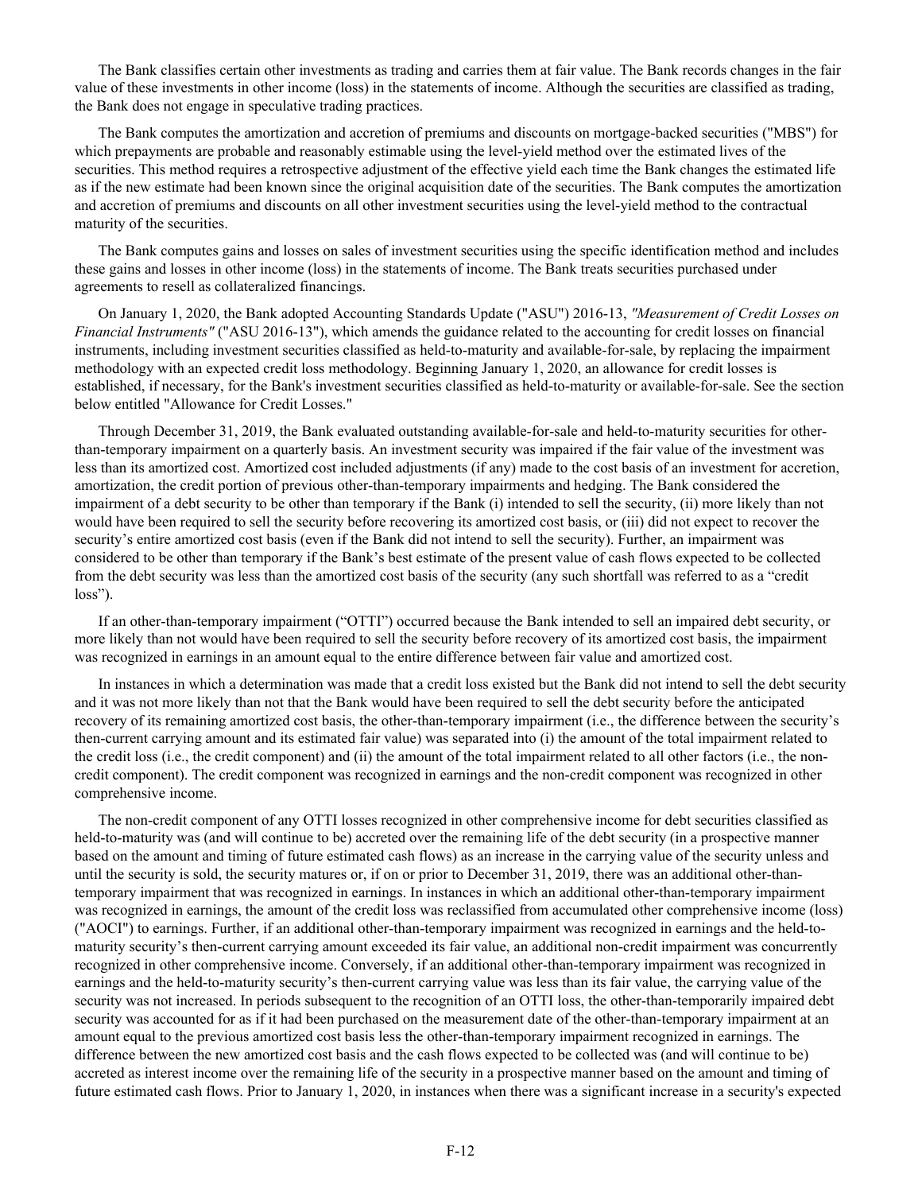The Bank classifies certain other investments as trading and carries them at fair value. The Bank records changes in the fair value of these investments in other income (loss) in the statements of income. Although the securities are classified as trading, the Bank does not engage in speculative trading practices.

The Bank computes the amortization and accretion of premiums and discounts on mortgage-backed securities ("MBS") for which prepayments are probable and reasonably estimable using the level-yield method over the estimated lives of the securities. This method requires a retrospective adjustment of the effective yield each time the Bank changes the estimated life as if the new estimate had been known since the original acquisition date of the securities. The Bank computes the amortization and accretion of premiums and discounts on all other investment securities using the level-yield method to the contractual maturity of the securities.

The Bank computes gains and losses on sales of investment securities using the specific identification method and includes these gains and losses in other income (loss) in the statements of income. The Bank treats securities purchased under agreements to resell as collateralized financings.

On January 1, 2020, the Bank adopted Accounting Standards Update ("ASU") 2016-13, *"Measurement of Credit Losses on Financial Instruments"* ("ASU 2016-13"), which amends the guidance related to the accounting for credit losses on financial instruments, including investment securities classified as held-to-maturity and available-for-sale, by replacing the impairment methodology with an expected credit loss methodology. Beginning January 1, 2020, an allowance for credit losses is established, if necessary, for the Bank's investment securities classified as held-to-maturity or available-for-sale. See the section below entitled "Allowance for Credit Losses."

Through December 31, 2019, the Bank evaluated outstanding available-for-sale and held-to-maturity securities for other-than-temporary impairment on a quarterly basis. An investment security was impaired if the fair value of the investment was less than its amortized cost. Amortized cost included adjustments (if any) made to the cost basis of an investment for accretion, amortization, the credit portion of previous other-than-temporary impairments and hedging. The Bank considered the impairment of a debt security to be other than temporary if the Bank (i) intended to sell the security, (ii) more likely than not would have been required to sell the security before recovering its amortized cost basis, or (iii) did not expect to recover the security's entire amortized cost basis (even if the Bank did not intend to sell the security). Further, an impairment was considered to be other than temporary if the Bank's best estimate of the present value of cash flows expected to be collected from the debt security was less than the amortized cost basis of the security (any such shortfall was referred to as a "credit loss").

If an other-than-temporary impairment ("OTTI") occurred because the Bank intended to sell an impaired debt security, or more likely than not would have been required to sell the security before recovery of its amortized cost basis, the impairment was recognized in earnings in an amount equal to the entire difference between fair value and amortized cost.

In instances in which a determination was made that a credit loss existed but the Bank did not intend to sell the debt security and it was not more likely than not that the Bank would have been required to sell the debt security before the anticipated recovery of its remaining amortized cost basis, the other-than-temporary impairment (i.e., the difference between the security's then-current carrying amount and its estimated fair value) was separated into (i) the amount of the total impairment related to the credit loss (i.e., the credit component) and (ii) the amount of the total impairment related to all other factors (i.e., the non-credit component). The credit component was recognized in earnings and the non-credit component was recognized in other comprehensive income.

The non-credit component of any OTTI losses recognized in other comprehensive income for debt securities classified as held-to-maturity was (and will continue to be) accreted over the remaining life of the debt security (in a prospective manner based on the amount and timing of future estimated cash flows) as an increase in the carrying value of the security unless and until the security is sold, the security matures or, if on or prior to December 31, 2019, there was an additional other-than-temporary impairment that was recognized in earnings. In instances in which an additional other-than-temporary impairment was recognized in earnings, the amount of the credit loss was reclassified from accumulated other comprehensive income (loss) ("AOCI") to earnings. Further, if an additional other-than-temporary impairment was recognized in earnings and the held-to-maturity security's then-current carrying amount exceeded its fair value, an additional non-credit impairment was concurrently recognized in other comprehensive income. Conversely, if an additional other-than-temporary impairment was recognized in earnings and the held-to-maturity security's then-current carrying value was less than its fair value, the carrying value of the security was not increased. In periods subsequent to the recognition of an OTTI loss, the other-than-temporarily impaired debt security was accounted for as if it had been purchased on the measurement date of the other-than-temporary impairment at an amount equal to the previous amortized cost basis less the other-than-temporary impairment recognized in earnings. The difference between the new amortized cost basis and the cash flows expected to be collected was (and will continue to be) accreted as interest income over the remaining life of the security in a prospective manner based on the amount and timing of future estimated cash flows. Prior to January 1, 2020, in instances when there was a significant increase in a security's expected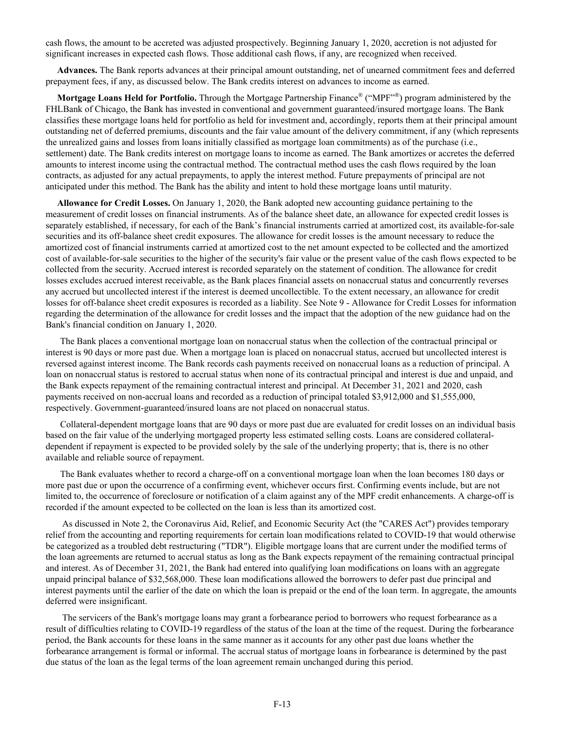cash flows, the amount to be accreted was adjusted prospectively. Beginning January 1, 2020, accretion is not adjusted for significant increases in expected cash flows. Those additional cash flows, if any, are recognized when received.

**Advances.** The Bank reports advances at their principal amount outstanding, net of unearned commitment fees and deferred prepayment fees, if any, as discussed below. The Bank credits interest on advances to income as earned.

**Mortgage Loans Held for Portfolio.** Through the Mortgage Partnership Finance® ("MPF"®) program administered by the FHLBank of Chicago, the Bank has invested in conventional and government guaranteed/insured mortgage loans. The Bank classifies these mortgage loans held for portfolio as held for investment and, accordingly, reports them at their principal amount outstanding net of deferred premiums, discounts and the fair value amount of the delivery commitment, if any (which represents the unrealized gains and losses from loans initially classified as mortgage loan commitments) as of the purchase (i.e., settlement) date. The Bank credits interest on mortgage loans to income as earned. The Bank amortizes or accretes the deferred amounts to interest income using the contractual method. The contractual method uses the cash flows required by the loan contracts, as adjusted for any actual prepayments, to apply the interest method. Future prepayments of principal are not anticipated under this method. The Bank has the ability and intent to hold these mortgage loans until maturity.

**Allowance for Credit Losses.** On January 1, 2020, the Bank adopted new accounting guidance pertaining to the measurement of credit losses on financial instruments. As of the balance sheet date, an allowance for expected credit losses is separately established, if necessary, for each of the Bank's financial instruments carried at amortized cost, its available-for-sale securities and its off-balance sheet credit exposures. The allowance for credit losses is the amount necessary to reduce the amortized cost of financial instruments carried at amortized cost to the net amount expected to be collected and the amortized cost of available-for-sale securities to the higher of the security's fair value or the present value of the cash flows expected to be collected from the security. Accrued interest is recorded separately on the statement of condition. The allowance for credit losses excludes accrued interest receivable, as the Bank places financial assets on nonaccrual status and concurrently reverses any accrued but uncollected interest if the interest is deemed uncollectible. To the extent necessary, an allowance for credit losses for off-balance sheet credit exposures is recorded as a liability. See Note 9 - Allowance for Credit Losses for information regarding the determination of the allowance for credit losses and the impact that the adoption of the new guidance had on the Bank's financial condition on January 1, 2020.

The Bank places a conventional mortgage loan on nonaccrual status when the collection of the contractual principal or interest is 90 days or more past due. When a mortgage loan is placed on nonaccrual status, accrued but uncollected interest is reversed against interest income. The Bank records cash payments received on nonaccrual loans as a reduction of principal. A loan on nonaccrual status is restored to accrual status when none of its contractual principal and interest is due and unpaid, and the Bank expects repayment of the remaining contractual interest and principal. At December 31, 2021 and 2020, cash payments received on non-accrual loans and recorded as a reduction of principal totaled $3,912,000 and $1,555,000, respectively. Government-guaranteed/insured loans are not placed on nonaccrual status.

Collateral-dependent mortgage loans that are 90 days or more past due are evaluated for credit losses on an individual basis based on the fair value of the underlying mortgaged property less estimated selling costs. Loans are considered collateral-dependent if repayment is expected to be provided solely by the sale of the underlying property; that is, there is no other available and reliable source of repayment.

The Bank evaluates whether to record a charge-off on a conventional mortgage loan when the loan becomes 180 days or more past due or upon the occurrence of a confirming event, whichever occurs first. Confirming events include, but are not limited to, the occurrence of foreclosure or notification of a claim against any of the MPF credit enhancements. A charge-off is recorded if the amount expected to be collected on the loan is less than its amortized cost.

As discussed in Note 2, the Coronavirus Aid, Relief, and Economic Security Act (the "CARES Act") provides temporary relief from the accounting and reporting requirements for certain loan modifications related to COVID-19 that would otherwise be categorized as a troubled debt restructuring ("TDR"). Eligible mortgage loans that are current under the modified terms of the loan agreements are returned to accrual status as long as the Bank expects repayment of the remaining contractual principal and interest. As of December 31, 2021, the Bank had entered into qualifying loan modifications on loans with an aggregate unpaid principal balance of $32,568,000. These loan modifications allowed the borrowers to defer past due principal and interest payments until the earlier of the date on which the loan is prepaid or the end of the loan term. In aggregate, the amounts deferred were insignificant.

The servicers of the Bank's mortgage loans may grant a forbearance period to borrowers who request forbearance as a result of difficulties relating to COVID-19 regardless of the status of the loan at the time of the request. During the forbearance period, the Bank accounts for these loans in the same manner as it accounts for any other past due loans whether the forbearance arrangement is formal or informal. The accrual status of mortgage loans in forbearance is determined by the past due status of the loan as the legal terms of the loan agreement remain unchanged during this period.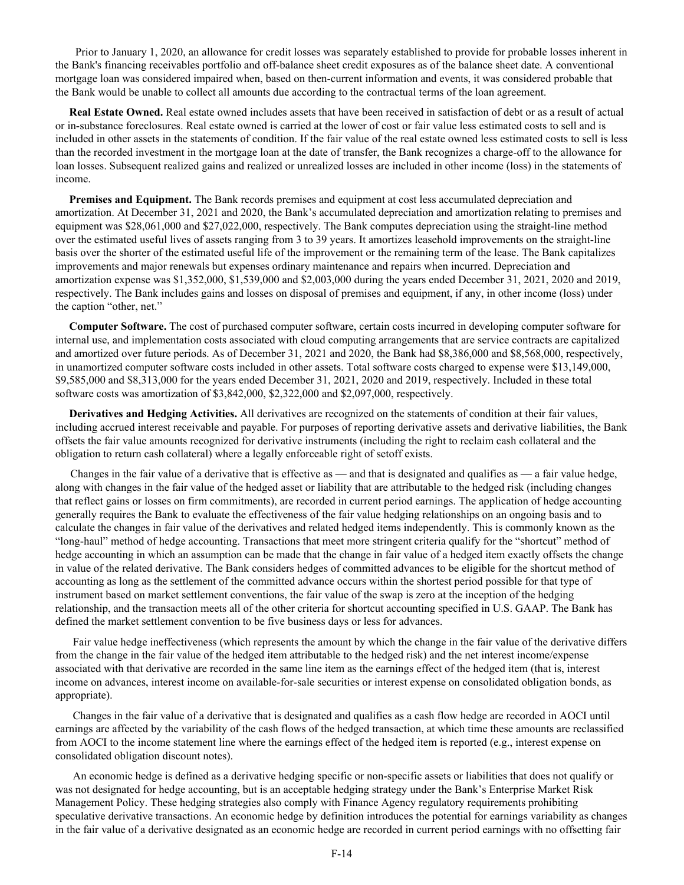Prior to January 1, 2020, an allowance for credit losses was separately established to provide for probable losses inherent in the Bank's financing receivables portfolio and off-balance sheet credit exposures as of the balance sheet date. A conventional mortgage loan was considered impaired when, based on then-current information and events, it was considered probable that the Bank would be unable to collect all amounts due according to the contractual terms of the loan agreement.

**Real Estate Owned.** Real estate owned includes assets that have been received in satisfaction of debt or as a result of actual or in-substance foreclosures. Real estate owned is carried at the lower of cost or fair value less estimated costs to sell and is included in other assets in the statements of condition. If the fair value of the real estate owned less estimated costs to sell is less than the recorded investment in the mortgage loan at the date of transfer, the Bank recognizes a charge-off to the allowance for loan losses. Subsequent realized gains and realized or unrealized losses are included in other income (loss) in the statements of income.

**Premises and Equipment.** The Bank records premises and equipment at cost less accumulated depreciation and amortization. At December 31, 2021 and 2020, the Bank's accumulated depreciation and amortization relating to premises and equipment was $28,061,000 and $27,022,000, respectively. The Bank computes depreciation using the straight-line method over the estimated useful lives of assets ranging from 3 to 39 years. It amortizes leasehold improvements on the straight-line basis over the shorter of the estimated useful life of the improvement or the remaining term of the lease. The Bank capitalizes improvements and major renewals but expenses ordinary maintenance and repairs when incurred. Depreciation and amortization expense was $1,352,000, $1,539,000 and $2,003,000 during the years ended December 31, 2021, 2020 and 2019, respectively. The Bank includes gains and losses on disposal of premises and equipment, if any, in other income (loss) under the caption "other, net."

**Computer Software.** The cost of purchased computer software, certain costs incurred in developing computer software for internal use, and implementation costs associated with cloud computing arrangements that are service contracts are capitalized and amortized over future periods. As of December 31, 2021 and 2020, the Bank had $8,386,000 and $8,568,000, respectively, in unamortized computer software costs included in other assets. Total software costs charged to expense were $13,149,000, $9,585,000 and $8,313,000 for the years ended December 31, 2021, 2020 and 2019, respectively. Included in these total software costs was amortization of $3,842,000, $2,322,000 and $2,097,000, respectively.

**Derivatives and Hedging Activities.** All derivatives are recognized on the statements of condition at their fair values, including accrued interest receivable and payable. For purposes of reporting derivative assets and derivative liabilities, the Bank offsets the fair value amounts recognized for derivative instruments (including the right to reclaim cash collateral and the obligation to return cash collateral) where a legally enforceable right of setoff exists.

Changes in the fair value of a derivative that is effective as — and that is designated and qualifies as — a fair value hedge, along with changes in the fair value of the hedged asset or liability that are attributable to the hedged risk (including changes that reflect gains or losses on firm commitments), are recorded in current period earnings. The application of hedge accounting generally requires the Bank to evaluate the effectiveness of the fair value hedging relationships on an ongoing basis and to calculate the changes in fair value of the derivatives and related hedged items independently. This is commonly known as the "long-haul" method of hedge accounting. Transactions that meet more stringent criteria qualify for the "shortcut" method of hedge accounting in which an assumption can be made that the change in fair value of a hedged item exactly offsets the change in value of the related derivative. The Bank considers hedges of committed advances to be eligible for the shortcut method of accounting as long as the settlement of the committed advance occurs within the shortest period possible for that type of instrument based on market settlement conventions, the fair value of the swap is zero at the inception of the hedging relationship, and the transaction meets all of the other criteria for shortcut accounting specified in U.S. GAAP. The Bank has defined the market settlement convention to be five business days or less for advances.

Fair value hedge ineffectiveness (which represents the amount by which the change in the fair value of the derivative differs from the change in the fair value of the hedged item attributable to the hedged risk) and the net interest income/expense associated with that derivative are recorded in the same line item as the earnings effect of the hedged item (that is, interest income on advances, interest income on available-for-sale securities or interest expense on consolidated obligation bonds, as appropriate).

Changes in the fair value of a derivative that is designated and qualifies as a cash flow hedge are recorded in AOCI until earnings are affected by the variability of the cash flows of the hedged transaction, at which time these amounts are reclassified from AOCI to the income statement line where the earnings effect of the hedged item is reported (e.g., interest expense on consolidated obligation discount notes).

An economic hedge is defined as a derivative hedging specific or non-specific assets or liabilities that does not qualify or was not designated for hedge accounting, but is an acceptable hedging strategy under the Bank's Enterprise Market Risk Management Policy. These hedging strategies also comply with Finance Agency regulatory requirements prohibiting speculative derivative transactions. An economic hedge by definition introduces the potential for earnings variability as changes in the fair value of a derivative designated as an economic hedge are recorded in current period earnings with no offsetting fair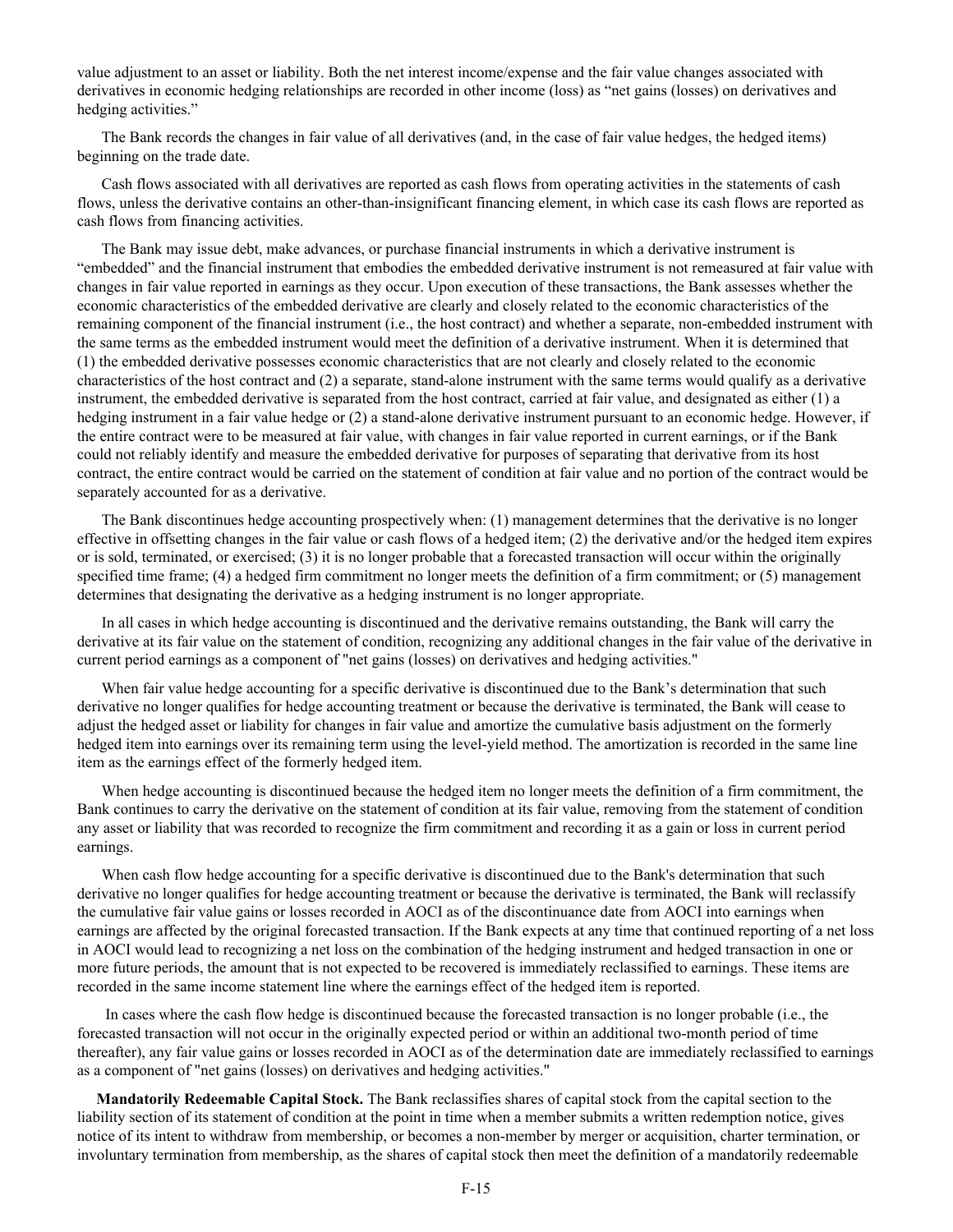value adjustment to an asset or liability. Both the net interest income/expense and the fair value changes associated with derivatives in economic hedging relationships are recorded in other income (loss) as "net gains (losses) on derivatives and hedging activities."

The Bank records the changes in fair value of all derivatives (and, in the case of fair value hedges, the hedged items) beginning on the trade date.

Cash flows associated with all derivatives are reported as cash flows from operating activities in the statements of cash flows, unless the derivative contains an other-than-insignificant financing element, in which case its cash flows are reported as cash flows from financing activities.

The Bank may issue debt, make advances, or purchase financial instruments in which a derivative instrument is "embedded" and the financial instrument that embodies the embedded derivative instrument is not remeasured at fair value with changes in fair value reported in earnings as they occur. Upon execution of these transactions, the Bank assesses whether the economic characteristics of the embedded derivative are clearly and closely related to the economic characteristics of the remaining component of the financial instrument (i.e., the host contract) and whether a separate, non-embedded instrument with the same terms as the embedded instrument would meet the definition of a derivative instrument. When it is determined that (1) the embedded derivative possesses economic characteristics that are not clearly and closely related to the economic characteristics of the host contract and (2) a separate, stand-alone instrument with the same terms would qualify as a derivative instrument, the embedded derivative is separated from the host contract, carried at fair value, and designated as either (1) a hedging instrument in a fair value hedge or (2) a stand-alone derivative instrument pursuant to an economic hedge. However, if the entire contract were to be measured at fair value, with changes in fair value reported in current earnings, or if the Bank could not reliably identify and measure the embedded derivative for purposes of separating that derivative from its host contract, the entire contract would be carried on the statement of condition at fair value and no portion of the contract would be separately accounted for as a derivative.

The Bank discontinues hedge accounting prospectively when: (1) management determines that the derivative is no longer effective in offsetting changes in the fair value or cash flows of a hedged item; (2) the derivative and/or the hedged item expires or is sold, terminated, or exercised; (3) it is no longer probable that a forecasted transaction will occur within the originally specified time frame; (4) a hedged firm commitment no longer meets the definition of a firm commitment; or (5) management determines that designating the derivative as a hedging instrument is no longer appropriate.

In all cases in which hedge accounting is discontinued and the derivative remains outstanding, the Bank will carry the derivative at its fair value on the statement of condition, recognizing any additional changes in the fair value of the derivative in current period earnings as a component of "net gains (losses) on derivatives and hedging activities."

When fair value hedge accounting for a specific derivative is discontinued due to the Bank's determination that such derivative no longer qualifies for hedge accounting treatment or because the derivative is terminated, the Bank will cease to adjust the hedged asset or liability for changes in fair value and amortize the cumulative basis adjustment on the formerly hedged item into earnings over its remaining term using the level-yield method. The amortization is recorded in the same line item as the earnings effect of the formerly hedged item.

When hedge accounting is discontinued because the hedged item no longer meets the definition of a firm commitment, the Bank continues to carry the derivative on the statement of condition at its fair value, removing from the statement of condition any asset or liability that was recorded to recognize the firm commitment and recording it as a gain or loss in current period earnings.

When cash flow hedge accounting for a specific derivative is discontinued due to the Bank's determination that such derivative no longer qualifies for hedge accounting treatment or because the derivative is terminated, the Bank will reclassify the cumulative fair value gains or losses recorded in AOCI as of the discontinuance date from AOCI into earnings when earnings are affected by the original forecasted transaction. If the Bank expects at any time that continued reporting of a net loss in AOCI would lead to recognizing a net loss on the combination of the hedging instrument and hedged transaction in one or more future periods, the amount that is not expected to be recovered is immediately reclassified to earnings. These items are recorded in the same income statement line where the earnings effect of the hedged item is reported.

In cases where the cash flow hedge is discontinued because the forecasted transaction is no longer probable (i.e., the forecasted transaction will not occur in the originally expected period or within an additional two-month period of time thereafter), any fair value gains or losses recorded in AOCI as of the determination date are immediately reclassified to earnings as a component of "net gains (losses) on derivatives and hedging activities."

**Mandatorily Redeemable Capital Stock.** The Bank reclassifies shares of capital stock from the capital section to the liability section of its statement of condition at the point in time when a member submits a written redemption notice, gives notice of its intent to withdraw from membership, or becomes a non-member by merger or acquisition, charter termination, or involuntary termination from membership, as the shares of capital stock then meet the definition of a mandatorily redeemable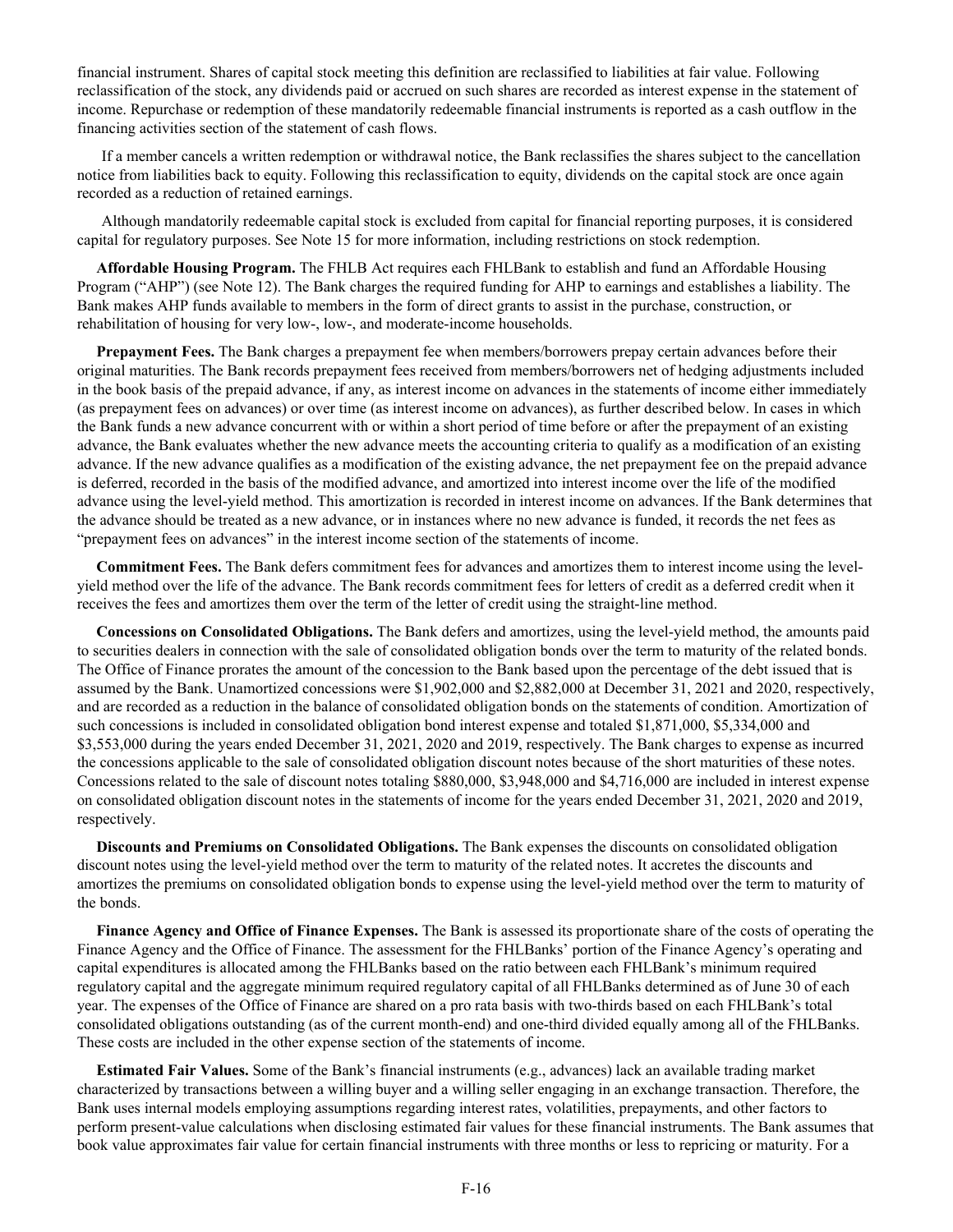financial instrument. Shares of capital stock meeting this definition are reclassified to liabilities at fair value. Following reclassification of the stock, any dividends paid or accrued on such shares are recorded as interest expense in the statement of income. Repurchase or redemption of these mandatorily redeemable financial instruments is reported as a cash outflow in the financing activities section of the statement of cash flows.

If a member cancels a written redemption or withdrawal notice, the Bank reclassifies the shares subject to the cancellation notice from liabilities back to equity. Following this reclassification to equity, dividends on the capital stock are once again recorded as a reduction of retained earnings.

Although mandatorily redeemable capital stock is excluded from capital for financial reporting purposes, it is considered capital for regulatory purposes. See Note 15 for more information, including restrictions on stock redemption.

**Affordable Housing Program.** The FHLB Act requires each FHLBank to establish and fund an Affordable Housing Program ("AHP") (see Note 12). The Bank charges the required funding for AHP to earnings and establishes a liability. The Bank makes AHP funds available to members in the form of direct grants to assist in the purchase, construction, or rehabilitation of housing for very low-, low-, and moderate-income households.

**Prepayment Fees.** The Bank charges a prepayment fee when members/borrowers prepay certain advances before their original maturities. The Bank records prepayment fees received from members/borrowers net of hedging adjustments included in the book basis of the prepaid advance, if any, as interest income on advances in the statements of income either immediately (as prepayment fees on advances) or over time (as interest income on advances), as further described below. In cases in which the Bank funds a new advance concurrent with or within a short period of time before or after the prepayment of an existing advance, the Bank evaluates whether the new advance meets the accounting criteria to qualify as a modification of an existing advance. If the new advance qualifies as a modification of the existing advance, the net prepayment fee on the prepaid advance is deferred, recorded in the basis of the modified advance, and amortized into interest income over the life of the modified advance using the level-yield method. This amortization is recorded in interest income on advances. If the Bank determines that the advance should be treated as a new advance, or in instances where no new advance is funded, it records the net fees as "prepayment fees on advances" in the interest income section of the statements of income.

**Commitment Fees.** The Bank defers commitment fees for advances and amortizes them to interest income using the level-yield method over the life of the advance. The Bank records commitment fees for letters of credit as a deferred credit when it receives the fees and amortizes them over the term of the letter of credit using the straight-line method.

**Concessions on Consolidated Obligations.** The Bank defers and amortizes, using the level-yield method, the amounts paid to securities dealers in connection with the sale of consolidated obligation bonds over the term to maturity of the related bonds. The Office of Finance prorates the amount of the concession to the Bank based upon the percentage of the debt issued that is assumed by the Bank. Unamortized concessions were $1,902,000 and $2,882,000 at December 31, 2021 and 2020, respectively, and are recorded as a reduction in the balance of consolidated obligation bonds on the statements of condition. Amortization of such concessions is included in consolidated obligation bond interest expense and totaled $1,871,000, $5,334,000 and $3,553,000 during the years ended December 31, 2021, 2020 and 2019, respectively. The Bank charges to expense as incurred the concessions applicable to the sale of consolidated obligation discount notes because of the short maturities of these notes. Concessions related to the sale of discount notes totaling $880,000, $3,948,000 and $4,716,000 are included in interest expense on consolidated obligation discount notes in the statements of income for the years ended December 31, 2021, 2020 and 2019, respectively.

**Discounts and Premiums on Consolidated Obligations.** The Bank expenses the discounts on consolidated obligation discount notes using the level-yield method over the term to maturity of the related notes. It accretes the discounts and amortizes the premiums on consolidated obligation bonds to expense using the level-yield method over the term to maturity of the bonds.

**Finance Agency and Office of Finance Expenses.** The Bank is assessed its proportionate share of the costs of operating the Finance Agency and the Office of Finance. The assessment for the FHLBanks' portion of the Finance Agency's operating and capital expenditures is allocated among the FHLBanks based on the ratio between each FHLBank's minimum required regulatory capital and the aggregate minimum required regulatory capital of all FHLBanks determined as of June 30 of each year. The expenses of the Office of Finance are shared on a pro rata basis with two-thirds based on each FHLBank's total consolidated obligations outstanding (as of the current month-end) and one-third divided equally among all of the FHLBanks. These costs are included in the other expense section of the statements of income.

**Estimated Fair Values.** Some of the Bank's financial instruments (e.g., advances) lack an available trading market characterized by transactions between a willing buyer and a willing seller engaging in an exchange transaction. Therefore, the Bank uses internal models employing assumptions regarding interest rates, volatilities, prepayments, and other factors to perform present-value calculations when disclosing estimated fair values for these financial instruments. The Bank assumes that book value approximates fair value for certain financial instruments with three months or less to repricing or maturity. For a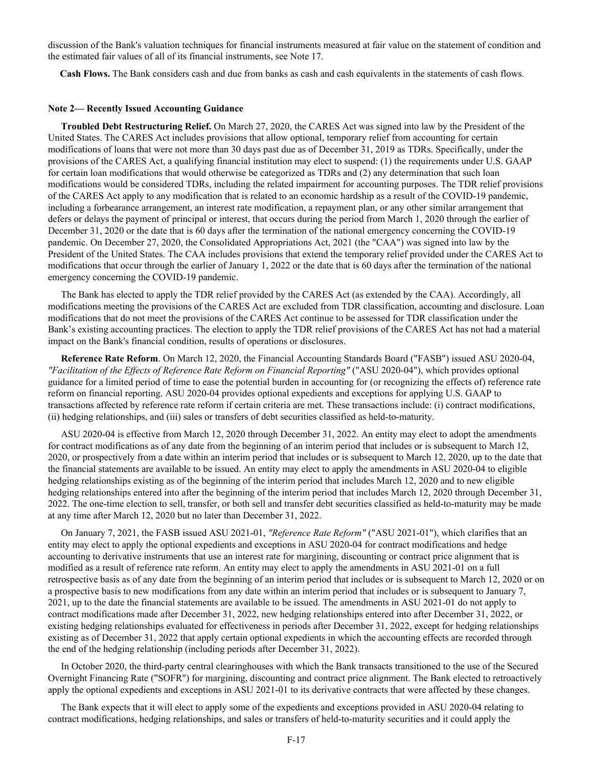discussion of the Bank's valuation techniques for financial instruments measured at fair value on the statement of condition and the estimated fair values of all of its financial instruments, see Note 17.

**Cash Flows.** The Bank considers cash and due from banks as cash and cash equivalents in the statements of cash flows.

### Note 2— Recently Issued Accounting Guidance

**Troubled Debt Restructuring Relief.** On March 27, 2020, the CARES Act was signed into law by the President of the United States. The CARES Act includes provisions that allow optional, temporary relief from accounting for certain modifications of loans that were not more than 30 days past due as of December 31, 2019 as TDRs. Specifically, under the provisions of the CARES Act, a qualifying financial institution may elect to suspend: (1) the requirements under U.S. GAAP for certain loan modifications that would otherwise be categorized as TDRs and (2) any determination that such loan modifications would be considered TDRs, including the related impairment for accounting purposes. The TDR relief provisions of the CARES Act apply to any modification that is related to an economic hardship as a result of the COVID-19 pandemic, including a forbearance arrangement, an interest rate modification, a repayment plan, or any other similar arrangement that defers or delays the payment of principal or interest, that occurs during the period from March 1, 2020 through the earlier of December 31, 2020 or the date that is 60 days after the termination of the national emergency concerning the COVID-19 pandemic. On December 27, 2020, the Consolidated Appropriations Act, 2021 (the "CAA") was signed into law by the President of the United States. The CAA includes provisions that extend the temporary relief provided under the CARES Act to modifications that occur through the earlier of January 1, 2022 or the date that is 60 days after the termination of the national emergency concerning the COVID-19 pandemic.

The Bank has elected to apply the TDR relief provided by the CARES Act (as extended by the CAA). Accordingly, all modifications meeting the provisions of the CARES Act are excluded from TDR classification, accounting and disclosure. Loan modifications that do not meet the provisions of the CARES Act continue to be assessed for TDR classification under the Bank's existing accounting practices. The election to apply the TDR relief provisions of the CARES Act has not had a material impact on the Bank's financial condition, results of operations or disclosures.

**Reference Rate Reform**. On March 12, 2020, the Financial Accounting Standards Board ("FASB") issued ASU 2020-04, *"Facilitation of the Effects of Reference Rate Reform on Financial Reporting"* ("ASU 2020-04"), which provides optional guidance for a limited period of time to ease the potential burden in accounting for (or recognizing the effects of) reference rate reform on financial reporting. ASU 2020-04 provides optional expedients and exceptions for applying U.S. GAAP to transactions affected by reference rate reform if certain criteria are met. These transactions include: (i) contract modifications, (ii) hedging relationships, and (iii) sales or transfers of debt securities classified as held-to-maturity.

ASU 2020-04 is effective from March 12, 2020 through December 31, 2022. An entity may elect to adopt the amendments for contract modifications as of any date from the beginning of an interim period that includes or is subsequent to March 12, 2020, or prospectively from a date within an interim period that includes or is subsequent to March 12, 2020, up to the date that the financial statements are available to be issued. An entity may elect to apply the amendments in ASU 2020-04 to eligible hedging relationships existing as of the beginning of the interim period that includes March 12, 2020 and to new eligible hedging relationships entered into after the beginning of the interim period that includes March 12, 2020 through December 31, 2022. The one-time election to sell, transfer, or both sell and transfer debt securities classified as held-to-maturity may be made at any time after March 12, 2020 but no later than December 31, 2022.

On January 7, 2021, the FASB issued ASU 2021-01, *"Reference Rate Reform"* ("ASU 2021-01"), which clarifies that an entity may elect to apply the optional expedients and exceptions in ASU 2020-04 for contract modifications and hedge accounting to derivative instruments that use an interest rate for margining, discounting or contract price alignment that is modified as a result of reference rate reform. An entity may elect to apply the amendments in ASU 2021-01 on a full retrospective basis as of any date from the beginning of an interim period that includes or is subsequent to March 12, 2020 or on a prospective basis to new modifications from any date within an interim period that includes or is subsequent to January 7, 2021, up to the date the financial statements are available to be issued. The amendments in ASU 2021-01 do not apply to contract modifications made after December 31, 2022, new hedging relationships entered into after December 31, 2022, or existing hedging relationships evaluated for effectiveness in periods after December 31, 2022, except for hedging relationships existing as of December 31, 2022 that apply certain optional expedients in which the accounting effects are recorded through the end of the hedging relationship (including periods after December 31, 2022).

In October 2020, the third-party central clearinghouses with which the Bank transacts transitioned to the use of the Secured Overnight Financing Rate ("SOFR") for margining, discounting and contract price alignment. The Bank elected to retroactively apply the optional expedients and exceptions in ASU 2021-01 to its derivative contracts that were affected by these changes.

The Bank expects that it will elect to apply some of the expedients and exceptions provided in ASU 2020-04 relating to contract modifications, hedging relationships, and sales or transfers of held-to-maturity securities and it could apply the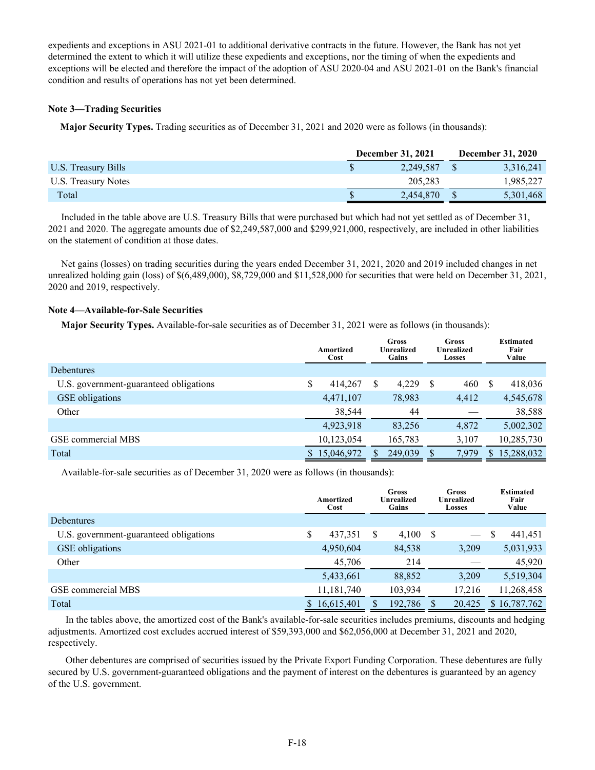expedients and exceptions in ASU 2021-01 to additional derivative contracts in the future. However, the Bank has not yet determined the extent to which it will utilize these expedients and exceptions, nor the timing of when the expedients and exceptions will be elected and therefore the impact of the adoption of ASU 2020-04 and ASU 2021-01 on the Bank's financial condition and results of operations has not yet been determined.

### Note 3—Trading Securities

**Major Security Types.** Trading securities as of December 31, 2021 and 2020 were as follows (in thousands):

| | December 31, 2021 | December 31, 2020 |
|---|---|---|
| U.S. Treasury Bills | $ 2,249,587 | $ 3,316,241 |
| U.S. Treasury Notes | 205,283 | 1,985,227 |
| Total | $ 2,454,870 | $ 5,301,468 |

Included in the table above are U.S. Treasury Bills that were purchased but which had not yet settled as of December 31, 2021 and 2020. The aggregate amounts due of $2,249,587,000 and $299,921,000, respectively, are included in other liabilities on the statement of condition at those dates.

Net gains (losses) on trading securities during the years ended December 31, 2021, 2020 and 2019 included changes in net unrealized holding gain (loss) of $(6,489,000), $8,729,000 and $11,528,000 for securities that were held on December 31, 2021, 2020 and 2019, respectively.

### Note 4—Available-for-Sale Securities

**Major Security Types.** Available-for-sale securities as of December 31, 2021 were as follows (in thousands):

| | Amortized Cost | Gross Unrealized Gains | Gross Unrealized Losses | Estimated Fair Value |
|---|---|---|---|---|
| Debentures | | | | |
| U.S. government-guaranteed obligations | $ 414,267 | $ 4,229 | $ 460 | $ 418,036 |
| GSE obligations | 4,471,107 | 78,983 | 4,412 | 4,545,678 |
| Other | 38,544 | 44 | — | 38,588 |
| | 4,923,918 | 83,256 | 4,872 | 5,002,302 |
| GSE commercial MBS | 10,123,054 | 165,783 | 3,107 | 10,285,730 |
| Total | $ 15,046,972 | $ 249,039 | $ 7,979 | $ 15,288,032 |

Available-for-sale securities as of December 31, 2020 were as follows (in thousands):

| | Amortized Cost | Gross Unrealized Gains | Gross Unrealized Losses | Estimated Fair Value |
|---|---|---|---|---|
| Debentures | | | | |
| U.S. government-guaranteed obligations | $ 437,351 | $ 4,100 | $ — | $ 441,451 |
| GSE obligations | 4,950,604 | 84,538 | 3,209 | 5,031,933 |
| Other | 45,706 | 214 | — | 45,920 |
| | 5,433,661 | 88,852 | 3,209 | 5,519,304 |
| GSE commercial MBS | 11,181,740 | 103,934 | 17,216 | 11,268,458 |
| Total | $ 16,615,401 | $ 192,786 | $ 20,425 | $ 16,787,762 |

In the tables above, the amortized cost of the Bank's available-for-sale securities includes premiums, discounts and hedging adjustments. Amortized cost excludes accrued interest of $59,393,000 and $62,056,000 at December 31, 2021 and 2020, respectively.

Other debentures are comprised of securities issued by the Private Export Funding Corporation. These debentures are fully secured by U.S. government-guaranteed obligations and the payment of interest on the debentures is guaranteed by an agency of the U.S. government.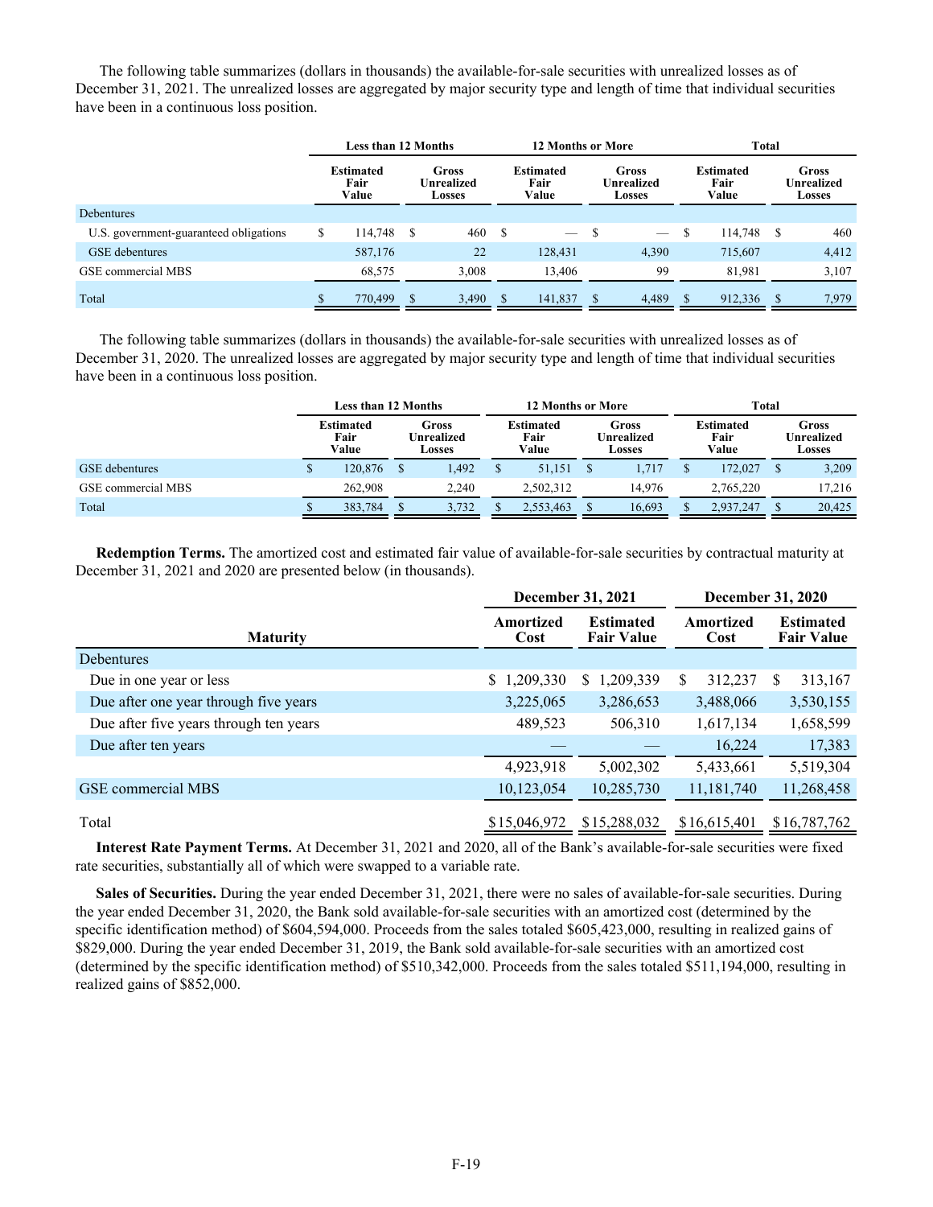The following table summarizes (dollars in thousands) the available-for-sale securities with unrealized losses as of December 31, 2021. The unrealized losses are aggregated by major security type and length of time that individual securities have been in a continuous loss position.

| | Less than 12 Months | | 12 Months or More | | Total | |
|---|---|---|---|---|---|---|
| | Estimated Fair Value | Gross Unrealized Losses | Estimated Fair Value | Gross Unrealized Losses | Estimated Fair Value | Gross Unrealized Losses |
| Debentures | | | | | | |
| U.S. government-guaranteed obligations | $ 114,748 | $ 460 | $ — | $ — | $ 114,748 | $ 460 |
| GSE debentures | 587,176 | 22 | 128,431 | 4,390 | 715,607 | 4,412 |
| GSE commercial MBS | 68,575 | 3,008 | 13,406 | 99 | 81,981 | 3,107 |
| Total | $ 770,499 | $ 3,490 | $ 141,837 | $ 4,489 | $ 912,336 | $ 7,979 |

The following table summarizes (dollars in thousands) the available-for-sale securities with unrealized losses as of December 31, 2020. The unrealized losses are aggregated by major security type and length of time that individual securities have been in a continuous loss position.

| | Less than 12 Months | | 12 Months or More | | Total | |
|---|---|---|---|---|---|---|
| | Estimated Fair Value | Gross Unrealized Losses | Estimated Fair Value | Gross Unrealized Losses | Estimated Fair Value | Gross Unrealized Losses |
| GSE debentures | $ 120,876 | $ 1,492 | $ 51,151 | $ 1,717 | $ 172,027 | $ 3,209 |
| GSE commercial MBS | 262,908 | 2,240 | 2,502,312 | 14,976 | 2,765,220 | 17,216 |
| Total | $ 383,784 | $ 3,732 | $ 2,553,463 | $ 16,693 | $ 2,937,247 | $ 20,425 |

**Redemption Terms.** The amortized cost and estimated fair value of available-for-sale securities by contractual maturity at December 31, 2021 and 2020 are presented below (in thousands).

| | December 31, 2021 | | December 31, 2020 | |
|---|---|---|---|---|
| Maturity | Amortized Cost | Estimated Fair Value | Amortized Cost | Estimated Fair Value |
| Debentures | | | | |
| Due in one year or less | $ 1,209,330 | $ 1,209,339 | $ 312,237 | $ 313,167 |
| Due after one year through five years | 3,225,065 | 3,286,653 | 3,488,066 | 3,530,155 |
| Due after five years through ten years | 489,523 | 506,310 | 1,617,134 | 1,658,599 |
| Due after ten years | — | — | 16,224 | 17,383 |
| | 4,923,918 | 5,002,302 | 5,433,661 | 5,519,304 |
| GSE commercial MBS | 10,123,054 | 10,285,730 | 11,181,740 | 11,268,458 |
| Total | $15,046,972 | $15,288,032 | $16,615,401 | $16,787,762 |

**Interest Rate Payment Terms.** At December 31, 2021 and 2020, all of the Bank's available-for-sale securities were fixed rate securities, substantially all of which were swapped to a variable rate.

**Sales of Securities.** During the year ended December 31, 2021, there were no sales of available-for-sale securities. During the year ended December 31, 2020, the Bank sold available-for-sale securities with an amortized cost (determined by the specific identification method) of $604,594,000. Proceeds from the sales totaled $605,423,000, resulting in realized gains of $829,000. During the year ended December 31, 2019, the Bank sold available-for-sale securities with an amortized cost (determined by the specific identification method) of $510,342,000. Proceeds from the sales totaled $511,194,000, resulting in realized gains of $852,000.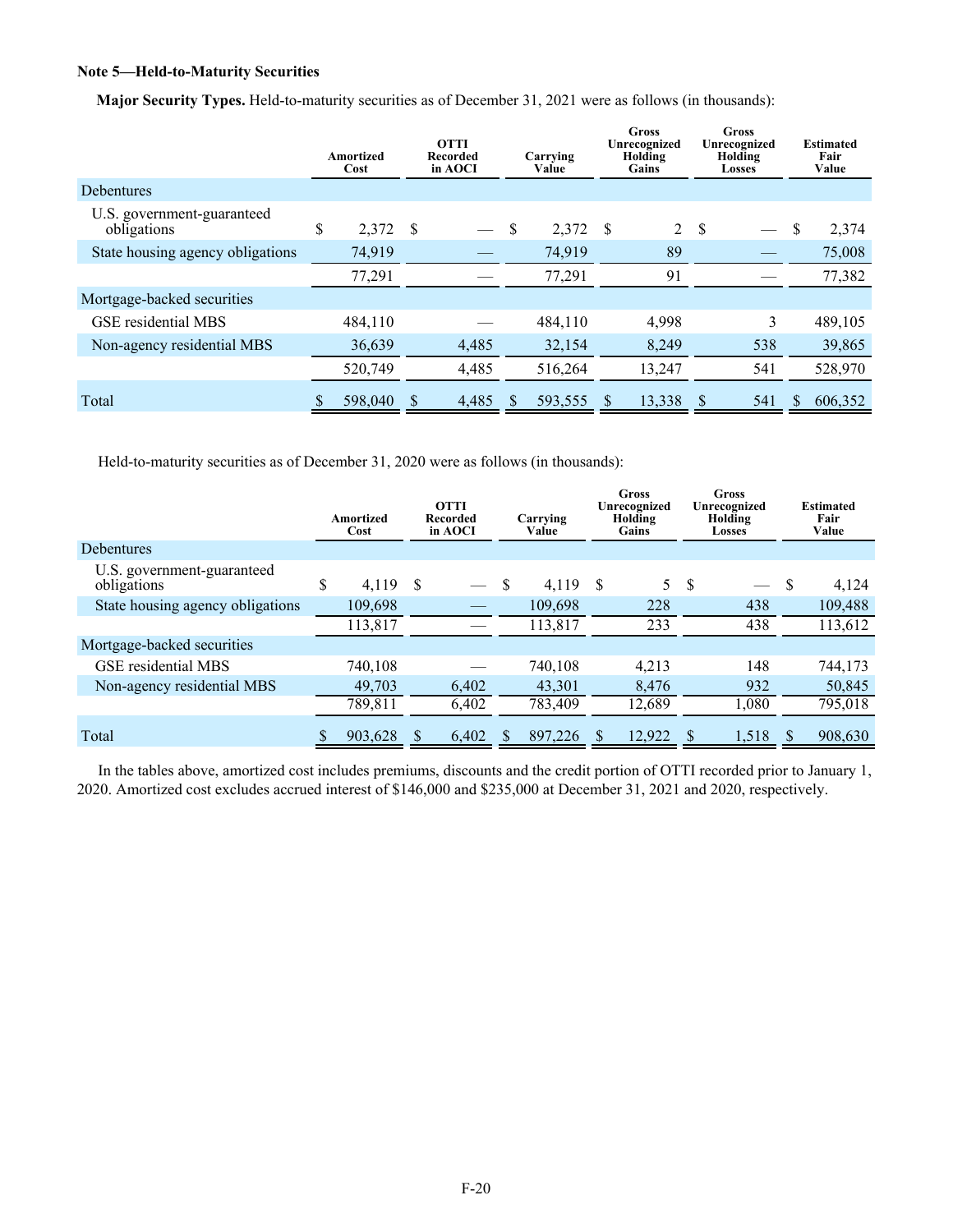**Note 5—Held-to-Maturity Securities**

**Major Security Types.** Held-to-maturity securities as of December 31, 2021 were as follows (in thousands):

| | Amortized Cost | OTTI Recorded in AOCI | Carrying Value | Gross Unrecognized Holding Gains | Gross Unrecognized Holding Losses | Estimated Fair Value |
|---|---|---|---|---|---|---|
| Debentures | | | | | | |
| U.S. government-guaranteed obligations | $ 2,372 | $ — | $ 2,372 | $ 2 | $ — | $ 2,374 |
| State housing agency obligations | 74,919 | — | 74,919 | 89 | — | 75,008 |
| | 77,291 | — | 77,291 | 91 | — | 77,382 |
| Mortgage-backed securities | | | | | | |
| GSE residential MBS | 484,110 | — | 484,110 | 4,998 | 3 | 489,105 |
| Non-agency residential MBS | 36,639 | 4,485 | 32,154 | 8,249 | 538 | 39,865 |
| | 520,749 | 4,485 | 516,264 | 13,247 | 541 | 528,970 |
| Total | $ 598,040 | $ 4,485 | $ 593,555 | $ 13,338 | $ 541 | $ 606,352 |

Held-to-maturity securities as of December 31, 2020 were as follows (in thousands):

| | Amortized Cost | OTTI Recorded in AOCI | Carrying Value | Gross Unrecognized Holding Gains | Gross Unrecognized Holding Losses | Estimated Fair Value |
|---|---|---|---|---|---|---|
| Debentures | | | | | | |
| U.S. government-guaranteed obligations | $ 4,119 | $ — | $ 4,119 | $ 5 | $ — | $ 4,124 |
| State housing agency obligations | 109,698 | — | 109,698 | 228 | 438 | 109,488 |
| | 113,817 | — | 113,817 | 233 | 438 | 113,612 |
| Mortgage-backed securities | | | | | | |
| GSE residential MBS | 740,108 | — | 740,108 | 4,213 | 148 | 744,173 |
| Non-agency residential MBS | 49,703 | 6,402 | 43,301 | 8,476 | 932 | 50,845 |
| | 789,811 | 6,402 | 783,409 | 12,689 | 1,080 | 795,018 |
| Total | $ 903,628 | $ 6,402 | $ 897,226 | $ 12,922 | $ 1,518 | $ 908,630 |

In the tables above, amortized cost includes premiums, discounts and the credit portion of OTTI recorded prior to January 1, 2020. Amortized cost excludes accrued interest of $146,000 and $235,000 at December 31, 2021 and 2020, respectively.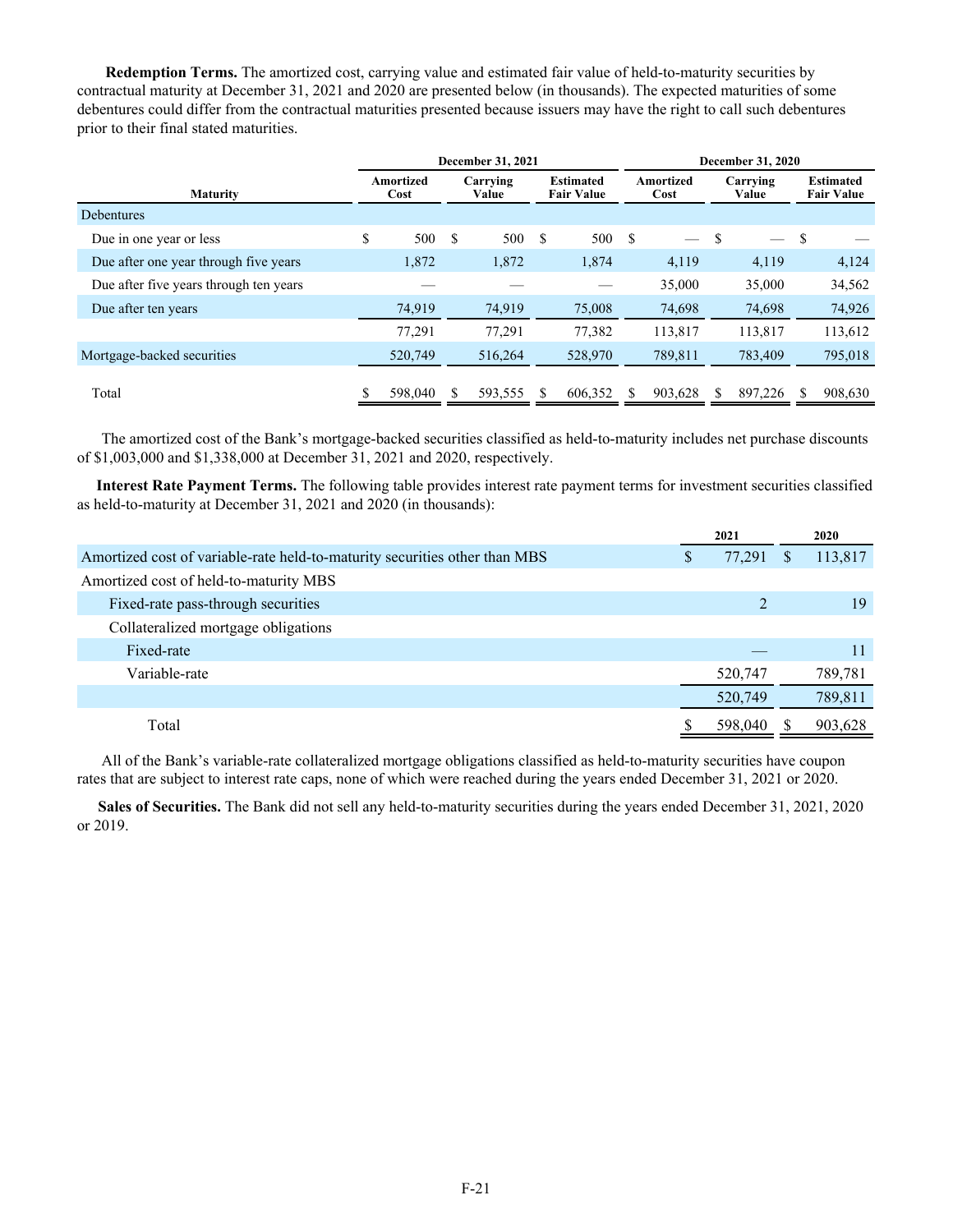**Redemption Terms.** The amortized cost, carrying value and estimated fair value of held-to-maturity securities by contractual maturity at December 31, 2021 and 2020 are presented below (in thousands). The expected maturities of some debentures could differ from the contractual maturities presented because issuers may have the right to call such debentures prior to their final stated maturities.

| | December 31, 2021 | | | December 31, 2020 | | |
|---|---|---|---|---|---|---|
| Maturity | Amortized Cost | Carrying Value | Estimated Fair Value | Amortized Cost | Carrying Value | Estimated Fair Value |
| Debentures | | | | | | |
| Due in one year or less | $ 500 | $ 500 | $ 500 | $ — | $ — | $ — |
| Due after one year through five years | 1,872 | 1,872 | 1,874 | 4,119 | 4,119 | 4,124 |
| Due after five years through ten years | — | — | — | 35,000 | 35,000 | 34,562 |
| Due after ten years | 74,919 | 74,919 | 75,008 | 74,698 | 74,698 | 74,926 |
| | 77,291 | 77,291 | 77,382 | 113,817 | 113,817 | 113,612 |
| Mortgage-backed securities | 520,749 | 516,264 | 528,970 | 789,811 | 783,409 | 795,018 |
| Total | $ 598,040 | $ 593,555 | $ 606,352 | $ 903,628 | $ 897,226 | $ 908,630 |

The amortized cost of the Bank's mortgage-backed securities classified as held-to-maturity includes net purchase discounts of $1,003,000 and $1,338,000 at December 31, 2021 and 2020, respectively.

**Interest Rate Payment Terms.** The following table provides interest rate payment terms for investment securities classified as held-to-maturity at December 31, 2021 and 2020 (in thousands):

| | 2021 | 2020 |
|---|---|---|
| Amortized cost of variable-rate held-to-maturity securities other than MBS | $ 77,291 | $ 113,817 |
| Amortized cost of held-to-maturity MBS | | |
| Fixed-rate pass-through securities | 2 | 19 |
| Collateralized mortgage obligations | | |
| Fixed-rate | — | 11 |
| Variable-rate | 520,747 | 789,781 |
| | 520,749 | 789,811 |
| Total | $ 598,040 | $ 903,628 |

All of the Bank's variable-rate collateralized mortgage obligations classified as held-to-maturity securities have coupon rates that are subject to interest rate caps, none of which were reached during the years ended December 31, 2021 or 2020.

**Sales of Securities.** The Bank did not sell any held-to-maturity securities during the years ended December 31, 2021, 2020 or 2019.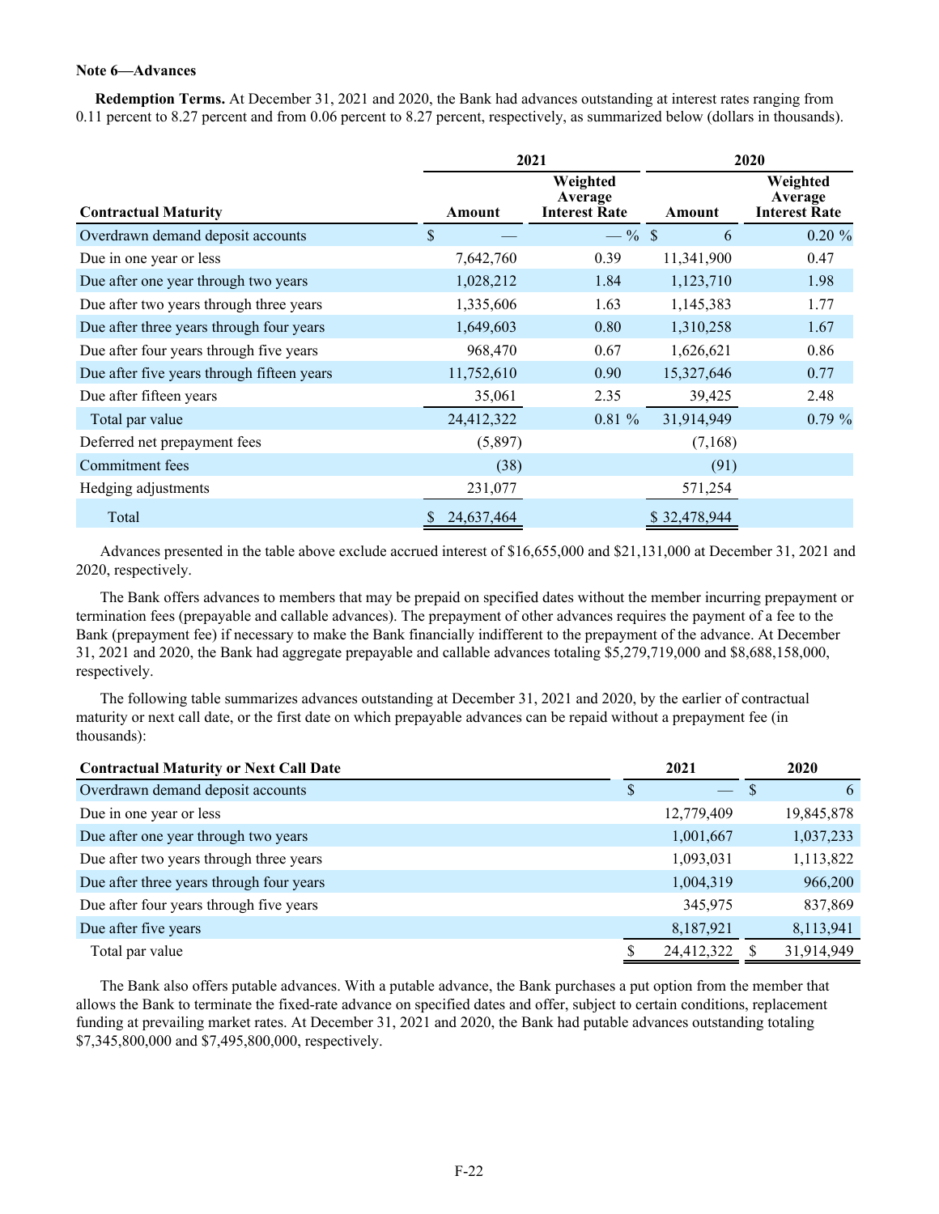**Note 6—Advances**

**Redemption Terms.** At December 31, 2021 and 2020, the Bank had advances outstanding at interest rates ranging from 0.11 percent to 8.27 percent and from 0.06 percent to 8.27 percent, respectively, as summarized below (dollars in thousands).

| | 2021 | | 2020 | |
|---|---|---|---|---|
| **Contractual Maturity** | **Amount** | **Weighted Average Interest Rate** | **Amount** | **Weighted Average Interest Rate** |
| Overdrawn demand deposit accounts | $ — | — % | $ 6 | 0.20 % |
| Due in one year or less | 7,642,760 | 0.39 | 11,341,900 | 0.47 |
| Due after one year through two years | 1,028,212 | 1.84 | 1,123,710 | 1.98 |
| Due after two years through three years | 1,335,606 | 1.63 | 1,145,383 | 1.77 |
| Due after three years through four years | 1,649,603 | 0.80 | 1,310,258 | 1.67 |
| Due after four years through five years | 968,470 | 0.67 | 1,626,621 | 0.86 |
| Due after five years through fifteen years | 11,752,610 | 0.90 | 15,327,646 | 0.77 |
| Due after fifteen years | 35,061 | 2.35 | 39,425 | 2.48 |
| Total par value | 24,412,322 | 0.81 % | 31,914,949 | 0.79 % |
| Deferred net prepayment fees | (5,897) | | (7,168) | |
| Commitment fees | (38) | | (91) | |
| Hedging adjustments | 231,077 | | 571,254 | |
| Total | $ 24,637,464 | | $ 32,478,944 | |

Advances presented in the table above exclude accrued interest of $16,655,000 and $21,131,000 at December 31, 2021 and 2020, respectively.

The Bank offers advances to members that may be prepaid on specified dates without the member incurring prepayment or termination fees (prepayable and callable advances). The prepayment of other advances requires the payment of a fee to the Bank (prepayment fee) if necessary to make the Bank financially indifferent to the prepayment of the advance. At December 31, 2021 and 2020, the Bank had aggregate prepayable and callable advances totaling $5,279,719,000 and $8,688,158,000, respectively.

The following table summarizes advances outstanding at December 31, 2021 and 2020, by the earlier of contractual maturity or next call date, or the first date on which prepayable advances can be repaid without a prepayment fee (in thousands):

| Contractual Maturity or Next Call Date | 2021 | 2020 |
|---|---|---|
| Overdrawn demand deposit accounts | $ — | $ 6 |
| Due in one year or less | 12,779,409 | 19,845,878 |
| Due after one year through two years | 1,001,667 | 1,037,233 |
| Due after two years through three years | 1,093,031 | 1,113,822 |
| Due after three years through four years | 1,004,319 | 966,200 |
| Due after four years through five years | 345,975 | 837,869 |
| Due after five years | 8,187,921 | 8,113,941 |
| Total par value | $ 24,412,322 | $ 31,914,949 |

The Bank also offers putable advances. With a putable advance, the Bank purchases a put option from the member that allows the Bank to terminate the fixed-rate advance on specified dates and offer, subject to certain conditions, replacement funding at prevailing market rates. At December 31, 2021 and 2020, the Bank had putable advances outstanding totaling $7,345,800,000 and $7,495,800,000, respectively.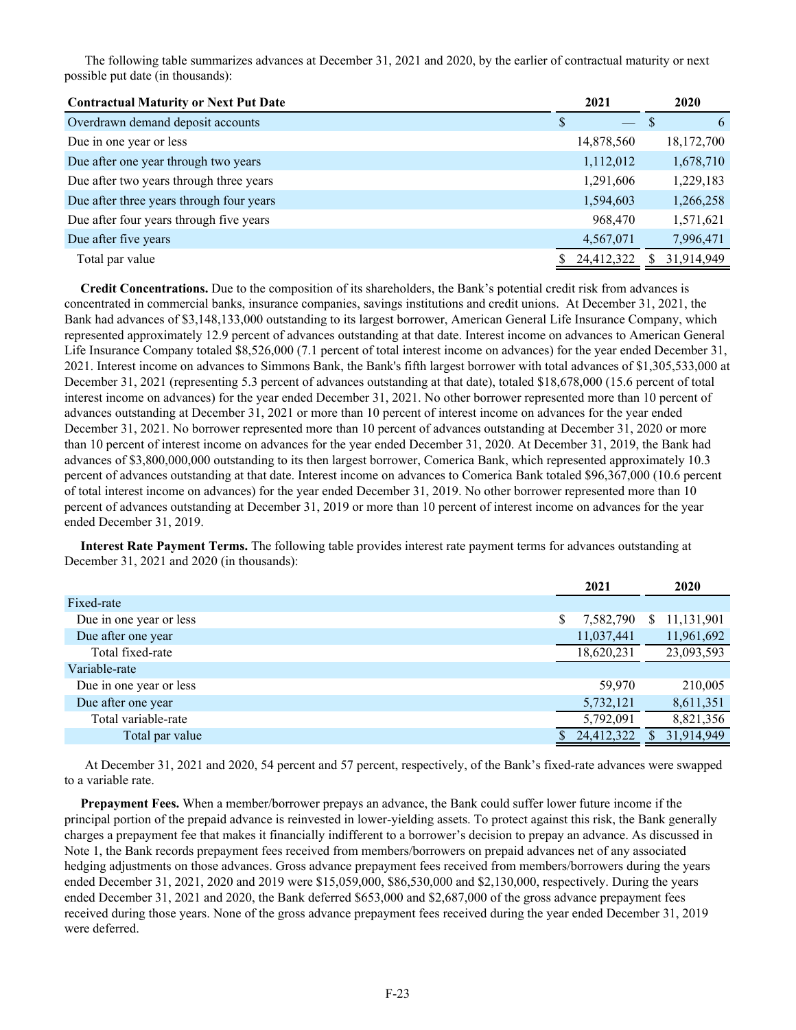The following table summarizes advances at December 31, 2021 and 2020, by the earlier of contractual maturity or next possible put date (in thousands):

| Contractual Maturity or Next Put Date | 2021 | 2020 |
|---|---|---|
| Overdrawn demand deposit accounts | $ — | $ 6 |
| Due in one year or less | 14,878,560 | 18,172,700 |
| Due after one year through two years | 1,112,012 | 1,678,710 |
| Due after two years through three years | 1,291,606 | 1,229,183 |
| Due after three years through four years | 1,594,603 | 1,266,258 |
| Due after four years through five years | 968,470 | 1,571,621 |
| Due after five years | 4,567,071 | 7,996,471 |
| Total par value | $ 24,412,322 | $ 31,914,949 |

**Credit Concentrations.** Due to the composition of its shareholders, the Bank's potential credit risk from advances is concentrated in commercial banks, insurance companies, savings institutions and credit unions. At December 31, 2021, the Bank had advances of $3,148,133,000 outstanding to its largest borrower, American General Life Insurance Company, which represented approximately 12.9 percent of advances outstanding at that date. Interest income on advances to American General Life Insurance Company totaled $8,526,000 (7.1 percent of total interest income on advances) for the year ended December 31, 2021. Interest income on advances to Simmons Bank, the Bank's fifth largest borrower with total advances of $1,305,533,000 at December 31, 2021 (representing 5.3 percent of advances outstanding at that date), totaled $18,678,000 (15.6 percent of total interest income on advances) for the year ended December 31, 2021. No other borrower represented more than 10 percent of advances outstanding at December 31, 2021 or more than 10 percent of interest income on advances for the year ended December 31, 2021. No borrower represented more than 10 percent of advances outstanding at December 31, 2020 or more than 10 percent of interest income on advances for the year ended December 31, 2020. At December 31, 2019, the Bank had advances of $3,800,000,000 outstanding to its then largest borrower, Comerica Bank, which represented approximately 10.3 percent of advances outstanding at that date. Interest income on advances to Comerica Bank totaled $96,367,000 (10.6 percent of total interest income on advances) for the year ended December 31, 2019. No other borrower represented more than 10 percent of advances outstanding at December 31, 2019 or more than 10 percent of interest income on advances for the year ended December 31, 2019.

**Interest Rate Payment Terms.** The following table provides interest rate payment terms for advances outstanding at December 31, 2021 and 2020 (in thousands):

| | 2021 | 2020 |
|---|---|---|
| Fixed-rate | | |
| Due in one year or less | $ 7,582,790 | $ 11,131,901 |
| Due after one year | 11,037,441 | 11,961,692 |
| Total fixed-rate | 18,620,231 | 23,093,593 |
| Variable-rate | | |
| Due in one year or less | 59,970 | 210,005 |
| Due after one year | 5,732,121 | 8,611,351 |
| Total variable-rate | 5,792,091 | 8,821,356 |
| Total par value | $ 24,412,322 | $ 31,914,949 |

At December 31, 2021 and 2020, 54 percent and 57 percent, respectively, of the Bank's fixed-rate advances were swapped to a variable rate.

**Prepayment Fees.** When a member/borrower prepays an advance, the Bank could suffer lower future income if the principal portion of the prepaid advance is reinvested in lower-yielding assets. To protect against this risk, the Bank generally charges a prepayment fee that makes it financially indifferent to a borrower's decision to prepay an advance. As discussed in Note 1, the Bank records prepayment fees received from members/borrowers on prepaid advances net of any associated hedging adjustments on those advances. Gross advance prepayment fees received from members/borrowers during the years ended December 31, 2021, 2020 and 2019 were $15,059,000, $86,530,000 and $2,130,000, respectively. During the years ended December 31, 2021 and 2020, the Bank deferred $653,000 and $2,687,000 of the gross advance prepayment fees received during those years. None of the gross advance prepayment fees received during the year ended December 31, 2019 were deferred.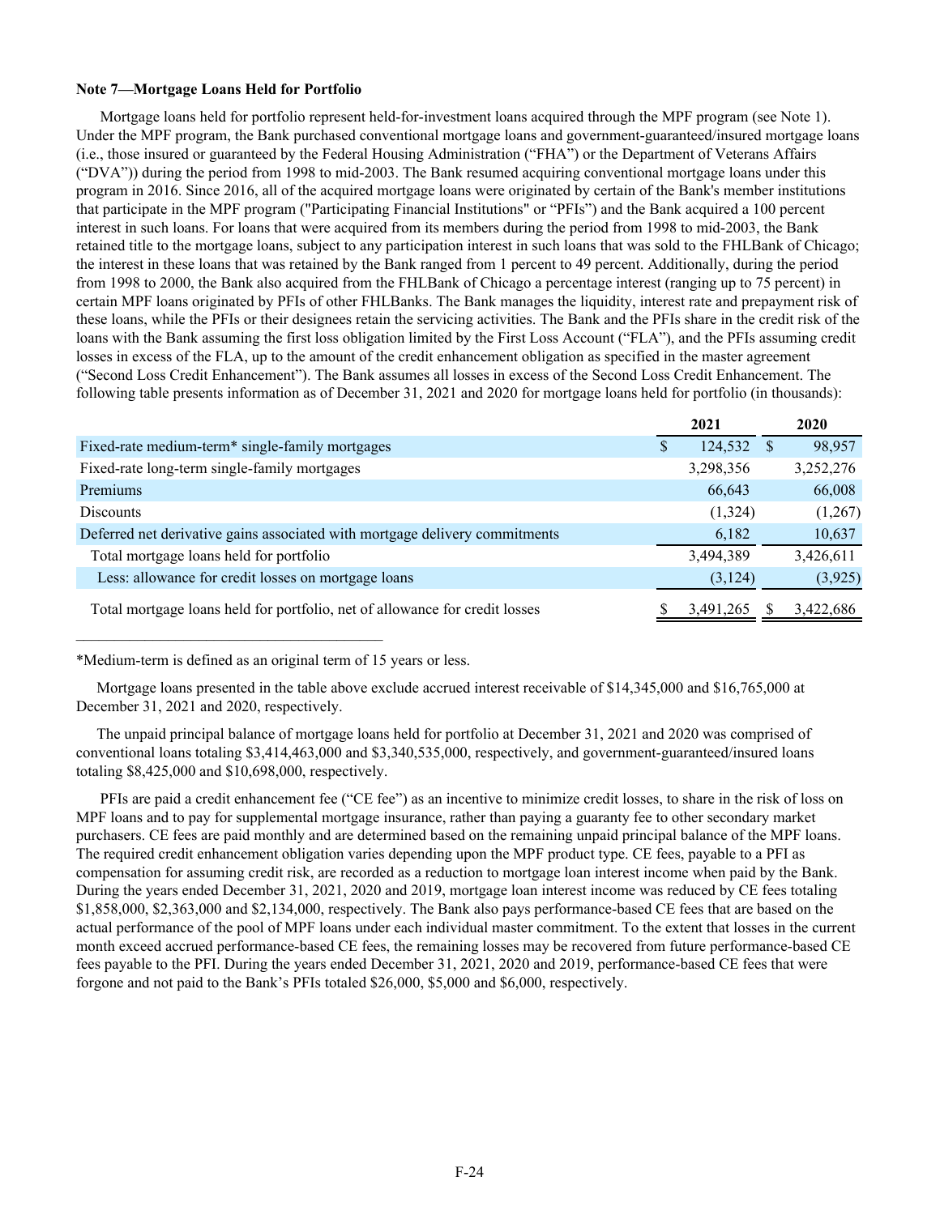**Note 7—Mortgage Loans Held for Portfolio**

Mortgage loans held for portfolio represent held-for-investment loans acquired through the MPF program (see Note 1). Under the MPF program, the Bank purchased conventional mortgage loans and government-guaranteed/insured mortgage loans (i.e., those insured or guaranteed by the Federal Housing Administration ("FHA") or the Department of Veterans Affairs ("DVA")) during the period from 1998 to mid-2003. The Bank resumed acquiring conventional mortgage loans under this program in 2016. Since 2016, all of the acquired mortgage loans were originated by certain of the Bank's member institutions that participate in the MPF program ("Participating Financial Institutions" or "PFIs") and the Bank acquired a 100 percent interest in such loans. For loans that were acquired from its members during the period from 1998 to mid-2003, the Bank retained title to the mortgage loans, subject to any participation interest in such loans that was sold to the FHLBank of Chicago; the interest in these loans that was retained by the Bank ranged from 1 percent to 49 percent. Additionally, during the period from 1998 to 2000, the Bank also acquired from the FHLBank of Chicago a percentage interest (ranging up to 75 percent) in certain MPF loans originated by PFIs of other FHLBanks. The Bank manages the liquidity, interest rate and prepayment risk of these loans, while the PFIs or their designees retain the servicing activities. The Bank and the PFIs share in the credit risk of the loans with the Bank assuming the first loss obligation limited by the First Loss Account ("FLA"), and the PFIs assuming credit losses in excess of the FLA, up to the amount of the credit enhancement obligation as specified in the master agreement ("Second Loss Credit Enhancement"). The Bank assumes all losses in excess of the Second Loss Credit Enhancement. The following table presents information as of December 31, 2021 and 2020 for mortgage loans held for portfolio (in thousands):

| | 2021 | 2020 |
|---|---|---|
| Fixed-rate medium-term* single-family mortgages | $ 124,532 | $ 98,957 |
| Fixed-rate long-term single-family mortgages | 3,298,356 | 3,252,276 |
| Premiums | 66,643 | 66,008 |
| Discounts | (1,324) | (1,267) |
| Deferred net derivative gains associated with mortgage delivery commitments | 6,182 | 10,637 |
| Total mortgage loans held for portfolio | 3,494,389 | 3,426,611 |
| Less: allowance for credit losses on mortgage loans | (3,124) | (3,925) |
| Total mortgage loans held for portfolio, net of allowance for credit losses | $ 3,491,265 | $ 3,422,686 |

*Medium-term is defined as an original term of 15 years or less.

Mortgage loans presented in the table above exclude accrued interest receivable of $14,345,000 and $16,765,000 at December 31, 2021 and 2020, respectively.

The unpaid principal balance of mortgage loans held for portfolio at December 31, 2021 and 2020 was comprised of conventional loans totaling $3,414,463,000 and $3,340,535,000, respectively, and government-guaranteed/insured loans totaling $8,425,000 and $10,698,000, respectively.

PFIs are paid a credit enhancement fee ("CE fee") as an incentive to minimize credit losses, to share in the risk of loss on MPF loans and to pay for supplemental mortgage insurance, rather than paying a guaranty fee to other secondary market purchasers. CE fees are paid monthly and are determined based on the remaining unpaid principal balance of the MPF loans. The required credit enhancement obligation varies depending upon the MPF product type. CE fees, payable to a PFI as compensation for assuming credit risk, are recorded as a reduction to mortgage loan interest income when paid by the Bank. During the years ended December 31, 2021, 2020 and 2019, mortgage loan interest income was reduced by CE fees totaling $1,858,000, $2,363,000 and $2,134,000, respectively. The Bank also pays performance-based CE fees that are based on the actual performance of the pool of MPF loans under each individual master commitment. To the extent that losses in the current month exceed accrued performance-based CE fees, the remaining losses may be recovered from future performance-based CE fees payable to the PFI. During the years ended December 31, 2021, 2020 and 2019, performance-based CE fees that were forgone and not paid to the Bank's PFIs totaled $26,000, $5,000 and $6,000, respectively.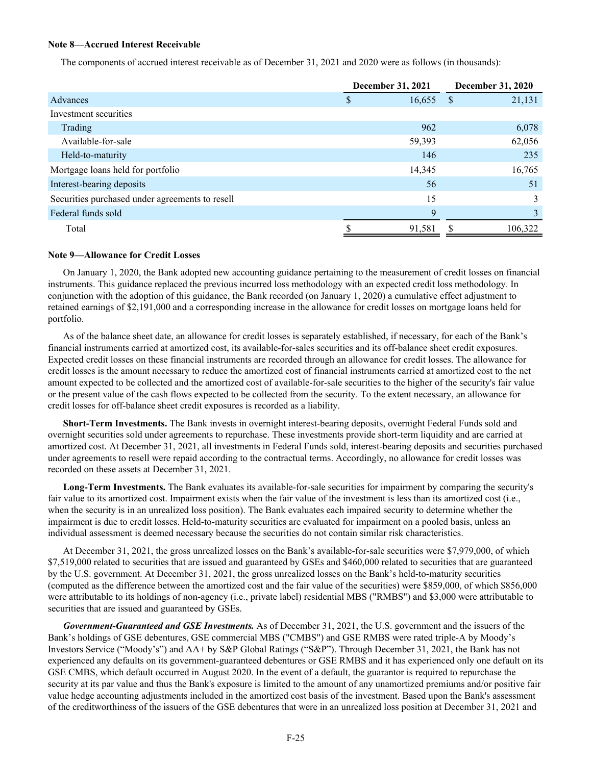**Note 8—Accrued Interest Receivable**

The components of accrued interest receivable as of December 31, 2021 and 2020 were as follows (in thousands):

| | December 31, 2021 | December 31, 2020 |
|---|---|---|
| Advances | $ 16,655 | $ 21,131 |
| Investment securities | | |
| Trading | 962 | 6,078 |
| Available-for-sale | 59,393 | 62,056 |
| Held-to-maturity | 146 | 235 |
| Mortgage loans held for portfolio | 14,345 | 16,765 |
| Interest-bearing deposits | 56 | 51 |
| Securities purchased under agreements to resell | 15 | 3 |
| Federal funds sold | 9 | 3 |
| Total | $ 91,581 | $ 106,322 |

**Note 9—Allowance for Credit Losses**

On January 1, 2020, the Bank adopted new accounting guidance pertaining to the measurement of credit losses on financial instruments. This guidance replaced the previous incurred loss methodology with an expected credit loss methodology. In conjunction with the adoption of this guidance, the Bank recorded (on January 1, 2020) a cumulative effect adjustment to retained earnings of $2,191,000 and a corresponding increase in the allowance for credit losses on mortgage loans held for portfolio.

As of the balance sheet date, an allowance for credit losses is separately established, if necessary, for each of the Bank's financial instruments carried at amortized cost, its available-for-sales securities and its off-balance sheet credit exposures. Expected credit losses on these financial instruments are recorded through an allowance for credit losses. The allowance for credit losses is the amount necessary to reduce the amortized cost of financial instruments carried at amortized cost to the net amount expected to be collected and the amortized cost of available-for-sale securities to the higher of the security's fair value or the present value of the cash flows expected to be collected from the security. To the extent necessary, an allowance for credit losses for off-balance sheet credit exposures is recorded as a liability.

**Short-Term Investments.** The Bank invests in overnight interest-bearing deposits, overnight Federal Funds sold and overnight securities sold under agreements to repurchase. These investments provide short-term liquidity and are carried at amortized cost. At December 31, 2021, all investments in Federal Funds sold, interest-bearing deposits and securities purchased under agreements to resell were repaid according to the contractual terms. Accordingly, no allowance for credit losses was recorded on these assets at December 31, 2021.

**Long-Term Investments.** The Bank evaluates its available-for-sale securities for impairment by comparing the security's fair value to its amortized cost. Impairment exists when the fair value of the investment is less than its amortized cost (i.e., when the security is in an unrealized loss position). The Bank evaluates each impaired security to determine whether the impairment is due to credit losses. Held-to-maturity securities are evaluated for impairment on a pooled basis, unless an individual assessment is deemed necessary because the securities do not contain similar risk characteristics.

At December 31, 2021, the gross unrealized losses on the Bank's available-for-sale securities were $7,979,000, of which $7,519,000 related to securities that are issued and guaranteed by GSEs and $460,000 related to securities that are guaranteed by the U.S. government. At December 31, 2021, the gross unrealized losses on the Bank's held-to-maturity securities (computed as the difference between the amortized cost and the fair value of the securities) were $859,000, of which $856,000 were attributable to its holdings of non-agency (i.e., private label) residential MBS ("RMBS") and $3,000 were attributable to securities that are issued and guaranteed by GSEs.

***Government-Guaranteed and GSE Investments.*** As of December 31, 2021, the U.S. government and the issuers of the Bank's holdings of GSE debentures, GSE commercial MBS ("CMBS") and GSE RMBS were rated triple-A by Moody's Investors Service ("Moody's") and AA+ by S&P Global Ratings ("S&P"). Through December 31, 2021, the Bank has not experienced any defaults on its government-guaranteed debentures or GSE RMBS and it has experienced only one default on its GSE CMBS, which default occurred in August 2020. In the event of a default, the guarantor is required to repurchase the security at its par value and thus the Bank's exposure is limited to the amount of any unamortized premiums and/or positive fair value hedge accounting adjustments included in the amortized cost basis of the investment. Based upon the Bank's assessment of the creditworthiness of the issuers of the GSE debentures that were in an unrealized loss position at December 31, 2021 and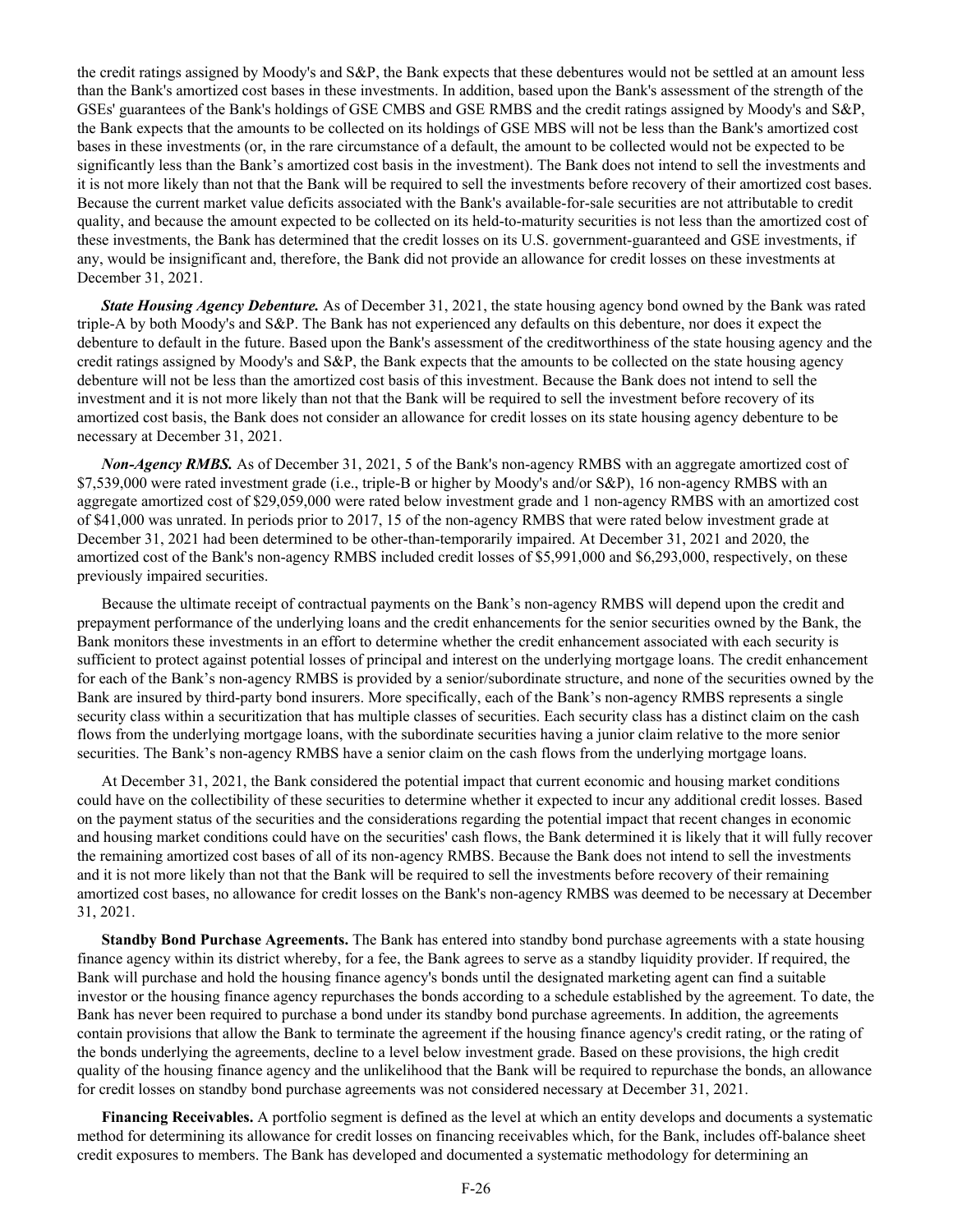the credit ratings assigned by Moody's and S&P, the Bank expects that these debentures would not be settled at an amount less than the Bank's amortized cost bases in these investments. In addition, based upon the Bank's assessment of the strength of the GSEs' guarantees of the Bank's holdings of GSE CMBS and GSE RMBS and the credit ratings assigned by Moody's and S&P, the Bank expects that the amounts to be collected on its holdings of GSE MBS will not be less than the Bank's amortized cost bases in these investments (or, in the rare circumstance of a default, the amount to be collected would not be expected to be significantly less than the Bank's amortized cost basis in the investment). The Bank does not intend to sell the investments and it is not more likely than not that the Bank will be required to sell the investments before recovery of their amortized cost bases. Because the current market value deficits associated with the Bank's available-for-sale securities are not attributable to credit quality, and because the amount expected to be collected on its held-to-maturity securities is not less than the amortized cost of these investments, the Bank has determined that the credit losses on its U.S. government-guaranteed and GSE investments, if any, would be insignificant and, therefore, the Bank did not provide an allowance for credit losses on these investments at December 31, 2021.

***State Housing Agency Debenture.*** As of December 31, 2021, the state housing agency bond owned by the Bank was rated triple-A by both Moody's and S&P. The Bank has not experienced any defaults on this debenture, nor does it expect the debenture to default in the future. Based upon the Bank's assessment of the creditworthiness of the state housing agency and the credit ratings assigned by Moody's and S&P, the Bank expects that the amounts to be collected on the state housing agency debenture will not be less than the amortized cost basis of this investment. Because the Bank does not intend to sell the investment and it is not more likely than not that the Bank will be required to sell the investment before recovery of its amortized cost basis, the Bank does not consider an allowance for credit losses on its state housing agency debenture to be necessary at December 31, 2021.

***Non-Agency RMBS.*** As of December 31, 2021, 5 of the Bank's non-agency RMBS with an aggregate amortized cost of \$7,539,000 were rated investment grade (i.e., triple-B or higher by Moody's and/or S&P), 16 non-agency RMBS with an aggregate amortized cost of \$29,059,000 were rated below investment grade and 1 non-agency RMBS with an amortized cost of \$41,000 was unrated. In periods prior to 2017, 15 of the non-agency RMBS that were rated below investment grade at December 31, 2021 had been determined to be other-than-temporarily impaired. At December 31, 2021 and 2020, the amortized cost of the Bank's non-agency RMBS included credit losses of \$5,991,000 and \$6,293,000, respectively, on these previously impaired securities.

Because the ultimate receipt of contractual payments on the Bank's non-agency RMBS will depend upon the credit and prepayment performance of the underlying loans and the credit enhancements for the senior securities owned by the Bank, the Bank monitors these investments in an effort to determine whether the credit enhancement associated with each security is sufficient to protect against potential losses of principal and interest on the underlying mortgage loans. The credit enhancement for each of the Bank's non-agency RMBS is provided by a senior/subordinate structure, and none of the securities owned by the Bank are insured by third-party bond insurers. More specifically, each of the Bank's non-agency RMBS represents a single security class within a securitization that has multiple classes of securities. Each security class has a distinct claim on the cash flows from the underlying mortgage loans, with the subordinate securities having a junior claim relative to the more senior securities. The Bank's non-agency RMBS have a senior claim on the cash flows from the underlying mortgage loans.

At December 31, 2021, the Bank considered the potential impact that current economic and housing market conditions could have on the collectibility of these securities to determine whether it expected to incur any additional credit losses. Based on the payment status of the securities and the considerations regarding the potential impact that recent changes in economic and housing market conditions could have on the securities' cash flows, the Bank determined it is likely that it will fully recover the remaining amortized cost bases of all of its non-agency RMBS. Because the Bank does not intend to sell the investments and it is not more likely than not that the Bank will be required to sell the investments before recovery of their remaining amortized cost bases, no allowance for credit losses on the Bank's non-agency RMBS was deemed to be necessary at December 31, 2021.

**Standby Bond Purchase Agreements.** The Bank has entered into standby bond purchase agreements with a state housing finance agency within its district whereby, for a fee, the Bank agrees to serve as a standby liquidity provider. If required, the Bank will purchase and hold the housing finance agency's bonds until the designated marketing agent can find a suitable investor or the housing finance agency repurchases the bonds according to a schedule established by the agreement. To date, the Bank has never been required to purchase a bond under its standby bond purchase agreements. In addition, the agreements contain provisions that allow the Bank to terminate the agreement if the housing finance agency's credit rating, or the rating of the bonds underlying the agreements, decline to a level below investment grade. Based on these provisions, the high credit quality of the housing finance agency and the unlikelihood that the Bank will be required to repurchase the bonds, an allowance for credit losses on standby bond purchase agreements was not considered necessary at December 31, 2021.

**Financing Receivables.** A portfolio segment is defined as the level at which an entity develops and documents a systematic method for determining its allowance for credit losses on financing receivables which, for the Bank, includes off-balance sheet credit exposures to members. The Bank has developed and documented a systematic methodology for determining an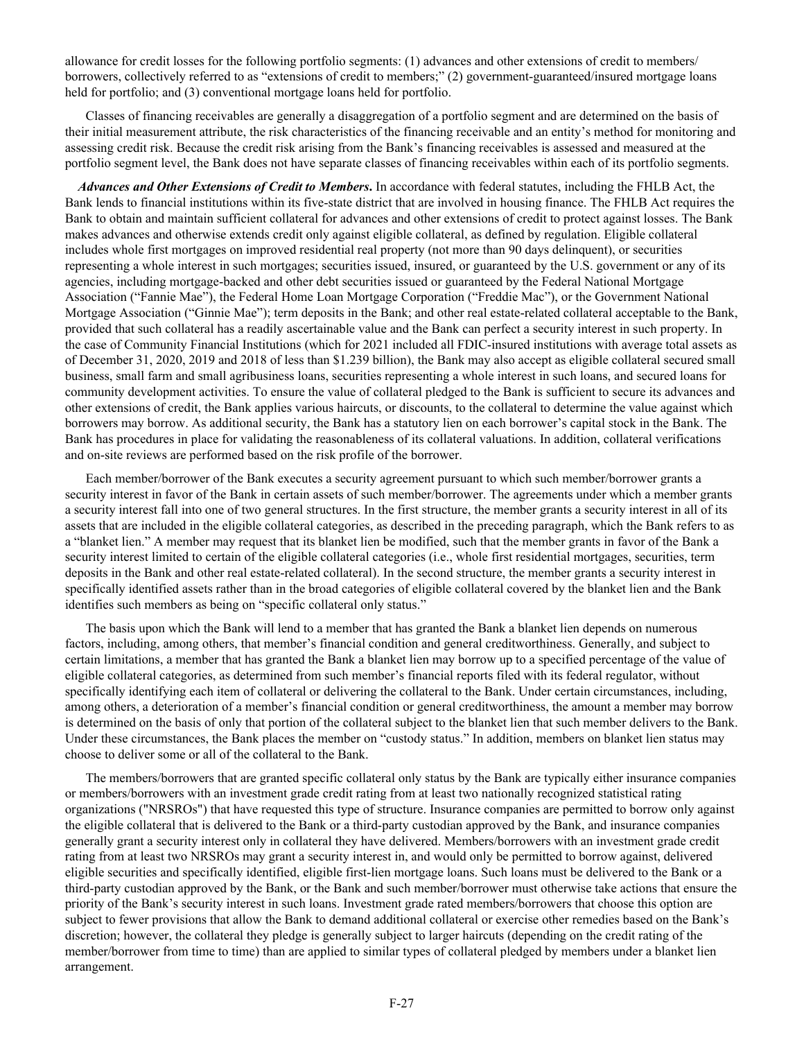allowance for credit losses for the following portfolio segments: (1) advances and other extensions of credit to members/borrowers, collectively referred to as "extensions of credit to members;" (2) government-guaranteed/insured mortgage loans held for portfolio; and (3) conventional mortgage loans held for portfolio.

Classes of financing receivables are generally a disaggregation of a portfolio segment and are determined on the basis of their initial measurement attribute, the risk characteristics of the financing receivable and an entity's method for monitoring and assessing credit risk. Because the credit risk arising from the Bank's financing receivables is assessed and measured at the portfolio segment level, the Bank does not have separate classes of financing receivables within each of its portfolio segments.

***Advances and Other Extensions of Credit to Members***. In accordance with federal statutes, including the FHLB Act, the Bank lends to financial institutions within its five-state district that are involved in housing finance. The FHLB Act requires the Bank to obtain and maintain sufficient collateral for advances and other extensions of credit to protect against losses. The Bank makes advances and otherwise extends credit only against eligible collateral, as defined by regulation. Eligible collateral includes whole first mortgages on improved residential real property (not more than 90 days delinquent), or securities representing a whole interest in such mortgages; securities issued, insured, or guaranteed by the U.S. government or any of its agencies, including mortgage-backed and other debt securities issued or guaranteed by the Federal National Mortgage Association ("Fannie Mae"), the Federal Home Loan Mortgage Corporation ("Freddie Mac"), or the Government National Mortgage Association ("Ginnie Mae"); term deposits in the Bank; and other real estate-related collateral acceptable to the Bank, provided that such collateral has a readily ascertainable value and the Bank can perfect a security interest in such property. In the case of Community Financial Institutions (which for 2021 included all FDIC-insured institutions with average total assets as of December 31, 2020, 2019 and 2018 of less than $1.239 billion), the Bank may also accept as eligible collateral secured small business, small farm and small agribusiness loans, securities representing a whole interest in such loans, and secured loans for community development activities. To ensure the value of collateral pledged to the Bank is sufficient to secure its advances and other extensions of credit, the Bank applies various haircuts, or discounts, to the collateral to determine the value against which borrowers may borrow. As additional security, the Bank has a statutory lien on each borrower's capital stock in the Bank. The Bank has procedures in place for validating the reasonableness of its collateral valuations. In addition, collateral verifications and on-site reviews are performed based on the risk profile of the borrower.

Each member/borrower of the Bank executes a security agreement pursuant to which such member/borrower grants a security interest in favor of the Bank in certain assets of such member/borrower. The agreements under which a member grants a security interest fall into one of two general structures. In the first structure, the member grants a security interest in all of its assets that are included in the eligible collateral categories, as described in the preceding paragraph, which the Bank refers to as a "blanket lien." A member may request that its blanket lien be modified, such that the member grants in favor of the Bank a security interest limited to certain of the eligible collateral categories (i.e., whole first residential mortgages, securities, term deposits in the Bank and other real estate-related collateral). In the second structure, the member grants a security interest in specifically identified assets rather than in the broad categories of eligible collateral covered by the blanket lien and the Bank identifies such members as being on "specific collateral only status."

The basis upon which the Bank will lend to a member that has granted the Bank a blanket lien depends on numerous factors, including, among others, that member's financial condition and general creditworthiness. Generally, and subject to certain limitations, a member that has granted the Bank a blanket lien may borrow up to a specified percentage of the value of eligible collateral categories, as determined from such member's financial reports filed with its federal regulator, without specifically identifying each item of collateral or delivering the collateral to the Bank. Under certain circumstances, including, among others, a deterioration of a member's financial condition or general creditworthiness, the amount a member may borrow is determined on the basis of only that portion of the collateral subject to the blanket lien that such member delivers to the Bank. Under these circumstances, the Bank places the member on "custody status." In addition, members on blanket lien status may choose to deliver some or all of the collateral to the Bank.

The members/borrowers that are granted specific collateral only status by the Bank are typically either insurance companies or members/borrowers with an investment grade credit rating from at least two nationally recognized statistical rating organizations ("NRSROs") that have requested this type of structure. Insurance companies are permitted to borrow only against the eligible collateral that is delivered to the Bank or a third-party custodian approved by the Bank, and insurance companies generally grant a security interest only in collateral they have delivered. Members/borrowers with an investment grade credit rating from at least two NRSROs may grant a security interest in, and would only be permitted to borrow against, delivered eligible securities and specifically identified, eligible first-lien mortgage loans. Such loans must be delivered to the Bank or a third-party custodian approved by the Bank, or the Bank and such member/borrower must otherwise take actions that ensure the priority of the Bank's security interest in such loans. Investment grade rated members/borrowers that choose this option are subject to fewer provisions that allow the Bank to demand additional collateral or exercise other remedies based on the Bank's discretion; however, the collateral they pledge is generally subject to larger haircuts (depending on the credit rating of the member/borrower from time to time) than are applied to similar types of collateral pledged by members under a blanket lien arrangement.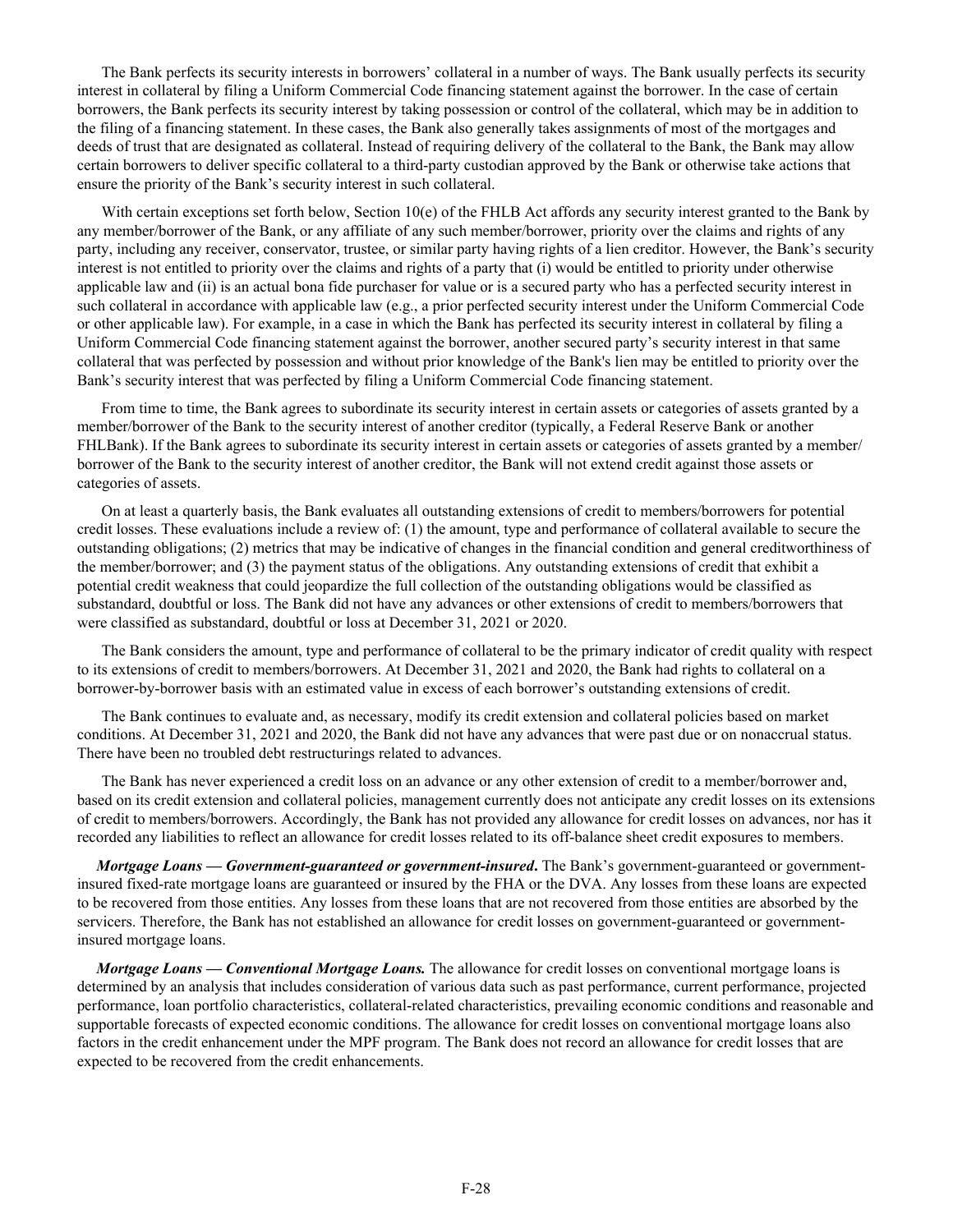The Bank perfects its security interests in borrowers' collateral in a number of ways. The Bank usually perfects its security interest in collateral by filing a Uniform Commercial Code financing statement against the borrower. In the case of certain borrowers, the Bank perfects its security interest by taking possession or control of the collateral, which may be in addition to the filing of a financing statement. In these cases, the Bank also generally takes assignments of most of the mortgages and deeds of trust that are designated as collateral. Instead of requiring delivery of the collateral to the Bank, the Bank may allow certain borrowers to deliver specific collateral to a third-party custodian approved by the Bank or otherwise take actions that ensure the priority of the Bank's security interest in such collateral.

With certain exceptions set forth below, Section 10(e) of the FHLB Act affords any security interest granted to the Bank by any member/borrower of the Bank, or any affiliate of any such member/borrower, priority over the claims and rights of any party, including any receiver, conservator, trustee, or similar party having rights of a lien creditor. However, the Bank's security interest is not entitled to priority over the claims and rights of a party that (i) would be entitled to priority under otherwise applicable law and (ii) is an actual bona fide purchaser for value or is a secured party who has a perfected security interest in such collateral in accordance with applicable law (e.g., a prior perfected security interest under the Uniform Commercial Code or other applicable law). For example, in a case in which the Bank has perfected its security interest in collateral by filing a Uniform Commercial Code financing statement against the borrower, another secured party's security interest in that same collateral that was perfected by possession and without prior knowledge of the Bank's lien may be entitled to priority over the Bank's security interest that was perfected by filing a Uniform Commercial Code financing statement.

From time to time, the Bank agrees to subordinate its security interest in certain assets or categories of assets granted by a member/borrower of the Bank to the security interest of another creditor (typically, a Federal Reserve Bank or another FHLBank). If the Bank agrees to subordinate its security interest in certain assets or categories of assets granted by a member/borrower of the Bank to the security interest of another creditor, the Bank will not extend credit against those assets or categories of assets.

On at least a quarterly basis, the Bank evaluates all outstanding extensions of credit to members/borrowers for potential credit losses. These evaluations include a review of: (1) the amount, type and performance of collateral available to secure the outstanding obligations; (2) metrics that may be indicative of changes in the financial condition and general creditworthiness of the member/borrower; and (3) the payment status of the obligations. Any outstanding extensions of credit that exhibit a potential credit weakness that could jeopardize the full collection of the outstanding obligations would be classified as substandard, doubtful or loss. The Bank did not have any advances or other extensions of credit to members/borrowers that were classified as substandard, doubtful or loss at December 31, 2021 or 2020.

The Bank considers the amount, type and performance of collateral to be the primary indicator of credit quality with respect to its extensions of credit to members/borrowers. At December 31, 2021 and 2020, the Bank had rights to collateral on a borrower-by-borrower basis with an estimated value in excess of each borrower's outstanding extensions of credit.

The Bank continues to evaluate and, as necessary, modify its credit extension and collateral policies based on market conditions. At December 31, 2021 and 2020, the Bank did not have any advances that were past due or on nonaccrual status. There have been no troubled debt restructurings related to advances.

The Bank has never experienced a credit loss on an advance or any other extension of credit to a member/borrower and, based on its credit extension and collateral policies, management currently does not anticipate any credit losses on its extensions of credit to members/borrowers. Accordingly, the Bank has not provided any allowance for credit losses on advances, nor has it recorded any liabilities to reflect an allowance for credit losses related to its off-balance sheet credit exposures to members.

***Mortgage Loans — Government-guaranteed or government-insured***. The Bank's government-guaranteed or government-insured fixed-rate mortgage loans are guaranteed or insured by the FHA or the DVA. Any losses from these loans are expected to be recovered from those entities. Any losses from these loans that are not recovered from those entities are absorbed by the servicers. Therefore, the Bank has not established an allowance for credit losses on government-guaranteed or government-insured mortgage loans.

***Mortgage Loans — Conventional Mortgage Loans.*** The allowance for credit losses on conventional mortgage loans is determined by an analysis that includes consideration of various data such as past performance, current performance, projected performance, loan portfolio characteristics, collateral-related characteristics, prevailing economic conditions and reasonable and supportable forecasts of expected economic conditions. The allowance for credit losses on conventional mortgage loans also factors in the credit enhancement under the MPF program. The Bank does not record an allowance for credit losses that are expected to be recovered from the credit enhancements.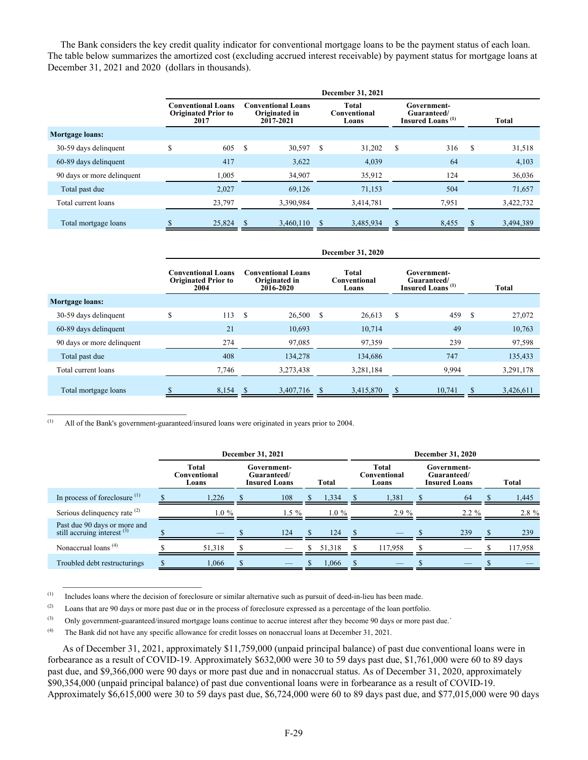The Bank considers the key credit quality indicator for conventional mortgage loans to be the payment status of each loan. The table below summarizes the amortized cost (excluding accrued interest receivable) by payment status for mortgage loans at December 31, 2021 and 2020 (dollars in thousands).

| | December 31, 2021 | | | | |
|---|---|---|---|---|---|
| | Conventional Loans Originated Prior to 2017 | Conventional Loans Originated in 2017-2021 | Total Conventional Loans | Government-Guaranteed/ Insured Loans [(1)] | Total |
| **Mortgage loans:** | | | | | |
| 30-59 days delinquent | $ 605 | $ 30,597 | $ 31,202 | $ 316 | $ 31,518 |
| 60-89 days delinquent | 417 | 3,622 | 4,039 | 64 | 4,103 |
| 90 days or more delinquent | 1,005 | 34,907 | 35,912 | 124 | 36,036 |
| Total past due | 2,027 | 69,126 | 71,153 | 504 | 71,657 |
| Total current loans | 23,797 | 3,390,984 | 3,414,781 | 7,951 | 3,422,732 |
| Total mortgage loans | $ 25,824 | $ 3,460,110 | $ 3,485,934 | $ 8,455 | $ 3,494,389 |

| | December 31, 2020 | | | | |
|---|---|---|---|---|---|
| | Conventional Loans Originated Prior to 2004 | Conventional Loans Originated in 2016-2020 | Total Conventional Loans | Government-Guaranteed/ Insured Loans [(1)] | Total |
| **Mortgage loans:** | | | | | |
| 30-59 days delinquent | $ 113 | $ 26,500 | $ 26,613 | $ 459 | $ 27,072 |
| 60-89 days delinquent | 21 | 10,693 | 10,714 | 49 | 10,763 |
| 90 days or more delinquent | 274 | 97,085 | 97,359 | 239 | 97,598 |
| Total past due | 408 | 134,278 | 134,686 | 747 | 135,433 |
| Total current loans | 7,746 | 3,273,438 | 3,281,184 | 9,994 | 3,291,178 |
| Total mortgage loans | $ 8,154 | $ 3,407,716 | $ 3,415,870 | $ 10,741 | $ 3,426,611 |

(1) All of the Bank's government-guaranteed/insured loans were originated in years prior to 2004.

| | December 31, 2021 | | | December 31, 2020 | | |
|---|---|---|---|---|---|---|
| | Total Conventional Loans | Government-Guaranteed/ Insured Loans | Total | Total Conventional Loans | Government-Guaranteed/ Insured Loans | Total |
| In process of foreclosure [(1)] | $ 1,226 | $ 108 | $ 1,334 | $ 1,381 | $ 64 | $ 1,445 |
| Serious delinquency rate [(2)] | 1.0 % | 1.5 % | 1.0 % | 2.9 % | 2.2 % | 2.8 % |
| Past due 90 days or more and still accruing interest [(3)] | $ — | $ 124 | $ 124 | $ — | $ 239 | $ 239 |
| Nonaccrual loans [(4)] | $ 51,318 | $ — | $ 51,318 | $ 117,958 | $ — | $ 117,958 |
| Troubled debt restructurings | $ 1,066 | $ — | $ 1,066 | $ — | $ — | $ — |

(1) Includes loans where the decision of foreclosure or similar alternative such as pursuit of deed-in-lieu has been made.

(2) Loans that are 90 days or more past due or in the process of foreclosure expressed as a percentage of the loan portfolio.

(3) Only government-guaranteed/insured mortgage loans continue to accrue interest after they become 90 days or more past due.`

(4) The Bank did not have any specific allowance for credit losses on nonaccrual loans at December 31, 2021.

As of December 31, 2021, approximately $11,759,000 (unpaid principal balance) of past due conventional loans were in forbearance as a result of COVID-19. Approximately $632,000 were 30 to 59 days past due, $1,761,000 were 60 to 89 days past due, and $9,366,000 were 90 days or more past due and in nonaccrual status. As of December 31, 2020, approximately $90,354,000 (unpaid principal balance) of past due conventional loans were in forbearance as a result of COVID-19. Approximately $6,615,000 were 30 to 59 days past due, $6,724,000 were 60 to 89 days past due, and $77,015,000 were 90 days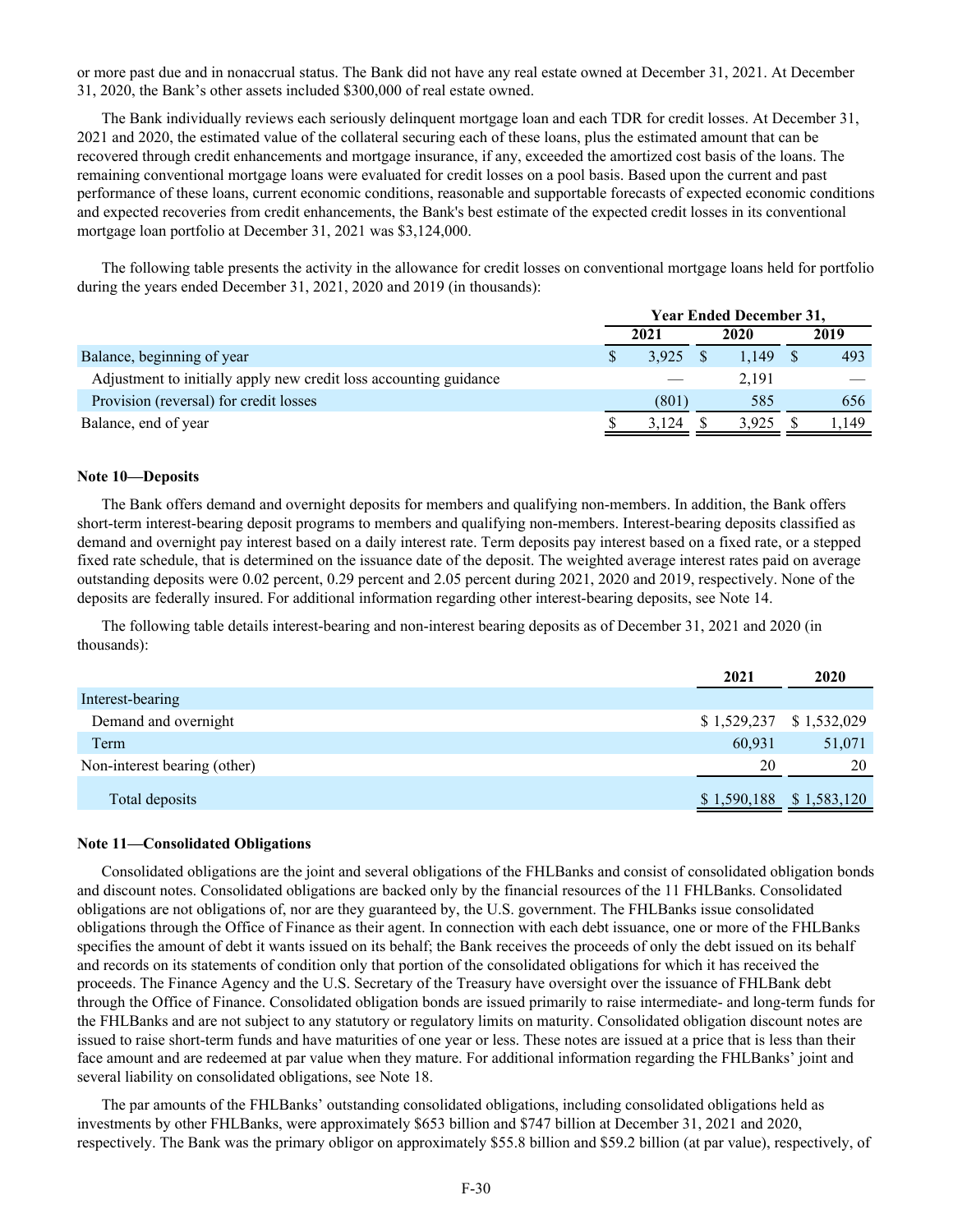or more past due and in nonaccrual status. The Bank did not have any real estate owned at December 31, 2021. At December 31, 2020, the Bank's other assets included $300,000 of real estate owned.

The Bank individually reviews each seriously delinquent mortgage loan and each TDR for credit losses. At December 31, 2021 and 2020, the estimated value of the collateral securing each of these loans, plus the estimated amount that can be recovered through credit enhancements and mortgage insurance, if any, exceeded the amortized cost basis of the loans. The remaining conventional mortgage loans were evaluated for credit losses on a pool basis. Based upon the current and past performance of these loans, current economic conditions, reasonable and supportable forecasts of expected economic conditions and expected recoveries from credit enhancements, the Bank's best estimate of the expected credit losses in its conventional mortgage loan portfolio at December 31, 2021 was $3,124,000.

The following table presents the activity in the allowance for credit losses on conventional mortgage loans held for portfolio during the years ended December 31, 2021, 2020 and 2019 (in thousands):

| | Year Ended December 31, | | |
|---|---|---|---|
| | 2021 | 2020 | 2019 |
| Balance, beginning of year | $ 3,925 | $ 1,149 | $ 493 |
| Adjustment to initially apply new credit loss accounting guidance | — | 2,191 | — |
| Provision (reversal) for credit losses | (801) | 585 | 656 |
| Balance, end of year | $ 3,124 | $ 3,925 | $ 1,149 |

**Note 10—Deposits**

The Bank offers demand and overnight deposits for members and qualifying non-members. In addition, the Bank offers short-term interest-bearing deposit programs to members and qualifying non-members. Interest-bearing deposits classified as demand and overnight pay interest based on a daily interest rate. Term deposits pay interest based on a fixed rate, or a stepped fixed rate schedule, that is determined on the issuance date of the deposit. The weighted average interest rates paid on average outstanding deposits were 0.02 percent, 0.29 percent and 2.05 percent during 2021, 2020 and 2019, respectively. None of the deposits are federally insured. For additional information regarding other interest-bearing deposits, see Note 14.

The following table details interest-bearing and non-interest bearing deposits as of December 31, 2021 and 2020 (in thousands):

| | 2021 | 2020 |
|---|---|---|
| Interest-bearing | | |
| Demand and overnight | $ 1,529,237 | $ 1,532,029 |
| Term | 60,931 | 51,071 |
| Non-interest bearing (other) | 20 | 20 |
| Total deposits | $ 1,590,188 | $ 1,583,120 |

**Note 11—Consolidated Obligations**

Consolidated obligations are the joint and several obligations of the FHLBanks and consist of consolidated obligation bonds and discount notes. Consolidated obligations are backed only by the financial resources of the 11 FHLBanks. Consolidated obligations are not obligations of, nor are they guaranteed by, the U.S. government. The FHLBanks issue consolidated obligations through the Office of Finance as their agent. In connection with each debt issuance, one or more of the FHLBanks specifies the amount of debt it wants issued on its behalf; the Bank receives the proceeds of only the debt issued on its behalf and records on its statements of condition only that portion of the consolidated obligations for which it has received the proceeds. The Finance Agency and the U.S. Secretary of the Treasury have oversight over the issuance of FHLBank debt through the Office of Finance. Consolidated obligation bonds are issued primarily to raise intermediate- and long-term funds for the FHLBanks and are not subject to any statutory or regulatory limits on maturity. Consolidated obligation discount notes are issued to raise short-term funds and have maturities of one year or less. These notes are issued at a price that is less than their face amount and are redeemed at par value when they mature. For additional information regarding the FHLBanks' joint and several liability on consolidated obligations, see Note 18.

The par amounts of the FHLBanks' outstanding consolidated obligations, including consolidated obligations held as investments by other FHLBanks, were approximately $653 billion and $747 billion at December 31, 2021 and 2020, respectively. The Bank was the primary obligor on approximately $55.8 billion and $59.2 billion (at par value), respectively, of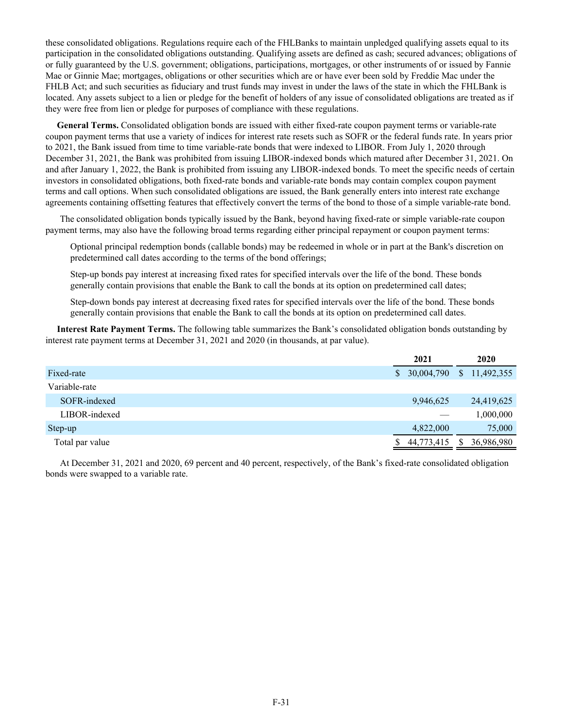these consolidated obligations. Regulations require each of the FHLBanks to maintain unpledged qualifying assets equal to its participation in the consolidated obligations outstanding. Qualifying assets are defined as cash; secured advances; obligations of or fully guaranteed by the U.S. government; obligations, participations, mortgages, or other instruments of or issued by Fannie Mae or Ginnie Mae; mortgages, obligations or other securities which are or have ever been sold by Freddie Mac under the FHLB Act; and such securities as fiduciary and trust funds may invest in under the laws of the state in which the FHLBank is located. Any assets subject to a lien or pledge for the benefit of holders of any issue of consolidated obligations are treated as if they were free from lien or pledge for purposes of compliance with these regulations.

**General Terms.** Consolidated obligation bonds are issued with either fixed-rate coupon payment terms or variable-rate coupon payment terms that use a variety of indices for interest rate resets such as SOFR or the federal funds rate. In years prior to 2021, the Bank issued from time to time variable-rate bonds that were indexed to LIBOR. From July 1, 2020 through December 31, 2021, the Bank was prohibited from issuing LIBOR-indexed bonds which matured after December 31, 2021. On and after January 1, 2022, the Bank is prohibited from issuing any LIBOR-indexed bonds. To meet the specific needs of certain investors in consolidated obligations, both fixed-rate bonds and variable-rate bonds may contain complex coupon payment terms and call options. When such consolidated obligations are issued, the Bank generally enters into interest rate exchange agreements containing offsetting features that effectively convert the terms of the bond to those of a simple variable-rate bond.

The consolidated obligation bonds typically issued by the Bank, beyond having fixed-rate or simple variable-rate coupon payment terms, may also have the following broad terms regarding either principal repayment or coupon payment terms:

Optional principal redemption bonds (callable bonds) may be redeemed in whole or in part at the Bank's discretion on predetermined call dates according to the terms of the bond offerings;

Step-up bonds pay interest at increasing fixed rates for specified intervals over the life of the bond. These bonds generally contain provisions that enable the Bank to call the bonds at its option on predetermined call dates;

Step-down bonds pay interest at decreasing fixed rates for specified intervals over the life of the bond. These bonds generally contain provisions that enable the Bank to call the bonds at its option on predetermined call dates.

**Interest Rate Payment Terms.** The following table summarizes the Bank's consolidated obligation bonds outstanding by interest rate payment terms at December 31, 2021 and 2020 (in thousands, at par value).

| | 2021 | 2020 |
|---|---|---|
| Fixed-rate | $ 30,004,790 | $ 11,492,355 |
| Variable-rate | | |
| SOFR-indexed | 9,946,625 | 24,419,625 |
| LIBOR-indexed | — | 1,000,000 |
| Step-up | 4,822,000 | 75,000 |
| Total par value | $ 44,773,415 | $ 36,986,980 |

At December 31, 2021 and 2020, 69 percent and 40 percent, respectively, of the Bank's fixed-rate consolidated obligation bonds were swapped to a variable rate.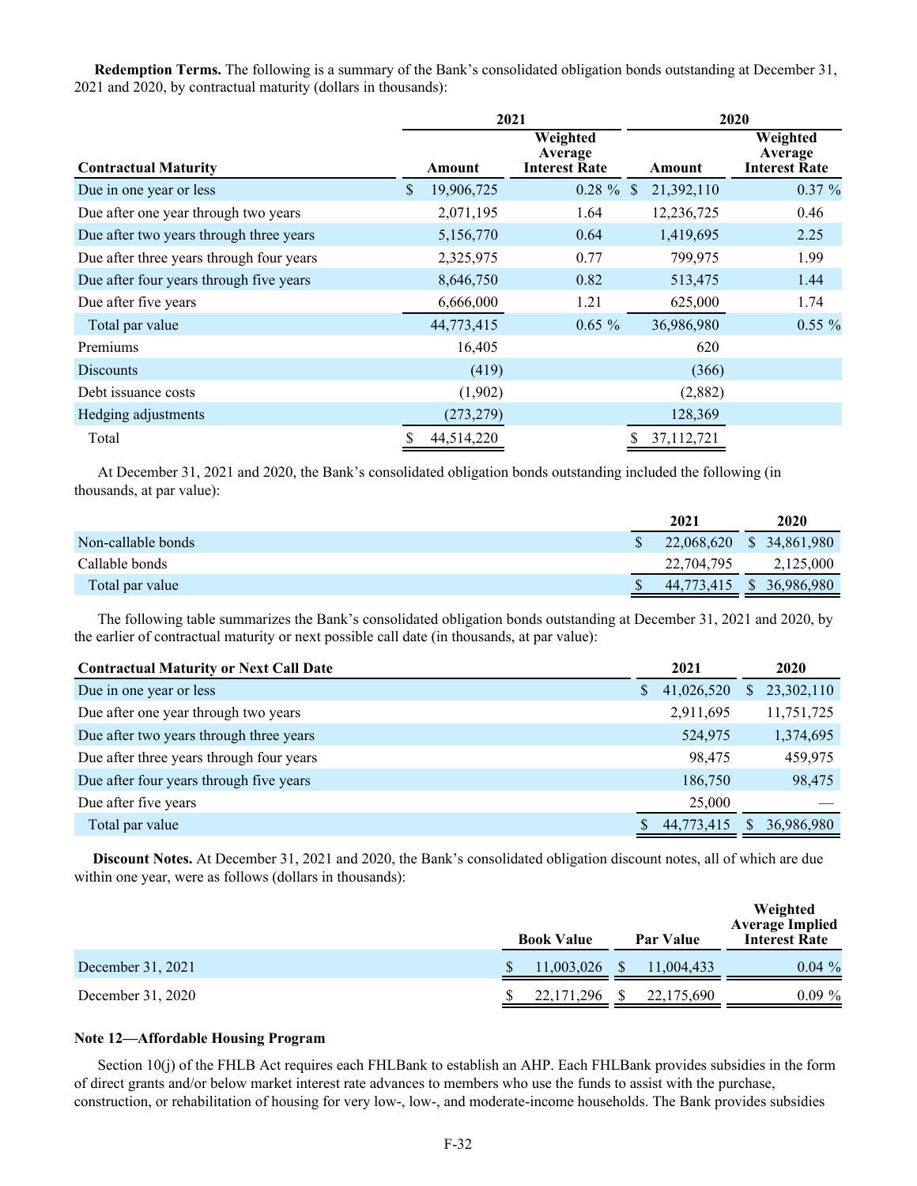**Redemption Terms.** The following is a summary of the Bank's consolidated obligation bonds outstanding at December 31, 2021 and 2020, by contractual maturity (dollars in thousands):

| | 2021 | | 2020 | |
|---|---|---|---|---|
| **Contractual Maturity** | **Amount** | **Weighted Average Interest Rate** | **Amount** | **Weighted Average Interest Rate** |
| Due in one year or less | $ 19,906,725 | 0.28 % | $ 21,392,110 | 0.37 % |
| Due after one year through two years | 2,071,195 | 1.64 | 12,236,725 | 0.46 |
| Due after two years through three years | 5,156,770 | 0.64 | 1,419,695 | 2.25 |
| Due after three years through four years | 2,325,975 | 0.77 | 799,975 | 1.99 |
| Due after four years through five years | 8,646,750 | 0.82 | 513,475 | 1.44 |
| Due after five years | 6,666,000 | 1.21 | 625,000 | 1.74 |
| Total par value | 44,773,415 | 0.65 % | 36,986,980 | 0.55 % |
| Premiums | 16,405 | | 620 | |
| Discounts | (419) | | (366) | |
| Debt issuance costs | (1,902) | | (2,882) | |
| Hedging adjustments | (273,279) | | 128,369 | |
| Total | $ 44,514,220 | | $ 37,112,721 | |

At December 31, 2021 and 2020, the Bank's consolidated obligation bonds outstanding included the following (in thousands, at par value):

| | 2021 | 2020 |
|---|---|---|
| Non-callable bonds | $ 22,068,620 | $ 34,861,980 |
| Callable bonds | 22,704,795 | 2,125,000 |
| Total par value | $ 44,773,415 | $ 36,986,980 |

The following table summarizes the Bank's consolidated obligation bonds outstanding at December 31, 2021 and 2020, by the earlier of contractual maturity or next possible call date (in thousands, at par value):

| Contractual Maturity or Next Call Date | 2021 | 2020 |
|---|---|---|
| Due in one year or less | $ 41,026,520 | $ 23,302,110 |
| Due after one year through two years | 2,911,695 | 11,751,725 |
| Due after two years through three years | 524,975 | 1,374,695 |
| Due after three years through four years | 98,475 | 459,975 |
| Due after four years through five years | 186,750 | 98,475 |
| Due after five years | 25,000 | — |
| Total par value | $ 44,773,415 | $ 36,986,980 |

**Discount Notes.** At December 31, 2021 and 2020, the Bank's consolidated obligation discount notes, all of which are due within one year, were as follows (dollars in thousands):

| | Book Value | Par Value | Weighted Average Implied Interest Rate |
|---|---|---|---|
| December 31, 2021 | $ 11,003,026 | $ 11,004,433 | 0.04 % |
| December 31, 2020 | $ 22,171,296 | $ 22,175,690 | 0.09 % |

**Note 12—Affordable Housing Program**

Section 10(j) of the FHLB Act requires each FHLBank to establish an AHP. Each FHLBank provides subsidies in the form of direct grants and/or below market interest rate advances to members who use the funds to assist with the purchase, construction, or rehabilitation of housing for very low-, low-, and moderate-income households. The Bank provides subsidies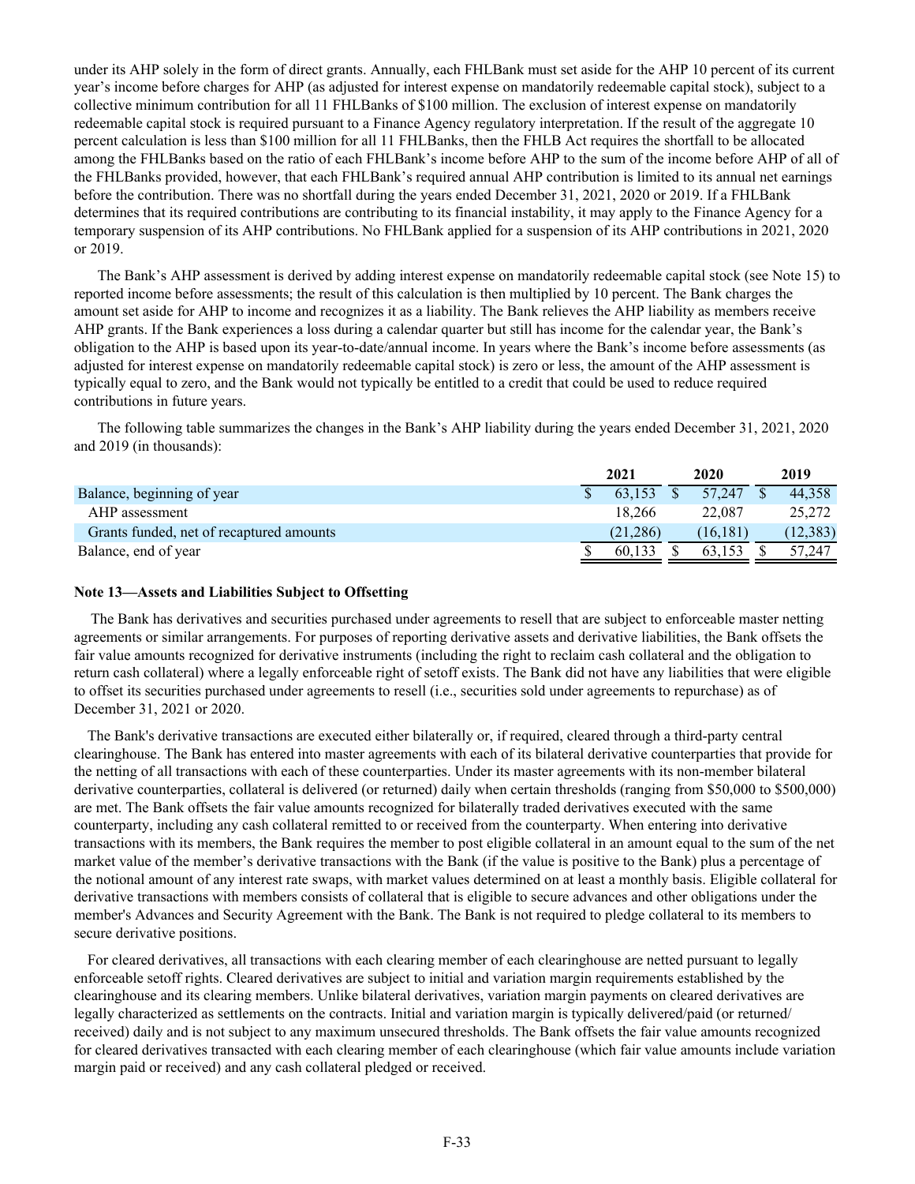under its AHP solely in the form of direct grants. Annually, each FHLBank must set aside for the AHP 10 percent of its current year's income before charges for AHP (as adjusted for interest expense on mandatorily redeemable capital stock), subject to a collective minimum contribution for all 11 FHLBanks of $100 million. The exclusion of interest expense on mandatorily redeemable capital stock is required pursuant to a Finance Agency regulatory interpretation. If the result of the aggregate 10 percent calculation is less than $100 million for all 11 FHLBanks, then the FHLB Act requires the shortfall to be allocated among the FHLBanks based on the ratio of each FHLBank's income before AHP to the sum of the income before AHP of all of the FHLBanks provided, however, that each FHLBank's required annual AHP contribution is limited to its annual net earnings before the contribution. There was no shortfall during the years ended December 31, 2021, 2020 or 2019. If a FHLBank determines that its required contributions are contributing to its financial instability, it may apply to the Finance Agency for a temporary suspension of its AHP contributions. No FHLBank applied for a suspension of its AHP contributions in 2021, 2020 or 2019.

The Bank's AHP assessment is derived by adding interest expense on mandatorily redeemable capital stock (see Note 15) to reported income before assessments; the result of this calculation is then multiplied by 10 percent. The Bank charges the amount set aside for AHP to income and recognizes it as a liability. The Bank relieves the AHP liability as members receive AHP grants. If the Bank experiences a loss during a calendar quarter but still has income for the calendar year, the Bank's obligation to the AHP is based upon its year-to-date/annual income. In years where the Bank's income before assessments (as adjusted for interest expense on mandatorily redeemable capital stock) is zero or less, the amount of the AHP assessment is typically equal to zero, and the Bank would not typically be entitled to a credit that could be used to reduce required contributions in future years.

The following table summarizes the changes in the Bank's AHP liability during the years ended December 31, 2021, 2020 and 2019 (in thousands):

| | 2021 | 2020 | 2019 |
|---|---|---|---|
| Balance, beginning of year | $ 63,153 | $ 57,247 | $ 44,358 |
| AHP assessment | 18,266 | 22,087 | 25,272 |
| Grants funded, net of recaptured amounts | (21,286) | (16,181) | (12,383) |
| Balance, end of year | $ 60,133 | $ 63,153 | $ 57,247 |

**Note 13—Assets and Liabilities Subject to Offsetting**

The Bank has derivatives and securities purchased under agreements to resell that are subject to enforceable master netting agreements or similar arrangements. For purposes of reporting derivative assets and derivative liabilities, the Bank offsets the fair value amounts recognized for derivative instruments (including the right to reclaim cash collateral and the obligation to return cash collateral) where a legally enforceable right of setoff exists. The Bank did not have any liabilities that were eligible to offset its securities purchased under agreements to resell (i.e., securities sold under agreements to repurchase) as of December 31, 2021 or 2020.

The Bank's derivative transactions are executed either bilaterally or, if required, cleared through a third-party central clearinghouse. The Bank has entered into master agreements with each of its bilateral derivative counterparties that provide for the netting of all transactions with each of these counterparties. Under its master agreements with its non-member bilateral derivative counterparties, collateral is delivered (or returned) daily when certain thresholds (ranging from $50,000 to $500,000) are met. The Bank offsets the fair value amounts recognized for bilaterally traded derivatives executed with the same counterparty, including any cash collateral remitted to or received from the counterparty. When entering into derivative transactions with its members, the Bank requires the member to post eligible collateral in an amount equal to the sum of the net market value of the member's derivative transactions with the Bank (if the value is positive to the Bank) plus a percentage of the notional amount of any interest rate swaps, with market values determined on at least a monthly basis. Eligible collateral for derivative transactions with members consists of collateral that is eligible to secure advances and other obligations under the member's Advances and Security Agreement with the Bank. The Bank is not required to pledge collateral to its members to secure derivative positions.

For cleared derivatives, all transactions with each clearing member of each clearinghouse are netted pursuant to legally enforceable setoff rights. Cleared derivatives are subject to initial and variation margin requirements established by the clearinghouse and its clearing members. Unlike bilateral derivatives, variation margin payments on cleared derivatives are legally characterized as settlements on the contracts. Initial and variation margin is typically delivered/paid (or returned/received) daily and is not subject to any maximum unsecured thresholds. The Bank offsets the fair value amounts recognized for cleared derivatives transacted with each clearing member of each clearinghouse (which fair value amounts include variation margin paid or received) and any cash collateral pledged or received.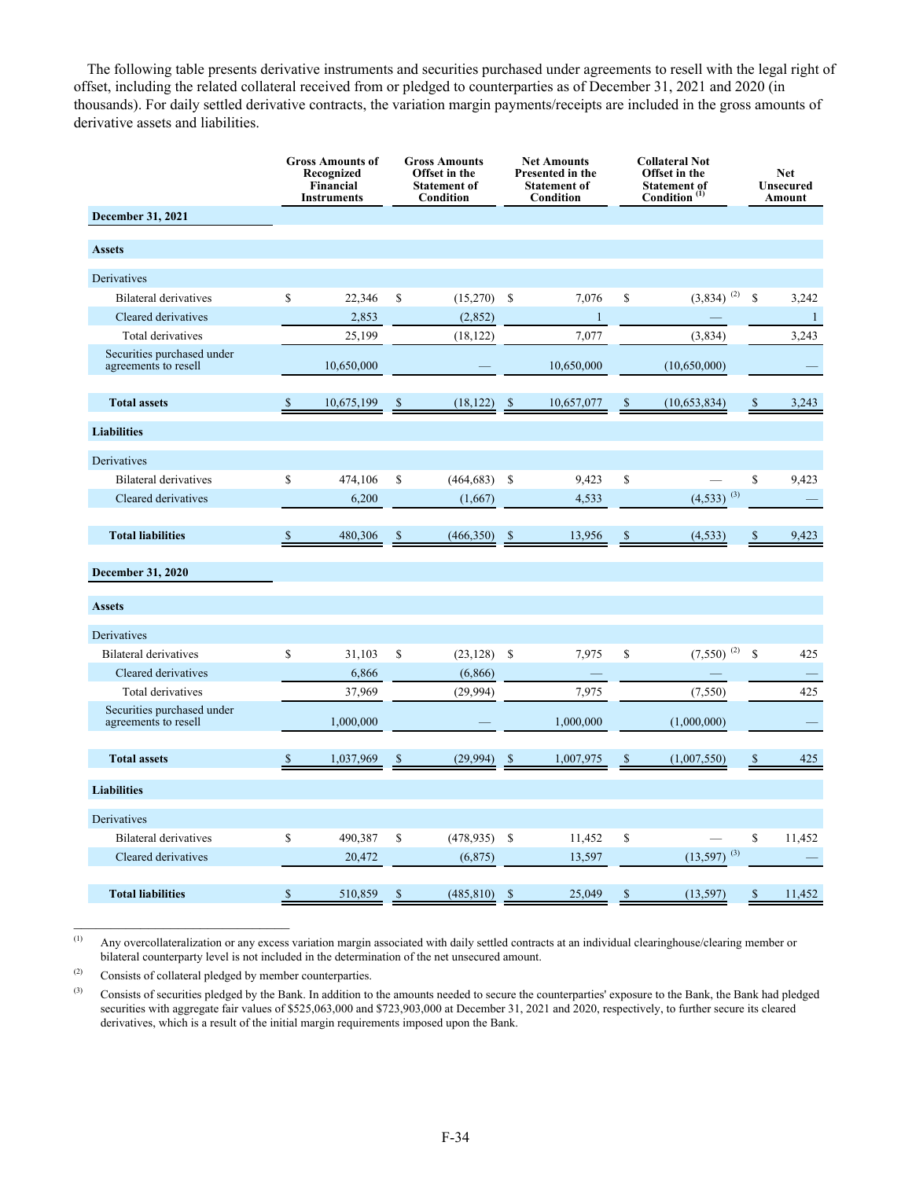The following table presents derivative instruments and securities purchased under agreements to resell with the legal right of offset, including the related collateral received from or pledged to counterparties as of December 31, 2021 and 2020 (in thousands). For daily settled derivative contracts, the variation margin payments/receipts are included in the gross amounts of derivative assets and liabilities.

| | Gross Amounts of Recognized Financial Instruments | Gross Amounts Offset in the Statement of Condition | Net Amounts Presented in the Statement of Condition | Collateral Not Offset in the Statement of Condition [(1)] | Net Unsecured Amount |
|---|---|---|---|---|---|
| **December 31, 2021** | | | | | |
| **Assets** | | | | | |
| Derivatives | | | | | |
| Bilateral derivatives | $ 22,346 | $ (15,270) | $ 7,076 | $ (3,834) [(2)] | $ 3,242 |
| Cleared derivatives | 2,853 | (2,852) | 1 | — | 1 |
| Total derivatives | 25,199 | (18,122) | 7,077 | (3,834) | 3,243 |
| Securities purchased under agreements to resell | 10,650,000 | — | 10,650,000 | (10,650,000) | — |
| **Total assets** | $ 10,675,199 | $ (18,122) | $ 10,657,077 | $ (10,653,834) | $ 3,243 |
| **Liabilities** | | | | | |
| Derivatives | | | | | |
| Bilateral derivatives | $ 474,106 | $ (464,683) | $ 9,423 | $ — | $ 9,423 |
| Cleared derivatives | 6,200 | (1,667) | 4,533 | (4,533) [(3)] | — |
| **Total liabilities** | $ 480,306 | $ (466,350) | $ 13,956 | $ (4,533) | $ 9,423 |
| **December 31, 2020** | | | | | |
| **Assets** | | | | | |
| Derivatives | | | | | |
| Bilateral derivatives | $ 31,103 | $ (23,128) | $ 7,975 | $ (7,550) [(2)] | $ 425 |
| Cleared derivatives | 6,866 | (6,866) | — | — | — |
| Total derivatives | 37,969 | (29,994) | 7,975 | (7,550) | 425 |
| Securities purchased under agreements to resell | 1,000,000 | — | 1,000,000 | (1,000,000) | — |
| **Total assets** | $ 1,037,969 | $ (29,994) | $ 1,007,975 | $ (1,007,550) | $ 425 |
| **Liabilities** | | | | | |
| Derivatives | | | | | |
| Bilateral derivatives | $ 490,387 | $ (478,935) | $ 11,452 | $ — | $ 11,452 |
| Cleared derivatives | 20,472 | (6,875) | 13,597 | (13,597) [(3)] | — |
| **Total liabilities** | $ 510,859 | $ (485,810) | $ 25,049 | $ (13,597) | $ 11,452 |

(1) Any overcollateralization or any excess variation margin associated with daily settled contracts at an individual clearinghouse/clearing member or bilateral counterparty level is not included in the determination of the net unsecured amount.

(2) Consists of collateral pledged by member counterparties.

(3) Consists of securities pledged by the Bank. In addition to the amounts needed to secure the counterparties' exposure to the Bank, the Bank had pledged securities with aggregate fair values of $525,063,000 and $723,903,000 at December 31, 2021 and 2020, respectively, to further secure its cleared derivatives, which is a result of the initial margin requirements imposed upon the Bank.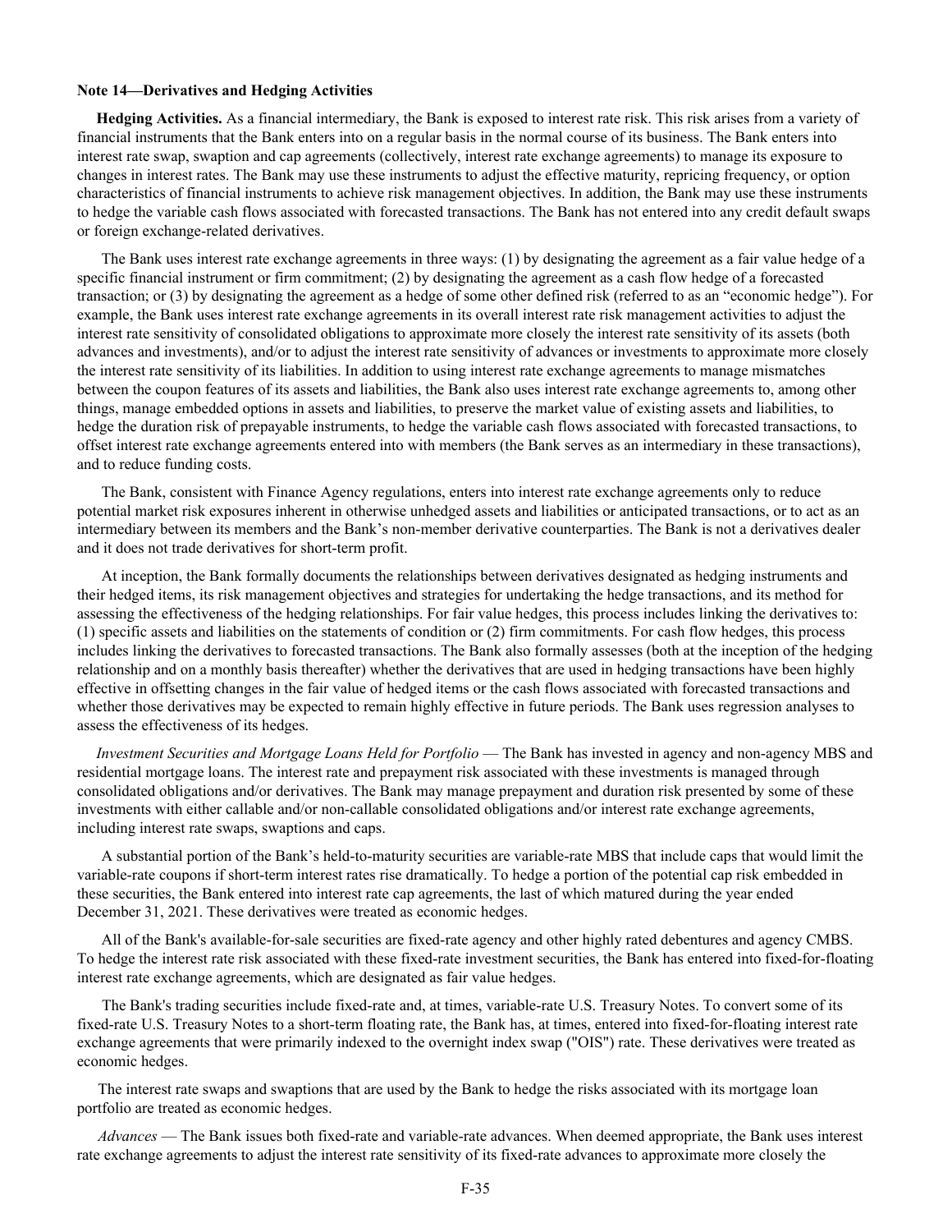**Note 14—Derivatives and Hedging Activities**

**Hedging Activities.** As a financial intermediary, the Bank is exposed to interest rate risk. This risk arises from a variety of financial instruments that the Bank enters into on a regular basis in the normal course of its business. The Bank enters into interest rate swap, swaption and cap agreements (collectively, interest rate exchange agreements) to manage its exposure to changes in interest rates. The Bank may use these instruments to adjust the effective maturity, repricing frequency, or option characteristics of financial instruments to achieve risk management objectives. In addition, the Bank may use these instruments to hedge the variable cash flows associated with forecasted transactions. The Bank has not entered into any credit default swaps or foreign exchange-related derivatives.

The Bank uses interest rate exchange agreements in three ways: (1) by designating the agreement as a fair value hedge of a specific financial instrument or firm commitment; (2) by designating the agreement as a cash flow hedge of a forecasted transaction; or (3) by designating the agreement as a hedge of some other defined risk (referred to as an "economic hedge"). For example, the Bank uses interest rate exchange agreements in its overall interest rate risk management activities to adjust the interest rate sensitivity of consolidated obligations to approximate more closely the interest rate sensitivity of its assets (both advances and investments), and/or to adjust the interest rate sensitivity of advances or investments to approximate more closely the interest rate sensitivity of its liabilities. In addition to using interest rate exchange agreements to manage mismatches between the coupon features of its assets and liabilities, the Bank also uses interest rate exchange agreements to, among other things, manage embedded options in assets and liabilities, to preserve the market value of existing assets and liabilities, to hedge the duration risk of prepayable instruments, to hedge the variable cash flows associated with forecasted transactions, to offset interest rate exchange agreements entered into with members (the Bank serves as an intermediary in these transactions), and to reduce funding costs.

The Bank, consistent with Finance Agency regulations, enters into interest rate exchange agreements only to reduce potential market risk exposures inherent in otherwise unhedged assets and liabilities or anticipated transactions, or to act as an intermediary between its members and the Bank's non-member derivative counterparties. The Bank is not a derivatives dealer and it does not trade derivatives for short-term profit.

At inception, the Bank formally documents the relationships between derivatives designated as hedging instruments and their hedged items, its risk management objectives and strategies for undertaking the hedge transactions, and its method for assessing the effectiveness of the hedging relationships. For fair value hedges, this process includes linking the derivatives to: (1) specific assets and liabilities on the statements of condition or (2) firm commitments. For cash flow hedges, this process includes linking the derivatives to forecasted transactions. The Bank also formally assesses (both at the inception of the hedging relationship and on a monthly basis thereafter) whether the derivatives that are used in hedging transactions have been highly effective in offsetting changes in the fair value of hedged items or the cash flows associated with forecasted transactions and whether those derivatives may be expected to remain highly effective in future periods. The Bank uses regression analyses to assess the effectiveness of its hedges.

*Investment Securities and Mortgage Loans Held for Portfolio* — The Bank has invested in agency and non-agency MBS and residential mortgage loans. The interest rate and prepayment risk associated with these investments is managed through consolidated obligations and/or derivatives. The Bank may manage prepayment and duration risk presented by some of these investments with either callable and/or non-callable consolidated obligations and/or interest rate exchange agreements, including interest rate swaps, swaptions and caps.

A substantial portion of the Bank's held-to-maturity securities are variable-rate MBS that include caps that would limit the variable-rate coupons if short-term interest rates rise dramatically. To hedge a portion of the potential cap risk embedded in these securities, the Bank entered into interest rate cap agreements, the last of which matured during the year ended December 31, 2021. These derivatives were treated as economic hedges.

All of the Bank's available-for-sale securities are fixed-rate agency and other highly rated debentures and agency CMBS. To hedge the interest rate risk associated with these fixed-rate investment securities, the Bank has entered into fixed-for-floating interest rate exchange agreements, which are designated as fair value hedges.

The Bank's trading securities include fixed-rate and, at times, variable-rate U.S. Treasury Notes. To convert some of its fixed-rate U.S. Treasury Notes to a short-term floating rate, the Bank has, at times, entered into fixed-for-floating interest rate exchange agreements that were primarily indexed to the overnight index swap ("OIS") rate. These derivatives were treated as economic hedges.

The interest rate swaps and swaptions that are used by the Bank to hedge the risks associated with its mortgage loan portfolio are treated as economic hedges.

*Advances* — The Bank issues both fixed-rate and variable-rate advances. When deemed appropriate, the Bank uses interest rate exchange agreements to adjust the interest rate sensitivity of its fixed-rate advances to approximate more closely the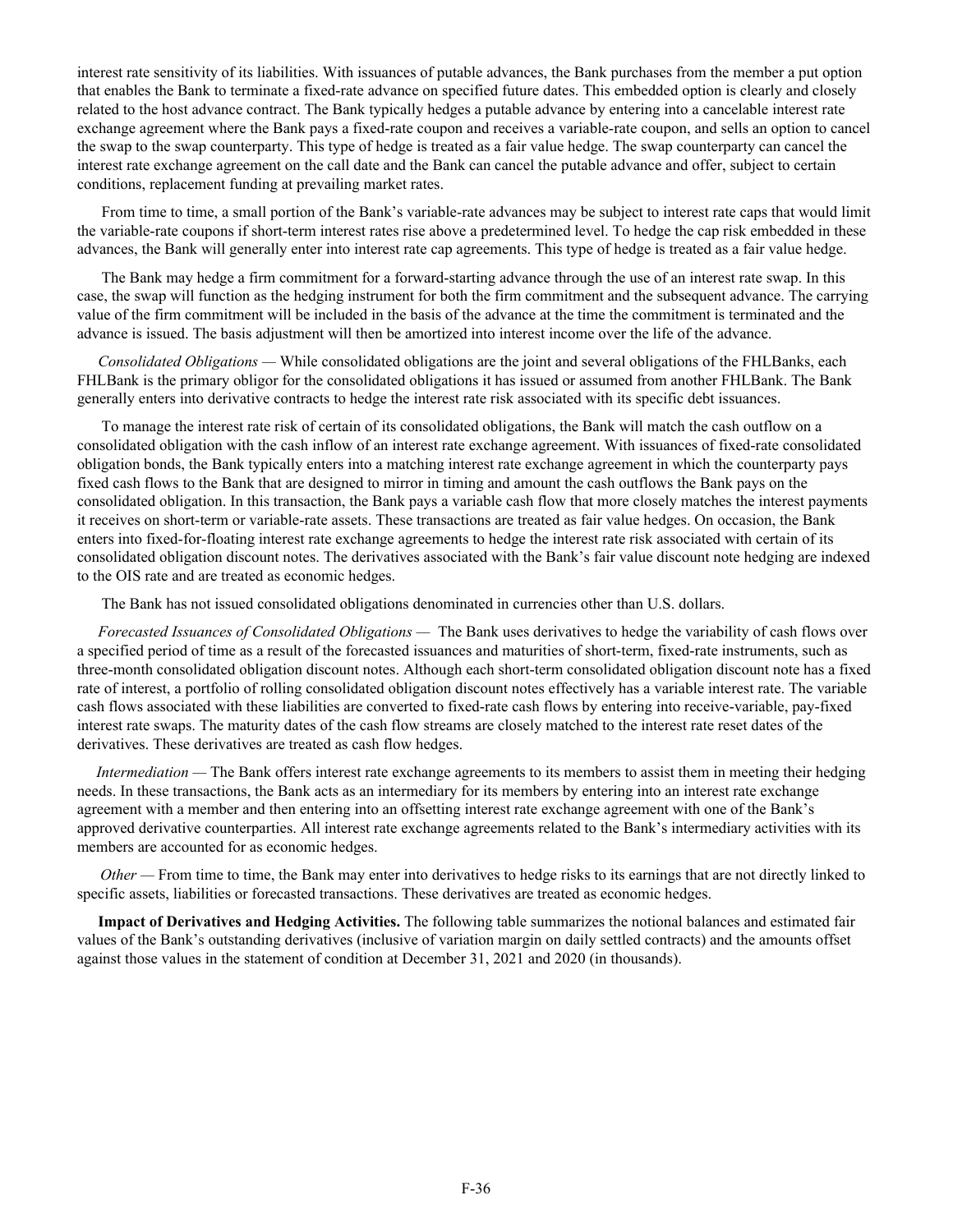interest rate sensitivity of its liabilities. With issuances of putable advances, the Bank purchases from the member a put option that enables the Bank to terminate a fixed-rate advance on specified future dates. This embedded option is clearly and closely related to the host advance contract. The Bank typically hedges a putable advance by entering into a cancelable interest rate exchange agreement where the Bank pays a fixed-rate coupon and receives a variable-rate coupon, and sells an option to cancel the swap to the swap counterparty. This type of hedge is treated as a fair value hedge. The swap counterparty can cancel the interest rate exchange agreement on the call date and the Bank can cancel the putable advance and offer, subject to certain conditions, replacement funding at prevailing market rates.

From time to time, a small portion of the Bank's variable-rate advances may be subject to interest rate caps that would limit the variable-rate coupons if short-term interest rates rise above a predetermined level. To hedge the cap risk embedded in these advances, the Bank will generally enter into interest rate cap agreements. This type of hedge is treated as a fair value hedge.

The Bank may hedge a firm commitment for a forward-starting advance through the use of an interest rate swap. In this case, the swap will function as the hedging instrument for both the firm commitment and the subsequent advance. The carrying value of the firm commitment will be included in the basis of the advance at the time the commitment is terminated and the advance is issued. The basis adjustment will then be amortized into interest income over the life of the advance.

*Consolidated Obligations* — While consolidated obligations are the joint and several obligations of the FHLBanks, each FHLBank is the primary obligor for the consolidated obligations it has issued or assumed from another FHLBank. The Bank generally enters into derivative contracts to hedge the interest rate risk associated with its specific debt issuances.

To manage the interest rate risk of certain of its consolidated obligations, the Bank will match the cash outflow on a consolidated obligation with the cash inflow of an interest rate exchange agreement. With issuances of fixed-rate consolidated obligation bonds, the Bank typically enters into a matching interest rate exchange agreement in which the counterparty pays fixed cash flows to the Bank that are designed to mirror in timing and amount the cash outflows the Bank pays on the consolidated obligation. In this transaction, the Bank pays a variable cash flow that more closely matches the interest payments it receives on short-term or variable-rate assets. These transactions are treated as fair value hedges. On occasion, the Bank enters into fixed-for-floating interest rate exchange agreements to hedge the interest rate risk associated with certain of its consolidated obligation discount notes. The derivatives associated with the Bank's fair value discount note hedging are indexed to the OIS rate and are treated as economic hedges.

The Bank has not issued consolidated obligations denominated in currencies other than U.S. dollars.

*Forecasted Issuances of Consolidated Obligations* — The Bank uses derivatives to hedge the variability of cash flows over a specified period of time as a result of the forecasted issuances and maturities of short-term, fixed-rate instruments, such as three-month consolidated obligation discount notes. Although each short-term consolidated obligation discount note has a fixed rate of interest, a portfolio of rolling consolidated obligation discount notes effectively has a variable interest rate. The variable cash flows associated with these liabilities are converted to fixed-rate cash flows by entering into receive-variable, pay-fixed interest rate swaps. The maturity dates of the cash flow streams are closely matched to the interest rate reset dates of the derivatives. These derivatives are treated as cash flow hedges.

*Intermediation* — The Bank offers interest rate exchange agreements to its members to assist them in meeting their hedging needs. In these transactions, the Bank acts as an intermediary for its members by entering into an interest rate exchange agreement with a member and then entering into an offsetting interest rate exchange agreement with one of the Bank's approved derivative counterparties. All interest rate exchange agreements related to the Bank's intermediary activities with its members are accounted for as economic hedges.

*Other* — From time to time, the Bank may enter into derivatives to hedge risks to its earnings that are not directly linked to specific assets, liabilities or forecasted transactions. These derivatives are treated as economic hedges.

**Impact of Derivatives and Hedging Activities.** The following table summarizes the notional balances and estimated fair values of the Bank's outstanding derivatives (inclusive of variation margin on daily settled contracts) and the amounts offset against those values in the statement of condition at December 31, 2021 and 2020 (in thousands).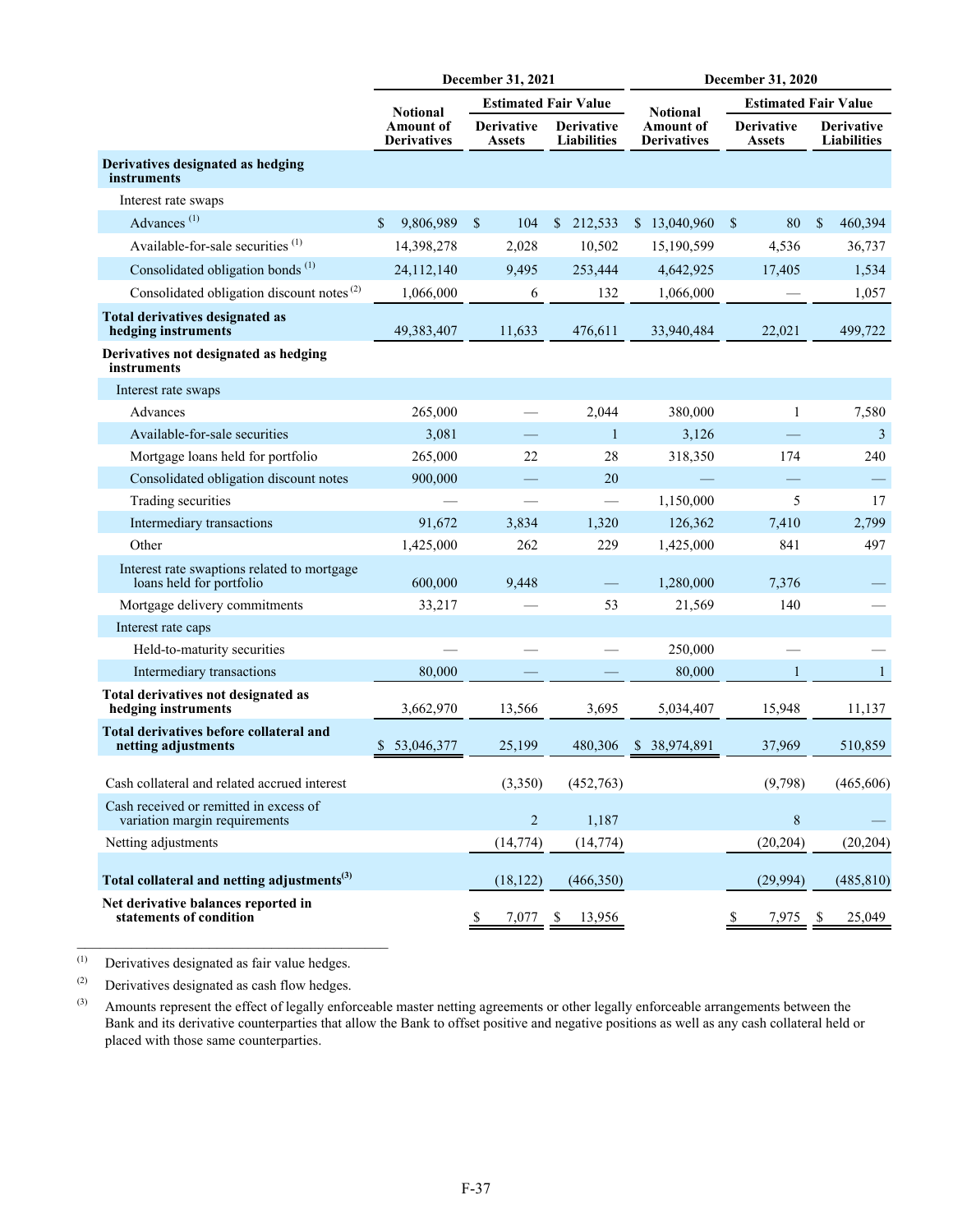| | December 31, 2021 | | | December 31, 2020 | | |
|---|---|---|---|---|---|---|
| | Notional Amount of Derivatives | Estimated Fair Value | | Notional Amount of Derivatives | Estimated Fair Value | |
| | | Derivative Assets | Derivative Liabilities | | Derivative Assets | Derivative Liabilities |
| **Derivatives designated as hedging instruments** | | | | | | |
| Interest rate swaps | | | | | | |
| Advances [(1)] | $ 9,806,989 | $ 104 | $ 212,533 | $ 13,040,960 | $ 80 | $ 460,394 |
| Available-for-sale securities [(1)] | 14,398,278 | 2,028 | 10,502 | 15,190,599 | 4,536 | 36,737 |
| Consolidated obligation bonds [(1)] | 24,112,140 | 9,495 | 253,444 | 4,642,925 | 17,405 | 1,534 |
| Consolidated obligation discount notes [(2)] | 1,066,000 | 6 | 132 | 1,066,000 | — | 1,057 |
| **Total derivatives designated as hedging instruments** | 49,383,407 | 11,633 | 476,611 | 33,940,484 | 22,021 | 499,722 |
| **Derivatives not designated as hedging instruments** | | | | | | |
| Interest rate swaps | | | | | | |
| Advances | 265,000 | — | 2,044 | 380,000 | 1 | 7,580 |
| Available-for-sale securities | 3,081 | — | 1 | 3,126 | — | 3 |
| Mortgage loans held for portfolio | 265,000 | 22 | 28 | 318,350 | 174 | 240 |
| Consolidated obligation discount notes | 900,000 | — | 20 | — | — | — |
| Trading securities | — | — | — | 1,150,000 | 5 | 17 |
| Intermediary transactions | 91,672 | 3,834 | 1,320 | 126,362 | 7,410 | 2,799 |
| Other | 1,425,000 | 262 | 229 | 1,425,000 | 841 | 497 |
| Interest rate swaptions related to mortgage loans held for portfolio | 600,000 | 9,448 | — | 1,280,000 | 7,376 | — |
| Mortgage delivery commitments | 33,217 | — | 53 | 21,569 | 140 | — |
| Interest rate caps | | | | | | |
| Held-to-maturity securities | — | — | — | 250,000 | — | — |
| Intermediary transactions | 80,000 | — | — | 80,000 | 1 | 1 |
| **Total derivatives not designated as hedging instruments** | 3,662,970 | 13,566 | 3,695 | 5,034,407 | 15,948 | 11,137 |
| **Total derivatives before collateral and netting adjustments** | $ 53,046,377 | 25,199 | 480,306 | $ 38,974,891 | 37,969 | 510,859 |
| Cash collateral and related accrued interest | | (3,350) | (452,763) | | (9,798) | (465,606) |
| Cash received or remitted in excess of variation margin requirements | | 2 | 1,187 | | 8 | — |
| Netting adjustments | | (14,774) | (14,774) | | (20,204) | (20,204) |
| **Total collateral and netting adjustments[(3)]** | | (18,122) | (466,350) | | (29,994) | (485,810) |
| **Net derivative balances reported in statements of condition** | | $ 7,077 | $ 13,956 | | $ 7,975 | $ 25,049 |

(1) Derivatives designated as fair value hedges.

(2) Derivatives designated as cash flow hedges.

(3) Amounts represent the effect of legally enforceable master netting agreements or other legally enforceable arrangements between the Bank and its derivative counterparties that allow the Bank to offset positive and negative positions as well as any cash collateral held or placed with those same counterparties.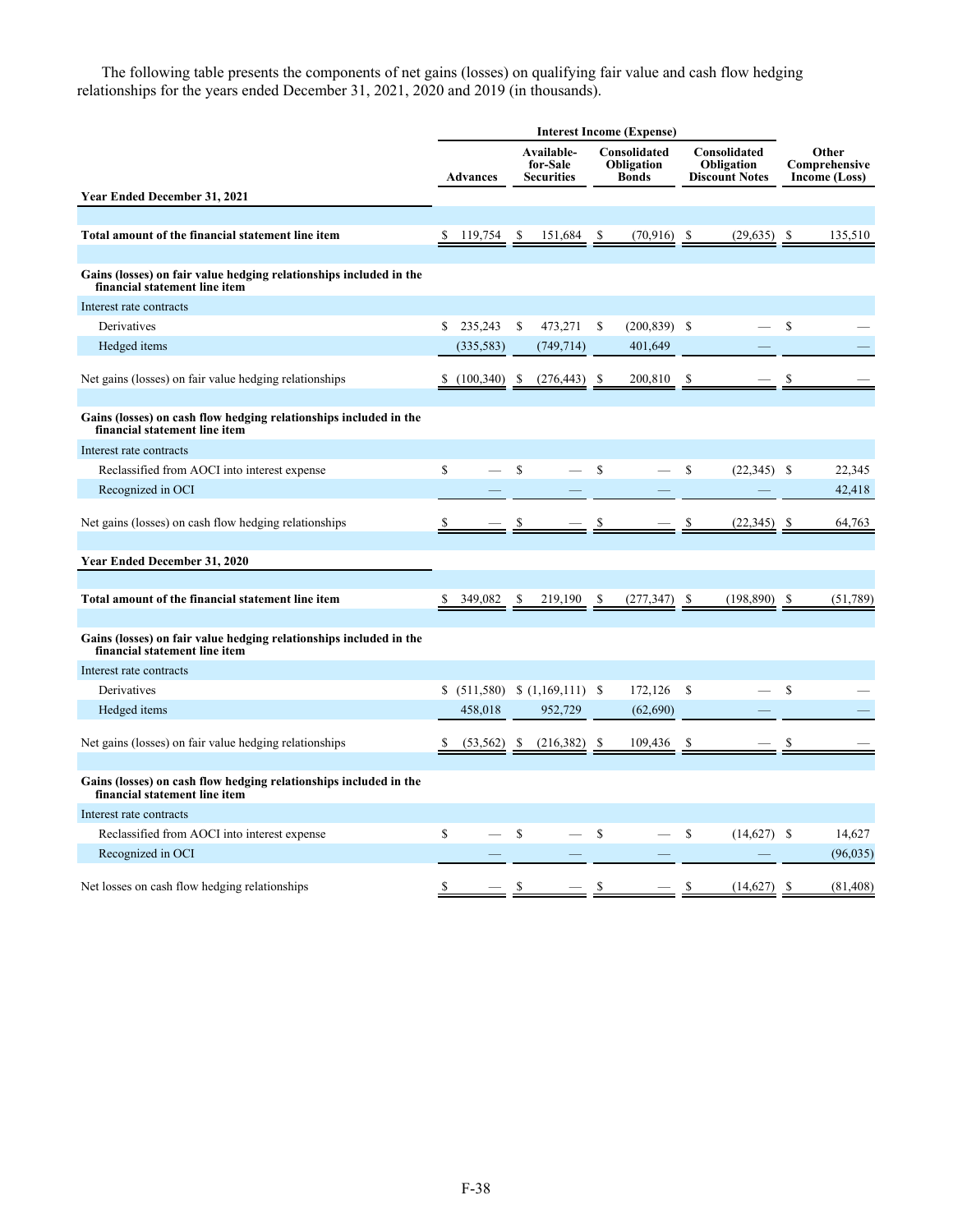The following table presents the components of net gains (losses) on qualifying fair value and cash flow hedging relationships for the years ended December 31, 2021, 2020 and 2019 (in thousands).

| | Interest Income (Expense) | | | | |
|---|---|---|---|---|---|
| | Advances | Available-for-Sale Securities | Consolidated Obligation Bonds | Consolidated Obligation Discount Notes | Other Comprehensive Income (Loss) |
| **Year Ended December 31, 2021** | | | | | |
| **Total amount of the financial statement line item** | $ 119,754 | $ 151,684 | $ (70,916) | $ (29,635) | $ 135,510 |
| **Gains (losses) on fair value hedging relationships included in the financial statement line item** | | | | | |
| Interest rate contracts | | | | | |
| Derivatives | $ 235,243 | $ 473,271 | $ (200,839) | $ — | $ — |
| Hedged items | (335,583) | (749,714) | 401,649 | — | — |
| Net gains (losses) on fair value hedging relationships | $ (100,340) | $ (276,443) | $ 200,810 | $ — | $ — |
| **Gains (losses) on cash flow hedging relationships included in the financial statement line item** | | | | | |
| Interest rate contracts | | | | | |
| Reclassified from AOCI into interest expense | $ — | $ — | $ — | $ (22,345) | $ 22,345 |
| Recognized in OCI | — | — | — | — | 42,418 |
| Net gains (losses) on cash flow hedging relationships | $ — | $ — | $ — | $ (22,345) | $ 64,763 |
| **Year Ended December 31, 2020** | | | | | |
| **Total amount of the financial statement line item** | $ 349,082 | $ 219,190 | $ (277,347) | $ (198,890) | $ (51,789) |
| **Gains (losses) on fair value hedging relationships included in the financial statement line item** | | | | | |
| Interest rate contracts | | | | | |
| Derivatives | $ (511,580) | $ (1,169,111) | $ 172,126 | $ — | $ — |
| Hedged items | 458,018 | 952,729 | (62,690) | — | — |
| Net gains (losses) on fair value hedging relationships | $ (53,562) | $ (216,382) | $ 109,436 | $ — | $ — |
| **Gains (losses) on cash flow hedging relationships included in the financial statement line item** | | | | | |
| Interest rate contracts | | | | | |
| Reclassified from AOCI into interest expense | $ — | $ — | $ — | $ (14,627) | $ 14,627 |
| Recognized in OCI | — | — | — | — | (96,035) |
| Net losses on cash flow hedging relationships | $ — | $ — | $ — | $ (14,627) | $ (81,408) |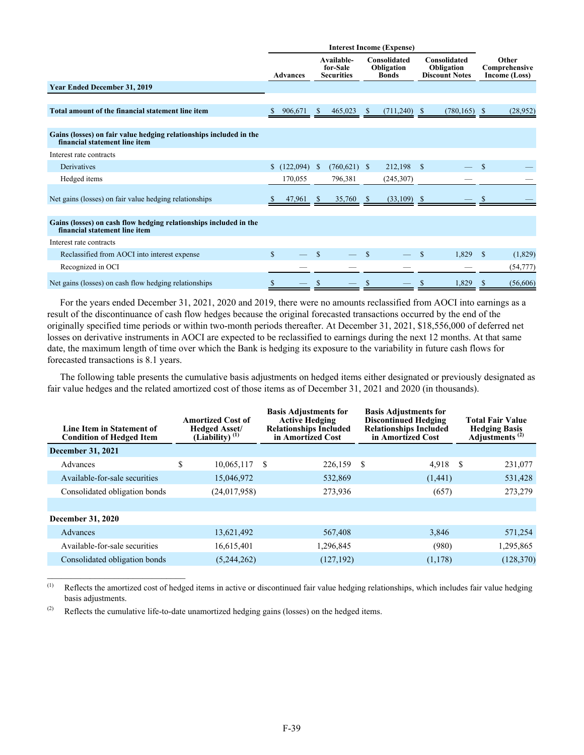| | Interest Income (Expense) | | | | |
|---|---|---|---|---|---|
| | Advances | Available-for-Sale Securities | Consolidated Obligation Bonds | Consolidated Obligation Discount Notes | Other Comprehensive Income (Loss) |
| **Year Ended December 31, 2019** | | | | | |
| **Total amount of the financial statement line item** | $ 906,671 | $ 465,023 | $ (711,240) | $ (780,165) | $ (28,952) |
| **Gains (losses) on fair value hedging relationships included in the financial statement line item** | | | | | |
| Interest rate contracts | | | | | |
| Derivatives | $ (122,094) | $ (760,621) | $ 212,198 | $ — | $ — |
| Hedged items | 170,055 | 796,381 | (245,307) | — | — |
| Net gains (losses) on fair value hedging relationships | $ 47,961 | $ 35,760 | $ (33,109) | $ — | $ — |
| **Gains (losses) on cash flow hedging relationships included in the financial statement line item** | | | | | |
| Interest rate contracts | | | | | |
| Reclassified from AOCI into interest expense | $ — | $ — | $ — | $ 1,829 | $ (1,829) |
| Recognized in OCI | — | — | — | — | (54,777) |
| Net gains (losses) on cash flow hedging relationships | $ — | $ — | $ — | $ 1,829 | $ (56,606) |

For the years ended December 31, 2021, 2020 and 2019, there were no amounts reclassified from AOCI into earnings as a result of the discontinuance of cash flow hedges because the original forecasted transactions occurred by the end of the originally specified time periods or within two-month periods thereafter. At December 31, 2021, $18,556,000 of deferred net losses on derivative instruments in AOCI are expected to be reclassified to earnings during the next 12 months. At that same date, the maximum length of time over which the Bank is hedging its exposure to the variability in future cash flows for forecasted transactions is 8.1 years.

The following table presents the cumulative basis adjustments on hedged items either designated or previously designated as fair value hedges and the related amortized cost of those items as of December 31, 2021 and 2020 (in thousands).

| Line Item in Statement of Condition of Hedged Item | Amortized Cost of Hedged Asset/ (Liability) [(1)] | Basis Adjustments for Active Hedging Relationships Included in Amortized Cost | Basis Adjustments for Discontinued Hedging Relationships Included in Amortized Cost | Total Fair Value Hedging Basis Adjustments [(2)] |
|---|---|---|---|---|
| **December 31, 2021** | | | | |
| Advances | $ 10,065,117 | $ 226,159 | $ 4,918 | $ 231,077 |
| Available-for-sale securities | 15,046,972 | 532,869 | (1,441) | 531,428 |
| Consolidated obligation bonds | (24,017,958) | 273,936 | (657) | 273,279 |
| | | | | |
| **December 31, 2020** | | | | |
| Advances | 13,621,492 | 567,408 | 3,846 | 571,254 |
| Available-for-sale securities | 16,615,401 | 1,296,845 | (980) | 1,295,865 |
| Consolidated obligation bonds | (5,244,262) | (127,192) | (1,178) | (128,370) |

(1) Reflects the amortized cost of hedged items in active or discontinued fair value hedging relationships, which includes fair value hedging basis adjustments.

(2) Reflects the cumulative life-to-date unamortized hedging gains (losses) on the hedged items.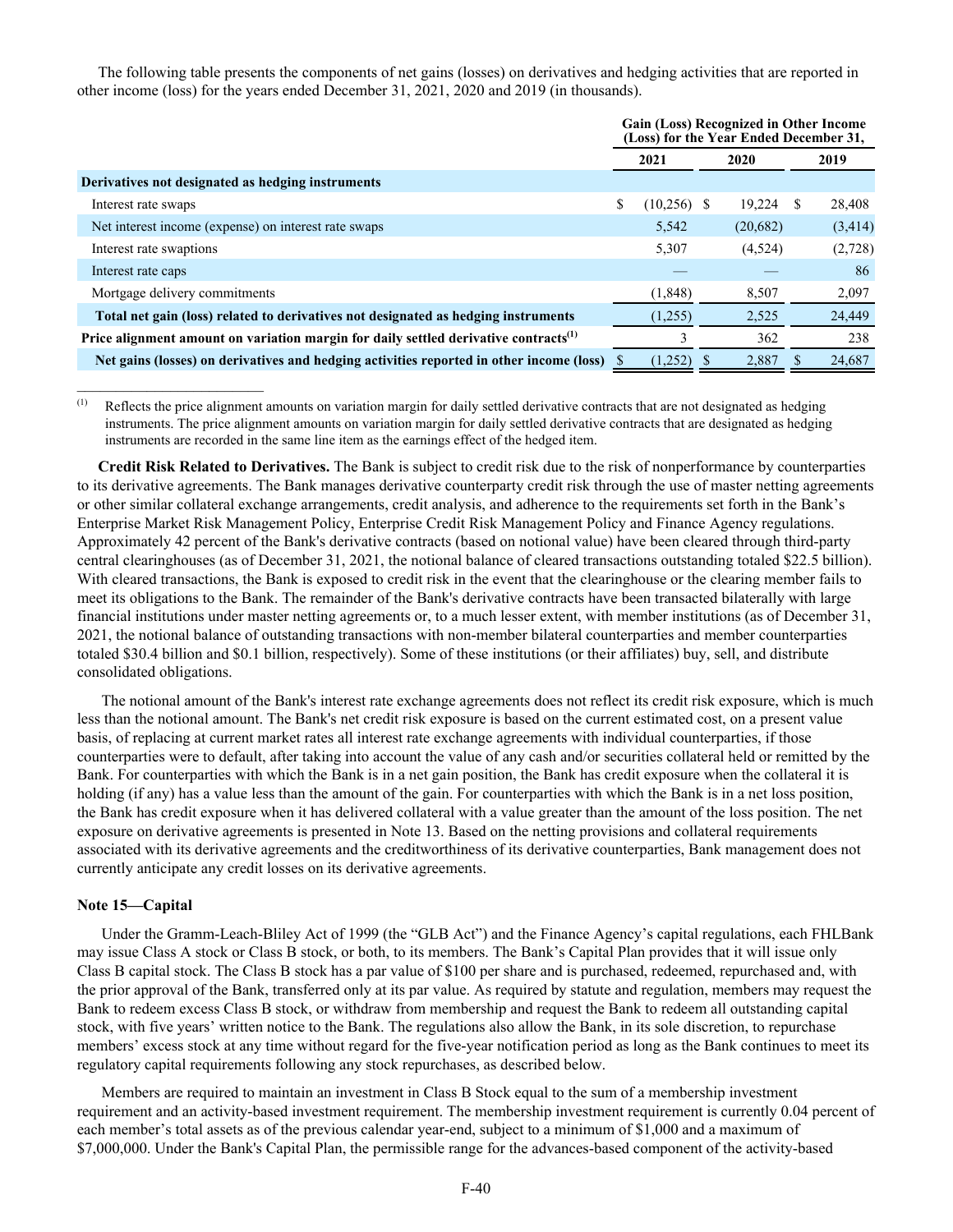The following table presents the components of net gains (losses) on derivatives and hedging activities that are reported in other income (loss) for the years ended December 31, 2021, 2020 and 2019 (in thousands).

| | Gain (Loss) Recognized in Other Income (Loss) for the Year Ended December 31, | | |
|---|---|---|---|
| | 2021 | 2020 | 2019 |
| **Derivatives not designated as hedging instruments** | | | |
| Interest rate swaps | $ (10,256) | $ 19,224 | $ 28,408 |
| Net interest income (expense) on interest rate swaps | 5,542 | (20,682) | (3,414) |
| Interest rate swaptions | 5,307 | (4,524) | (2,728) |
| Interest rate caps | — | — | 86 |
| Mortgage delivery commitments | (1,848) | 8,507 | 2,097 |
| **Total net gain (loss) related to derivatives not designated as hedging instruments** | (1,255) | 2,525 | 24,449 |
| **Price alignment amount on variation margin for daily settled derivative contracts[(1)]** | 3 | 362 | 238 |
| **Net gains (losses) on derivatives and hedging activities reported in other income (loss)** | $ (1,252) | $ 2,887 | $ 24,687 |

(1) Reflects the price alignment amounts on variation margin for daily settled derivative contracts that are not designated as hedging instruments. The price alignment amounts on variation margin for daily settled derivative contracts that are designated as hedging instruments are recorded in the same line item as the earnings effect of the hedged item.

**Credit Risk Related to Derivatives.** The Bank is subject to credit risk due to the risk of nonperformance by counterparties to its derivative agreements. The Bank manages derivative counterparty credit risk through the use of master netting agreements or other similar collateral exchange arrangements, credit analysis, and adherence to the requirements set forth in the Bank's Enterprise Market Risk Management Policy, Enterprise Credit Risk Management Policy and Finance Agency regulations. Approximately 42 percent of the Bank's derivative contracts (based on notional value) have been cleared through third-party central clearinghouses (as of December 31, 2021, the notional balance of cleared transactions outstanding totaled $22.5 billion). With cleared transactions, the Bank is exposed to credit risk in the event that the clearinghouse or the clearing member fails to meet its obligations to the Bank. The remainder of the Bank's derivative contracts have been transacted bilaterally with large financial institutions under master netting agreements or, to a much lesser extent, with member institutions (as of December 31, 2021, the notional balance of outstanding transactions with non-member bilateral counterparties and member counterparties totaled $30.4 billion and $0.1 billion, respectively). Some of these institutions (or their affiliates) buy, sell, and distribute consolidated obligations.

The notional amount of the Bank's interest rate exchange agreements does not reflect its credit risk exposure, which is much less than the notional amount. The Bank's net credit risk exposure is based on the current estimated cost, on a present value basis, of replacing at current market rates all interest rate exchange agreements with individual counterparties, if those counterparties were to default, after taking into account the value of any cash and/or securities collateral held or remitted by the Bank. For counterparties with which the Bank is in a net gain position, the Bank has credit exposure when the collateral it is holding (if any) has a value less than the amount of the gain. For counterparties with which the Bank is in a net loss position, the Bank has credit exposure when it has delivered collateral with a value greater than the amount of the loss position. The net exposure on derivative agreements is presented in Note 13. Based on the netting provisions and collateral requirements associated with its derivative agreements and the creditworthiness of its derivative counterparties, Bank management does not currently anticipate any credit losses on its derivative agreements.

### Note 15—Capital

Under the Gramm-Leach-Bliley Act of 1999 (the "GLB Act") and the Finance Agency's capital regulations, each FHLBank may issue Class A stock or Class B stock, or both, to its members. The Bank's Capital Plan provides that it will issue only Class B capital stock. The Class B stock has a par value of $100 per share and is purchased, redeemed, repurchased and, with the prior approval of the Bank, transferred only at its par value. As required by statute and regulation, members may request the Bank to redeem excess Class B stock, or withdraw from membership and request the Bank to redeem all outstanding capital stock, with five years' written notice to the Bank. The regulations also allow the Bank, in its sole discretion, to repurchase members' excess stock at any time without regard for the five-year notification period as long as the Bank continues to meet its regulatory capital requirements following any stock repurchases, as described below.

Members are required to maintain an investment in Class B Stock equal to the sum of a membership investment requirement and an activity-based investment requirement. The membership investment requirement is currently 0.04 percent of each member's total assets as of the previous calendar year-end, subject to a minimum of $1,000 and a maximum of $7,000,000. Under the Bank's Capital Plan, the permissible range for the advances-based component of the activity-based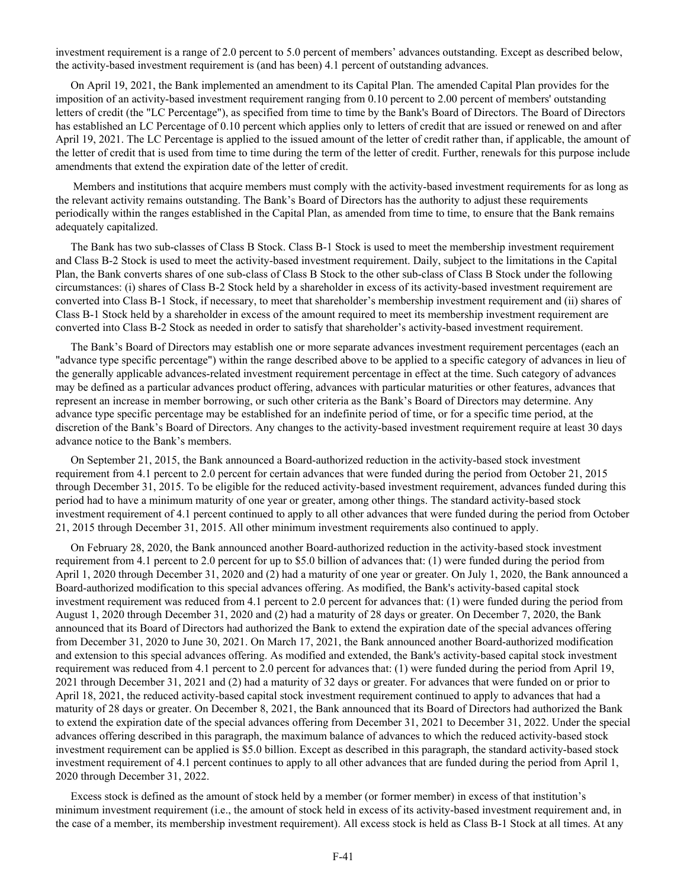investment requirement is a range of 2.0 percent to 5.0 percent of members' advances outstanding. Except as described below, the activity-based investment requirement is (and has been) 4.1 percent of outstanding advances.

On April 19, 2021, the Bank implemented an amendment to its Capital Plan. The amended Capital Plan provides for the imposition of an activity-based investment requirement ranging from 0.10 percent to 2.00 percent of members' outstanding letters of credit (the "LC Percentage"), as specified from time to time by the Bank's Board of Directors. The Board of Directors has established an LC Percentage of 0.10 percent which applies only to letters of credit that are issued or renewed on and after April 19, 2021. The LC Percentage is applied to the issued amount of the letter of credit rather than, if applicable, the amount of the letter of credit that is used from time to time during the term of the letter of credit. Further, renewals for this purpose include amendments that extend the expiration date of the letter of credit.

Members and institutions that acquire members must comply with the activity-based investment requirements for as long as the relevant activity remains outstanding. The Bank's Board of Directors has the authority to adjust these requirements periodically within the ranges established in the Capital Plan, as amended from time to time, to ensure that the Bank remains adequately capitalized.

The Bank has two sub-classes of Class B Stock. Class B-1 Stock is used to meet the membership investment requirement and Class B-2 Stock is used to meet the activity-based investment requirement. Daily, subject to the limitations in the Capital Plan, the Bank converts shares of one sub-class of Class B Stock to the other sub-class of Class B Stock under the following circumstances: (i) shares of Class B-2 Stock held by a shareholder in excess of its activity-based investment requirement are converted into Class B-1 Stock, if necessary, to meet that shareholder's membership investment requirement and (ii) shares of Class B-1 Stock held by a shareholder in excess of the amount required to meet its membership investment requirement are converted into Class B-2 Stock as needed in order to satisfy that shareholder's activity-based investment requirement.

The Bank's Board of Directors may establish one or more separate advances investment requirement percentages (each an "advance type specific percentage") within the range described above to be applied to a specific category of advances in lieu of the generally applicable advances-related investment requirement percentage in effect at the time. Such category of advances may be defined as a particular advances product offering, advances with particular maturities or other features, advances that represent an increase in member borrowing, or such other criteria as the Bank's Board of Directors may determine. Any advance type specific percentage may be established for an indefinite period of time, or for a specific time period, at the discretion of the Bank's Board of Directors. Any changes to the activity-based investment requirement require at least 30 days advance notice to the Bank's members.

On September 21, 2015, the Bank announced a Board-authorized reduction in the activity-based stock investment requirement from 4.1 percent to 2.0 percent for certain advances that were funded during the period from October 21, 2015 through December 31, 2015. To be eligible for the reduced activity-based investment requirement, advances funded during this period had to have a minimum maturity of one year or greater, among other things. The standard activity-based stock investment requirement of 4.1 percent continued to apply to all other advances that were funded during the period from October 21, 2015 through December 31, 2015. All other minimum investment requirements also continued to apply.

On February 28, 2020, the Bank announced another Board-authorized reduction in the activity-based stock investment requirement from 4.1 percent to 2.0 percent for up to $5.0 billion of advances that: (1) were funded during the period from April 1, 2020 through December 31, 2020 and (2) had a maturity of one year or greater. On July 1, 2020, the Bank announced a Board-authorized modification to this special advances offering. As modified, the Bank's activity-based capital stock investment requirement was reduced from 4.1 percent to 2.0 percent for advances that: (1) were funded during the period from August 1, 2020 through December 31, 2020 and (2) had a maturity of 28 days or greater. On December 7, 2020, the Bank announced that its Board of Directors had authorized the Bank to extend the expiration date of the special advances offering from December 31, 2020 to June 30, 2021. On March 17, 2021, the Bank announced another Board-authorized modification and extension to this special advances offering. As modified and extended, the Bank's activity-based capital stock investment requirement was reduced from 4.1 percent to 2.0 percent for advances that: (1) were funded during the period from April 19, 2021 through December 31, 2021 and (2) had a maturity of 32 days or greater. For advances that were funded on or prior to April 18, 2021, the reduced activity-based capital stock investment requirement continued to apply to advances that had a maturity of 28 days or greater. On December 8, 2021, the Bank announced that its Board of Directors had authorized the Bank to extend the expiration date of the special advances offering from December 31, 2021 to December 31, 2022. Under the special advances offering described in this paragraph, the maximum balance of advances to which the reduced activity-based stock investment requirement can be applied is $5.0 billion. Except as described in this paragraph, the standard activity-based stock investment requirement of 4.1 percent continues to apply to all other advances that are funded during the period from April 1, 2020 through December 31, 2022.

Excess stock is defined as the amount of stock held by a member (or former member) in excess of that institution's minimum investment requirement (i.e., the amount of stock held in excess of its activity-based investment requirement and, in the case of a member, its membership investment requirement). All excess stock is held as Class B-1 Stock at all times. At any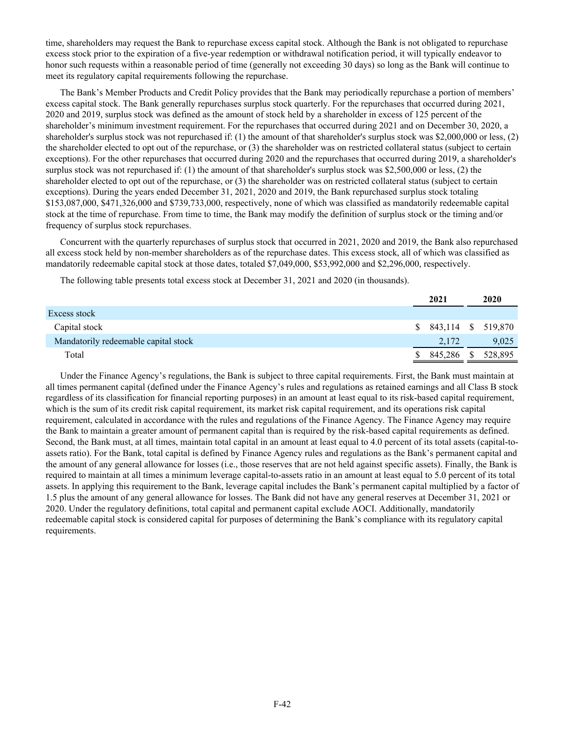time, shareholders may request the Bank to repurchase excess capital stock. Although the Bank is not obligated to repurchase excess stock prior to the expiration of a five-year redemption or withdrawal notification period, it will typically endeavor to honor such requests within a reasonable period of time (generally not exceeding 30 days) so long as the Bank will continue to meet its regulatory capital requirements following the repurchase.

The Bank's Member Products and Credit Policy provides that the Bank may periodically repurchase a portion of members' excess capital stock. The Bank generally repurchases surplus stock quarterly. For the repurchases that occurred during 2021, 2020 and 2019, surplus stock was defined as the amount of stock held by a shareholder in excess of 125 percent of the shareholder's minimum investment requirement. For the repurchases that occurred during 2021 and on December 30, 2020, a shareholder's surplus stock was not repurchased if: (1) the amount of that shareholder's surplus stock was $2,000,000 or less, (2) the shareholder elected to opt out of the repurchase, or (3) the shareholder was on restricted collateral status (subject to certain exceptions). For the other repurchases that occurred during 2020 and the repurchases that occurred during 2019, a shareholder's surplus stock was not repurchased if: (1) the amount of that shareholder's surplus stock was $2,500,000 or less, (2) the shareholder elected to opt out of the repurchase, or (3) the shareholder was on restricted collateral status (subject to certain exceptions). During the years ended December 31, 2021, 2020 and 2019, the Bank repurchased surplus stock totaling $153,087,000, $471,326,000 and $739,733,000, respectively, none of which was classified as mandatorily redeemable capital stock at the time of repurchase. From time to time, the Bank may modify the definition of surplus stock or the timing and/or frequency of surplus stock repurchases.

Concurrent with the quarterly repurchases of surplus stock that occurred in 2021, 2020 and 2019, the Bank also repurchased all excess stock held by non-member shareholders as of the repurchase dates. This excess stock, all of which was classified as mandatorily redeemable capital stock at those dates, totaled $7,049,000, $53,992,000 and $2,296,000, respectively.

The following table presents total excess stock at December 31, 2021 and 2020 (in thousands).

| | 2021 | 2020 |
|---|---|---|
| Excess stock | | |
| Capital stock | $ 843,114 | $ 519,870 |
| Mandatorily redeemable capital stock | 2,172 | 9,025 |
| Total | $ 845,286 | $ 528,895 |

Under the Finance Agency's regulations, the Bank is subject to three capital requirements. First, the Bank must maintain at all times permanent capital (defined under the Finance Agency's rules and regulations as retained earnings and all Class B stock regardless of its classification for financial reporting purposes) in an amount at least equal to its risk-based capital requirement, which is the sum of its credit risk capital requirement, its market risk capital requirement, and its operations risk capital requirement, calculated in accordance with the rules and regulations of the Finance Agency. The Finance Agency may require the Bank to maintain a greater amount of permanent capital than is required by the risk-based capital requirements as defined. Second, the Bank must, at all times, maintain total capital in an amount at least equal to 4.0 percent of its total assets (capital-to-assets ratio). For the Bank, total capital is defined by Finance Agency rules and regulations as the Bank's permanent capital and the amount of any general allowance for losses (i.e., those reserves that are not held against specific assets). Finally, the Bank is required to maintain at all times a minimum leverage capital-to-assets ratio in an amount at least equal to 5.0 percent of its total assets. In applying this requirement to the Bank, leverage capital includes the Bank's permanent capital multiplied by a factor of 1.5 plus the amount of any general allowance for losses. The Bank did not have any general reserves at December 31, 2021 or 2020. Under the regulatory definitions, total capital and permanent capital exclude AOCI. Additionally, mandatorily redeemable capital stock is considered capital for purposes of determining the Bank's compliance with its regulatory capital requirements.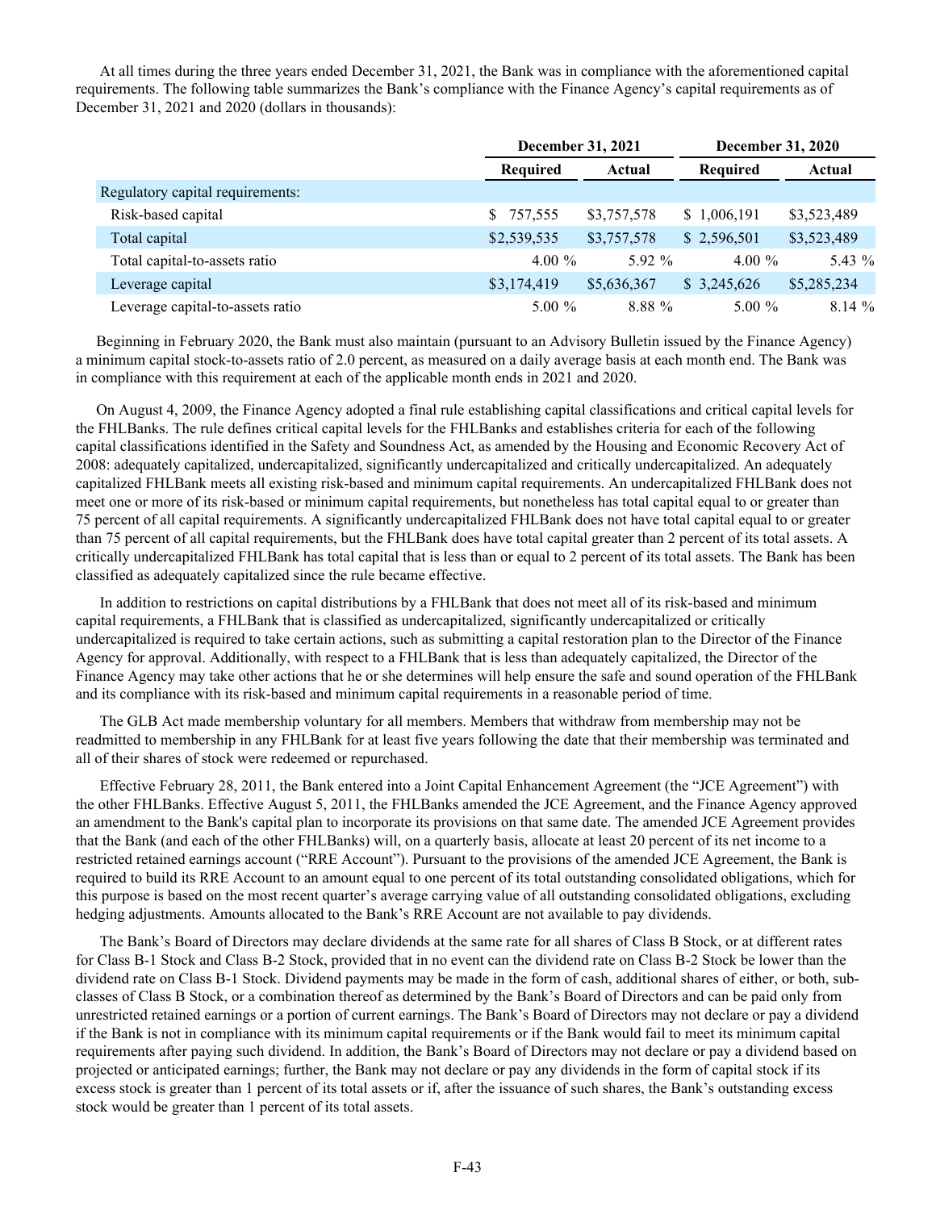At all times during the three years ended December 31, 2021, the Bank was in compliance with the aforementioned capital requirements. The following table summarizes the Bank's compliance with the Finance Agency's capital requirements as of December 31, 2021 and 2020 (dollars in thousands):

| | December 31, 2021 | | December 31, 2020 | |
|---|---|---|---|---|
| | Required | Actual | Required | Actual |
| Regulatory capital requirements: | | | | |
| Risk-based capital | $ 757,555 | $3,757,578 | $ 1,006,191 | $3,523,489 |
| Total capital | $2,539,535 | $3,757,578 | $ 2,596,501 | $3,523,489 |
| Total capital-to-assets ratio | 4.00 % | 5.92 % | 4.00 % | 5.43 % |
| Leverage capital | $3,174,419 | $5,636,367 | $ 3,245,626 | $5,285,234 |
| Leverage capital-to-assets ratio | 5.00 % | 8.88 % | 5.00 % | 8.14 % |

Beginning in February 2020, the Bank must also maintain (pursuant to an Advisory Bulletin issued by the Finance Agency) a minimum capital stock-to-assets ratio of 2.0 percent, as measured on a daily average basis at each month end. The Bank was in compliance with this requirement at each of the applicable month ends in 2021 and 2020.

On August 4, 2009, the Finance Agency adopted a final rule establishing capital classifications and critical capital levels for the FHLBanks. The rule defines critical capital levels for the FHLBanks and establishes criteria for each of the following capital classifications identified in the Safety and Soundness Act, as amended by the Housing and Economic Recovery Act of 2008: adequately capitalized, undercapitalized, significantly undercapitalized and critically undercapitalized. An adequately capitalized FHLBank meets all existing risk-based and minimum capital requirements. An undercapitalized FHLBank does not meet one or more of its risk-based or minimum capital requirements, but nonetheless has total capital equal to or greater than 75 percent of all capital requirements. A significantly undercapitalized FHLBank does not have total capital equal to or greater than 75 percent of all capital requirements, but the FHLBank does have total capital greater than 2 percent of its total assets. A critically undercapitalized FHLBank has total capital that is less than or equal to 2 percent of its total assets. The Bank has been classified as adequately capitalized since the rule became effective.

In addition to restrictions on capital distributions by a FHLBank that does not meet all of its risk-based and minimum capital requirements, a FHLBank that is classified as undercapitalized, significantly undercapitalized or critically undercapitalized is required to take certain actions, such as submitting a capital restoration plan to the Director of the Finance Agency for approval. Additionally, with respect to a FHLBank that is less than adequately capitalized, the Director of the Finance Agency may take other actions that he or she determines will help ensure the safe and sound operation of the FHLBank and its compliance with its risk-based and minimum capital requirements in a reasonable period of time.

The GLB Act made membership voluntary for all members. Members that withdraw from membership may not be readmitted to membership in any FHLBank for at least five years following the date that their membership was terminated and all of their shares of stock were redeemed or repurchased.

Effective February 28, 2011, the Bank entered into a Joint Capital Enhancement Agreement (the "JCE Agreement") with the other FHLBanks. Effective August 5, 2011, the FHLBanks amended the JCE Agreement, and the Finance Agency approved an amendment to the Bank's capital plan to incorporate its provisions on that same date. The amended JCE Agreement provides that the Bank (and each of the other FHLBanks) will, on a quarterly basis, allocate at least 20 percent of its net income to a restricted retained earnings account ("RRE Account"). Pursuant to the provisions of the amended JCE Agreement, the Bank is required to build its RRE Account to an amount equal to one percent of its total outstanding consolidated obligations, which for this purpose is based on the most recent quarter's average carrying value of all outstanding consolidated obligations, excluding hedging adjustments. Amounts allocated to the Bank's RRE Account are not available to pay dividends.

The Bank's Board of Directors may declare dividends at the same rate for all shares of Class B Stock, or at different rates for Class B-1 Stock and Class B-2 Stock, provided that in no event can the dividend rate on Class B-2 Stock be lower than the dividend rate on Class B-1 Stock. Dividend payments may be made in the form of cash, additional shares of either, or both, sub-classes of Class B Stock, or a combination thereof as determined by the Bank's Board of Directors and can be paid only from unrestricted retained earnings or a portion of current earnings. The Bank's Board of Directors may not declare or pay a dividend if the Bank is not in compliance with its minimum capital requirements or if the Bank would fail to meet its minimum capital requirements after paying such dividend. In addition, the Bank's Board of Directors may not declare or pay a dividend based on projected or anticipated earnings; further, the Bank may not declare or pay any dividends in the form of capital stock if its excess stock is greater than 1 percent of its total assets or if, after the issuance of such shares, the Bank's outstanding excess stock would be greater than 1 percent of its total assets.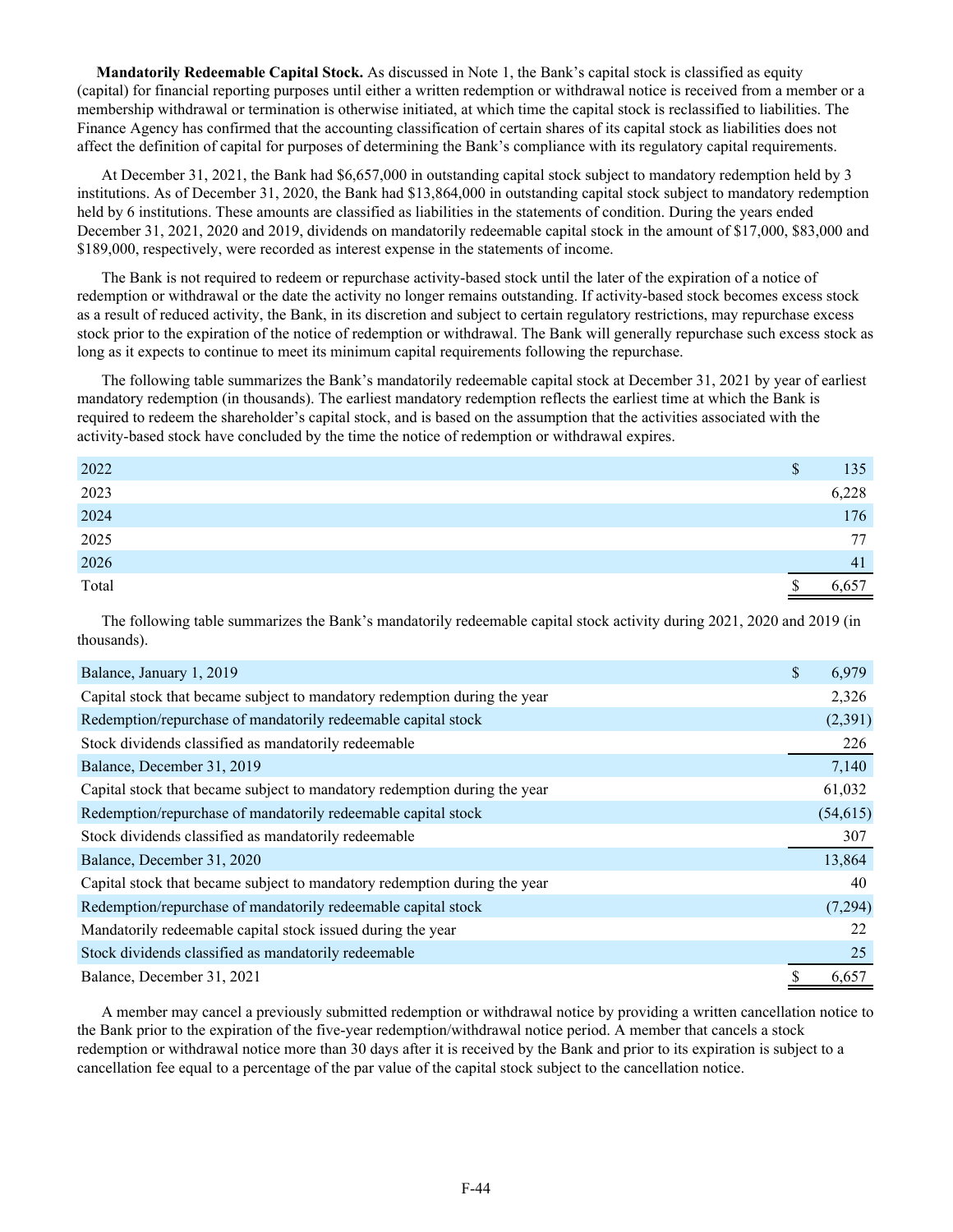**Mandatorily Redeemable Capital Stock.** As discussed in Note 1, the Bank's capital stock is classified as equity (capital) for financial reporting purposes until either a written redemption or withdrawal notice is received from a member or a membership withdrawal or termination is otherwise initiated, at which time the capital stock is reclassified to liabilities. The Finance Agency has confirmed that the accounting classification of certain shares of its capital stock as liabilities does not affect the definition of capital for purposes of determining the Bank's compliance with its regulatory capital requirements.

At December 31, 2021, the Bank had $6,657,000 in outstanding capital stock subject to mandatory redemption held by 3 institutions. As of December 31, 2020, the Bank had $13,864,000 in outstanding capital stock subject to mandatory redemption held by 6 institutions. These amounts are classified as liabilities in the statements of condition. During the years ended December 31, 2021, 2020 and 2019, dividends on mandatorily redeemable capital stock in the amount of $17,000, $83,000 and $189,000, respectively, were recorded as interest expense in the statements of income.

The Bank is not required to redeem or repurchase activity-based stock until the later of the expiration of a notice of redemption or withdrawal or the date the activity no longer remains outstanding. If activity-based stock becomes excess stock as a result of reduced activity, the Bank, in its discretion and subject to certain regulatory restrictions, may repurchase excess stock prior to the expiration of the notice of redemption or withdrawal. The Bank will generally repurchase such excess stock as long as it expects to continue to meet its minimum capital requirements following the repurchase.

The following table summarizes the Bank's mandatorily redeemable capital stock at December 31, 2021 by year of earliest mandatory redemption (in thousands). The earliest mandatory redemption reflects the earliest time at which the Bank is required to redeem the shareholder's capital stock, and is based on the assumption that the activities associated with the activity-based stock have concluded by the time the notice of redemption or withdrawal expires.

| | |
|---|---|
| 2022 | $ 135 |
| 2023 | 6,228 |
| 2024 | 176 |
| 2025 | 77 |
| 2026 | 41 |
| Total | $ 6,657 |

The following table summarizes the Bank's mandatorily redeemable capital stock activity during 2021, 2020 and 2019 (in thousands).

| | |
|---|---|
| Balance, January 1, 2019 | $ 6,979 |
| Capital stock that became subject to mandatory redemption during the year | 2,326 |
| Redemption/repurchase of mandatorily redeemable capital stock | (2,391) |
| Stock dividends classified as mandatorily redeemable | 226 |
| Balance, December 31, 2019 | 7,140 |
| Capital stock that became subject to mandatory redemption during the year | 61,032 |
| Redemption/repurchase of mandatorily redeemable capital stock | (54,615) |
| Stock dividends classified as mandatorily redeemable | 307 |
| Balance, December 31, 2020 | 13,864 |
| Capital stock that became subject to mandatory redemption during the year | 40 |
| Redemption/repurchase of mandatorily redeemable capital stock | (7,294) |
| Mandatorily redeemable capital stock issued during the year | 22 |
| Stock dividends classified as mandatorily redeemable | 25 |
| Balance, December 31, 2021 | $ 6,657 |

A member may cancel a previously submitted redemption or withdrawal notice by providing a written cancellation notice to the Bank prior to the expiration of the five-year redemption/withdrawal notice period. A member that cancels a stock redemption or withdrawal notice more than 30 days after it is received by the Bank and prior to its expiration is subject to a cancellation fee equal to a percentage of the par value of the capital stock subject to the cancellation notice.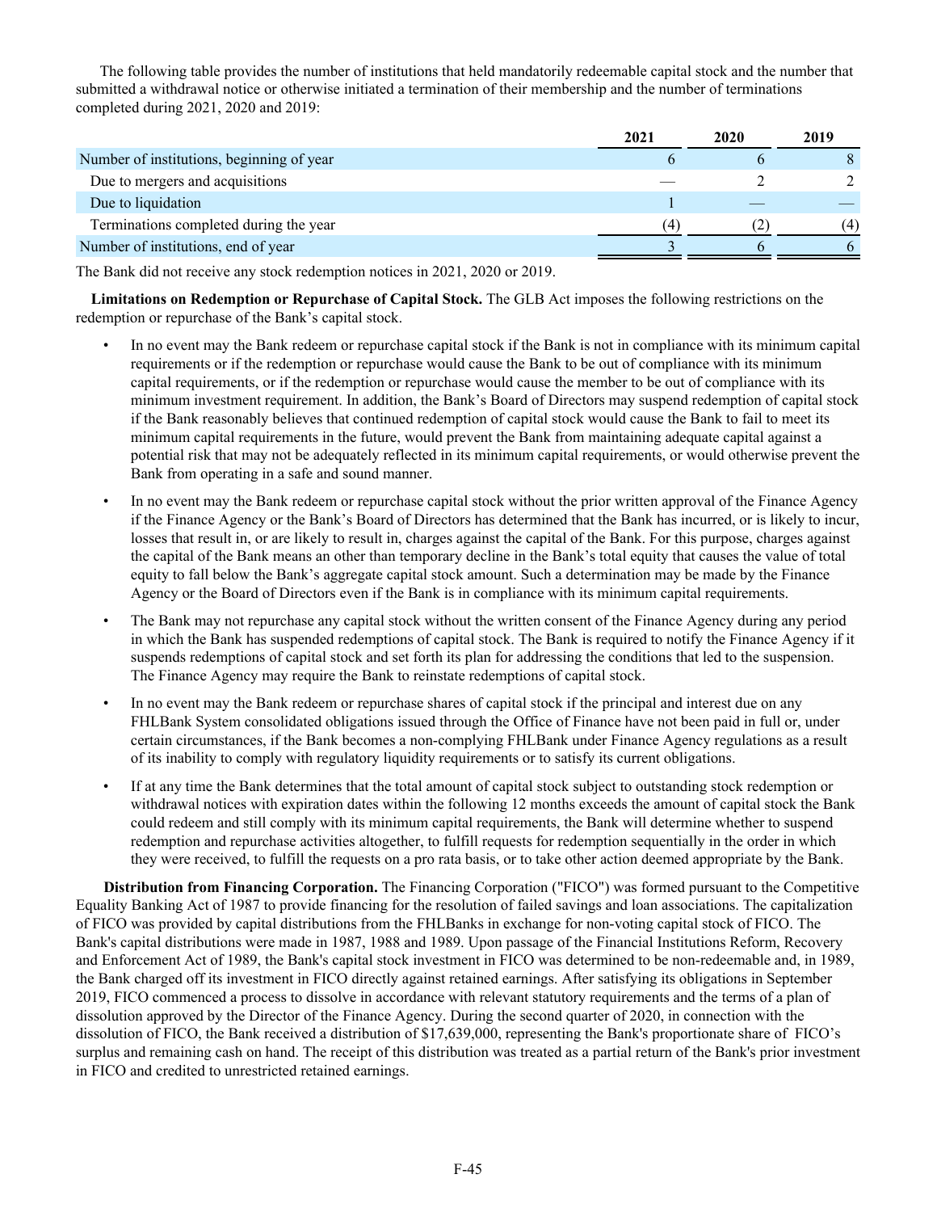The following table provides the number of institutions that held mandatorily redeemable capital stock and the number that submitted a withdrawal notice or otherwise initiated a termination of their membership and the number of terminations completed during 2021, 2020 and 2019:

| | 2021 | 2020 | 2019 |
|---|---|---|---|
| Number of institutions, beginning of year | 6 | 6 | 8 |
| Due to mergers and acquisitions | — | 2 | 2 |
| Due to liquidation | 1 | — | — |
| Terminations completed during the year | (4) | (2) | (4) |
| Number of institutions, end of year | 3 | 6 | 6 |

The Bank did not receive any stock redemption notices in 2021, 2020 or 2019.

**Limitations on Redemption or Repurchase of Capital Stock.** The GLB Act imposes the following restrictions on the redemption or repurchase of the Bank's capital stock.

- In no event may the Bank redeem or repurchase capital stock if the Bank is not in compliance with its minimum capital requirements or if the redemption or repurchase would cause the Bank to be out of compliance with its minimum capital requirements, or if the redemption or repurchase would cause the member to be out of compliance with its minimum investment requirement. In addition, the Bank's Board of Directors may suspend redemption of capital stock if the Bank reasonably believes that continued redemption of capital stock would cause the Bank to fail to meet its minimum capital requirements in the future, would prevent the Bank from maintaining adequate capital against a potential risk that may not be adequately reflected in its minimum capital requirements, or would otherwise prevent the Bank from operating in a safe and sound manner.
- In no event may the Bank redeem or repurchase capital stock without the prior written approval of the Finance Agency if the Finance Agency or the Bank's Board of Directors has determined that the Bank has incurred, or is likely to incur, losses that result in, or are likely to result in, charges against the capital of the Bank. For this purpose, charges against the capital of the Bank means an other than temporary decline in the Bank's total equity that causes the value of total equity to fall below the Bank's aggregate capital stock amount. Such a determination may be made by the Finance Agency or the Board of Directors even if the Bank is in compliance with its minimum capital requirements.
- The Bank may not repurchase any capital stock without the written consent of the Finance Agency during any period in which the Bank has suspended redemptions of capital stock. The Bank is required to notify the Finance Agency if it suspends redemptions of capital stock and set forth its plan for addressing the conditions that led to the suspension. The Finance Agency may require the Bank to reinstate redemptions of capital stock.
- In no event may the Bank redeem or repurchase shares of capital stock if the principal and interest due on any FHLBank System consolidated obligations issued through the Office of Finance have not been paid in full or, under certain circumstances, if the Bank becomes a non-complying FHLBank under Finance Agency regulations as a result of its inability to comply with regulatory liquidity requirements or to satisfy its current obligations.
- If at any time the Bank determines that the total amount of capital stock subject to outstanding stock redemption or withdrawal notices with expiration dates within the following 12 months exceeds the amount of capital stock the Bank could redeem and still comply with its minimum capital requirements, the Bank will determine whether to suspend redemption and repurchase activities altogether, to fulfill requests for redemption sequentially in the order in which they were received, to fulfill the requests on a pro rata basis, or to take other action deemed appropriate by the Bank.

**Distribution from Financing Corporation.** The Financing Corporation ("FICO") was formed pursuant to the Competitive Equality Banking Act of 1987 to provide financing for the resolution of failed savings and loan associations. The capitalization of FICO was provided by capital distributions from the FHLBanks in exchange for non-voting capital stock of FICO. The Bank's capital distributions were made in 1987, 1988 and 1989. Upon passage of the Financial Institutions Reform, Recovery and Enforcement Act of 1989, the Bank's capital stock investment in FICO was determined to be non-redeemable and, in 1989, the Bank charged off its investment in FICO directly against retained earnings. After satisfying its obligations in September 2019, FICO commenced a process to dissolve in accordance with relevant statutory requirements and the terms of a plan of dissolution approved by the Director of the Finance Agency. During the second quarter of 2020, in connection with the dissolution of FICO, the Bank received a distribution of $17,639,000, representing the Bank's proportionate share of FICO's surplus and remaining cash on hand. The receipt of this distribution was treated as a partial return of the Bank's prior investment in FICO and credited to unrestricted retained earnings.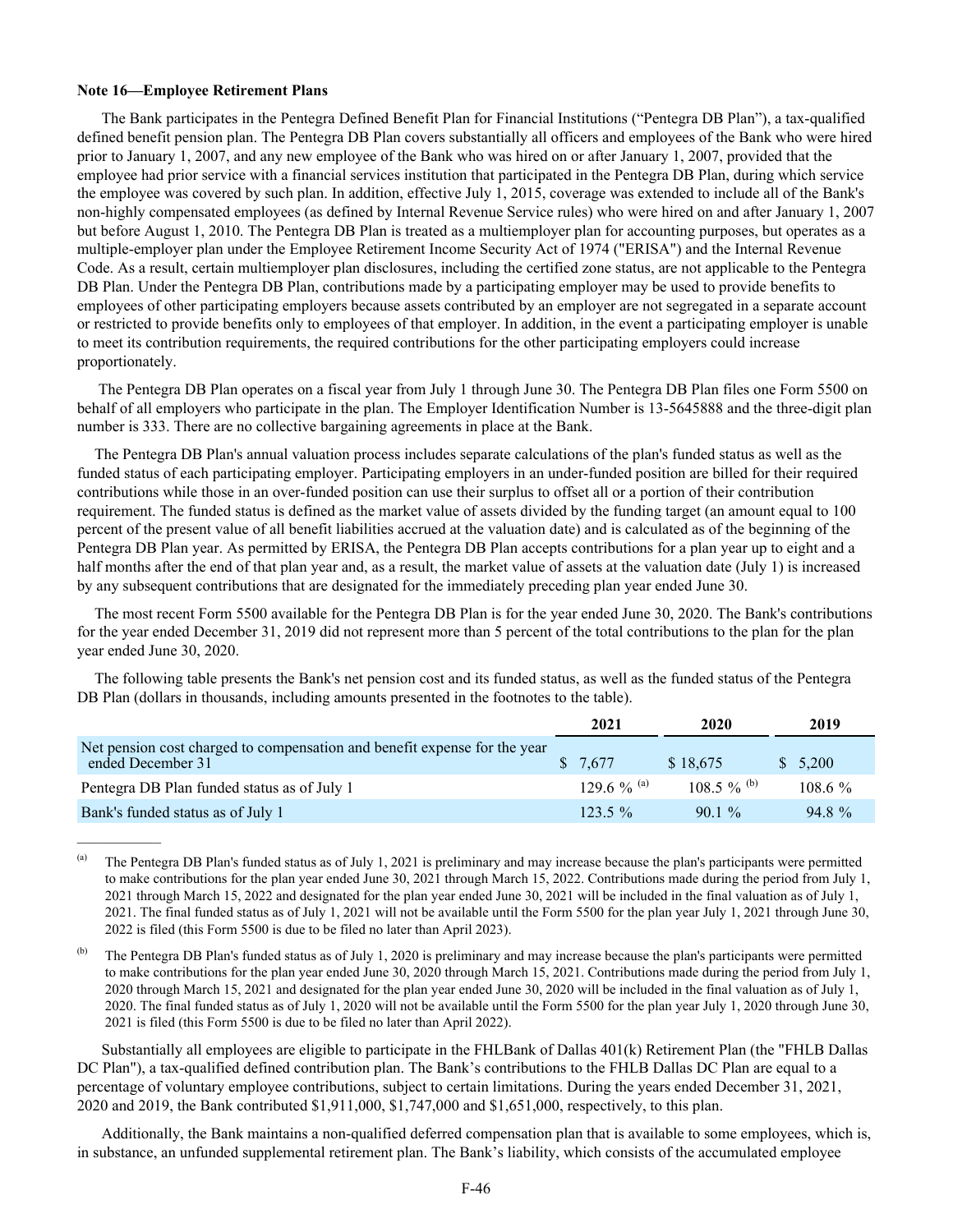**Note 16—Employee Retirement Plans**

The Bank participates in the Pentegra Defined Benefit Plan for Financial Institutions ("Pentegra DB Plan"), a tax-qualified defined benefit pension plan. The Pentegra DB Plan covers substantially all officers and employees of the Bank who were hired prior to January 1, 2007, and any new employee of the Bank who was hired on or after January 1, 2007, provided that the employee had prior service with a financial services institution that participated in the Pentegra DB Plan, during which service the employee was covered by such plan. In addition, effective July 1, 2015, coverage was extended to include all of the Bank's non-highly compensated employees (as defined by Internal Revenue Service rules) who were hired on and after January 1, 2007 but before August 1, 2010. The Pentegra DB Plan is treated as a multiemployer plan for accounting purposes, but operates as a multiple-employer plan under the Employee Retirement Income Security Act of 1974 ("ERISA") and the Internal Revenue Code. As a result, certain multiemployer plan disclosures, including the certified zone status, are not applicable to the Pentegra DB Plan. Under the Pentegra DB Plan, contributions made by a participating employer may be used to provide benefits to employees of other participating employers because assets contributed by an employer are not segregated in a separate account or restricted to provide benefits only to employees of that employer. In addition, in the event a participating employer is unable to meet its contribution requirements, the required contributions for the other participating employers could increase proportionately.

The Pentegra DB Plan operates on a fiscal year from July 1 through June 30. The Pentegra DB Plan files one Form 5500 on behalf of all employers who participate in the plan. The Employer Identification Number is 13-5645888 and the three-digit plan number is 333. There are no collective bargaining agreements in place at the Bank.

The Pentegra DB Plan's annual valuation process includes separate calculations of the plan's funded status as well as the funded status of each participating employer. Participating employers in an under-funded position are billed for their required contributions while those in an over-funded position can use their surplus to offset all or a portion of their contribution requirement. The funded status is defined as the market value of assets divided by the funding target (an amount equal to 100 percent of the present value of all benefit liabilities accrued at the valuation date) and is calculated as of the beginning of the Pentegra DB Plan year. As permitted by ERISA, the Pentegra DB Plan accepts contributions for a plan year up to eight and a half months after the end of that plan year and, as a result, the market value of assets at the valuation date (July 1) is increased by any subsequent contributions that are designated for the immediately preceding plan year ended June 30.

The most recent Form 5500 available for the Pentegra DB Plan is for the year ended June 30, 2020. The Bank's contributions for the year ended December 31, 2019 did not represent more than 5 percent of the total contributions to the plan for the plan year ended June 30, 2020.

The following table presents the Bank's net pension cost and its funded status, as well as the funded status of the Pentegra DB Plan (dollars in thousands, including amounts presented in the footnotes to the table).

| | 2021 | 2020 | 2019 |
|---|---|---|---|
| Net pension cost charged to compensation and benefit expense for the year ended December 31 | $ 7,677 | $ 18,675 | $ 5,200 |
| Pentegra DB Plan funded status as of July 1 | 129.6 % [(a)] | 108.5 % [(b)] | 108.6 % |
| Bank's funded status as of July 1 | 123.5 % | 90.1 % | 94.8 % |

(a) The Pentegra DB Plan's funded status as of July 1, 2021 is preliminary and may increase because the plan's participants were permitted to make contributions for the plan year ended June 30, 2021 through March 15, 2022. Contributions made during the period from July 1, 2021 through March 15, 2022 and designated for the plan year ended June 30, 2021 will be included in the final valuation as of July 1, 2021. The final funded status as of July 1, 2021 will not be available until the Form 5500 for the plan year July 1, 2021 through June 30, 2022 is filed (this Form 5500 is due to be filed no later than April 2023).

(b) The Pentegra DB Plan's funded status as of July 1, 2020 is preliminary and may increase because the plan's participants were permitted to make contributions for the plan year ended June 30, 2020 through March 15, 2021. Contributions made during the period from July 1, 2020 through March 15, 2021 and designated for the plan year ended June 30, 2020 will be included in the final valuation as of July 1, 2020. The final funded status as of July 1, 2020 will not be available until the Form 5500 for the plan year July 1, 2020 through June 30, 2021 is filed (this Form 5500 is due to be filed no later than April 2022).

Substantially all employees are eligible to participate in the FHLBank of Dallas 401(k) Retirement Plan (the "FHLB Dallas DC Plan"), a tax-qualified defined contribution plan. The Bank's contributions to the FHLB Dallas DC Plan are equal to a percentage of voluntary employee contributions, subject to certain limitations. During the years ended December 31, 2021, 2020 and 2019, the Bank contributed $1,911,000, $1,747,000 and $1,651,000, respectively, to this plan.

Additionally, the Bank maintains a non-qualified deferred compensation plan that is available to some employees, which is, in substance, an unfunded supplemental retirement plan. The Bank's liability, which consists of the accumulated employee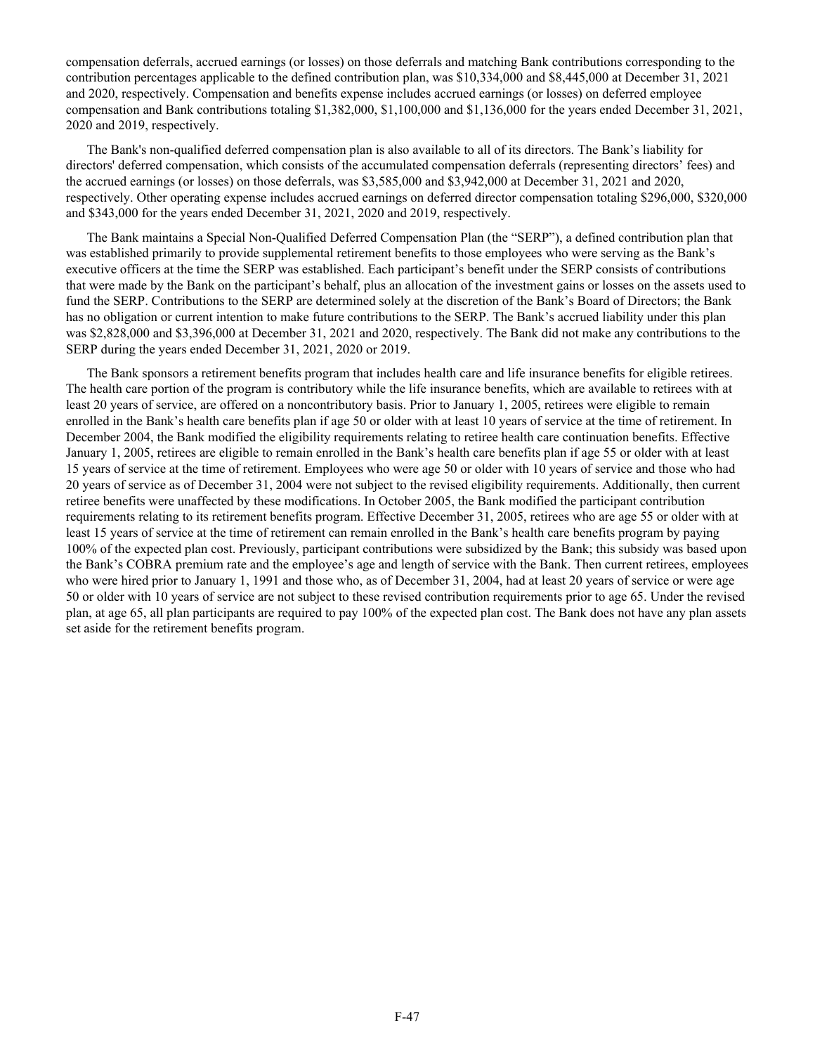compensation deferrals, accrued earnings (or losses) on those deferrals and matching Bank contributions corresponding to the contribution percentages applicable to the defined contribution plan, was $10,334,000 and $8,445,000 at December 31, 2021 and 2020, respectively. Compensation and benefits expense includes accrued earnings (or losses) on deferred employee compensation and Bank contributions totaling $1,382,000, $1,100,000 and $1,136,000 for the years ended December 31, 2021, 2020 and 2019, respectively.

The Bank's non-qualified deferred compensation plan is also available to all of its directors. The Bank's liability for directors' deferred compensation, which consists of the accumulated compensation deferrals (representing directors' fees) and the accrued earnings (or losses) on those deferrals, was $3,585,000 and $3,942,000 at December 31, 2021 and 2020, respectively. Other operating expense includes accrued earnings on deferred director compensation totaling $296,000, $320,000 and $343,000 for the years ended December 31, 2021, 2020 and 2019, respectively.

The Bank maintains a Special Non-Qualified Deferred Compensation Plan (the "SERP"), a defined contribution plan that was established primarily to provide supplemental retirement benefits to those employees who were serving as the Bank's executive officers at the time the SERP was established. Each participant's benefit under the SERP consists of contributions that were made by the Bank on the participant's behalf, plus an allocation of the investment gains or losses on the assets used to fund the SERP. Contributions to the SERP are determined solely at the discretion of the Bank's Board of Directors; the Bank has no obligation or current intention to make future contributions to the SERP. The Bank's accrued liability under this plan was $2,828,000 and $3,396,000 at December 31, 2021 and 2020, respectively. The Bank did not make any contributions to the SERP during the years ended December 31, 2021, 2020 or 2019.

The Bank sponsors a retirement benefits program that includes health care and life insurance benefits for eligible retirees. The health care portion of the program is contributory while the life insurance benefits, which are available to retirees with at least 20 years of service, are offered on a noncontributory basis. Prior to January 1, 2005, retirees were eligible to remain enrolled in the Bank's health care benefits plan if age 50 or older with at least 10 years of service at the time of retirement. In December 2004, the Bank modified the eligibility requirements relating to retiree health care continuation benefits. Effective January 1, 2005, retirees are eligible to remain enrolled in the Bank's health care benefits plan if age 55 or older with at least 15 years of service at the time of retirement. Employees who were age 50 or older with 10 years of service and those who had 20 years of service as of December 31, 2004 were not subject to the revised eligibility requirements. Additionally, then current retiree benefits were unaffected by these modifications. In October 2005, the Bank modified the participant contribution requirements relating to its retirement benefits program. Effective December 31, 2005, retirees who are age 55 or older with at least 15 years of service at the time of retirement can remain enrolled in the Bank's health care benefits program by paying 100% of the expected plan cost. Previously, participant contributions were subsidized by the Bank; this subsidy was based upon the Bank's COBRA premium rate and the employee's age and length of service with the Bank. Then current retirees, employees who were hired prior to January 1, 1991 and those who, as of December 31, 2004, had at least 20 years of service or were age 50 or older with 10 years of service are not subject to these revised contribution requirements prior to age 65. Under the revised plan, at age 65, all plan participants are required to pay 100% of the expected plan cost. The Bank does not have any plan assets set aside for the retirement benefits program.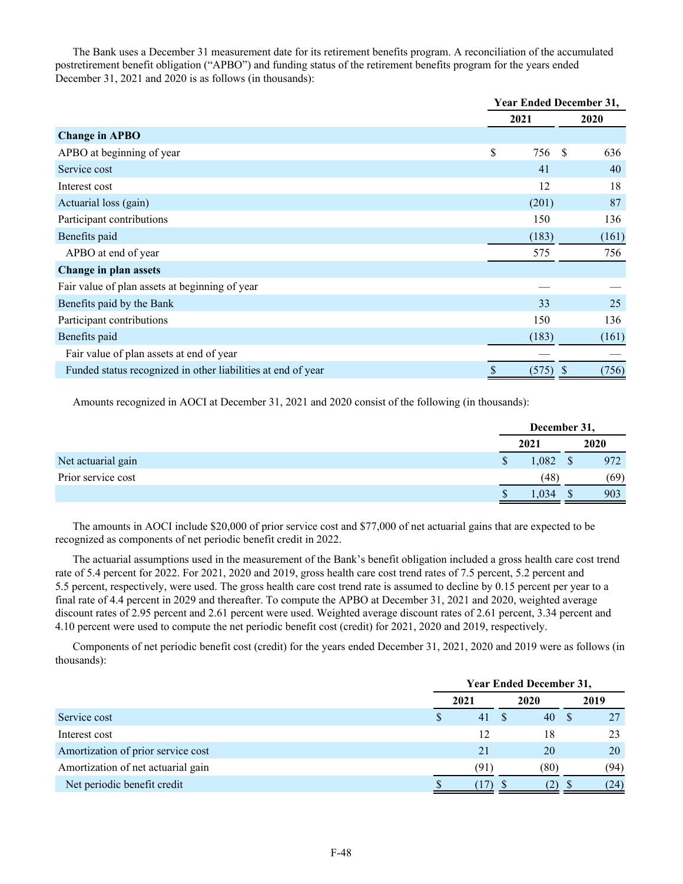The Bank uses a December 31 measurement date for its retirement benefits program. A reconciliation of the accumulated postretirement benefit obligation ("APBO") and funding status of the retirement benefits program for the years ended December 31, 2021 and 2020 is as follows (in thousands):

| | Year Ended December 31, | |
|---|---|---|
| | 2021 | 2020 |
| **Change in APBO** | | |
| APBO at beginning of year | $ 756 | $ 636 |
| Service cost | 41 | 40 |
| Interest cost | 12 | 18 |
| Actuarial loss (gain) | (201) | 87 |
| Participant contributions | 150 | 136 |
| Benefits paid | (183) | (161) |
| APBO at end of year | 575 | 756 |
| **Change in plan assets** | | |
| Fair value of plan assets at beginning of year | — | — |
| Benefits paid by the Bank | 33 | 25 |
| Participant contributions | 150 | 136 |
| Benefits paid | (183) | (161) |
| Fair value of plan assets at end of year | — | — |
| Funded status recognized in other liabilities at end of year | $ (575) | $ (756) |

Amounts recognized in AOCI at December 31, 2021 and 2020 consist of the following (in thousands):

| | December 31, | |
|---|---|---|
| | 2021 | 2020 |
| Net actuarial gain | $ 1,082 | $ 972 |
| Prior service cost | (48) | (69) |
| | $ 1,034 | $ 903 |

The amounts in AOCI include $20,000 of prior service cost and $77,000 of net actuarial gains that are expected to be recognized as components of net periodic benefit credit in 2022.

The actuarial assumptions used in the measurement of the Bank's benefit obligation included a gross health care cost trend rate of 5.4 percent for 2022. For 2021, 2020 and 2019, gross health care cost trend rates of 7.5 percent, 5.2 percent and 5.5 percent, respectively, were used. The gross health care cost trend rate is assumed to decline by 0.15 percent per year to a final rate of 4.4 percent in 2029 and thereafter. To compute the APBO at December 31, 2021 and 2020, weighted average discount rates of 2.95 percent and 2.61 percent were used. Weighted average discount rates of 2.61 percent, 3.34 percent and 4.10 percent were used to compute the net periodic benefit cost (credit) for 2021, 2020 and 2019, respectively.

Components of net periodic benefit cost (credit) for the years ended December 31, 2021, 2020 and 2019 were as follows (in thousands):

| | Year Ended December 31, | | |
|---|---|---|---|
| | 2021 | 2020 | 2019 |
| Service cost | $ 41 | $ 40 | $ 27 |
| Interest cost | 12 | 18 | 23 |
| Amortization of prior service cost | 21 | 20 | 20 |
| Amortization of net actuarial gain | (91) | (80) | (94) |
| Net periodic benefit credit | $ (17) | $ (2) | $ (24) |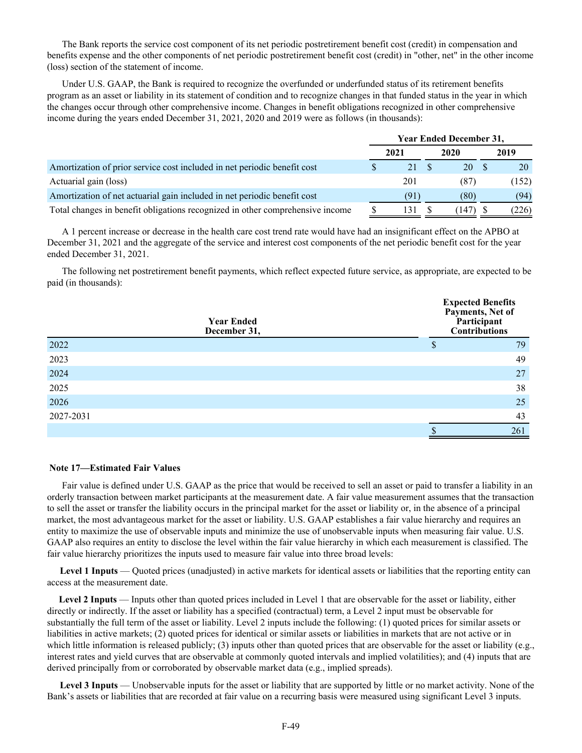The Bank reports the service cost component of its net periodic postretirement benefit cost (credit) in compensation and benefits expense and the other components of net periodic postretirement benefit cost (credit) in "other, net" in the other income (loss) section of the statement of income.

Under U.S. GAAP, the Bank is required to recognize the overfunded or underfunded status of its retirement benefits program as an asset or liability in its statement of condition and to recognize changes in that funded status in the year in which the changes occur through other comprehensive income. Changes in benefit obligations recognized in other comprehensive income during the years ended December 31, 2021, 2020 and 2019 were as follows (in thousands):

| | Year Ended December 31, | | |
|---|---|---|---|
| | 2021 | 2020 | 2019 |
| Amortization of prior service cost included in net periodic benefit cost | $ 21 | $ 20 | $ 20 |
| Actuarial gain (loss) | 201 | (87) | (152) |
| Amortization of net actuarial gain included in net periodic benefit cost | (91) | (80) | (94) |
| Total changes in benefit obligations recognized in other comprehensive income | $ 131 | $ (147) | $ (226) |

A 1 percent increase or decrease in the health care cost trend rate would have had an insignificant effect on the APBO at December 31, 2021 and the aggregate of the service and interest cost components of the net periodic benefit cost for the year ended December 31, 2021.

The following net postretirement benefit payments, which reflect expected future service, as appropriate, are expected to be paid (in thousands):

| Year Ended December 31, | Expected Benefits Payments, Net of Participant Contributions |
|---|---|
| 2022 | $ 79 |
| 2023 | 49 |
| 2024 | 27 |
| 2025 | 38 |
| 2026 | 25 |
| 2027-2031 | 43 |
| | $ 261 |

## Note 17—Estimated Fair Values

Fair value is defined under U.S. GAAP as the price that would be received to sell an asset or paid to transfer a liability in an orderly transaction between market participants at the measurement date. A fair value measurement assumes that the transaction to sell the asset or transfer the liability occurs in the principal market for the asset or liability or, in the absence of a principal market, the most advantageous market for the asset or liability. U.S. GAAP establishes a fair value hierarchy and requires an entity to maximize the use of observable inputs and minimize the use of unobservable inputs when measuring fair value. U.S. GAAP also requires an entity to disclose the level within the fair value hierarchy in which each measurement is classified. The fair value hierarchy prioritizes the inputs used to measure fair value into three broad levels:

**Level 1 Inputs** — Quoted prices (unadjusted) in active markets for identical assets or liabilities that the reporting entity can access at the measurement date.

**Level 2 Inputs** — Inputs other than quoted prices included in Level 1 that are observable for the asset or liability, either directly or indirectly. If the asset or liability has a specified (contractual) term, a Level 2 input must be observable for substantially the full term of the asset or liability. Level 2 inputs include the following: (1) quoted prices for similar assets or liabilities in active markets; (2) quoted prices for identical or similar assets or liabilities in markets that are not active or in which little information is released publicly; (3) inputs other than quoted prices that are observable for the asset or liability (e.g., interest rates and yield curves that are observable at commonly quoted intervals and implied volatilities); and (4) inputs that are derived principally from or corroborated by observable market data (e.g., implied spreads).

**Level 3 Inputs** — Unobservable inputs for the asset or liability that are supported by little or no market activity. None of the Bank's assets or liabilities that are recorded at fair value on a recurring basis were measured using significant Level 3 inputs.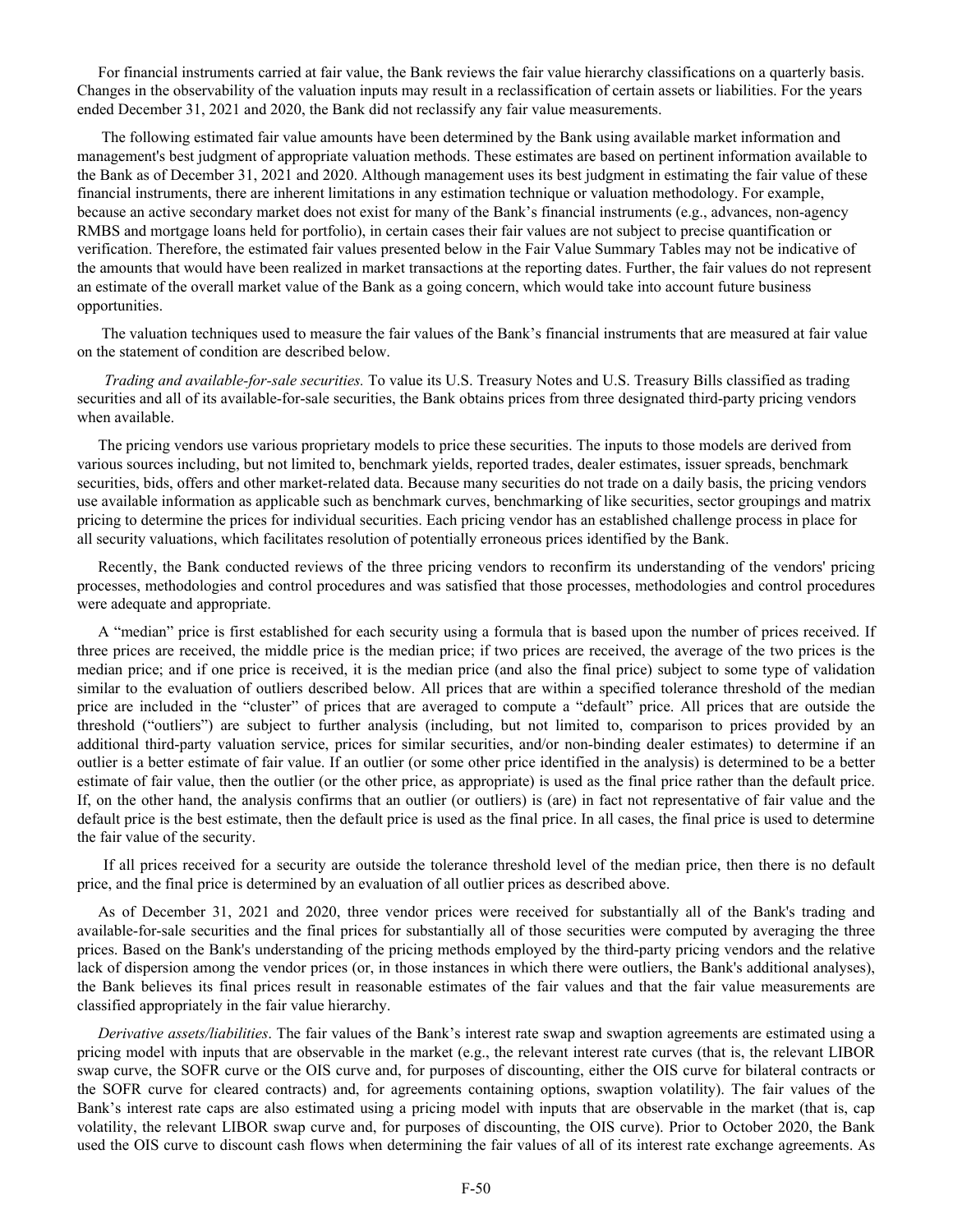For financial instruments carried at fair value, the Bank reviews the fair value hierarchy classifications on a quarterly basis. Changes in the observability of the valuation inputs may result in a reclassification of certain assets or liabilities. For the years ended December 31, 2021 and 2020, the Bank did not reclassify any fair value measurements.

The following estimated fair value amounts have been determined by the Bank using available market information and management's best judgment of appropriate valuation methods. These estimates are based on pertinent information available to the Bank as of December 31, 2021 and 2020. Although management uses its best judgment in estimating the fair value of these financial instruments, there are inherent limitations in any estimation technique or valuation methodology. For example, because an active secondary market does not exist for many of the Bank's financial instruments (e.g., advances, non-agency RMBS and mortgage loans held for portfolio), in certain cases their fair values are not subject to precise quantification or verification. Therefore, the estimated fair values presented below in the Fair Value Summary Tables may not be indicative of the amounts that would have been realized in market transactions at the reporting dates. Further, the fair values do not represent an estimate of the overall market value of the Bank as a going concern, which would take into account future business opportunities.

The valuation techniques used to measure the fair values of the Bank's financial instruments that are measured at fair value on the statement of condition are described below.

*Trading and available-for-sale securities.* To value its U.S. Treasury Notes and U.S. Treasury Bills classified as trading securities and all of its available-for-sale securities, the Bank obtains prices from three designated third-party pricing vendors when available.

The pricing vendors use various proprietary models to price these securities. The inputs to those models are derived from various sources including, but not limited to, benchmark yields, reported trades, dealer estimates, issuer spreads, benchmark securities, bids, offers and other market-related data. Because many securities do not trade on a daily basis, the pricing vendors use available information as applicable such as benchmark curves, benchmarking of like securities, sector groupings and matrix pricing to determine the prices for individual securities. Each pricing vendor has an established challenge process in place for all security valuations, which facilitates resolution of potentially erroneous prices identified by the Bank.

Recently, the Bank conducted reviews of the three pricing vendors to reconfirm its understanding of the vendors' pricing processes, methodologies and control procedures and was satisfied that those processes, methodologies and control procedures were adequate and appropriate.

A "median" price is first established for each security using a formula that is based upon the number of prices received. If three prices are received, the middle price is the median price; if two prices are received, the average of the two prices is the median price; and if one price is received, it is the median price (and also the final price) subject to some type of validation similar to the evaluation of outliers described below. All prices that are within a specified tolerance threshold of the median price are included in the "cluster" of prices that are averaged to compute a "default" price. All prices that are outside the threshold ("outliers") are subject to further analysis (including, but not limited to, comparison to prices provided by an additional third-party valuation service, prices for similar securities, and/or non-binding dealer estimates) to determine if an outlier is a better estimate of fair value. If an outlier (or some other price identified in the analysis) is determined to be a better estimate of fair value, then the outlier (or the other price, as appropriate) is used as the final price rather than the default price. If, on the other hand, the analysis confirms that an outlier (or outliers) is (are) in fact not representative of fair value and the default price is the best estimate, then the default price is used as the final price. In all cases, the final price is used to determine the fair value of the security.

If all prices received for a security are outside the tolerance threshold level of the median price, then there is no default price, and the final price is determined by an evaluation of all outlier prices as described above.

As of December 31, 2021 and 2020, three vendor prices were received for substantially all of the Bank's trading and available-for-sale securities and the final prices for substantially all of those securities were computed by averaging the three prices. Based on the Bank's understanding of the pricing methods employed by the third-party pricing vendors and the relative lack of dispersion among the vendor prices (or, in those instances in which there were outliers, the Bank's additional analyses), the Bank believes its final prices result in reasonable estimates of the fair values and that the fair value measurements are classified appropriately in the fair value hierarchy.

*Derivative assets/liabilities*. The fair values of the Bank's interest rate swap and swaption agreements are estimated using a pricing model with inputs that are observable in the market (e.g., the relevant interest rate curves (that is, the relevant LIBOR swap curve, the SOFR curve or the OIS curve and, for purposes of discounting, either the OIS curve for bilateral contracts or the SOFR curve for cleared contracts) and, for agreements containing options, swaption volatility). The fair values of the Bank's interest rate caps are also estimated using a pricing model with inputs that are observable in the market (that is, cap volatility, the relevant LIBOR swap curve and, for purposes of discounting, the OIS curve). Prior to October 2020, the Bank used the OIS curve to discount cash flows when determining the fair values of all of its interest rate exchange agreements. As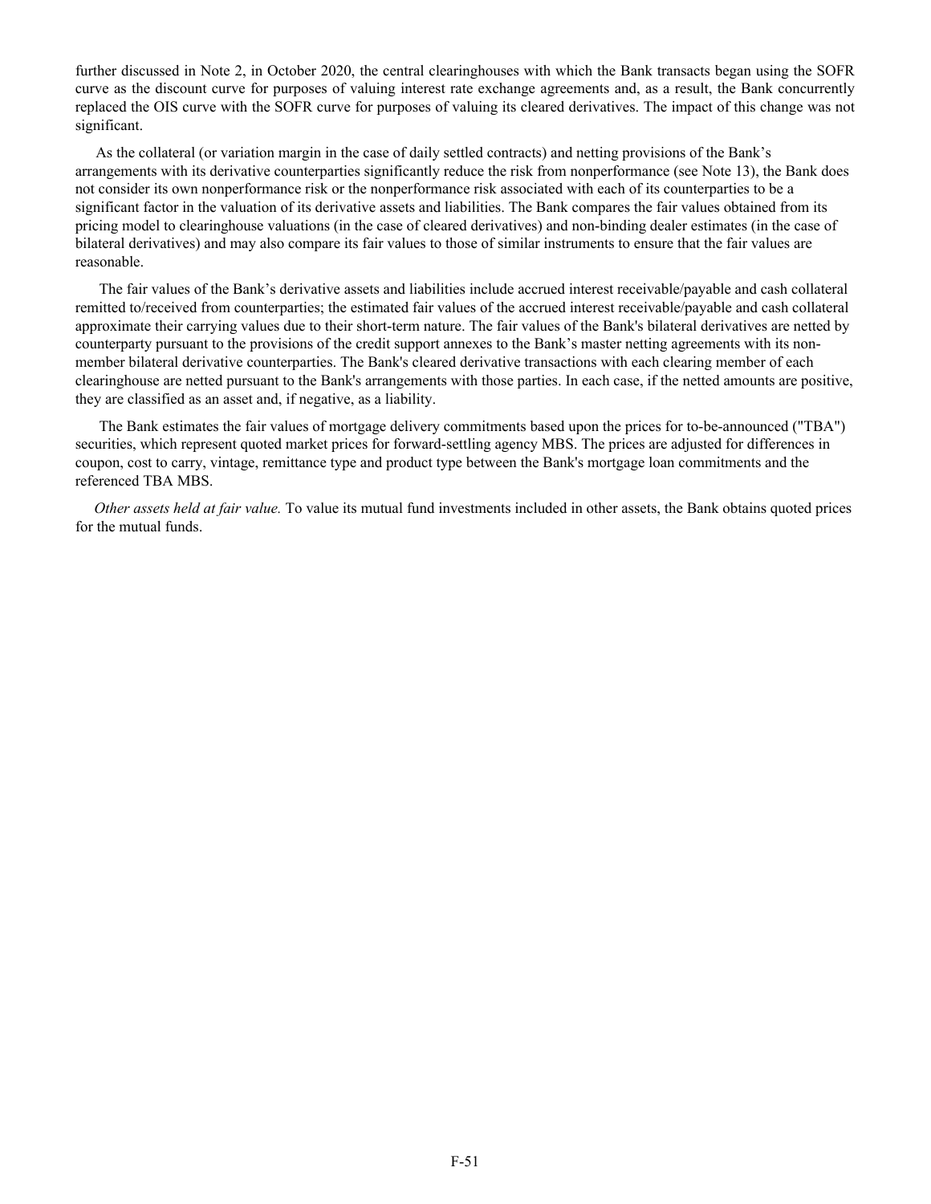further discussed in Note 2, in October 2020, the central clearinghouses with which the Bank transacts began using the SOFR curve as the discount curve for purposes of valuing interest rate exchange agreements and, as a result, the Bank concurrently replaced the OIS curve with the SOFR curve for purposes of valuing its cleared derivatives. The impact of this change was not significant.

As the collateral (or variation margin in the case of daily settled contracts) and netting provisions of the Bank's arrangements with its derivative counterparties significantly reduce the risk from nonperformance (see Note 13), the Bank does not consider its own nonperformance risk or the nonperformance risk associated with each of its counterparties to be a significant factor in the valuation of its derivative assets and liabilities. The Bank compares the fair values obtained from its pricing model to clearinghouse valuations (in the case of cleared derivatives) and non-binding dealer estimates (in the case of bilateral derivatives) and may also compare its fair values to those of similar instruments to ensure that the fair values are reasonable.

The fair values of the Bank's derivative assets and liabilities include accrued interest receivable/payable and cash collateral remitted to/received from counterparties; the estimated fair values of the accrued interest receivable/payable and cash collateral approximate their carrying values due to their short-term nature. The fair values of the Bank's bilateral derivatives are netted by counterparty pursuant to the provisions of the credit support annexes to the Bank's master netting agreements with its non-member bilateral derivative counterparties. The Bank's cleared derivative transactions with each clearing member of each clearinghouse are netted pursuant to the Bank's arrangements with those parties. In each case, if the netted amounts are positive, they are classified as an asset and, if negative, as a liability.

The Bank estimates the fair values of mortgage delivery commitments based upon the prices for to-be-announced ("TBA") securities, which represent quoted market prices for forward-settling agency MBS. The prices are adjusted for differences in coupon, cost to carry, vintage, remittance type and product type between the Bank's mortgage loan commitments and the referenced TBA MBS.

*Other assets held at fair value.* To value its mutual fund investments included in other assets, the Bank obtains quoted prices for the mutual funds.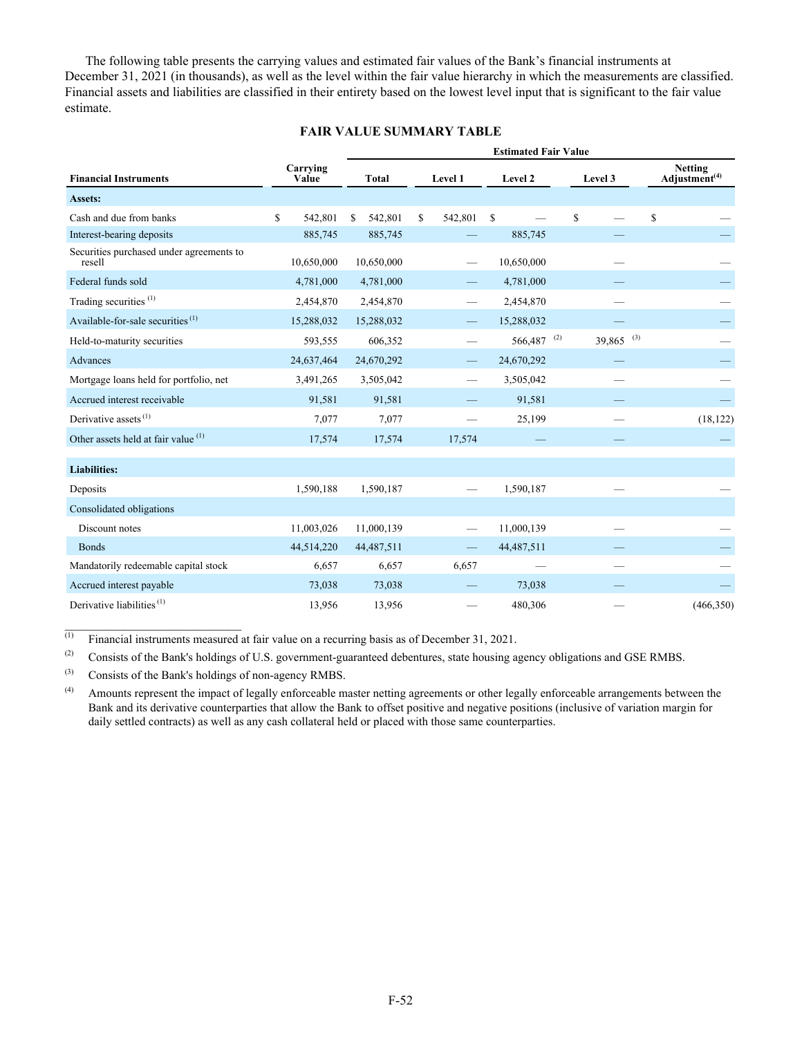The following table presents the carrying values and estimated fair values of the Bank's financial instruments at December 31, 2021 (in thousands), as well as the level within the fair value hierarchy in which the measurements are classified. Financial assets and liabilities are classified in their entirety based on the lowest level input that is significant to the fair value estimate.

**FAIR VALUE SUMMARY TABLE**

| | | Estimated Fair Value | | | | |
|---|---|---|---|---|---|---|
| **Financial Instruments** | **Carrying Value** | **Total** | **Level 1** | **Level 2** | **Level 3** | **Netting Adjustment[(4)]** |
| **Assets:** | | | | | | |
| Cash and due from banks | $ 542,801 | $ 542,801 | $ 542,801 | $ — | $ — | $ — |
| Interest-bearing deposits | 885,745 | 885,745 | — | 885,745 | — | — |
| Securities purchased under agreements to resell | 10,650,000 | 10,650,000 | — | 10,650,000 | — | — |
| Federal funds sold | 4,781,000 | 4,781,000 | — | 4,781,000 | — | — |
| Trading securities [(1)] | 2,454,870 | 2,454,870 | — | 2,454,870 | — | — |
| Available-for-sale securities [(1)] | 15,288,032 | 15,288,032 | — | 15,288,032 | — | — |
| Held-to-maturity securities | 593,555 | 606,352 | — | 566,487 [(2)] | 39,865 [(3)] | — |
| Advances | 24,637,464 | 24,670,292 | — | 24,670,292 | — | — |
| Mortgage loans held for portfolio, net | 3,491,265 | 3,505,042 | — | 3,505,042 | — | — |
| Accrued interest receivable | 91,581 | 91,581 | — | 91,581 | — | — |
| Derivative assets [(1)] | 7,077 | 7,077 | — | 25,199 | — | (18,122) |
| Other assets held at fair value [(1)] | 17,574 | 17,574 | 17,574 | — | — | — |
| **Liabilities:** | | | | | | |
| Deposits | 1,590,188 | 1,590,187 | — | 1,590,187 | — | — |
| Consolidated obligations | | | | | | |
| Discount notes | 11,003,026 | 11,000,139 | — | 11,000,139 | — | — |
| Bonds | 44,514,220 | 44,487,511 | — | 44,487,511 | — | — |
| Mandatorily redeemable capital stock | 6,657 | 6,657 | 6,657 | — | — | — |
| Accrued interest payable | 73,038 | 73,038 | — | 73,038 | — | — |
| Derivative liabilities [(1)] | 13,956 | 13,956 | — | 480,306 | — | (466,350) |

(1) Financial instruments measured at fair value on a recurring basis as of December 31, 2021.

(2) Consists of the Bank's holdings of U.S. government-guaranteed debentures, state housing agency obligations and GSE RMBS.

(3) Consists of the Bank's holdings of non-agency RMBS.

(4) Amounts represent the impact of legally enforceable master netting agreements or other legally enforceable arrangements between the Bank and its derivative counterparties that allow the Bank to offset positive and negative positions (inclusive of variation margin for daily settled contracts) as well as any cash collateral held or placed with those same counterparties.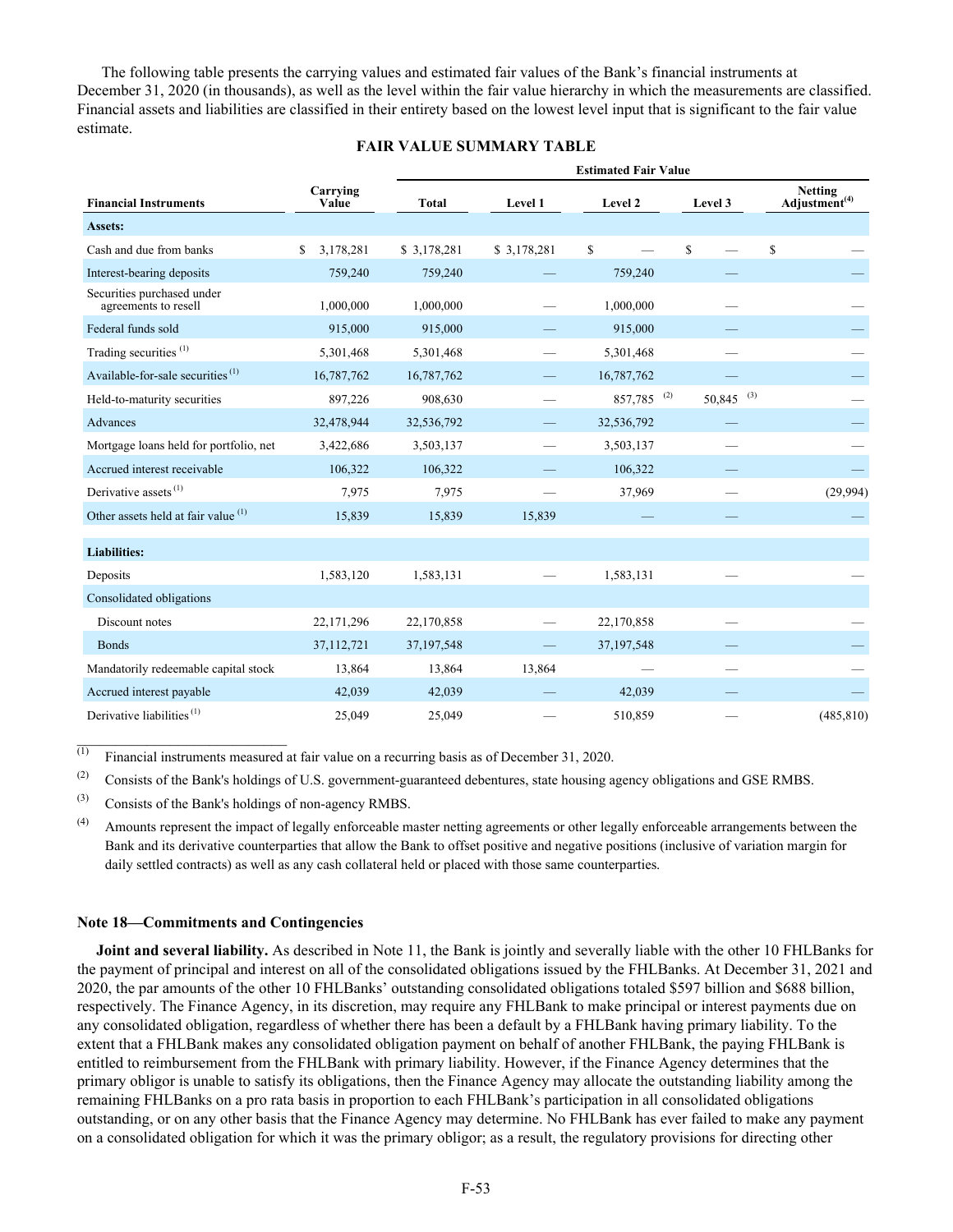The following table presents the carrying values and estimated fair values of the Bank's financial instruments at December 31, 2020 (in thousands), as well as the level within the fair value hierarchy in which the measurements are classified. Financial assets and liabilities are classified in their entirety based on the lowest level input that is significant to the fair value estimate.

**FAIR VALUE SUMMARY TABLE**

| | | Estimated Fair Value | | | | |
|---|---|---|---|---|---|---|
| **Financial Instruments** | **Carrying Value** | **Total** | **Level 1** | **Level 2** | **Level 3** | **Netting Adjustment**[(4)] |
| **Assets:** | | | | | | |
| Cash and due from banks | $ 3,178,281 | $ 3,178,281 | $ 3,178,281 | $ — | $ — | $ — |
| Interest-bearing deposits | 759,240 | 759,240 | — | 759,240 | — | — |
| Securities purchased under agreements to resell | 1,000,000 | 1,000,000 | — | 1,000,000 | — | — |
| Federal funds sold | 915,000 | 915,000 | — | 915,000 | — | — |
| Trading securities [(1)] | 5,301,468 | 5,301,468 | — | 5,301,468 | — | — |
| Available-for-sale securities [(1)] | 16,787,762 | 16,787,762 | — | 16,787,762 | — | — |
| Held-to-maturity securities | 897,226 | 908,630 | — | 857,785 [(2)] | 50,845 [(3)] | — |
| Advances | 32,478,944 | 32,536,792 | — | 32,536,792 | — | — |
| Mortgage loans held for portfolio, net | 3,422,686 | 3,503,137 | — | 3,503,137 | — | — |
| Accrued interest receivable | 106,322 | 106,322 | — | 106,322 | — | — |
| Derivative assets [(1)] | 7,975 | 7,975 | — | 37,969 | — | (29,994) |
| Other assets held at fair value [(1)] | 15,839 | 15,839 | 15,839 | — | — | — |
| **Liabilities:** | | | | | | |
| Deposits | 1,583,120 | 1,583,131 | — | 1,583,131 | — | — |
| Consolidated obligations | | | | | | |
| Discount notes | 22,171,296 | 22,170,858 | — | 22,170,858 | — | — |
| Bonds | 37,112,721 | 37,197,548 | — | 37,197,548 | — | — |
| Mandatorily redeemable capital stock | 13,864 | 13,864 | 13,864 | — | — | — |
| Accrued interest payable | 42,039 | 42,039 | — | 42,039 | — | — |
| Derivative liabilities [(1)] | 25,049 | 25,049 | — | 510,859 | — | (485,810) |

(1) Financial instruments measured at fair value on a recurring basis as of December 31, 2020.

(2) Consists of the Bank's holdings of U.S. government-guaranteed debentures, state housing agency obligations and GSE RMBS.

(3) Consists of the Bank's holdings of non-agency RMBS.

(4) Amounts represent the impact of legally enforceable master netting agreements or other legally enforceable arrangements between the Bank and its derivative counterparties that allow the Bank to offset positive and negative positions (inclusive of variation margin for daily settled contracts) as well as any cash collateral held or placed with those same counterparties.

### Note 18—Commitments and Contingencies

**Joint and several liability.** As described in Note 11, the Bank is jointly and severally liable with the other 10 FHLBanks for the payment of principal and interest on all of the consolidated obligations issued by the FHLBanks. At December 31, 2021 and 2020, the par amounts of the other 10 FHLBanks' outstanding consolidated obligations totaled $597 billion and $688 billion, respectively. The Finance Agency, in its discretion, may require any FHLBank to make principal or interest payments due on any consolidated obligation, regardless of whether there has been a default by a FHLBank having primary liability. To the extent that a FHLBank makes any consolidated obligation payment on behalf of another FHLBank, the paying FHLBank is entitled to reimbursement from the FHLBank with primary liability. However, if the Finance Agency determines that the primary obligor is unable to satisfy its obligations, then the Finance Agency may allocate the outstanding liability among the remaining FHLBanks on a pro rata basis in proportion to each FHLBank's participation in all consolidated obligations outstanding, or on any other basis that the Finance Agency may determine. No FHLBank has ever failed to make any payment on a consolidated obligation for which it was the primary obligor; as a result, the regulatory provisions for directing other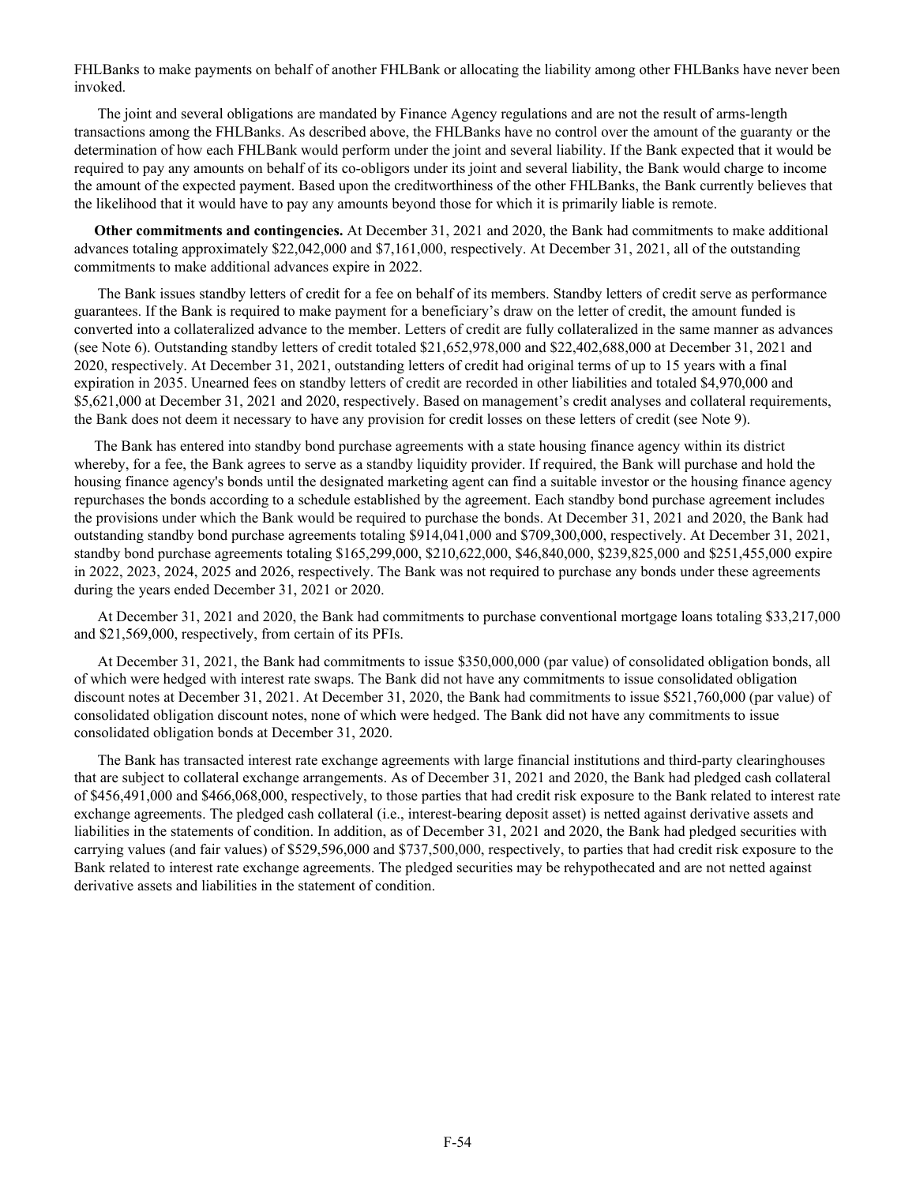FHLBanks to make payments on behalf of another FHLBank or allocating the liability among other FHLBanks have never been invoked.

The joint and several obligations are mandated by Finance Agency regulations and are not the result of arms-length transactions among the FHLBanks. As described above, the FHLBanks have no control over the amount of the guaranty or the determination of how each FHLBank would perform under the joint and several liability. If the Bank expected that it would be required to pay any amounts on behalf of its co-obligors under its joint and several liability, the Bank would charge to income the amount of the expected payment. Based upon the creditworthiness of the other FHLBanks, the Bank currently believes that the likelihood that it would have to pay any amounts beyond those for which it is primarily liable is remote.

**Other commitments and contingencies.** At December 31, 2021 and 2020, the Bank had commitments to make additional advances totaling approximately $22,042,000 and $7,161,000, respectively. At December 31, 2021, all of the outstanding commitments to make additional advances expire in 2022.

The Bank issues standby letters of credit for a fee on behalf of its members. Standby letters of credit serve as performance guarantees. If the Bank is required to make payment for a beneficiary's draw on the letter of credit, the amount funded is converted into a collateralized advance to the member. Letters of credit are fully collateralized in the same manner as advances (see Note 6). Outstanding standby letters of credit totaled $21,652,978,000 and $22,402,688,000 at December 31, 2021 and 2020, respectively. At December 31, 2021, outstanding letters of credit had original terms of up to 15 years with a final expiration in 2035. Unearned fees on standby letters of credit are recorded in other liabilities and totaled $4,970,000 and $5,621,000 at December 31, 2021 and 2020, respectively. Based on management's credit analyses and collateral requirements, the Bank does not deem it necessary to have any provision for credit losses on these letters of credit (see Note 9).

The Bank has entered into standby bond purchase agreements with a state housing finance agency within its district whereby, for a fee, the Bank agrees to serve as a standby liquidity provider. If required, the Bank will purchase and hold the housing finance agency's bonds until the designated marketing agent can find a suitable investor or the housing finance agency repurchases the bonds according to a schedule established by the agreement. Each standby bond purchase agreement includes the provisions under which the Bank would be required to purchase the bonds. At December 31, 2021 and 2020, the Bank had outstanding standby bond purchase agreements totaling $914,041,000 and $709,300,000, respectively. At December 31, 2021, standby bond purchase agreements totaling $165,299,000, $210,622,000, $46,840,000, $239,825,000 and $251,455,000 expire in 2022, 2023, 2024, 2025 and 2026, respectively. The Bank was not required to purchase any bonds under these agreements during the years ended December 31, 2021 or 2020.

At December 31, 2021 and 2020, the Bank had commitments to purchase conventional mortgage loans totaling $33,217,000 and $21,569,000, respectively, from certain of its PFIs.

At December 31, 2021, the Bank had commitments to issue $350,000,000 (par value) of consolidated obligation bonds, all of which were hedged with interest rate swaps. The Bank did not have any commitments to issue consolidated obligation discount notes at December 31, 2021. At December 31, 2020, the Bank had commitments to issue $521,760,000 (par value) of consolidated obligation discount notes, none of which were hedged. The Bank did not have any commitments to issue consolidated obligation bonds at December 31, 2020.

The Bank has transacted interest rate exchange agreements with large financial institutions and third-party clearinghouses that are subject to collateral exchange arrangements. As of December 31, 2021 and 2020, the Bank had pledged cash collateral of $456,491,000 and $466,068,000, respectively, to those parties that had credit risk exposure to the Bank related to interest rate exchange agreements. The pledged cash collateral (i.e., interest-bearing deposit asset) is netted against derivative assets and liabilities in the statements of condition. In addition, as of December 31, 2021 and 2020, the Bank had pledged securities with carrying values (and fair values) of $529,596,000 and $737,500,000, respectively, to parties that had credit risk exposure to the Bank related to interest rate exchange agreements. The pledged securities may be rehypothecated and are not netted against derivative assets and liabilities in the statement of condition.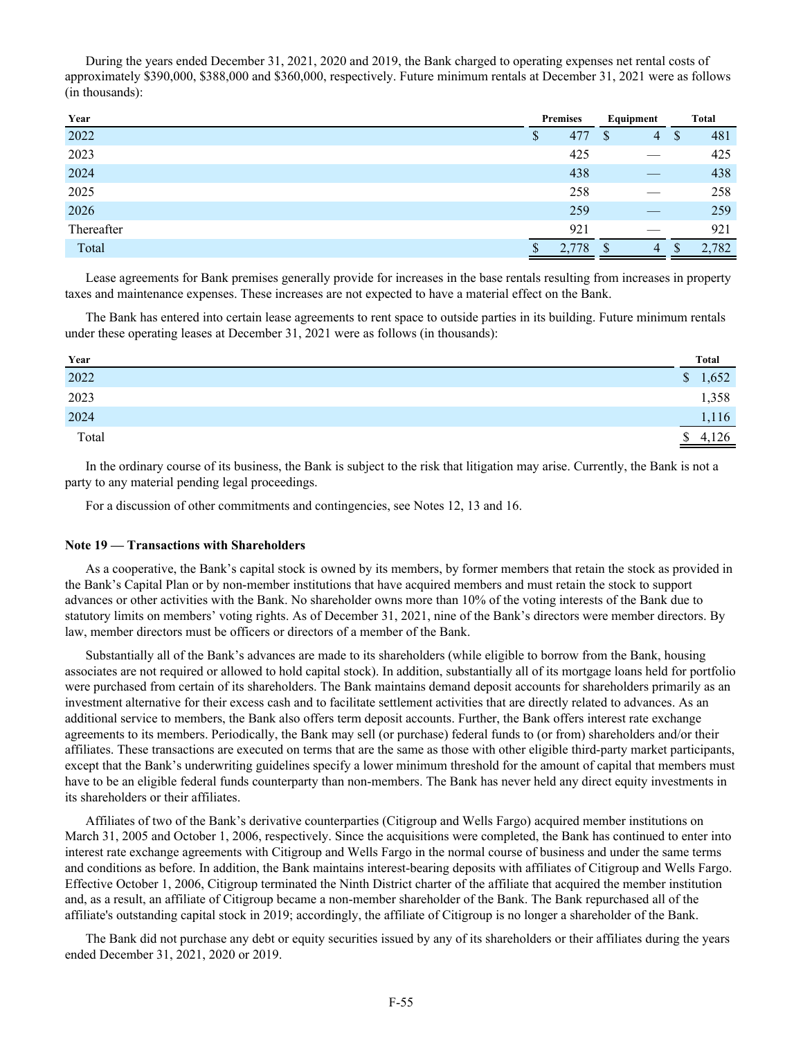During the years ended December 31, 2021, 2020 and 2019, the Bank charged to operating expenses net rental costs of approximately $390,000, $388,000 and $360,000, respectively. Future minimum rentals at December 31, 2021 were as follows (in thousands):

| Year | Premises | Equipment | Total |
|---|---|---|---|
| 2022 | $ 477 | $ 4 | $ 481 |
| 2023 | 425 | — | 425 |
| 2024 | 438 | — | 438 |
| 2025 | 258 | — | 258 |
| 2026 | 259 | — | 259 |
| Thereafter | 921 | — | 921 |
| Total | $ 2,778 | $ 4 | $ 2,782 |

Lease agreements for Bank premises generally provide for increases in the base rentals resulting from increases in property taxes and maintenance expenses. These increases are not expected to have a material effect on the Bank.

The Bank has entered into certain lease agreements to rent space to outside parties in its building. Future minimum rentals under these operating leases at December 31, 2021 were as follows (in thousands):

| Year | Total |
|---|---|
| 2022 | $ 1,652 |
| 2023 | 1,358 |
| 2024 | 1,116 |
| Total | $ 4,126 |

In the ordinary course of its business, the Bank is subject to the risk that litigation may arise. Currently, the Bank is not a party to any material pending legal proceedings.

For a discussion of other commitments and contingencies, see Notes 12, 13 and 16.

**Note 19 — Transactions with Shareholders**

As a cooperative, the Bank's capital stock is owned by its members, by former members that retain the stock as provided in the Bank's Capital Plan or by non-member institutions that have acquired members and must retain the stock to support advances or other activities with the Bank. No shareholder owns more than 10% of the voting interests of the Bank due to statutory limits on members' voting rights. As of December 31, 2021, nine of the Bank's directors were member directors. By law, member directors must be officers or directors of a member of the Bank.

Substantially all of the Bank's advances are made to its shareholders (while eligible to borrow from the Bank, housing associates are not required or allowed to hold capital stock). In addition, substantially all of its mortgage loans held for portfolio were purchased from certain of its shareholders. The Bank maintains demand deposit accounts for shareholders primarily as an investment alternative for their excess cash and to facilitate settlement activities that are directly related to advances. As an additional service to members, the Bank also offers term deposit accounts. Further, the Bank offers interest rate exchange agreements to its members. Periodically, the Bank may sell (or purchase) federal funds to (or from) shareholders and/or their affiliates. These transactions are executed on terms that are the same as those with other eligible third-party market participants, except that the Bank's underwriting guidelines specify a lower minimum threshold for the amount of capital that members must have to be an eligible federal funds counterparty than non-members. The Bank has never held any direct equity investments in its shareholders or their affiliates.

Affiliates of two of the Bank's derivative counterparties (Citigroup and Wells Fargo) acquired member institutions on March 31, 2005 and October 1, 2006, respectively. Since the acquisitions were completed, the Bank has continued to enter into interest rate exchange agreements with Citigroup and Wells Fargo in the normal course of business and under the same terms and conditions as before. In addition, the Bank maintains interest-bearing deposits with affiliates of Citigroup and Wells Fargo. Effective October 1, 2006, Citigroup terminated the Ninth District charter of the affiliate that acquired the member institution and, as a result, an affiliate of Citigroup became a non-member shareholder of the Bank. The Bank repurchased all of the affiliate's outstanding capital stock in 2019; accordingly, the affiliate of Citigroup is no longer a shareholder of the Bank.

The Bank did not purchase any debt or equity securities issued by any of its shareholders or their affiliates during the years ended December 31, 2021, 2020 or 2019.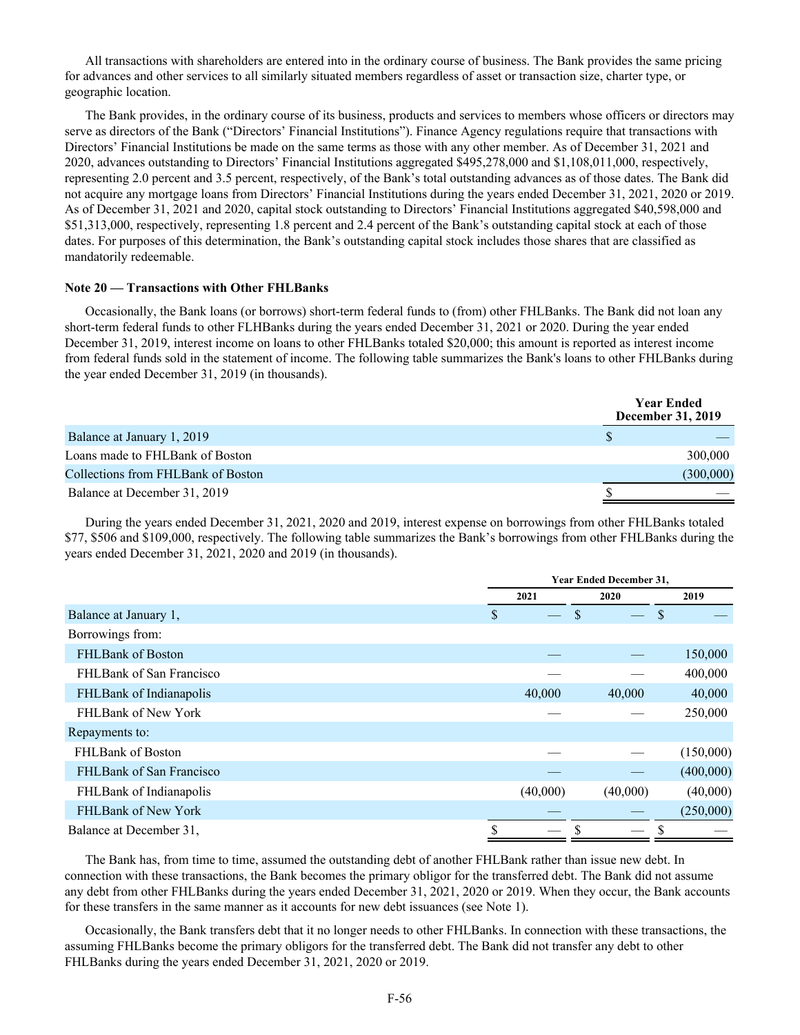All transactions with shareholders are entered into in the ordinary course of business. The Bank provides the same pricing for advances and other services to all similarly situated members regardless of asset or transaction size, charter type, or geographic location.

The Bank provides, in the ordinary course of its business, products and services to members whose officers or directors may serve as directors of the Bank ("Directors' Financial Institutions"). Finance Agency regulations require that transactions with Directors' Financial Institutions be made on the same terms as those with any other member. As of December 31, 2021 and 2020, advances outstanding to Directors' Financial Institutions aggregated $495,278,000 and $1,108,011,000, respectively, representing 2.0 percent and 3.5 percent, respectively, of the Bank's total outstanding advances as of those dates. The Bank did not acquire any mortgage loans from Directors' Financial Institutions during the years ended December 31, 2021, 2020 or 2019. As of December 31, 2021 and 2020, capital stock outstanding to Directors' Financial Institutions aggregated $40,598,000 and $51,313,000, respectively, representing 1.8 percent and 2.4 percent of the Bank's outstanding capital stock at each of those dates. For purposes of this determination, the Bank's outstanding capital stock includes those shares that are classified as mandatorily redeemable.

**Note 20 — Transactions with Other FHLBanks**

Occasionally, the Bank loans (or borrows) short-term federal funds to (from) other FHLBanks. The Bank did not loan any short-term federal funds to other FLHBanks during the years ended December 31, 2021 or 2020. During the year ended December 31, 2019, interest income on loans to other FHLBanks totaled $20,000; this amount is reported as interest income from federal funds sold in the statement of income. The following table summarizes the Bank's loans to other FHLBanks during the year ended December 31, 2019 (in thousands).

| | Year Ended December 31, 2019 |
|---|---|
| Balance at January 1, 2019 | $ — |
| Loans made to FHLBank of Boston | 300,000 |
| Collections from FHLBank of Boston | (300,000) |
| Balance at December 31, 2019 | $ — |

During the years ended December 31, 2021, 2020 and 2019, interest expense on borrowings from other FHLBanks totaled $77, $506 and $109,000, respectively. The following table summarizes the Bank's borrowings from other FHLBanks during the years ended December 31, 2021, 2020 and 2019 (in thousands).

| | Year Ended December 31, | | |
|---|---|---|---|
| | 2021 | 2020 | 2019 |
| Balance at January 1, | $ — | $ — | $ — |
| Borrowings from: | | | |
| FHLBank of Boston | — | — | 150,000 |
| FHLBank of San Francisco | — | — | 400,000 |
| FHLBank of Indianapolis | 40,000 | 40,000 | 40,000 |
| FHLBank of New York | — | — | 250,000 |
| Repayments to: | | | |
| FHLBank of Boston | — | — | (150,000) |
| FHLBank of San Francisco | — | — | (400,000) |
| FHLBank of Indianapolis | (40,000) | (40,000) | (40,000) |
| FHLBank of New York | — | — | (250,000) |
| Balance at December 31, | $ — | $ — | $ — |

The Bank has, from time to time, assumed the outstanding debt of another FHLBank rather than issue new debt. In connection with these transactions, the Bank becomes the primary obligor for the transferred debt. The Bank did not assume any debt from other FHLBanks during the years ended December 31, 2021, 2020 or 2019. When they occur, the Bank accounts for these transfers in the same manner as it accounts for new debt issuances (see Note 1).

Occasionally, the Bank transfers debt that it no longer needs to other FHLBanks. In connection with these transactions, the assuming FHLBanks become the primary obligors for the transferred debt. The Bank did not transfer any debt to other FHLBanks during the years ended December 31, 2021, 2020 or 2019.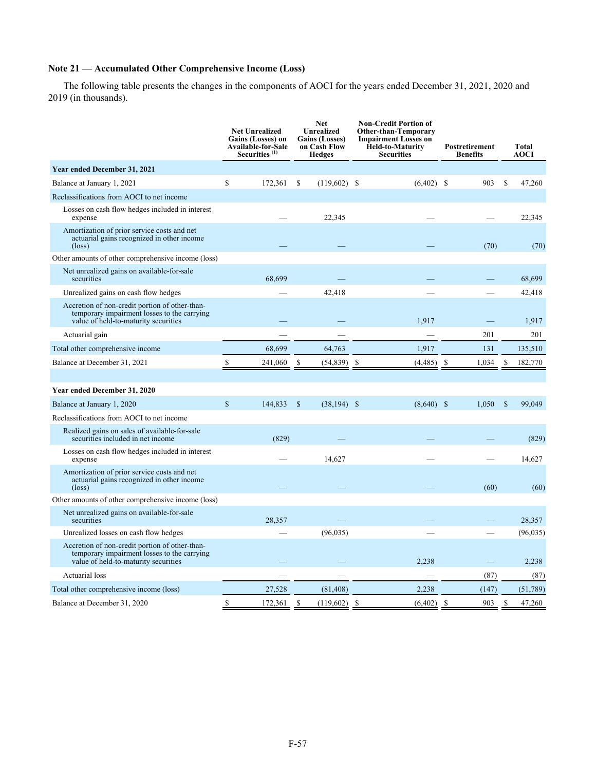## Note 21 — Accumulated Other Comprehensive Income (Loss)

The following table presents the changes in the components of AOCI for the years ended December 31, 2021, 2020 and 2019 (in thousands).

| | Net Unrealized Gains (Losses) on Available-for-Sale Securities [(1)] | Net Unrealized Gains (Losses) on Cash Flow Hedges | Non-Credit Portion of Other-than-Temporary Impairment Losses on Held-to-Maturity Securities | Postretirement Benefits | Total AOCI |
|---|---|---|---|---|---|
| **Year ended December 31, 2021** | | | | | |
| Balance at January 1, 2021 | $ 172,361 | $ (119,602) | $ (6,402) | $ 903 | $ 47,260 |
| Reclassifications from AOCI to net income | | | | | |
| Losses on cash flow hedges included in interest expense | — | 22,345 | — | — | 22,345 |
| Amortization of prior service costs and net actuarial gains recognized in other income (loss) | — | — | — | (70) | (70) |
| Other amounts of other comprehensive income (loss) | | | | | |
| Net unrealized gains on available-for-sale securities | 68,699 | — | — | — | 68,699 |
| Unrealized gains on cash flow hedges | — | 42,418 | — | — | 42,418 |
| Accretion of non-credit portion of other-than-temporary impairment losses to the carrying value of held-to-maturity securities | — | — | 1,917 | — | 1,917 |
| Actuarial gain | — | — | — | 201 | 201 |
| Total other comprehensive income | 68,699 | 64,763 | 1,917 | 131 | 135,510 |
| Balance at December 31, 2021 | $ 241,060 | $ (54,839) | $ (4,485) | $ 1,034 | $ 182,770 |
| | | | | | |
| **Year ended December 31, 2020** | | | | | |
| Balance at January 1, 2020 | $ 144,833 | $ (38,194) | $ (8,640) | $ 1,050 | $ 99,049 |
| Reclassifications from AOCI to net income | | | | | |
| Realized gains on sales of available-for-sale securities included in net income | (829) | — | — | — | (829) |
| Losses on cash flow hedges included in interest expense | — | 14,627 | — | — | 14,627 |
| Amortization of prior service costs and net actuarial gains recognized in other income (loss) | — | — | — | (60) | (60) |
| Other amounts of other comprehensive income (loss) | | | | | |
| Net unrealized gains on available-for-sale securities | 28,357 | — | — | — | 28,357 |
| Unrealized losses on cash flow hedges | — | (96,035) | — | — | (96,035) |
| Accretion of non-credit portion of other-than-temporary impairment losses to the carrying value of held-to-maturity securities | — | — | 2,238 | — | 2,238 |
| Actuarial loss | — | — | — | (87) | (87) |
| Total other comprehensive income (loss) | 27,528 | (81,408) | 2,238 | (147) | (51,789) |
| Balance at December 31, 2020 | $ 172,361 | $ (119,602) | $ (6,402) | $ 903 | $ 47,260 |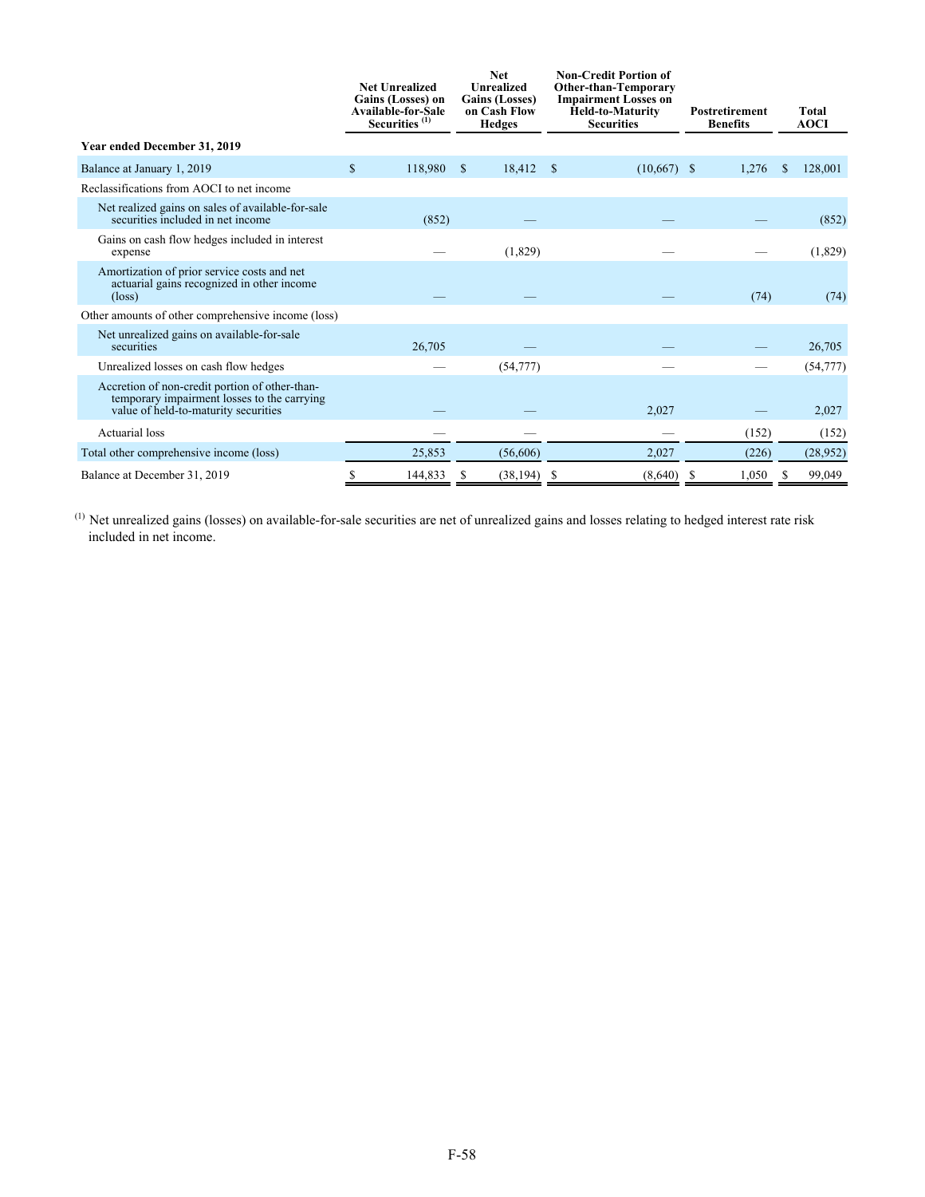| | Net Unrealized Gains (Losses) on Available-for-Sale Securities [(1)] | Net Unrealized Gains (Losses) on Cash Flow Hedges | Non-Credit Portion of Other-than-Temporary Impairment Losses on Held-to-Maturity Securities | Postretirement Benefits | Total AOCI |
|---|---|---|---|---|---|
| **Year ended December 31, 2019** | | | | | |
| Balance at January 1, 2019 | $ 118,980 | $ 18,412 | $ (10,667) | $ 1,276 | $ 128,001 |
| Reclassifications from AOCI to net income | | | | | |
| Net realized gains on sales of available-for-sale securities included in net income | (852) | — | — | — | (852) |
| Gains on cash flow hedges included in interest expense | — | (1,829) | — | — | (1,829) |
| Amortization of prior service costs and net actuarial gains recognized in other income (loss) | — | — | — | (74) | (74) |
| Other amounts of other comprehensive income (loss) | | | | | |
| Net unrealized gains on available-for-sale securities | 26,705 | — | — | — | 26,705 |
| Unrealized losses on cash flow hedges | — | (54,777) | — | — | (54,777) |
| Accretion of non-credit portion of other-than-temporary impairment losses to the carrying value of held-to-maturity securities | — | — | 2,027 | — | 2,027 |
| Actuarial loss | — | — | — | (152) | (152) |
| Total other comprehensive income (loss) | 25,853 | (56,606) | 2,027 | (226) | (28,952) |
| Balance at December 31, 2019 | $ 144,833 | $ (38,194) | $ (8,640) | $ 1,050 | $ 99,049 |

(1) Net unrealized gains (losses) on available-for-sale securities are net of unrealized gains and losses relating to hedged interest rate risk included in net income.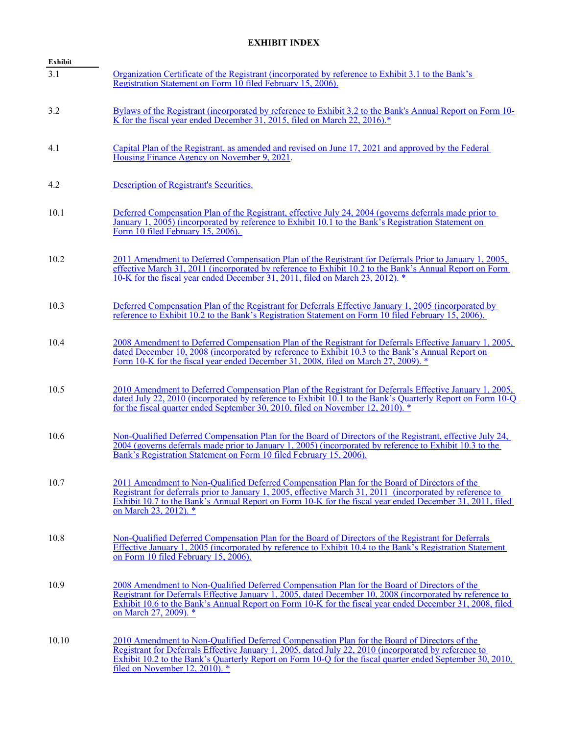# EXHIBIT INDEX

| Exhibit | |
|---|---|
| 3.1 | Organization Certificate of the Registrant (incorporated by reference to Exhibit 3.1 to the Bank's Registration Statement on Form 10 filed February 15, 2006). |
| 3.2 | Bylaws of the Registrant (incorporated by reference to Exhibit 3.2 to the Bank's Annual Report on Form 10-K for the fiscal year ended December 31, 2015, filed on March 22, 2016).* |
| 4.1 | Capital Plan of the Registrant, as amended and revised on June 17, 2021 and approved by the Federal Housing Finance Agency on November 9, 2021. |
| 4.2 | Description of Registrant's Securities. |
| 10.1 | Deferred Compensation Plan of the Registrant, effective July 24, 2004 (governs deferrals made prior to January 1, 2005) (incorporated by reference to Exhibit 10.1 to the Bank's Registration Statement on Form 10 filed February 15, 2006). |
| 10.2 | 2011 Amendment to Deferred Compensation Plan of the Registrant for Deferrals Prior to January 1, 2005, effective March 31, 2011 (incorporated by reference to Exhibit 10.2 to the Bank's Annual Report on Form 10-K for the fiscal year ended December 31, 2011, filed on March 23, 2012). * |
| 10.3 | Deferred Compensation Plan of the Registrant for Deferrals Effective January 1, 2005 (incorporated by reference to Exhibit 10.2 to the Bank's Registration Statement on Form 10 filed February 15, 2006). |
| 10.4 | 2008 Amendment to Deferred Compensation Plan of the Registrant for Deferrals Effective January 1, 2005, dated December 10, 2008 (incorporated by reference to Exhibit 10.3 to the Bank's Annual Report on Form 10-K for the fiscal year ended December 31, 2008, filed on March 27, 2009). * |
| 10.5 | 2010 Amendment to Deferred Compensation Plan of the Registrant for Deferrals Effective January 1, 2005, dated July 22, 2010 (incorporated by reference to Exhibit 10.1 to the Bank's Quarterly Report on Form 10-Q for the fiscal quarter ended September 30, 2010, filed on November 12, 2010). * |
| 10.6 | Non-Qualified Deferred Compensation Plan for the Board of Directors of the Registrant, effective July 24, 2004 (governs deferrals made prior to January 1, 2005) (incorporated by reference to Exhibit 10.3 to the Bank's Registration Statement on Form 10 filed February 15, 2006). |
| 10.7 | 2011 Amendment to Non-Qualified Deferred Compensation Plan for the Board of Directors of the Registrant for deferrals prior to January 1, 2005, effective March 31, 2011 (incorporated by reference to Exhibit 10.7 to the Bank's Annual Report on Form 10-K for the fiscal year ended December 31, 2011, filed on March 23, 2012). * |
| 10.8 | Non-Qualified Deferred Compensation Plan for the Board of Directors of the Registrant for Deferrals Effective January 1, 2005 (incorporated by reference to Exhibit 10.4 to the Bank's Registration Statement on Form 10 filed February 15, 2006). |
| 10.9 | 2008 Amendment to Non-Qualified Deferred Compensation Plan for the Board of Directors of the Registrant for Deferrals Effective January 1, 2005, dated December 10, 2008 (incorporated by reference to Exhibit 10.6 to the Bank's Annual Report on Form 10-K for the fiscal year ended December 31, 2008, filed on March 27, 2009). * |
| 10.10 | 2010 Amendment to Non-Qualified Deferred Compensation Plan for the Board of Directors of the Registrant for Deferrals Effective January 1, 2005, dated July 22, 2010 (incorporated by reference to Exhibit 10.2 to the Bank's Quarterly Report on Form 10-Q for the fiscal quarter ended September 30, 2010, filed on November 12, 2010). * |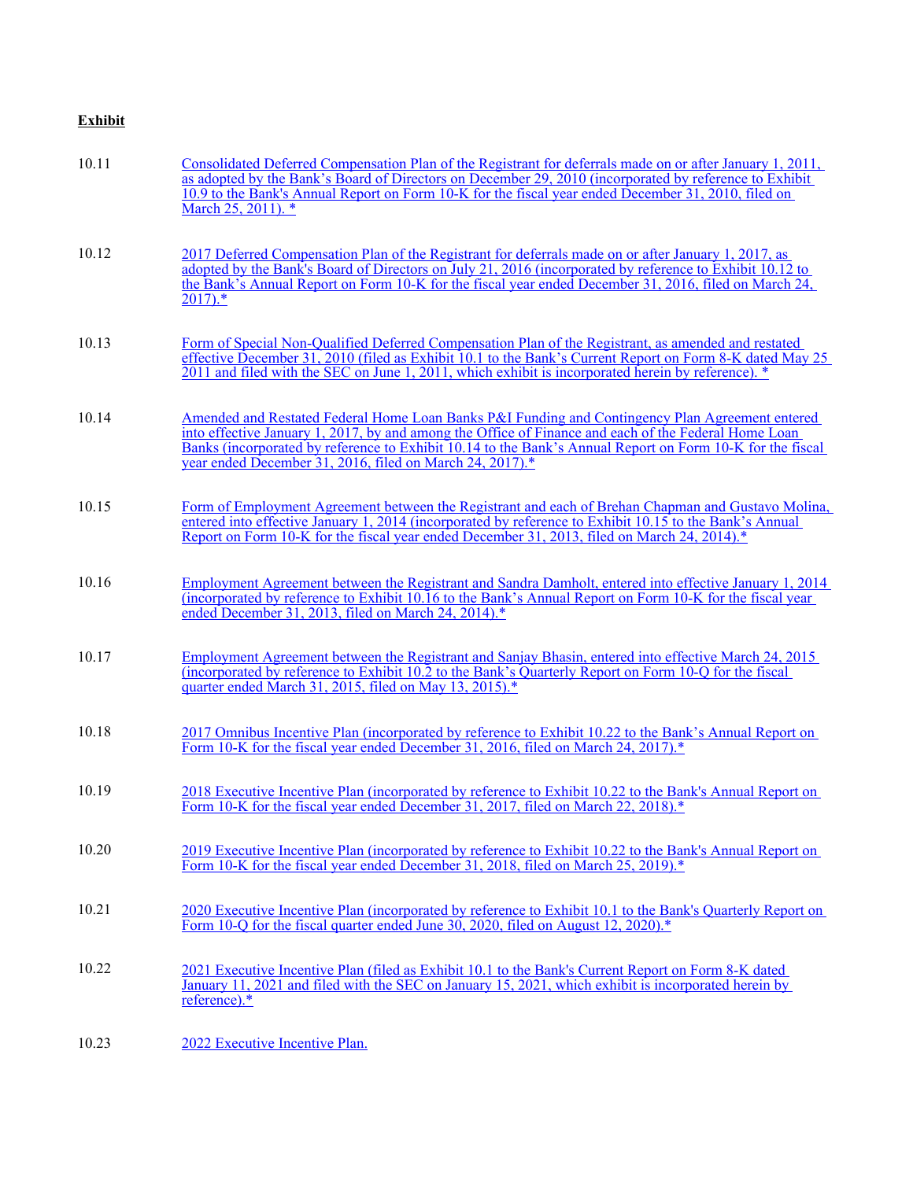**Exhibit**

| | |
|---|---|
| 10.11 | Consolidated Deferred Compensation Plan of the Registrant for deferrals made on or after January 1, 2011, as adopted by the Bank's Board of Directors on December 29, 2010 (incorporated by reference to Exhibit 10.9 to the Bank's Annual Report on Form 10-K for the fiscal year ended December 31, 2010, filed on March 25, 2011). * |
| 10.12 | 2017 Deferred Compensation Plan of the Registrant for deferrals made on or after January 1, 2017, as adopted by the Bank's Board of Directors on July 21, 2016 (incorporated by reference to Exhibit 10.12 to the Bank's Annual Report on Form 10-K for the fiscal year ended December 31, 2016, filed on March 24, 2017).* |
| 10.13 | Form of Special Non-Qualified Deferred Compensation Plan of the Registrant, as amended and restated effective December 31, 2010 (filed as Exhibit 10.1 to the Bank's Current Report on Form 8-K dated May 25 2011 and filed with the SEC on June 1, 2011, which exhibit is incorporated herein by reference). * |
| 10.14 | Amended and Restated Federal Home Loan Banks P&I Funding and Contingency Plan Agreement entered into effective January 1, 2017, by and among the Office of Finance and each of the Federal Home Loan Banks (incorporated by reference to Exhibit 10.14 to the Bank's Annual Report on Form 10-K for the fiscal year ended December 31, 2016, filed on March 24, 2017).* |
| 10.15 | Form of Employment Agreement between the Registrant and each of Brehan Chapman and Gustavo Molina, entered into effective January 1, 2014 (incorporated by reference to Exhibit 10.15 to the Bank's Annual Report on Form 10-K for the fiscal year ended December 31, 2013, filed on March 24, 2014).* |
| 10.16 | Employment Agreement between the Registrant and Sandra Damholt, entered into effective January 1, 2014 (incorporated by reference to Exhibit 10.16 to the Bank's Annual Report on Form 10-K for the fiscal year ended December 31, 2013, filed on March 24, 2014).* |
| 10.17 | Employment Agreement between the Registrant and Sanjay Bhasin, entered into effective March 24, 2015 (incorporated by reference to Exhibit 10.2 to the Bank's Quarterly Report on Form 10-Q for the fiscal quarter ended March 31, 2015, filed on May 13, 2015).* |
| 10.18 | 2017 Omnibus Incentive Plan (incorporated by reference to Exhibit 10.22 to the Bank's Annual Report on Form 10-K for the fiscal year ended December 31, 2016, filed on March 24, 2017).* |
| 10.19 | 2018 Executive Incentive Plan (incorporated by reference to Exhibit 10.22 to the Bank's Annual Report on Form 10-K for the fiscal year ended December 31, 2017, filed on March 22, 2018).* |
| 10.20 | 2019 Executive Incentive Plan (incorporated by reference to Exhibit 10.22 to the Bank's Annual Report on Form 10-K for the fiscal year ended December 31, 2018, filed on March 25, 2019).* |
| 10.21 | 2020 Executive Incentive Plan (incorporated by reference to Exhibit 10.1 to the Bank's Quarterly Report on Form 10-Q for the fiscal quarter ended June 30, 2020, filed on August 12, 2020).* |
| 10.22 | 2021 Executive Incentive Plan (filed as Exhibit 10.1 to the Bank's Current Report on Form 8-K dated January 11, 2021 and filed with the SEC on January 15, 2021, which exhibit is incorporated herein by reference).* |
| 10.23 | 2022 Executive Incentive Plan. |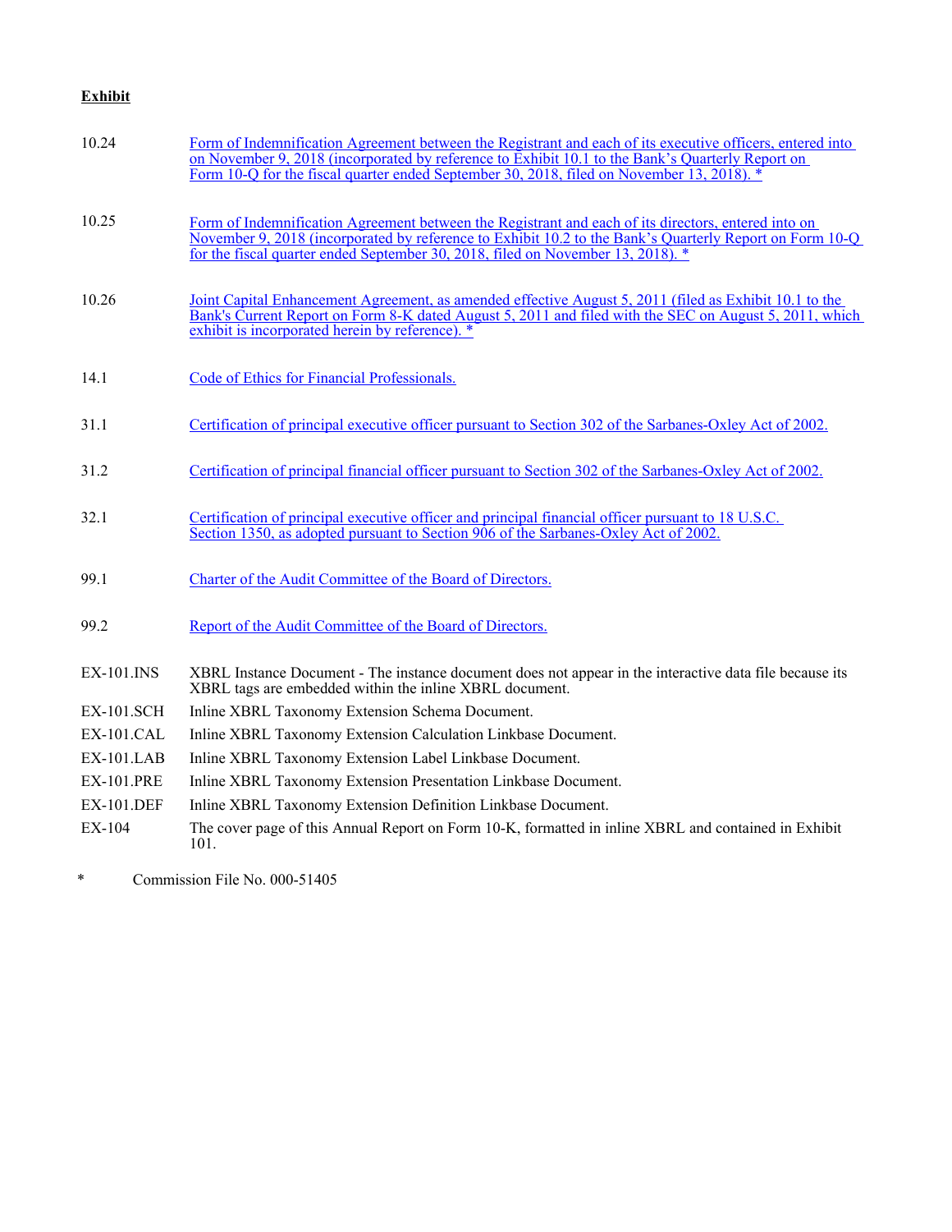**Exhibit**

| | |
|---|---|
| 10.24 | Form of Indemnification Agreement between the Registrant and each of its executive officers, entered into on November 9, 2018 (incorporated by reference to Exhibit 10.1 to the Bank's Quarterly Report on Form 10-Q for the fiscal quarter ended September 30, 2018, filed on November 13, 2018). * |
| 10.25 | Form of Indemnification Agreement between the Registrant and each of its directors, entered into on November 9, 2018 (incorporated by reference to Exhibit 10.2 to the Bank's Quarterly Report on Form 10-Q for the fiscal quarter ended September 30, 2018, filed on November 13, 2018). * |
| 10.26 | Joint Capital Enhancement Agreement, as amended effective August 5, 2011 (filed as Exhibit 10.1 to the Bank's Current Report on Form 8-K dated August 5, 2011 and filed with the SEC on August 5, 2011, which exhibit is incorporated herein by reference). * |
| 14.1 | Code of Ethics for Financial Professionals. |
| 31.1 | Certification of principal executive officer pursuant to Section 302 of the Sarbanes-Oxley Act of 2002. |
| 31.2 | Certification of principal financial officer pursuant to Section 302 of the Sarbanes-Oxley Act of 2002. |
| 32.1 | Certification of principal executive officer and principal financial officer pursuant to 18 U.S.C. Section 1350, as adopted pursuant to Section 906 of the Sarbanes-Oxley Act of 2002. |
| 99.1 | Charter of the Audit Committee of the Board of Directors. |
| 99.2 | Report of the Audit Committee of the Board of Directors. |
| EX-101.INS | XBRL Instance Document - The instance document does not appear in the interactive data file because its XBRL tags are embedded within the inline XBRL document. |
| EX-101.SCH | Inline XBRL Taxonomy Extension Schema Document. |
| EX-101.CAL | Inline XBRL Taxonomy Extension Calculation Linkbase Document. |
| EX-101.LAB | Inline XBRL Taxonomy Extension Label Linkbase Document. |
| EX-101.PRE | Inline XBRL Taxonomy Extension Presentation Linkbase Document. |
| EX-101.DEF | Inline XBRL Taxonomy Extension Definition Linkbase Document. |
| EX-104 | The cover page of this Annual Report on Form 10-K, formatted in inline XBRL and contained in Exhibit 101. |

* Commission File No. 000-51405